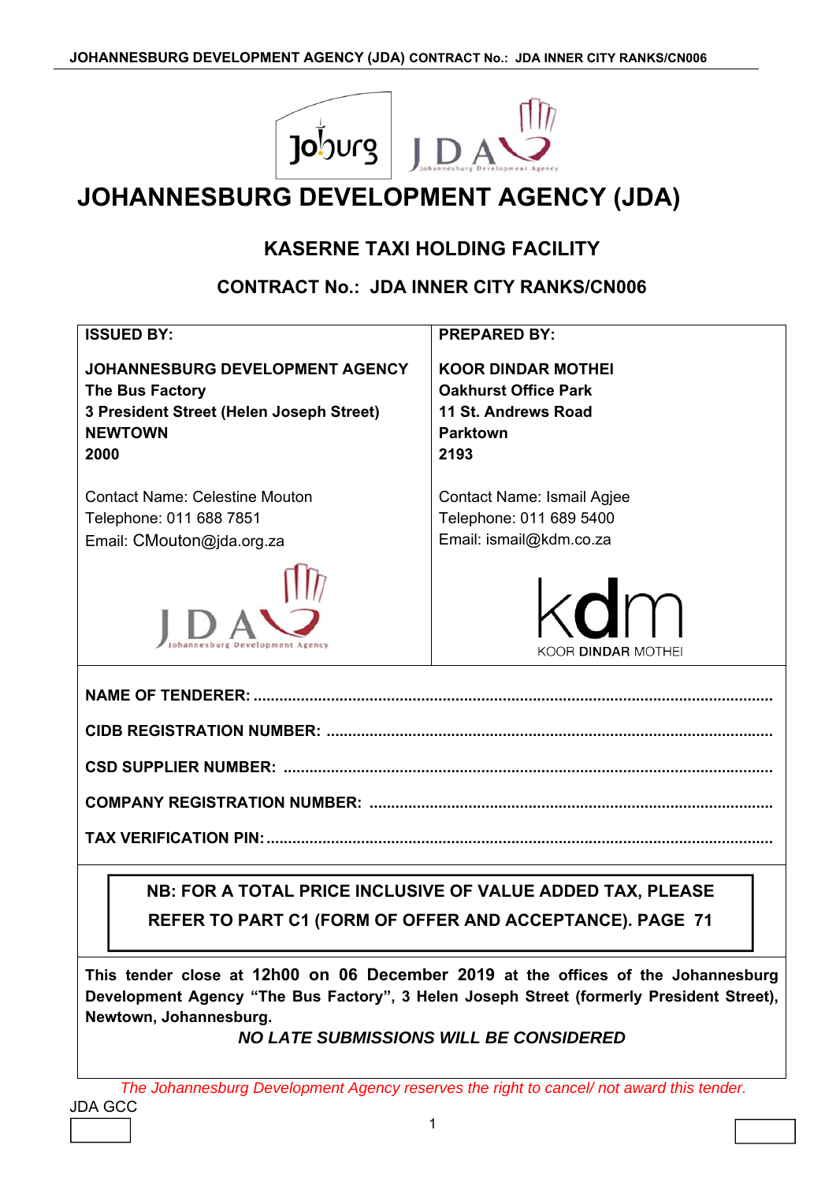# JOHANNESBURG DEVELOPMENT AGENCY (JDA)

## KASERNE TAXI HOLDING FACILITY

## CONTRACT No.: JDA INNER CITY RANKS/CN006

| **ISSUED BY:** | **PREPARED BY:** |
|---|---|
| **JOHANNESBURG DEVELOPMENT AGENCY**<br>**The Bus Factory**<br>**3 President Street (Helen Joseph Street)**<br>**NEWTOWN**<br>**2000** | **KOOR DINDAR MOTHEI**<br>**Oakhurst Office Park**<br>**11 St. Andrews Road**<br>**Parktown**<br>**2193** |
| Contact Name: Celestine Mouton<br>Telephone: 011 688 7851<br>Email: CMouton@jda.org.za | Contact Name: Ismail Agjee<br>Telephone: 011 689 5400<br>Email: ismail@kdm.co.za |

**NAME OF TENDERER:** ...............................................................................................................

**CIDB REGISTRATION NUMBER:** ................................................................................................

**CSD SUPPLIER NUMBER:** ...........................................................................................................

**COMPANY REGISTRATION NUMBER:** .......................................................................................

**TAX VERIFICATION PIN:** ..............................................................................................................

**NB: FOR A TOTAL PRICE INCLUSIVE OF VALUE ADDED TAX, PLEASE REFER TO PART C1 (FORM OF OFFER AND ACCEPTANCE). PAGE 71**

**This tender close at 12h00 on 06 December 2019 at the offices of the Johannesburg Development Agency "The Bus Factory", 3 Helen Joseph Street (formerly President Street), Newtown, Johannesburg.**

***NO LATE SUBMISSIONS WILL BE CONSIDERED***

*The Johannesburg Development Agency reserves the right to cancel/ not award this tender.*

JDA GCC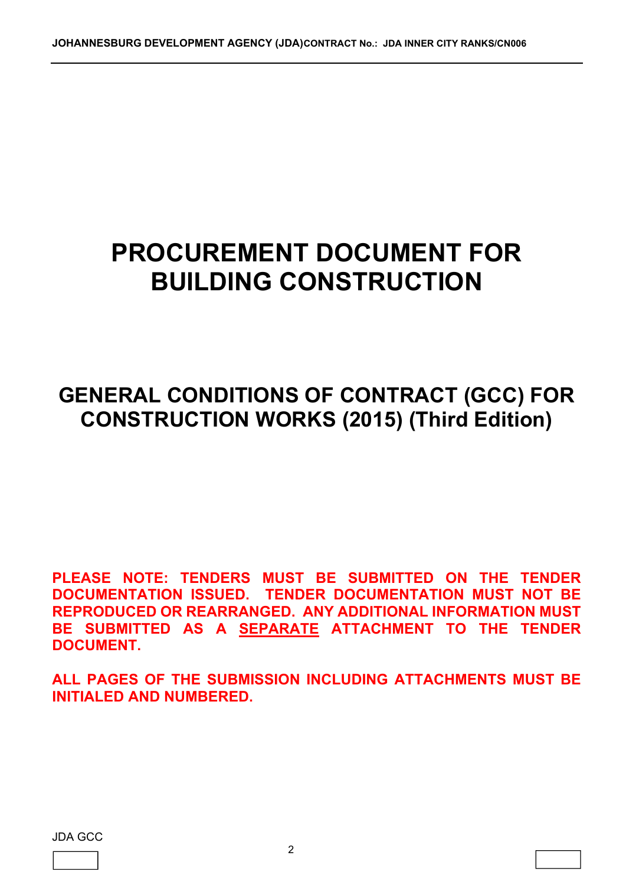# PROCUREMENT DOCUMENT FOR BUILDING CONSTRUCTION

## GENERAL CONDITIONS OF CONTRACT (GCC) FOR CONSTRUCTION WORKS (2015) (Third Edition)

**PLEASE NOTE: TENDERS MUST BE SUBMITTED ON THE TENDER DOCUMENTATION ISSUED. TENDER DOCUMENTATION MUST NOT BE REPRODUCED OR REARRANGED. ANY ADDITIONAL INFORMATION MUST BE SUBMITTED AS A <u>SEPARATE</u> ATTACHMENT TO THE TENDER DOCUMENT.**

**ALL PAGES OF THE SUBMISSION INCLUDING ATTACHMENTS MUST BE INITIALED AND NUMBERED.**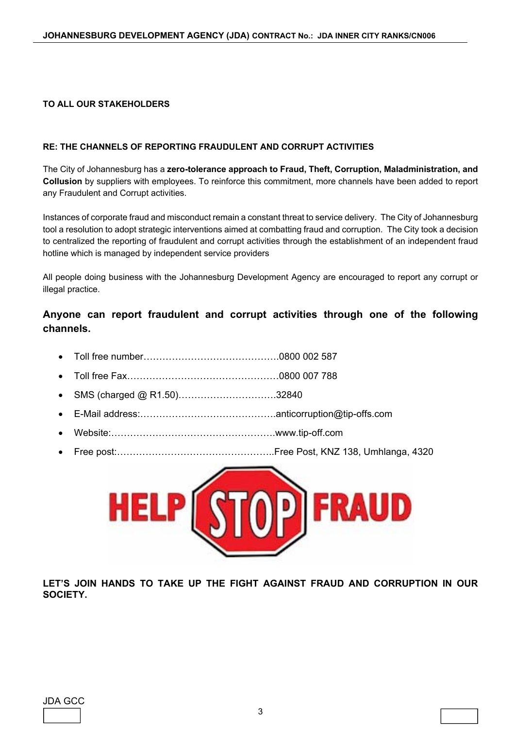**TO ALL OUR STAKEHOLDERS**

**RE: THE CHANNELS OF REPORTING FRAUDULENT AND CORRUPT ACTIVITIES**

The City of Johannesburg has a **zero-tolerance approach to Fraud, Theft, Corruption, Maladministration, and Collusion** by suppliers with employees. To reinforce this commitment, more channels have been added to report any Fraudulent and Corrupt activities.

Instances of corporate fraud and misconduct remain a constant threat to service delivery. The City of Johannesburg tool a resolution to adopt strategic interventions aimed at combatting fraud and corruption. The City took a decision to centralized the reporting of fraudulent and corrupt activities through the establishment of an independent fraud hotline which is managed by independent service providers

All people doing business with the Johannesburg Development Agency are encouraged to report any corrupt or illegal practice.

## Anyone can report fraudulent and corrupt activities through one of the following channels.

- Toll free number…………………………………….0800 002 587
- Toll free Fax…………………………………………0800 007 788
- SMS (charged @ R1.50)…………………………32840
- E-Mail address:…………………………………….anticorruption@tip-offs.com
- Website:…………………………………………….www.tip-off.com
- Free post:…………………………………………..Free Post, KNZ 138, Umhlanga, 4320

HELP STOP FRAUD

**LET'S JOIN HANDS TO TAKE UP THE FIGHT AGAINST FRAUD AND CORRUPTION IN OUR SOCIETY.**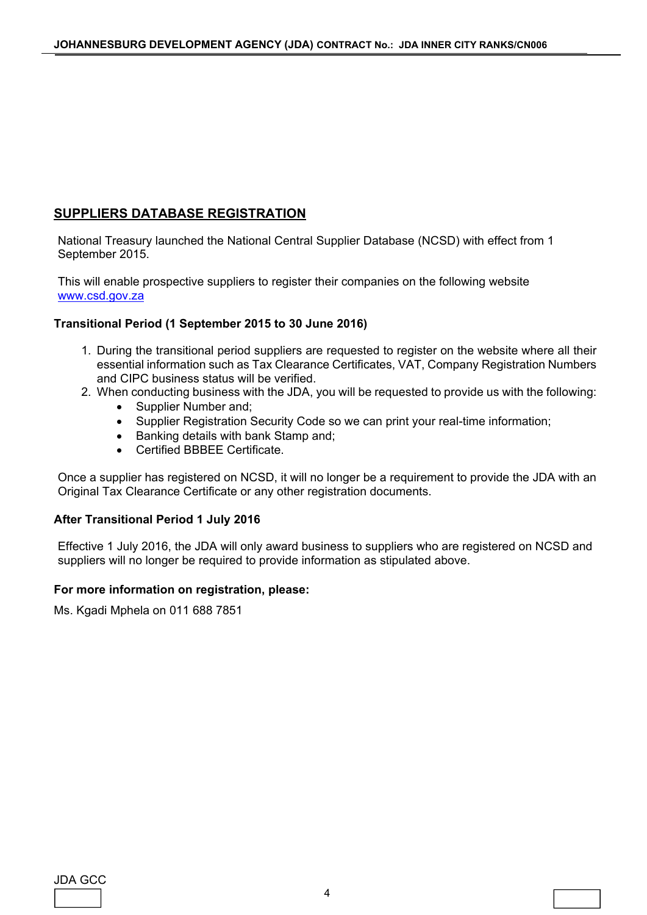## SUPPLIERS DATABASE REGISTRATION

National Treasury launched the National Central Supplier Database (NCSD) with effect from 1 September 2015.

This will enable prospective suppliers to register their companies on the following website www.csd.gov.za

**Transitional Period (1 September 2015 to 30 June 2016)**

1. During the transitional period suppliers are requested to register on the website where all their essential information such as Tax Clearance Certificates, VAT, Company Registration Numbers and CIPC business status will be verified.
2. When conducting business with the JDA, you will be requested to provide us with the following:
   - Supplier Number and;
   - Supplier Registration Security Code so we can print your real-time information;
   - Banking details with bank Stamp and;
   - Certified BBBEE Certificate.

Once a supplier has registered on NCSD, it will no longer be a requirement to provide the JDA with an Original Tax Clearance Certificate or any other registration documents.

**After Transitional Period 1 July 2016**

Effective 1 July 2016, the JDA will only award business to suppliers who are registered on NCSD and suppliers will no longer be required to provide information as stipulated above.

**For more information on registration, please:**

Ms. Kgadi Mphela on 011 688 7851

JDA GCC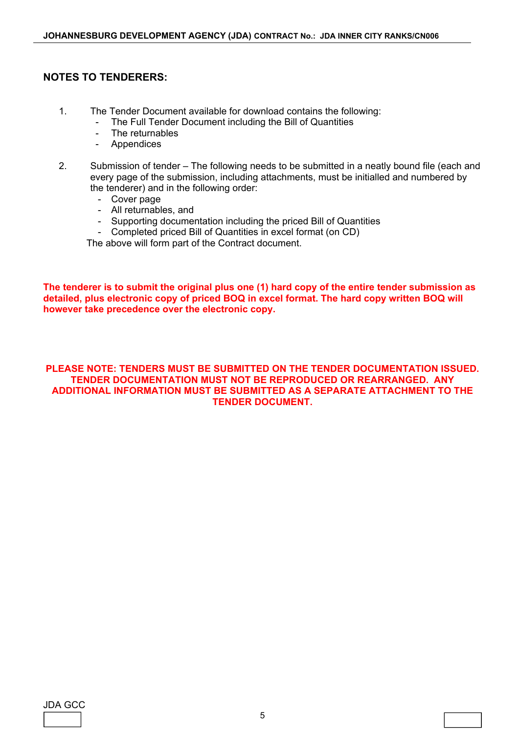## NOTES TO TENDERERS:

1. The Tender Document available for download contains the following:
   - The Full Tender Document including the Bill of Quantities
   - The returnables
   - Appendices

2. Submission of tender – The following needs to be submitted in a neatly bound file (each and every page of the submission, including attachments, must be initialled and numbered by the tenderer) and in the following order:
   - Cover page
   - All returnables, and
   - Supporting documentation including the priced Bill of Quantities
   - Completed priced Bill of Quantities in excel format (on CD)

   The above will form part of the Contract document.

**The tenderer is to submit the original plus one (1) hard copy of the entire tender submission as detailed, plus electronic copy of priced BOQ in excel format. The hard copy written BOQ will however take precedence over the electronic copy.**

**PLEASE NOTE: TENDERS MUST BE SUBMITTED ON THE TENDER DOCUMENTATION ISSUED. TENDER DOCUMENTATION MUST NOT BE REPRODUCED OR REARRANGED. ANY ADDITIONAL INFORMATION MUST BE SUBMITTED AS A SEPARATE ATTACHMENT TO THE TENDER DOCUMENT.**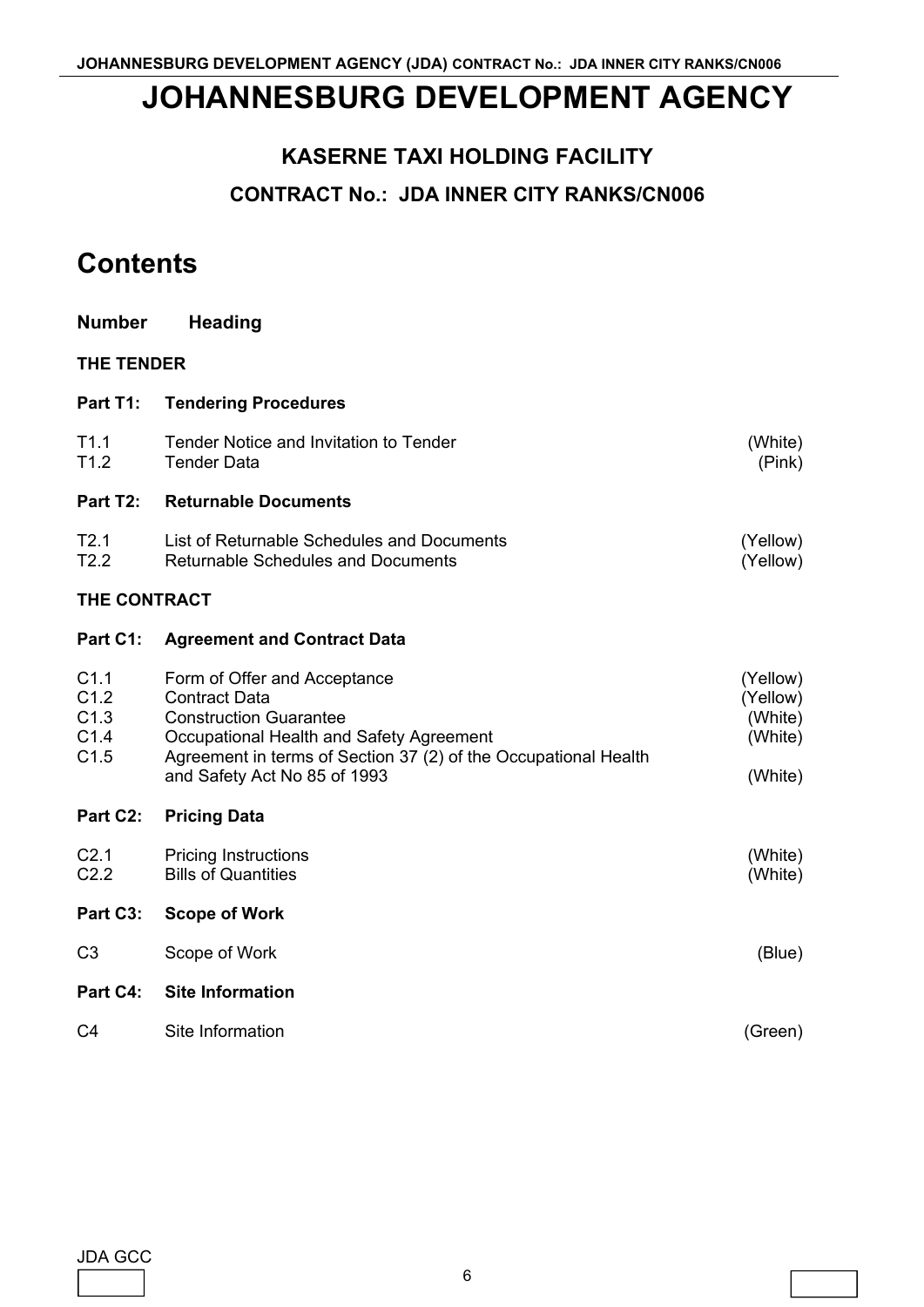# JOHANNESBURG DEVELOPMENT AGENCY

## KASERNE TAXI HOLDING FACILITY

## CONTRACT No.: JDA INNER CITY RANKS/CN006

# Contents

| **Number** | **Heading** | |
|---|---|---|
| **THE TENDER** | | |
| **Part T1:** | **Tendering Procedures** | |
| T1.1 | Tender Notice and Invitation to Tender | (White) |
| T1.2 | Tender Data | (Pink) |
| **Part T2:** | **Returnable Documents** | |
| T2.1 | List of Returnable Schedules and Documents | (Yellow) |
| T2.2 | Returnable Schedules and Documents | (Yellow) |
| **THE CONTRACT** | | |
| **Part C1:** | **Agreement and Contract Data** | |
| C1.1 | Form of Offer and Acceptance | (Yellow) |
| C1.2 | Contract Data | (Yellow) |
| C1.3 | Construction Guarantee | (White) |
| C1.4 | Occupational Health and Safety Agreement | (White) |
| C1.5 | Agreement in terms of Section 37 (2) of the Occupational Health and Safety Act No 85 of 1993 | (White) |
| **Part C2:** | **Pricing Data** | |
| C2.1 | Pricing Instructions | (White) |
| C2.2 | Bills of Quantities | (White) |
| **Part C3:** | **Scope of Work** | |
| C3 | Scope of Work | (Blue) |
| **Part C4:** | **Site Information** | |
| C4 | Site Information | (Green) |

JDA GCC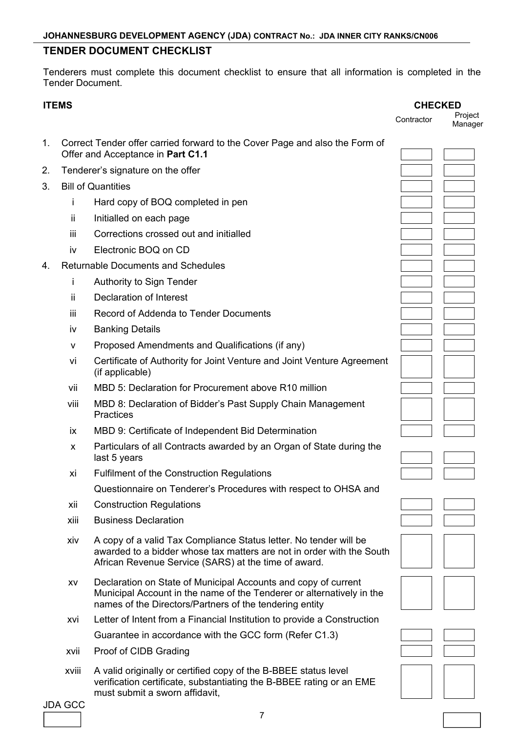## TENDER DOCUMENT CHECKLIST

Tenderers must complete this document checklist to ensure that all information is completed in the Tender Document.

| ITEMS | | CHECKED Contractor | CHECKED Project Manager |
|---|---|---|---|
| 1. | Correct Tender offer carried forward to the Cover Page and also the Form of Offer and Acceptance in **Part C1.1** | | |
| 2. | Tenderer's signature on the offer | | |
| 3. | Bill of Quantities | | |
| i | Hard copy of BOQ completed in pen | | |
| ii | Initialled on each page | | |
| iii | Corrections crossed out and initialled | | |
| iv | Electronic BOQ on CD | | |
| 4. | Returnable Documents and Schedules | | |
| i | Authority to Sign Tender | | |
| ii | Declaration of Interest | | |
| iii | Record of Addenda to Tender Documents | | |
| iv | Banking Details | | |
| v | Proposed Amendments and Qualifications (if any) | | |
| vi | Certificate of Authority for Joint Venture and Joint Venture Agreement (if applicable) | | |
| vii | MBD 5: Declaration for Procurement above R10 million | | |
| viii | MBD 8: Declaration of Bidder's Past Supply Chain Management Practices | | |
| ix | MBD 9: Certificate of Independent Bid Determination | | |
| x | Particulars of all Contracts awarded by an Organ of State during the last 5 years | | |
| xi | Fulfilment of the Construction Regulations | | |
| xii | Questionnaire on Tenderer's Procedures with respect to OHSA and Construction Regulations | | |
| xiii | Business Declaration | | |
| xiv | A copy of a valid Tax Compliance Status letter. No tender will be awarded to a bidder whose tax matters are not in order with the South African Revenue Service (SARS) at the time of award. | | |
| xv | Declaration on State of Municipal Accounts and copy of current Municipal Account in the name of the Tenderer or alternatively in the names of the Directors/Partners of the tendering entity | | |
| xvi | Letter of Intent from a Financial Institution to provide a Construction Guarantee in accordance with the GCC form (Refer C1.3) | | |
| xvii | Proof of CIDB Grading | | |
| xviii | A valid originally or certified copy of the B-BBEE status level verification certificate, substantiating the B-BBEE rating or an EME must submit a sworn affidavit, | | |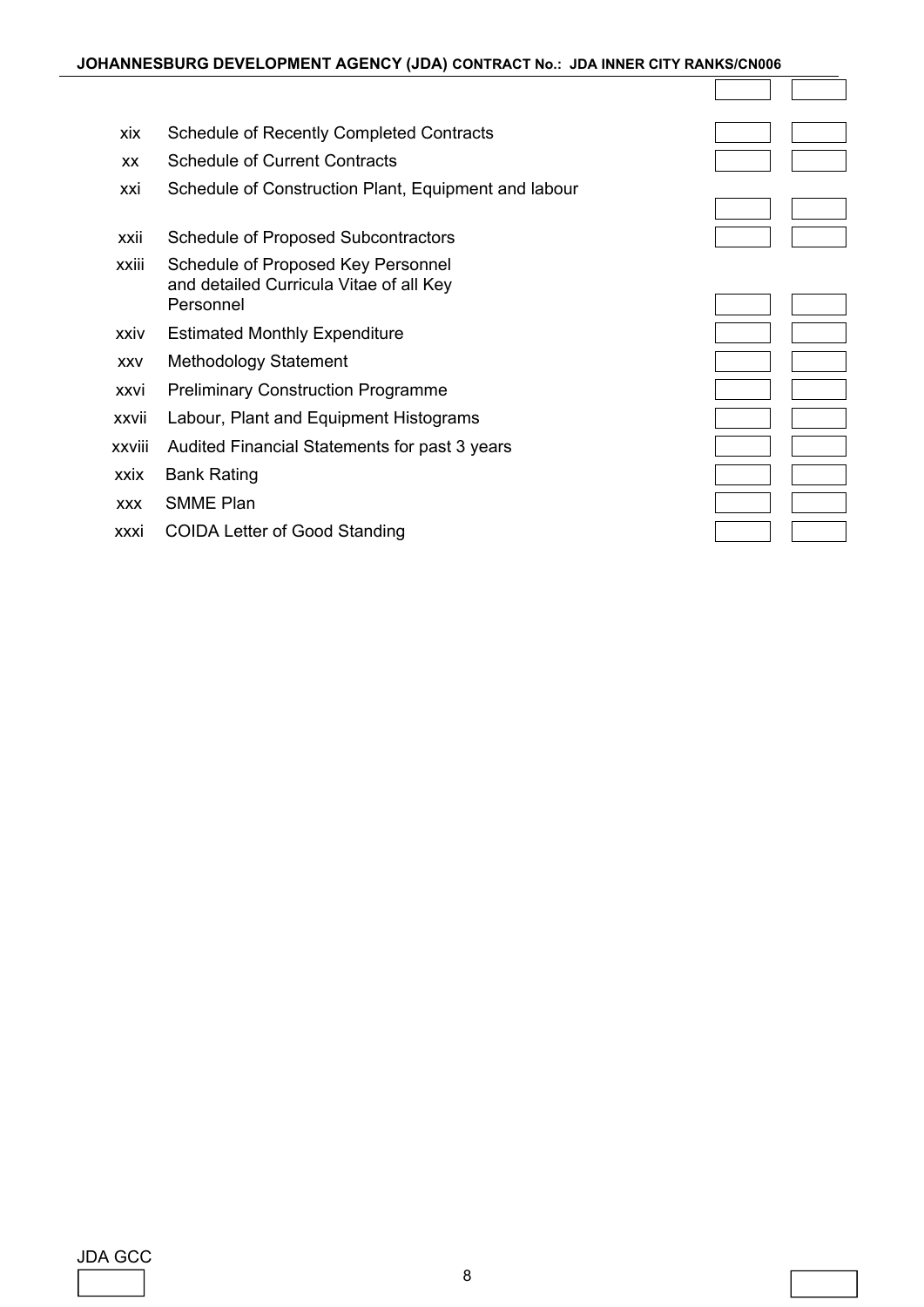| | | | |
|---|---|---|---|
| xix | Schedule of Recently Completed Contracts | | |
| xx | Schedule of Current Contracts | | |
| xxi | Schedule of Construction Plant, Equipment and labour | | |
| xxii | Schedule of Proposed Subcontractors | | |
| xxiii | Schedule of Proposed Key Personnel and detailed Curricula Vitae of all Key Personnel | | |
| xxiv | Estimated Monthly Expenditure | | |
| xxv | Methodology Statement | | |
| xxvi | Preliminary Construction Programme | | |
| xxvii | Labour, Plant and Equipment Histograms | | |
| xxviii | Audited Financial Statements for past 3 years | | |
| xxix | Bank Rating | | |
| xxx | SMME Plan | | |
| xxxi | COIDA Letter of Good Standing | | |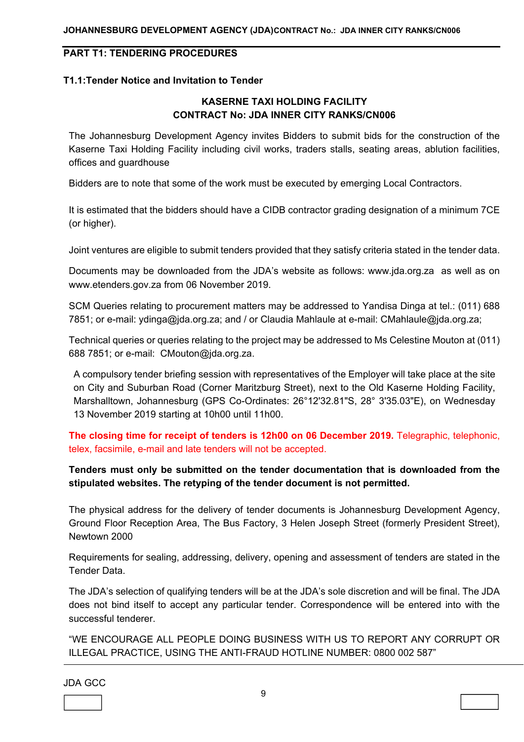## PART T1: TENDERING PROCEDURES

### T1.1:Tender Notice and Invitation to Tender

**KASERNE TAXI HOLDING FACILITY**
**CONTRACT No: JDA INNER CITY RANKS/CN006**

The Johannesburg Development Agency invites Bidders to submit bids for the construction of the Kaserne Taxi Holding Facility including civil works, traders stalls, seating areas, ablution facilities, offices and guardhouse

Bidders are to note that some of the work must be executed by emerging Local Contractors.

It is estimated that the bidders should have a CIDB contractor grading designation of a minimum 7CE (or higher).

Joint ventures are eligible to submit tenders provided that they satisfy criteria stated in the tender data.

Documents may be downloaded from the JDA's website as follows: www.jda.org.za as well as on www.etenders.gov.za from 06 November 2019.

SCM Queries relating to procurement matters may be addressed to Yandisa Dinga at tel.: (011) 688 7851; or e-mail: ydinga@jda.org.za; and / or Claudia Mahlaule at e-mail: CMahlaule@jda.org.za;

Technical queries or queries relating to the project may be addressed to Ms Celestine Mouton at (011) 688 7851; or e-mail: CMouton@jda.org.za.

A compulsory tender briefing session with representatives of the Employer will take place at the site on City and Suburban Road (Corner Maritzburg Street), next to the Old Kaserne Holding Facility, Marshalltown, Johannesburg (GPS Co-Ordinates: 26°12'32.81"S, 28° 3'35.03"E), on Wednesday 13 November 2019 starting at 10h00 until 11h00.

**The closing time for receipt of tenders is 12h00 on 06 December 2019.** Telegraphic, telephonic, telex, facsimile, e-mail and late tenders will not be accepted.

**Tenders must only be submitted on the tender documentation that is downloaded from the stipulated websites. The retyping of the tender document is not permitted.**

The physical address for the delivery of tender documents is Johannesburg Development Agency, Ground Floor Reception Area, The Bus Factory, 3 Helen Joseph Street (formerly President Street), Newtown 2000

Requirements for sealing, addressing, delivery, opening and assessment of tenders are stated in the Tender Data.

The JDA's selection of qualifying tenders will be at the JDA's sole discretion and will be final. The JDA does not bind itself to accept any particular tender. Correspondence will be entered into with the successful tenderer.

"WE ENCOURAGE ALL PEOPLE DOING BUSINESS WITH US TO REPORT ANY CORRUPT OR ILLEGAL PRACTICE, USING THE ANTI-FRAUD HOTLINE NUMBER: 0800 002 587"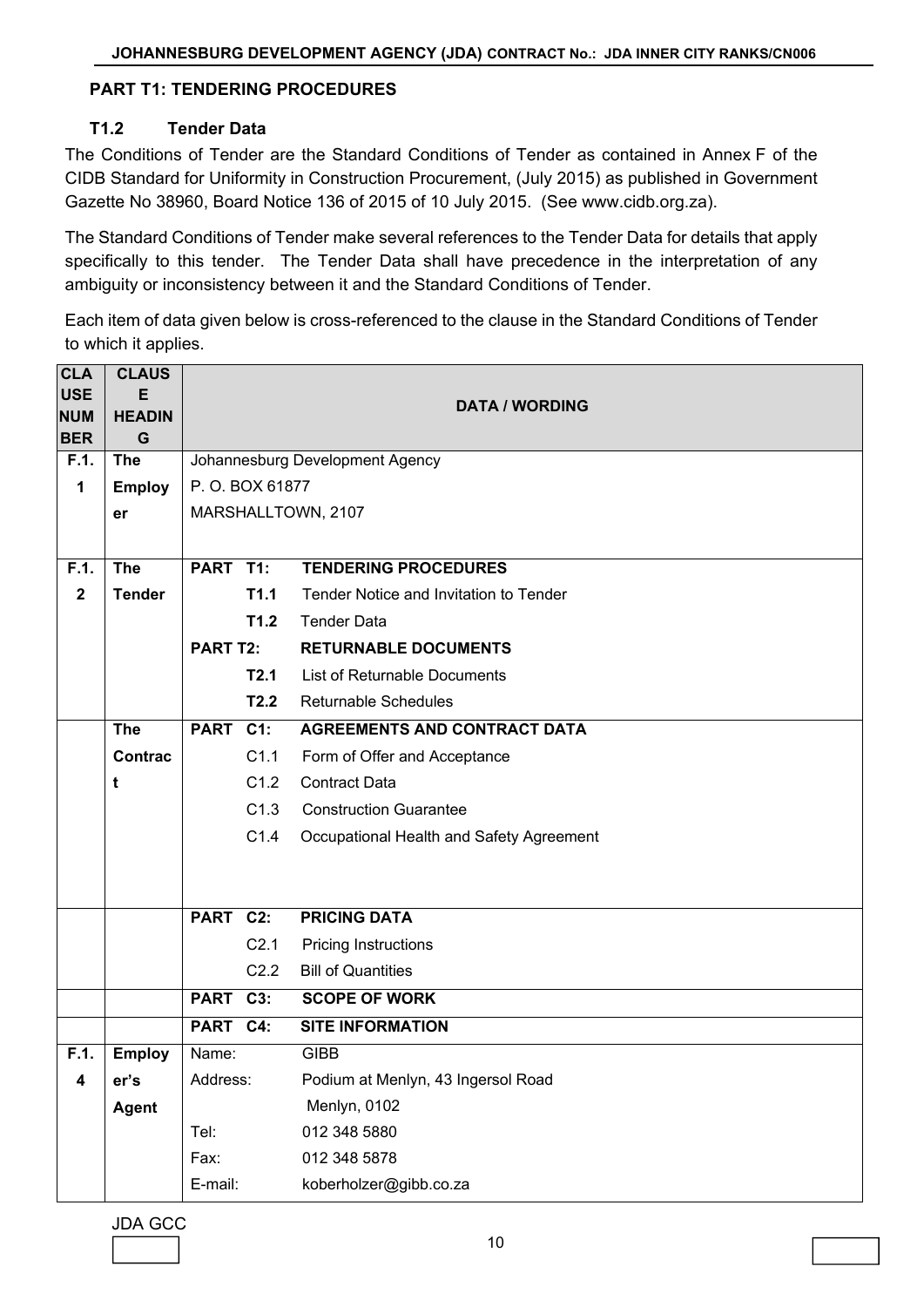## PART T1: TENDERING PROCEDURES

### T1.2 Tender Data

The Conditions of Tender are the Standard Conditions of Tender as contained in Annex F of the CIDB Standard for Uniformity in Construction Procurement, (July 2015) as published in Government Gazette No 38960, Board Notice 136 of 2015 of 10 July 2015. (See www.cidb.org.za).

The Standard Conditions of Tender make several references to the Tender Data for details that apply specifically to this tender. The Tender Data shall have precedence in the interpretation of any ambiguity or inconsistency between it and the Standard Conditions of Tender.

Each item of data given below is cross-referenced to the clause in the Standard Conditions of Tender to which it applies.

| CLAUSE NUMBER | CLAUSE HEADING | DATA / WORDING |
|---|---|---|
| F.1.1 | The Employer | Johannesburg Development Agency<br>P. O. BOX 61877<br>MARSHALLTOWN, 2107 |
| F.1.2 | The Tender | **PART T1: TENDERING PROCEDURES**<br>**T1.1** Tender Notice and Invitation to Tender<br>**T1.2** Tender Data<br>**PART T2: RETURNABLE DOCUMENTS**<br>**T2.1** List of Returnable Documents<br>**T2.2** Returnable Schedules |
| | The Contract | **PART C1: AGREEMENTS AND CONTRACT DATA**<br>C1.1 Form of Offer and Acceptance<br>C1.2 Contract Data<br>C1.3 Construction Guarantee<br>C1.4 Occupational Health and Safety Agreement |
| | | **PART C2: PRICING DATA**<br>C2.1 Pricing Instructions<br>C2.2 Bill of Quantities |
| | | **PART C3: SCOPE OF WORK** |
| | | **PART C4: SITE INFORMATION** |
| F.1.4 | Employer's Agent | Name: GIBB<br>Address: Podium at Menlyn, 43 Ingersol Road<br>Menlyn, 0102<br>Tel: 012 348 5880<br>Fax: 012 348 5878<br>E-mail: koberholzer@gibb.co.za |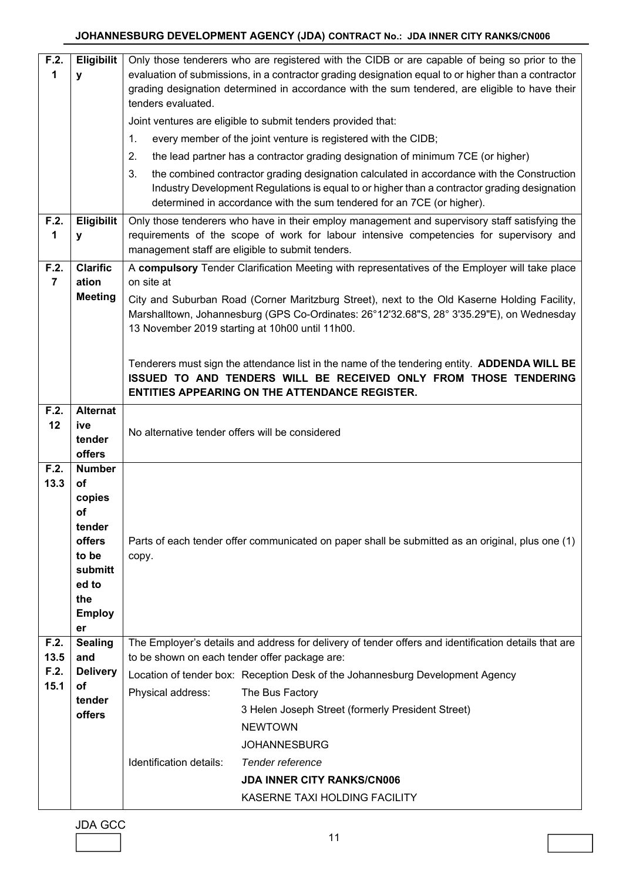| | | |
|---|---|---|
| F.2.1 | Eligibility | Only those tenderers who are registered with the CIDB or are capable of being so prior to the evaluation of submissions, in a contractor grading designation equal to or higher than a contractor grading designation determined in accordance with the sum tendered, are eligible to have their tenders evaluated.<br><br>Joint ventures are eligible to submit tenders provided that:<br>1. every member of the joint venture is registered with the CIDB;<br>2. the lead partner has a contractor grading designation of minimum 7CE (or higher)<br>3. the combined contractor grading designation calculated in accordance with the Construction Industry Development Regulations is equal to or higher than a contractor grading designation determined in accordance with the sum tendered for an 7CE (or higher). |
| F.2.1 | Eligibility | Only those tenderers who have in their employ management and supervisory staff satisfying the requirements of the scope of work for labour intensive competencies for supervisory and management staff are eligible to submit tenders. |
| F.2.7 | Clarification Meeting | A **compulsory** Tender Clarification Meeting with representatives of the Employer will take place on site at<br><br>City and Suburban Road (Corner Maritzburg Street), next to the Old Kaserne Holding Facility, Marshalltown, Johannesburg (GPS Co-Ordinates: 26°12'32.68"S, 28° 3'35.29"E), on Wednesday 13 November 2019 starting at 10h00 until 11h00.<br><br>Tenderers must sign the attendance list in the name of the tendering entity. **ADDENDA WILL BE ISSUED TO AND TENDERS WILL BE RECEIVED ONLY FROM THOSE TENDERING ENTITIES APPEARING ON THE ATTENDANCE REGISTER.** |
| F.2.12 | Alternative tender offers | No alternative tender offers will be considered |
| F.2.13.3 | Number of copies of tender offers to be submitted to the Employer | Parts of each tender offer communicated on paper shall be submitted as an original, plus one (1) copy. |
| F.2.13.5<br>F.2.15.1 | Sealing and Delivery of tender offers | The Employer's details and address for delivery of tender offers and identification details that are to be shown on each tender offer package are:<br><br>Location of tender box: Reception Desk of the Johannesburg Development Agency<br><br>Physical address: The Bus Factory<br>3 Helen Joseph Street (formerly President Street)<br>NEWTOWN<br>JOHANNESBURG<br><br>Identification details: *Tender reference*<br>**JDA INNER CITY RANKS/CN006**<br>KASERNE TAXI HOLDING FACILITY |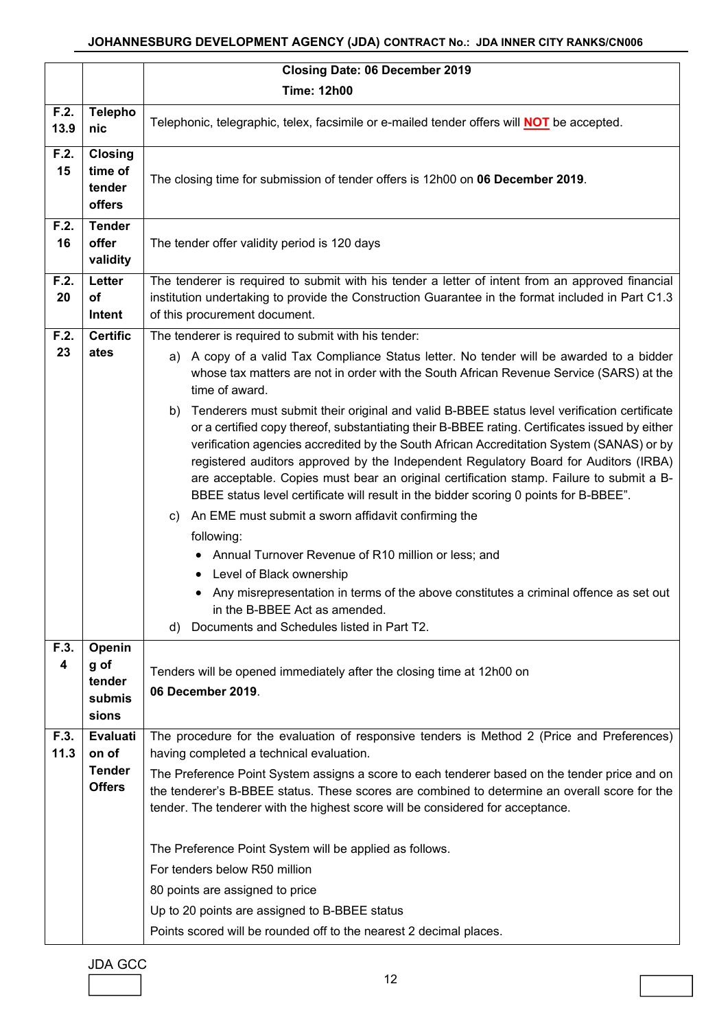| | | Closing Date: 06 December 2019<br>Time: 12h00 |
|---|---|---|
| F.2. 13.9 | Telephonic | Telephonic, telegraphic, telex, facsimile or e-mailed tender offers will **NOT** be accepted. |
| F.2. 15 | Closing time of tender offers | The closing time for submission of tender offers is 12h00 on **06 December 2019**. |
| F.2. 16 | Tender offer validity | The tender offer validity period is 120 days |
| F.2. 20 | Letter of Intent | The tenderer is required to submit with his tender a letter of intent from an approved financial institution undertaking to provide the Construction Guarantee in the format included in Part C1.3 of this procurement document. |
| F.2. 23 | Certificates | The tenderer is required to submit with his tender:<br>a) A copy of a valid Tax Compliance Status letter. No tender will be awarded to a bidder whose tax matters are not in order with the South African Revenue Service (SARS) at the time of award.<br>b) Tenderers must submit their original and valid B-BBEE status level verification certificate or a certified copy thereof, substantiating their B-BBEE rating. Certificates issued by either verification agencies accredited by the South African Accreditation System (SANAS) or by registered auditors approved by the Independent Regulatory Board for Auditors (IRBA) are acceptable. Copies must bear an original certification stamp. Failure to submit a B-BBEE status level certificate will result in the bidder scoring 0 points for B-BBEE".<br>c) An EME must submit a sworn affidavit confirming the following:<br>• Annual Turnover Revenue of R10 million or less; and<br>• Level of Black ownership<br>• Any misrepresentation in terms of the above constitutes a criminal offence as set out in the B-BBEE Act as amended.<br>d) Documents and Schedules listed in Part T2. |
| F.3. 4 | Opening of tender submissions | Tenders will be opened immediately after the closing time at 12h00 on **06 December 2019**. |
| F.3. 11.3 | Evaluation of Tender Offers | The procedure for the evaluation of responsive tenders is Method 2 (Price and Preferences) having completed a technical evaluation.<br>The Preference Point System assigns a score to each tenderer based on the tender price and on the tenderer's B-BBEE status. These scores are combined to determine an overall score for the tender. The tenderer with the highest score will be considered for acceptance.<br><br>The Preference Point System will be applied as follows.<br>For tenders below R50 million<br>80 points are assigned to price<br>Up to 20 points are assigned to B-BBEE status<br>Points scored will be rounded off to the nearest 2 decimal places. |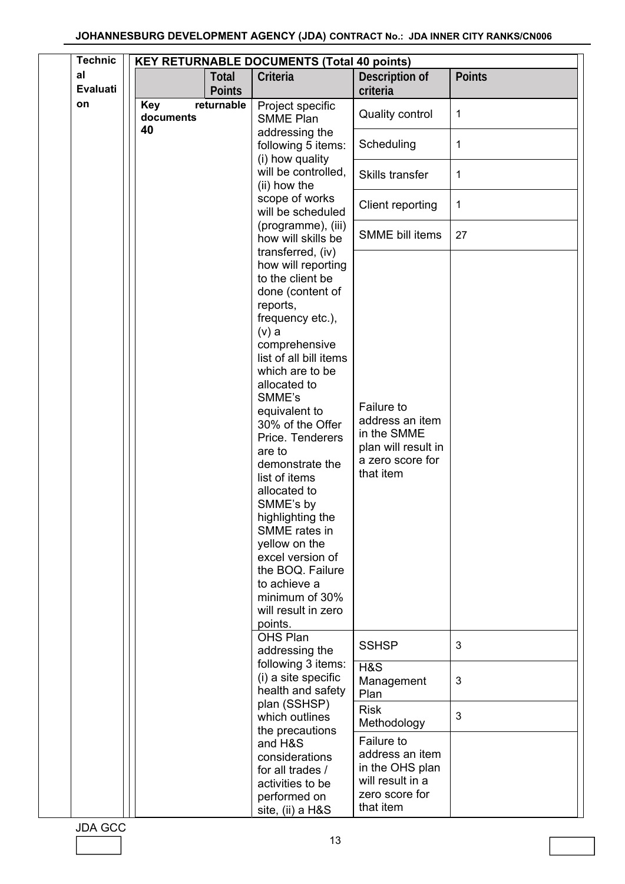| Technical Evaluation | KEY RETURNABLE DOCUMENTS (Total 40 points) | | | | |
|---|---|---|---|---|---|
| | | Total Points | Criteria | Description of criteria | Points |
| | Key returnable documents 40 | | Project specific SMME Plan addressing the following 5 items: (i) how quality will be controlled, (ii) how the scope of works will be scheduled (programme), (iii) how will skills be transferred, (iv) how will reporting to the client be done (content of reports, frequency etc.), (v) a comprehensive list of all bill items which are to be allocated to SMME's equivalent to 30% of the Offer Price. Tenderers are to demonstrate the list of items allocated to SMME's by highlighting the SMME rates in yellow on the excel version of the BOQ. Failure to achieve a minimum of 30% will result in zero points. | Quality control | 1 |
| | | | | Scheduling | 1 |
| | | | | Skills transfer | 1 |
| | | | | Client reporting | 1 |
| | | | | SMME bill items | 27 |
| | | | | Failure to address an item in the SMME plan will result in a zero score for that item | |
| | | | OHS Plan addressing the following 3 items: (i) a site specific health and safety plan (SSHSP) which outlines the precautions and H&S considerations for all trades / activities to be performed on site, (ii) a H&S | SSHSP | 3 |
| | | | | H&S Management Plan | 3 |
| | | | | Risk Methodology | 3 |
| | | | | Failure to address an item in the OHS plan will result in a zero score for that item | |

JDA GCC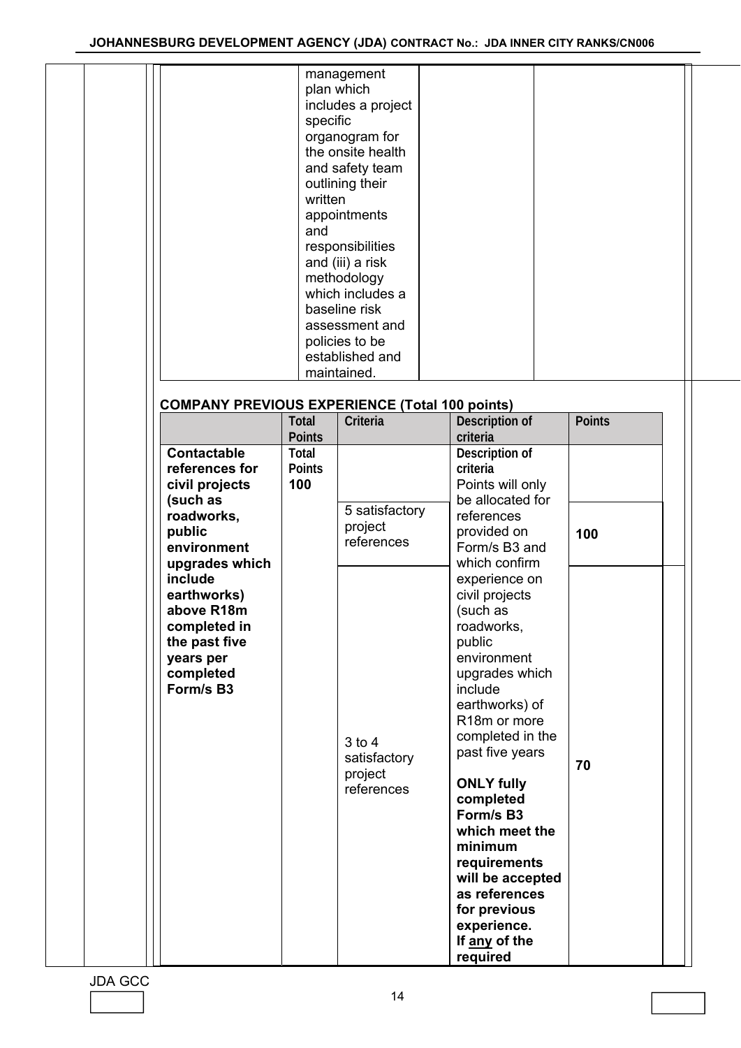| | | | |
|---|---|---|---|
| | management plan which includes a project specific organogram for the onsite health and safety team outlining their written appointments and responsibilities and (iii) a risk methodology which includes a baseline risk assessment and policies to be established and maintained. | | |

**COMPANY PREVIOUS EXPERIENCE (Total 100 points)**

| | Total Points | Criteria | Description of criteria | Points |
|---|---|---|---|---|
| **Contactable references for civil projects (such as roadworks, public environment upgrades which include earthworks) above R18m completed in the past five years per completed Form/s B3** | **Total Points 100** | 5 satisfactory project references | **Description of criteria** Points will only be allocated for references provided on Form/s B3 and which confirm experience on civil projects (such as roadworks, public environment upgrades which include earthworks) of R18m or more completed in the past five years **ONLY fully completed Form/s B3 which meet the minimum requirements will be accepted as references for previous experience. If <u>any</u> of the required** | **100** |
| | | 3 to 4 satisfactory project references | | **70** |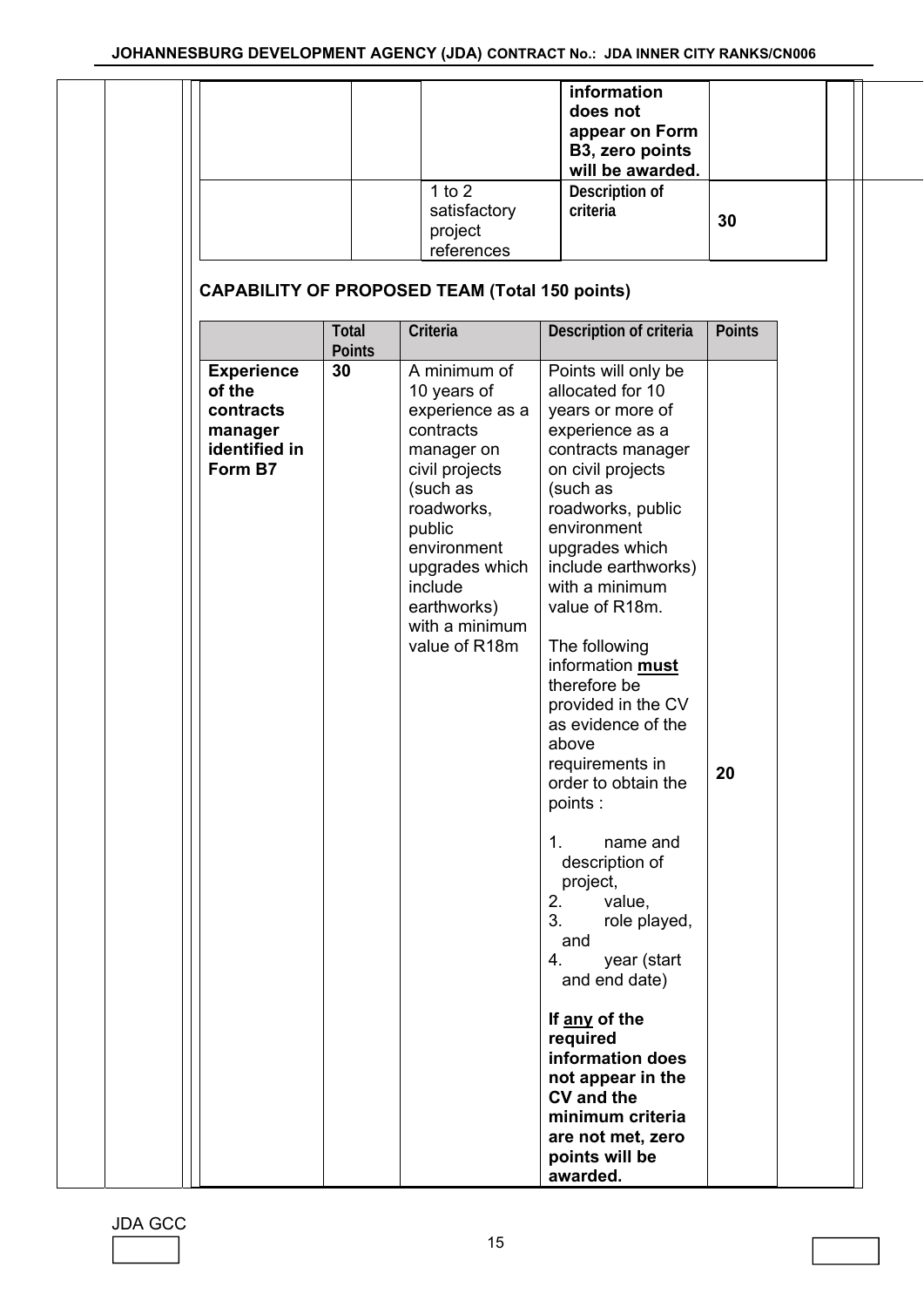| | | | | |
|---|---|---|---|---|
| | | | information does not appear on Form B3, zero points will be awarded. | |
| | | 1 to 2 satisfactory project references | Description of criteria | 30 |

**CAPABILITY OF PROPOSED TEAM (Total 150 points)**

| | Total Points | Criteria | Description of criteria | Points |
|---|---|---|---|---|
| **Experience of the contracts manager identified in Form B7** | **30** | A minimum of 10 years of experience as a contracts manager on civil projects (such as roadworks, public environment upgrades which include earthworks) with a minimum value of R18m | Points will only be allocated for 10 years or more of experience as a contracts manager on civil projects (such as roadworks, public environment upgrades which include earthworks) with a minimum value of R18m.<br><br>The following information **must** therefore be provided in the CV as evidence of the above requirements in order to obtain the points :<br><br>1. name and description of project,<br>2. value,<br>3. role played, and<br>4. year (start and end date)<br><br>**If any of the required information does not appear in the CV and the minimum criteria are not met, zero points will be awarded.** | **20** |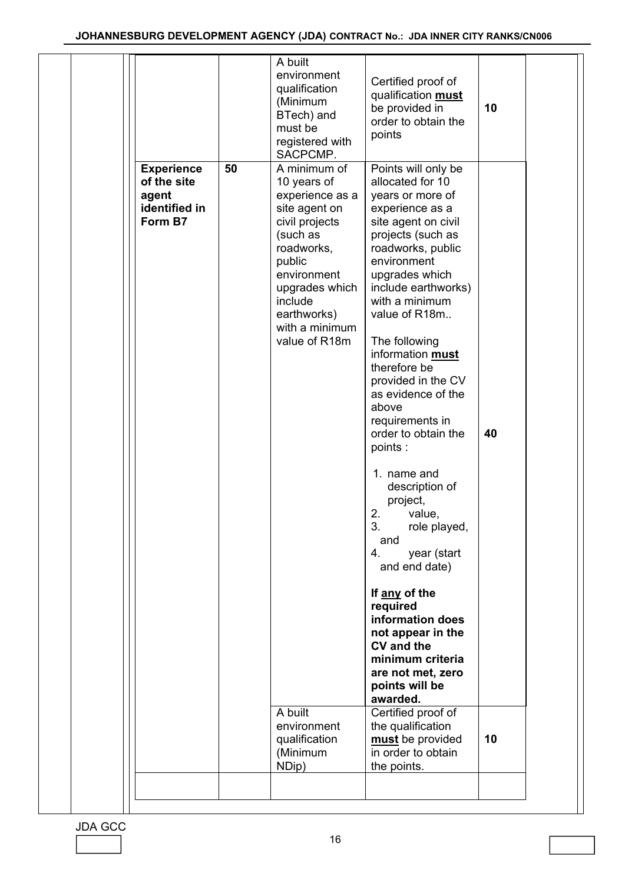| | | | | |
|---|---|---|---|---|
| | | A built environment qualification (Minimum BTech) and must be registered with SACPCMP. | Certified proof of qualification **must** be provided in order to obtain the points | **10** |
| **Experience of the site agent identified in Form B7** | **50** | A minimum of 10 years of experience as a site agent on civil projects (such as roadworks, public environment upgrades which include earthworks) with a minimum value of R18m | Points will only be allocated for 10 years or more of experience as a site agent on civil projects (such as roadworks, public environment upgrades which include earthworks) with a minimum value of R18m..<br><br>The following information **must** therefore be provided in the CV as evidence of the above requirements in order to obtain the points :<br><br>1. name and description of project,<br>2. value,<br>3. role played, and<br>4. year (start and end date)<br><br>**If any of the required information does not appear in the CV and the minimum criteria are not met, zero points will be awarded.** | **40** |
| | | A built environment qualification (Minimum NDip) | Certified proof of the qualification **must** be provided in order to obtain the points. | **10** |
| | | | | |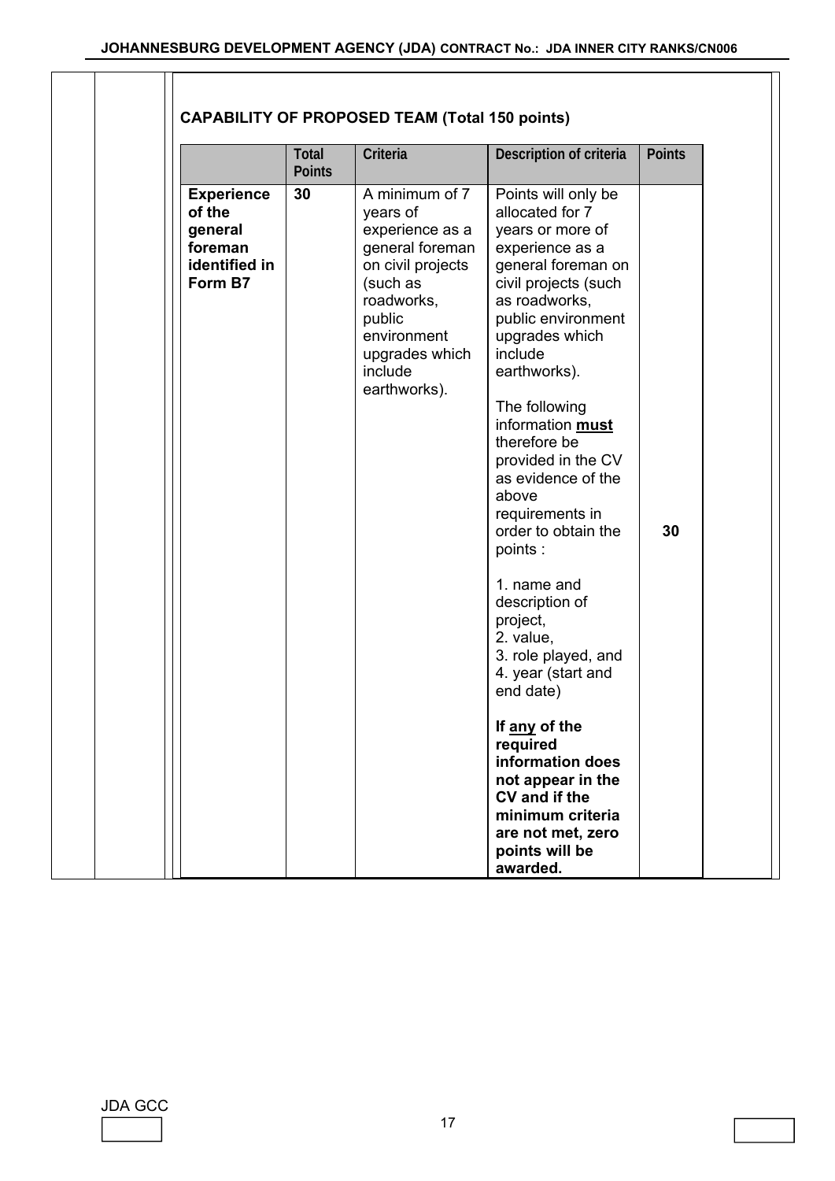**CAPABILITY OF PROPOSED TEAM (Total 150 points)**

| | Total Points | Criteria | Description of criteria | Points |
|---|---|---|---|---|
| **Experience of the general foreman identified in Form B7** | **30** | A minimum of 7 years of experience as a general foreman on civil projects (such as roadworks, public environment upgrades which include earthworks). | Points will only be allocated for 7 years or more of experience as a general foreman on civil projects (such as roadworks, public environment upgrades which include earthworks).<br><br>The following information **must** therefore be provided in the CV as evidence of the above requirements in order to obtain the points :<br><br>1. name and description of project,<br>2. value,<br>3. role played, and<br>4. year (start and end date)<br><br>**If any of the required information does not appear in the CV and if the minimum criteria are not met, zero points will be awarded.** | **30** |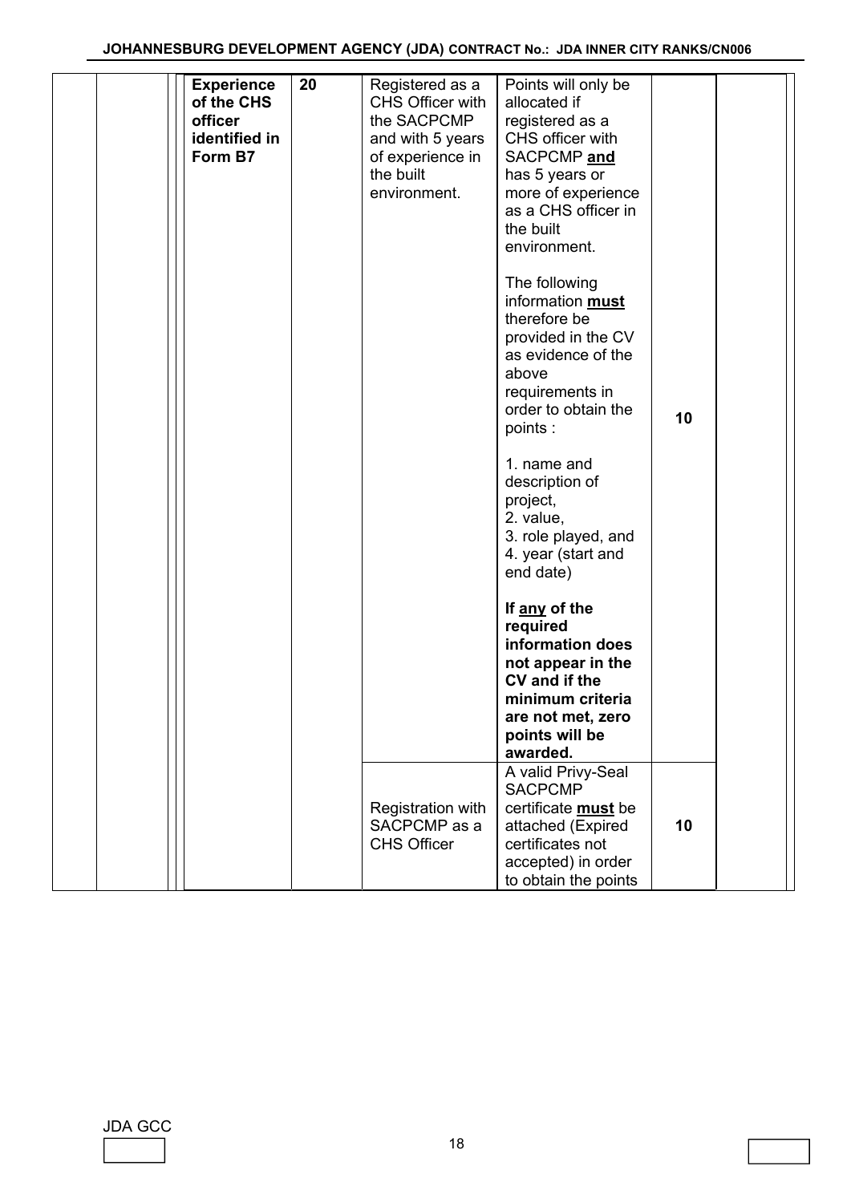| | | | | | | |
|---|---|---|---|---|---|---|
| | | **Experience of the CHS officer identified in Form B7** | **20** | Registered as a CHS Officer with the SACPCMP and with 5 years of experience in the built environment. | Points will only be allocated if registered as a CHS officer with SACPCMP **and** has 5 years or more of experience as a CHS officer in the built environment.<br><br>The following information **must** therefore be provided in the CV as evidence of the above requirements in order to obtain the points :<br><br>1. name and description of project,<br>2. value,<br>3. role played, and<br>4. year (start and end date)<br><br>**If any of the required information does not appear in the CV and if the minimum criteria are not met, zero points will be awarded.** | **10** | |
| | | | | Registration with SACPCMP as a CHS Officer | A valid Privy-Seal SACPCMP certificate **must** be attached (Expired certificates not accepted) in order to obtain the points | **10** | |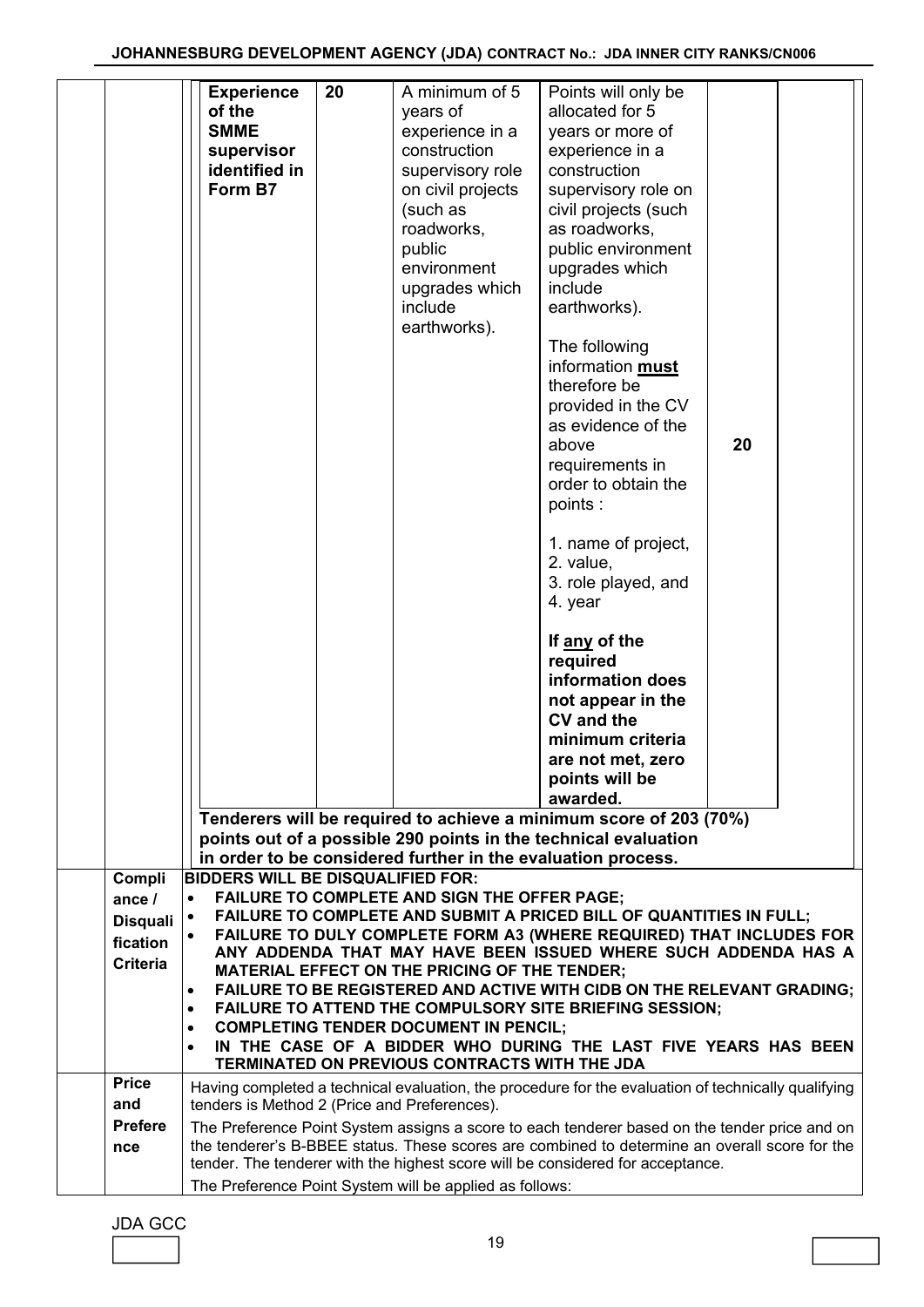| Experience of the SMME supervisor identified in Form B7 | 20 | A minimum of 5 years of experience in a construction supervisory role on civil projects (such as roadworks, public environment upgrades which include earthworks). | Points will only be allocated for 5 years or more of experience in a construction supervisory role on civil projects (such as roadworks, public environment upgrades which include earthworks).<br><br>The following information **must** therefore be provided in the CV as evidence of the above requirements in order to obtain the points :<br><br>1. name of project,<br>2. value,<br>3. role played, and<br>4. year<br><br>**If any of the required information does not appear in the CV and the minimum criteria are not met, zero points will be awarded.** | 20 |
|---|---|---|---|---|

**Tenderers will be required to achieve a minimum score of 203 (70%) points out of a possible 290 points in the technical evaluation in order to be considered further in the evaluation process.**

**Compliance / Disqualification Criteria**

**BIDDERS WILL BE DISQUALIFIED FOR:**

- **FAILURE TO COMPLETE AND SIGN THE OFFER PAGE;**
- **FAILURE TO COMPLETE AND SUBMIT A PRICED BILL OF QUANTITIES IN FULL;**
- **FAILURE TO DULY COMPLETE FORM A3 (WHERE REQUIRED) THAT INCLUDES FOR ANY ADDENDA THAT MAY HAVE BEEN ISSUED WHERE SUCH ADDENDA HAS A MATERIAL EFFECT ON THE PRICING OF THE TENDER;**
- **FAILURE TO BE REGISTERED AND ACTIVE WITH CIDB ON THE RELEVANT GRADING;**
- **FAILURE TO ATTEND THE COMPULSORY SITE BRIEFING SESSION;**
- **COMPLETING TENDER DOCUMENT IN PENCIL;**
- **IN THE CASE OF A BIDDER WHO DURING THE LAST FIVE YEARS HAS BEEN TERMINATED ON PREVIOUS CONTRACTS WITH THE JDA**

**Price and Preference**

Having completed a technical evaluation, the procedure for the evaluation of technically qualifying tenders is Method 2 (Price and Preferences).

The Preference Point System assigns a score to each tenderer based on the tender price and on the tenderer's B-BBEE status. These scores are combined to determine an overall score for the tender. The tenderer with the highest score will be considered for acceptance.

The Preference Point System will be applied as follows: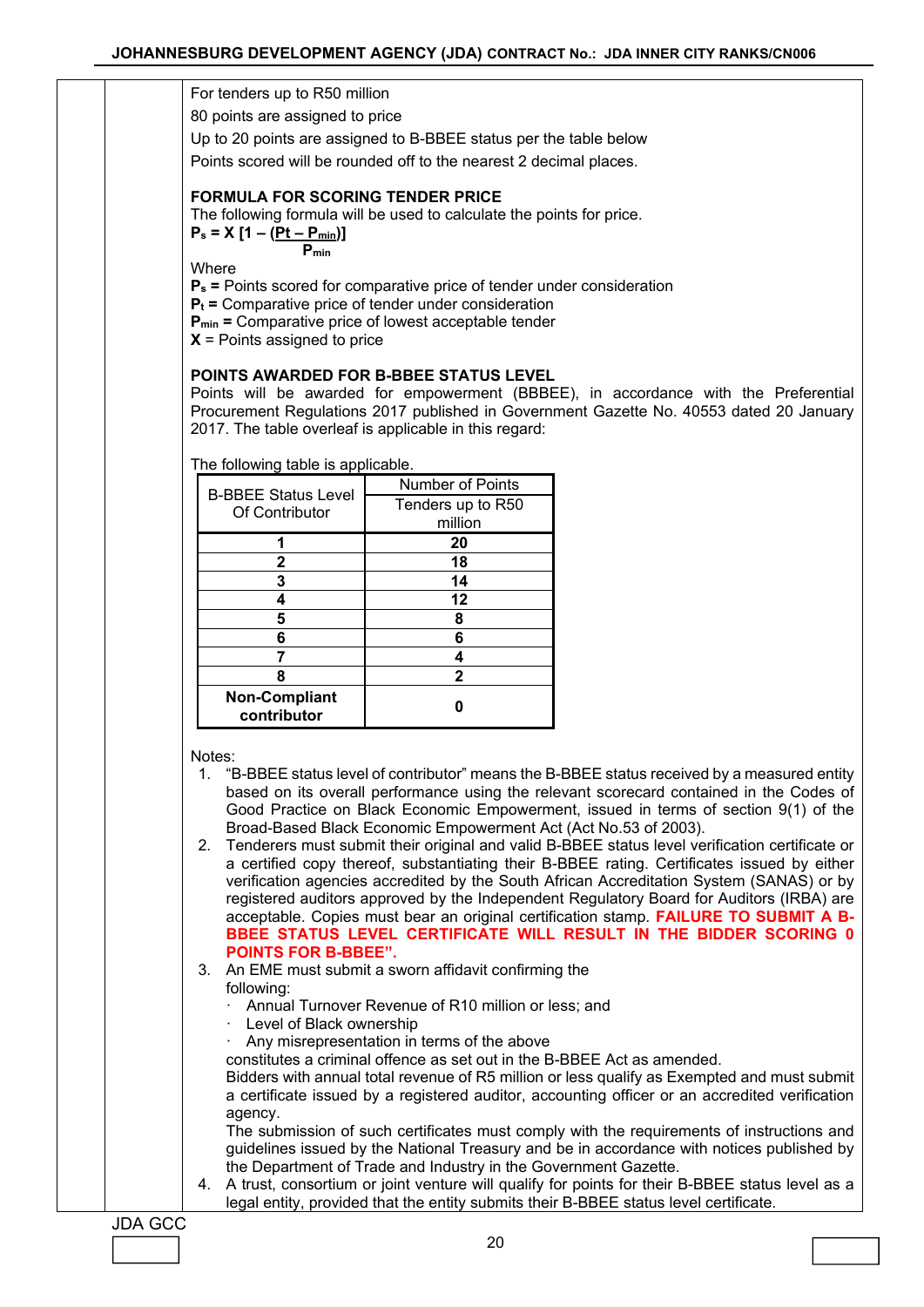For tenders up to R50 million

80 points are assigned to price

Up to 20 points are assigned to B-BBEE status per the table below

Points scored will be rounded off to the nearest 2 decimal places.

**FORMULA FOR SCORING TENDER PRICE**

The following formula will be used to calculate the points for price.

$$P_s = X\left[1 - \frac{(Pt - P_{min})}{P_{min}}\right]$$

Where

**$P_s$ =** Points scored for comparative price of tender under consideration

**$P_t$ =** Comparative price of tender under consideration

**$P_{min}$ =** Comparative price of lowest acceptable tender

**X** = Points assigned to price

**POINTS AWARDED FOR B-BBEE STATUS LEVEL**

Points will be awarded for empowerment (BBBEE), in accordance with the Preferential Procurement Regulations 2017 published in Government Gazette No. 40553 dated 20 January 2017. The table overleaf is applicable in this regard:

The following table is applicable.

| B-BBEE Status Level Of Contributor | Number of Points Tenders up to R50 million |
|---|---|
| **1** | **20** |
| **2** | **18** |
| **3** | **14** |
| **4** | **12** |
| **5** | **8** |
| **6** | **6** |
| **7** | **4** |
| **8** | **2** |
| **Non-Compliant contributor** | **0** |

Notes:

1. "B-BBEE status level of contributor" means the B-BBEE status received by a measured entity based on its overall performance using the relevant scorecard contained in the Codes of Good Practice on Black Economic Empowerment, issued in terms of section 9(1) of the Broad-Based Black Economic Empowerment Act (Act No.53 of 2003).
2. Tenderers must submit their original and valid B-BBEE status level verification certificate or a certified copy thereof, substantiating their B-BBEE rating. Certificates issued by either verification agencies accredited by the South African Accreditation System (SANAS) or by registered auditors approved by the Independent Regulatory Board for Auditors (IRBA) are acceptable. Copies must bear an original certification stamp. **FAILURE TO SUBMIT A B-BBEE STATUS LEVEL CERTIFICATE WILL RESULT IN THE BIDDER SCORING 0 POINTS FOR B-BBEE".**
3. An EME must submit a sworn affidavit confirming the following:
   - Annual Turnover Revenue of R10 million or less; and
   - Level of Black ownership
   - Any misrepresentation in terms of the above

   constitutes a criminal offence as set out in the B-BBEE Act as amended.

   Bidders with annual total revenue of R5 million or less qualify as Exempted and must submit a certificate issued by a registered auditor, accounting officer or an accredited verification agency.

   The submission of such certificates must comply with the requirements of instructions and guidelines issued by the National Treasury and be in accordance with notices published by the Department of Trade and Industry in the Government Gazette.
4. A trust, consortium or joint venture will qualify for points for their B-BBEE status level as a legal entity, provided that the entity submits their B-BBEE status level certificate.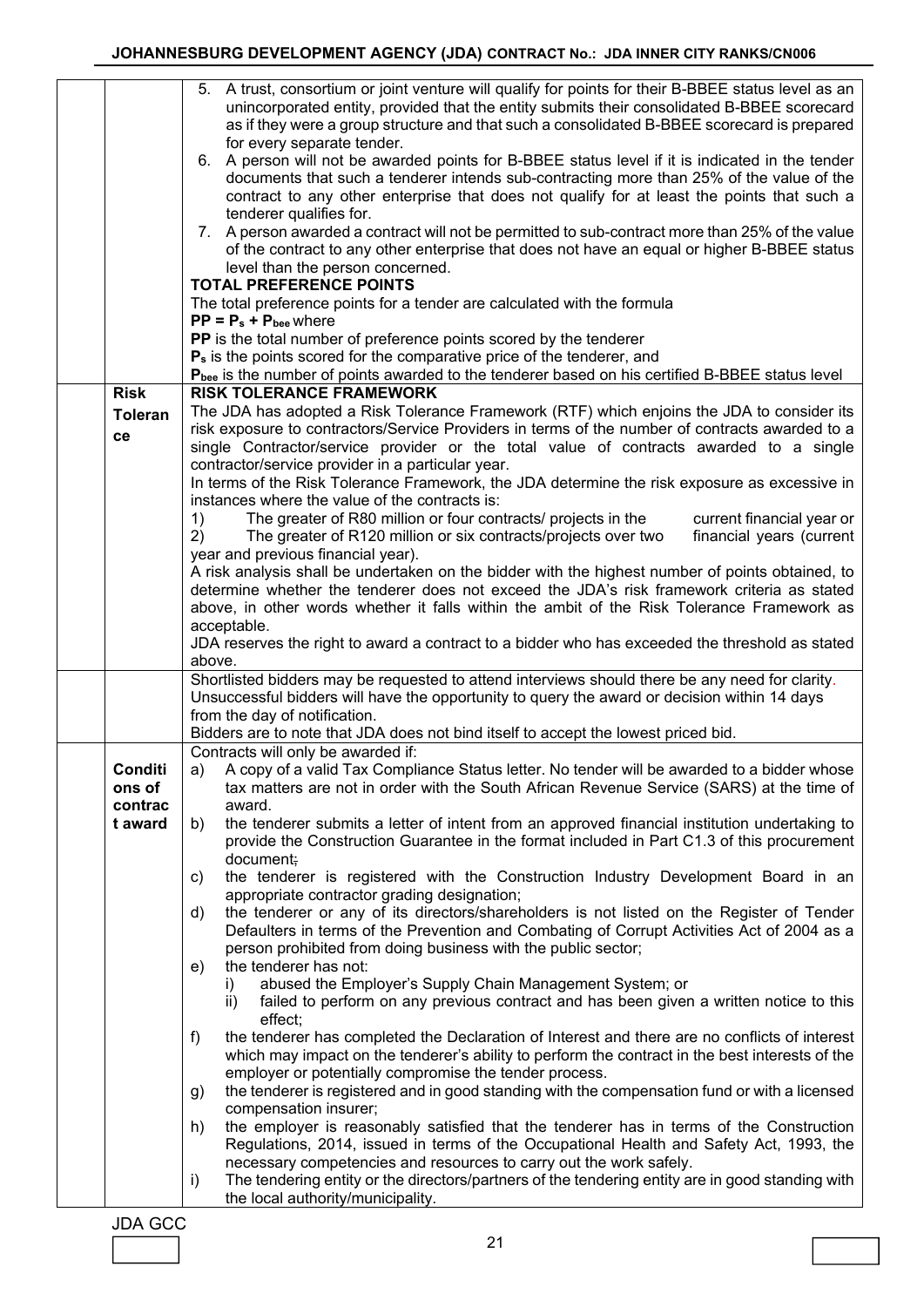| | | |
|---|---|---|
| | | 5. A trust, consortium or joint venture will qualify for points for their B-BBEE status level as an unincorporated entity, provided that the entity submits their consolidated B-BBEE scorecard as if they were a group structure and that such a consolidated B-BBEE scorecard is prepared for every separate tender.<br>6. A person will not be awarded points for B-BBEE status level if it is indicated in the tender documents that such a tenderer intends sub-contracting more than 25% of the value of the contract to any other enterprise that does not qualify for at least the points that such a tenderer qualifies for.<br>7. A person awarded a contract will not be permitted to sub-contract more than 25% of the value of the contract to any other enterprise that does not have an equal or higher B-BBEE status level than the person concerned.<br>**TOTAL PREFERENCE POINTS**<br>The total preference points for a tender are calculated with the formula<br>**$PP = P_s + P_{bee}$** where<br>**PP** is the total number of preference points scored by the tenderer<br>**$P_s$** is the points scored for the comparative price of the tenderer, and<br>**$P_{bee}$** is the number of points awarded to the tenderer based on his certified B-BBEE status level |
| | **Risk Tolerance** | **RISK TOLERANCE FRAMEWORK**<br>The JDA has adopted a Risk Tolerance Framework (RTF) which enjoins the JDA to consider its risk exposure to contractors/Service Providers in terms of the number of contracts awarded to a single Contractor/service provider or the total value of contracts awarded to a single contractor/service provider in a particular year.<br>In terms of the Risk Tolerance Framework, the JDA determine the risk exposure as excessive in instances where the value of the contracts is:<br>1) The greater of R80 million or four contracts/ projects in the current financial year or<br>2) The greater of R120 million or six contracts/projects over two financial years (current year and previous financial year).<br>A risk analysis shall be undertaken on the bidder with the highest number of points obtained, to determine whether the tenderer does not exceed the JDA's risk framework criteria as stated above, in other words whether it falls within the ambit of the Risk Tolerance Framework as acceptable.<br>JDA reserves the right to award a contract to a bidder who has exceeded the threshold as stated above. |
| | | Shortlisted bidders may be requested to attend interviews should there be any need for clarity.<br>Unsuccessful bidders will have the opportunity to query the award or decision within 14 days from the day of notification.<br>Bidders are to note that JDA does not bind itself to accept the lowest priced bid. |
| | **Conditions of contract award** | Contracts will only be awarded if:<br>a) A copy of a valid Tax Compliance Status letter. No tender will be awarded to a bidder whose tax matters are not in order with the South African Revenue Service (SARS) at the time of award.<br>b) the tenderer submits a letter of intent from an approved financial institution undertaking to provide the Construction Guarantee in the format included in Part C1.3 of this procurement document;<br>c) the tenderer is registered with the Construction Industry Development Board in an appropriate contractor grading designation;<br>d) the tenderer or any of its directors/shareholders is not listed on the Register of Tender Defaulters in terms of the Prevention and Combating of Corrupt Activities Act of 2004 as a person prohibited from doing business with the public sector;<br>e) the tenderer has not:<br>i) abused the Employer's Supply Chain Management System; or<br>ii) failed to perform on any previous contract and has been given a written notice to this effect;<br>f) the tenderer has completed the Declaration of Interest and there are no conflicts of interest which may impact on the tenderer's ability to perform the contract in the best interests of the employer or potentially compromise the tender process.<br>g) the tenderer is registered and in good standing with the compensation fund or with a licensed compensation insurer;<br>h) the employer is reasonably satisfied that the tenderer has in terms of the Construction Regulations, 2014, issued in terms of the Occupational Health and Safety Act, 1993, the necessary competencies and resources to carry out the work safely.<br>i) The tendering entity or the directors/partners of the tendering entity are in good standing with the local authority/municipality. |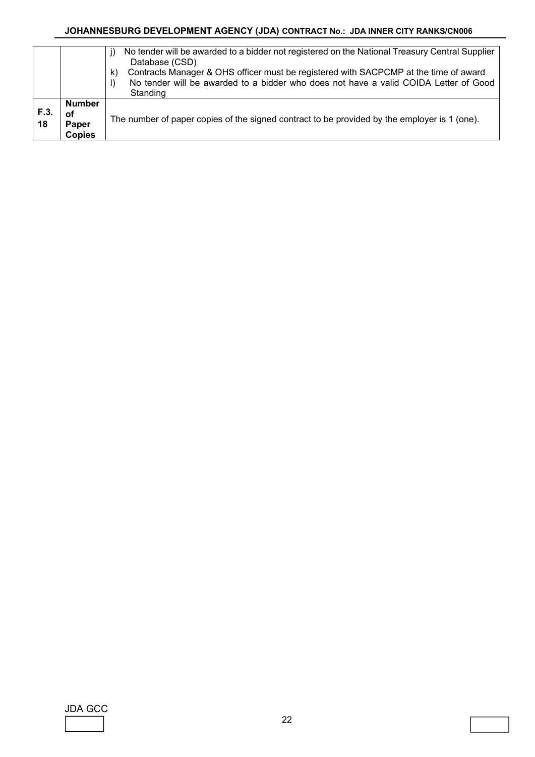| | | |
|---|---|---|
| | | j) No tender will be awarded to a bidder not registered on the National Treasury Central Supplier Database (CSD)<br>k) Contracts Manager & OHS officer must be registered with SACPCMP at the time of award<br>l) No tender will be awarded to a bidder who does not have a valid COIDA Letter of Good Standing |
| **F.3. 18** | **Number of Paper Copies** | The number of paper copies of the signed contract to be provided by the employer is 1 (one). |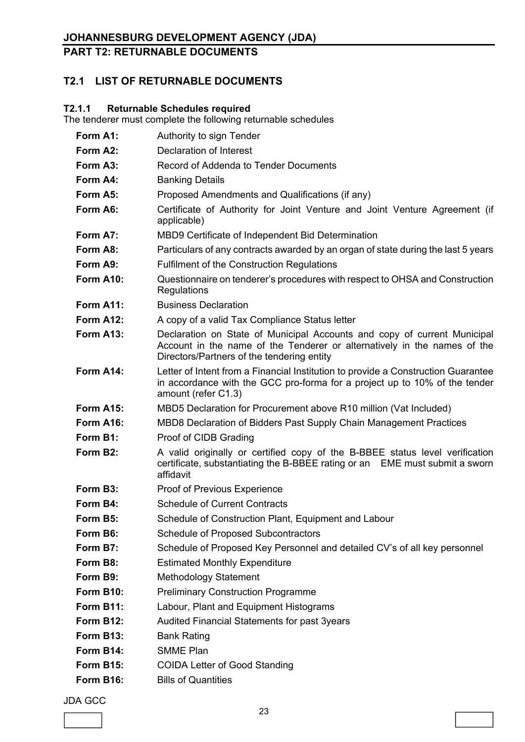# JOHANNESBURG DEVELOPMENT AGENCY (JDA)

## PART T2: RETURNABLE DOCUMENTS

### T2.1 LIST OF RETURNABLE DOCUMENTS

#### T2.1.1 Returnable Schedules required

The tenderer must complete the following returnable schedules

| | |
|---|---|
| **Form A1:** | Authority to sign Tender |
| **Form A2:** | Declaration of Interest |
| **Form A3:** | Record of Addenda to Tender Documents |
| **Form A4:** | Banking Details |
| **Form A5:** | Proposed Amendments and Qualifications (if any) |
| **Form A6:** | Certificate of Authority for Joint Venture and Joint Venture Agreement (if applicable) |
| **Form A7:** | MBD9 Certificate of Independent Bid Determination |
| **Form A8:** | Particulars of any contracts awarded by an organ of state during the last 5 years |
| **Form A9:** | Fulfilment of the Construction Regulations |
| **Form A10:** | Questionnaire on tenderer's procedures with respect to OHSA and Construction Regulations |
| **Form A11:** | Business Declaration |
| **Form A12:** | A copy of a valid Tax Compliance Status letter |
| **Form A13:** | Declaration on State of Municipal Accounts and copy of current Municipal Account in the name of the Tenderer or alternatively in the names of the Directors/Partners of the tendering entity |
| **Form A14:** | Letter of Intent from a Financial Institution to provide a Construction Guarantee in accordance with the GCC pro-forma for a project up to 10% of the tender amount (refer C1.3) |
| **Form A15:** | MBD5 Declaration for Procurement above R10 million (Vat Included) |
| **Form A16:** | MBD8 Declaration of Bidders Past Supply Chain Management Practices |
| **Form B1:** | Proof of CIDB Grading |
| **Form B2:** | A valid originally or certified copy of the B-BBEE status level verification certificate, substantiating the B-BBEE rating or an EME must submit a sworn affidavit |
| **Form B3:** | Proof of Previous Experience |
| **Form B4:** | Schedule of Current Contracts |
| **Form B5:** | Schedule of Construction Plant, Equipment and Labour |
| **Form B6:** | Schedule of Proposed Subcontractors |
| **Form B7:** | Schedule of Proposed Key Personnel and detailed CV's of all key personnel |
| **Form B8:** | Estimated Monthly Expenditure |
| **Form B9:** | Methodology Statement |
| **Form B10:** | Preliminary Construction Programme |
| **Form B11:** | Labour, Plant and Equipment Histograms |
| **Form B12:** | Audited Financial Statements for past 3years |
| **Form B13:** | Bank Rating |
| **Form B14:** | SMME Plan |
| **Form B15:** | COIDA Letter of Good Standing |
| **Form B16:** | Bills of Quantities |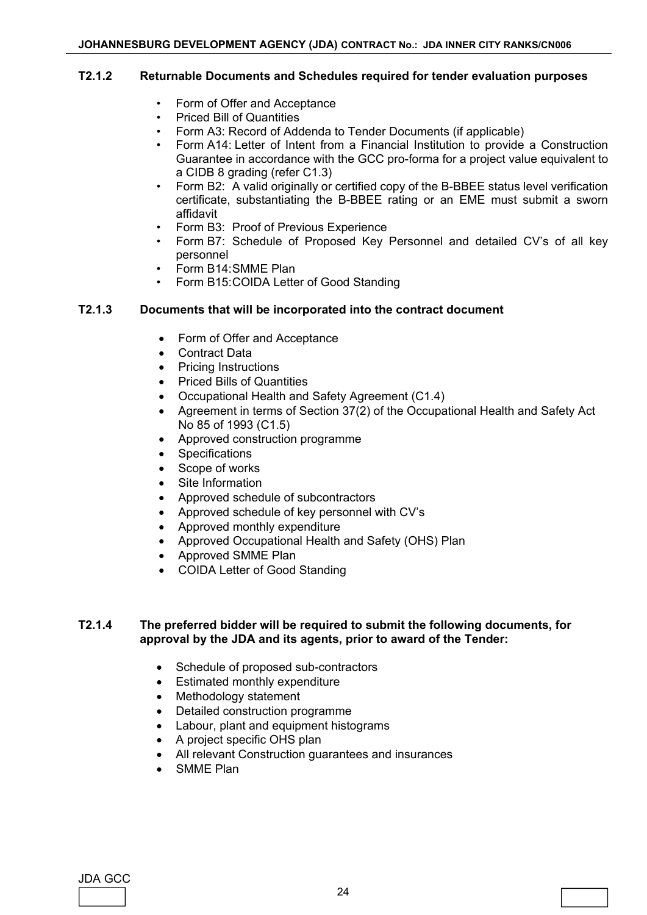### T2.1.2 Returnable Documents and Schedules required for tender evaluation purposes

- Form of Offer and Acceptance
- Priced Bill of Quantities
- Form A3: Record of Addenda to Tender Documents (if applicable)
- Form A14: Letter of Intent from a Financial Institution to provide a Construction Guarantee in accordance with the GCC pro-forma for a project value equivalent to a CIDB 8 grading (refer C1.3)
- Form B2: A valid originally or certified copy of the B-BBEE status level verification certificate, substantiating the B-BBEE rating or an EME must submit a sworn affidavit
- Form B3: Proof of Previous Experience
- Form B7: Schedule of Proposed Key Personnel and detailed CV's of all key personnel
- Form B14: SMME Plan
- Form B15: COIDA Letter of Good Standing

### T2.1.3 Documents that will be incorporated into the contract document

- Form of Offer and Acceptance
- Contract Data
- Pricing Instructions
- Priced Bills of Quantities
- Occupational Health and Safety Agreement (C1.4)
- Agreement in terms of Section 37(2) of the Occupational Health and Safety Act No 85 of 1993 (C1.5)
- Approved construction programme
- Specifications
- Scope of works
- Site Information
- Approved schedule of subcontractors
- Approved schedule of key personnel with CV's
- Approved monthly expenditure
- Approved Occupational Health and Safety (OHS) Plan
- Approved SMME Plan
- COIDA Letter of Good Standing

### T2.1.4 The preferred bidder will be required to submit the following documents, for approval by the JDA and its agents, prior to award of the Tender:

- Schedule of proposed sub-contractors
- Estimated monthly expenditure
- Methodology statement
- Detailed construction programme
- Labour, plant and equipment histograms
- A project specific OHS plan
- All relevant Construction guarantees and insurances
- SMME Plan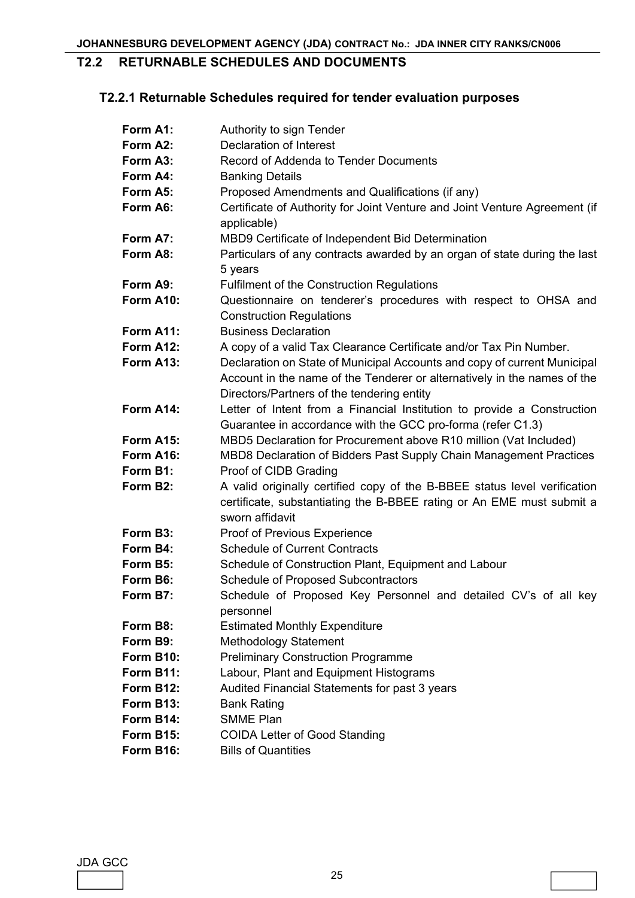## T2.2 RETURNABLE SCHEDULES AND DOCUMENTS

### T2.2.1 Returnable Schedules required for tender evaluation purposes

| | |
|---|---|
| **Form A1:** | Authority to sign Tender |
| **Form A2:** | Declaration of Interest |
| **Form A3:** | Record of Addenda to Tender Documents |
| **Form A4:** | Banking Details |
| **Form A5:** | Proposed Amendments and Qualifications (if any) |
| **Form A6:** | Certificate of Authority for Joint Venture and Joint Venture Agreement (if applicable) |
| **Form A7:** | MBD9 Certificate of Independent Bid Determination |
| **Form A8:** | Particulars of any contracts awarded by an organ of state during the last 5 years |
| **Form A9:** | Fulfilment of the Construction Regulations |
| **Form A10:** | Questionnaire on tenderer's procedures with respect to OHSA and Construction Regulations |
| **Form A11:** | Business Declaration |
| **Form A12:** | A copy of a valid Tax Clearance Certificate and/or Tax Pin Number. |
| **Form A13:** | Declaration on State of Municipal Accounts and copy of current Municipal Account in the name of the Tenderer or alternatively in the names of the Directors/Partners of the tendering entity |
| **Form A14:** | Letter of Intent from a Financial Institution to provide a Construction Guarantee in accordance with the GCC pro-forma (refer C1.3) |
| **Form A15:** | MBD5 Declaration for Procurement above R10 million (Vat Included) |
| **Form A16:** | MBD8 Declaration of Bidders Past Supply Chain Management Practices |
| **Form B1:** | Proof of CIDB Grading |
| **Form B2:** | A valid originally certified copy of the B-BBEE status level verification certificate, substantiating the B-BBEE rating or An EME must submit a sworn affidavit |
| **Form B3:** | Proof of Previous Experience |
| **Form B4:** | Schedule of Current Contracts |
| **Form B5:** | Schedule of Construction Plant, Equipment and Labour |
| **Form B6:** | Schedule of Proposed Subcontractors |
| **Form B7:** | Schedule of Proposed Key Personnel and detailed CV's of all key personnel |
| **Form B8:** | Estimated Monthly Expenditure |
| **Form B9:** | Methodology Statement |
| **Form B10:** | Preliminary Construction Programme |
| **Form B11:** | Labour, Plant and Equipment Histograms |
| **Form B12:** | Audited Financial Statements for past 3 years |
| **Form B13:** | Bank Rating |
| **Form B14:** | SMME Plan |
| **Form B15:** | COIDA Letter of Good Standing |
| **Form B16:** | Bills of Quantities |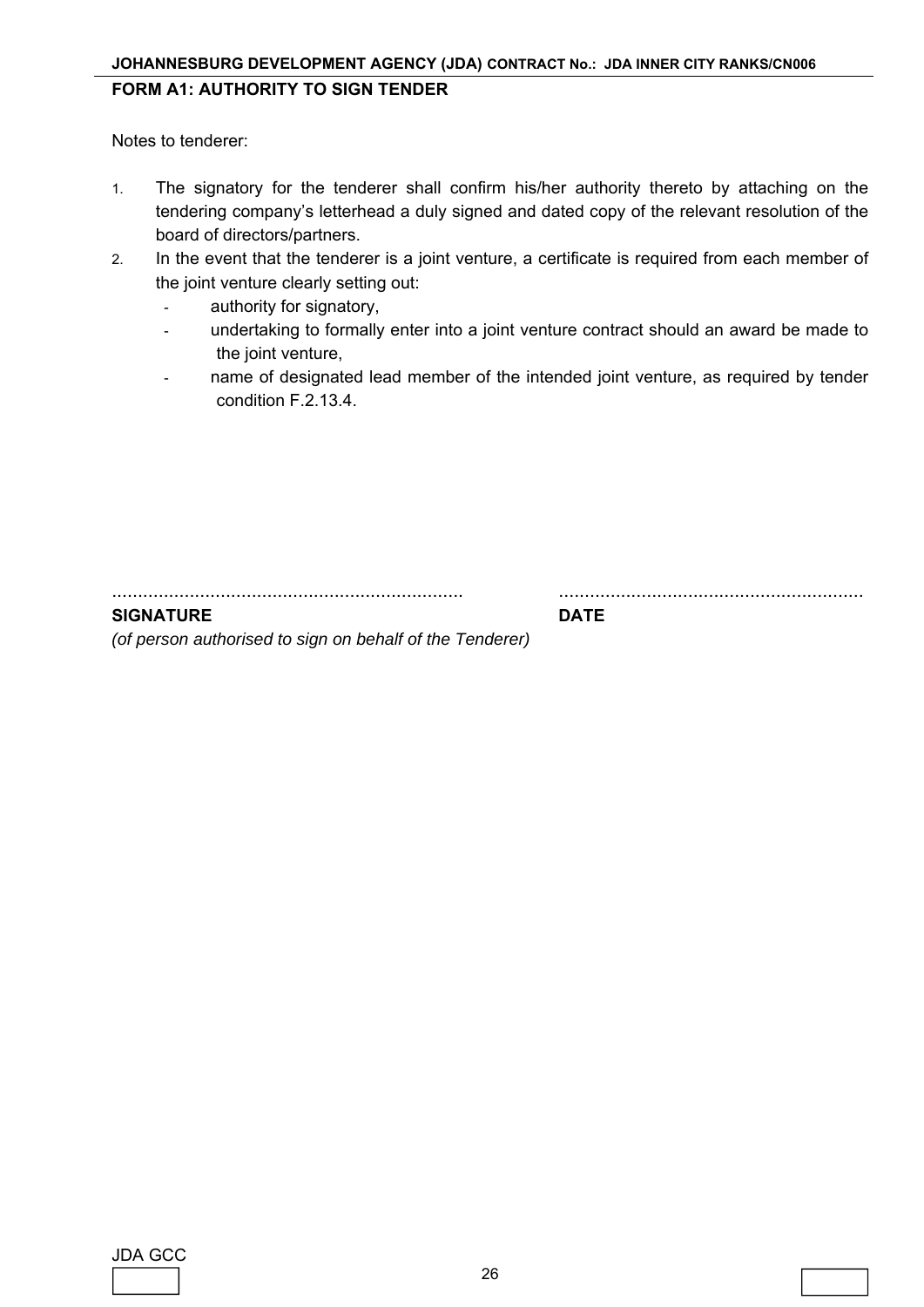## FORM A1: AUTHORITY TO SIGN TENDER

Notes to tenderer:

1. The signatory for the tenderer shall confirm his/her authority thereto by attaching on the tendering company's letterhead a duly signed and dated copy of the relevant resolution of the board of directors/partners.
2. In the event that the tenderer is a joint venture, a certificate is required from each member of the joint venture clearly setting out:
   - authority for signatory,
   - undertaking to formally enter into a joint venture contract should an award be made to the joint venture,
   - name of designated lead member of the intended joint venture, as required by tender condition F.2.13.4.

.................................................................... ..........................................................

**SIGNATURE** **DATE**

*(of person authorised to sign on behalf of the Tenderer)*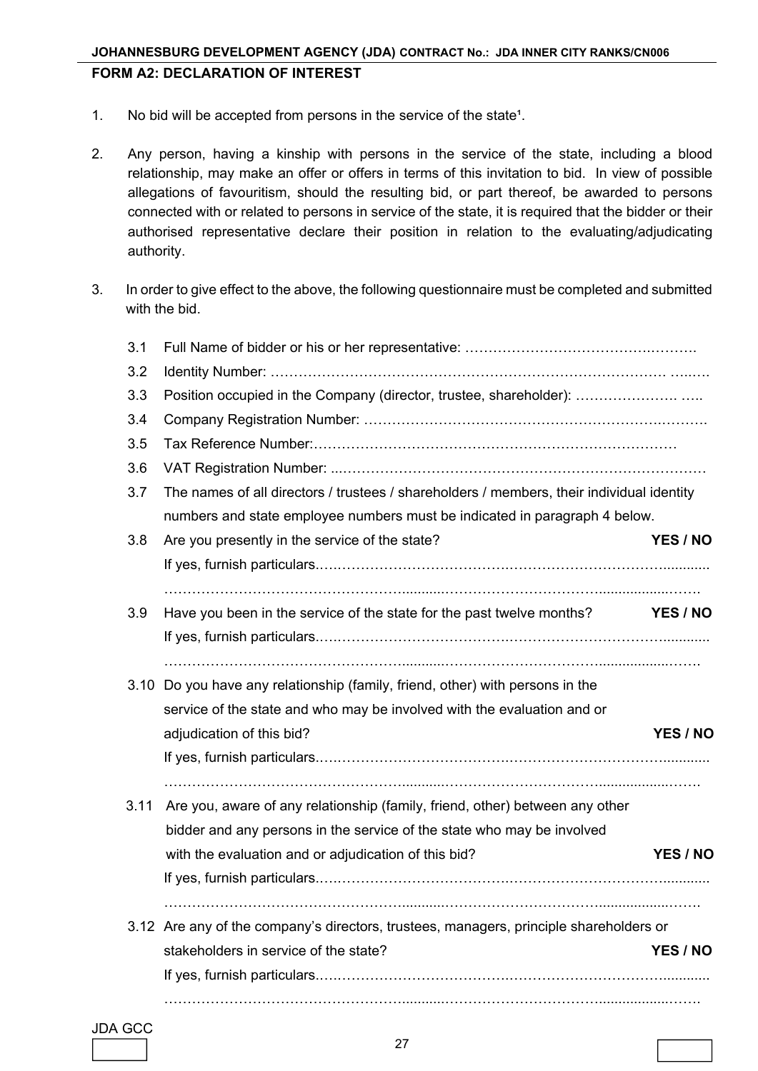**FORM A2: DECLARATION OF INTEREST**

1. No bid will be accepted from persons in the service of the state[1].

2. Any person, having a kinship with persons in the service of the state, including a blood relationship, may make an offer or offers in terms of this invitation to bid. In view of possible allegations of favouritism, should the resulting bid, or part thereof, be awarded to persons connected with or related to persons in service of the state, it is required that the bidder or their authorised representative declare their position in relation to the evaluating/adjudicating authority.

3. In order to give effect to the above, the following questionnaire must be completed and submitted with the bid.

   3.1 Full Name of bidder or his or her representative: ……………………………………………

   3.2 Identity Number: ……………………………………………………………………………………

   3.3 Position occupied in the Company (director, trustee, shareholder): ……………………. …..

   3.4 Company Registration Number: ………………………………………………………………….

   3.5 Tax Reference Number:……………………………………………………………………

   3.6 VAT Registration Number: ..……………………………………………………………………

   3.7 The names of all directors / trustees / shareholders / members, their individual identity numbers and state employee numbers must be indicated in paragraph 4 below.

   3.8 Are you presently in the service of the state? **YES / NO**

   If yes, furnish particulars.……………………………………………………………………………

   ………………………………………………………………………………………………………

   3.9 Have you been in the service of the state for the past twelve months? **YES / NO**

   If yes, furnish particulars.……………………………………………………………………………

   ………………………………………………………………………………………………………

   3.10 Do you have any relationship (family, friend, other) with persons in the service of the state and who may be involved with the evaluation and or adjudication of this bid? **YES / NO**

   If yes, furnish particulars.……………………………………………………………………………

   ………………………………………………………………………………………………………

   3.11 Are you, aware of any relationship (family, friend, other) between any other bidder and any persons in the service of the state who may be involved with the evaluation and or adjudication of this bid? **YES / NO**

   If yes, furnish particulars.……………………………………………………………………………

   ………………………………………………………………………………………………………

   3.12 Are any of the company's directors, trustees, managers, principle shareholders or stakeholders in service of the state? **YES / NO**

   If yes, furnish particulars.……………………………………………………………………………

   ………………………………………………………………………………………………………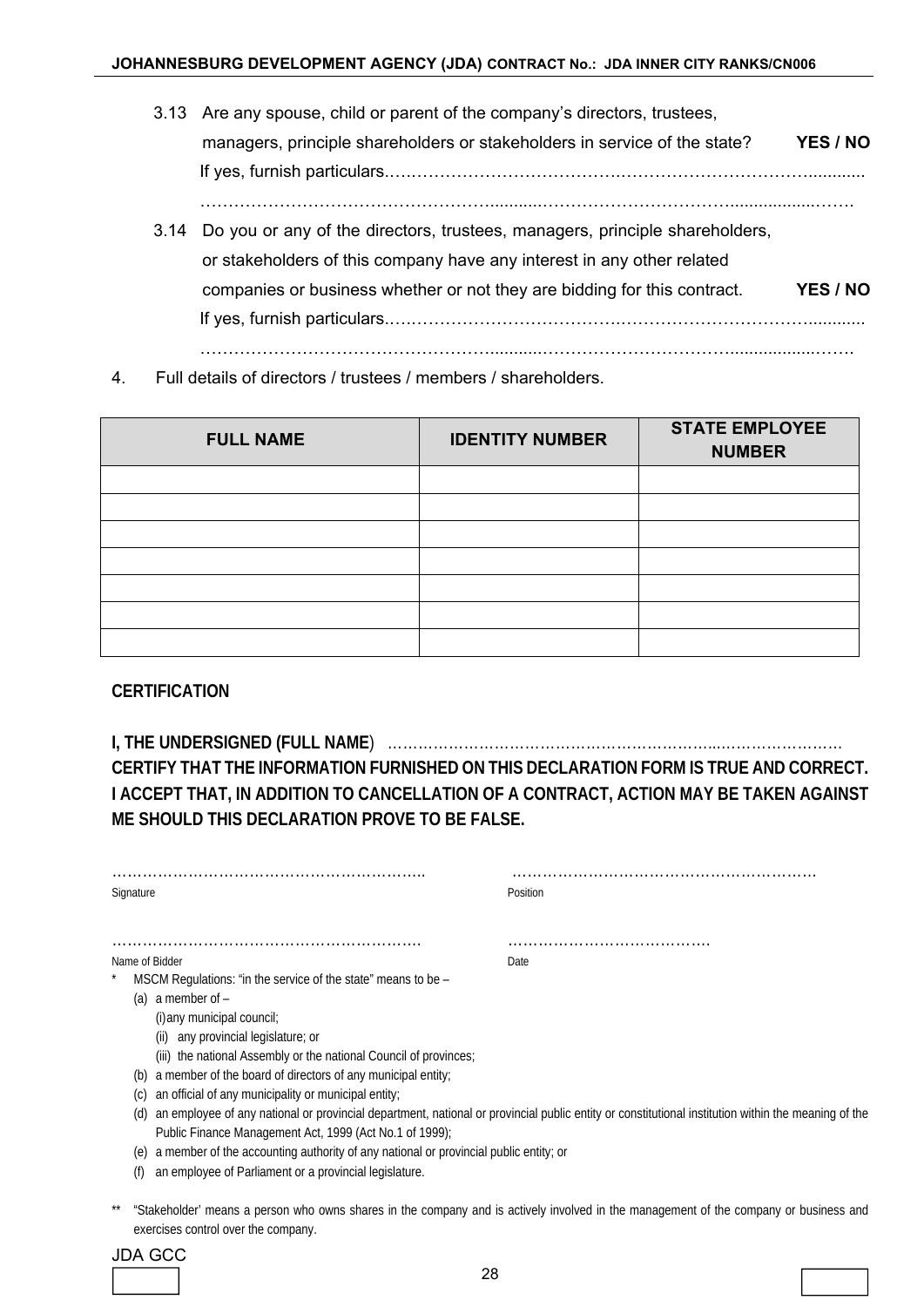3.13 Are any spouse, child or parent of the company's directors, trustees, managers, principle shareholders or stakeholders in service of the state? **YES / NO**

If yes, furnish particulars.……………………………………………………………………………...........

……………………………………………...........……………………………….................…….

3.14 Do you or any of the directors, trustees, managers, principle shareholders, or stakeholders of this company have any interest in any other related companies or business whether or not they are bidding for this contract. **YES / NO**

If yes, furnish particulars.……………………………………………………………………………...........

……………………………………………...........……………………………….................…….

4. Full details of directors / trustees / members / shareholders.

| FULL NAME | IDENTITY NUMBER | STATE EMPLOYEE NUMBER |
|---|---|---|
| | | |
| | | |
| | | |
| | | |
| | | |
| | | |
| | | |

**CERTIFICATION**

**I, THE UNDERSIGNED (FULL NAME**) ……………………………………………………...…………………

**CERTIFY THAT THE INFORMATION FURNISHED ON THIS DECLARATION FORM IS TRUE AND CORRECT.**
**I ACCEPT THAT, IN ADDITION TO CANCELLATION OF A CONTRACT, ACTION MAY BE TAKEN AGAINST ME SHOULD THIS DECLARATION PROVE TO BE FALSE.**

…………………………………………………….. ……………………………………………………

Signature Position

……………………………………………………. ………………………………….

Name of Bidder Date

\* MSCM Regulations: "in the service of the state" means to be –

(a) a member of –
   (i) any municipal council;
   (ii) any provincial legislature; or
   (iii) the national Assembly or the national Council of provinces;
(b) a member of the board of directors of any municipal entity;
(c) an official of any municipality or municipal entity;
(d) an employee of any national or provincial department, national or provincial public entity or constitutional institution within the meaning of the Public Finance Management Act, 1999 (Act No.1 of 1999);
(e) a member of the accounting authority of any national or provincial public entity; or
(f) an employee of Parliament or a provincial legislature.

\*\* "Stakeholder' means a person who owns shares in the company and is actively involved in the management of the company or business and exercises control over the company.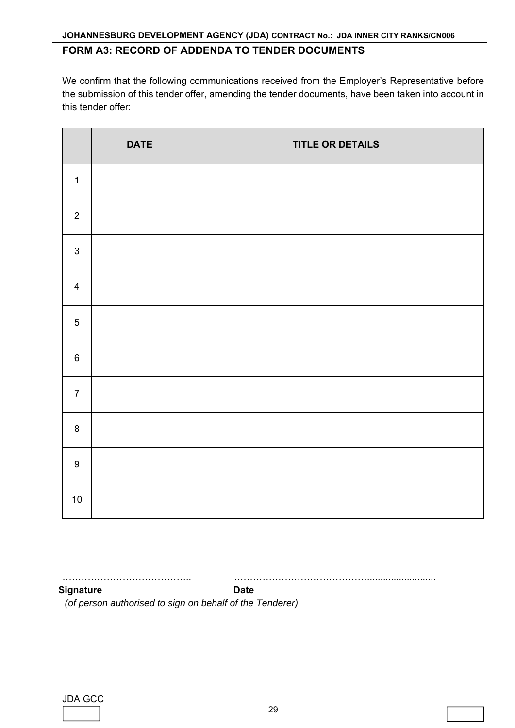## FORM A3: RECORD OF ADDENDA TO TENDER DOCUMENTS

We confirm that the following communications received from the Employer's Representative before the submission of this tender offer, amending the tender documents, have been taken into account in this tender offer:

| | DATE | TITLE OR DETAILS |
|---|---|---|
| 1 | | |
| 2 | | |
| 3 | | |
| 4 | | |
| 5 | | |
| 6 | | |
| 7 | | |
| 8 | | |
| 9 | | |
| 10 | | |

………………………………….. ……………………………………..........................

**Signature** **Date**

*(of person authorised to sign on behalf of the Tenderer)*

JDA GCC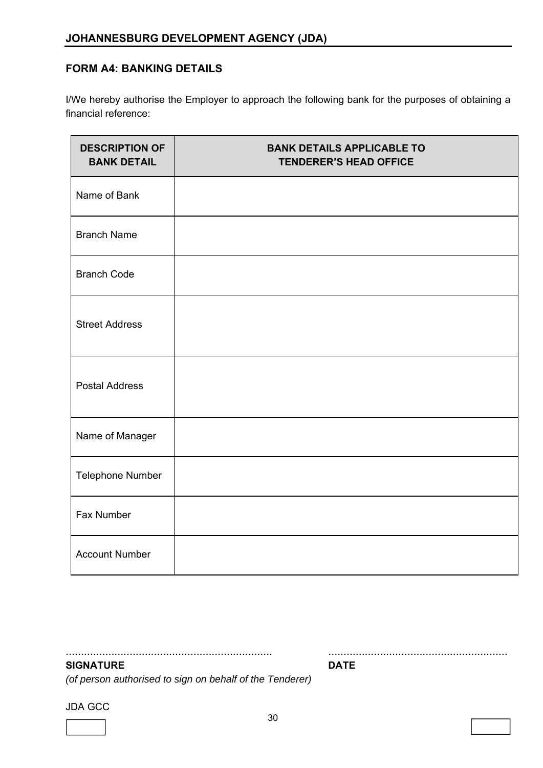## FORM A4: BANKING DETAILS

I/We hereby authorise the Employer to approach the following bank for the purposes of obtaining a financial reference:

| DESCRIPTION OF BANK DETAIL | BANK DETAILS APPLICABLE TO TENDERER'S HEAD OFFICE |
|---|---|
| Name of Bank | |
| Branch Name | |
| Branch Code | |
| Street Address | |
| Postal Address | |
| Name of Manager | |
| Telephone Number | |
| Fax Number | |
| Account Number | |

.................................................................... ..........................................................

**SIGNATURE** **DATE**

*(of person authorised to sign on behalf of the Tenderer)*

JDA GCC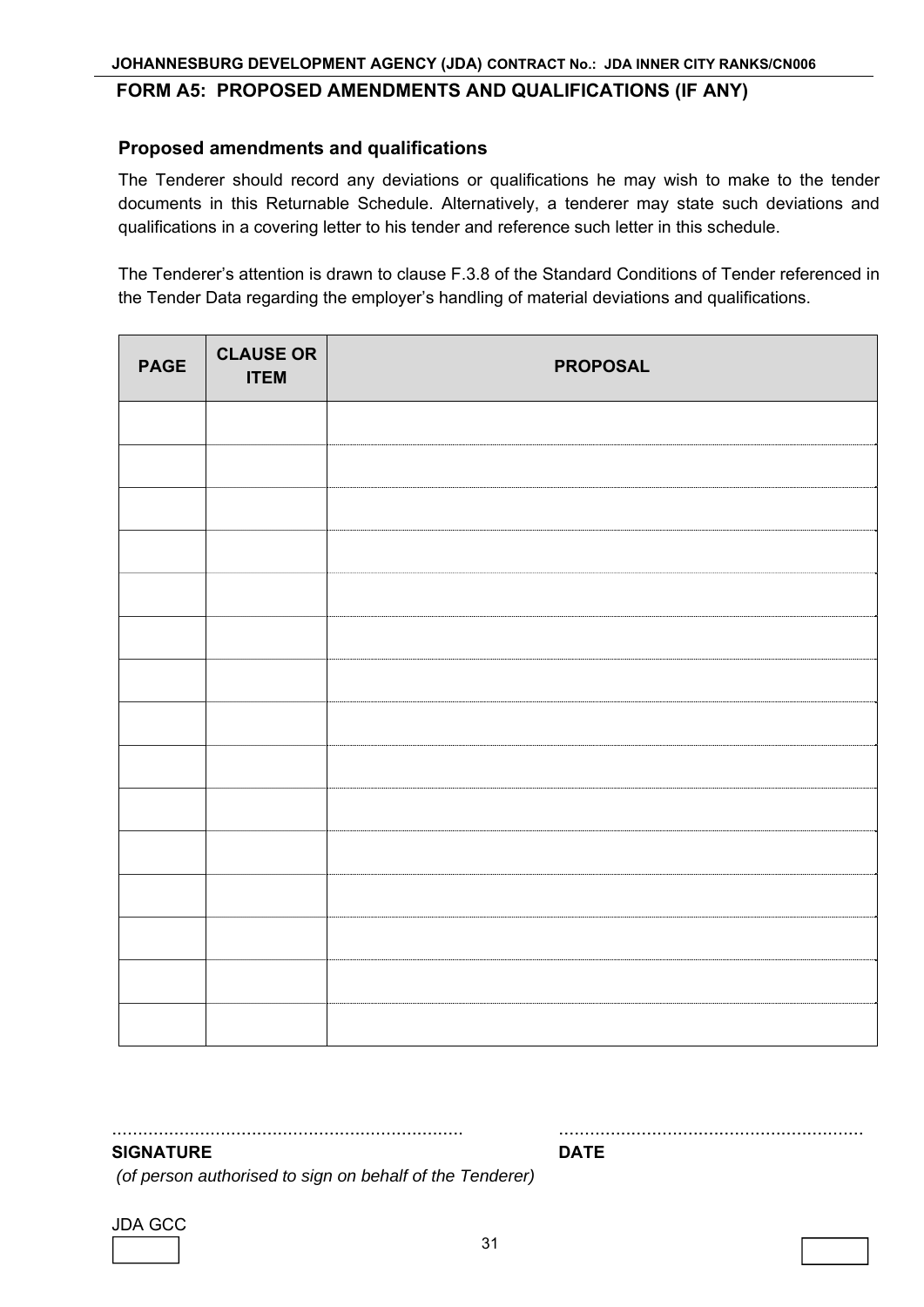# FORM A5: PROPOSED AMENDMENTS AND QUALIFICATIONS (IF ANY)

## Proposed amendments and qualifications

The Tenderer should record any deviations or qualifications he may wish to make to the tender documents in this Returnable Schedule. Alternatively, a tenderer may state such deviations and qualifications in a covering letter to his tender and reference such letter in this schedule.

The Tenderer's attention is drawn to clause F.3.8 of the Standard Conditions of Tender referenced in the Tender Data regarding the employer's handling of material deviations and qualifications.

| PAGE | CLAUSE OR ITEM | PROPOSAL |
|---|---|---|
| | | |
| | | |
| | | |
| | | |
| | | |
| | | |
| | | |
| | | |
| | | |
| | | |
| | | |
| | | |
| | | |
| | | |
| | | |

.................................................................... ..........................................................

**SIGNATURE** **DATE**

*(of person authorised to sign on behalf of the Tenderer)*

JDA GCC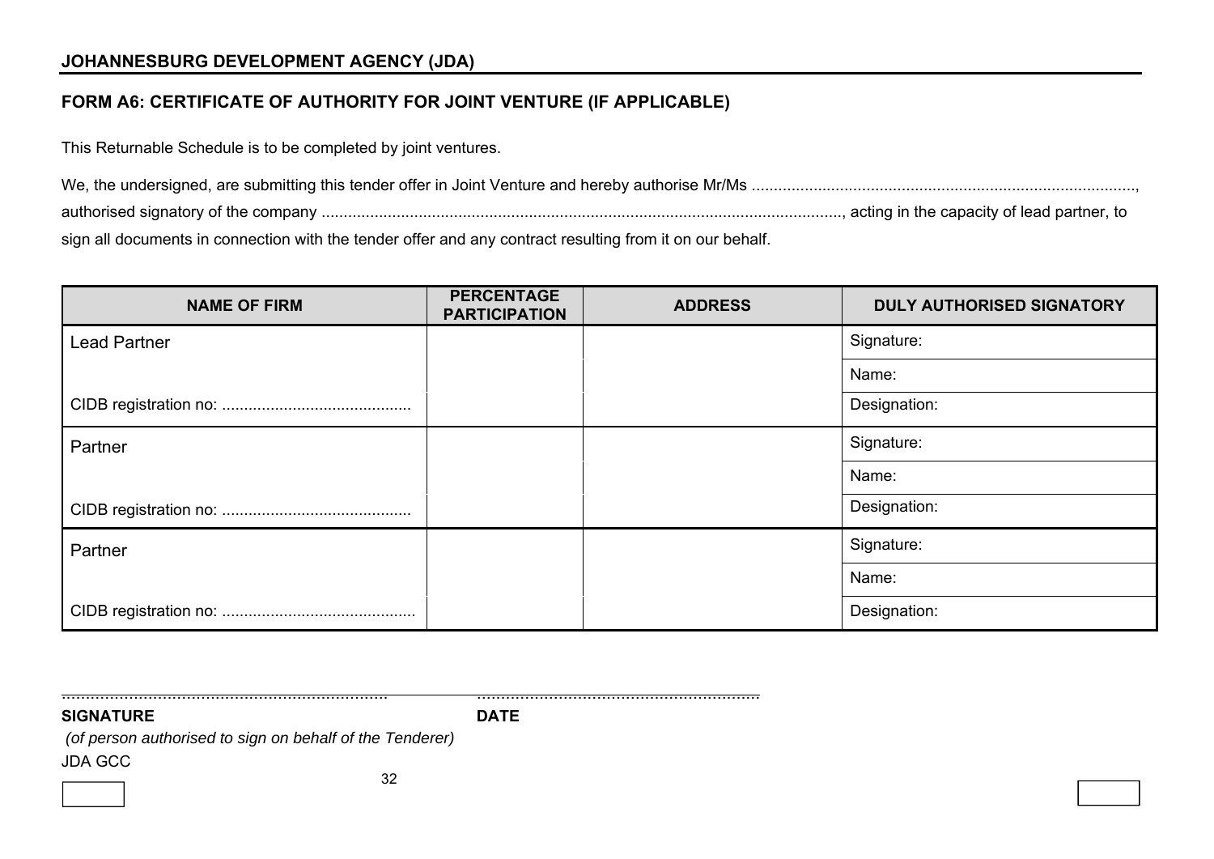## FORM A6: CERTIFICATE OF AUTHORITY FOR JOINT VENTURE (IF APPLICABLE)

This Returnable Schedule is to be completed by joint ventures.

We, the undersigned, are submitting this tender offer in Joint Venture and hereby authorise Mr/Ms ......................................................................................., authorised signatory of the company ......................................................................................................................, acting in the capacity of lead partner, to sign all documents in connection with the tender offer and any contract resulting from it on our behalf.

| NAME OF FIRM | PERCENTAGE PARTICIPATION | ADDRESS | DULY AUTHORISED SIGNATORY |
|---|---|---|---|
| Lead Partner | | | Signature: |
| | | | Name: |
| CIDB registration no: .......................................... | | | Designation: |
| Partner | | | Signature: |
| | | | Name: |
| CIDB registration no: .......................................... | | | Designation: |
| Partner | | | Signature: |
| | | | Name: |
| CIDB registration no: ........................................... | | | Designation: |

..................................................................... ............................................................

**SIGNATURE** **DATE**

*(of person authorised to sign on behalf of the Tenderer)*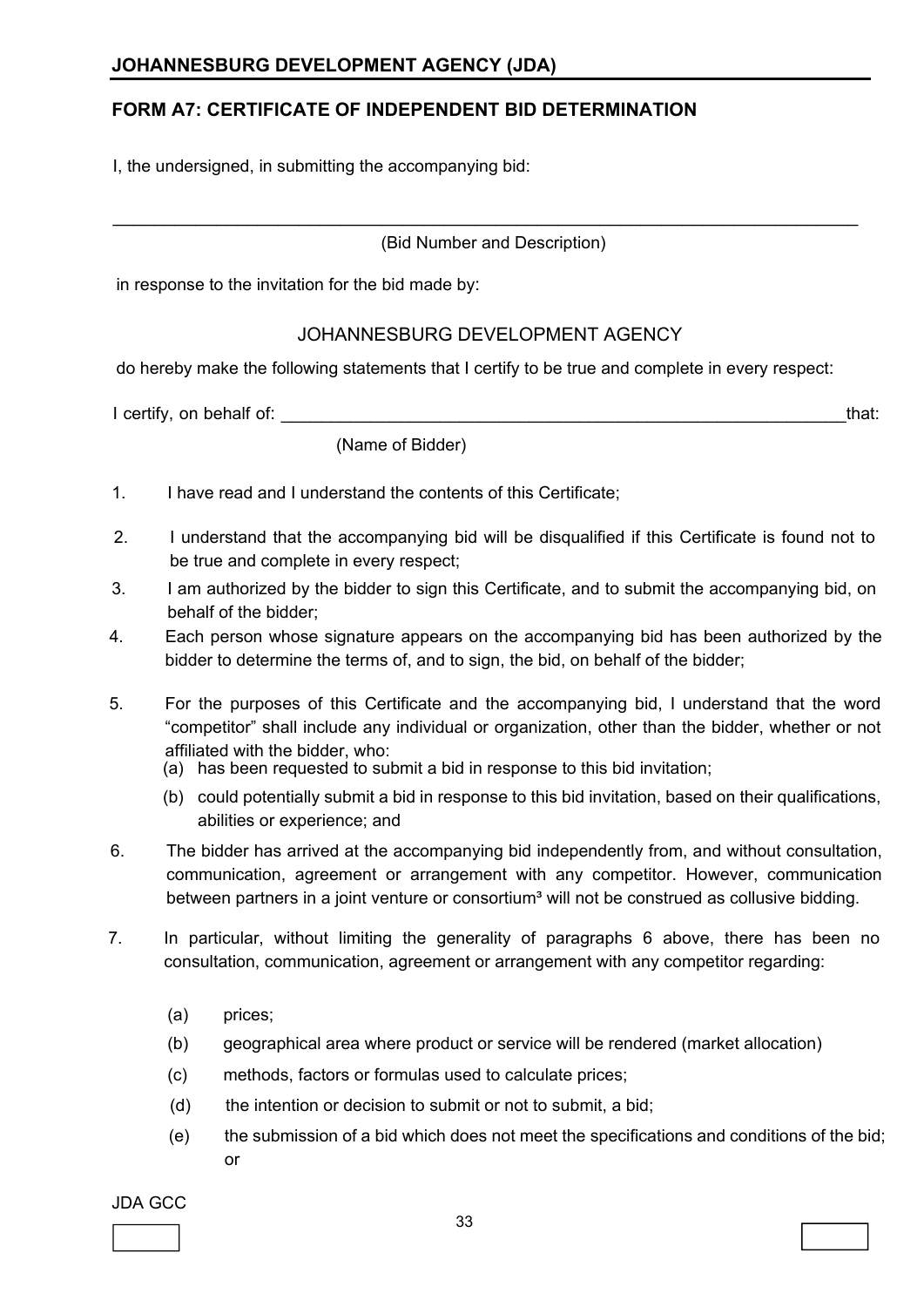**JOHANNESBURG DEVELOPMENT AGENCY (JDA)**

## FORM A7: CERTIFICATE OF INDEPENDENT BID DETERMINATION

I, the undersigned, in submitting the accompanying bid:

_____________________________________________________________________________

(Bid Number and Description)

in response to the invitation for the bid made by:

JOHANNESBURG DEVELOPMENT AGENCY

do hereby make the following statements that I certify to be true and complete in every respect:

I certify, on behalf of: ___________________________________________________________that:

(Name of Bidder)

1. I have read and I understand the contents of this Certificate;
2. I understand that the accompanying bid will be disqualified if this Certificate is found not to be true and complete in every respect;
3. I am authorized by the bidder to sign this Certificate, and to submit the accompanying bid, on behalf of the bidder;
4. Each person whose signature appears on the accompanying bid has been authorized by the bidder to determine the terms of, and to sign, the bid, on behalf of the bidder;
5. For the purposes of this Certificate and the accompanying bid, I understand that the word "competitor" shall include any individual or organization, other than the bidder, whether or not affiliated with the bidder, who:
   (a) has been requested to submit a bid in response to this bid invitation;
   (b) could potentially submit a bid in response to this bid invitation, based on their qualifications, abilities or experience; and
6. The bidder has arrived at the accompanying bid independently from, and without consultation, communication, agreement or arrangement with any competitor. However, communication between partners in a joint venture or consortium[3] will not be construed as collusive bidding.
7. In particular, without limiting the generality of paragraphs 6 above, there has been no consultation, communication, agreement or arrangement with any competitor regarding:

   (a) prices;

   (b) geographical area where product or service will be rendered (market allocation)

   (c) methods, factors or formulas used to calculate prices;

   (d) the intention or decision to submit or not to submit, a bid;

   (e) the submission of a bid which does not meet the specifications and conditions of the bid; or

JDA GCC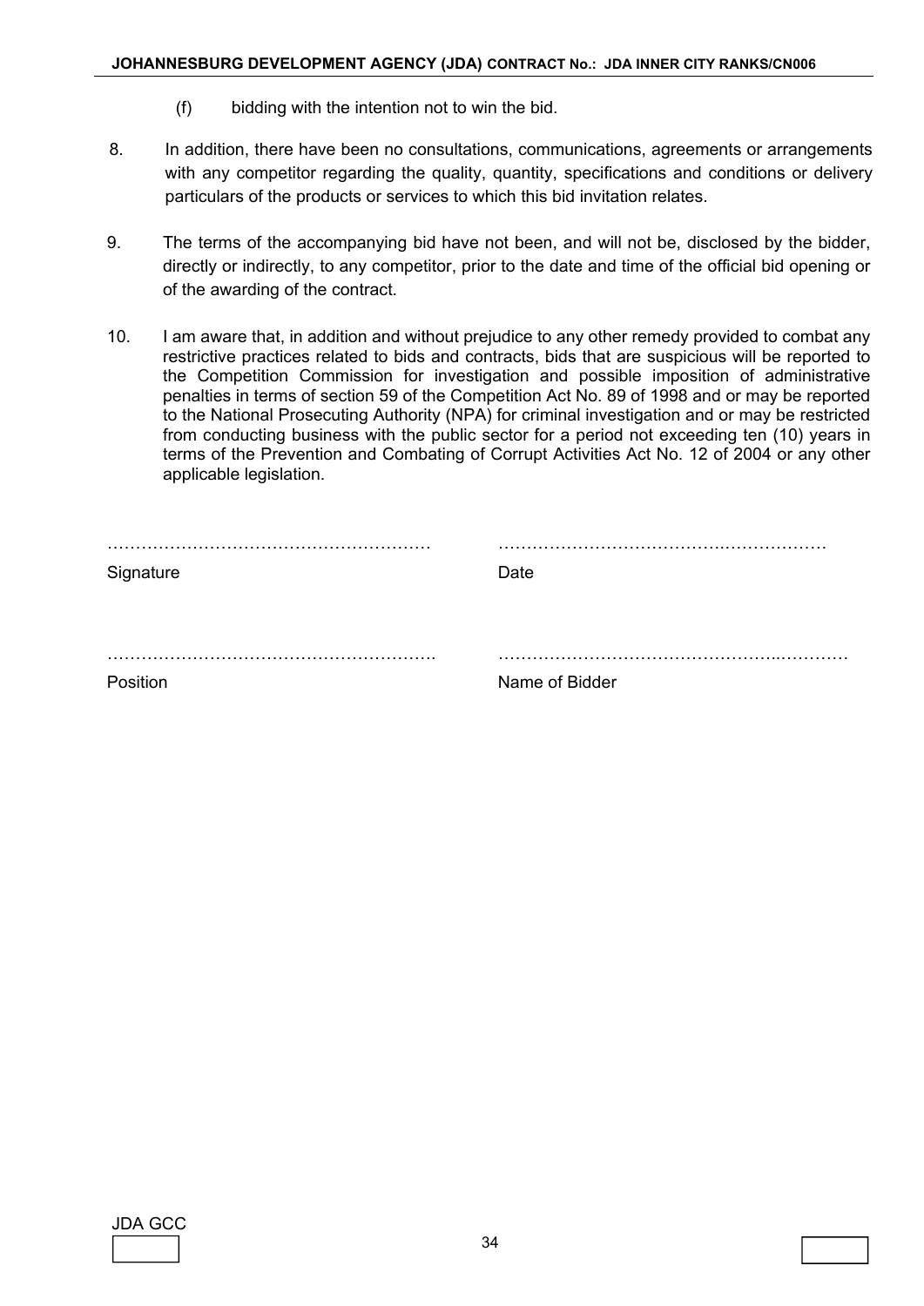(f) bidding with the intention not to win the bid.

8. In addition, there have been no consultations, communications, agreements or arrangements with any competitor regarding the quality, quantity, specifications and conditions or delivery particulars of the products or services to which this bid invitation relates.

9. The terms of the accompanying bid have not been, and will not be, disclosed by the bidder, directly or indirectly, to any competitor, prior to the date and time of the official bid opening or of the awarding of the contract.

10. I am aware that, in addition and without prejudice to any other remedy provided to combat any restrictive practices related to bids and contracts, bids that are suspicious will be reported to the Competition Commission for investigation and possible imposition of administrative penalties in terms of section 59 of the Competition Act No. 89 of 1998 and or may be reported to the National Prosecuting Authority (NPA) for criminal investigation and or may be restricted from conducting business with the public sector for a period not exceeding ten (10) years in terms of the Prevention and Combating of Corrupt Activities Act No. 12 of 2004 or any other applicable legislation.

| | |
|---|---|
| ………………………………………………… | ………………………………………………… |
| Signature | Date |
| ………………………………………………… | ………………………………………………… |
| Position | Name of Bidder |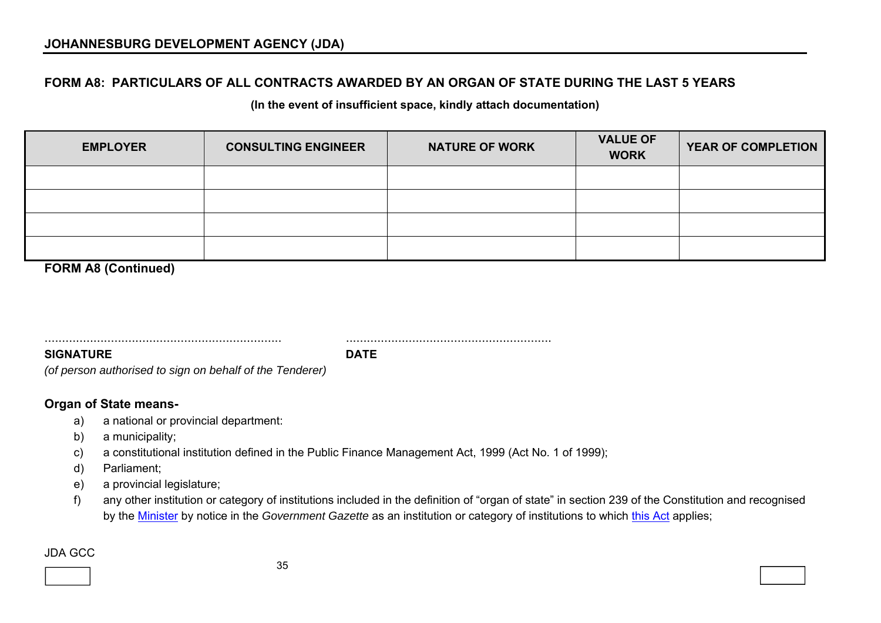## FORM A8: PARTICULARS OF ALL CONTRACTS AWARDED BY AN ORGAN OF STATE DURING THE LAST 5 YEARS

**(In the event of insufficient space, kindly attach documentation)**

| EMPLOYER | CONSULTING ENGINEER | NATURE OF WORK | VALUE OF WORK | YEAR OF COMPLETION |
|---|---|---|---|---|
| | | | | |
| | | | | |
| | | | | |
| | | | | |

**FORM A8 (Continued)**

………………………………………………………… ……………………………………………………

**SIGNATURE** **DATE**

*(of person authorised to sign on behalf of the Tenderer)*

**Organ of State means-**

a) a national or provincial department:
b) a municipality;
c) a constitutional institution defined in the Public Finance Management Act, 1999 (Act No. 1 of 1999);
d) Parliament;
e) a provincial legislature;
f) any other institution or category of institutions included in the definition of "organ of state" in section 239 of the Constitution and recognised by the Minister by notice in the *Government Gazette* as an institution or category of institutions to which this Act applies;

JDA GCC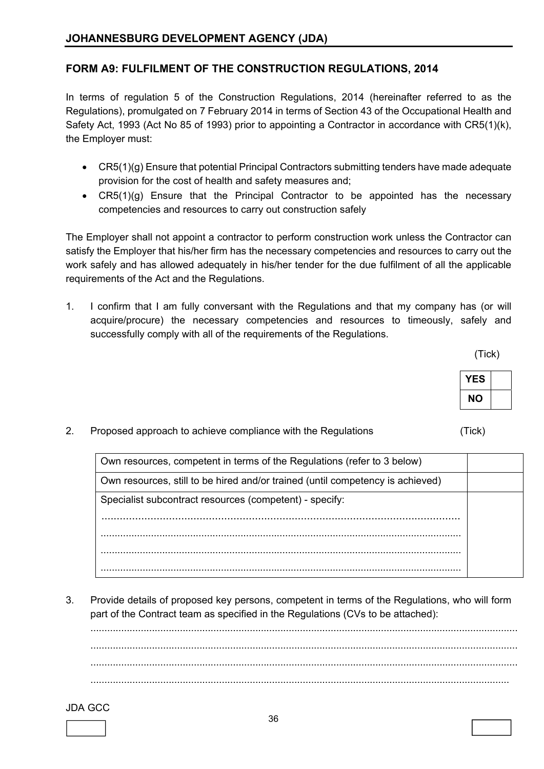## JOHANNESBURG DEVELOPMENT AGENCY (JDA)

### FORM A9: FULFILMENT OF THE CONSTRUCTION REGULATIONS, 2014

In terms of regulation 5 of the Construction Regulations, 2014 (hereinafter referred to as the Regulations), promulgated on 7 February 2014 in terms of Section 43 of the Occupational Health and Safety Act, 1993 (Act No 85 of 1993) prior to appointing a Contractor in accordance with CR5(1)(k), the Employer must:

- CR5(1)(g) Ensure that potential Principal Contractors submitting tenders have made adequate provision for the cost of health and safety measures and;
- CR5(1)(g) Ensure that the Principal Contractor to be appointed has the necessary competencies and resources to carry out construction safely

The Employer shall not appoint a contractor to perform construction work unless the Contractor can satisfy the Employer that his/her firm has the necessary competencies and resources to carry out the work safely and has allowed adequately in his/her tender for the due fulfilment of all the applicable requirements of the Act and the Regulations.

1. I confirm that I am fully conversant with the Regulations and that my company has (or will acquire/procure) the necessary competencies and resources to timeously, safely and successfully comply with all of the requirements of the Regulations.

(Tick)

| | |
|---|---|
| **YES** | |
| **NO** | |

2. Proposed approach to achieve compliance with the Regulations (Tick)

| | |
|---|---|
| Own resources, competent in terms of the Regulations (refer to 3 below) | |
| Own resources, still to be hired and/or trained (until competency is achieved) | |
| Specialist subcontract resources (competent) - specify: ............................................................ ............................................................ ............................................................ ............................................................ | |

3. Provide details of proposed key persons, competent in terms of the Regulations, who will form part of the Contract team as specified in the Regulations (CVs to be attached):

............................................................................................................................................

............................................................................................................................................

............................................................................................................................................

............................................................................................................................................

JDA GCC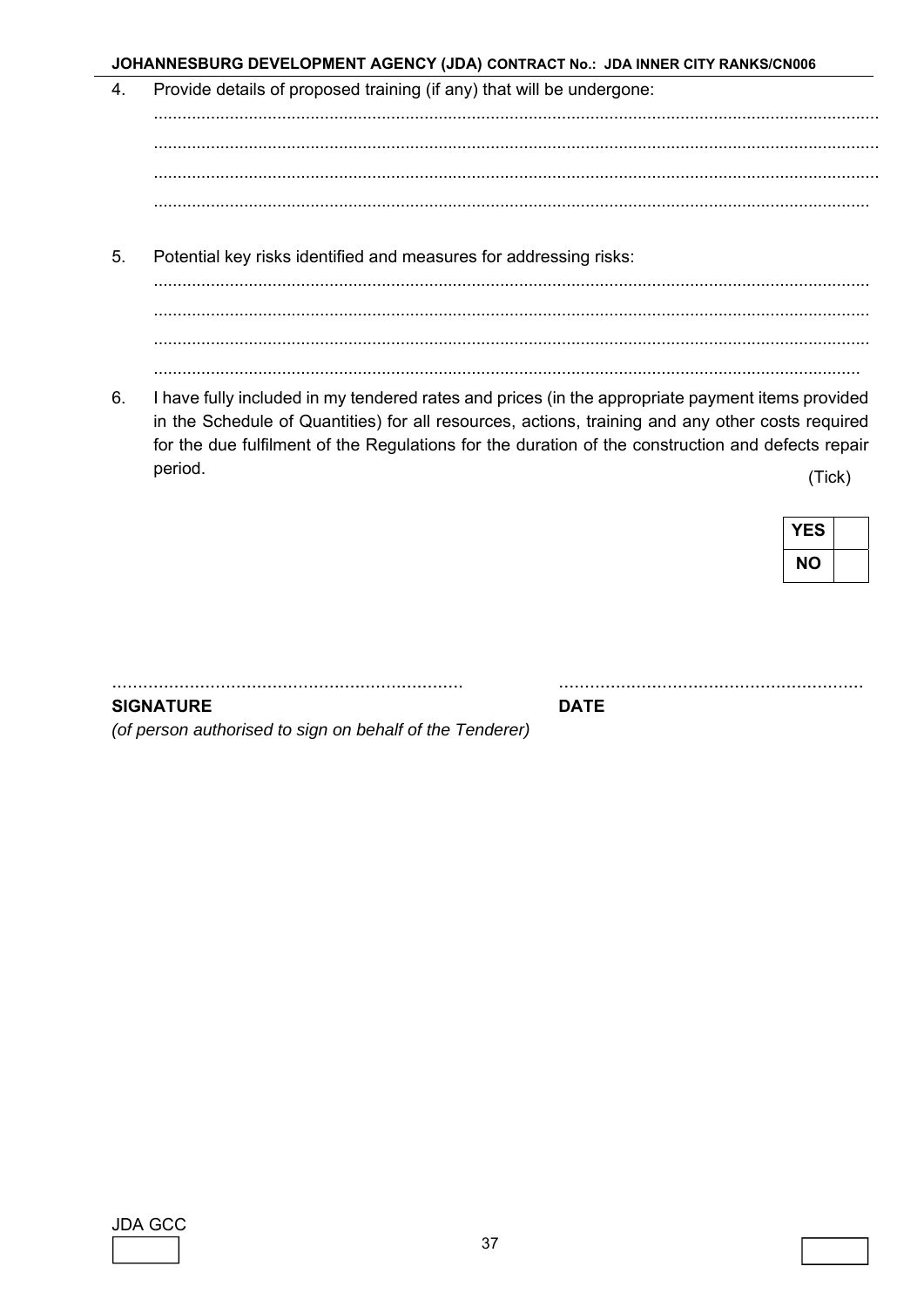4. Provide details of proposed training (if any) that will be undergone:

   .......................................................................................................................................................

   .......................................................................................................................................................

   .......................................................................................................................................................

   .......................................................................................................................................................

5. Potential key risks identified and measures for addressing risks:

   .......................................................................................................................................................

   .......................................................................................................................................................

   .......................................................................................................................................................

   .......................................................................................................................................................

6. I have fully included in my tendered rates and prices (in the appropriate payment items provided in the Schedule of Quantities) for all resources, actions, training and any other costs required for the due fulfilment of the Regulations for the duration of the construction and defects repair period. (Tick)

| | |
|---|---|
| **YES** | |
| **NO** | |

.................................................................... ...........................................................

**SIGNATURE** **DATE**

*(of person authorised to sign on behalf of the Tenderer)*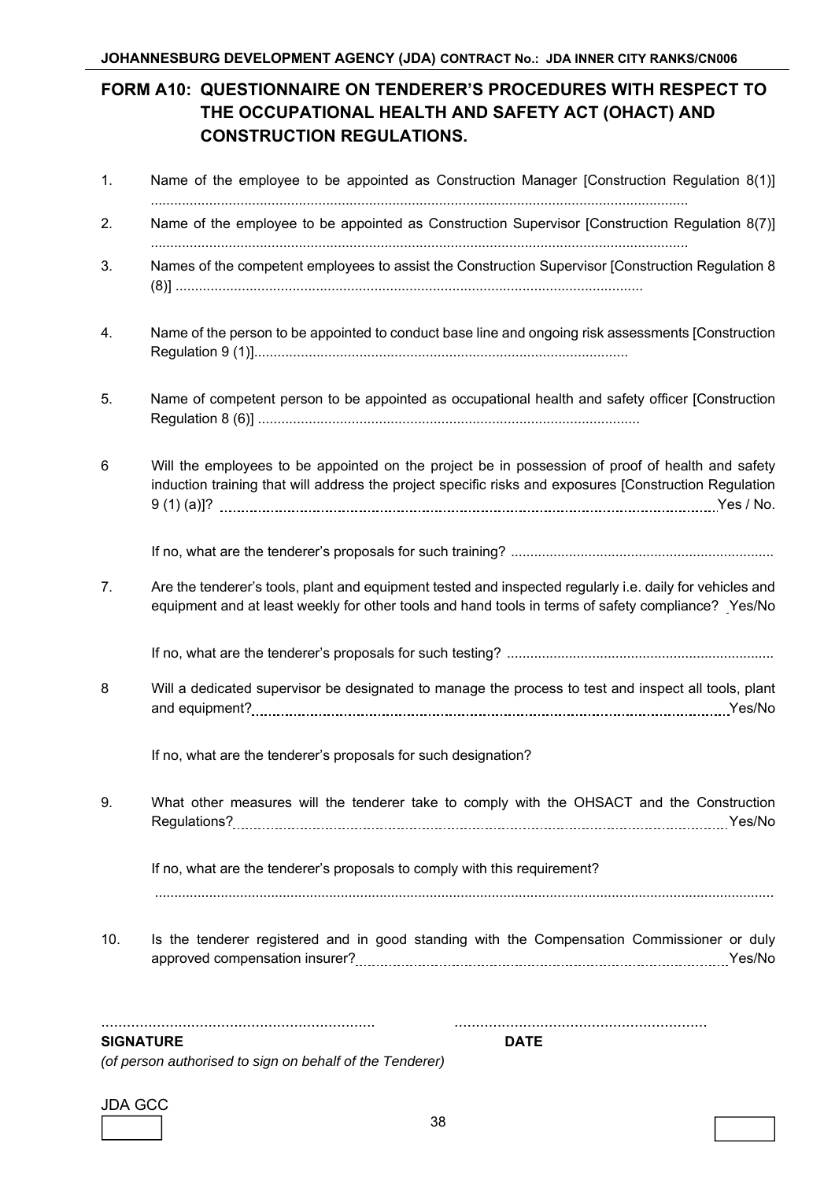## FORM A10: QUESTIONNAIRE ON TENDERER'S PROCEDURES WITH RESPECT TO THE OCCUPATIONAL HEALTH AND SAFETY ACT (OHACT) AND CONSTRUCTION REGULATIONS.

1. Name of the employee to be appointed as Construction Manager [Construction Regulation 8(1)] ..........................................................................................................................................

2. Name of the employee to be appointed as Construction Supervisor [Construction Regulation 8(7)] ..........................................................................................................................................

3. Names of the competent employees to assist the Construction Supervisor [Construction Regulation 8 (8)] .......................................................................................................................

4. Name of the person to be appointed to conduct base line and ongoing risk assessments [Construction Regulation 9 (1)]................................................................................................

5. Name of competent person to be appointed as occupational health and safety officer [Construction Regulation 8 (6)] .................................................................................................

6. Will the employees to be appointed on the project be in possession of proof of health and safety induction training that will address the project specific risks and exposures [Construction Regulation 9 (1) (a)]? ..........................................................................................................................Yes / No.

   If no, what are the tenderer's proposals for such training? ...................................................................

7. Are the tenderer's tools, plant and equipment tested and inspected regularly i.e. daily for vehicles and equipment and at least weekly for other tools and hand tools in terms of safety compliance? Yes/No

   If no, what are the tenderer's proposals for such testing? ....................................................................

8. Will a dedicated supervisor be designated to manage the process to test and inspect all tools, plant and equipment?..........................................................................................................................Yes/No

   If no, what are the tenderer's proposals for such designation?

9. What other measures will the tenderer take to comply with the OHSACT and the Construction Regulations?..........................................................................................................................Yes/No

   If no, what are the tenderer's proposals to comply with this requirement?

   ............................................................................................................................................................

10. Is the tenderer registered and in good standing with the Compensation Commissioner or duly approved compensation insurer?..........................................................................................Yes/No

................................................................ ............................................................

**SIGNATURE** **DATE**

*(of person authorised to sign on behalf of the Tenderer)*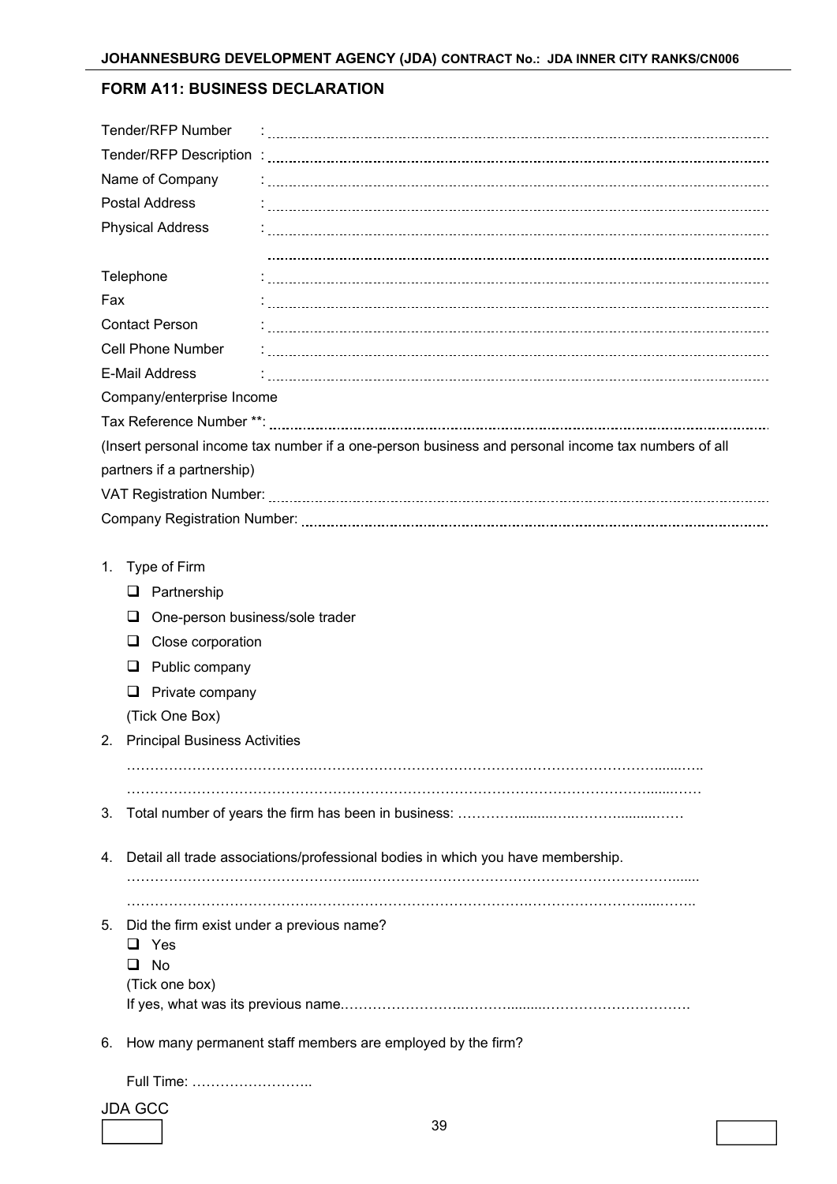## FORM A11: BUSINESS DECLARATION

Tender/RFP Number : ..................................................................................................

Tender/RFP Description : ..................................................................................................

Name of Company : ..................................................................................................

Postal Address : ..................................................................................................

Physical Address : ..................................................................................................

..................................................................................................

Telephone : ..................................................................................................

Fax : ..................................................................................................

Contact Person : ..................................................................................................

Cell Phone Number : ..................................................................................................

E-Mail Address : ..................................................................................................

Company/enterprise Income

Tax Reference Number **: ..................................................................................................

(Insert personal income tax number if a one-person business and personal income tax numbers of all partners if a partnership)

VAT Registration Number: ..................................................................................................

Company Registration Number: ..................................................................................................

1. Type of Firm
   - ☐ Partnership
   - ☐ One-person business/sole trader
   - ☐ Close corporation
   - ☐ Public company
   - ☐ Private company

   (Tick One Box)

2. Principal Business Activities

   ..................................................................................................................

   ..................................................................................................................

3. Total number of years the firm has been in business: ..........................................

4. Detail all trade associations/professional bodies in which you have membership.

   ..................................................................................................................

   ..................................................................................................................

5. Did the firm exist under a previous name?
   - ☐ Yes
   - ☐ No

   (Tick one box)

   If yes, what was its previous name...................................................................

6. How many permanent staff members are employed by the firm?

   Full Time: ..........................

JDA GCC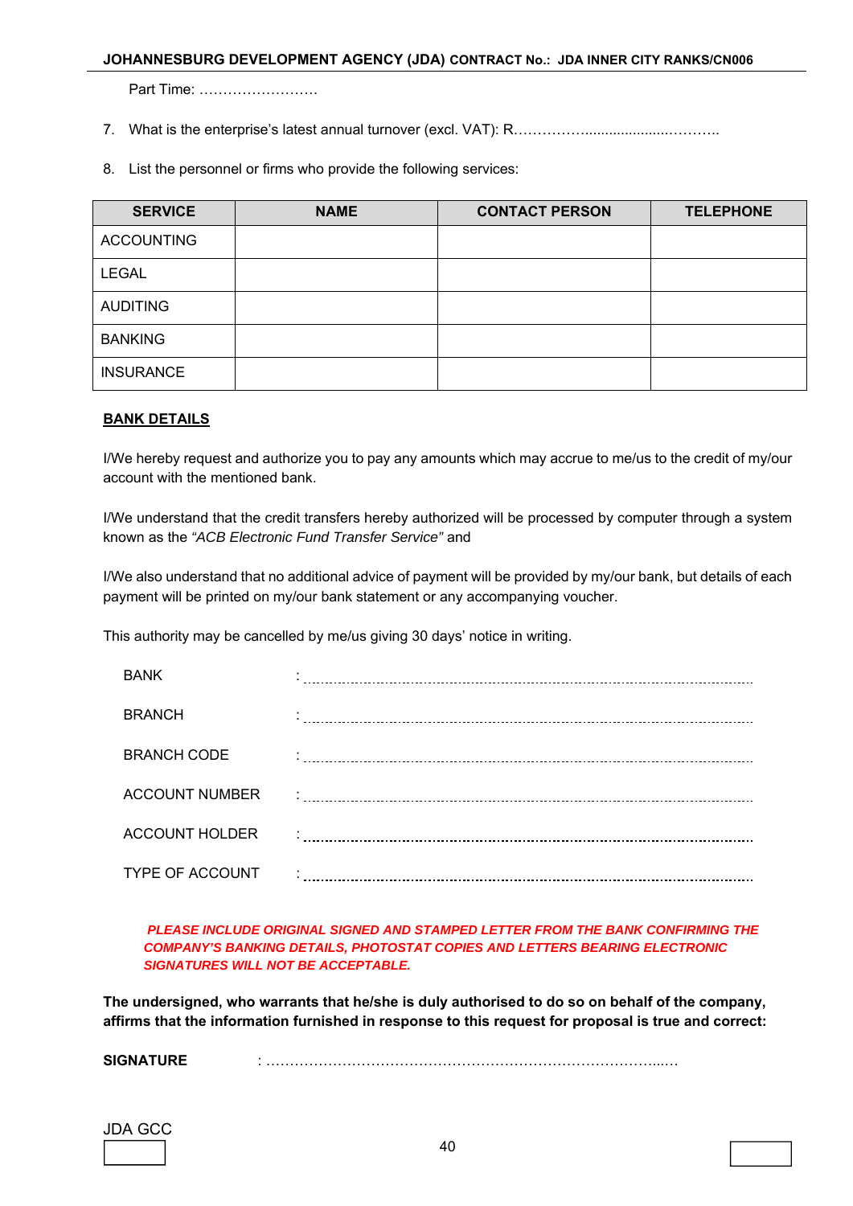Part Time: …………………….

7. What is the enterprise's latest annual turnover (excl. VAT): R…………….....................………..

8. List the personnel or firms who provide the following services:

| SERVICE | NAME | CONTACT PERSON | TELEPHONE |
|---|---|---|---|
| ACCOUNTING | | | |
| LEGAL | | | |
| AUDITING | | | |
| BANKING | | | |
| INSURANCE | | | |

**BANK DETAILS**

I/We hereby request and authorize you to pay any amounts which may accrue to me/us to the credit of my/our account with the mentioned bank.

I/We understand that the credit transfers hereby authorized will be processed by computer through a system known as the *"ACB Electronic Fund Transfer Service"* and

I/We also understand that no additional advice of payment will be provided by my/our bank, but details of each payment will be printed on my/our bank statement or any accompanying voucher.

This authority may be cancelled by me/us giving 30 days' notice in writing.

BANK : ………………………………………………………………………………

BRANCH : ………………………………………………………………………………

BRANCH CODE : ………………………………………………………………………………

ACCOUNT NUMBER : ………………………………………………………………………………

ACCOUNT HOLDER : ………………………………………………………………………………

TYPE OF ACCOUNT : ………………………………………………………………………………

***PLEASE INCLUDE ORIGINAL SIGNED AND STAMPED LETTER FROM THE BANK CONFIRMING THE COMPANY'S BANKING DETAILS, PHOTOSTAT COPIES AND LETTERS BEARING ELECTRONIC SIGNATURES WILL NOT BE ACCEPTABLE.***

**The undersigned, who warrants that he/she is duly authorised to do so on behalf of the company, affirms that the information furnished in response to this request for proposal is true and correct:**

**SIGNATURE** : ……………………………………………………………………...…

JDA GCC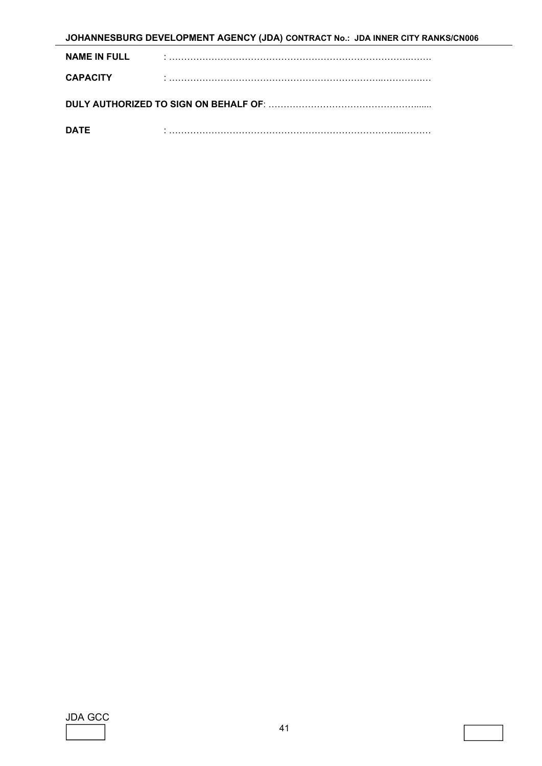**NAME IN FULL** : ……………………………………………………………………….…….

**CAPACITY** : ……………………………………………………………...……………

**DULY AUTHORIZED TO SIGN ON BEHALF OF**: ……………………………………………......

**DATE** : …………………………………………………………………..………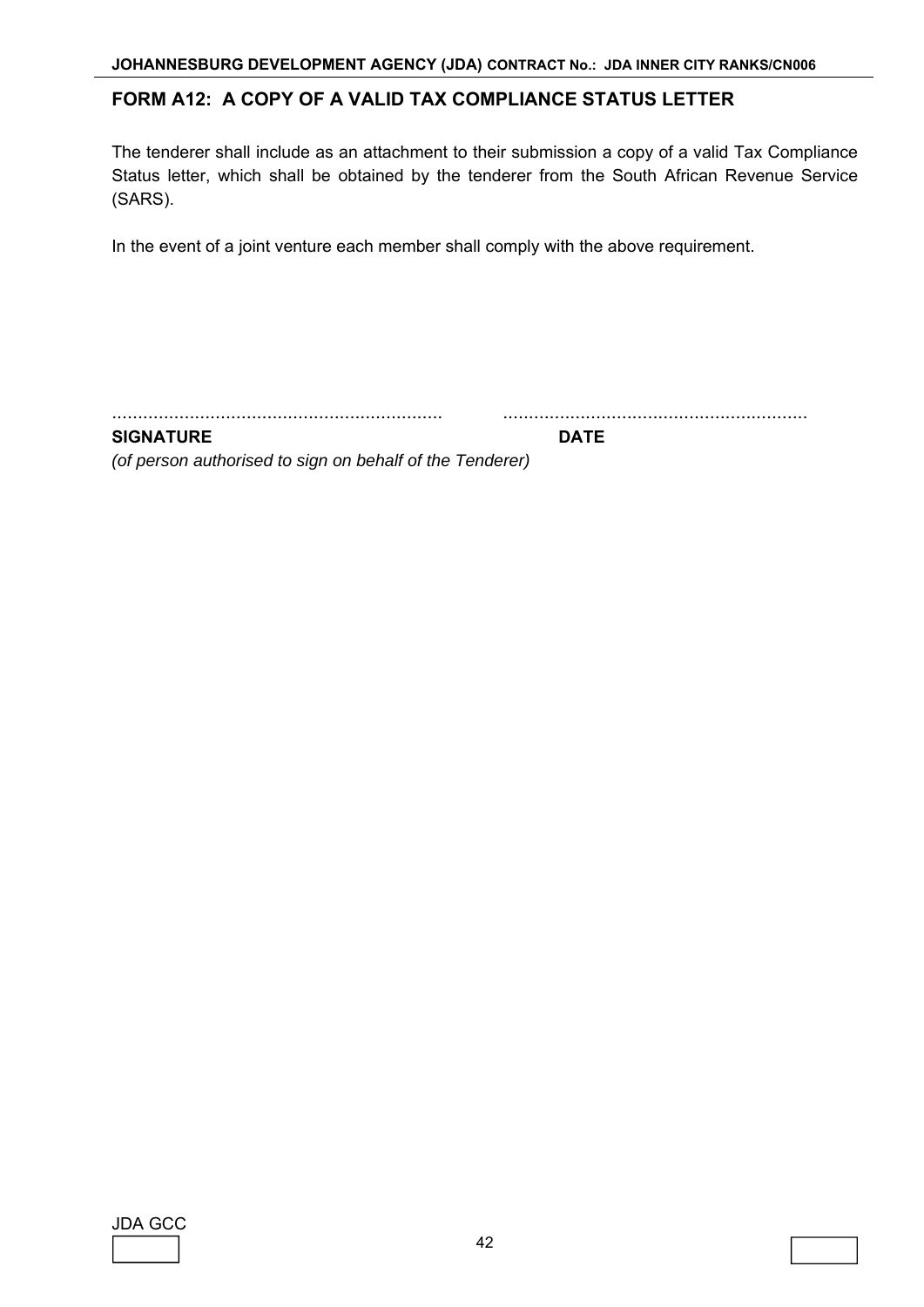## FORM A12: A COPY OF A VALID TAX COMPLIANCE STATUS LETTER

The tenderer shall include as an attachment to their submission a copy of a valid Tax Compliance Status letter, which shall be obtained by the tenderer from the South African Revenue Service (SARS).

In the event of a joint venture each member shall comply with the above requirement.

……………………………………………………… ………………………………………………….

**SIGNATURE** **DATE**

*(of person authorised to sign on behalf of the Tenderer)*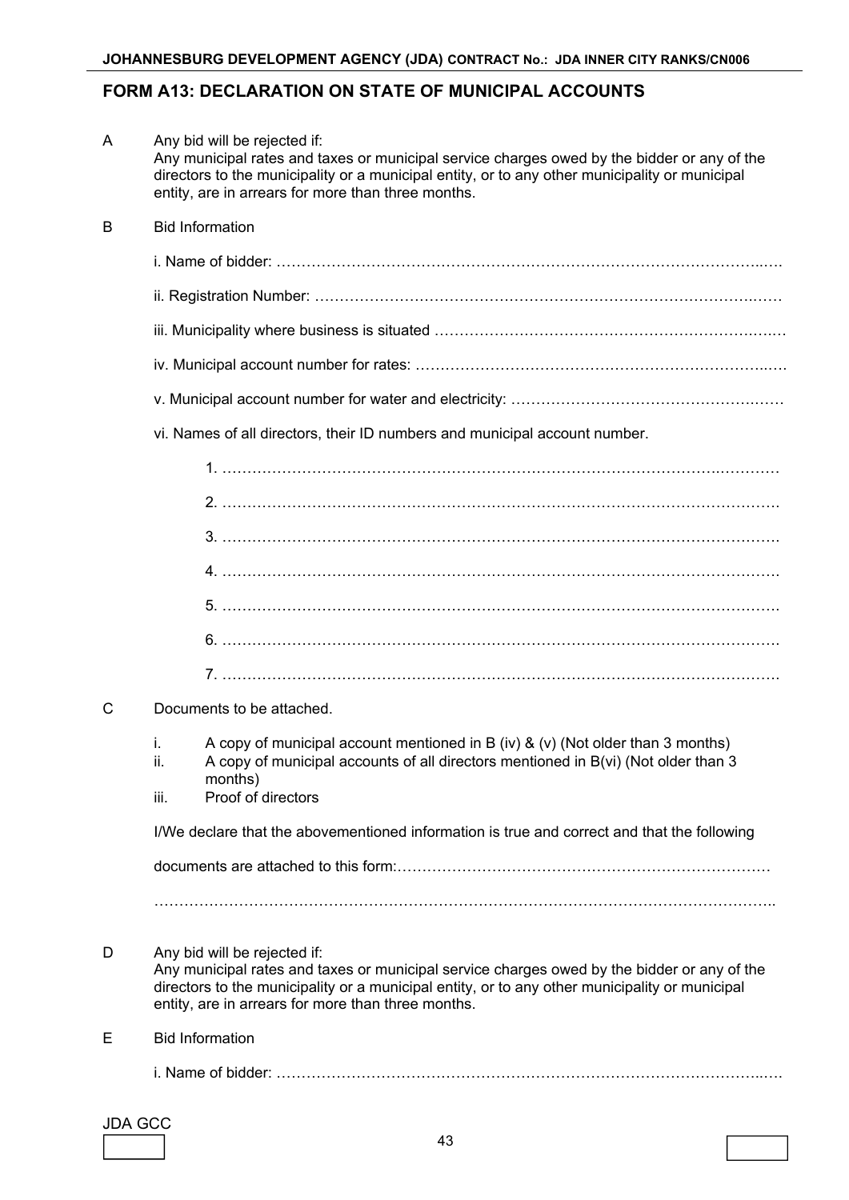## FORM A13: DECLARATION ON STATE OF MUNICIPAL ACCOUNTS

A Any bid will be rejected if:
Any municipal rates and taxes or municipal service charges owed by the bidder or any of the directors to the municipality or a municipal entity, or to any other municipality or municipal entity, are in arrears for more than three months.

B Bid Information

i. Name of bidder: ……………………………………………………………………………………..….

ii. Registration Number: ……………………………………………………………………………….……

iii. Municipality where business is situated …………………………………………………………….…

iv. Municipal account number for rates: ……………………………………………………………….….

v. Municipal account number for water and electricity: ……………………………………………….……

vi. Names of all directors, their ID numbers and municipal account number.

1. …………………………………………………………………………………………….…………
2. ………………………………………………………………………………………………………….
3. ………………………………………………………………………………………………………….
4. ………………………………………………………………………………………………………….
5. ………………………………………………………………………………………………………….
6. ………………………………………………………………………………………………………….
7. ………………………………………………………………………………………………………….

C Documents to be attached.

i. A copy of municipal account mentioned in B (iv) & (v) (Not older than 3 months)
ii. A copy of municipal accounts of all directors mentioned in B(vi) (Not older than 3 months)
iii. Proof of directors

I/We declare that the abovementioned information is true and correct and that the following

documents are attached to this form:…………………………………………………………………

………………………………………………………………………………………………………………..

D Any bid will be rejected if:
Any municipal rates and taxes or municipal service charges owed by the bidder or any of the directors to the municipality or a municipal entity, or to any other municipality or municipal entity, are in arrears for more than three months.

E Bid Information

i. Name of bidder: ……………………………………………………………………………………..….

JDA GCC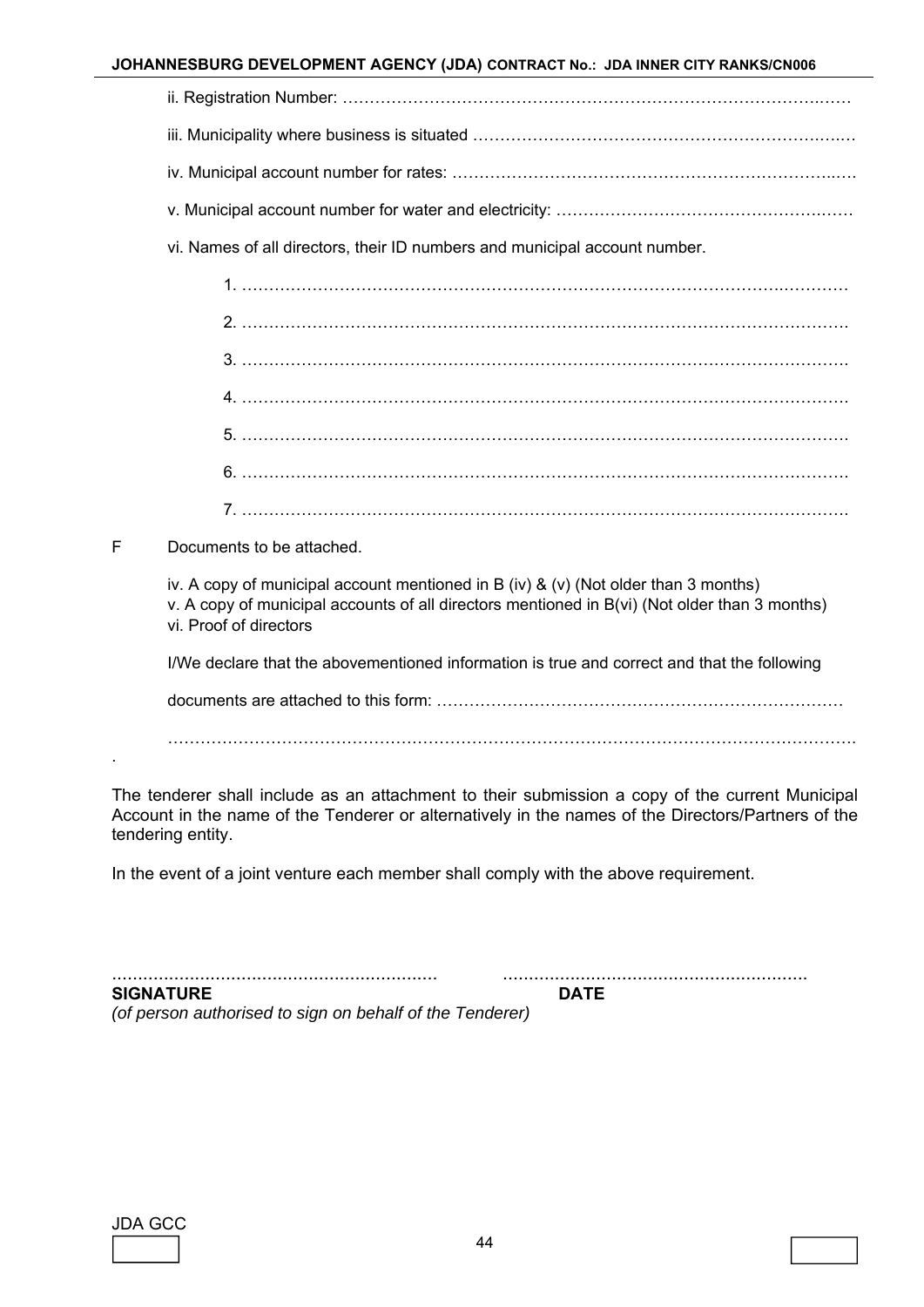ii. Registration Number: ……………………………………………………………………………………

iii. Municipality where business is situated ……………………………………………………………

iv. Municipal account number for rates: …………………………………………………………………

v. Municipal account number for water and electricity: ………………………………………………

vi. Names of all directors, their ID numbers and municipal account number.

1. ………………………………………………………………………………………………………

2. ………………………………………………………………………………………………………

3. ………………………………………………………………………………………………………

4. ………………………………………………………………………………………………………

5. ………………………………………………………………………………………………………

6. ………………………………………………………………………………………………………

7. ………………………………………………………………………………………………………

F Documents to be attached.

iv. A copy of municipal account mentioned in B (iv) & (v) (Not older than 3 months)
v. A copy of municipal accounts of all directors mentioned in B(vi) (Not older than 3 months)
vi. Proof of directors

I/We declare that the abovementioned information is true and correct and that the following

documents are attached to this form: …………………………………………………………………

……………………………………………………………………………………………………………

.

The tenderer shall include as an attachment to their submission a copy of the current Municipal Account in the name of the Tenderer or alternatively in the names of the Directors/Partners of the tendering entity.

In the event of a joint venture each member shall comply with the above requirement.

……………………………………………… ………………………………………………
**SIGNATURE** **DATE**
*(of person authorised to sign on behalf of the Tenderer)*

JDA GCC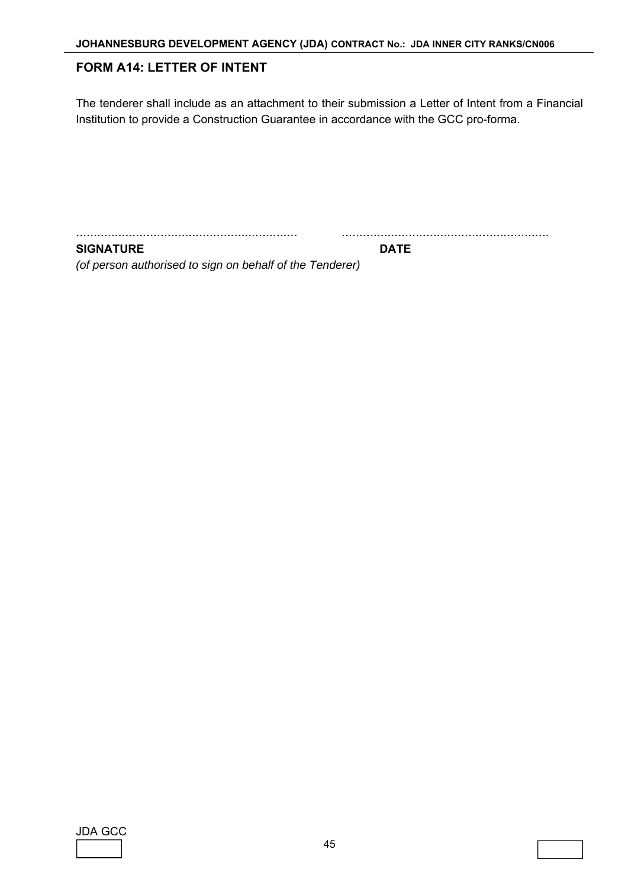## FORM A14: LETTER OF INTENT

The tenderer shall include as an attachment to their submission a Letter of Intent from a Financial Institution to provide a Construction Guarantee in accordance with the GCC pro-forma.

……………………………………………………… ………………………………………………….

**SIGNATURE** **DATE**

*(of person authorised to sign on behalf of the Tenderer)*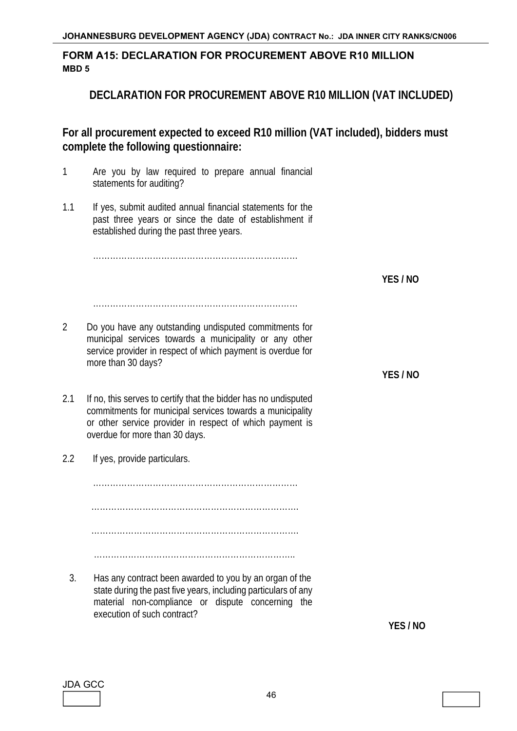## FORM A15: DECLARATION FOR PROCUREMENT ABOVE R10 MILLION
**MBD 5**

### DECLARATION FOR PROCUREMENT ABOVE R10 MILLION (VAT INCLUDED)

**For all procurement expected to exceed R10 million (VAT included), bidders must complete the following questionnaire:**

1 Are you by law required to prepare annual financial statements for auditing?

1.1 If yes, submit audited annual financial statements for the past three years or since the date of establishment if established during the past three years.

………………………………………………………………

**YES / NO**

………………………………………………………………

2 Do you have any outstanding undisputed commitments for municipal services towards a municipality or any other service provider in respect of which payment is overdue for more than 30 days?

**YES / NO**

2.1 If no, this serves to certify that the bidder has no undisputed commitments for municipal services towards a municipality or other service provider in respect of which payment is overdue for more than 30 days.

2.2 If yes, provide particulars.

………………………………………………………………

………………………………………………………………

………………………………………………………………

………………………………………………………………

3. Has any contract been awarded to you by an organ of the state during the past five years, including particulars of any material non-compliance or dispute concerning the execution of such contract?

**YES / NO**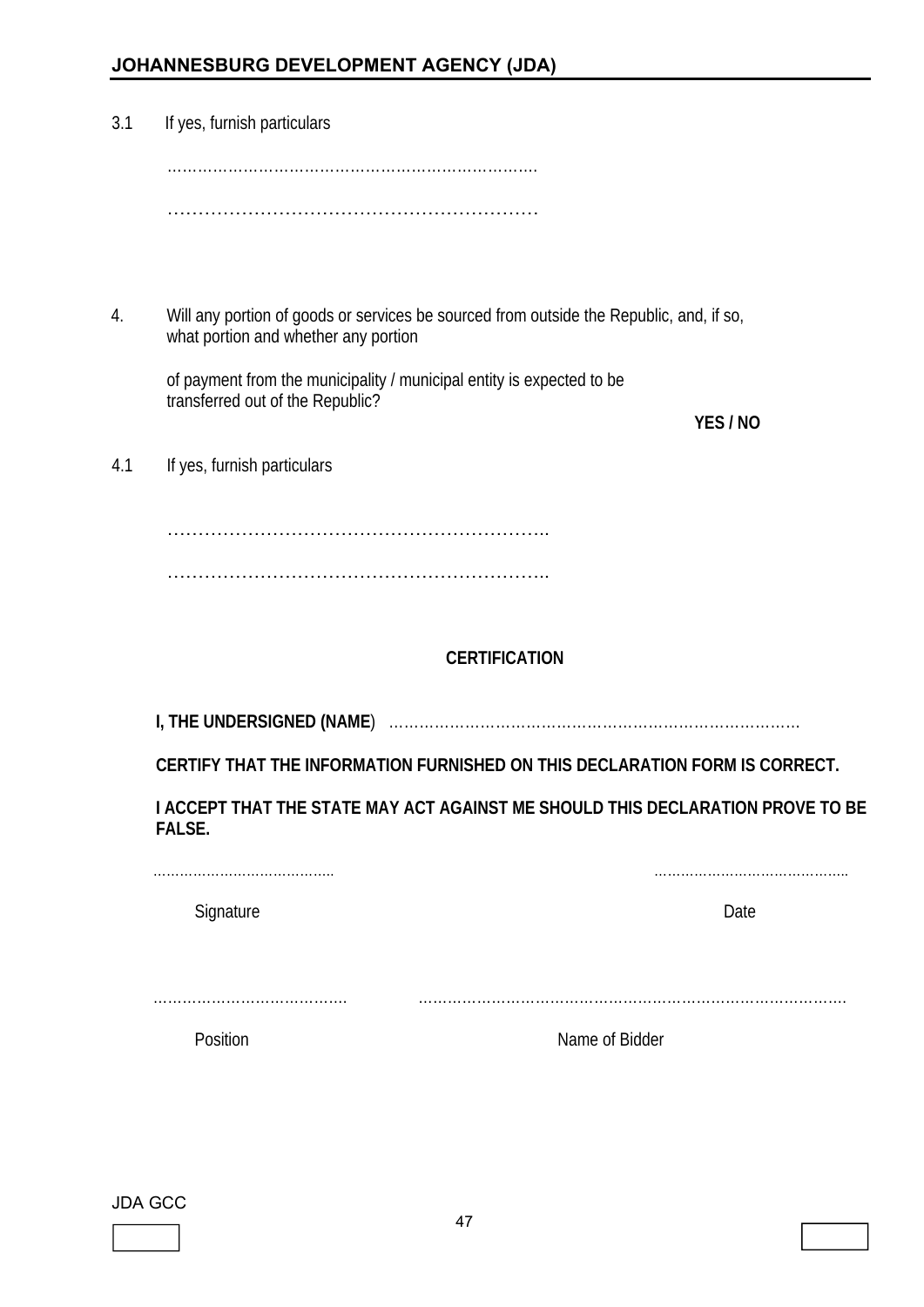3.1 If yes, furnish particulars

……………………………………………………………….

……………………………………………………

4. Will any portion of goods or services be sourced from outside the Republic, and, if so, what portion and whether any portion

of payment from the municipality / municipal entity is expected to be transferred out of the Republic?

**YES / NO**

4.1 If yes, furnish particulars

……………………………………………………….

……………………………………………………….

**CERTIFICATION**

**I, THE UNDERSIGNED (NAME**) ………………………………………………………………………

**CERTIFY THAT THE INFORMATION FURNISHED ON THIS DECLARATION FORM IS CORRECT.**

**I ACCEPT THAT THE STATE MAY ACT AGAINST ME SHOULD THIS DECLARATION PROVE TO BE FALSE.**

………………………………… ……………………………………..

Signature Date

………………………………… ……………………………………………………………………………

Position Name of Bidder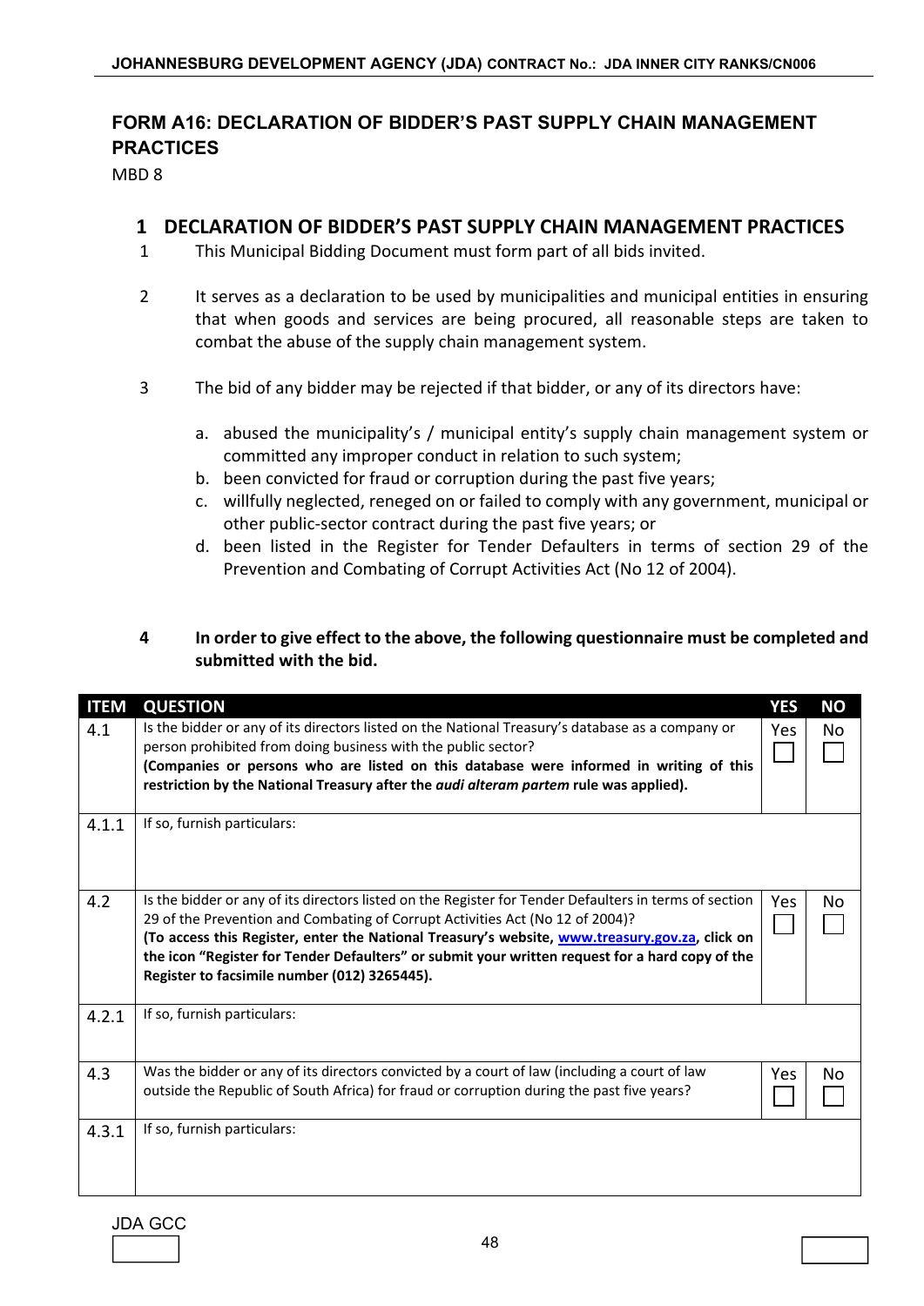## FORM A16: DECLARATION OF BIDDER'S PAST SUPPLY CHAIN MANAGEMENT PRACTICES

MBD 8

### 1 DECLARATION OF BIDDER'S PAST SUPPLY CHAIN MANAGEMENT PRACTICES

1. This Municipal Bidding Document must form part of all bids invited.

2. It serves as a declaration to be used by municipalities and municipal entities in ensuring that when goods and services are being procured, all reasonable steps are taken to combat the abuse of the supply chain management system.

3. The bid of any bidder may be rejected if that bidder, or any of its directors have:

   a. abused the municipality's / municipal entity's supply chain management system or committed any improper conduct in relation to such system;
   b. been convicted for fraud or corruption during the past five years;
   c. willfully neglected, reneged on or failed to comply with any government, municipal or other public-sector contract during the past five years; or
   d. been listed in the Register for Tender Defaulters in terms of section 29 of the Prevention and Combating of Corrupt Activities Act (No 12 of 2004).

4. **In order to give effect to the above, the following questionnaire must be completed and submitted with the bid.**

| ITEM | QUESTION | YES | NO |
|---|---|---|---|
| 4.1 | Is the bidder or any of its directors listed on the National Treasury's database as a company or person prohibited from doing business with the public sector? **(Companies or persons who are listed on this database were informed in writing of this restriction by the National Treasury after the *audi alteram partem* rule was applied).** | Yes ☐ | No ☐ |
| 4.1.1 | If so, furnish particulars: | | |
| 4.2 | Is the bidder or any of its directors listed on the Register for Tender Defaulters in terms of section 29 of the Prevention and Combating of Corrupt Activities Act (No 12 of 2004)? **(To access this Register, enter the National Treasury's website, www.treasury.gov.za, click on the icon "Register for Tender Defaulters" or submit your written request for a hard copy of the Register to facsimile number (012) 3265445).** | Yes ☐ | No ☐ |
| 4.2.1 | If so, furnish particulars: | | |
| 4.3 | Was the bidder or any of its directors convicted by a court of law (including a court of law outside the Republic of South Africa) for fraud or corruption during the past five years? | Yes ☐ | No ☐ |
| 4.3.1 | If so, furnish particulars: | | |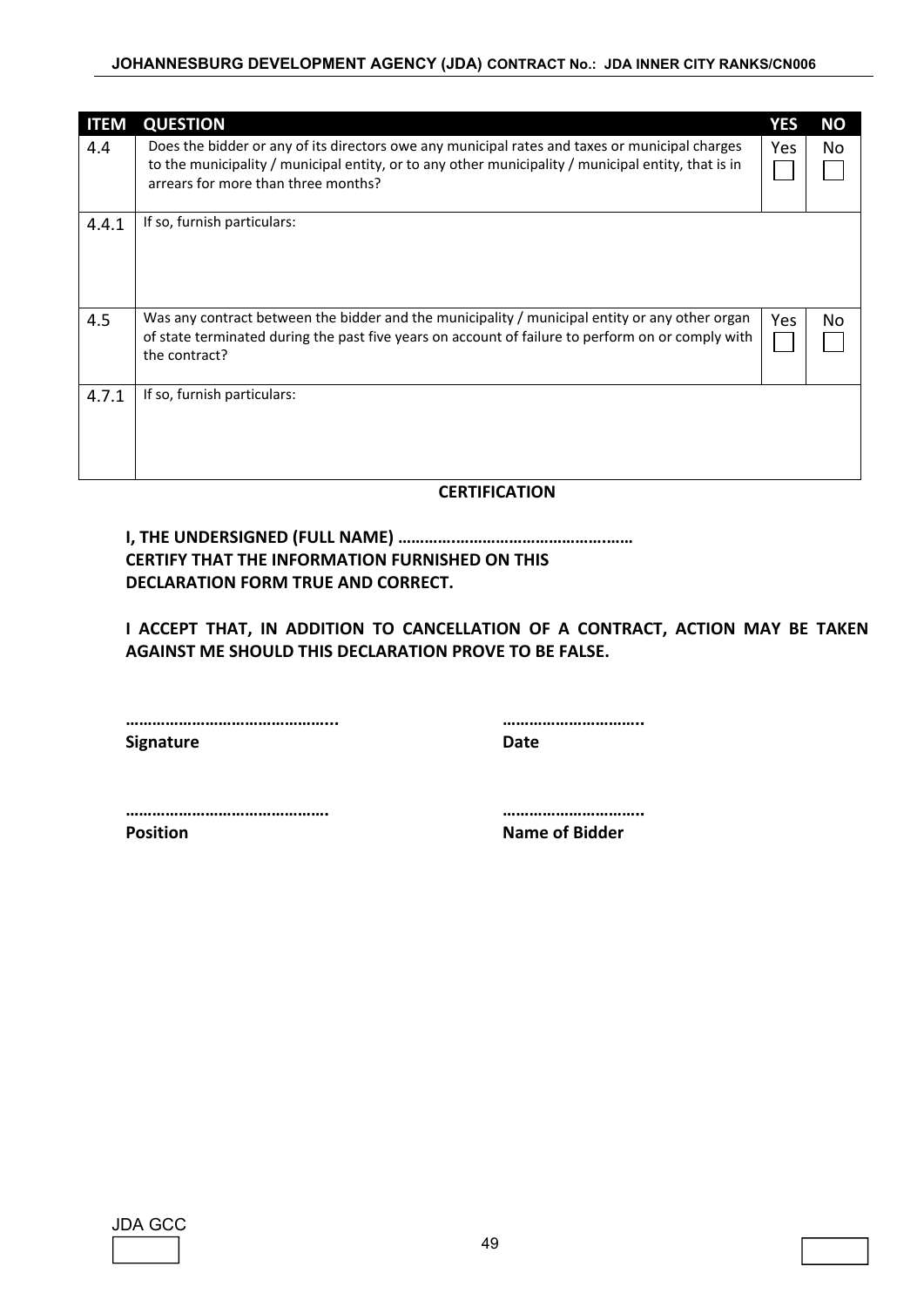| ITEM | QUESTION | YES | NO |
|---|---|---|---|
| 4.4 | Does the bidder or any of its directors owe any municipal rates and taxes or municipal charges to the municipality / municipal entity, or to any other municipality / municipal entity, that is in arrears for more than three months? | Yes ☐ | No ☐ |
| 4.4.1 | If so, furnish particulars: | | |
| 4.5 | Was any contract between the bidder and the municipality / municipal entity or any other organ of state terminated during the past five years on account of failure to perform on or comply with the contract? | Yes ☐ | No ☐ |
| 4.7.1 | If so, furnish particulars: | | |

**CERTIFICATION**

**I, THE UNDERSIGNED (FULL NAME) …………………………………………… CERTIFY THAT THE INFORMATION FURNISHED ON THIS DECLARATION FORM TRUE AND CORRECT.**

**I ACCEPT THAT, IN ADDITION TO CANCELLATION OF A CONTRACT, ACTION MAY BE TAKEN AGAINST ME SHOULD THIS DECLARATION PROVE TO BE FALSE.**

………………………………………... **Signature**

………………………….. **Date**

………………………………………. **Position**

………………………….. **Name of Bidder**

JDA GCC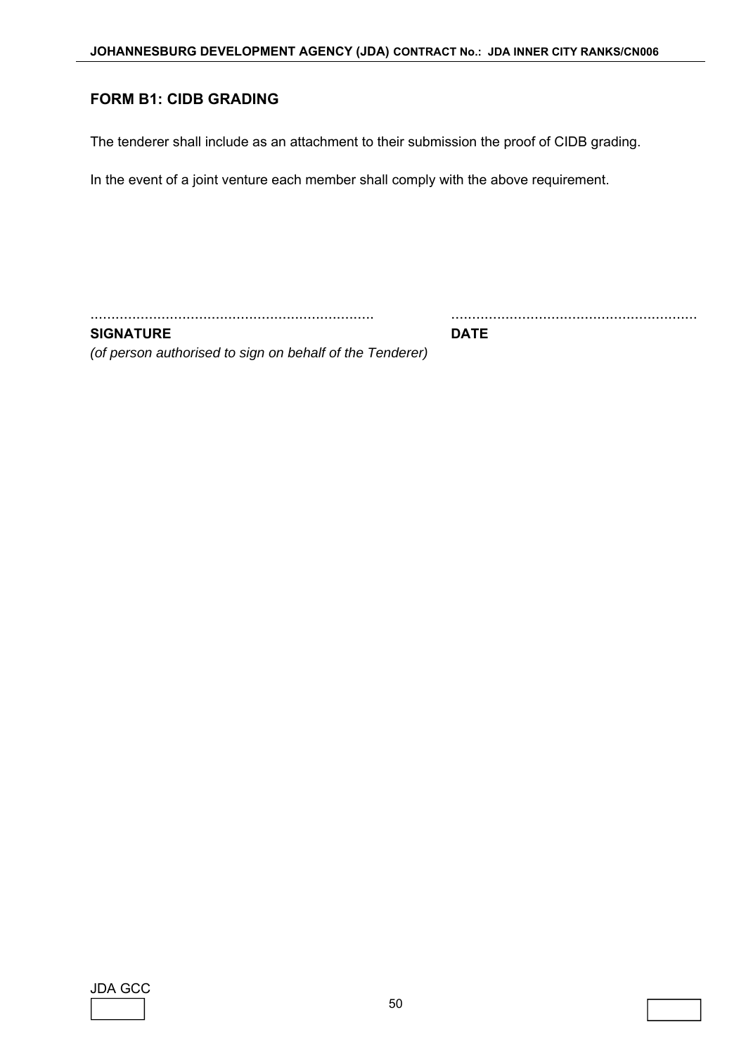## FORM B1: CIDB GRADING

The tenderer shall include as an attachment to their submission the proof of CIDB grading.

In the event of a joint venture each member shall comply with the above requirement.

| ................................................................... | .......................................................... |
|---|---|
| **SIGNATURE** | **DATE** |
| *(of person authorised to sign on behalf of the Tenderer)* | |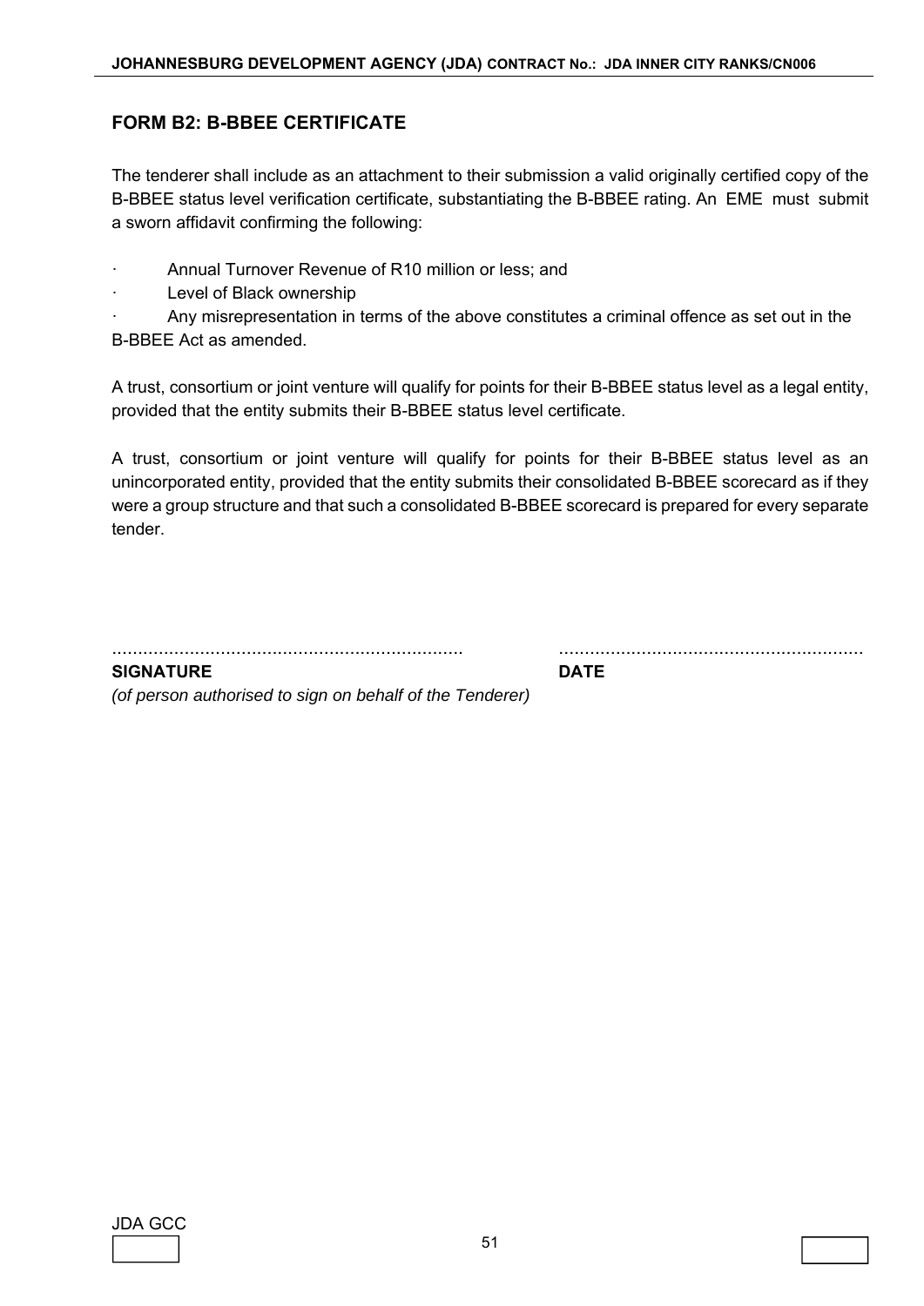## FORM B2: B-BBEE CERTIFICATE

The tenderer shall include as an attachment to their submission a valid originally certified copy of the B-BBEE status level verification certificate, substantiating the B-BBEE rating. An EME must submit a sworn affidavit confirming the following:

- Annual Turnover Revenue of R10 million or less; and
- Level of Black ownership
- Any misrepresentation in terms of the above constitutes a criminal offence as set out in the B-BBEE Act as amended.

A trust, consortium or joint venture will qualify for points for their B-BBEE status level as a legal entity, provided that the entity submits their B-BBEE status level certificate.

A trust, consortium or joint venture will qualify for points for their B-BBEE status level as an unincorporated entity, provided that the entity submits their consolidated B-BBEE scorecard as if they were a group structure and that such a consolidated B-BBEE scorecard is prepared for every separate tender.

.................................................................... ..........................................................

**SIGNATURE** **DATE**

*(of person authorised to sign on behalf of the Tenderer)*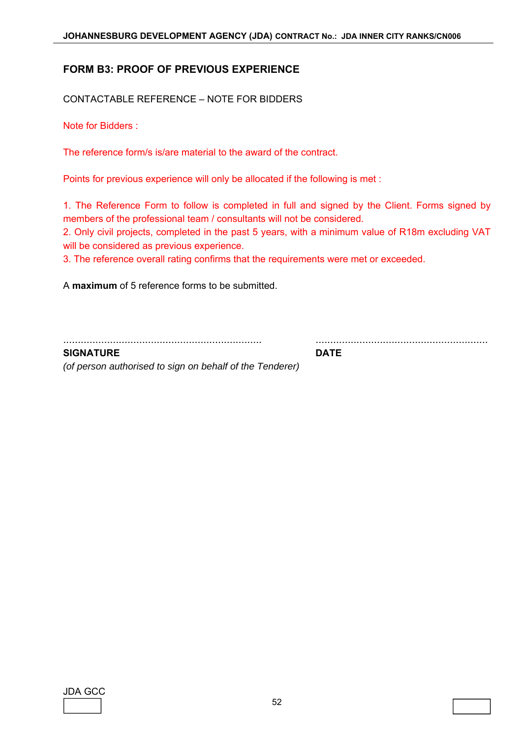## FORM B3: PROOF OF PREVIOUS EXPERIENCE

CONTACTABLE REFERENCE – NOTE FOR BIDDERS

Note for Bidders :

The reference form/s is/are material to the award of the contract.

Points for previous experience will only be allocated if the following is met :

1. The Reference Form to follow is completed in full and signed by the Client. Forms signed by members of the professional team / consultants will not be considered.
2. Only civil projects, completed in the past 5 years, with a minimum value of R18m excluding VAT will be considered as previous experience.
3. The reference overall rating confirms that the requirements were met or exceeded.

A **maximum** of 5 reference forms to be submitted.

| ................................................................... | ........................................................... |
|---|---|
| **SIGNATURE** | **DATE** |
| *(of person authorised to sign on behalf of the Tenderer)* | |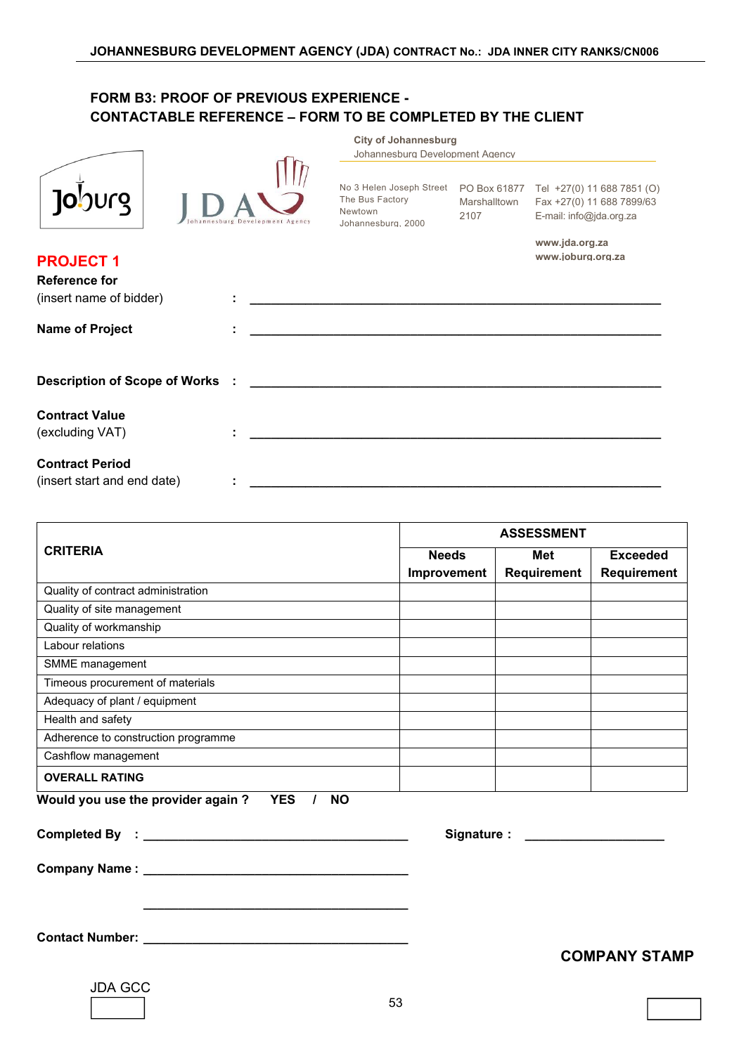## FORM B3: PROOF OF PREVIOUS EXPERIENCE - CONTACTABLE REFERENCE – FORM TO BE COMPLETED BY THE CLIENT

City of Johannesburg
Johannesburg Development Agency

No 3 Helen Joseph Street
The Bus Factory
Newtown
Johannesburg, 2000

PO Box 61877
Marshalltown
2107

Tel +27(0) 11 688 7851 (O)
Fax +27(0) 11 688 7899/63
E-mail: info@jda.org.za

www.jda.org.za
www.joburg.org.za

### PROJECT 1

**Reference for**
(insert name of bidder) : ____________________________________________

**Name of Project** : ____________________________________________

**Description of Scope of Works** : ____________________________________________

**Contract Value**
(excluding VAT) : ____________________________________________

**Contract Period**
(insert start and end date) : ____________________________________________

| CRITERIA | ASSESSMENT | | |
|---|---|---|---|
| | **Needs Improvement** | **Met Requirement** | **Exceeded Requirement** |
| Quality of contract administration | | | |
| Quality of site management | | | |
| Quality of workmanship | | | |
| Labour relations | | | |
| SMME management | | | |
| Timeous procurement of materials | | | |
| Adequacy of plant / equipment | | | |
| Health and safety | | | |
| Adherence to construction programme | | | |
| Cashflow management | | | |
| **OVERALL RATING** | | | |

**Would you use the provider again ? YES / NO**

**Completed By :** ______________________________ **Signature :** ____________________

**Company Name :** ______________________________

______________________________

**Contact Number:** ______________________________

**COMPANY STAMP**

JDA GCC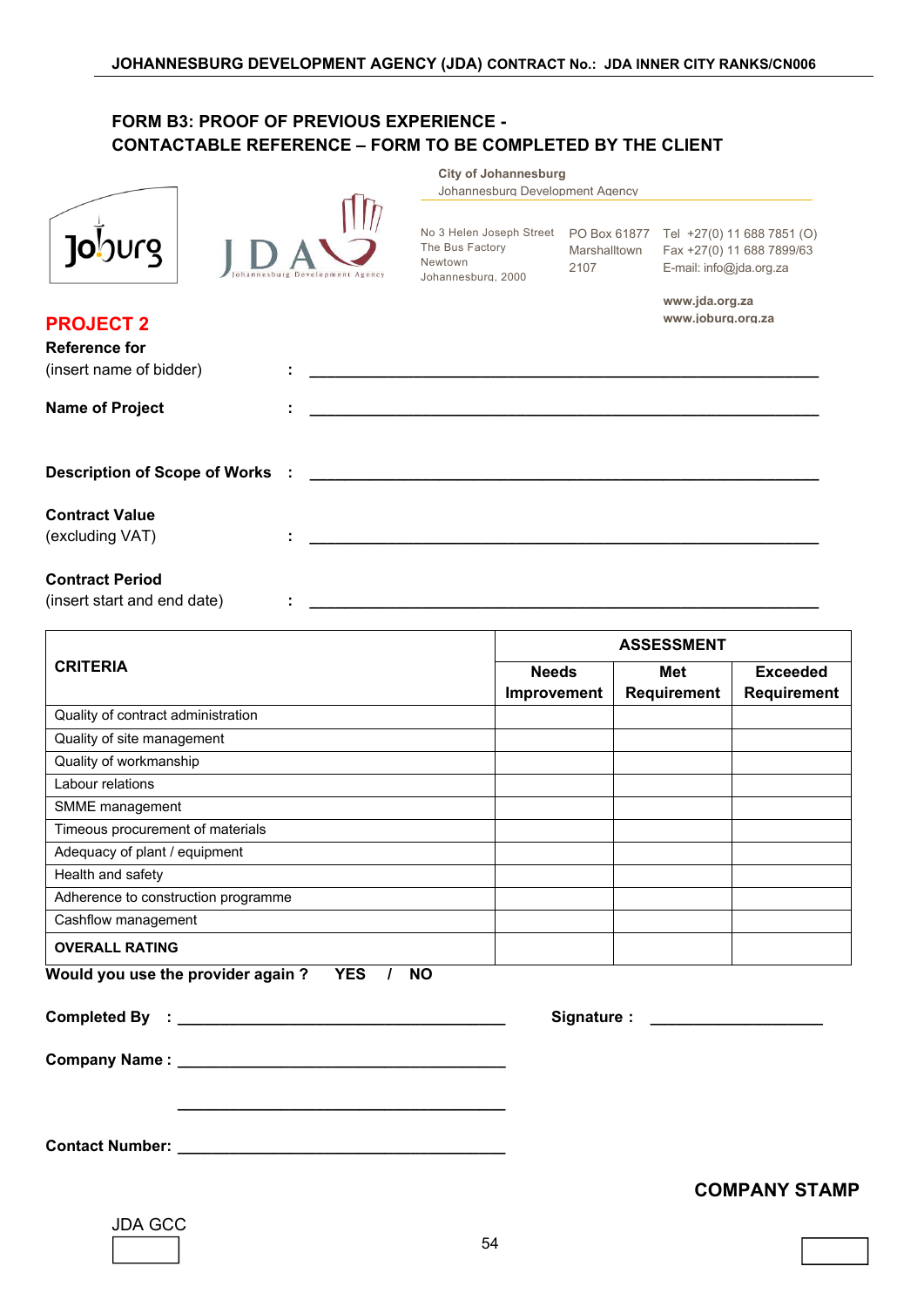## FORM B3: PROOF OF PREVIOUS EXPERIENCE - CONTACTABLE REFERENCE – FORM TO BE COMPLETED BY THE CLIENT

City of Johannesburg
Johannesburg Development Agency

No 3 Helen Joseph Street
The Bus Factory
Newtown
Johannesburg, 2000

PO Box 61877
Marshalltown
2107

Tel +27(0) 11 688 7851 (O)
Fax +27(0) 11 688 7899/63
E-mail: info@jda.org.za

www.jda.org.za
www.joburg.org.za

## PROJECT 2

**Reference for**
(insert name of bidder) : ____________________________________________

**Name of Project** : ____________________________________________

**Description of Scope of Works** : ____________________________________________

**Contract Value**
(excluding VAT) : ____________________________________________

**Contract Period**
(insert start and end date) : ____________________________________________

| CRITERIA | ASSESSMENT | | |
|---|---|---|---|
| | **Needs Improvement** | **Met Requirement** | **Exceeded Requirement** |
| Quality of contract administration | | | |
| Quality of site management | | | |
| Quality of workmanship | | | |
| Labour relations | | | |
| SMME management | | | |
| Timeous procurement of materials | | | |
| Adequacy of plant / equipment | | | |
| Health and safety | | | |
| Adherence to construction programme | | | |
| Cashflow management | | | |
| **OVERALL RATING** | | | |

**Would you use the provider again ? YES / NO**

**Completed By :** ______________________________ **Signature :** ____________________

**Company Name :** ______________________________

______________________________

**Contact Number:** ______________________________

**COMPANY STAMP**

JDA GCC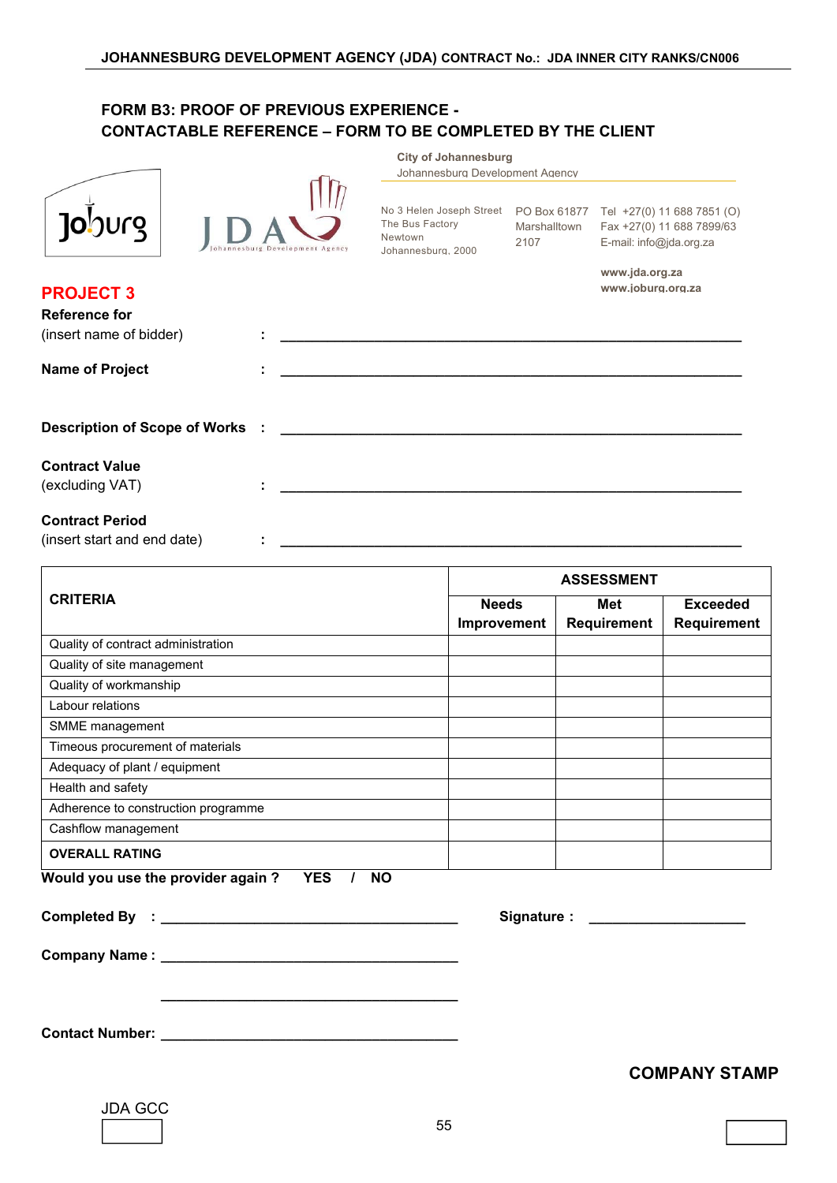## FORM B3: PROOF OF PREVIOUS EXPERIENCE - CONTACTABLE REFERENCE – FORM TO BE COMPLETED BY THE CLIENT

City of Johannesburg
Johannesburg Development Agency

No 3 Helen Joseph Street
The Bus Factory
Newtown
Johannesburg, 2000

PO Box 61877
Marshalltown
2107

Tel +27(0) 11 688 7851 (O)
Fax +27(0) 11 688 7899/63
E-mail: info@jda.org.za

www.jda.org.za
www.joburg.org.za

**PROJECT 3**

**Reference for**
(insert name of bidder) : ____________________________________________

**Name of Project** : ____________________________________________

**Description of Scope of Works** : ____________________________________________

**Contract Value**
(excluding VAT) : ____________________________________________

**Contract Period**
(insert start and end date) : ____________________________________________

| **CRITERIA** | **ASSESSMENT** | | |
|---|---|---|---|
| | **Needs Improvement** | **Met Requirement** | **Exceeded Requirement** |
| Quality of contract administration | | | |
| Quality of site management | | | |
| Quality of workmanship | | | |
| Labour relations | | | |
| SMME management | | | |
| Timeous procurement of materials | | | |
| Adequacy of plant / equipment | | | |
| Health and safety | | | |
| Adherence to construction programme | | | |
| Cashflow management | | | |
| **OVERALL RATING** | | | |

**Would you use the provider again ? YES / NO**

**Completed By** : ______________________________ **Signature :** ____________________

**Company Name :** ______________________________

______________________________

**Contact Number:** ______________________________

**COMPANY STAMP**

JDA GCC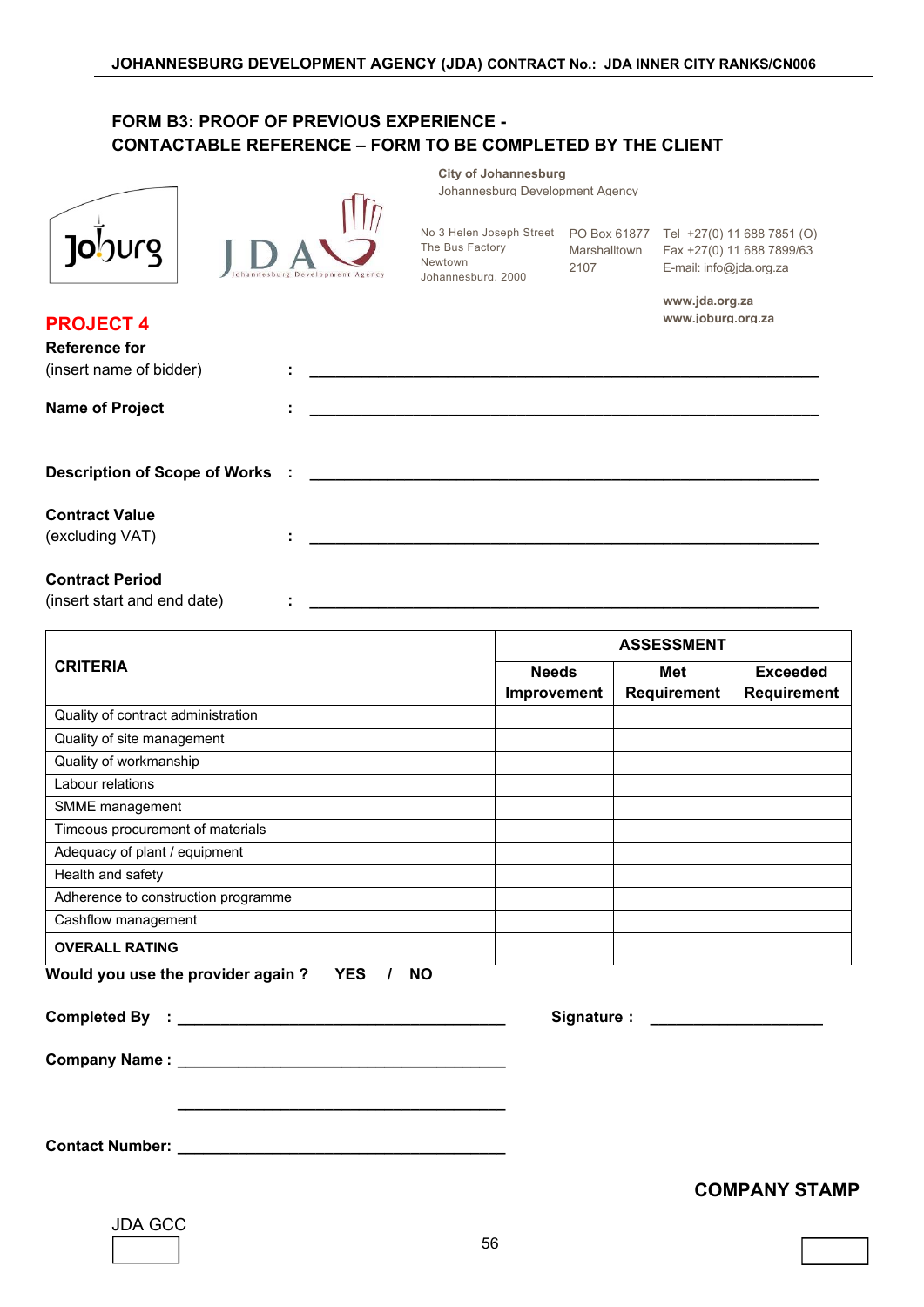## FORM B3: PROOF OF PREVIOUS EXPERIENCE - CONTACTABLE REFERENCE – FORM TO BE COMPLETED BY THE CLIENT

City of Johannesburg
Johannesburg Development Agency

No 3 Helen Joseph Street
The Bus Factory
Newtown
Johannesburg, 2000

PO Box 61877
Marshalltown
2107

Tel +27(0) 11 688 7851 (O)
Fax +27(0) 11 688 7899/63
E-mail: info@jda.org.za

www.jda.org.za
www.joburg.org.za

**PROJECT 4**

**Reference for**
(insert name of bidder) : ____________________________________________

**Name of Project** : ____________________________________________

**Description of Scope of Works** : ____________________________________________

**Contract Value**
(excluding VAT) : ____________________________________________

**Contract Period**
(insert start and end date) : ____________________________________________

| CRITERIA | ASSESSMENT | | |
|---|---|---|---|
| | **Needs Improvement** | **Met Requirement** | **Exceeded Requirement** |
| Quality of contract administration | | | |
| Quality of site management | | | |
| Quality of workmanship | | | |
| Labour relations | | | |
| SMME management | | | |
| Timeous procurement of materials | | | |
| Adequacy of plant / equipment | | | |
| Health and safety | | | |
| Adherence to construction programme | | | |
| Cashflow management | | | |
| **OVERALL RATING** | | | |

**Would you use the provider again ? YES / NO**

**Completed By** : ______________________________ **Signature :** ____________________

**Company Name :** ______________________________

______________________________

**Contact Number:** ______________________________

**COMPANY STAMP**

JDA GCC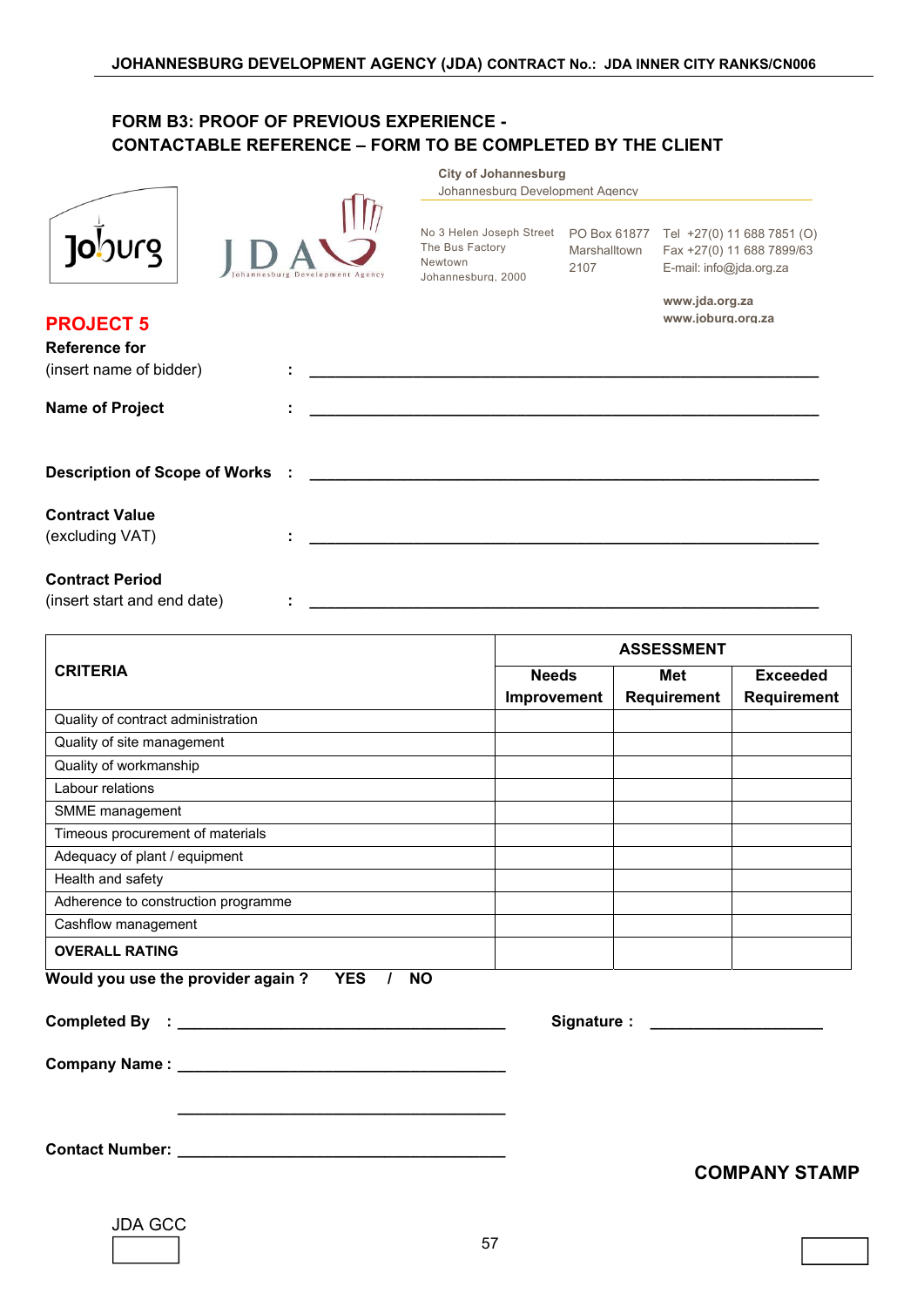# FORM B3: PROOF OF PREVIOUS EXPERIENCE - CONTACTABLE REFERENCE – FORM TO BE COMPLETED BY THE CLIENT

**City of Johannesburg**
Johannesburg Development Agency

No 3 Helen Joseph Street
The Bus Factory
Newtown
Johannesburg, 2000

PO Box 61877
Marshalltown
2107

Tel +27(0) 11 688 7851 (O)
Fax +27(0) 11 688 7899/63
E-mail: info@jda.org.za

**www.jda.org.za**
**www.joburg.org.za**

## PROJECT 5

**Reference for**
(insert name of bidder) : ____________________________________________

**Name of Project** : ____________________________________________

**Description of Scope of Works** : ____________________________________________

**Contract Value**
(excluding VAT) : ____________________________________________

**Contract Period**
(insert start and end date) : ____________________________________________

| CRITERIA | ASSESSMENT | | |
|---|---|---|---|
| | **Needs Improvement** | **Met Requirement** | **Exceeded Requirement** |
| Quality of contract administration | | | |
| Quality of site management | | | |
| Quality of workmanship | | | |
| Labour relations | | | |
| SMME management | | | |
| Timeous procurement of materials | | | |
| Adequacy of plant / equipment | | | |
| Health and safety | | | |
| Adherence to construction programme | | | |
| Cashflow management | | | |
| **OVERALL RATING** | | | |

**Would you use the provider again ? YES / NO**

**Completed By** : ______________________________ **Signature :** ____________________

**Company Name :** ______________________________

______________________________

**Contact Number:** ______________________________

**COMPANY STAMP**

JDA GCC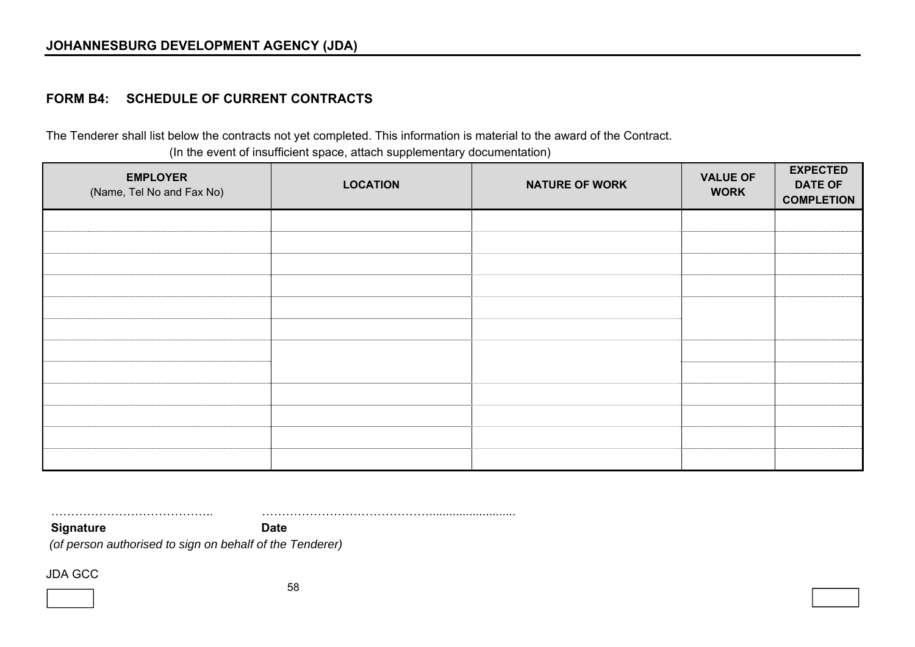**JOHANNESBURG DEVELOPMENT AGENCY (JDA)**

## FORM B4: SCHEDULE OF CURRENT CONTRACTS

The Tenderer shall list below the contracts not yet completed. This information is material to the award of the Contract.

(In the event of insufficient space, attach supplementary documentation)

| **EMPLOYER** (Name, Tel No and Fax No) | **LOCATION** | **NATURE OF WORK** | **VALUE OF WORK** | **EXPECTED DATE OF COMPLETION** |
|---|---|---|---|---|
| | | | | |
| | | | | |
| | | | | |
| | | | | |
| | | | | |
| | | | | |
| | | | | |
| | | | | |
| | | | | |
| | | | | |
| | | | | |
| | | | | |

…………………………………..    ……………………………………..........................

**Signature**    **Date**

*(of person authorised to sign on behalf of the Tenderer)*

JDA GCC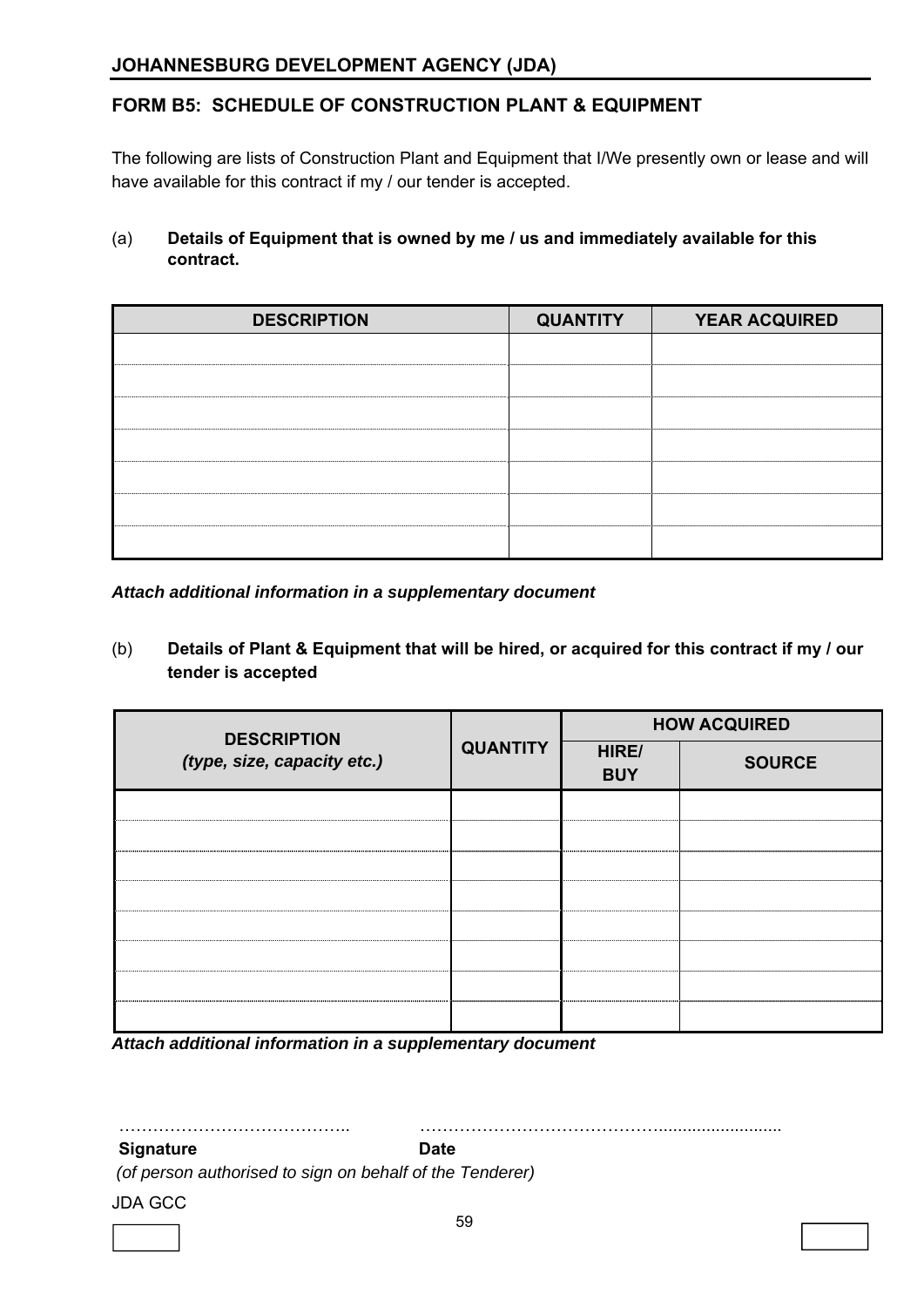## FORM B5: SCHEDULE OF CONSTRUCTION PLANT & EQUIPMENT

The following are lists of Construction Plant and Equipment that I/We presently own or lease and will have available for this contract if my / our tender is accepted.

(a) **Details of Equipment that is owned by me / us and immediately available for this contract.**

| DESCRIPTION | QUANTITY | YEAR ACQUIRED |
|---|---|---|
| | | |
| | | |
| | | |
| | | |
| | | |
| | | |
| | | |

***Attach additional information in a supplementary document***

(b) **Details of Plant & Equipment that will be hired, or acquired for this contract if my / our tender is accepted**

| DESCRIPTION *(type, size, capacity etc.)* | QUANTITY | HOW ACQUIRED | |
|---|---|---|---|
| | | HIRE/ BUY | SOURCE |
| | | | |
| | | | |
| | | | |
| | | | |
| | | | |
| | | | |
| | | | |
| | | | |

***Attach additional information in a supplementary document***

………………………………….. ………………………………………..........................

**Signature** **Date**

*(of person authorised to sign on behalf of the Tenderer)*

JDA GCC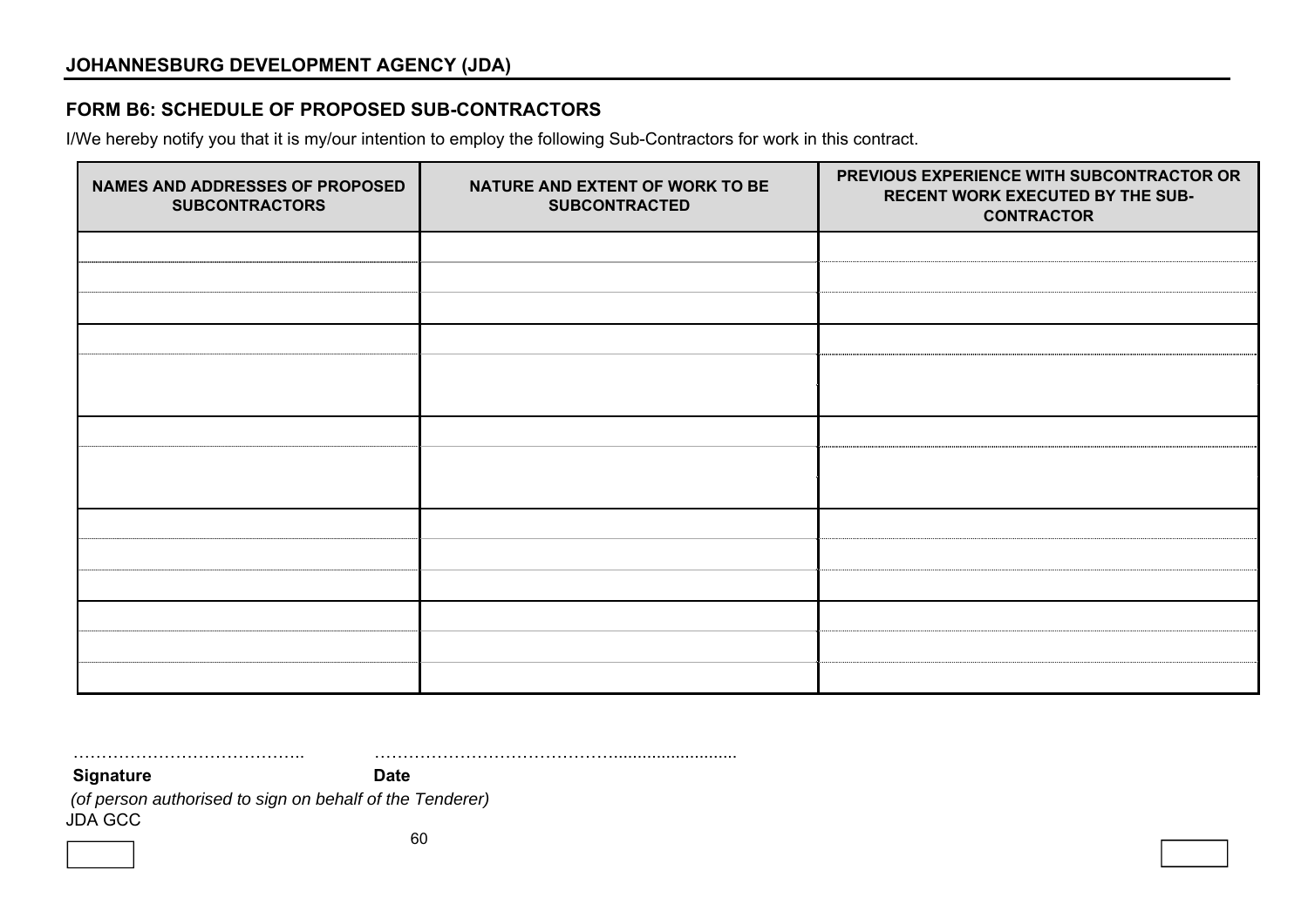**JOHANNESBURG DEVELOPMENT AGENCY (JDA)**

## FORM B6: SCHEDULE OF PROPOSED SUB-CONTRACTORS

I/We hereby notify you that it is my/our intention to employ the following Sub-Contractors for work in this contract.

| NAMES AND ADDRESSES OF PROPOSED SUBCONTRACTORS | NATURE AND EXTENT OF WORK TO BE SUBCONTRACTED | PREVIOUS EXPERIENCE WITH SUBCONTRACTOR OR RECENT WORK EXECUTED BY THE SUB-CONTRACTOR |
|---|---|---|
| | | |
| | | |
| | | |
| | | |
| | | |
| | | |
| | | |
| | | |
| | | |
| | | |
| | | |
| | | |
| | | |
| | | |

…………………………………..  ………………………………………........................

**Signature**  **Date**

*(of person authorised to sign on behalf of the Tenderer)*

JDA GCC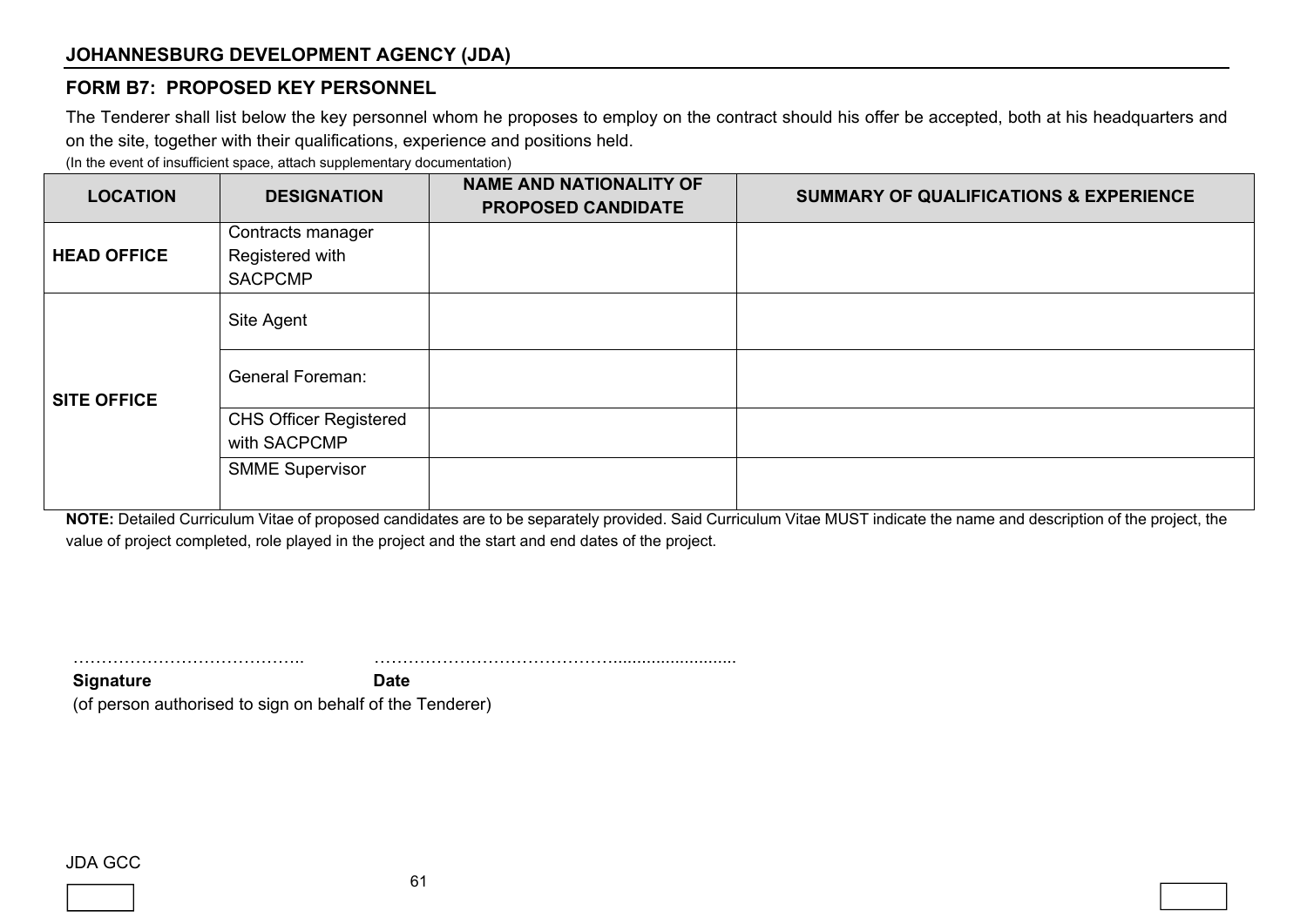## JOHANNESBURG DEVELOPMENT AGENCY (JDA)

### FORM B7: PROPOSED KEY PERSONNEL

The Tenderer shall list below the key personnel whom he proposes to employ on the contract should his offer be accepted, both at his headquarters and on the site, together with their qualifications, experience and positions held.

(In the event of insufficient space, attach supplementary documentation)

| LOCATION | DESIGNATION | NAME AND NATIONALITY OF PROPOSED CANDIDATE | SUMMARY OF QUALIFICATIONS & EXPERIENCE |
|---|---|---|---|
| **HEAD OFFICE** | Contracts manager Registered with SACPCMP | | |
| **SITE OFFICE** | Site Agent | | |
| | General Foreman: | | |
| | CHS Officer Registered with SACPCMP | | |
| | SMME Supervisor | | |

**NOTE:** Detailed Curriculum Vitae of proposed candidates are to be separately provided. Said Curriculum Vitae MUST indicate the name and description of the project, the value of project completed, role played in the project and the start and end dates of the project.

………………………………….. ………………………………….........................

**Signature** **Date**

(of person authorised to sign on behalf of the Tenderer)

JDA GCC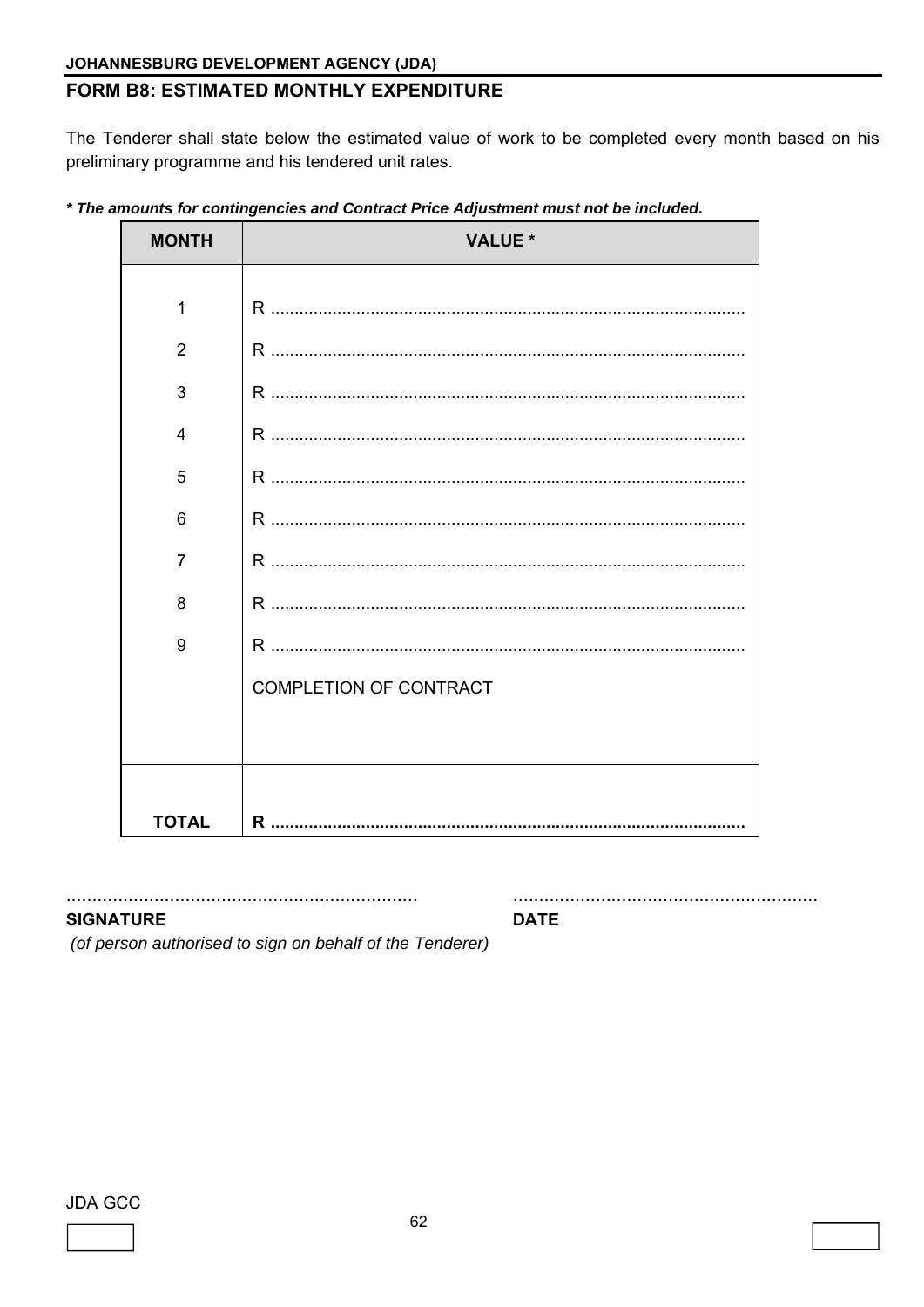## FORM B8: ESTIMATED MONTHLY EXPENDITURE

The Tenderer shall state below the estimated value of work to be completed every month based on his preliminary programme and his tendered unit rates.

***** *The amounts for contingencies and Contract Price Adjustment must not be included.***

| MONTH | VALUE * |
|---|---|
| 1 | R .................................................................................................. |
| 2 | R .................................................................................................. |
| 3 | R .................................................................................................. |
| 4 | R .................................................................................................. |
| 5 | R .................................................................................................. |
| 6 | R .................................................................................................. |
| 7 | R .................................................................................................. |
| 8 | R .................................................................................................. |
| 9 | R .................................................................................................. |
| | COMPLETION OF CONTRACT |
| **TOTAL** | **R ..................................................................................................** |

.................................................................... ...........................................................

**SIGNATURE** **DATE**

*(of person authorised to sign on behalf of the Tenderer)*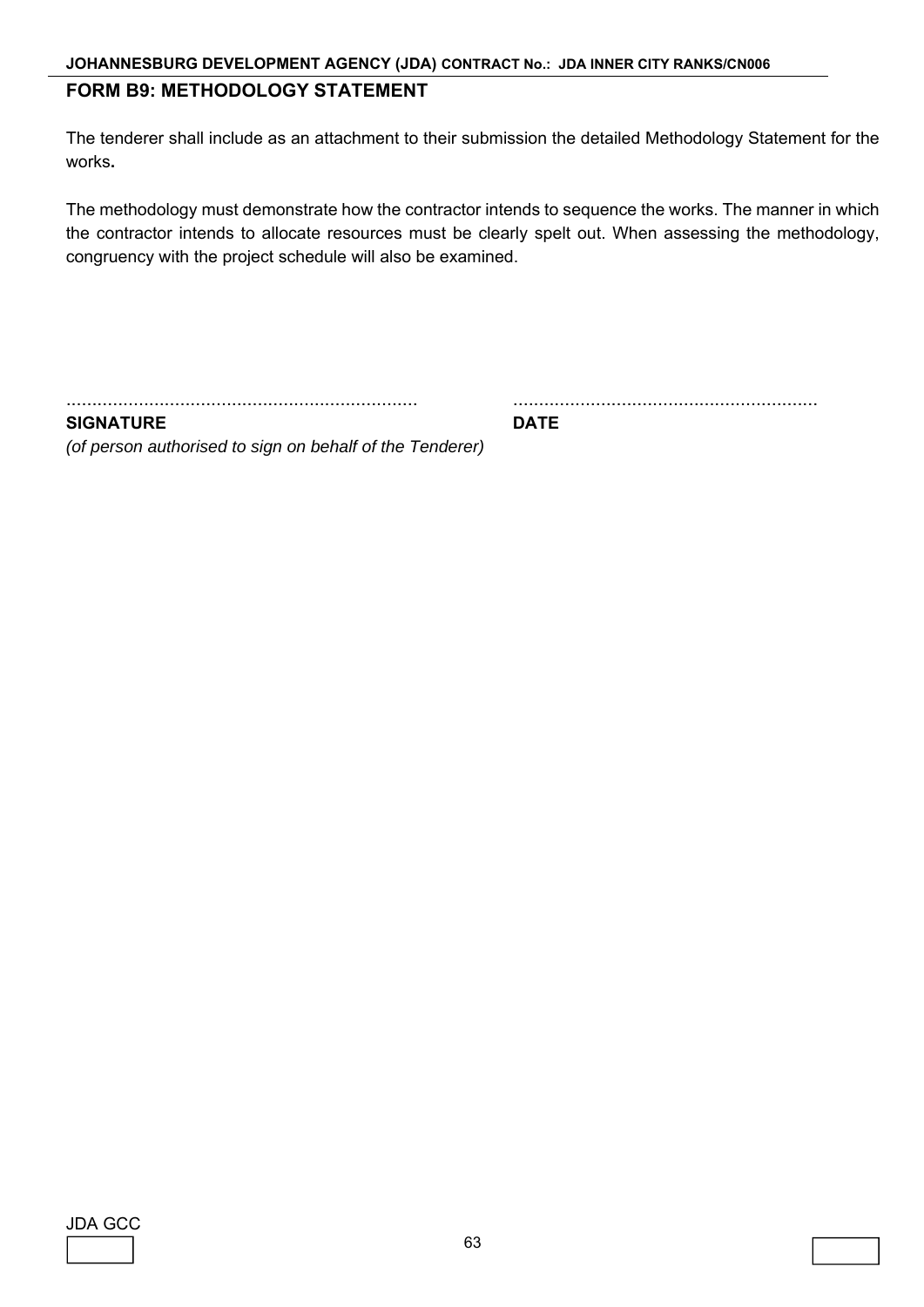## FORM B9: METHODOLOGY STATEMENT

The tenderer shall include as an attachment to their submission the detailed Methodology Statement for the works**.**

The methodology must demonstrate how the contractor intends to sequence the works. The manner in which the contractor intends to allocate resources must be clearly spelt out. When assessing the methodology, congruency with the project schedule will also be examined.

.................................................................... ..........................................................

**SIGNATURE** **DATE**

*(of person authorised to sign on behalf of the Tenderer)*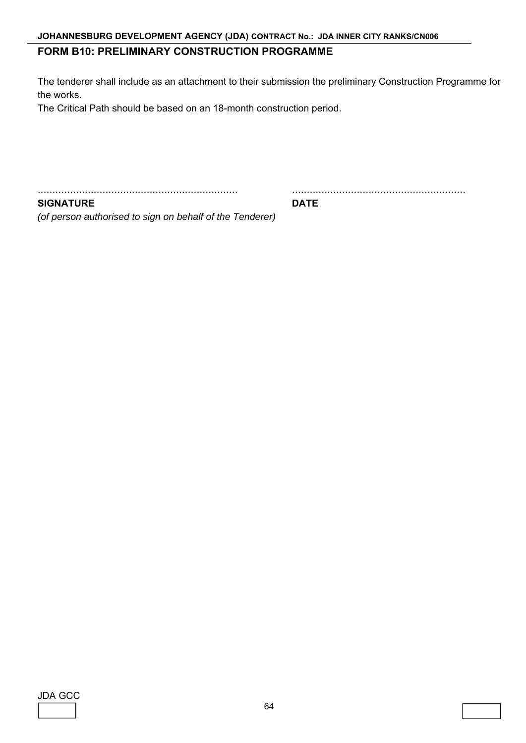## FORM B10: PRELIMINARY CONSTRUCTION PROGRAMME

The tenderer shall include as an attachment to their submission the preliminary Construction Programme for the works.

The Critical Path should be based on an 18-month construction period.

................................................................... ..........................................................

**SIGNATURE** **DATE**

*(of person authorised to sign on behalf of the Tenderer)*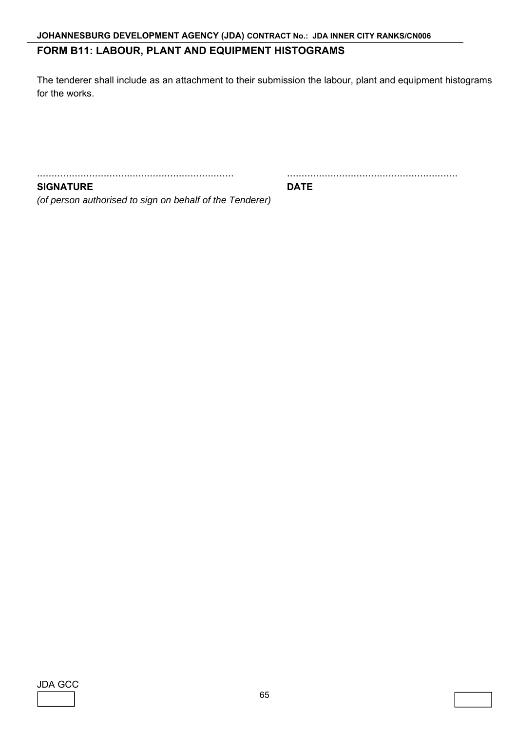## FORM B11: LABOUR, PLANT AND EQUIPMENT HISTOGRAMS

The tenderer shall include as an attachment to their submission the labour, plant and equipment histograms for the works.

| .................................................................... | ........................................................... |
|---|---|
| **SIGNATURE** | **DATE** |
| *(of person authorised to sign on behalf of the Tenderer)* | |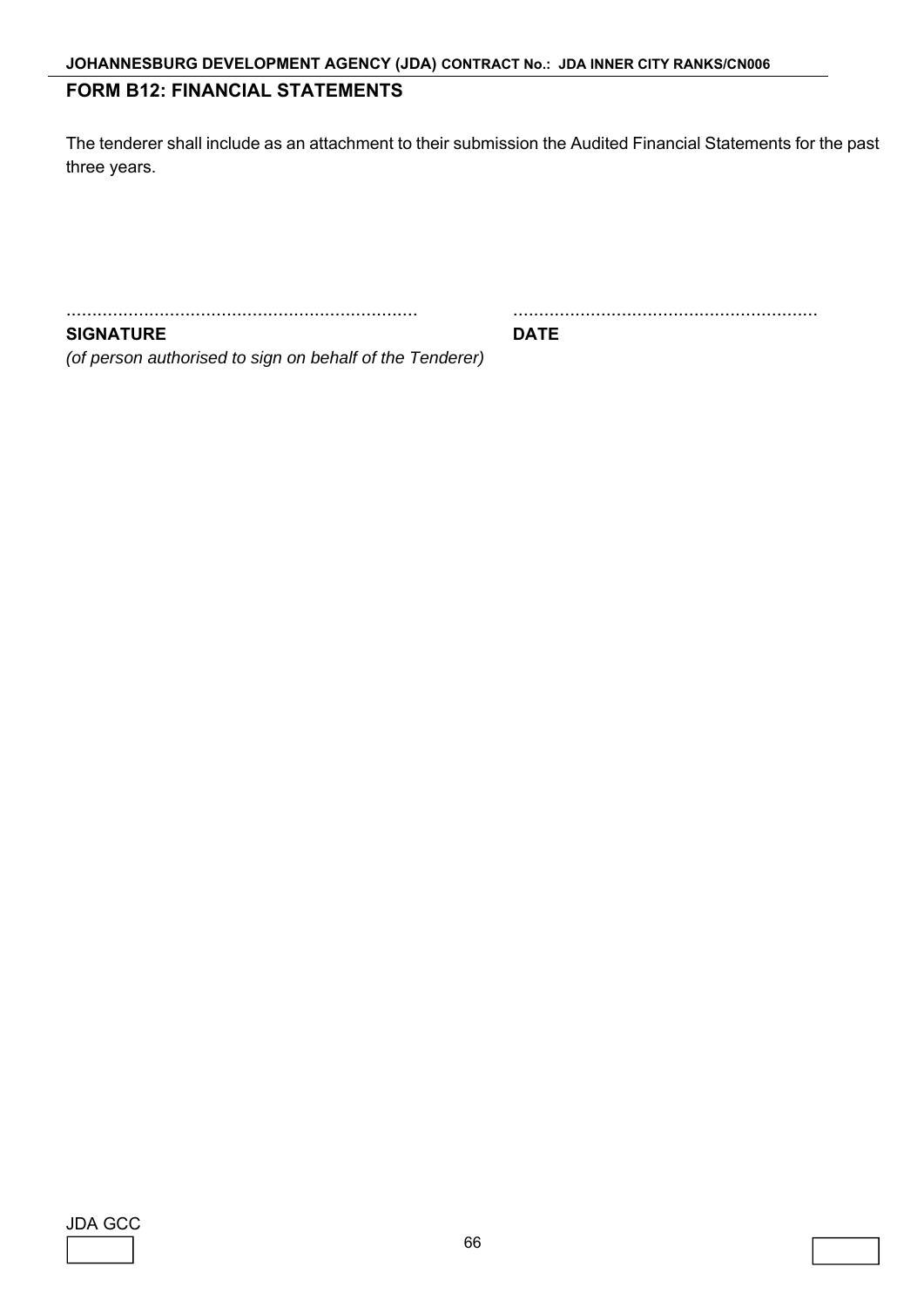## FORM B12: FINANCIAL STATEMENTS

The tenderer shall include as an attachment to their submission the Audited Financial Statements for the past three years.

| ................................................................... | .......................................................... |
|---|---|
| **SIGNATURE** | **DATE** |
| *(of person authorised to sign on behalf of the Tenderer)* | |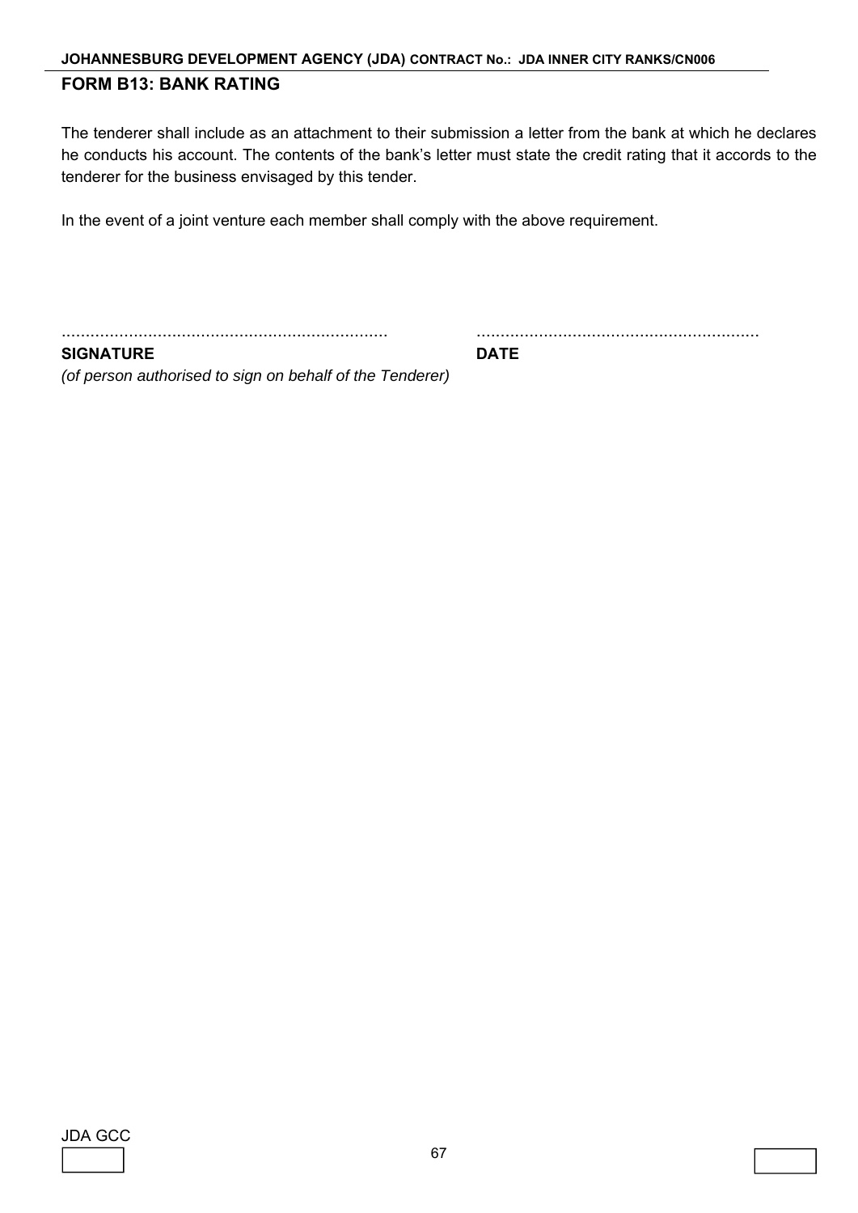## FORM B13: BANK RATING

The tenderer shall include as an attachment to their submission a letter from the bank at which he declares he conducts his account. The contents of the bank's letter must state the credit rating that it accords to the tenderer for the business envisaged by this tender.

In the event of a joint venture each member shall comply with the above requirement.

| ............................................................... | ........................................................ |
|---|---|
| **SIGNATURE** | **DATE** |
| *(of person authorised to sign on behalf of the Tenderer)* | |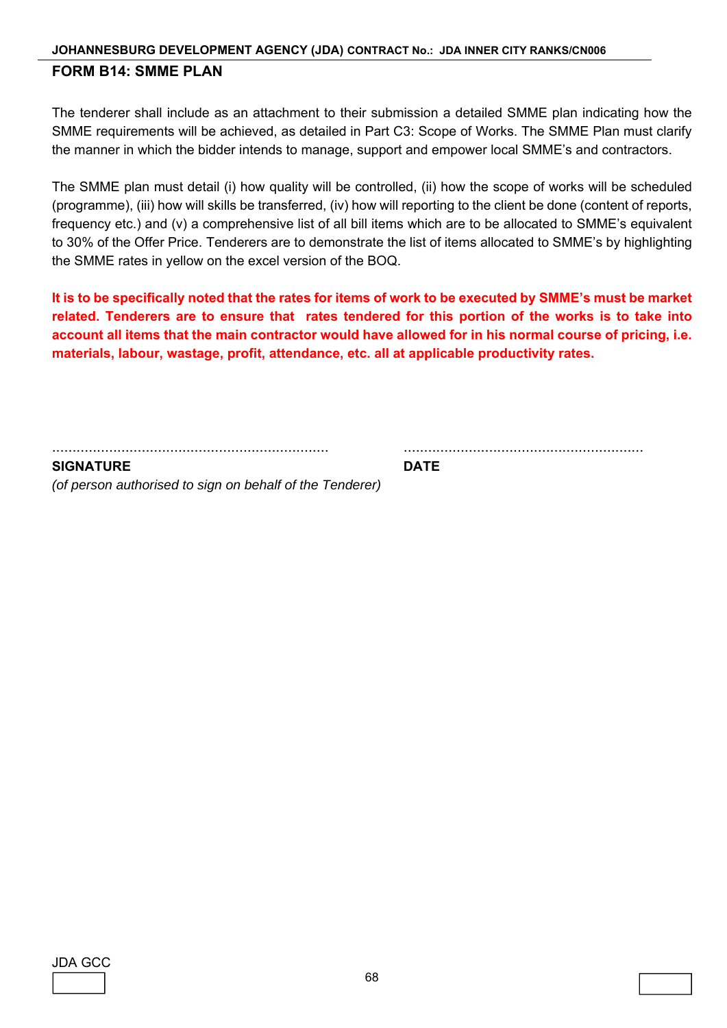## FORM B14: SMME PLAN

The tenderer shall include as an attachment to their submission a detailed SMME plan indicating how the SMME requirements will be achieved, as detailed in Part C3: Scope of Works. The SMME Plan must clarify the manner in which the bidder intends to manage, support and empower local SMME's and contractors.

The SMME plan must detail (i) how quality will be controlled, (ii) how the scope of works will be scheduled (programme), (iii) how will skills be transferred, (iv) how will reporting to the client be done (content of reports, frequency etc.) and (v) a comprehensive list of all bill items which are to be allocated to SMME's equivalent to 30% of the Offer Price. Tenderers are to demonstrate the list of items allocated to SMME's by highlighting the SMME rates in yellow on the excel version of the BOQ.

**It is to be specifically noted that the rates for items of work to be executed by SMME's must be market related. Tenderers are to ensure that rates tendered for this portion of the works is to take into account all items that the main contractor would have allowed for in his normal course of pricing, i.e. materials, labour, wastage, profit, attendance, etc. all at applicable productivity rates.**

.................................................................... ..........................................................

**SIGNATURE** **DATE**

*(of person authorised to sign on behalf of the Tenderer)*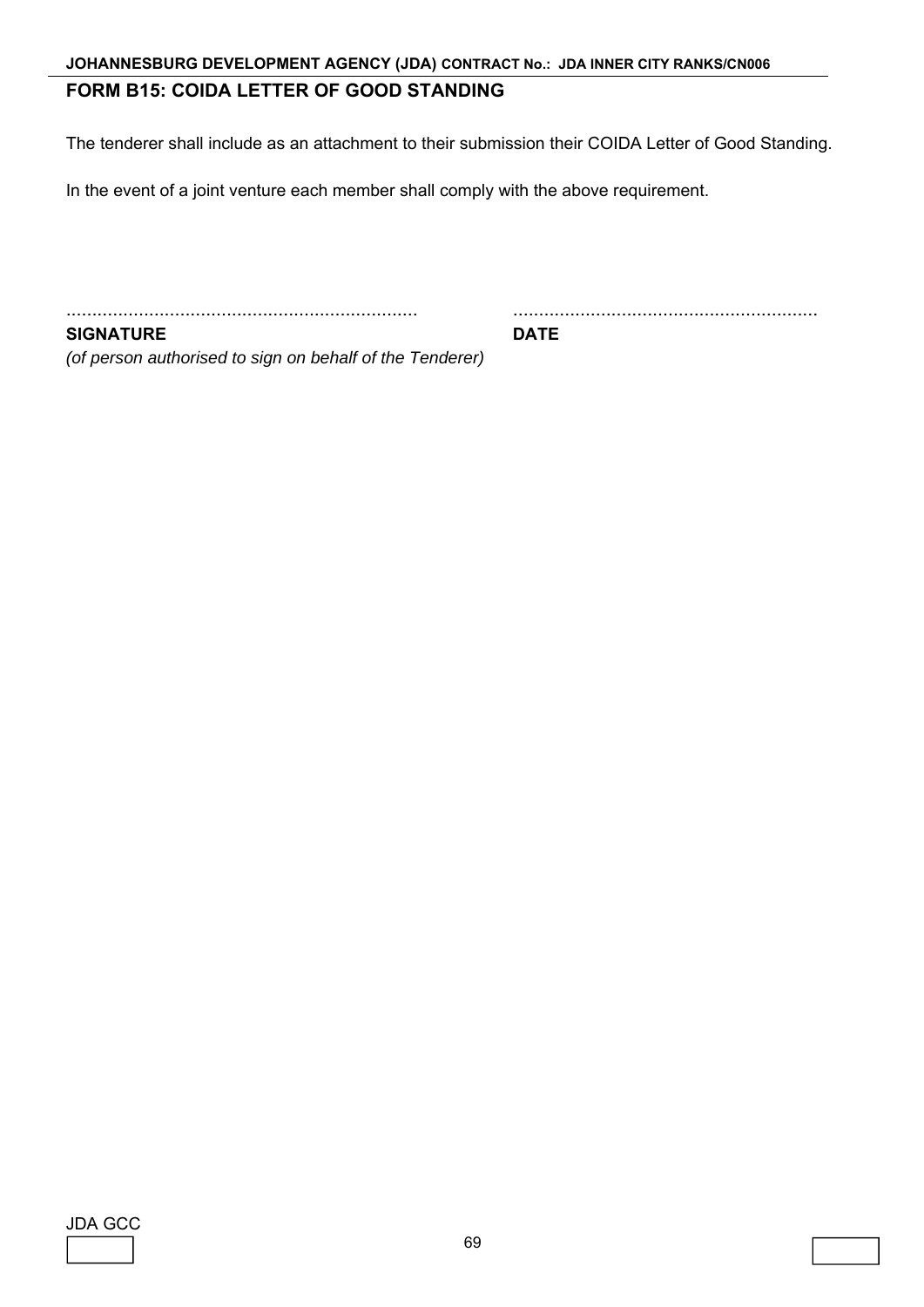## FORM B15: COIDA LETTER OF GOOD STANDING

The tenderer shall include as an attachment to their submission their COIDA Letter of Good Standing.

In the event of a joint venture each member shall comply with the above requirement.

| .................................................................... | ........................................................... |
| --- | --- |
| **SIGNATURE** | **DATE** |
| *(of person authorised to sign on behalf of the Tenderer)* | |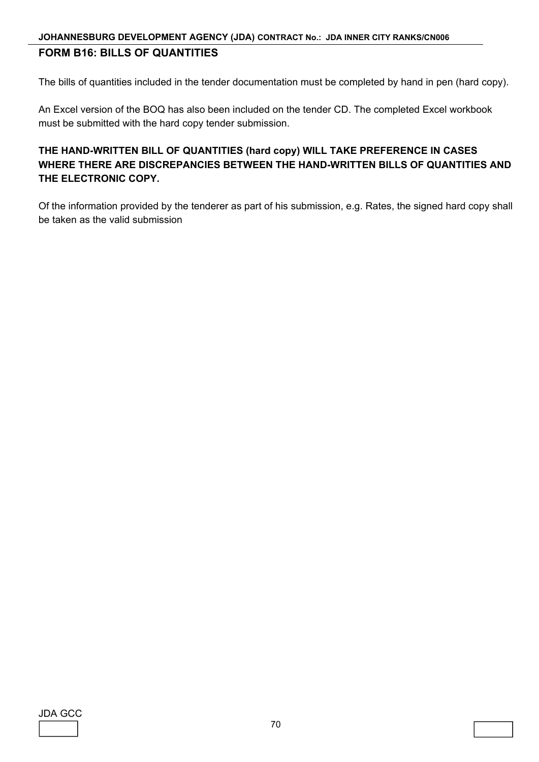## FORM B16: BILLS OF QUANTITIES

The bills of quantities included in the tender documentation must be completed by hand in pen (hard copy).

An Excel version of the BOQ has also been included on the tender CD. The completed Excel workbook must be submitted with the hard copy tender submission.

**THE HAND-WRITTEN BILL OF QUANTITIES (hard copy) WILL TAKE PREFERENCE IN CASES WHERE THERE ARE DISCREPANCIES BETWEEN THE HAND-WRITTEN BILLS OF QUANTITIES AND THE ELECTRONIC COPY.**

Of the information provided by the tenderer as part of his submission, e.g. Rates, the signed hard copy shall be taken as the valid submission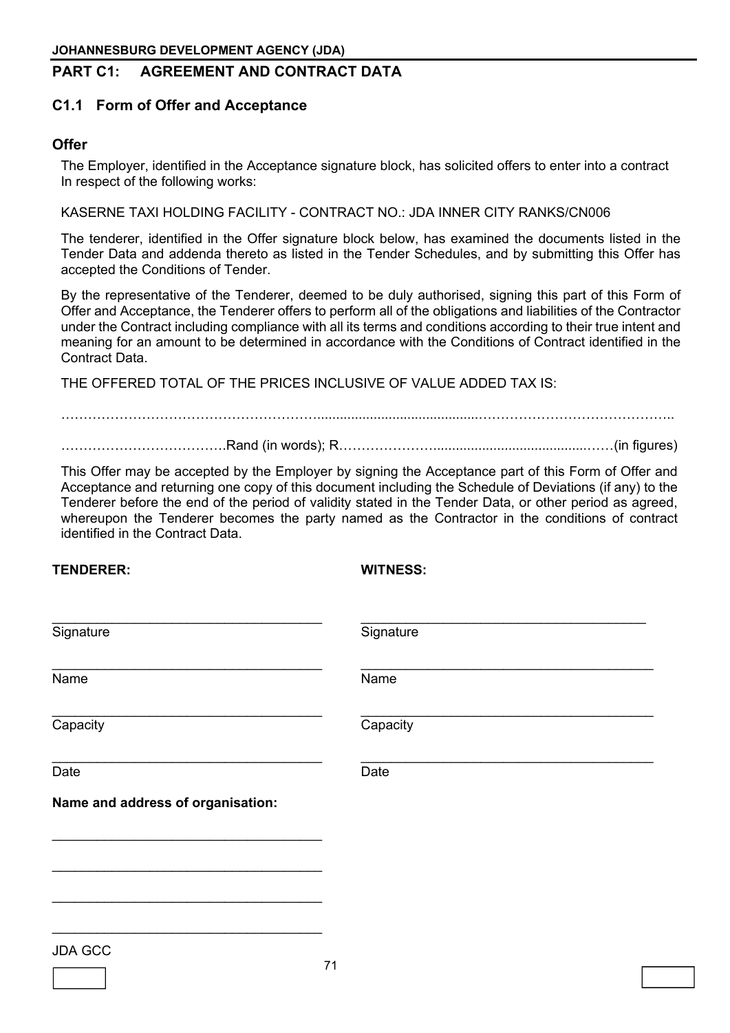## PART C1: AGREEMENT AND CONTRACT DATA

### C1.1 Form of Offer and Acceptance

#### Offer

The Employer, identified in the Acceptance signature block, has solicited offers to enter into a contract In respect of the following works:

KASERNE TAXI HOLDING FACILITY - CONTRACT NO.: JDA INNER CITY RANKS/CN006

The tenderer, identified in the Offer signature block below, has examined the documents listed in the Tender Data and addenda thereto as listed in the Tender Schedules, and by submitting this Offer has accepted the Conditions of Tender.

By the representative of the Tenderer, deemed to be duly authorised, signing this part of this Form of Offer and Acceptance, the Tenderer offers to perform all of the obligations and liabilities of the Contractor under the Contract including compliance with all its terms and conditions according to their true intent and meaning for an amount to be determined in accordance with the Conditions of Contract identified in the Contract Data.

THE OFFERED TOTAL OF THE PRICES INCLUSIVE OF VALUE ADDED TAX IS:

…………………………………………………………………………………………………………………..

……………………………….Rand (in words); R……………………………………………………………(in figures)

This Offer may be accepted by the Employer by signing the Acceptance part of this Form of Offer and Acceptance and returning one copy of this document including the Schedule of Deviations (if any) to the Tenderer before the end of the period of validity stated in the Tender Data, or other period as agreed, whereupon the Tenderer becomes the party named as the Contractor in the conditions of contract identified in the Contract Data.

| **TENDERER:** | **WITNESS:** |
|---|---|
| ___________________________________ | ___________________________________ |
| Signature | Signature |
| ___________________________________ | ___________________________________ |
| Name | Name |
| ___________________________________ | ___________________________________ |
| Capacity | Capacity |
| ___________________________________ | ___________________________________ |
| Date | Date |

**Name and address of organisation:**

___________________________________

___________________________________

___________________________________

___________________________________

JDA GCC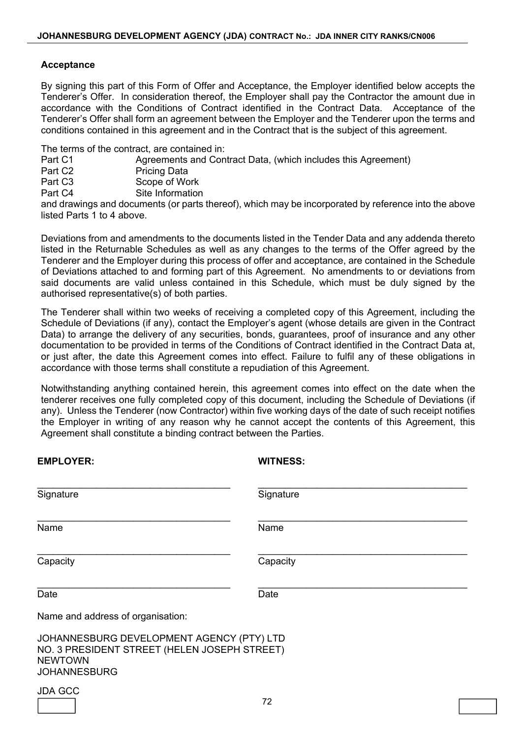**Acceptance**

By signing this part of this Form of Offer and Acceptance, the Employer identified below accepts the Tenderer's Offer. In consideration thereof, the Employer shall pay the Contractor the amount due in accordance with the Conditions of Contract identified in the Contract Data. Acceptance of the Tenderer's Offer shall form an agreement between the Employer and the Tenderer upon the terms and conditions contained in this agreement and in the Contract that is the subject of this agreement.

The terms of the contract, are contained in:

| | |
|---|---|
| Part C1 | Agreements and Contract Data, (which includes this Agreement) |
| Part C2 | Pricing Data |
| Part C3 | Scope of Work |
| Part C4 | Site Information |

and drawings and documents (or parts thereof), which may be incorporated by reference into the above listed Parts 1 to 4 above.

Deviations from and amendments to the documents listed in the Tender Data and any addenda thereto listed in the Returnable Schedules as well as any changes to the terms of the Offer agreed by the Tenderer and the Employer during this process of offer and acceptance, are contained in the Schedule of Deviations attached to and forming part of this Agreement. No amendments to or deviations from said documents are valid unless contained in this Schedule, which must be duly signed by the authorised representative(s) of both parties.

The Tenderer shall within two weeks of receiving a completed copy of this Agreement, including the Schedule of Deviations (if any), contact the Employer's agent (whose details are given in the Contract Data) to arrange the delivery of any securities, bonds, guarantees, proof of insurance and any other documentation to be provided in terms of the Conditions of Contract identified in the Contract Data at, or just after, the date this Agreement comes into effect. Failure to fulfil any of these obligations in accordance with those terms shall constitute a repudiation of this Agreement.

Notwithstanding anything contained herein, this agreement comes into effect on the date when the tenderer receives one fully completed copy of this document, including the Schedule of Deviations (if any). Unless the Tenderer (now Contractor) within five working days of the date of such receipt notifies the Employer in writing of any reason why he cannot accept the contents of this Agreement, this Agreement shall constitute a binding contract between the Parties.

| **EMPLOYER:** | **WITNESS:** |
|---|---|
| ___________________________ Signature | ___________________________ Signature |
| ___________________________ Name | ___________________________ Name |
| ___________________________ Capacity | ___________________________ Capacity |
| ___________________________ Date | ___________________________ Date |

Name and address of organisation:

JOHANNESBURG DEVELOPMENT AGENCY (PTY) LTD
NO. 3 PRESIDENT STREET (HELEN JOSEPH STREET)
NEWTOWN
JOHANNESBURG

JDA GCC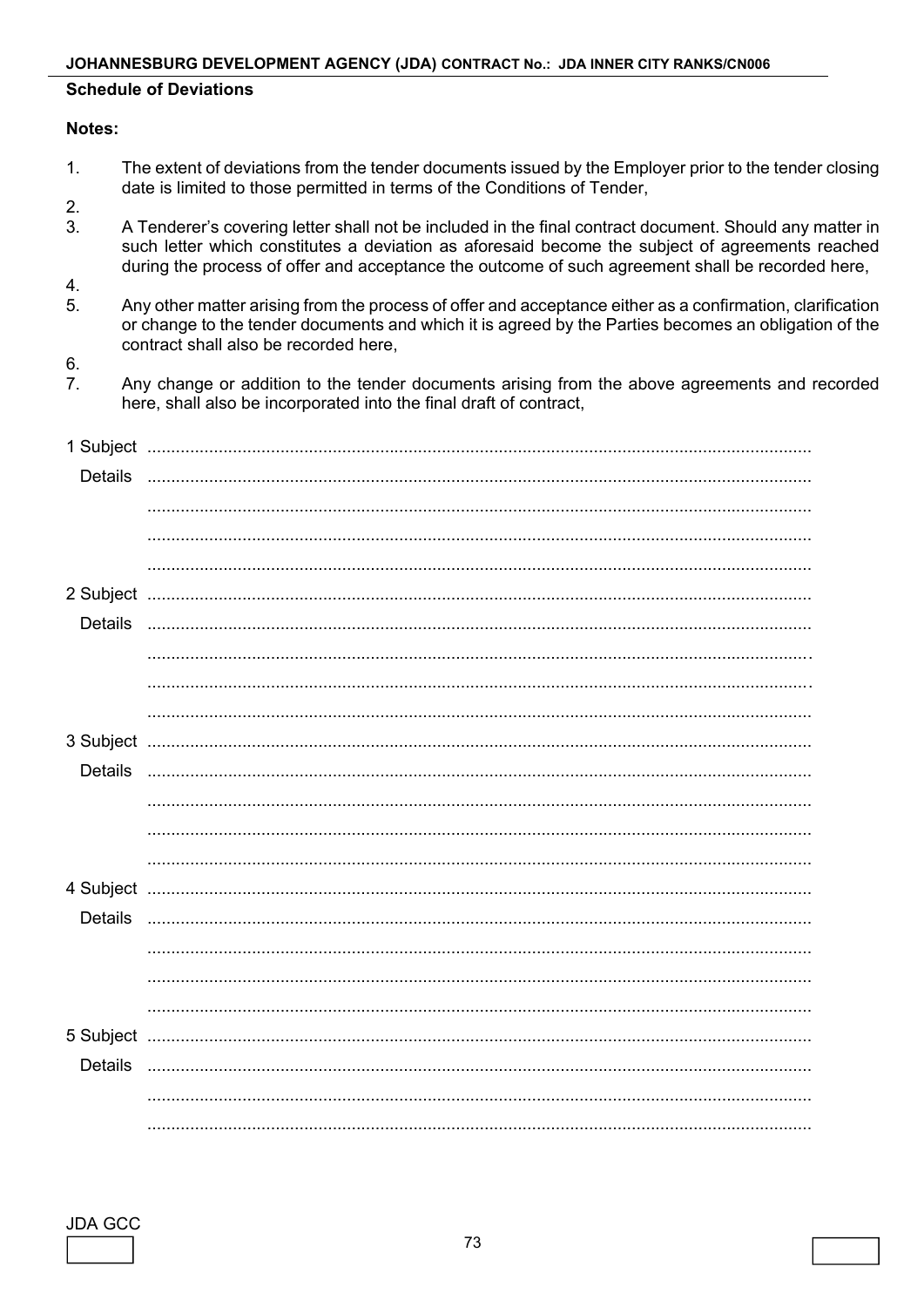**Schedule of Deviations**

**Notes:**

1. The extent of deviations from the tender documents issued by the Employer prior to the tender closing date is limited to those permitted in terms of the Conditions of Tender,
2. 
3. A Tenderer's covering letter shall not be included in the final contract document. Should any matter in such letter which constitutes a deviation as aforesaid become the subject of agreements reached during the process of offer and acceptance the outcome of such agreement shall be recorded here,
4. 
5. Any other matter arising from the process of offer and acceptance either as a confirmation, clarification or change to the tender documents and which it is agreed by the Parties becomes an obligation of the contract shall also be recorded here,
6. 
7. Any change or addition to the tender documents arising from the above agreements and recorded here, shall also be incorporated into the final draft of contract,

1 Subject ..........................................................................................................................................

Details ..........................................................................................................................................

..........................................................................................................................................

..........................................................................................................................................

..........................................................................................................................................

2 Subject ..........................................................................................................................................

Details ..........................................................................................................................................

..........................................................................................................................................

..........................................................................................................................................

..........................................................................................................................................

3 Subject ..........................................................................................................................................

Details ..........................................................................................................................................

..........................................................................................................................................

..........................................................................................................................................

..........................................................................................................................................

4 Subject ..........................................................................................................................................

Details ..........................................................................................................................................

..........................................................................................................................................

..........................................................................................................................................

..........................................................................................................................................

5 Subject ..........................................................................................................................................

Details ..........................................................................................................................................

..........................................................................................................................................

..........................................................................................................................................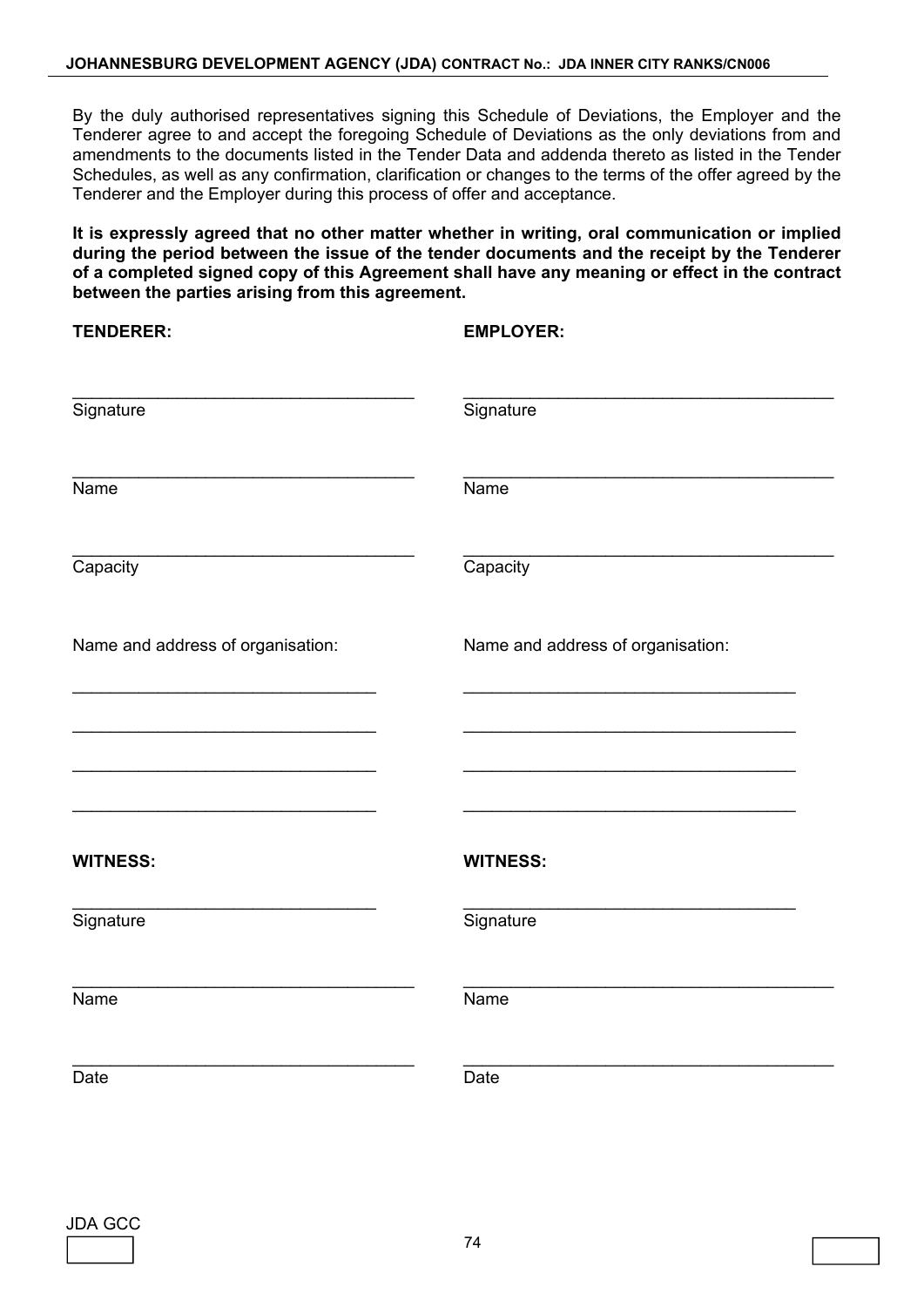By the duly authorised representatives signing this Schedule of Deviations, the Employer and the Tenderer agree to and accept the foregoing Schedule of Deviations as the only deviations from and amendments to the documents listed in the Tender Data and addenda thereto as listed in the Tender Schedules, as well as any confirmation, clarification or changes to the terms of the offer agreed by the Tenderer and the Employer during this process of offer and acceptance.

**It is expressly agreed that no other matter whether in writing, oral communication or implied during the period between the issue of the tender documents and the receipt by the Tenderer of a completed signed copy of this Agreement shall have any meaning or effect in the contract between the parties arising from this agreement.**

| **TENDERER:** | **EMPLOYER:** |
|---|---|
| ____________________ Signature | ____________________ Signature |
| ____________________ Name | ____________________ Name |
| ____________________ Capacity | ____________________ Capacity |
| Name and address of organisation: | Name and address of organisation: |
| ____________________ | ____________________ |
| ____________________ | ____________________ |
| ____________________ | ____________________ |
| ____________________ | ____________________ |
| **WITNESS:** | **WITNESS:** |
| ____________________ Signature | ____________________ Signature |
| ____________________ Name | ____________________ Name |
| ____________________ Date | ____________________ Date |

JDA GCC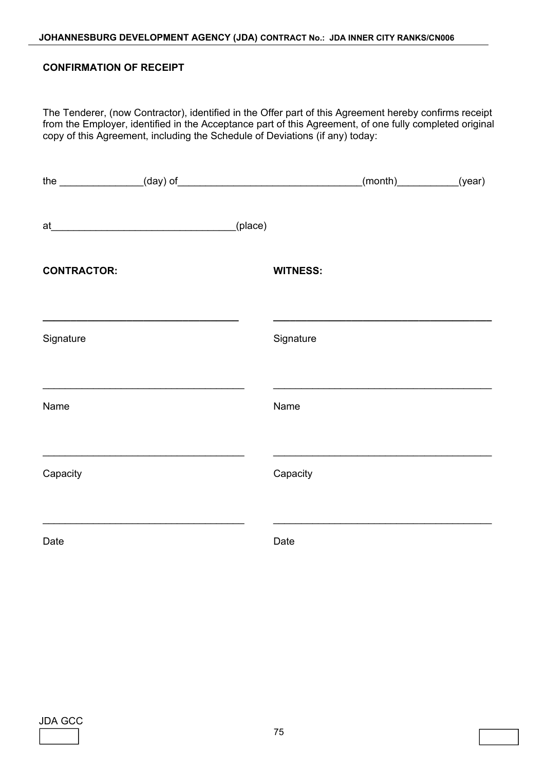## CONFIRMATION OF RECEIPT

The Tenderer, (now Contractor), identified in the Offer part of this Agreement hereby confirms receipt from the Employer, identified in the Acceptance part of this Agreement, of one fully completed original copy of this Agreement, including the Schedule of Deviations (if any) today:

the _______________(day) of_________________________________(month)___________(year)

at_________________________________(place)

| **CONTRACTOR:** | **WITNESS:** |
|---|---|
| ____________________________________ | ____________________________________ |
| Signature | Signature |
| ____________________________________ | ____________________________________ |
| Name | Name |
| ____________________________________ | ____________________________________ |
| Capacity | Capacity |
| ____________________________________ | ____________________________________ |
| Date | Date |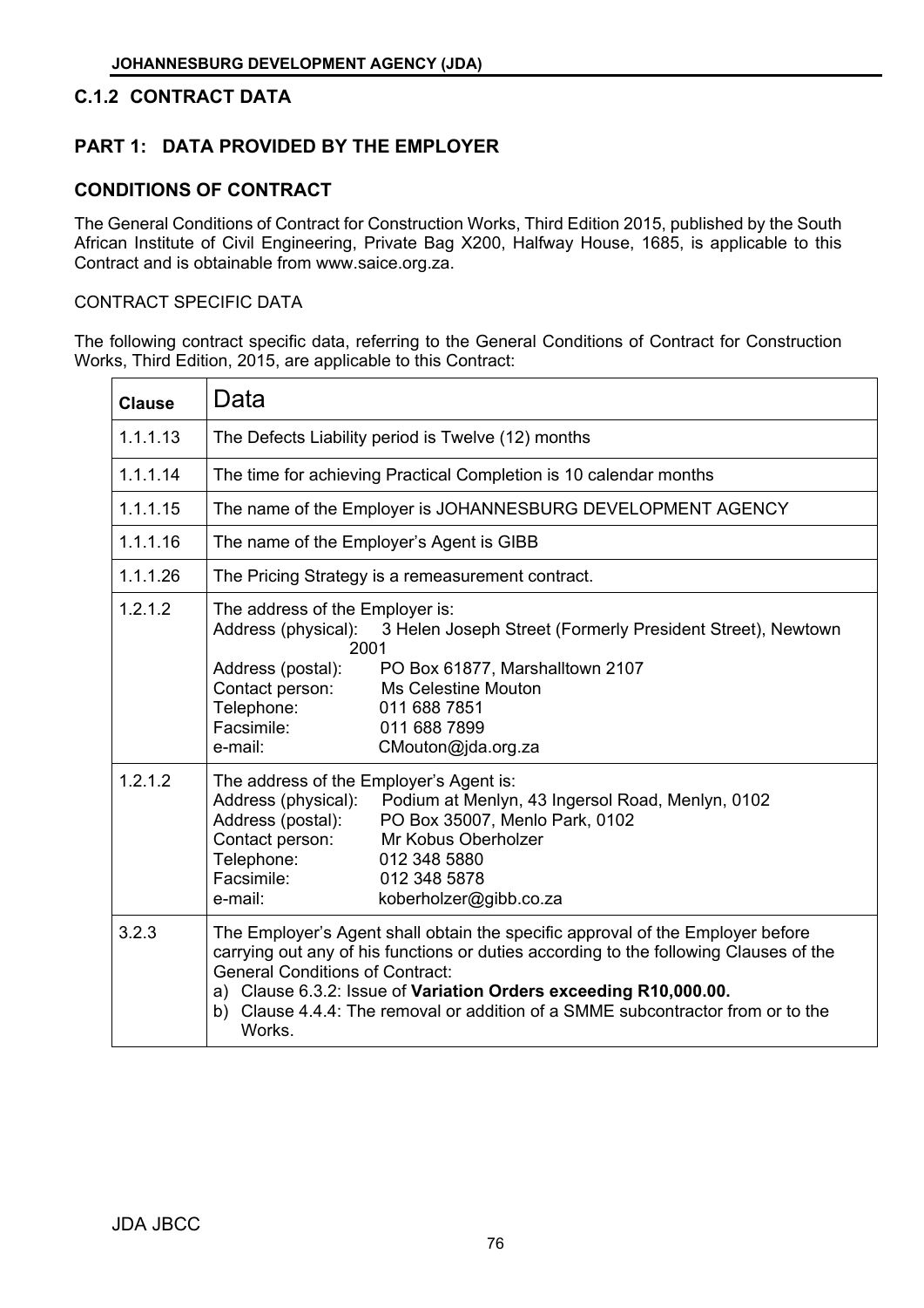## C.1.2 CONTRACT DATA

## PART 1: DATA PROVIDED BY THE EMPLOYER

### CONDITIONS OF CONTRACT

The General Conditions of Contract for Construction Works, Third Edition 2015, published by the South African Institute of Civil Engineering, Private Bag X200, Halfway House, 1685, is applicable to this Contract and is obtainable from www.saice.org.za.

CONTRACT SPECIFIC DATA

The following contract specific data, referring to the General Conditions of Contract for Construction Works, Third Edition, 2015, are applicable to this Contract:

| Clause | Data |
|---|---|
| 1.1.1.13 | The Defects Liability period is Twelve (12) months |
| 1.1.1.14 | The time for achieving Practical Completion is 10 calendar months |
| 1.1.1.15 | The name of the Employer is JOHANNESBURG DEVELOPMENT AGENCY |
| 1.1.1.16 | The name of the Employer's Agent is GIBB |
| 1.1.1.26 | The Pricing Strategy is a remeasurement contract. |
| 1.2.1.2 | The address of the Employer is:<br>Address (physical): 3 Helen Joseph Street (Formerly President Street), Newtown 2001<br>Address (postal): PO Box 61877, Marshalltown 2107<br>Contact person: Ms Celestine Mouton<br>Telephone: 011 688 7851<br>Facsimile: 011 688 7899<br>e-mail: CMouton@jda.org.za |
| 1.2.1.2 | The address of the Employer's Agent is:<br>Address (physical): Podium at Menlyn, 43 Ingersol Road, Menlyn, 0102<br>Address (postal): PO Box 35007, Menlo Park, 0102<br>Contact person: Mr Kobus Oberholzer<br>Telephone: 012 348 5880<br>Facsimile: 012 348 5878<br>e-mail: koberholzer@gibb.co.za |
| 3.2.3 | The Employer's Agent shall obtain the specific approval of the Employer before carrying out any of his functions or duties according to the following Clauses of the General Conditions of Contract:<br>a) Clause 6.3.2: Issue of **Variation Orders exceeding R10,000.00.**<br>b) Clause 4.4.4: The removal or addition of a SMME subcontractor from or to the Works. |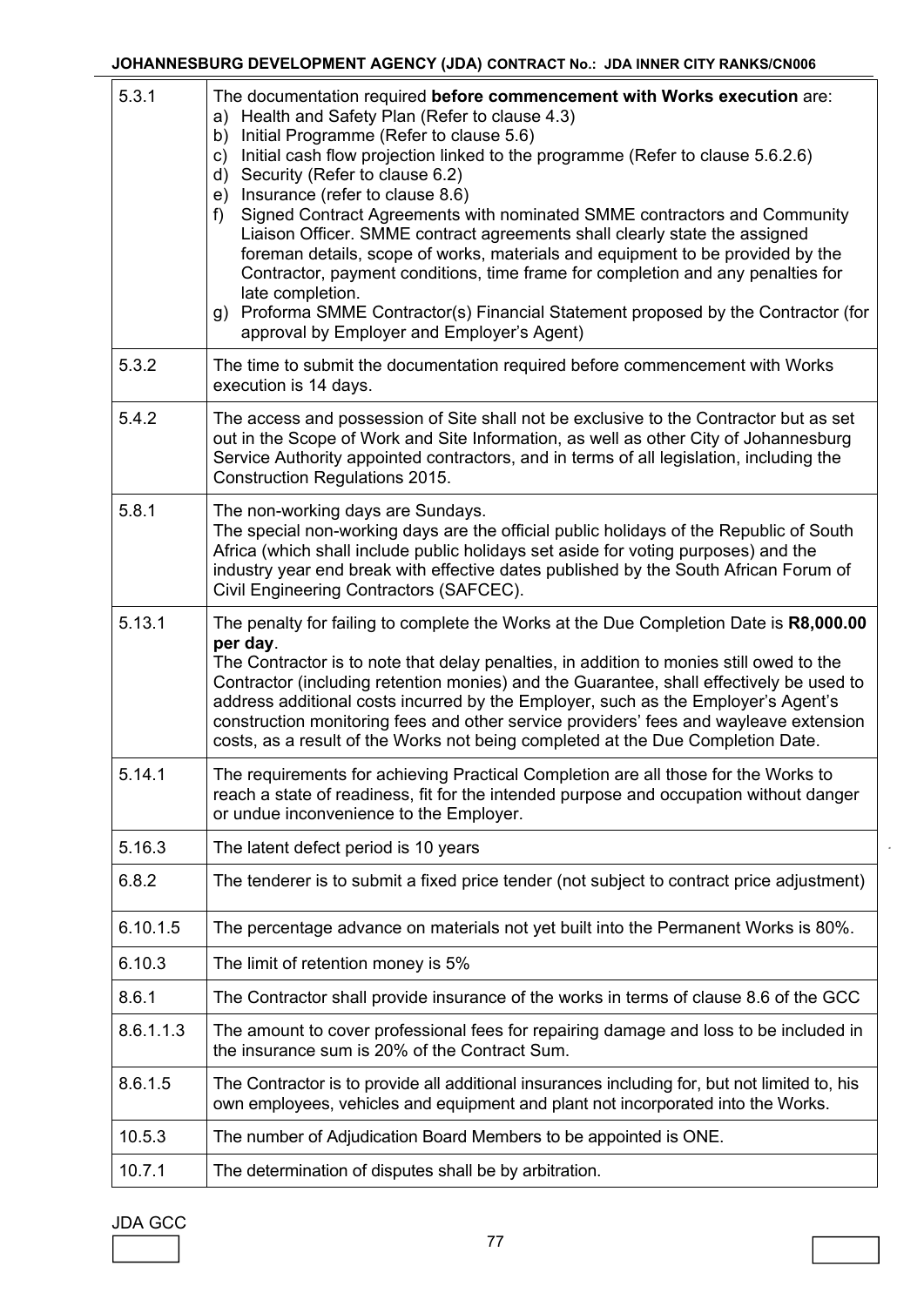| | |
|---|---|
| 5.3.1 | The documentation required **before commencement with Works execution** are:<br>a) Health and Safety Plan (Refer to clause 4.3)<br>b) Initial Programme (Refer to clause 5.6)<br>c) Initial cash flow projection linked to the programme (Refer to clause 5.6.2.6)<br>d) Security (Refer to clause 6.2)<br>e) Insurance (refer to clause 8.6)<br>f) Signed Contract Agreements with nominated SMME contractors and Community Liaison Officer. SMME contract agreements shall clearly state the assigned foreman details, scope of works, materials and equipment to be provided by the Contractor, payment conditions, time frame for completion and any penalties for late completion.<br>g) Proforma SMME Contractor(s) Financial Statement proposed by the Contractor (for approval by Employer and Employer's Agent) |
| 5.3.2 | The time to submit the documentation required before commencement with Works execution is 14 days. |
| 5.4.2 | The access and possession of Site shall not be exclusive to the Contractor but as set out in the Scope of Work and Site Information, as well as other City of Johannesburg Service Authority appointed contractors, and in terms of all legislation, including the Construction Regulations 2015. |
| 5.8.1 | The non-working days are Sundays.<br>The special non-working days are the official public holidays of the Republic of South Africa (which shall include public holidays set aside for voting purposes) and the industry year end break with effective dates published by the South African Forum of Civil Engineering Contractors (SAFCEC). |
| 5.13.1 | The penalty for failing to complete the Works at the Due Completion Date is **R8,000.00 per day**.<br>The Contractor is to note that delay penalties, in addition to monies still owed to the Contractor (including retention monies) and the Guarantee, shall effectively be used to address additional costs incurred by the Employer, such as the Employer's Agent's construction monitoring fees and other service providers' fees and wayleave extension costs, as a result of the Works not being completed at the Due Completion Date. |
| 5.14.1 | The requirements for achieving Practical Completion are all those for the Works to reach a state of readiness, fit for the intended purpose and occupation without danger or undue inconvenience to the Employer. |
| 5.16.3 | The latent defect period is 10 years |
| 6.8.2 | The tenderer is to submit a fixed price tender (not subject to contract price adjustment) |
| 6.10.1.5 | The percentage advance on materials not yet built into the Permanent Works is 80%. |
| 6.10.3 | The limit of retention money is 5% |
| 8.6.1 | The Contractor shall provide insurance of the works in terms of clause 8.6 of the GCC |
| 8.6.1.1.3 | The amount to cover professional fees for repairing damage and loss to be included in the insurance sum is 20% of the Contract Sum. |
| 8.6.1.5 | The Contractor is to provide all additional insurances including for, but not limited to, his own employees, vehicles and equipment and plant not incorporated into the Works. |
| 10.5.3 | The number of Adjudication Board Members to be appointed is ONE. |
| 10.7.1 | The determination of disputes shall be by arbitration. |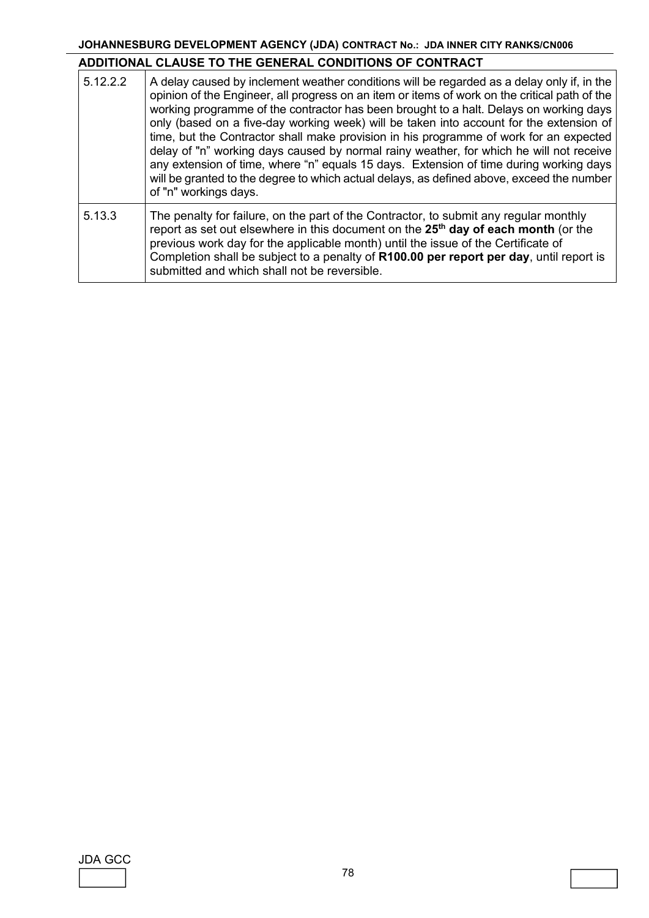## ADDITIONAL CLAUSE TO THE GENERAL CONDITIONS OF CONTRACT

| | |
|---|---|
| 5.12.2.2 | A delay caused by inclement weather conditions will be regarded as a delay only if, in the opinion of the Engineer, all progress on an item or items of work on the critical path of the working programme of the contractor has been brought to a halt. Delays on working days only (based on a five-day working week) will be taken into account for the extension of time, but the Contractor shall make provision in his programme of work for an expected delay of "n" working days caused by normal rainy weather, for which he will not receive any extension of time, where "n" equals 15 days. Extension of time during working days will be granted to the degree to which actual delays, as defined above, exceed the number of "n" workings days. |
| 5.13.3 | The penalty for failure, on the part of the Contractor, to submit any regular monthly report as set out elsewhere in this document on the **25th day of each month** (or the previous work day for the applicable month) until the issue of the Certificate of Completion shall be subject to a penalty of **R100.00 per report per day**, until report is submitted and which shall not be reversible. |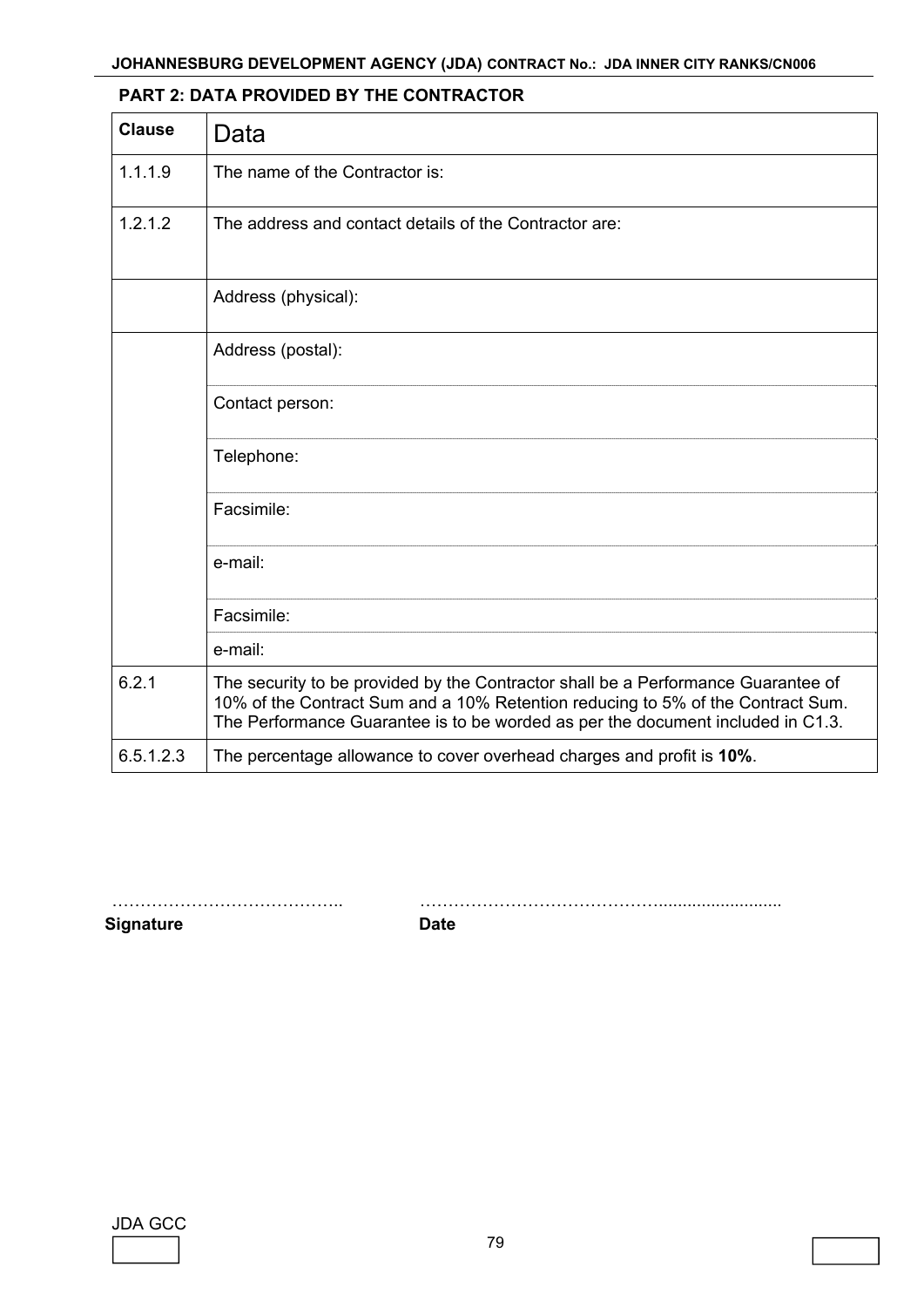## PART 2: DATA PROVIDED BY THE CONTRACTOR

| Clause | Data |
|---|---|
| 1.1.1.9 | The name of the Contractor is: |
| 1.2.1.2 | The address and contact details of the Contractor are: |
| | Address (physical): |
| | Address (postal): |
| | Contact person: |
| | Telephone: |
| | Facsimile: |
| | e-mail: |
| | Facsimile: |
| | e-mail: |
| 6.2.1 | The security to be provided by the Contractor shall be a Performance Guarantee of 10% of the Contract Sum and a 10% Retention reducing to 5% of the Contract Sum. The Performance Guarantee is to be worded as per the document included in C1.3. |
| 6.5.1.2.3 | The percentage allowance to cover overhead charges and profit is **10%**. |

………………………………….. ……………………………………..........................

**Signature** **Date**

JDA GCC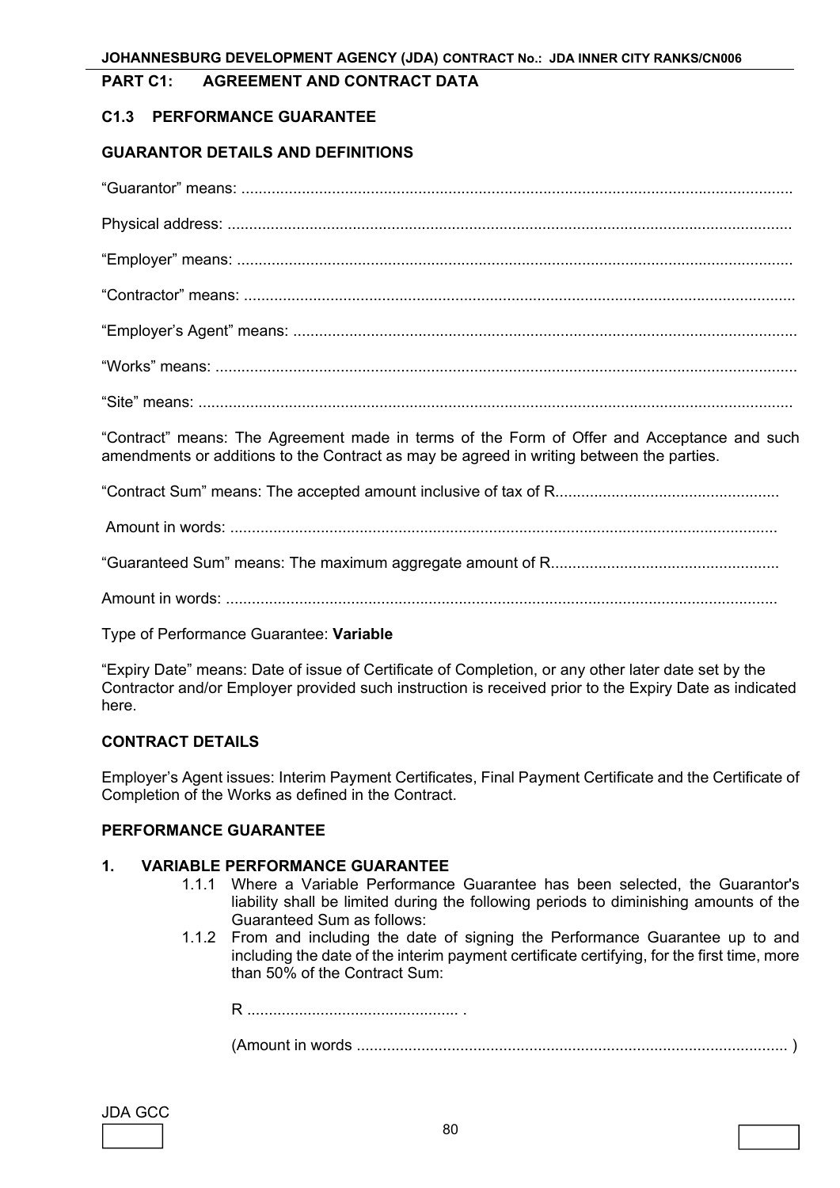## PART C1: AGREEMENT AND CONTRACT DATA

### C1.3 PERFORMANCE GUARANTEE

**GUARANTOR DETAILS AND DEFINITIONS**

"Guarantor" means: ..............................................................................................................................

Physical address: ..................................................................................................................................

"Employer" means: ...............................................................................................................................

"Contractor" means: ..............................................................................................................................

"Employer's Agent" means: ...................................................................................................................

"Works" means: .....................................................................................................................................

"Site" means: .........................................................................................................................................

"Contract" means: The Agreement made in terms of the Form of Offer and Acceptance and such amendments or additions to the Contract as may be agreed in writing between the parties.

"Contract Sum" means: The accepted amount inclusive of tax of R...................................................

Amount in words: ..............................................................................................................................

"Guaranteed Sum" means: The maximum aggregate amount of R....................................................

Amount in words: ...............................................................................................................................

Type of Performance Guarantee: **Variable**

"Expiry Date" means: Date of issue of Certificate of Completion, or any other later date set by the Contractor and/or Employer provided such instruction is received prior to the Expiry Date as indicated here.

**CONTRACT DETAILS**

Employer's Agent issues: Interim Payment Certificates, Final Payment Certificate and the Certificate of Completion of the Works as defined in the Contract.

**PERFORMANCE GUARANTEE**

**1. VARIABLE PERFORMANCE GUARANTEE**

1.1.1 Where a Variable Performance Guarantee has been selected, the Guarantor's liability shall be limited during the following periods to diminishing amounts of the Guaranteed Sum as follows:

1.1.2 From and including the date of signing the Performance Guarantee up to and including the date of the interim payment certificate certifying, for the first time, more than 50% of the Contract Sum:

R ................................................ .

(Amount in words .................................................................................................. )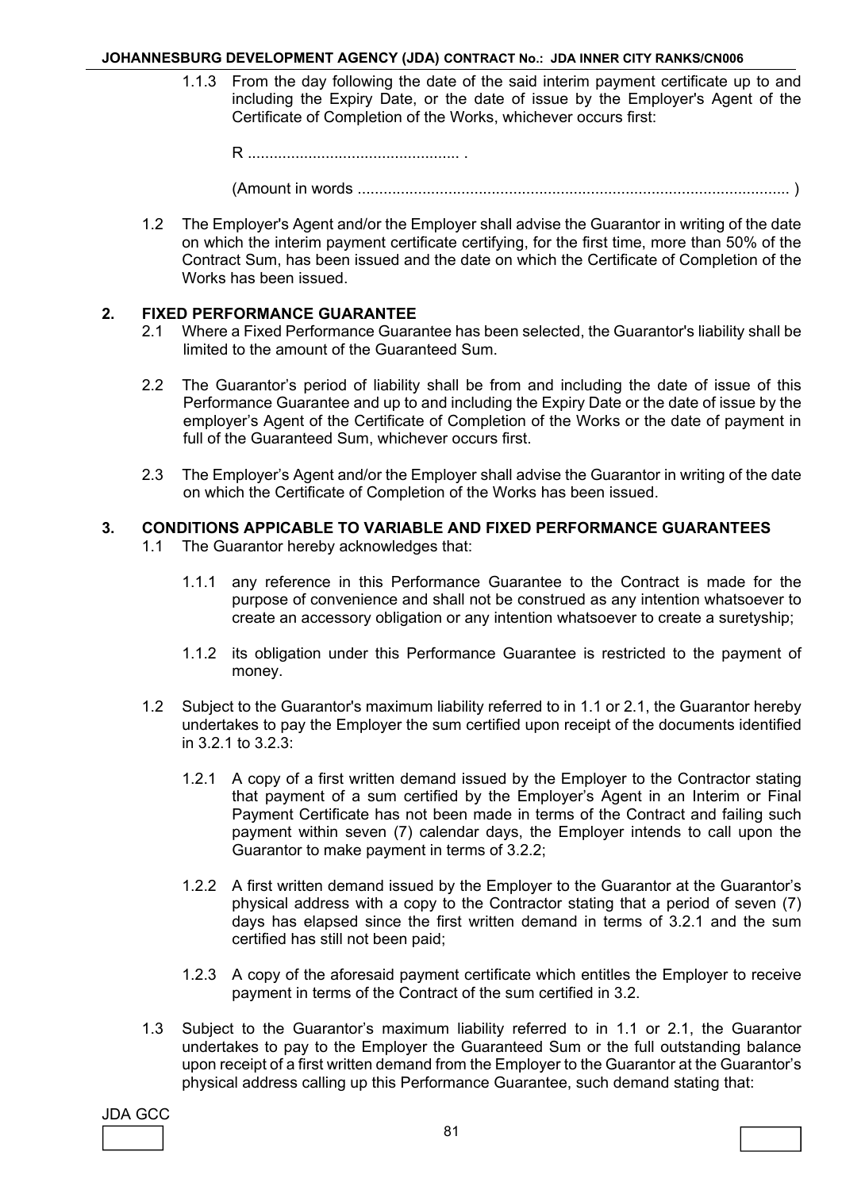1.1.3 From the day following the date of the said interim payment certificate up to and including the Expiry Date, or the date of issue by the Employer's Agent of the Certificate of Completion of the Works, whichever occurs first:

R ................................................ .

(Amount in words .................................................................................................. )

1.2 The Employer's Agent and/or the Employer shall advise the Guarantor in writing of the date on which the interim payment certificate certifying, for the first time, more than 50% of the Contract Sum, has been issued and the date on which the Certificate of Completion of the Works has been issued.

## 2. FIXED PERFORMANCE GUARANTEE

2.1 Where a Fixed Performance Guarantee has been selected, the Guarantor's liability shall be limited to the amount of the Guaranteed Sum.

2.2 The Guarantor's period of liability shall be from and including the date of issue of this Performance Guarantee and up to and including the Expiry Date or the date of issue by the employer's Agent of the Certificate of Completion of the Works or the date of payment in full of the Guaranteed Sum, whichever occurs first.

2.3 The Employer's Agent and/or the Employer shall advise the Guarantor in writing of the date on which the Certificate of Completion of the Works has been issued.

## 3. CONDITIONS APPICABLE TO VARIABLE AND FIXED PERFORMANCE GUARANTEES

1.1 The Guarantor hereby acknowledges that:

1.1.1 any reference in this Performance Guarantee to the Contract is made for the purpose of convenience and shall not be construed as any intention whatsoever to create an accessory obligation or any intention whatsoever to create a suretyship;

1.1.2 its obligation under this Performance Guarantee is restricted to the payment of money.

1.2 Subject to the Guarantor's maximum liability referred to in 1.1 or 2.1, the Guarantor hereby undertakes to pay the Employer the sum certified upon receipt of the documents identified in 3.2.1 to 3.2.3:

1.2.1 A copy of a first written demand issued by the Employer to the Contractor stating that payment of a sum certified by the Employer's Agent in an Interim or Final Payment Certificate has not been made in terms of the Contract and failing such payment within seven (7) calendar days, the Employer intends to call upon the Guarantor to make payment in terms of 3.2.2;

1.2.2 A first written demand issued by the Employer to the Guarantor at the Guarantor's physical address with a copy to the Contractor stating that a period of seven (7) days has elapsed since the first written demand in terms of 3.2.1 and the sum certified has still not been paid;

1.2.3 A copy of the aforesaid payment certificate which entitles the Employer to receive payment in terms of the Contract of the sum certified in 3.2.

1.3 Subject to the Guarantor's maximum liability referred to in 1.1 or 2.1, the Guarantor undertakes to pay to the Employer the Guaranteed Sum or the full outstanding balance upon receipt of a first written demand from the Employer to the Guarantor at the Guarantor's physical address calling up this Performance Guarantee, such demand stating that: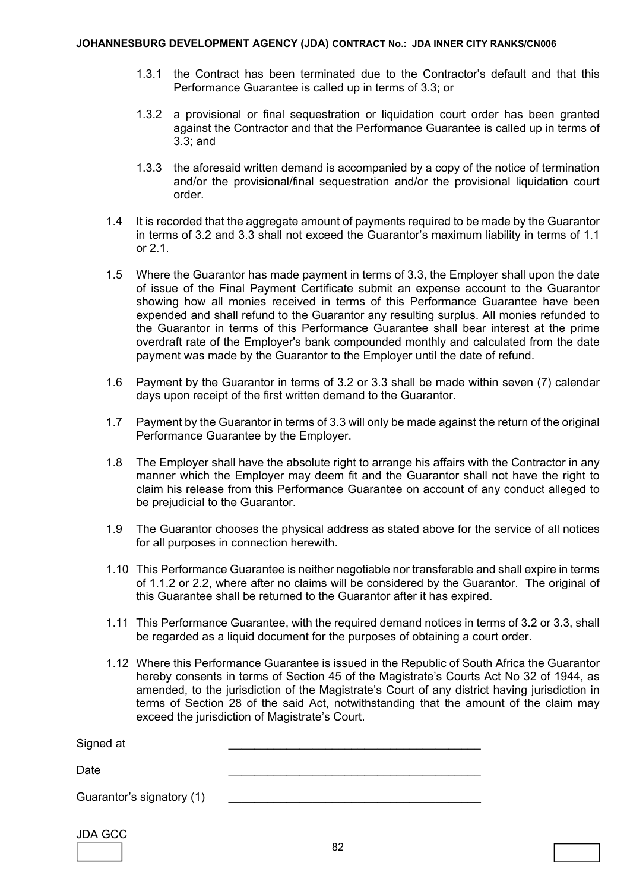1.3.1 the Contract has been terminated due to the Contractor's default and that this Performance Guarantee is called up in terms of 3.3; or

1.3.2 a provisional or final sequestration or liquidation court order has been granted against the Contractor and that the Performance Guarantee is called up in terms of 3.3; and

1.3.3 the aforesaid written demand is accompanied by a copy of the notice of termination and/or the provisional/final sequestration and/or the provisional liquidation court order.

1.4 It is recorded that the aggregate amount of payments required to be made by the Guarantor in terms of 3.2 and 3.3 shall not exceed the Guarantor's maximum liability in terms of 1.1 or 2.1.

1.5 Where the Guarantor has made payment in terms of 3.3, the Employer shall upon the date of issue of the Final Payment Certificate submit an expense account to the Guarantor showing how all monies received in terms of this Performance Guarantee have been expended and shall refund to the Guarantor any resulting surplus. All monies refunded to the Guarantor in terms of this Performance Guarantee shall bear interest at the prime overdraft rate of the Employer's bank compounded monthly and calculated from the date payment was made by the Guarantor to the Employer until the date of refund.

1.6 Payment by the Guarantor in terms of 3.2 or 3.3 shall be made within seven (7) calendar days upon receipt of the first written demand to the Guarantor.

1.7 Payment by the Guarantor in terms of 3.3 will only be made against the return of the original Performance Guarantee by the Employer.

1.8 The Employer shall have the absolute right to arrange his affairs with the Contractor in any manner which the Employer may deem fit and the Guarantor shall not have the right to claim his release from this Performance Guarantee on account of any conduct alleged to be prejudicial to the Guarantor.

1.9 The Guarantor chooses the physical address as stated above for the service of all notices for all purposes in connection herewith.

1.10 This Performance Guarantee is neither negotiable nor transferable and shall expire in terms of 1.1.2 or 2.2, where after no claims will be considered by the Guarantor. The original of this Guarantee shall be returned to the Guarantor after it has expired.

1.11 This Performance Guarantee, with the required demand notices in terms of 3.2 or 3.3, shall be regarded as a liquid document for the purposes of obtaining a court order.

1.12 Where this Performance Guarantee is issued in the Republic of South Africa the Guarantor hereby consents in terms of Section 45 of the Magistrate's Courts Act No 32 of 1944, as amended, to the jurisdiction of the Magistrate's Court of any district having jurisdiction in terms of Section 28 of the said Act, notwithstanding that the amount of the claim may exceed the jurisdiction of Magistrate's Court.

Signed at \_\_\_\_\_\_\_\_\_\_\_\_\_\_\_\_\_\_\_\_\_\_\_\_\_\_\_\_\_\_\_\_\_\_\_\_\_\_\_\_

Date \_\_\_\_\_\_\_\_\_\_\_\_\_\_\_\_\_\_\_\_\_\_\_\_\_\_\_\_\_\_\_\_\_\_\_\_\_\_\_\_

Guarantor's signatory (1) \_\_\_\_\_\_\_\_\_\_\_\_\_\_\_\_\_\_\_\_\_\_\_\_\_\_\_\_\_\_\_\_\_\_\_\_\_\_\_\_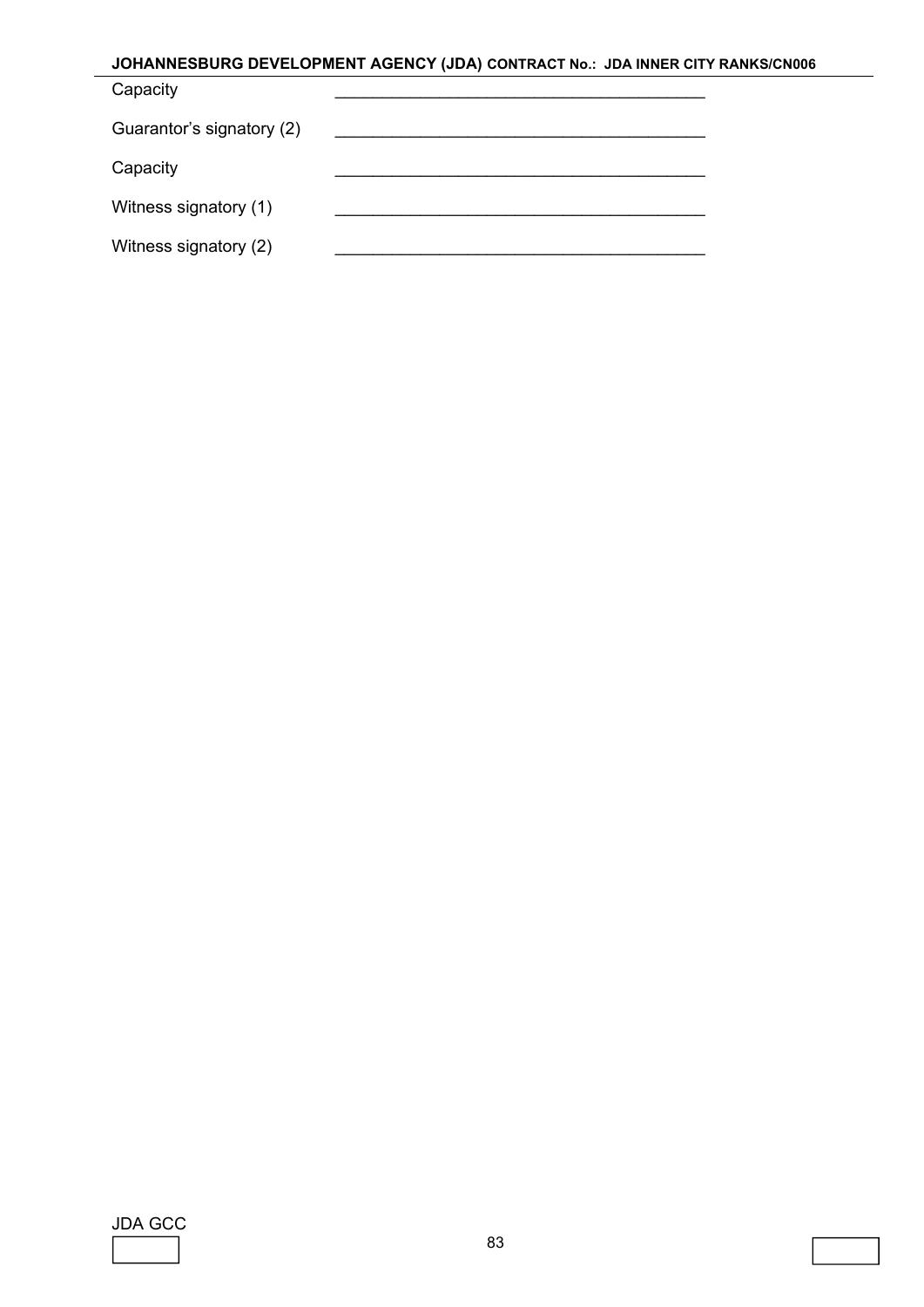Capacity ________________________________________

Guarantor's signatory (2) ________________________________________

Capacity ________________________________________

Witness signatory (1) ________________________________________

Witness signatory (2) ________________________________________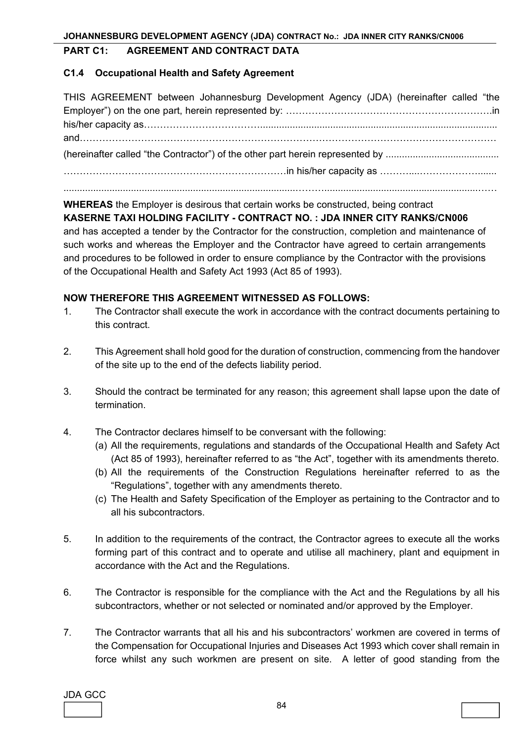## PART C1: AGREEMENT AND CONTRACT DATA

### C1.4 Occupational Health and Safety Agreement

THIS AGREEMENT between Johannesburg Development Agency (JDA) (hereinafter called "the Employer") on the one part, herein represented by: ……………………………………………………….in his/her capacity as…………………………….......................................................................................... and…………………………………………………………………………………………………………

(hereinafter called "the Contractor") of the other part herein represented by ..........................................

……………………………………………………………in his/her capacity as ………...………………….......

.......................................................................................................……...............................................……

**WHEREAS** the Employer is desirous that certain works be constructed, being contract **KASERNE TAXI HOLDING FACILITY - CONTRACT NO. : JDA INNER CITY RANKS/CN006** and has accepted a tender by the Contractor for the construction, completion and maintenance of such works and whereas the Employer and the Contractor have agreed to certain arrangements and procedures to be followed in order to ensure compliance by the Contractor with the provisions of the Occupational Health and Safety Act 1993 (Act 85 of 1993).

**NOW THEREFORE THIS AGREEMENT WITNESSED AS FOLLOWS:**

1. The Contractor shall execute the work in accordance with the contract documents pertaining to this contract.

2. This Agreement shall hold good for the duration of construction, commencing from the handover of the site up to the end of the defects liability period.

3. Should the contract be terminated for any reason; this agreement shall lapse upon the date of termination.

4. The Contractor declares himself to be conversant with the following:
   (a) All the requirements, regulations and standards of the Occupational Health and Safety Act (Act 85 of 1993), hereinafter referred to as "the Act", together with its amendments thereto.
   (b) All the requirements of the Construction Regulations hereinafter referred to as the "Regulations", together with any amendments thereto.
   (c) The Health and Safety Specification of the Employer as pertaining to the Contractor and to all his subcontractors.

5. In addition to the requirements of the contract, the Contractor agrees to execute all the works forming part of this contract and to operate and utilise all machinery, plant and equipment in accordance with the Act and the Regulations.

6. The Contractor is responsible for the compliance with the Act and the Regulations by all his subcontractors, whether or not selected or nominated and/or approved by the Employer.

7. The Contractor warrants that all his and his subcontractors' workmen are covered in terms of the Compensation for Occupational Injuries and Diseases Act 1993 which cover shall remain in force whilst any such workmen are present on site. A letter of good standing from the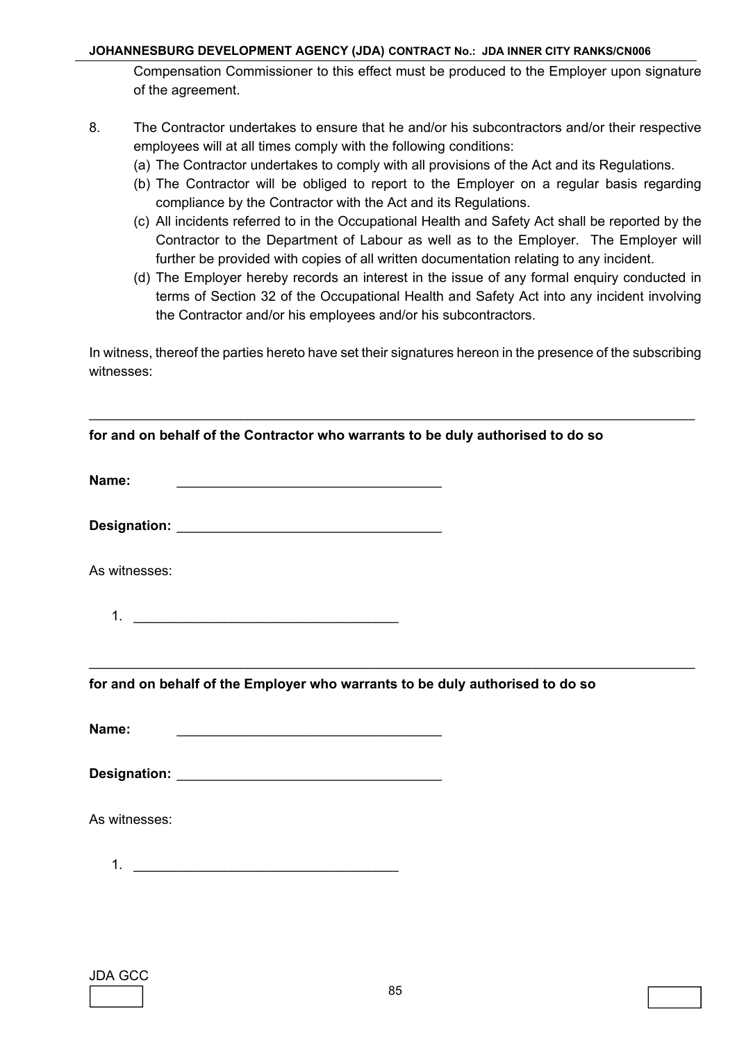Compensation Commissioner to this effect must be produced to the Employer upon signature of the agreement.

8. The Contractor undertakes to ensure that he and/or his subcontractors and/or their respective employees will at all times comply with the following conditions:
   (a) The Contractor undertakes to comply with all provisions of the Act and its Regulations.
   (b) The Contractor will be obliged to report to the Employer on a regular basis regarding compliance by the Contractor with the Act and its Regulations.
   (c) All incidents referred to in the Occupational Health and Safety Act shall be reported by the Contractor to the Department of Labour as well as to the Employer. The Employer will further be provided with copies of all written documentation relating to any incident.
   (d) The Employer hereby records an interest in the issue of any formal enquiry conducted in terms of Section 32 of the Occupational Health and Safety Act into any incident involving the Contractor and/or his employees and/or his subcontractors.

In witness, thereof the parties hereto have set their signatures hereon in the presence of the subscribing witnesses:

_______________________________________________________________________________

**for and on behalf of the Contractor who warrants to be duly authorised to do so**

**Name:** ___________________________________

**Designation:** ___________________________________

As witnesses:

1. ___________________________________

_______________________________________________________________________________

**for and on behalf of the Employer who warrants to be duly authorised to do so**

**Name:** ___________________________________

**Designation:** ___________________________________

As witnesses:

1. ___________________________________

JDA GCC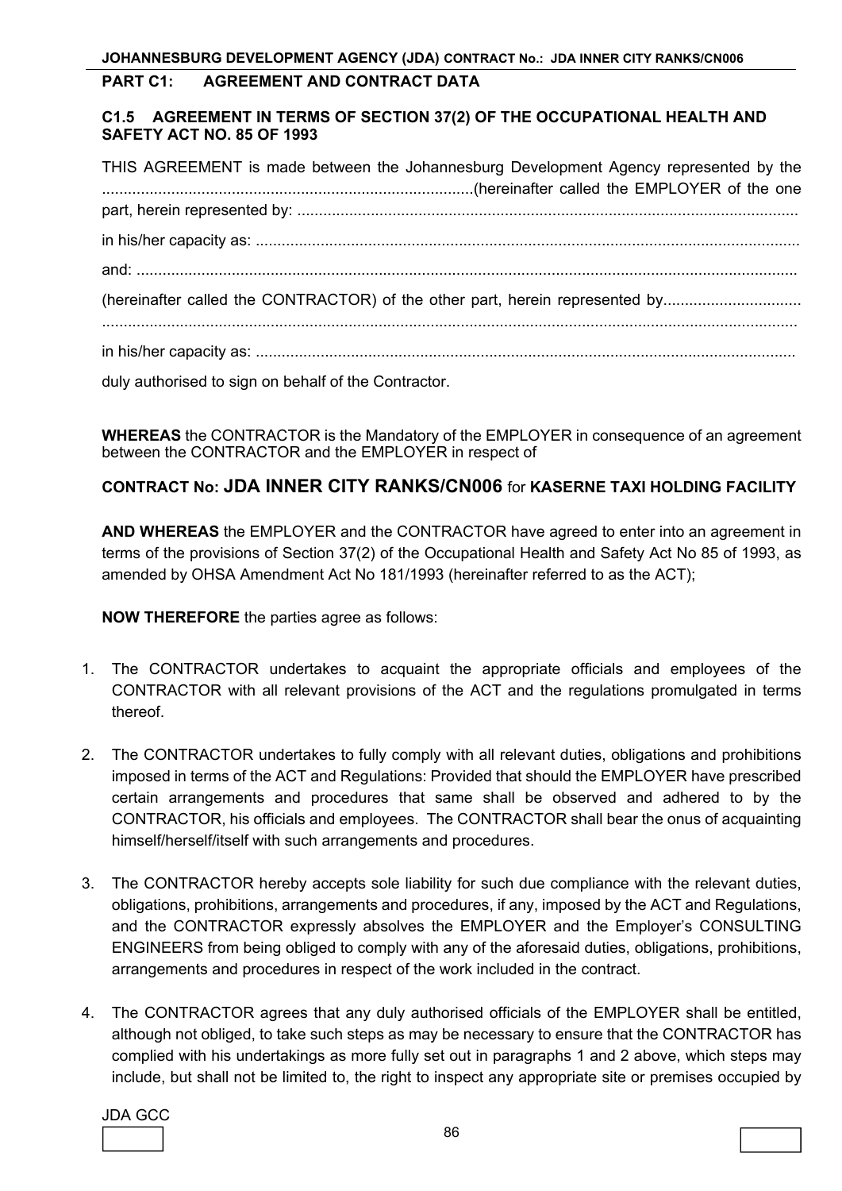## PART C1: AGREEMENT AND CONTRACT DATA

### C1.5 AGREEMENT IN TERMS OF SECTION 37(2) OF THE OCCUPATIONAL HEALTH AND SAFETY ACT NO. 85 OF 1993

THIS AGREEMENT is made between the Johannesburg Development Agency represented by the .....................................................................................(hereinafter called the EMPLOYER of the one part, herein represented by: ...................................................................................................................

in his/her capacity as: .............................................................................................................................

and: ........................................................................................................................................................

(hereinafter called the CONTRACTOR) of the other part, herein represented by................................

...............................................................................................................................................................

in his/her capacity as: ............................................................................................................................

duly authorised to sign on behalf of the Contractor.

**WHEREAS** the CONTRACTOR is the Mandatory of the EMPLOYER in consequence of an agreement between the CONTRACTOR and the EMPLOYER in respect of

**CONTRACT No: JDA INNER CITY RANKS/CN006** for **KASERNE TAXI HOLDING FACILITY**

**AND WHEREAS** the EMPLOYER and the CONTRACTOR have agreed to enter into an agreement in terms of the provisions of Section 37(2) of the Occupational Health and Safety Act No 85 of 1993, as amended by OHSA Amendment Act No 181/1993 (hereinafter referred to as the ACT);

**NOW THEREFORE** the parties agree as follows:

1. The CONTRACTOR undertakes to acquaint the appropriate officials and employees of the CONTRACTOR with all relevant provisions of the ACT and the regulations promulgated in terms thereof.

2. The CONTRACTOR undertakes to fully comply with all relevant duties, obligations and prohibitions imposed in terms of the ACT and Regulations: Provided that should the EMPLOYER have prescribed certain arrangements and procedures that same shall be observed and adhered to by the CONTRACTOR, his officials and employees. The CONTRACTOR shall bear the onus of acquainting himself/herself/itself with such arrangements and procedures.

3. The CONTRACTOR hereby accepts sole liability for such due compliance with the relevant duties, obligations, prohibitions, arrangements and procedures, if any, imposed by the ACT and Regulations, and the CONTRACTOR expressly absolves the EMPLOYER and the Employer's CONSULTING ENGINEERS from being obliged to comply with any of the aforesaid duties, obligations, prohibitions, arrangements and procedures in respect of the work included in the contract.

4. The CONTRACTOR agrees that any duly authorised officials of the EMPLOYER shall be entitled, although not obliged, to take such steps as may be necessary to ensure that the CONTRACTOR has complied with his undertakings as more fully set out in paragraphs 1 and 2 above, which steps may include, but shall not be limited to, the right to inspect any appropriate site or premises occupied by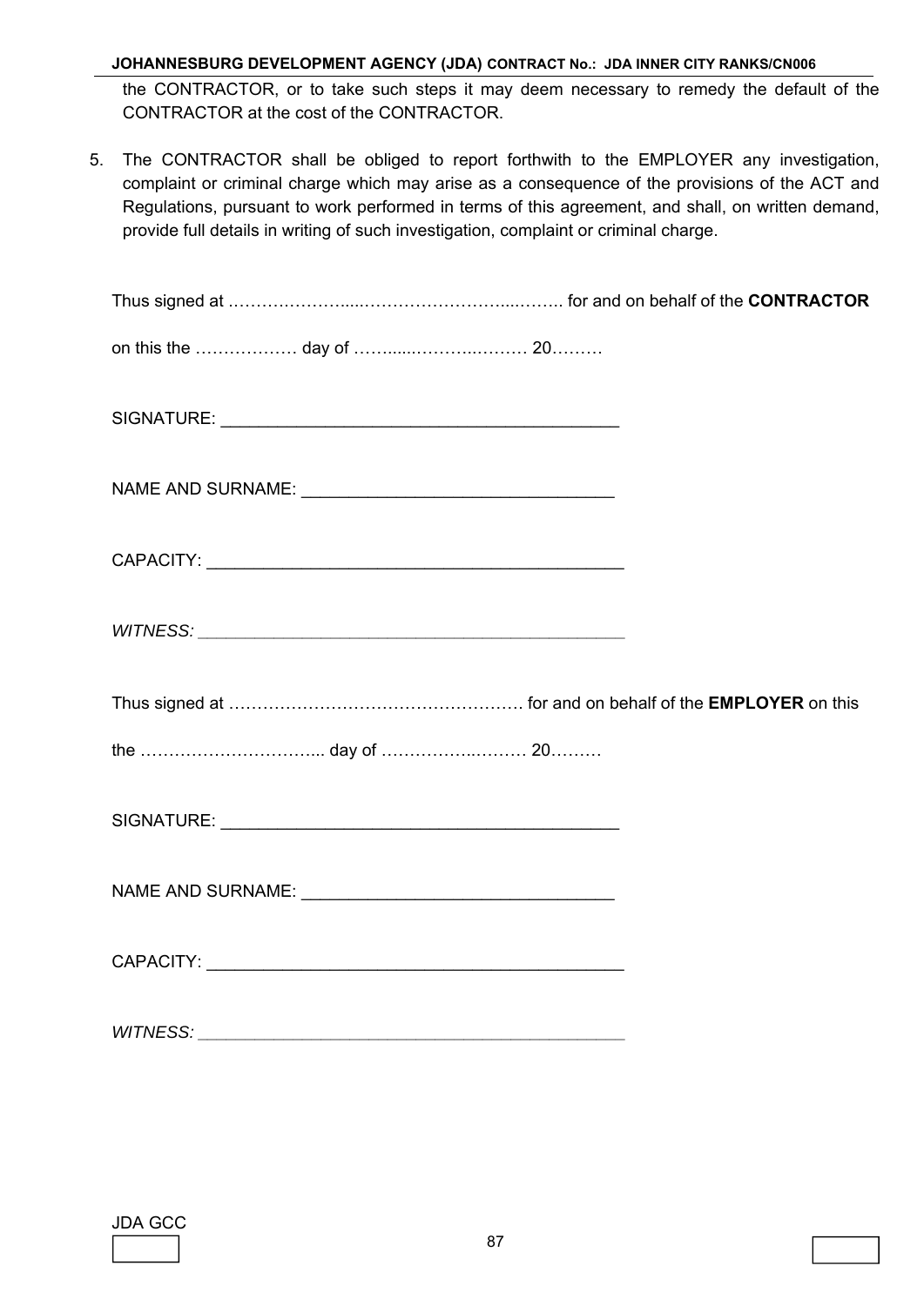the CONTRACTOR, or to take such steps it may deem necessary to remedy the default of the CONTRACTOR at the cost of the CONTRACTOR.

5. The CONTRACTOR shall be obliged to report forthwith to the EMPLOYER any investigation, complaint or criminal charge which may arise as a consequence of the provisions of the ACT and Regulations, pursuant to work performed in terms of this agreement, and shall, on written demand, provide full details in writing of such investigation, complaint or criminal charge.

Thus signed at …………………....………………………...…….. for and on behalf of the **CONTRACTOR**

on this the ……………… day of ……......……….……… 20………

SIGNATURE: ___________________________________________

NAME AND SURNAME: _________________________________

CAPACITY: ____________________________________________

*WITNESS:* ____________________________________________

Thus signed at ……………………………………………. for and on behalf of the **EMPLOYER** on this

the …………………………... day of …………..……… 20………

SIGNATURE: ___________________________________________

NAME AND SURNAME: _________________________________

CAPACITY: ____________________________________________

*WITNESS:* ____________________________________________

JDA GCC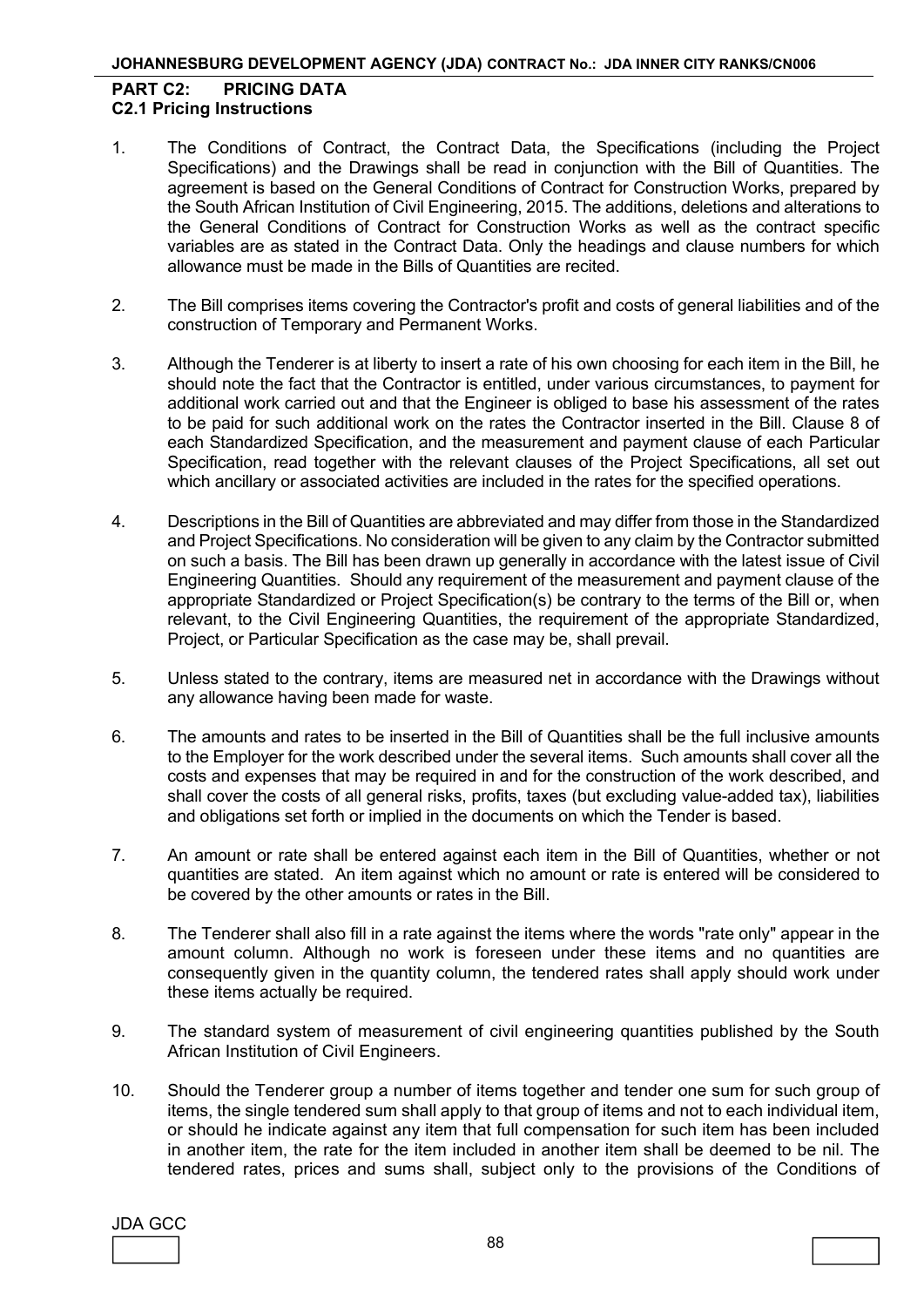## PART C2: PRICING DATA

### C2.1 Pricing Instructions

1. The Conditions of Contract, the Contract Data, the Specifications (including the Project Specifications) and the Drawings shall be read in conjunction with the Bill of Quantities. The agreement is based on the General Conditions of Contract for Construction Works, prepared by the South African Institution of Civil Engineering, 2015. The additions, deletions and alterations to the General Conditions of Contract for Construction Works as well as the contract specific variables are as stated in the Contract Data. Only the headings and clause numbers for which allowance must be made in the Bills of Quantities are recited.

2. The Bill comprises items covering the Contractor's profit and costs of general liabilities and of the construction of Temporary and Permanent Works.

3. Although the Tenderer is at liberty to insert a rate of his own choosing for each item in the Bill, he should note the fact that the Contractor is entitled, under various circumstances, to payment for additional work carried out and that the Engineer is obliged to base his assessment of the rates to be paid for such additional work on the rates the Contractor inserted in the Bill. Clause 8 of each Standardized Specification, and the measurement and payment clause of each Particular Specification, read together with the relevant clauses of the Project Specifications, all set out which ancillary or associated activities are included in the rates for the specified operations.

4. Descriptions in the Bill of Quantities are abbreviated and may differ from those in the Standardized and Project Specifications. No consideration will be given to any claim by the Contractor submitted on such a basis. The Bill has been drawn up generally in accordance with the latest issue of Civil Engineering Quantities. Should any requirement of the measurement and payment clause of the appropriate Standardized or Project Specification(s) be contrary to the terms of the Bill or, when relevant, to the Civil Engineering Quantities, the requirement of the appropriate Standardized, Project, or Particular Specification as the case may be, shall prevail.

5. Unless stated to the contrary, items are measured net in accordance with the Drawings without any allowance having been made for waste.

6. The amounts and rates to be inserted in the Bill of Quantities shall be the full inclusive amounts to the Employer for the work described under the several items. Such amounts shall cover all the costs and expenses that may be required in and for the construction of the work described, and shall cover the costs of all general risks, profits, taxes (but excluding value-added tax), liabilities and obligations set forth or implied in the documents on which the Tender is based.

7. An amount or rate shall be entered against each item in the Bill of Quantities, whether or not quantities are stated. An item against which no amount or rate is entered will be considered to be covered by the other amounts or rates in the Bill.

8. The Tenderer shall also fill in a rate against the items where the words "rate only" appear in the amount column. Although no work is foreseen under these items and no quantities are consequently given in the quantity column, the tendered rates shall apply should work under these items actually be required.

9. The standard system of measurement of civil engineering quantities published by the South African Institution of Civil Engineers.

10. Should the Tenderer group a number of items together and tender one sum for such group of items, the single tendered sum shall apply to that group of items and not to each individual item, or should he indicate against any item that full compensation for such item has been included in another item, the rate for the item included in another item shall be deemed to be nil. The tendered rates, prices and sums shall, subject only to the provisions of the Conditions of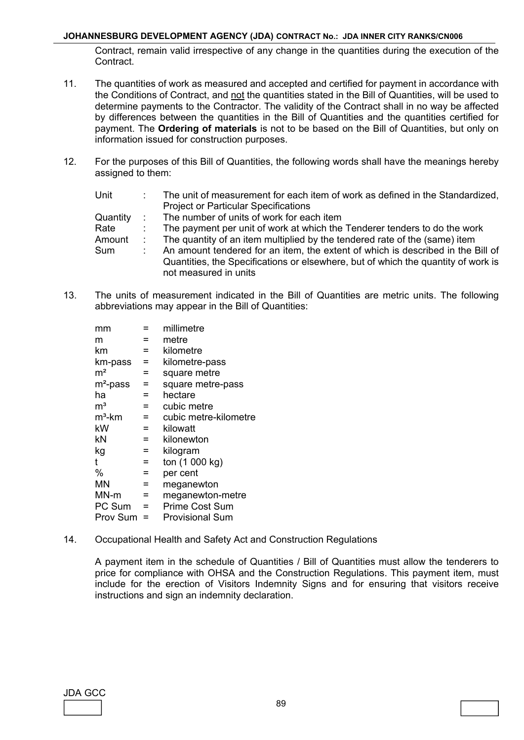Contract, remain valid irrespective of any change in the quantities during the execution of the Contract.

11. The quantities of work as measured and accepted and certified for payment in accordance with the Conditions of Contract, and not the quantities stated in the Bill of Quantities, will be used to determine payments to the Contractor. The validity of the Contract shall in no way be affected by differences between the quantities in the Bill of Quantities and the quantities certified for payment. The **Ordering of materials** is not to be based on the Bill of Quantities, but only on information issued for construction purposes.

12. For the purposes of this Bill of Quantities, the following words shall have the meanings hereby assigned to them:

| | | |
|---|---|---|
| Unit | : | The unit of measurement for each item of work as defined in the Standardized, Project or Particular Specifications |
| Quantity | : | The number of units of work for each item |
| Rate | : | The payment per unit of work at which the Tenderer tenders to do the work |
| Amount | : | The quantity of an item multiplied by the tendered rate of the (same) item |
| Sum | : | An amount tendered for an item, the extent of which is described in the Bill of Quantities, the Specifications or elsewhere, but of which the quantity of work is not measured in units |

13. The units of measurement indicated in the Bill of Quantities are metric units. The following abbreviations may appear in the Bill of Quantities:

| | | |
|---|---|---|
| mm | = | millimetre |
| m | = | metre |
| km | = | kilometre |
| km-pass | = | kilometre-pass |
| m² | = | square metre |
| m²-pass | = | square metre-pass |
| ha | = | hectare |
| m³ | = | cubic metre |
| m³-km | = | cubic metre-kilometre |
| kW | = | kilowatt |
| kN | = | kilonewton |
| kg | = | kilogram |
| t | = | ton (1 000 kg) |
| % | = | per cent |
| MN | = | meganewton |
| MN-m | = | meganewton-metre |
| PC Sum | = | Prime Cost Sum |
| Prov Sum | = | Provisional Sum |

14. Occupational Health and Safety Act and Construction Regulations

    A payment item in the schedule of Quantities / Bill of Quantities must allow the tenderers to price for compliance with OHSA and the Construction Regulations. This payment item, must include for the erection of Visitors Indemnity Signs and for ensuring that visitors receive instructions and sign an indemnity declaration.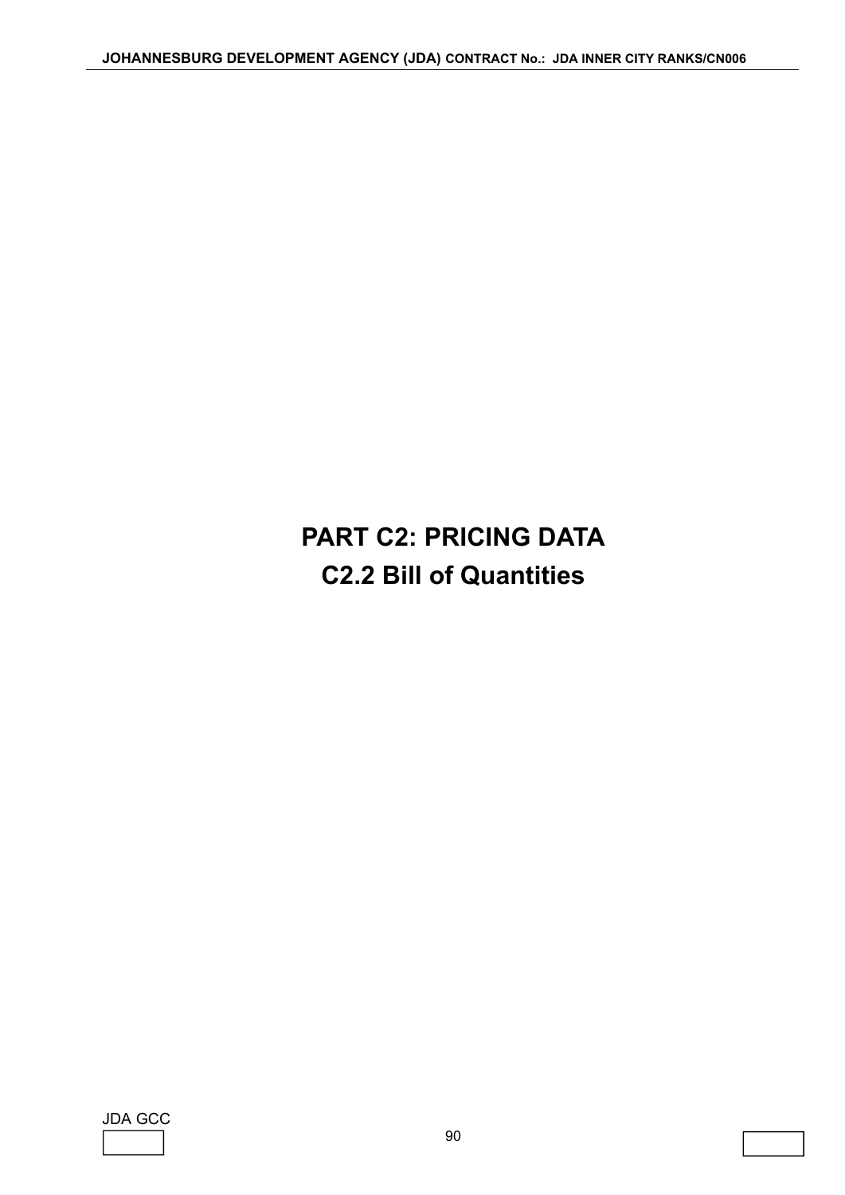# PART C2: PRICING DATA

## C2.2 Bill of Quantities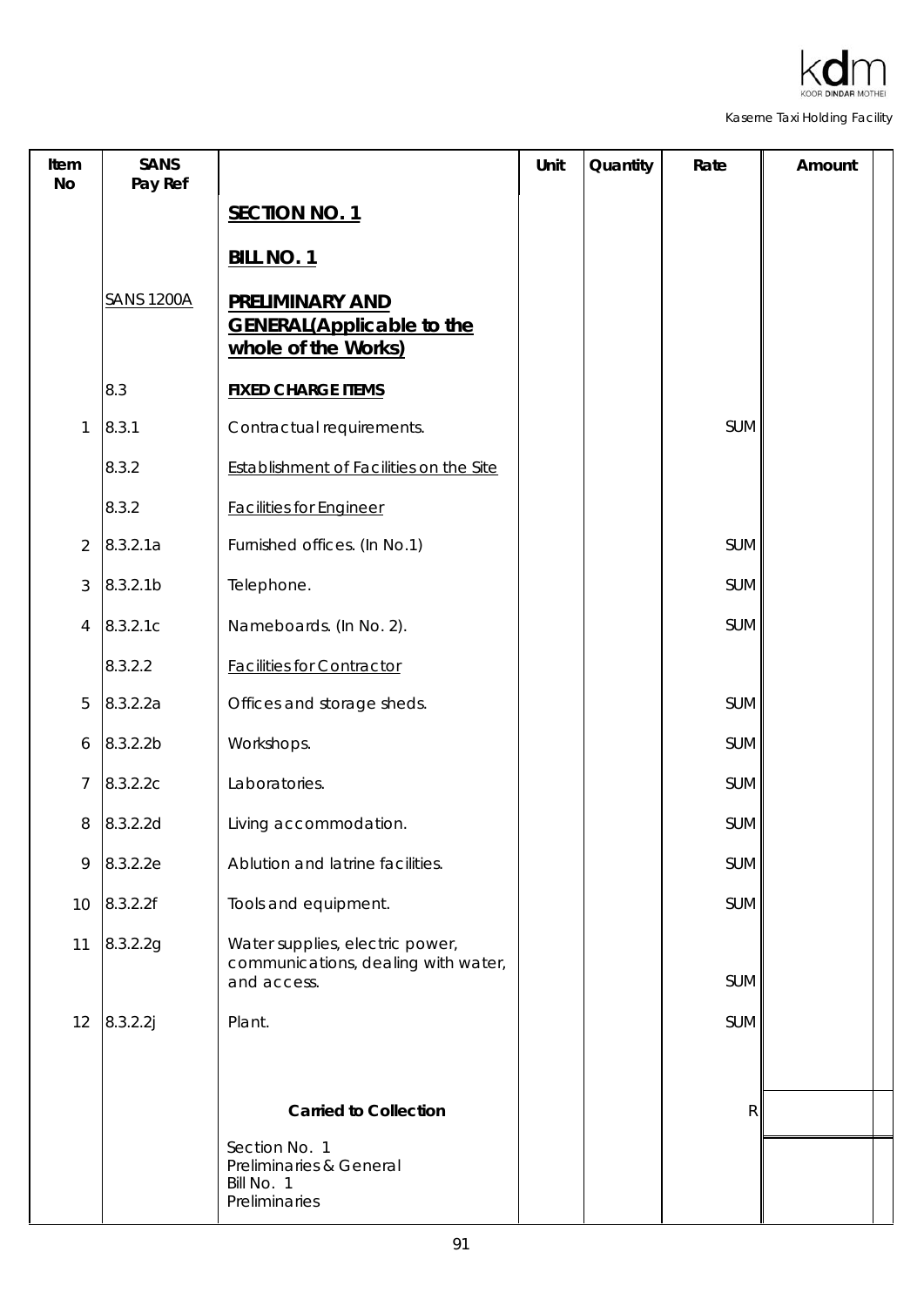| Item No | SANS Pay Ref | | Unit | Quantity | Rate | Amount |
|---|---|---|---|---|---|---|
| | | **SECTION NO. 1** | | | | |
| | | **BILL NO. 1** | | | | |
| | SANS 1200A | **PRELIMINARY AND GENERAL(Applicable to the whole of the Works)** | | | | |
| | 8.3 | **FIXED CHARGE ITEMS** | | | | |
| 1 | 8.3.1 | Contractual requirements. | | | SUM | |
| | 8.3.2 | Establishment of Facilities on the Site | | | | |
| | 8.3.2 | Facilities for Engineer | | | | |
| 2 | 8.3.2.1a | Furnished offices. (In No.1) | | | SUM | |
| 3 | 8.3.2.1b | Telephone. | | | SUM | |
| 4 | 8.3.2.1c | Nameboards. (In No. 2). | | | SUM | |
| | 8.3.2.2 | Facilities for Contractor | | | | |
| 5 | 8.3.2.2a | Offices and storage sheds. | | | SUM | |
| 6 | 8.3.2.2b | Workshops. | | | SUM | |
| 7 | 8.3.2.2c | Laboratories. | | | SUM | |
| 8 | 8.3.2.2d | Living accommodation. | | | SUM | |
| 9 | 8.3.2.2e | Ablution and latrine facilities. | | | SUM | |
| 10 | 8.3.2.2f | Tools and equipment. | | | SUM | |
| 11 | 8.3.2.2g | Water supplies, electric power, communications, dealing with water, and access. | | | SUM | |
| 12 | 8.3.2.2j | Plant. | | | SUM | |
| | | **Carried to Collection** | | | R | |
| | | Section No. 1<br>Preliminaries & General<br>Bill No. 1<br>Preliminaries | | | | |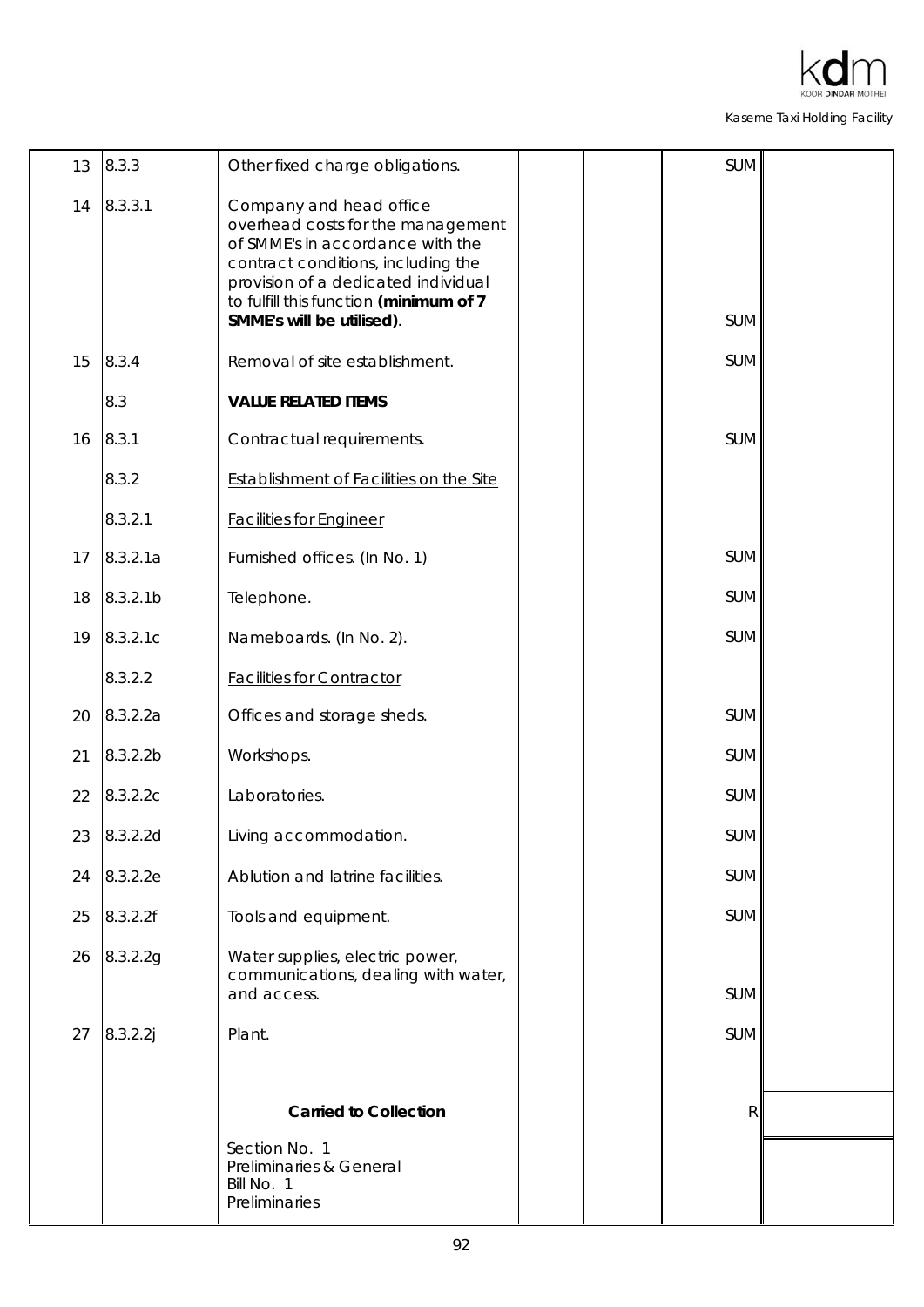| | | | | | | |
|---|---|---|---|---|---|---|
| 13 | 8.3.3 | Other fixed charge obligations. | | | SUM | |
| 14 | 8.3.3.1 | Company and head office overhead costs for the management of SMME's in accordance with the contract conditions, including the provision of a dedicated individual to fulfill this function **(minimum of 7 SMME's will be utilised)**. | | | SUM | |
| 15 | 8.3.4 | Removal of site establishment. | | | SUM | |
| | 8.3 | **VALUE RELATED ITEMS** | | | | |
| 16 | 8.3.1 | Contractual requirements. | | | SUM | |
| | 8.3.2 | Establishment of Facilities on the Site | | | | |
| | 8.3.2.1 | Facilities for Engineer | | | | |
| 17 | 8.3.2.1a | Furnished offices. (In No. 1) | | | SUM | |
| 18 | 8.3.2.1b | Telephone. | | | SUM | |
| 19 | 8.3.2.1c | Nameboards. (In No. 2). | | | SUM | |
| | 8.3.2.2 | Facilities for Contractor | | | | |
| 20 | 8.3.2.2a | Offices and storage sheds. | | | SUM | |
| 21 | 8.3.2.2b | Workshops. | | | SUM | |
| 22 | 8.3.2.2c | Laboratories. | | | SUM | |
| 23 | 8.3.2.2d | Living accommodation. | | | SUM | |
| 24 | 8.3.2.2e | Ablution and latrine facilities. | | | SUM | |
| 25 | 8.3.2.2f | Tools and equipment. | | | SUM | |
| 26 | 8.3.2.2g | Water supplies, electric power, communications, dealing with water, and access. | | | SUM | |
| 27 | 8.3.2.2j | Plant. | | | SUM | |
| | | **Carried to Collection** | | | R | |
| | | Section No. 1<br>Preliminaries & General<br>Bill No. 1<br>Preliminaries | | | | |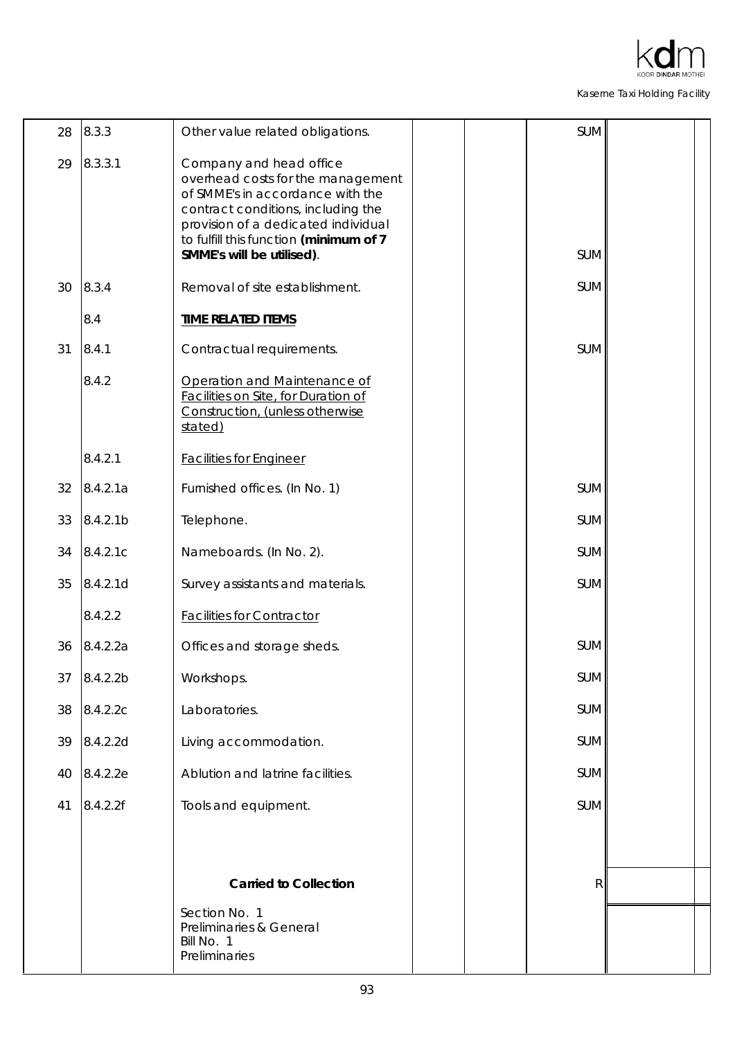| | | | | | | |
|---|---|---|---|---|---|---|
| 28 | 8.3.3 | Other value related obligations. | | | SUM | |
| 29 | 8.3.3.1 | Company and head office overhead costs for the management of SMME's in accordance with the contract conditions, including the provision of a dedicated individual to fulfill this function **(minimum of 7 SMME's will be utilised)**. | | | SUM | |
| 30 | 8.3.4 | Removal of site establishment. | | | SUM | |
| | 8.4 | **TIME RELATED ITEMS** | | | | |
| 31 | 8.4.1 | Contractual requirements. | | | SUM | |
| | 8.4.2 | Operation and Maintenance of Facilities on Site, for Duration of Construction, (unless otherwise stated) | | | | |
| | 8.4.2.1 | Facilities for Engineer | | | | |
| 32 | 8.4.2.1a | Furnished offices. (In No. 1) | | | SUM | |
| 33 | 8.4.2.1b | Telephone. | | | SUM | |
| 34 | 8.4.2.1c | Nameboards. (In No. 2). | | | SUM | |
| 35 | 8.4.2.1d | Survey assistants and materials. | | | SUM | |
| | 8.4.2.2 | Facilities for Contractor | | | | |
| 36 | 8.4.2.2a | Offices and storage sheds. | | | SUM | |
| 37 | 8.4.2.2b | Workshops. | | | SUM | |
| 38 | 8.4.2.2c | Laboratories. | | | SUM | |
| 39 | 8.4.2.2d | Living accommodation. | | | SUM | |
| 40 | 8.4.2.2e | Ablution and latrine facilities. | | | SUM | |
| 41 | 8.4.2.2f | Tools and equipment. | | | SUM | |
| | | **Carried to Collection** | | | R | |
| | | Section No. 1<br>Preliminaries & General<br>Bill No. 1<br>Preliminaries | | | | |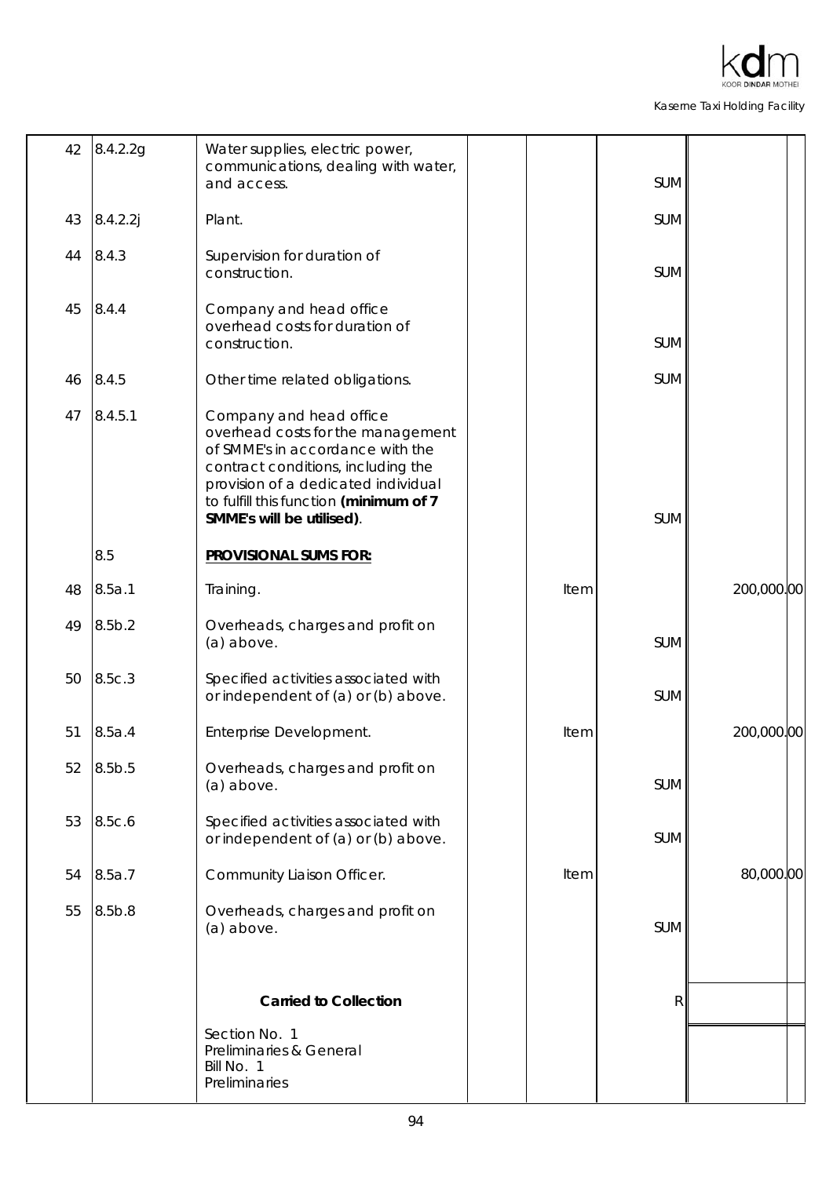| | | | | | | | |
|---|---|---|---|---|---|---|---|
| 42 | 8.4.2.2g | Water supplies, electric power, communications, dealing with water, and access. | | | SUM | | |
| 43 | 8.4.2.2j | Plant. | | | SUM | | |
| 44 | 8.4.3 | Supervision for duration of construction. | | | SUM | | |
| 45 | 8.4.4 | Company and head office overhead costs for duration of construction. | | | SUM | | |
| 46 | 8.4.5 | Other time related obligations. | | | SUM | | |
| 47 | 8.4.5.1 | Company and head office overhead costs for the management of SMME's in accordance with the contract conditions, including the provision of a dedicated individual to fulfill this function **(minimum of 7 SMME's will be utilised)**. | | | SUM | | |
| | 8.5 | **PROVISIONAL SUMS FOR:** | | | | | |
| 48 | 8.5a.1 | Training. | | Item | | 200,000 | 00 |
| 49 | 8.5b.2 | Overheads, charges and profit on (a) above. | | | SUM | | |
| 50 | 8.5c.3 | Specified activities associated with or independent of (a) or (b) above. | | | SUM | | |
| 51 | 8.5a.4 | Enterprise Development. | | Item | | 200,000 | 00 |
| 52 | 8.5b.5 | Overheads, charges and profit on (a) above. | | | SUM | | |
| 53 | 8.5c.6 | Specified activities associated with or independent of (a) or (b) above. | | | SUM | | |
| 54 | 8.5a.7 | Community Liaison Officer. | | Item | | 80,000 | 00 |
| 55 | 8.5b.8 | Overheads, charges and profit on (a) above. | | | SUM | | |
| | | **Carried to Collection** | | | R | | |
| | | Section No. 1<br>Preliminaries & General<br>Bill No. 1<br>Preliminaries | | | | | |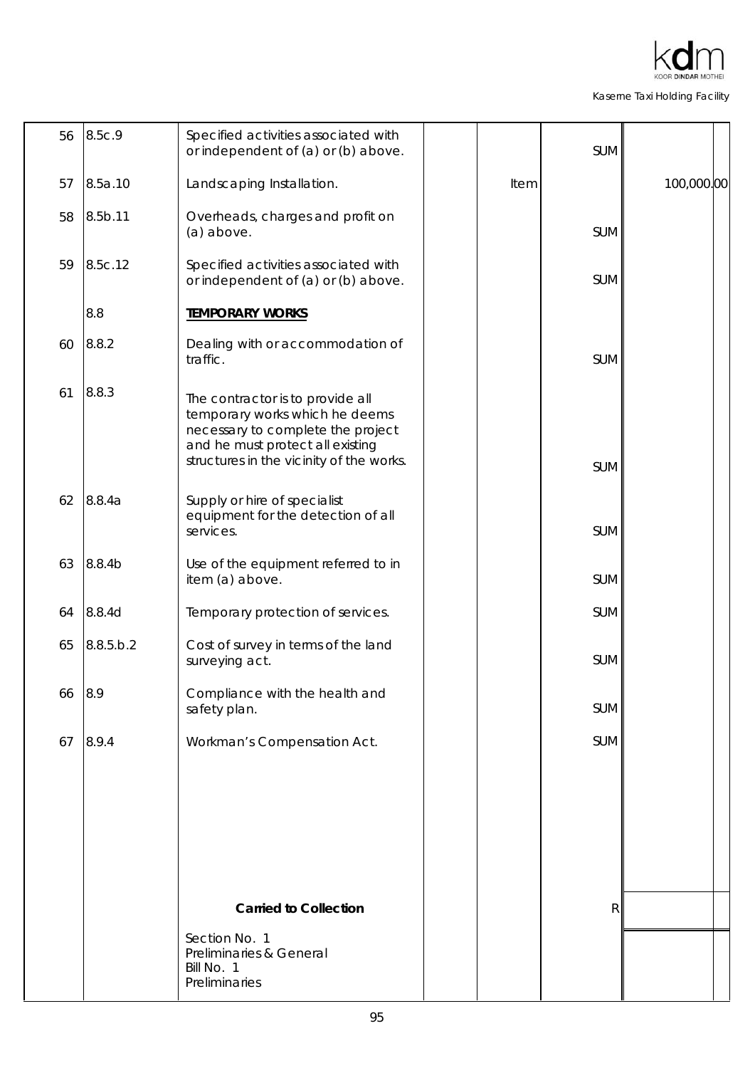| | | | | | | |
|---|---|---|---|---|---|---|
| 56 | 8.5c.9 | Specified activities associated with or independent of (a) or (b) above. | | | SUM | |
| 57 | 8.5a.10 | Landscaping Installation. | | Item | | 100,000.00 |
| 58 | 8.5b.11 | Overheads, charges and profit on (a) above. | | | SUM | |
| 59 | 8.5c.12 | Specified activities associated with or independent of (a) or (b) above. | | | SUM | |
| | 8.8 | **TEMPORARY WORKS** | | | | |
| 60 | 8.8.2 | Dealing with or accommodation of traffic. | | | SUM | |
| 61 | 8.8.3 | The contractor is to provide all temporary works which he deems necessary to complete the project and he must protect all existing structures in the vicinity of the works. | | | SUM | |
| 62 | 8.8.4a | Supply or hire of specialist equipment for the detection of all services. | | | SUM | |
| 63 | 8.8.4b | Use of the equipment referred to in item (a) above. | | | SUM | |
| 64 | 8.8.4d | Temporary protection of services. | | | SUM | |
| 65 | 8.8.5.b.2 | Cost of survey in terms of the land surveying act. | | | SUM | |
| 66 | 8.9 | Compliance with the health and safety plan. | | | SUM | |
| 67 | 8.9.4 | Workman's Compensation Act. | | | SUM | |
| | | **Carried to Collection** | | | R | |
| | | Section No. 1<br>Preliminaries & General<br>Bill No. 1<br>Preliminaries | | | | |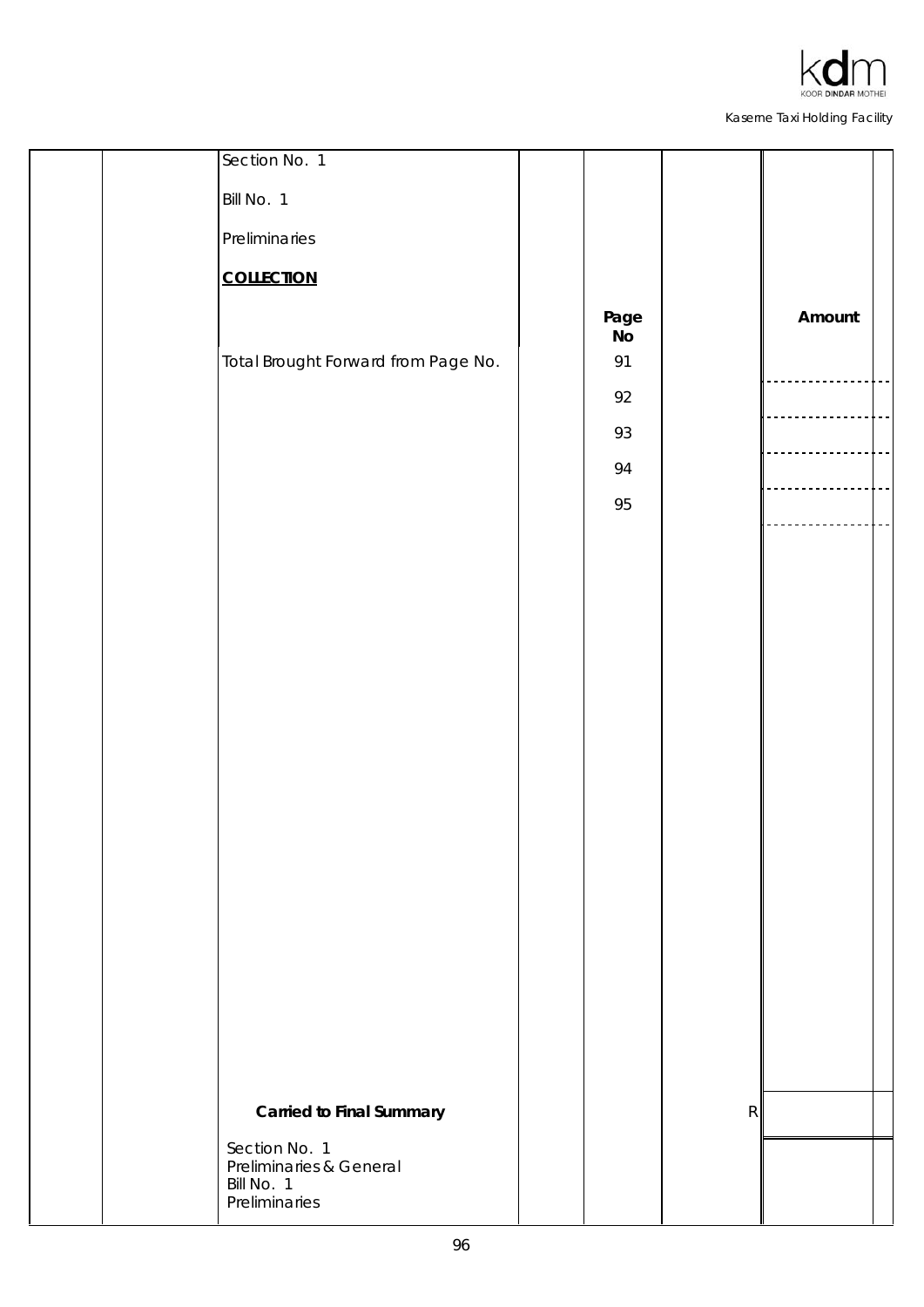Section No. 1

Bill No. 1

Preliminaries

**COLLECTION**

| | Page No | Amount |
|---|---|---|
| Total Brought Forward from Page No. | 91 | |
| | 92 | |
| | 93 | |
| | 94 | |
| | 95 | |
| **Carried to Final Summary** | | R |

Section No. 1
Preliminaries & General
Bill No. 1
Preliminaries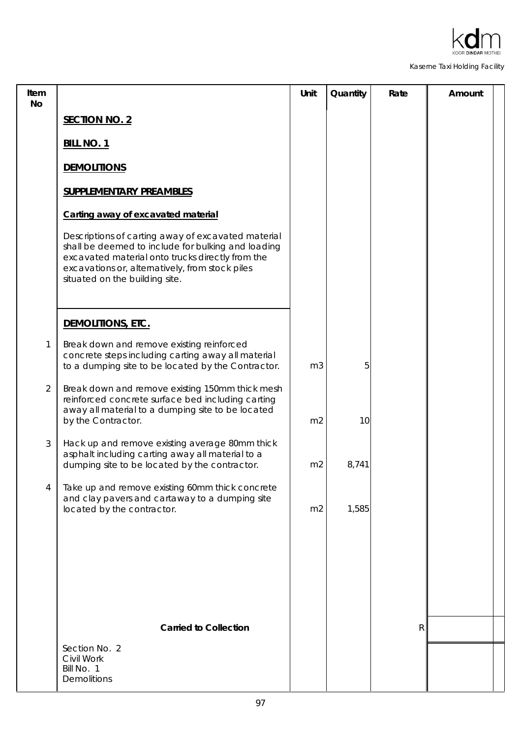| Item No | | Unit | Quantity | Rate | Amount |
|---|---|---|---|---|---|
| | **SECTION NO. 2** | | | | |
| | **BILL NO. 1** | | | | |
| | **DEMOLITIONS** | | | | |
| | **SUPPLEMENTARY PREAMBLES** | | | | |
| | **Carting away of excavated material** | | | | |
| | *Descriptions of carting away of excavated material shall be deemed to include for bulking and loading excavated material onto trucks directly from the excavations or, alternatively, from stock piles situated on the building site.* | | | | |
| | **DEMOLITIONS, ETC.** | | | | |
| 1 | Break down and remove existing reinforced concrete steps including carting away all material to a dumping site to be located by the Contractor. | m3 | 5 | | |
| 2 | Break down and remove existing 150mm thick mesh reinforced concrete surface bed including carting away all material to a dumping site to be located by the Contractor. | m2 | 10 | | |
| 3 | Hack up and remove existing average 80mm thick asphalt including carting away all material to a dumping site to be located by the contractor. | m2 | 8,741 | | |
| 4 | Take up and remove existing 60mm thick concrete and clay pavers and cartaway to a dumping site located by the contractor. | m2 | 1,585 | | |
| | **Carried to Collection** | | | R | |
| | Section No. 2<br>Civil Work<br>Bill No. 1<br>Demolitions | | | | |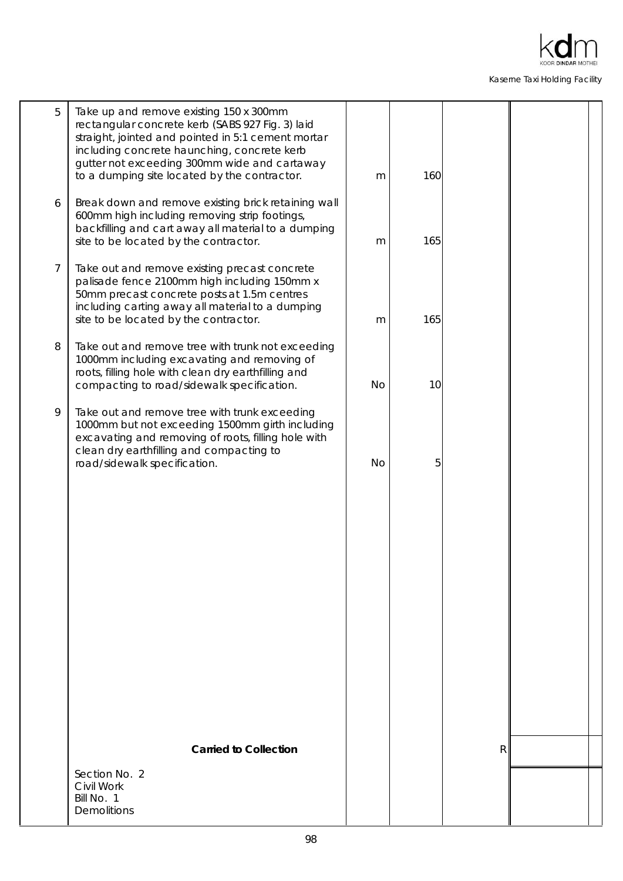| Item | Description | Unit | Qty | Rate | Amount |
|---|---|---|---|---|---|
| 5 | Take up and remove existing 150 x 300mm rectangular concrete kerb (SABS 927 Fig. 3) laid straight, jointed and pointed in 5:1 cement mortar including concrete haunching, concrete kerb gutter not exceeding 300mm wide and cartaway to a dumping site located by the contractor. | m | 160 | | |
| 6 | Break down and remove existing brick retaining wall 600mm high including removing strip footings, backfilling and cart away all material to a dumping site to be located by the contractor. | m | 165 | | |
| 7 | Take out and remove existing precast concrete palisade fence 2100mm high including 150mm x 50mm precast concrete posts at 1.5m centres including carting away all material to a dumping site to be located by the contractor. | m | 165 | | |
| 8 | Take out and remove tree with trunk not exceeding 1000mm including excavating and removing of roots, filling hole with clean dry earthfilling and compacting to road/sidewalk specification. | No | 10 | | |
| 9 | Take out and remove tree with trunk exceeding 1000mm but not exceeding 1500mm girth including excavating and removing of roots, filling hole with clean dry earthfilling and compacting to road/sidewalk specification. | No | 5 | | |
| | **Carried to Collection** | | | R | |
| | Section No. 2<br>Civil Work<br>Bill No. 1<br>Demolitions | | | | |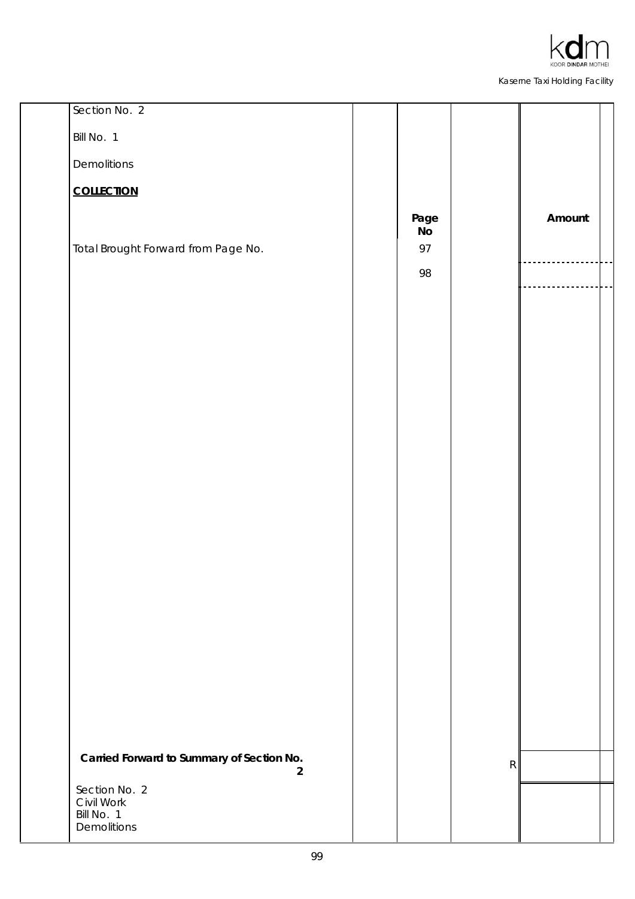Section No. 2

Bill No. 1

Demolitions

**COLLECTION**

| | Page No | | Amount |
|---|---|---|---|
| Total Brought Forward from Page No. | 97 | | |
| | 98 | | |
| **Carried Forward to Summary of Section No. 2** | | R | |

Section No. 2
Civil Work
Bill No. 1
Demolitions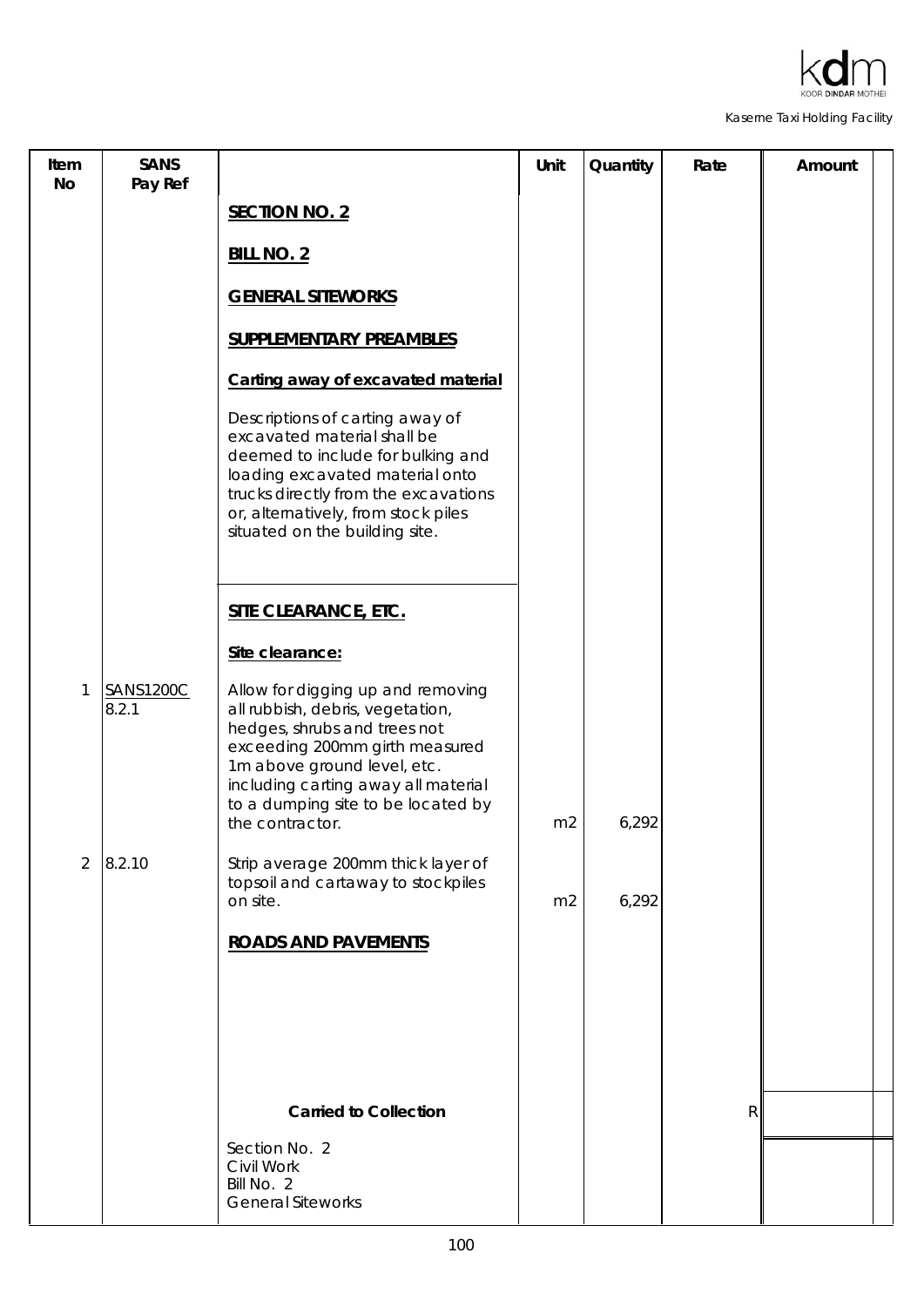| Item No | SANS Pay Ref | | Unit | Quantity | Rate | Amount |
|---|---|---|---|---|---|---|
| | | **SECTION NO. 2** | | | | |
| | | **BILL NO. 2** | | | | |
| | | **GENERAL SITEWORKS** | | | | |
| | | **SUPPLEMENTARY PREAMBLES** | | | | |
| | | **Carting away of excavated material** | | | | |
| | | Descriptions of carting away of excavated material shall be deemed to include for bulking and loading excavated material onto trucks directly from the excavations or, alternatively, from stock piles situated on the building site. | | | | |
| | | **SITE CLEARANCE, ETC.** | | | | |
| | | **Site clearance:** | | | | |
| 1 | SANS1200C 8.2.1 | Allow for digging up and removing all rubbish, debris, vegetation, hedges, shrubs and trees not exceeding 200mm girth measured 1m above ground level, etc. including carting away all material to a dumping site to be located by the contractor. | m2 | 6,292 | | |
| 2 | 8.2.10 | Strip average 200mm thick layer of topsoil and cartaway to stockpiles on site. | m2 | 6,292 | | |
| | | **ROADS AND PAVEMENTS** | | | | |
| | | **Carried to Collection** | | | R | |
| | | Section No. 2<br>Civil Work<br>Bill No. 2<br>General Siteworks | | | | |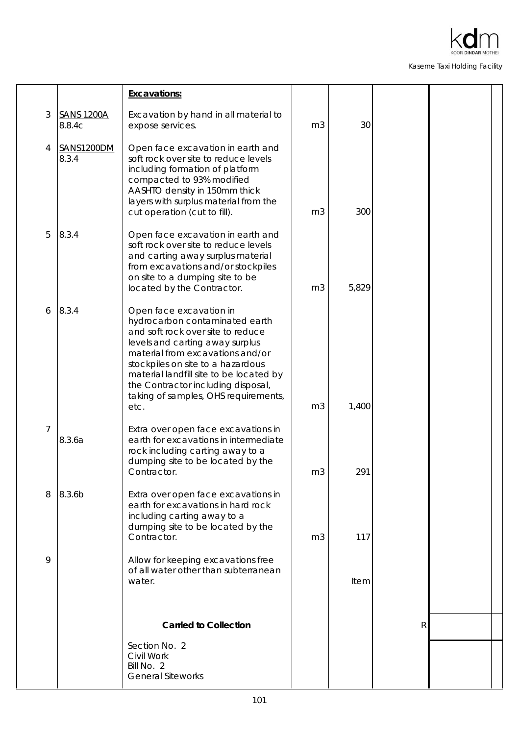| | | | | | | |
|---|---|---|---|---|---|---|
| | | **Excavations:** | | | | |
| 3 | SANS 1200A 8.8.4c | Excavation by hand in all material to expose services. | m3 | 30 | | |
| 4 | SANS1200DM 8.3.4 | Open face excavation in earth and soft rock over site to reduce levels including formation of platform compacted to 93% modified AASHTO density in 150mm thick layers with surplus material from the cut operation (cut to fill). | m3 | 300 | | |
| 5 | 8.3.4 | Open face excavation in earth and soft rock over site to reduce levels and carting away surplus material from excavations and/or stockpiles on site to a dumping site to be located by the Contractor. | m3 | 5,829 | | |
| 6 | 8.3.4 | Open face excavation in hydrocarbon contaminated earth and soft rock over site to reduce levels and carting away surplus material from excavations and/or stockpiles on site to a hazardous material landfill site to be located by the Contractor including disposal, taking of samples, OHS requirements, etc. | m3 | 1,400 | | |
| 7 | 8.3.6a | Extra over open face excavations in earth for excavations in intermediate rock including carting away to a dumping site to be located by the Contractor. | m3 | 291 | | |
| 8 | 8.3.6b | Extra over open face excavations in earth for excavations in hard rock including carting away to a dumping site to be located by the Contractor. | m3 | 117 | | |
| 9 | | Allow for keeping excavations free of all water other than subterranean water. | | Item | | |
| | | **Carried to Collection** | | | R | |
| | | Section No. 2<br>Civil Work<br>Bill No. 2<br>General Siteworks | | | | |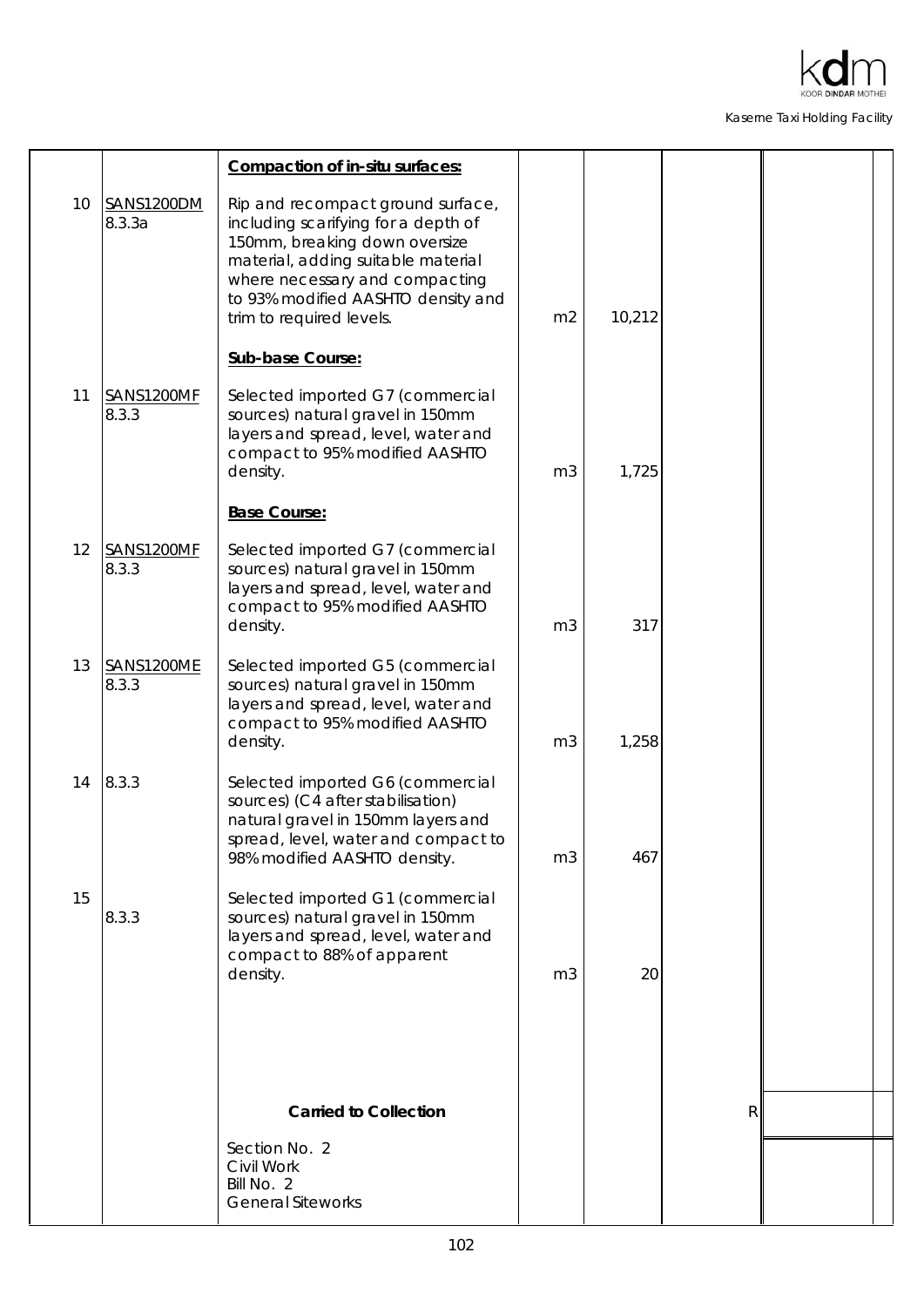| Item | Ref | Description | Unit | Qty | Rate | Amount |
|---|---|---|---|---|---|---|
| | | **Compaction of in-situ surfaces:** | | | | |
| 10 | SANS1200DM 8.3.3a | Rip and recompact ground surface, including scarifying for a depth of 150mm, breaking down oversize material, adding suitable material where necessary and compacting to 93% modified AASHTO density and trim to required levels. | m2 | 10,212 | | |
| | | **Sub-base Course:** | | | | |
| 11 | SANS1200MF 8.3.3 | Selected imported G7 (commercial sources) natural gravel in 150mm layers and spread, level, water and compact to 95% modified AASHTO density. | m3 | 1,725 | | |
| | | **Base Course:** | | | | |
| 12 | SANS1200MF 8.3.3 | Selected imported G7 (commercial sources) natural gravel in 150mm layers and spread, level, water and compact to 95% modified AASHTO density. | m3 | 317 | | |
| 13 | SANS1200ME 8.3.3 | Selected imported G5 (commercial sources) natural gravel in 150mm layers and spread, level, water and compact to 95% modified AASHTO density. | m3 | 1,258 | | |
| 14 | 8.3.3 | Selected imported G6 (commercial sources) (C4 after stabilisation) natural gravel in 150mm layers and spread, level, water and compact to 98% modified AASHTO density. | m3 | 467 | | |
| 15 | 8.3.3 | Selected imported G1 (commercial sources) natural gravel in 150mm layers and spread, level, water and compact to 88% of apparent density. | m3 | 20 | | |
| | | **Carried to Collection** | | | R | |
| | | Section No. 2<br>Civil Work<br>Bill No. 2<br>General Siteworks | | | | |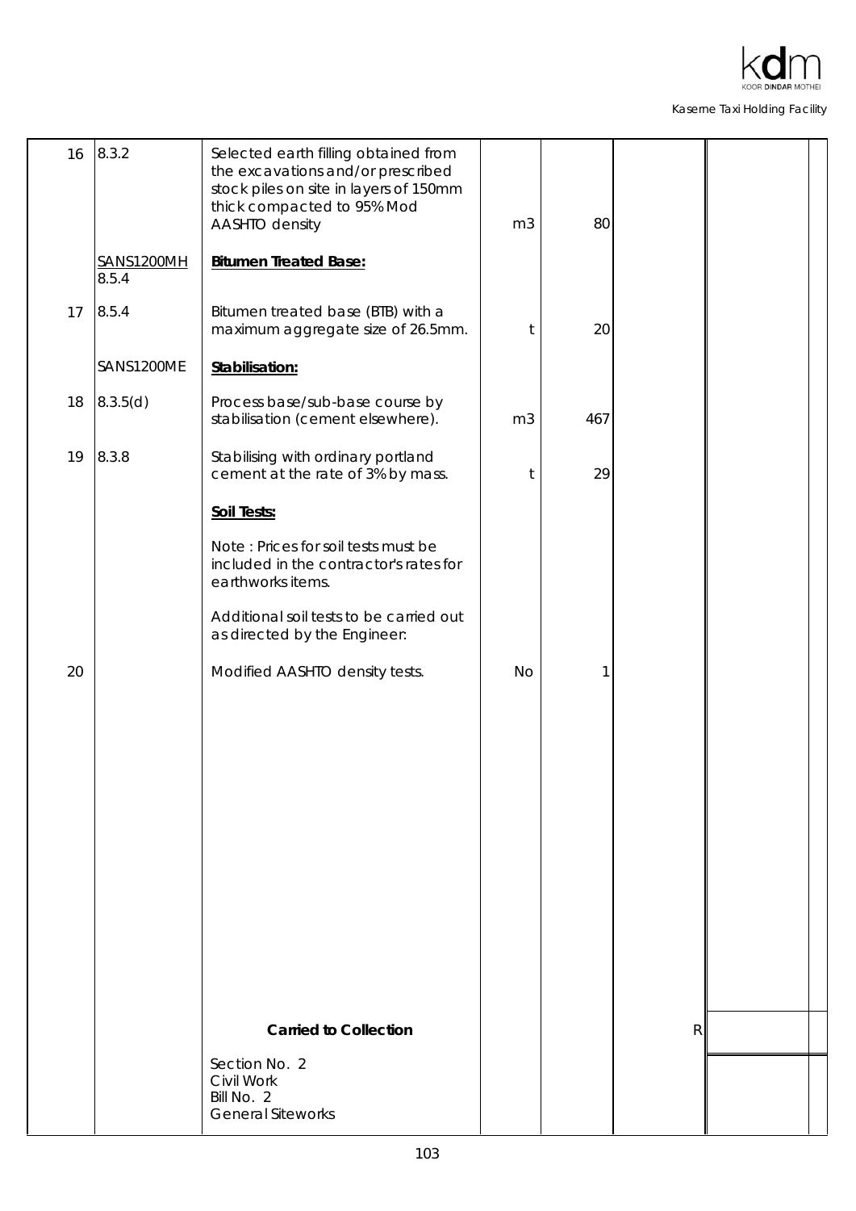| Item | Ref | Description | Unit | Qty | Rate | Amount |
|---|---|---|---|---|---|---|
| 16 | 8.3.2 | Selected earth filling obtained from the excavations and/or prescribed stock piles on site in layers of 150mm thick compacted to 95% Mod AASHTO density | m3 | 80 | | |
| | SANS1200MH 8.5.4 | **Bitumen Treated Base:** | | | | |
| 17 | 8.5.4 | Bitumen treated base (BTB) with a maximum aggregate size of 26.5mm. | t | 20 | | |
| | SANS1200ME | **Stabilisation:** | | | | |
| 18 | 8.3.5(d) | Process base/sub-base course by stabilisation (cement elsewhere). | m3 | 467 | | |
| 19 | 8.3.8 | Stabilising with ordinary portland cement at the rate of 3% by mass. | t | 29 | | |
| | | **Soil Tests:** | | | | |
| | | Note : Prices for soil tests must be included in the contractor's rates for earthworks items. | | | | |
| | | Additional soil tests to be carried out as directed by the Engineer: | | | | |
| 20 | | Modified AASHTO density tests. | No | 1 | | |
| | | **Carried to Collection** | | | R | |
| | | Section No. 2<br>Civil Work<br>Bill No. 2<br>General Siteworks | | | | |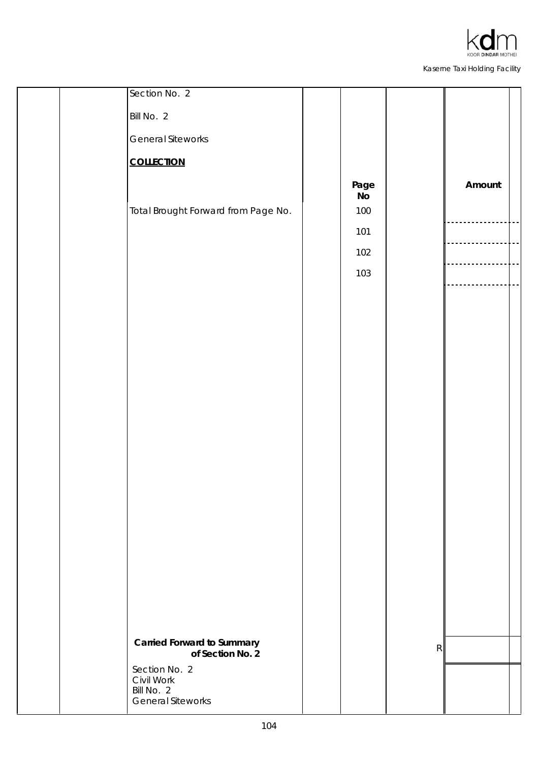Section No. 2

Bill No. 2

General Siteworks

**COLLECTION**

| | Page No | | Amount |
|---|---|---|---|
| Total Brought Forward from Page No. | 100 | | |
| | 101 | | |
| | 102 | | |
| | 103 | | |
| **Carried Forward to Summary of Section No. 2** | | R | |

Section No. 2
Civil Work
Bill No. 2
General Siteworks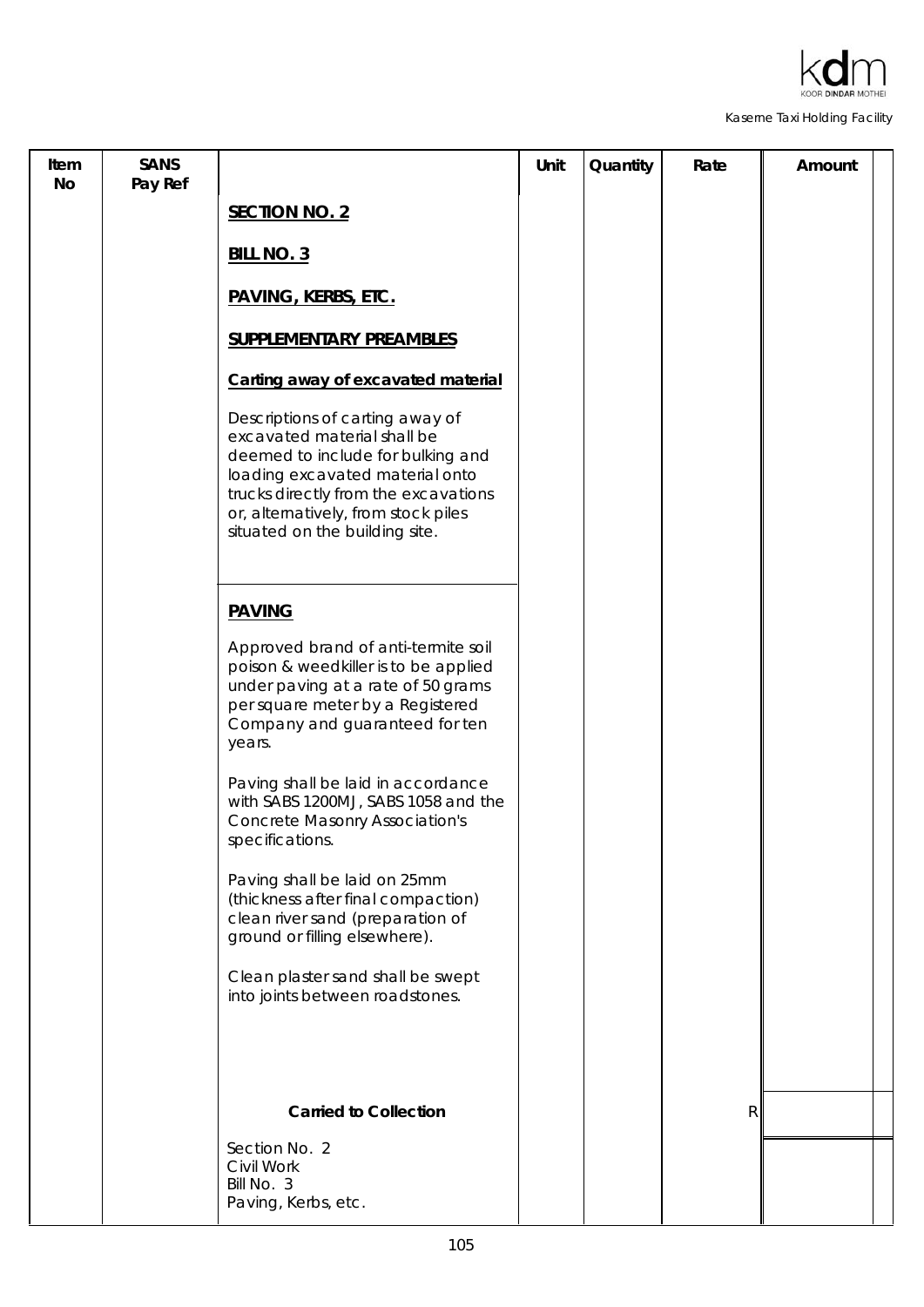| Item No | SANS Pay Ref | | Unit | Quantity | Rate | Amount |
|---|---|---|---|---|---|---|
| | | **SECTION NO. 2** | | | | |
| | | **BILL NO. 3** | | | | |
| | | **PAVING, KERBS, ETC.** | | | | |
| | | **SUPPLEMENTARY PREAMBLES** | | | | |
| | | **Carting away of excavated material** | | | | |
| | | Descriptions of carting away of excavated material shall be deemed to include for bulking and loading excavated material onto trucks directly from the excavations or, alternatively, from stock piles situated on the building site. | | | | |
| | | **PAVING** | | | | |
| | | Approved brand of anti-termite soil poison & weedkiller is to be applied under paving at a rate of 50 grams per square meter by a Registered Company and guaranteed for ten years. | | | | |
| | | Paving shall be laid in accordance with SABS 1200MJ, SABS 1058 and the Concrete Masonry Association's specifications. | | | | |
| | | Paving shall be laid on 25mm (thickness after final compaction) clean river sand (preparation of ground or filling elsewhere). | | | | |
| | | Clean plaster sand shall be swept into joints between roadstones. | | | | |
| | | **Carried to Collection** | | | R | |
| | | Section No. 2<br>Civil Work<br>Bill No. 3<br>Paving, Kerbs, etc. | | | | |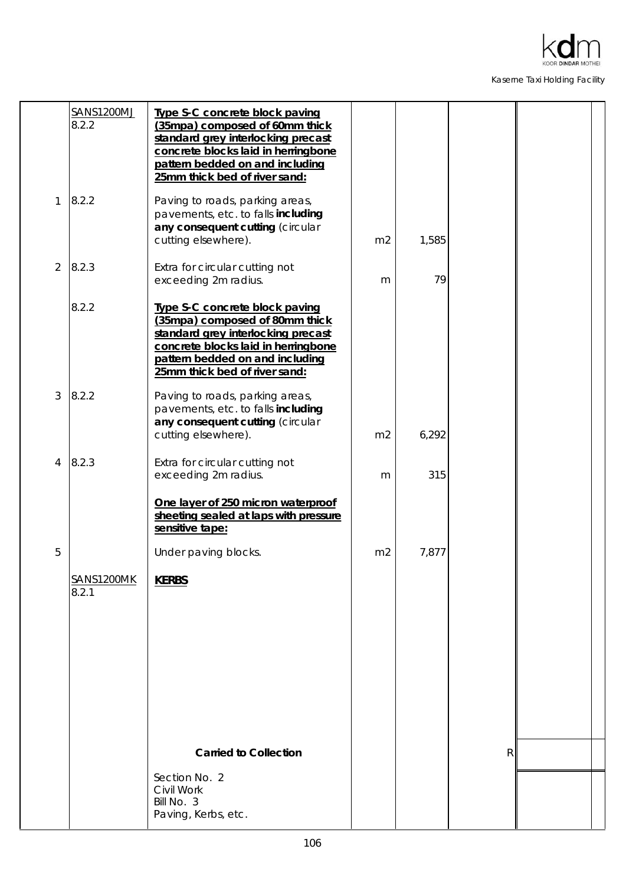| Item | Ref | Description | Unit | Qty | Rate | Amount |
|---|---|---|---|---|---|---|
| | SANS1200MJ 8.2.2 | **Type S-C concrete block paving (35mpa) composed of 60mm thick standard grey interlocking precast concrete blocks laid in herringbone pattern bedded on and including 25mm thick bed of river sand:** | | | | |
| 1 | 8.2.2 | Paving to roads, parking areas, pavements, etc. to falls **including any consequent cutting** (circular cutting elsewhere). | m2 | 1,585 | | |
| 2 | 8.2.3 | Extra for circular cutting not exceeding 2m radius. | m | 79 | | |
| | 8.2.2 | **Type S-C concrete block paving (35mpa) composed of 80mm thick standard grey interlocking precast concrete blocks laid in herringbone pattern bedded on and including 25mm thick bed of river sand:** | | | | |
| 3 | 8.2.2 | Paving to roads, parking areas, pavements, etc. to falls **including any consequent cutting** (circular cutting elsewhere). | m2 | 6,292 | | |
| 4 | 8.2.3 | Extra for circular cutting not exceeding 2m radius. | m | 315 | | |
| | | **One layer of 250 micron waterproof sheeting sealed at laps with pressure sensitive tape:** | | | | |
| 5 | | Under paving blocks. | m2 | 7,877 | | |
| | SANS1200MK 8.2.1 | **KERBS** | | | | |
| | | **Carried to Collection** | | | R | |
| | | Section No. 2<br>Civil Work<br>Bill No. 3<br>Paving, Kerbs, etc. | | | | |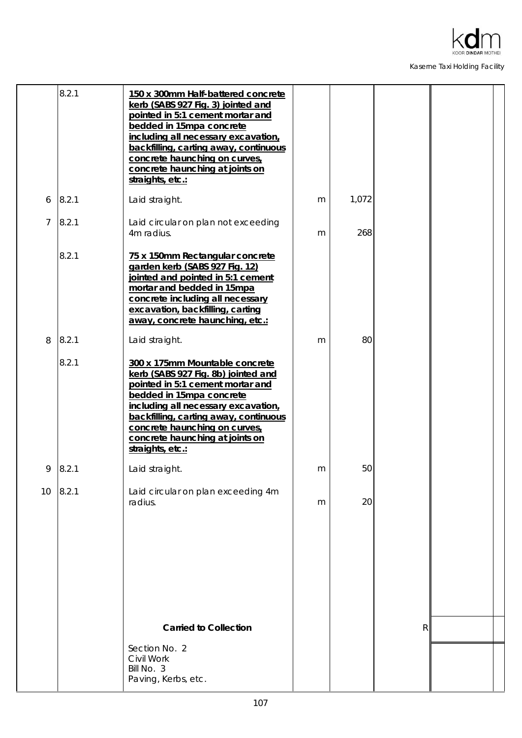| | | | | | | |
|---|---|---|---|---|---|---|
| | 8.2.1 | **150 x 300mm Half-battered concrete kerb (SABS 927 Fig. 3) jointed and pointed in 5:1 cement mortar and bedded in 15mpa concrete including all necessary excavation, backfilling, carting away, continuous concrete haunching on curves, concrete haunching at joints on straights, etc.:** | | | | |
| 6 | 8.2.1 | Laid straight. | m | 1,072 | | |
| 7 | 8.2.1 | Laid circular on plan not exceeding 4m radius. | m | 268 | | |
| | 8.2.1 | **75 x 150mm Rectangular concrete garden kerb (SABS 927 Fig. 12) jointed and pointed in 5:1 cement mortar and bedded in 15mpa concrete including all necessary excavation, backfilling, carting away, concrete haunching, etc.:** | | | | |
| 8 | 8.2.1 | Laid straight. | m | 80 | | |
| | 8.2.1 | **300 x 175mm Mountable concrete kerb (SABS 927 Fig. 8b) jointed and pointed in 5:1 cement mortar and bedded in 15mpa concrete including all necessary excavation, backfilling, carting away, continuous concrete haunching on curves, concrete haunching at joints on straights, etc.:** | | | | |
| 9 | 8.2.1 | Laid straight. | m | 50 | | |
| 10 | 8.2.1 | Laid circular on plan exceeding 4m radius. | m | 20 | | |
| | | **Carried to Collection** | | | R | |
| | | Section No. 2<br>Civil Work<br>Bill No. 3<br>Paving, Kerbs, etc. | | | | |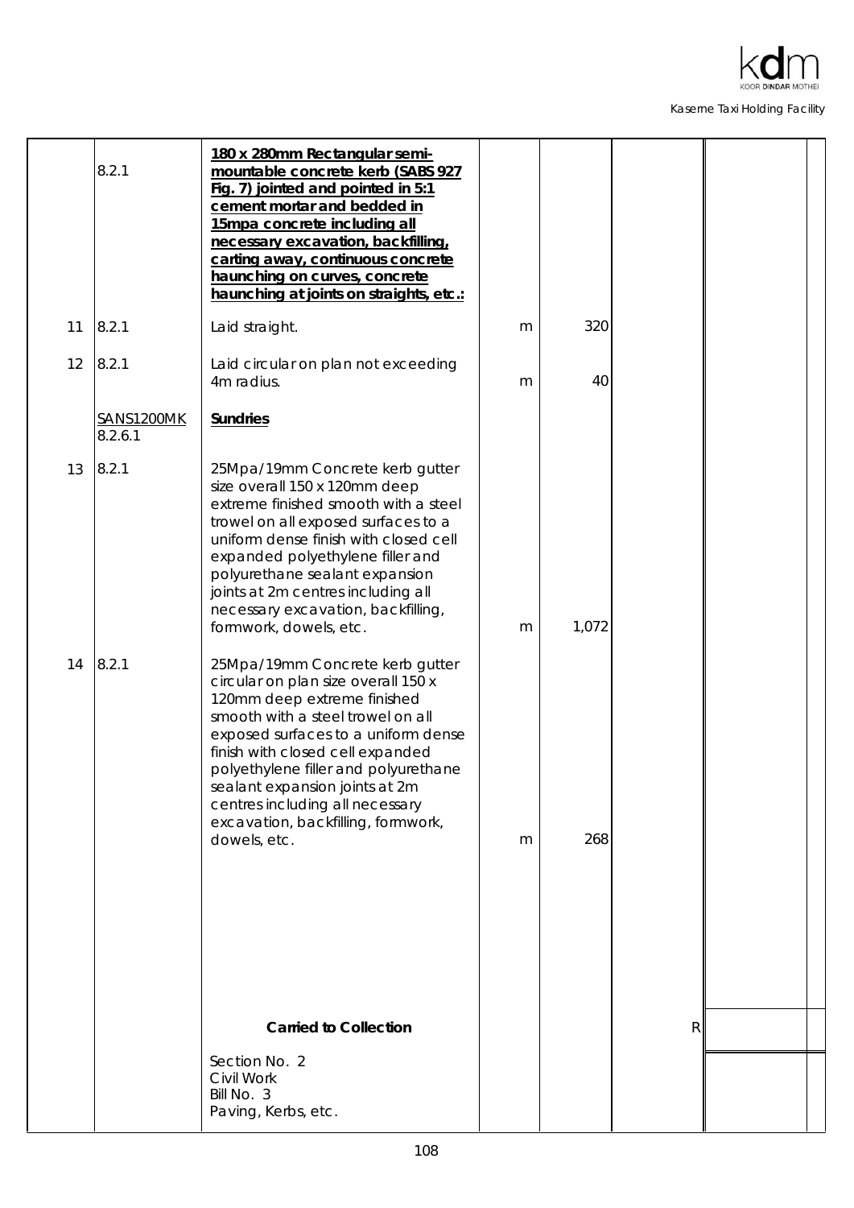| | | | | | | |
|---|---|---|---|---|---|---|
| | 8.2.1 | **180 x 280mm Rectangular semi-mountable concrete kerb (SABS 927 Fig. 7) jointed and pointed in 5:1 cement mortar and bedded in 15mpa concrete including all necessary excavation, backfilling, carting away, continuous concrete haunching on curves, concrete haunching at joints on straights, etc.:** | | | | |
| 11 | 8.2.1 | Laid straight. | m | 320 | | |
| 12 | 8.2.1 | Laid circular on plan not exceeding 4m radius. | m | 40 | | |
| | SANS1200MK 8.2.6.1 | **Sundries** | | | | |
| 13 | 8.2.1 | 25Mpa/19mm Concrete kerb gutter size overall 150 x 120mm deep extreme finished smooth with a steel trowel on all exposed surfaces to a uniform dense finish with closed cell expanded polyethylene filler and polyurethane sealant expansion joints at 2m centres including all necessary excavation, backfilling, formwork, dowels, etc. | m | 1,072 | | |
| 14 | 8.2.1 | 25Mpa/19mm Concrete kerb gutter circular on plan size overall 150 x 120mm deep extreme finished smooth with a steel trowel on all exposed surfaces to a uniform dense finish with closed cell expanded polyethylene filler and polyurethane sealant expansion joints at 2m centres including all necessary excavation, backfilling, formwork, dowels, etc. | m | 268 | | |
| | | **Carried to Collection** | | | R | |
| | | Section No. 2<br>Civil Work<br>Bill No. 3<br>Paving, Kerbs, etc. | | | | |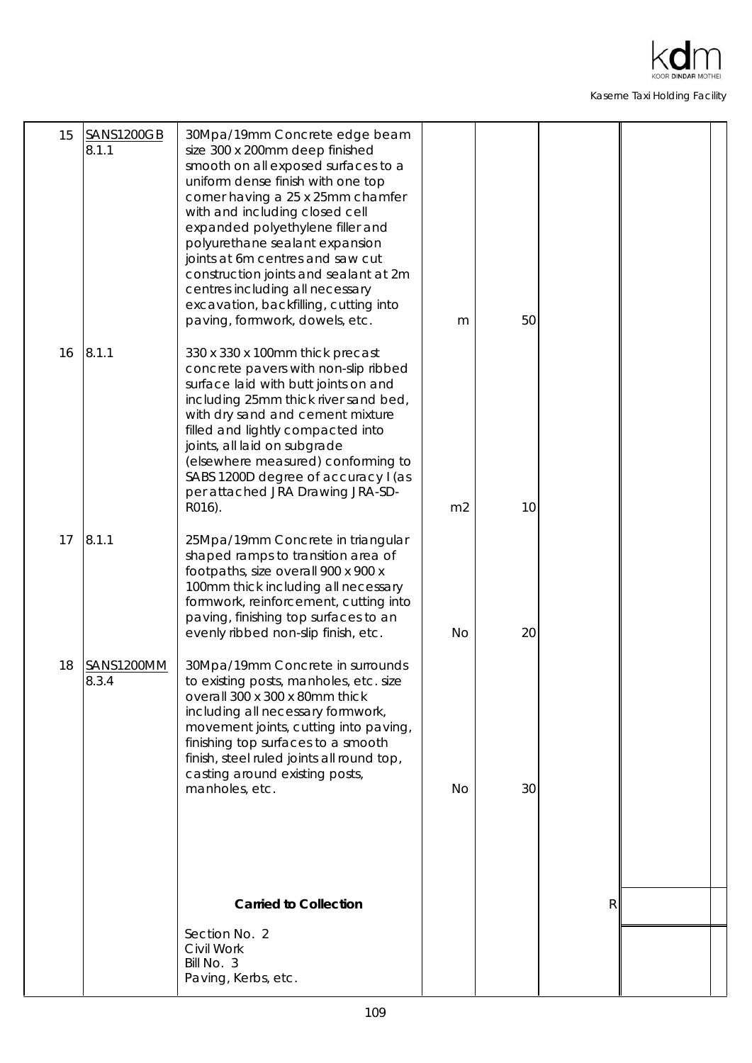| | | | | | | |
|---|---|---|---|---|---|---|
| 15 | SANS1200GB 8.1.1 | 30Mpa/19mm Concrete edge beam size 300 x 200mm deep finished smooth on all exposed surfaces to a uniform dense finish with one top corner having a 25 x 25mm chamfer with and including closed cell expanded polyethylene filler and polyurethane sealant expansion joints at 6m centres and saw cut construction joints and sealant at 2m centres including all necessary excavation, backfilling, cutting into paving, formwork, dowels, etc. | m | 50 | | |
| 16 | 8.1.1 | 330 x 330 x 100mm thick precast concrete pavers with non-slip ribbed surface laid with butt joints on and including 25mm thick river sand bed, with dry sand and cement mixture filled and lightly compacted into joints, all laid on subgrade (elsewhere measured) conforming to SABS 1200D degree of accuracy I (as per attached JRA Drawing JRA-SD-R016). | m2 | 10 | | |
| 17 | 8.1.1 | 25Mpa/19mm Concrete in triangular shaped ramps to transition area of footpaths, size overall 900 x 900 x 100mm thick including all necessary formwork, reinforcement, cutting into paving, finishing top surfaces to an evenly ribbed non-slip finish, etc. | No | 20 | | |
| 18 | SANS1200MM 8.3.4 | 30Mpa/19mm Concrete in surrounds to existing posts, manholes, etc. size overall 300 x 300 x 80mm thick including all necessary formwork, movement joints, cutting into paving, finishing top surfaces to a smooth finish, steel ruled joints all round top, casting around existing posts, manholes, etc. | No | 30 | | |
| | | **Carried to Collection** | | | R | |
| | | Section No. 2<br>Civil Work<br>Bill No. 3<br>Paving, Kerbs, etc. | | | | |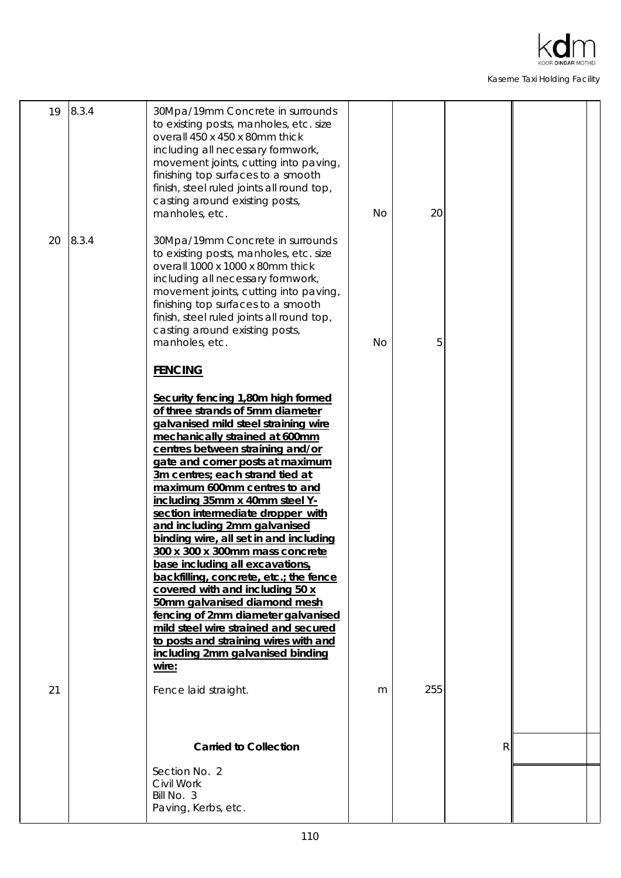| | | | | | | |
|---|---|---|---|---|---|---|
| 19 | 8.3.4 | 30Mpa/19mm Concrete in surrounds to existing posts, manholes, etc. size overall 450 x 450 x 80mm thick including all necessary formwork, movement joints, cutting into paving, finishing top surfaces to a smooth finish, steel ruled joints all round top, casting around existing posts, manholes, etc. | No | 20 | | |
| 20 | 8.3.4 | 30Mpa/19mm Concrete in surrounds to existing posts, manholes, etc. size overall 1000 x 1000 x 80mm thick including all necessary formwork, movement joints, cutting into paving, finishing top surfaces to a smooth finish, steel ruled joints all round top, casting around existing posts, manholes, etc. | No | 5 | | |
| | | **FENCING** | | | | |
| | | **Security fencing 1,80m high formed of three strands of 5mm diameter galvanised mild steel straining wire mechanically strained at 600mm centres between straining and/or gate and corner posts at maximum 3m centres; each strand tied at maximum 600mm centres to and including 35mm x 40mm steel Y-section intermediate dropper with and including 2mm galvanised binding wire, all set in and including 300 x 300 x 300mm mass concrete base including all excavations, backfilling, concrete, etc.; the fence covered with and including 50 x 50mm galvanised diamond mesh fencing of 2mm diameter galvanised mild steel wire strained and secured to posts and straining wires with and including 2mm galvanised binding wire:** | | | | |
| 21 | | Fence laid straight. | m | 255 | | |
| | | **Carried to Collection** | | | R | |
| | | Section No. 2<br>Civil Work<br>Bill No. 3<br>Paving, Kerbs, etc. | | | | |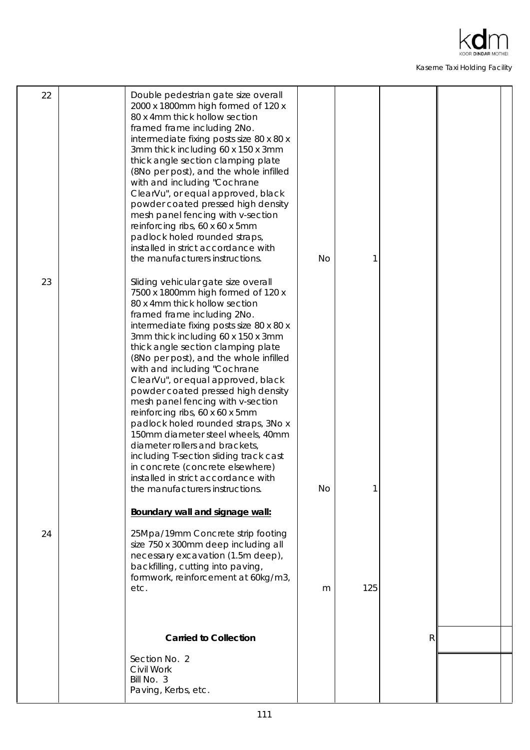| Item | | Description | Unit | Qty | Rate | Amount | |
|---|---|---|---|---|---|---|---|
| 22 | | Double pedestrian gate size overall 2000 x 1800mm high formed of 120 x 80 x 4mm thick hollow section framed frame including 2No. intermediate fixing posts size 80 x 80 x 3mm thick including 60 x 150 x 3mm thick angle section clamping plate (8No per post), and the whole infilled with and including "Cochrane ClearVu", or equal approved, black powder coated pressed high density mesh panel fencing with v-section reinforcing ribs, 60 x 60 x 5mm padlock holed rounded straps, installed in strict accordance with the manufacturers instructions. | No | 1 | | | |
| 23 | | Sliding vehicular gate size overall 7500 x 1800mm high formed of 120 x 80 x 4mm thick hollow section framed frame including 2No. intermediate fixing posts size 80 x 80 x 3mm thick including 60 x 150 x 3mm thick angle section clamping plate (8No per post), and the whole infilled with and including "Cochrane ClearVu", or equal approved, black powder coated pressed high density mesh panel fencing with v-section reinforcing ribs, 60 x 60 x 5mm padlock holed rounded straps, 3No x 150mm diameter steel wheels, 40mm diameter rollers and brackets, including T-section sliding track cast in concrete (concrete elsewhere) installed in strict accordance with the manufacturers instructions. | No | 1 | | | |
| | | **Boundary wall and signage wall:** | | | | | |
| 24 | | 25Mpa/19mm Concrete strip footing size 750 x 300mm deep including all necessary excavation (1.5m deep), backfilling, cutting into paving, formwork, reinforcement at 60kg/m3, etc. | m | 125 | | | |
| | | **Carried to Collection** | | | R | | |
| | | Section No. 2<br>Civil Work<br>Bill No. 3<br>Paving, Kerbs, etc. | | | | | |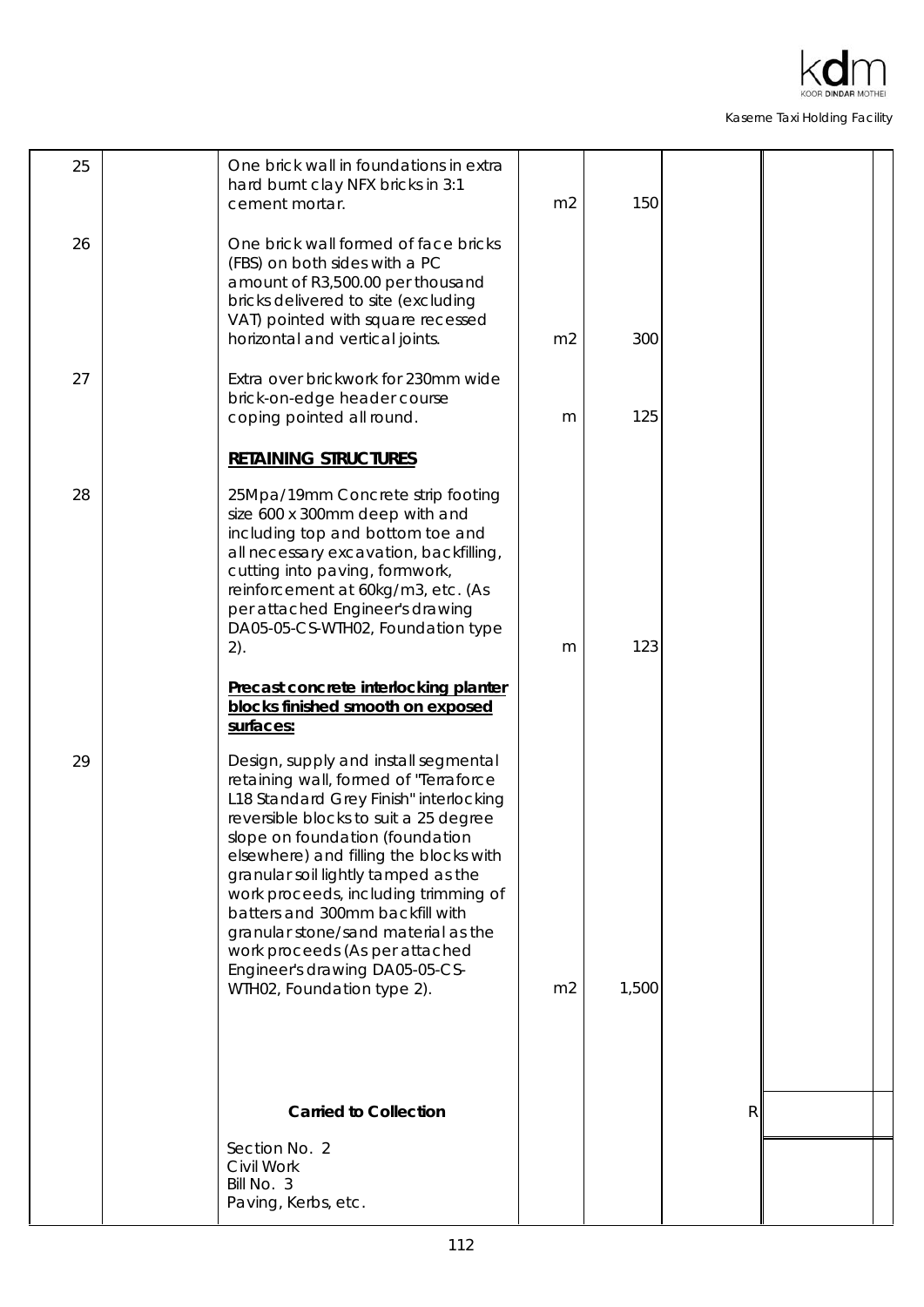| | | | | | | | |
|---|---|---|---|---|---|---|---|
| 25 | | One brick wall in foundations in extra hard burnt clay NFX bricks in 3:1 cement mortar. | m2 | 150 | | | |
| 26 | | One brick wall formed of face bricks (FBS) on both sides with a PC amount of R3,500.00 per thousand bricks delivered to site (excluding VAT) pointed with square recessed horizontal and vertical joints. | m2 | 300 | | | |
| 27 | | Extra over brickwork for 230mm wide brick-on-edge header course coping pointed all round. | m | 125 | | | |
| | | **RETAINING STRUCTURES** | | | | | |
| 28 | | 25Mpa/19mm Concrete strip footing size 600 x 300mm deep with and including top and bottom toe and all necessary excavation, backfilling, cutting into paving, formwork, reinforcement at 60kg/m3, etc. (As per attached Engineer's drawing DA05-05-CS-WTH02, Foundation type 2). | m | 123 | | | |
| | | **Precast concrete interlocking planter blocks finished smooth on exposed surfaces:** | | | | | |
| 29 | | Design, supply and install segmental retaining wall, formed of "Terraforce L18 Standard Grey Finish" interlocking reversible blocks to suit a 25 degree slope on foundation (foundation elsewhere) and filling the blocks with granular soil lightly tamped as the work proceeds, including trimming of batters and 300mm backfill with granular stone/sand material as the work proceeds (As per attached Engineer's drawing DA05-05-CS-WTH02, Foundation type 2). | m2 | 1,500 | | | |
| | | **Carried to Collection** | | | R | | |
| | | Section No. 2<br>Civil Work<br>Bill No. 3<br>Paving, Kerbs, etc. | | | | | |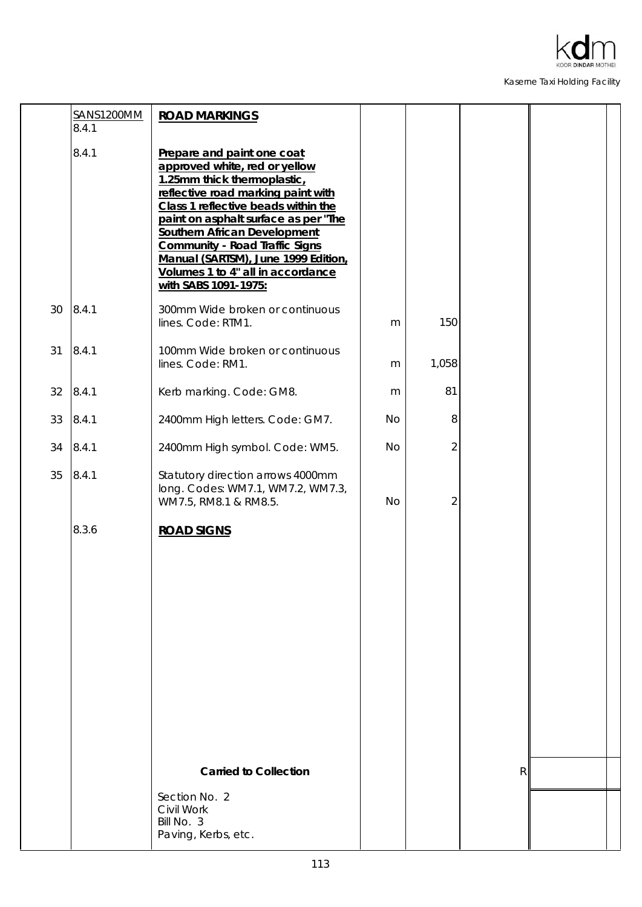| Item | Reference | Description | Unit | Qty | Rate | Amount |
|---|---|---|---|---|---|---|
| | SANS1200MM 8.4.1 | **ROAD MARKINGS** | | | | |
| | 8.4.1 | **Prepare and paint one coat approved white, red or yellow 1.25mm thick thermoplastic, reflective road marking paint with Class 1 reflective beads within the paint on asphalt surface as per "The Southern African Development Community - Road Traffic Signs Manual (SARTSM), June 1999 Edition, Volumes 1 to 4" all in accordance with SABS 1091-1975:** | | | | |
| 30 | 8.4.1 | 300mm Wide broken or continuous lines. Code: RTM1. | m | 150 | | |
| 31 | 8.4.1 | 100mm Wide broken or continuous lines. Code: RM1. | m | 1,058 | | |
| 32 | 8.4.1 | Kerb marking. Code: GM8. | m | 81 | | |
| 33 | 8.4.1 | 2400mm High letters. Code: GM7. | No | 8 | | |
| 34 | 8.4.1 | 2400mm High symbol. Code: WM5. | No | 2 | | |
| 35 | 8.4.1 | Statutory direction arrows 4000mm long. Codes: WM7.1, WM7.2, WM7.3, WM7.5, RM8.1 & RM8.5. | No | 2 | | |
| | 8.3.6 | **ROAD SIGNS** | | | | |
| | | **Carried to Collection** | | | R | |
| | | Section No. 2<br>Civil Work<br>Bill No. 3<br>Paving, Kerbs, etc. | | | | |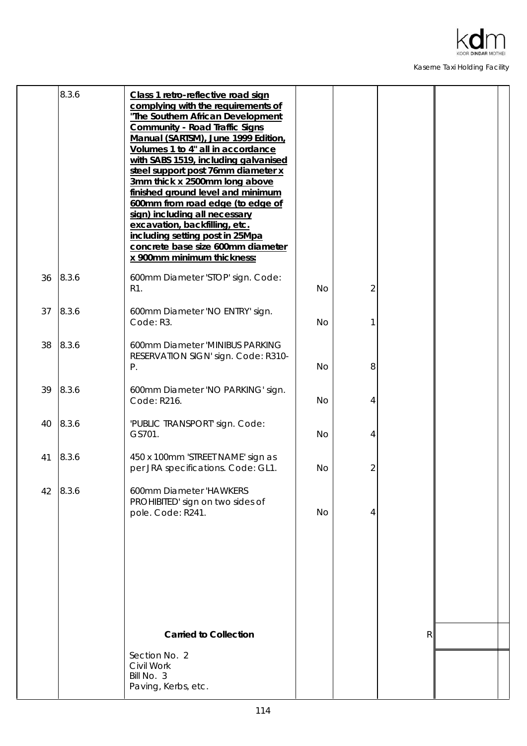| | | | | | | |
|---|---|---|---|---|---|---|
| | 8.3.6 | **Class 1 retro-reflective road sign complying with the requirements of "The Southern African Development Community - Road Traffic Signs Manual (SARTSM), June 1999 Edition, Volumes 1 to 4" all in accordance with SABS 1519, including galvanised steel support post 76mm diameter x 3mm thick x 2500mm long above finished ground level and minimum 600mm from road edge (to edge of sign) including all necessary excavation, backfilling, etc. including setting post in 25Mpa concrete base size 600mm diameter x 900mm minimum thickness:** | | | | |
| 36 | 8.3.6 | 600mm Diameter 'STOP' sign. Code: R1. | No | 2 | | |
| 37 | 8.3.6 | 600mm Diameter 'NO ENTRY' sign. Code: R3. | No | 1 | | |
| 38 | 8.3.6 | 600mm Diameter 'MINIBUS PARKING RESERVATION SIGN' sign. Code: R310-P. | No | 8 | | |
| 39 | 8.3.6 | 600mm Diameter 'NO PARKING' sign. Code: R216. | No | 4 | | |
| 40 | 8.3.6 | 'PUBLIC TRANSPORT' sign. Code: GS701. | No | 4 | | |
| 41 | 8.3.6 | 450 x 100mm 'STREET NAME' sign as per JRA specifications. Code: GL1. | No | 2 | | |
| 42 | 8.3.6 | 600mm Diameter 'HAWKERS PROHIBITED' sign on two sides of pole. Code: R241. | No | 4 | | |
| | | **Carried to Collection** | | | R | |
| | | Section No. 2<br>Civil Work<br>Bill No. 3<br>Paving, Kerbs, etc. | | | | |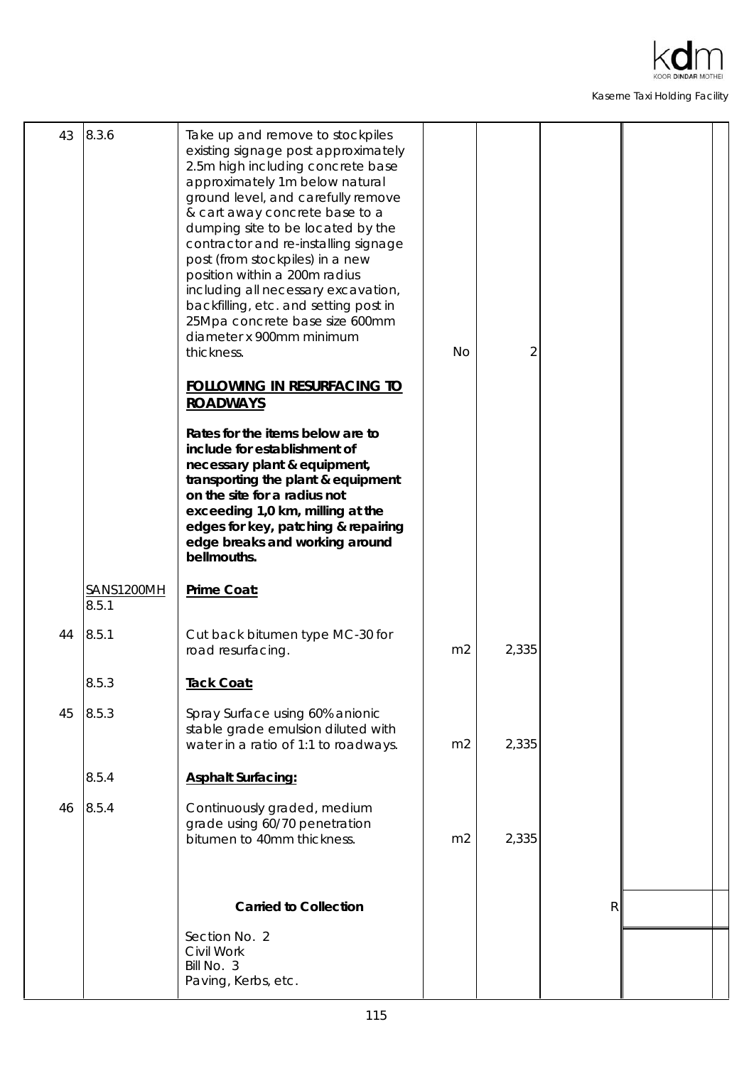| Item | Ref | Description | Unit | Qty | Rate | Amount |
|---|---|---|---|---|---|---|
| 43 | 8.3.6 | Take up and remove to stockpiles existing signage post approximately 2.5m high including concrete base approximately 1m below natural ground level, and carefully remove & cart away concrete base to a dumping site to be located by the contractor and re-installing signage post (from stockpiles) in a new position within a 200m radius including all necessary excavation, backfilling, etc. and setting post in 25Mpa concrete base size 600mm diameter x 900mm minimum thickness. | No | 2 | | |
| | | **<u>FOLLOWING IN RESURFACING TO ROADWAYS</u>** | | | | |
| | | **Rates for the items below are to include for establishment of necessary plant & equipment, transporting the plant & equipment on the site for a radius not exceeding 1,0 km, milling at the edges for key, patching & repairing edge breaks and working around bellmouths.** | | | | |
| | <u>SANS1200MH</u> 8.5.1 | **<u>Prime Coat:</u>** | | | | |
| 44 | 8.5.1 | Cut back bitumen type MC-30 for road resurfacing. | m2 | 2,335 | | |
| | 8.5.3 | **<u>Tack Coat:</u>** | | | | |
| 45 | 8.5.3 | Spray Surface using 60% anionic stable grade emulsion diluted with water in a ratio of 1:1 to roadways. | m2 | 2,335 | | |
| | 8.5.4 | **<u>Asphalt Surfacing:</u>** | | | | |
| 46 | 8.5.4 | Continuously graded, medium grade using 60/70 penetration bitumen to 40mm thickness. | m2 | 2,335 | | |
| | | **Carried to Collection** | | | R | |
| | | Section No. 2<br>Civil Work<br>Bill No. 3<br>Paving, Kerbs, etc. | | | | |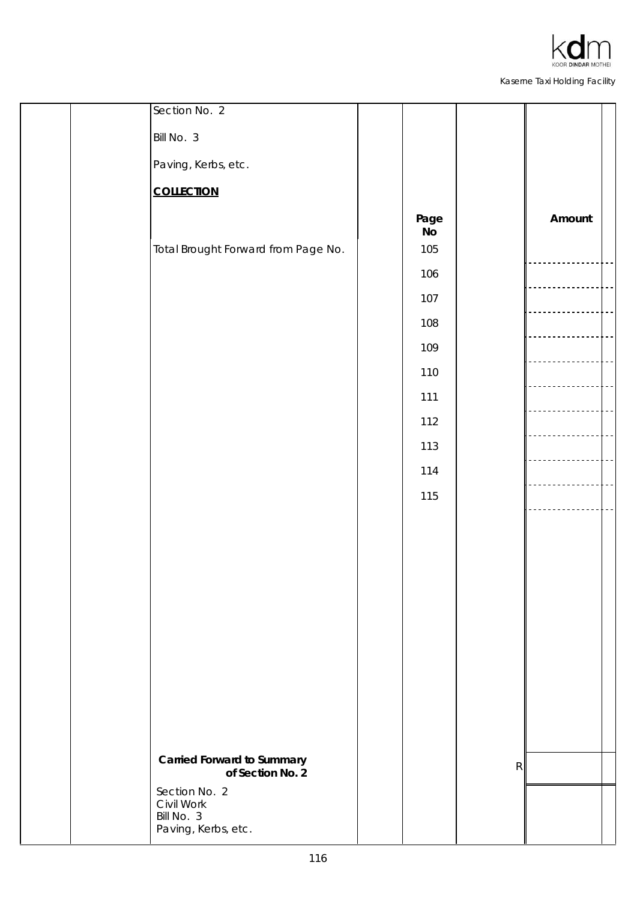Section No. 2

Bill No. 3

Paving, Kerbs, etc.

**COLLECTION**

| | Page No | | Amount |
|---|---|---|---|
| Total Brought Forward from Page No. | 105 | | |
| | 106 | | |
| | 107 | | |
| | 108 | | |
| | 109 | | |
| | 110 | | |
| | 111 | | |
| | 112 | | |
| | 113 | | |
| | 114 | | |
| | 115 | | |
| **Carried Forward to Summary of Section No. 2** | | R | |

Section No. 2
Civil Work
Bill No. 3
Paving, Kerbs, etc.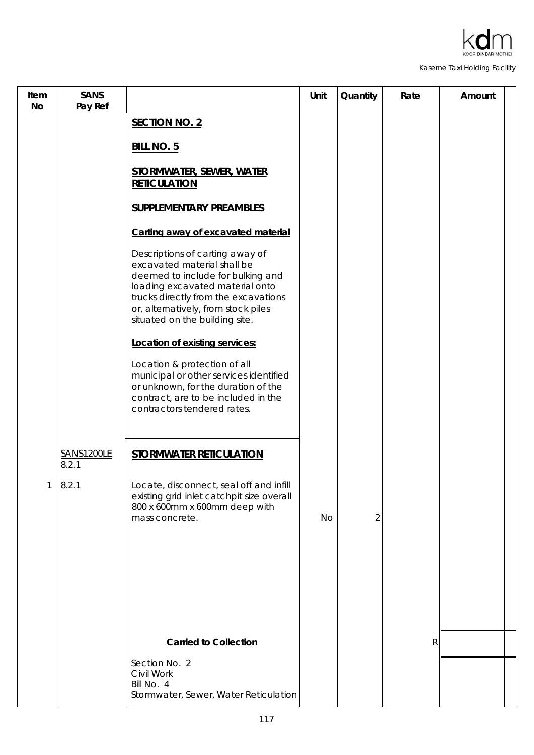| Item No | SANS Pay Ref | | Unit | Quantity | Rate | Amount |
|---|---|---|---|---|---|---|
| | | **SECTION NO. 2** | | | | |
| | | **BILL NO. 5** | | | | |
| | | **STORMWATER, SEWER, WATER RETICULATION** | | | | |
| | | **SUPPLEMENTARY PREAMBLES** | | | | |
| | | **Carting away of excavated material** | | | | |
| | | Descriptions of carting away of excavated material shall be deemed to include for bulking and loading excavated material onto trucks directly from the excavations or, alternatively, from stock piles situated on the building site. | | | | |
| | | **Location of existing services:** | | | | |
| | | Location & protection of all municipal or other services identified or unknown, for the duration of the contract, are to be included in the contractors tendered rates. | | | | |
| | SANS1200LE 8.2.1 | **STORMWATER RETICULATION** | | | | |
| 1 | 8.2.1 | Locate, disconnect, seal off and infill existing grid inlet catchpit size overall 800 x 600mm x 600mm deep with mass concrete. | No | 2 | | |
| | | **Carried to Collection** | | | R | |
| | | Section No. 2<br>Civil Work<br>Bill No. 4<br>Stormwater, Sewer, Water Reticulation | | | | |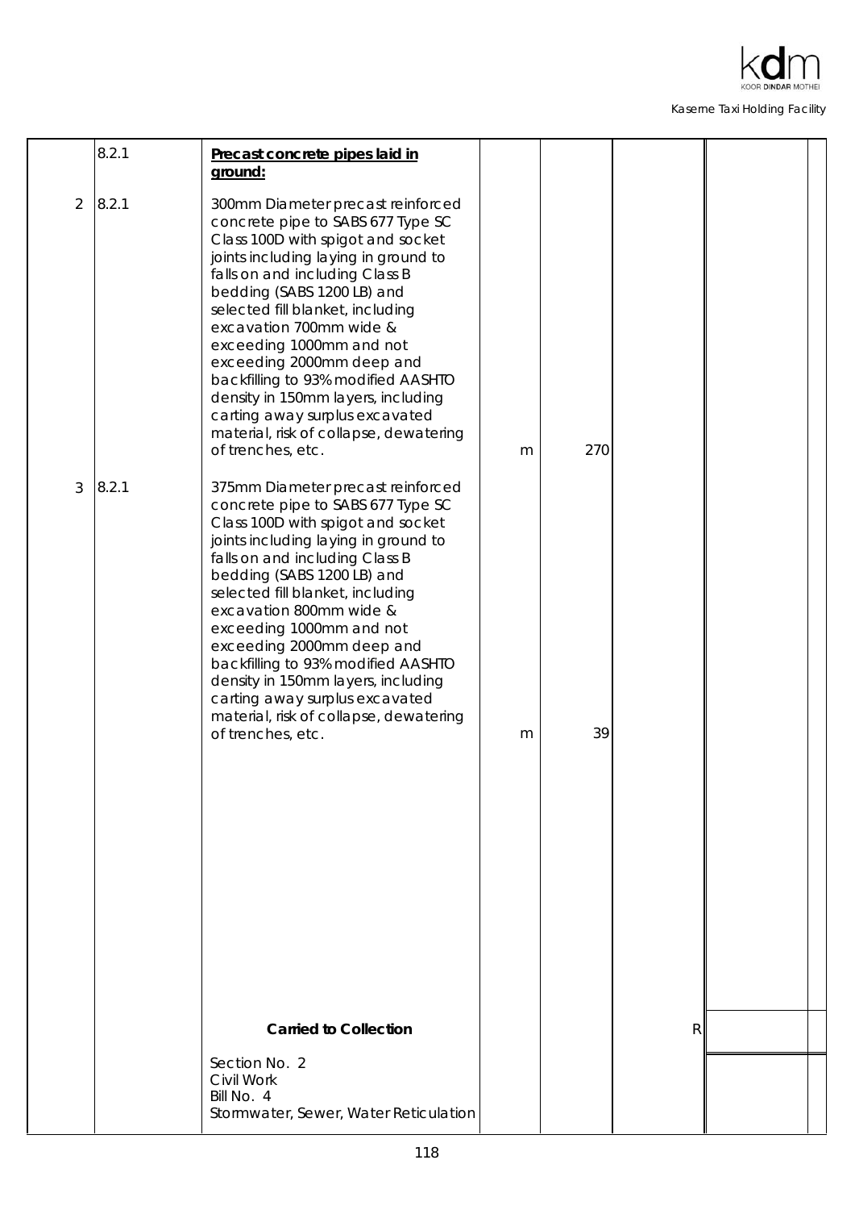| | | | | | | |
|---|---|---|---|---|---|---|
| | 8.2.1 | **Precast concrete pipes laid in ground:** | | | | |
| 2 | 8.2.1 | 300mm Diameter precast reinforced concrete pipe to SABS 677 Type SC Class 100D with spigot and socket joints including laying in ground to falls on and including Class B bedding (SABS 1200 LB) and selected fill blanket, including excavation 700mm wide & exceeding 1000mm and not exceeding 2000mm deep and backfilling to 93% modified AASHTO density in 150mm layers, including carting away surplus excavated material, risk of collapse, dewatering of trenches, etc. | m | 270 | | |
| 3 | 8.2.1 | 375mm Diameter precast reinforced concrete pipe to SABS 677 Type SC Class 100D with spigot and socket joints including laying in ground to falls on and including Class B bedding (SABS 1200 LB) and selected fill blanket, including excavation 800mm wide & exceeding 1000mm and not exceeding 2000mm deep and backfilling to 93% modified AASHTO density in 150mm layers, including carting away surplus excavated material, risk of collapse, dewatering of trenches, etc. | m | 39 | | |
| | | **Carried to Collection** | | | R | |
| | | Section No. 2<br>Civil Work<br>Bill No. 4<br>Stormwater, Sewer, Water Reticulation | | | | |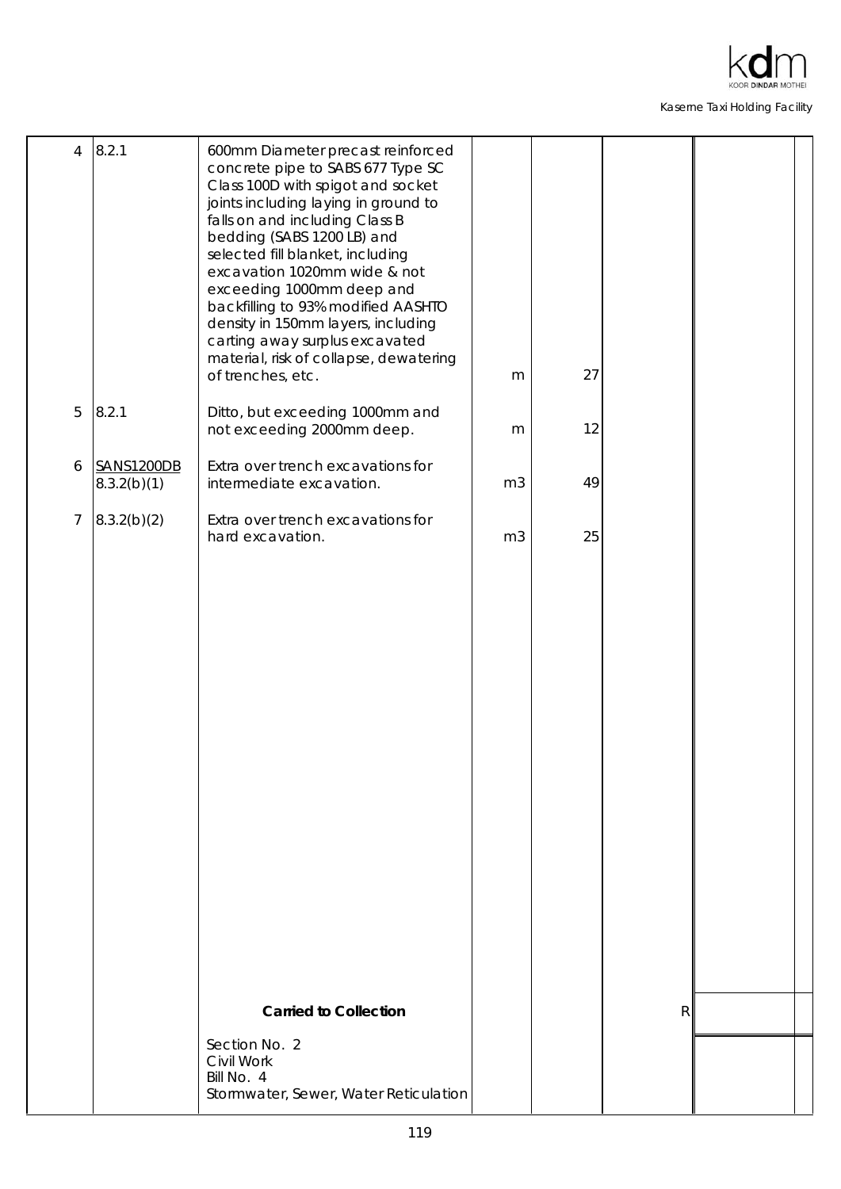| | | | | | | |
|---|---|---|---|---|---|---|
| 4 | 8.2.1 | 600mm Diameter precast reinforced concrete pipe to SABS 677 Type SC Class 100D with spigot and socket joints including laying in ground to falls on and including Class B bedding (SABS 1200 LB) and selected fill blanket, including excavation 1020mm wide & not exceeding 1000mm deep and backfilling to 93% modified AASHTO density in 150mm layers, including carting away surplus excavated material, risk of collapse, dewatering of trenches, etc. | m | 27 | | |
| 5 | 8.2.1 | Ditto, but exceeding 1000mm and not exceeding 2000mm deep. | m | 12 | | |
| 6 | SANS1200DB 8.3.2(b)(1) | Extra over trench excavations for intermediate excavation. | m3 | 49 | | |
| 7 | 8.3.2(b)(2) | Extra over trench excavations for hard excavation. | m3 | 25 | | |
| | | **Carried to Collection** | | | R | |
| | | Section No. 2<br>Civil Work<br>Bill No. 4<br>Stormwater, Sewer, Water Reticulation | | | | |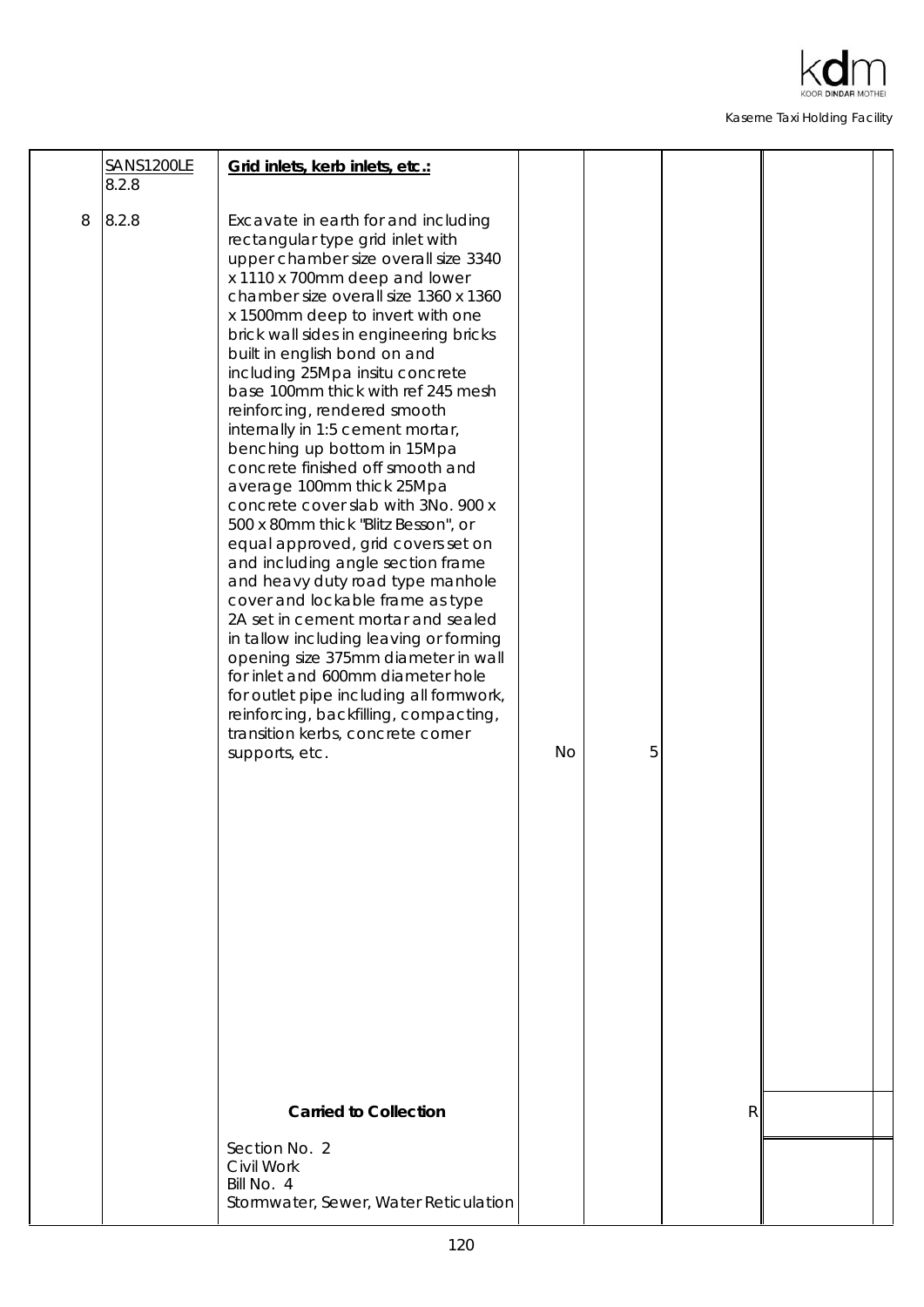| | | | | | | |
|---|---|---|---|---|---|---|
| | SANS1200LE 8.2.8 | **Grid inlets, kerb inlets, etc.:** | | | | |
| 8 | 8.2.8 | Excavate in earth for and including rectangular type grid inlet with upper chamber size overall size 3340 x 1110 x 700mm deep and lower chamber size overall size 1360 x 1360 x 1500mm deep to invert with one brick wall sides in engineering bricks built in english bond on and including 25Mpa insitu concrete base 100mm thick with ref 245 mesh reinforcing, rendered smooth internally in 1:5 cement mortar, benching up bottom in 15Mpa concrete finished off smooth and average 100mm thick 25Mpa concrete cover slab with 3No. 900 x 500 x 80mm thick "Blitz Besson", or equal approved, grid covers set on and including angle section frame and heavy duty road type manhole cover and lockable frame as type 2A set in cement mortar and sealed in tallow including leaving or forming opening size 375mm diameter in wall for inlet and 600mm diameter hole for outlet pipe including all formwork, reinforcing, backfilling, compacting, transition kerbs, concrete corner supports, etc. | No | 5 | | |
| | | **Carried to Collection** | | | R | |
| | | Section No. 2<br>Civil Work<br>Bill No. 4<br>Stormwater, Sewer, Water Reticulation | | | | |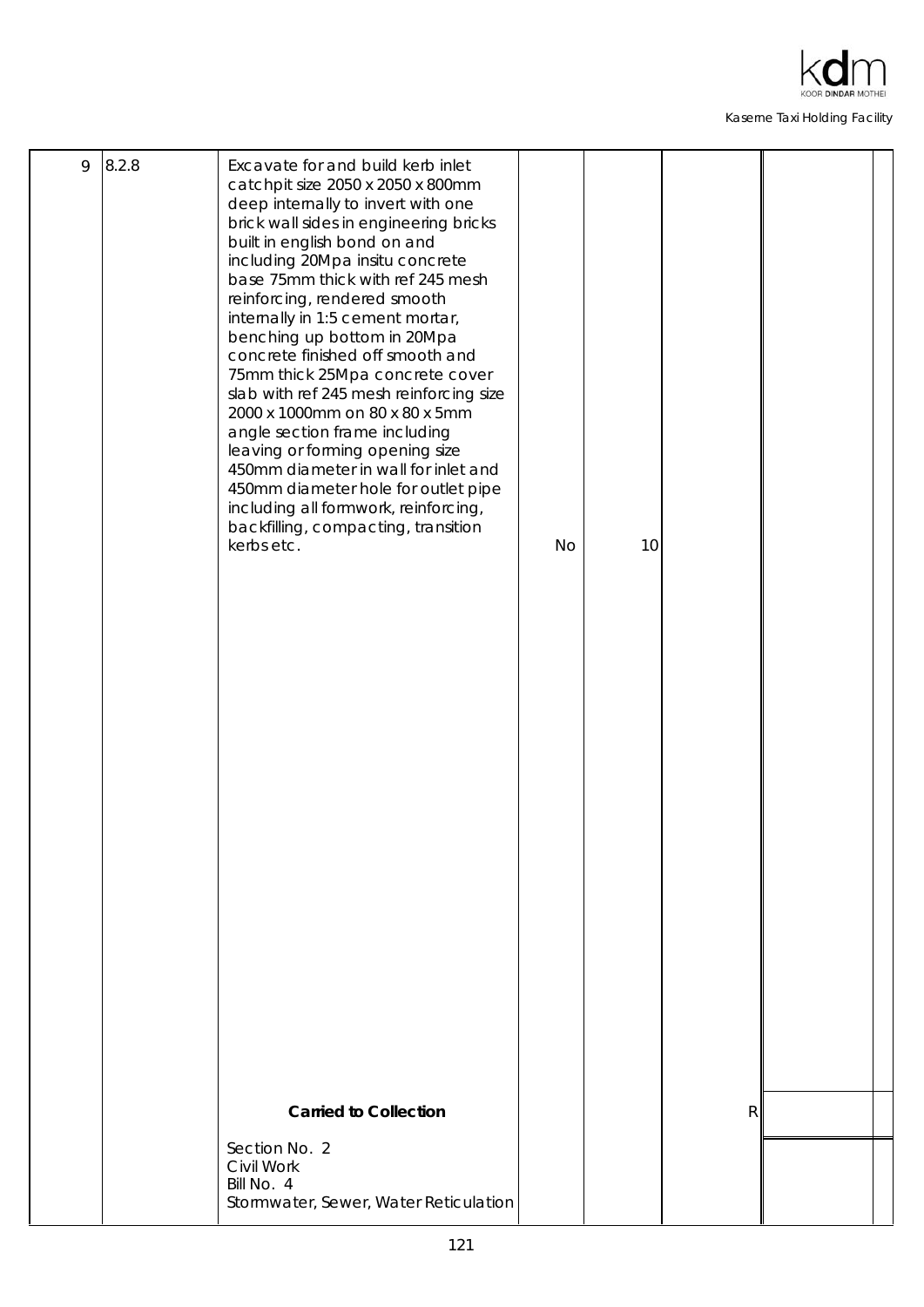| | | | | | | |
|---|---|---|---|---|---|---|
| 9 | 8.2.8 | Excavate for and build kerb inlet catchpit size 2050 x 2050 x 800mm deep internally to invert with one brick wall sides in engineering bricks built in english bond on and including 20Mpa insitu concrete base 75mm thick with ref 245 mesh reinforcing, rendered smooth internally in 1:5 cement mortar, benching up bottom in 20Mpa concrete finished off smooth and 75mm thick 25Mpa concrete cover slab with ref 245 mesh reinforcing size 2000 x 1000mm on 80 x 80 x 5mm angle section frame including leaving or forming opening size 450mm diameter in wall for inlet and 450mm diameter hole for outlet pipe including all formwork, reinforcing, backfilling, compacting, transition kerbs etc. | No | 10 | | |
| | | **Carried to Collection** | | | R | |
| | | Section No. 2<br>Civil Work<br>Bill No. 4<br>Stormwater, Sewer, Water Reticulation | | | | |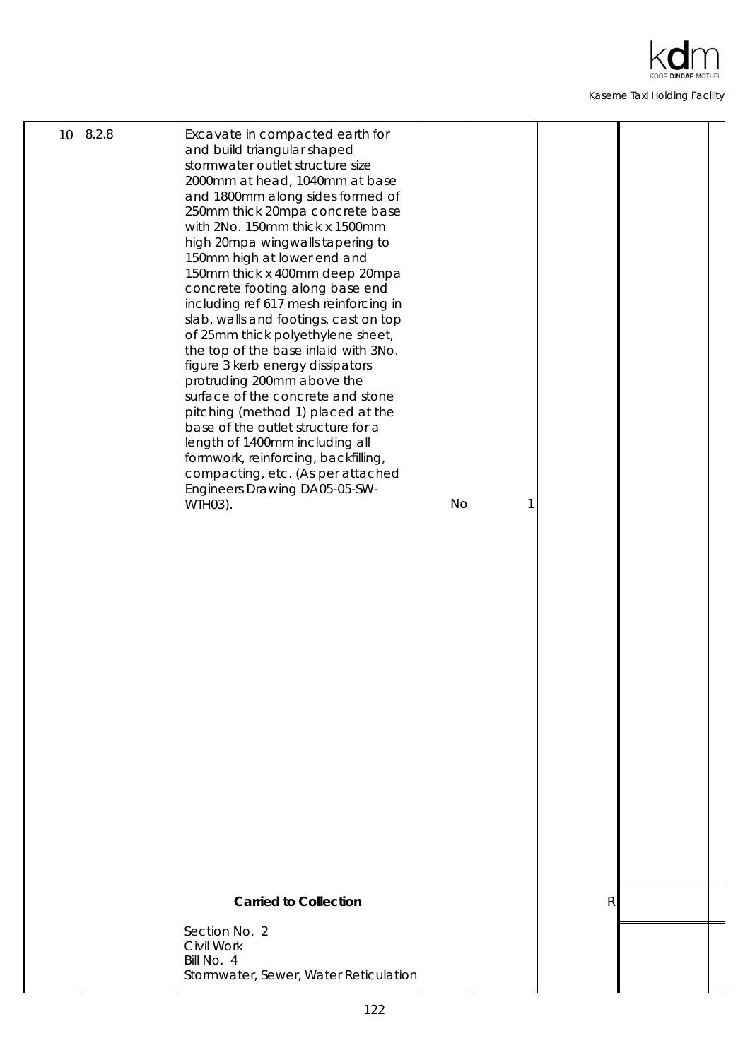| | | | | | | |
|---|---|---|---|---|---|---|
| 10 | 8.2.8 | Excavate in compacted earth for and build triangular shaped stormwater outlet structure size 2000mm at head, 1040mm at base and 1800mm along sides formed of 250mm thick 20mpa concrete base with 2No. 150mm thick x 1500mm high 20mpa wingwalls tapering to 150mm high at lower end and 150mm thick x 400mm deep 20mpa concrete footing along base end including ref 617 mesh reinforcing in slab, walls and footings, cast on top of 25mm thick polyethylene sheet, the top of the base inlaid with 3No. figure 3 kerb energy dissipators protruding 200mm above the surface of the concrete and stone pitching (method 1) placed at the base of the outlet structure for a length of 1400mm including all formwork, reinforcing, backfilling, compacting, etc. (As per attached Engineers Drawing DA05-05-SW-WTH03). | No | 1 | | |
| | | **Carried to Collection** | | | R | |
| | | Section No. 2<br>Civil Work<br>Bill No. 4<br>Stormwater, Sewer, Water Reticulation | | | | |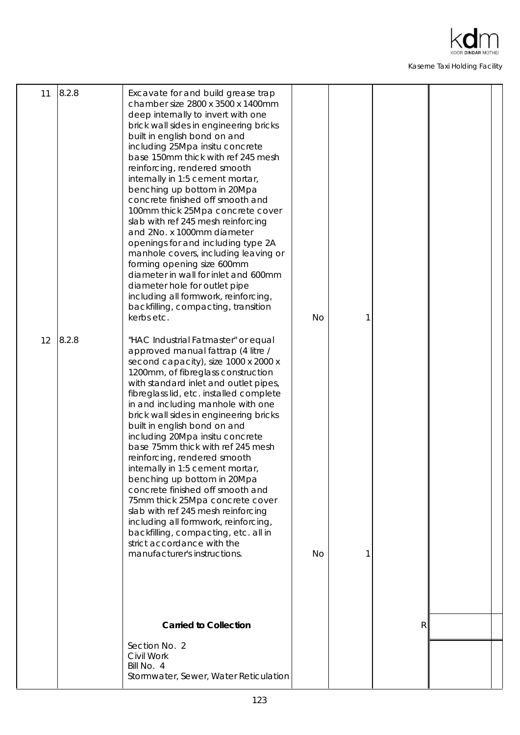| | | | | | | |
|---|---|---|---|---|---|---|
| 11 | 8.2.8 | Excavate for and build grease trap chamber size 2800 x 3500 x 1400mm deep internally to invert with one brick wall sides in engineering bricks built in english bond on and including 25Mpa insitu concrete base 150mm thick with ref 245 mesh reinforcing, rendered smooth internally in 1:5 cement mortar, benching up bottom in 20Mpa concrete finished off smooth and 100mm thick 25Mpa concrete cover slab with ref 245 mesh reinforcing and 2No. x 1000mm diameter openings for and including type 2A manhole covers, including leaving or forming opening size 600mm diameter in wall for inlet and 600mm diameter hole for outlet pipe including all formwork, reinforcing, backfilling, compacting, transition kerbs etc. | No | 1 | | |
| 12 | 8.2.8 | "HAC Industrial Fatmaster" or equal approved manual fattrap (4 litre / second capacity), size 1000 x 2000 x 1200mm, of fibreglass construction with standard inlet and outlet pipes, fibreglass lid, etc. installed complete in and including manhole with one brick wall sides in engineering bricks built in english bond on and including 20Mpa insitu concrete base 75mm thick with ref 245 mesh reinforcing, rendered smooth internally in 1:5 cement mortar, benching up bottom in 20Mpa concrete finished off smooth and 75mm thick 25Mpa concrete cover slab with ref 245 mesh reinforcing including all formwork, reinforcing, backfilling, compacting, etc. all in strict accordance with the manufacturer's instructions. | No | 1 | | |
| | | **Carried to Collection** | | | R | |
| | | Section No. 2<br>Civil Work<br>Bill No. 4<br>Stormwater, Sewer, Water Reticulation | | | | |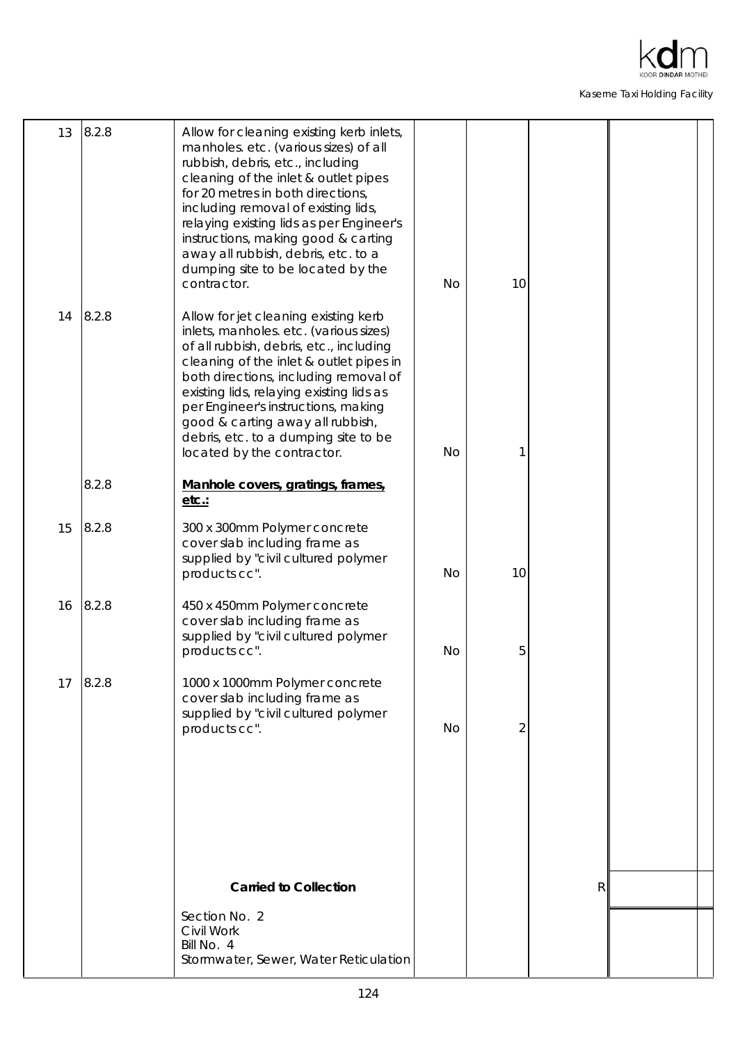| Item | Clause | Description | Unit | Qty | Rate | Amount |
|---|---|---|---|---|---|---|
| 13 | 8.2.8 | Allow for cleaning existing kerb inlets, manholes. etc. (various sizes) of all rubbish, debris, etc., including cleaning of the inlet & outlet pipes for 20 metres in both directions, including removal of existing lids, relaying existing lids as per Engineer's instructions, making good & carting away all rubbish, debris, etc. to a dumping site to be located by the contractor. | No | 10 | | |
| 14 | 8.2.8 | Allow for jet cleaning existing kerb inlets, manholes. etc. (various sizes) of all rubbish, debris, etc., including cleaning of the inlet & outlet pipes in both directions, including removal of existing lids, relaying existing lids as per Engineer's instructions, making good & carting away all rubbish, debris, etc. to a dumping site to be located by the contractor. | No | 1 | | |
| | 8.2.8 | **<u>Manhole covers, gratings, frames, etc.:</u>** | | | | |
| 15 | 8.2.8 | 300 x 300mm Polymer concrete cover slab including frame as supplied by "civil cultured polymer products cc". | No | 10 | | |
| 16 | 8.2.8 | 450 x 450mm Polymer concrete cover slab including frame as supplied by "civil cultured polymer products cc". | No | 5 | | |
| 17 | 8.2.8 | 1000 x 1000mm Polymer concrete cover slab including frame as supplied by "civil cultured polymer products cc". | No | 2 | | |
| | | **Carried to Collection** | | | R | |
| | | Section No. 2<br>Civil Work<br>Bill No. 4<br>Stormwater, Sewer, Water Reticulation | | | | |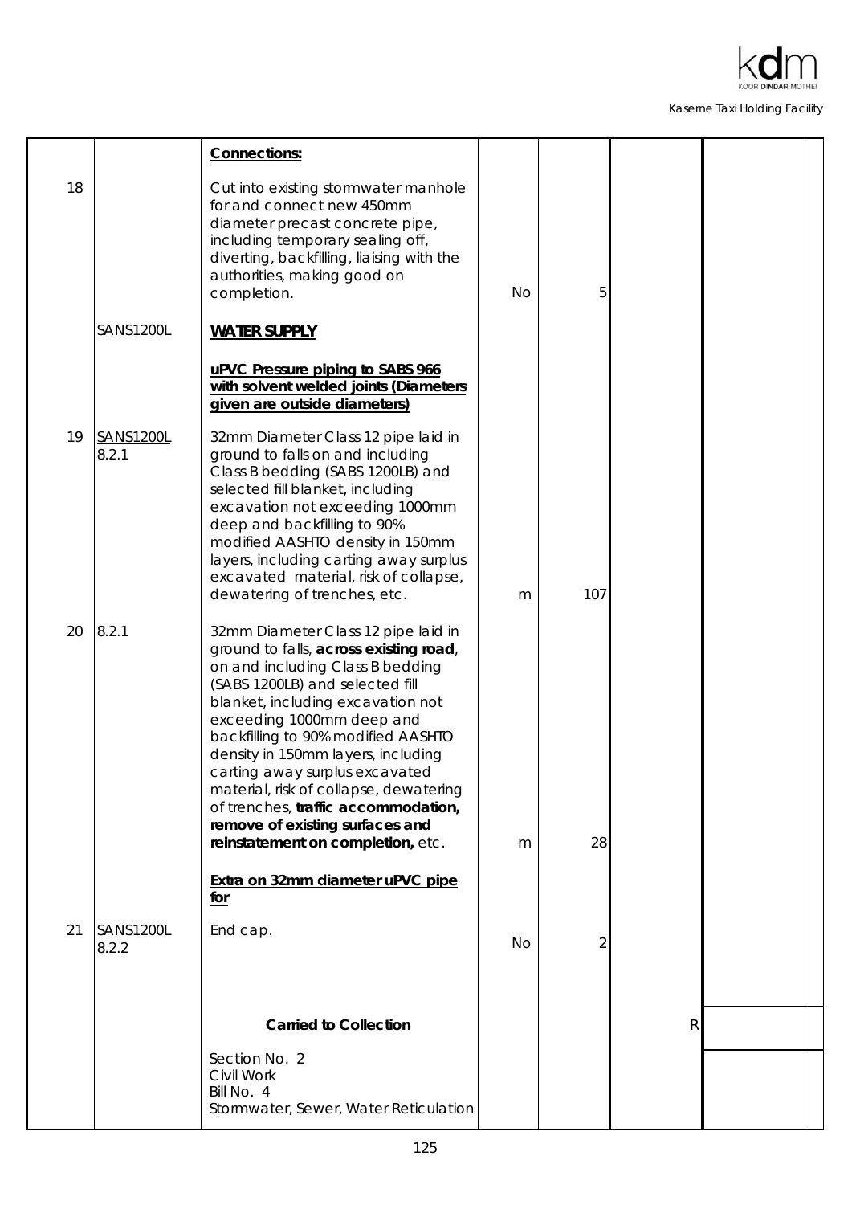| | | | | | | |
|---|---|---|---|---|---|---|
| | | **Connections:** | | | | |
| 18 | | Cut into existing stormwater manhole for and connect new 450mm diameter precast concrete pipe, including temporary sealing off, diverting, backfilling, liaising with the authorities, making good on completion. | No | 5 | | |
| | SANS1200L | **WATER SUPPLY** | | | | |
| | | **uPVC Pressure piping to SABS 966 with solvent welded joints (Diameters given are outside diameters)** | | | | |
| 19 | SANS1200L 8.2.1 | 32mm Diameter Class 12 pipe laid in ground to falls on and including Class B bedding (SABS 1200LB) and selected fill blanket, including excavation not exceeding 1000mm deep and backfilling to 90% modified AASHTO density in 150mm layers, including carting away surplus excavated material, risk of collapse, dewatering of trenches, etc. | m | 107 | | |
| 20 | 8.2.1 | 32mm Diameter Class 12 pipe laid in ground to falls, **across existing road**, on and including Class B bedding (SABS 1200LB) and selected fill blanket, including excavation not exceeding 1000mm deep and backfilling to 90% modified AASHTO density in 150mm layers, including carting away surplus excavated material, risk of collapse, dewatering of trenches, **traffic accommodation, remove of existing surfaces and reinstatement on completion,** etc. | m | 28 | | |
| | | **Extra on 32mm diameter uPVC pipe for** | | | | |
| 21 | SANS1200L 8.2.2 | End cap. | No | 2 | | |
| | | **Carried to Collection** | | | R | |
| | | Section No. 2<br>Civil Work<br>Bill No. 4<br>Stormwater, Sewer, Water Reticulation | | | | |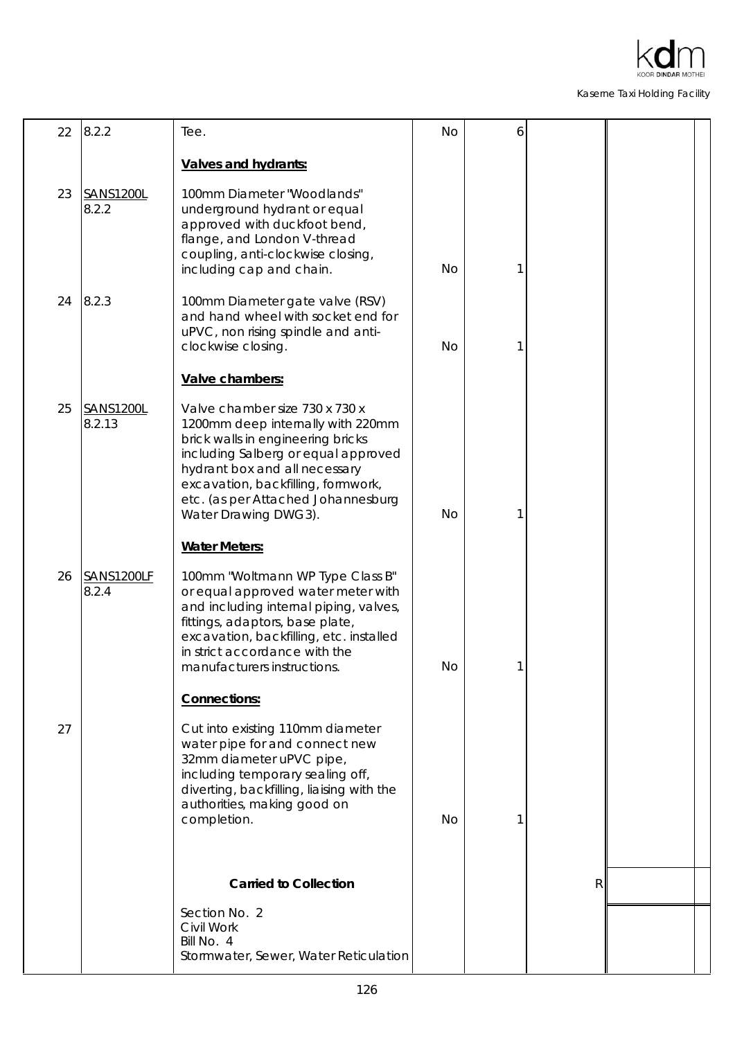| | | | | | | |
|---|---|---|---|---|---|---|
| 22 | 8.2.2 | Tee. | No | 6 | | |
| | | **Valves and hydrants:** | | | | |
| 23 | SANS1200L 8.2.2 | 100mm Diameter "Woodlands" underground hydrant or equal approved with duckfoot bend, flange, and London V-thread coupling, anti-clockwise closing, including cap and chain. | No | 1 | | |
| 24 | 8.2.3 | 100mm Diameter gate valve (RSV) and hand wheel with socket end for uPVC, non rising spindle and anti-clockwise closing. | No | 1 | | |
| | | **Valve chambers:** | | | | |
| 25 | SANS1200L 8.2.13 | Valve chamber size 730 x 730 x 1200mm deep internally with 220mm brick walls in engineering bricks including Salberg or equal approved hydrant box and all necessary excavation, backfilling, formwork, etc. (as per Attached Johannesburg Water Drawing DWG3). | No | 1 | | |
| | | **Water Meters:** | | | | |
| 26 | SANS1200LF 8.2.4 | 100mm "Woltmann WP Type Class B" or equal approved water meter with and including internal piping, valves, fittings, adaptors, base plate, excavation, backfilling, etc. installed in strict accordance with the manufacturers instructions. | No | 1 | | |
| | | **Connections:** | | | | |
| 27 | | Cut into existing 110mm diameter water pipe for and connect new 32mm diameter uPVC pipe, including temporary sealing off, diverting, backfilling, liaising with the authorities, making good on completion. | No | 1 | | |
| | | **Carried to Collection** | | | R | |
| | | Section No. 2<br>Civil Work<br>Bill No. 4<br>Stormwater, Sewer, Water Reticulation | | | | |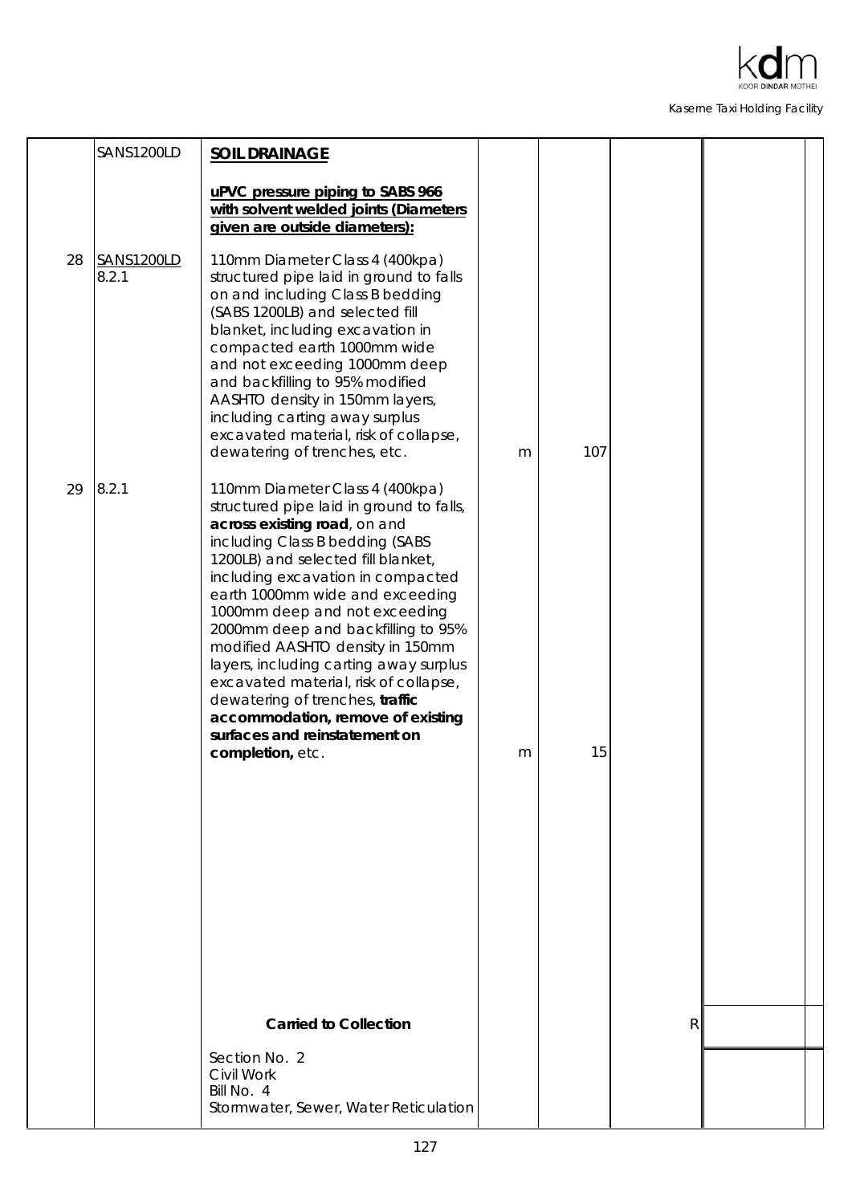| | | | | | | |
|---|---|---|---|---|---|---|
| | SANS1200LD | **SOIL DRAINAGE** | | | | |
| | | **uPVC pressure piping to SABS 966 with solvent welded joints (Diameters given are outside diameters):** | | | | |
| 28 | SANS1200LD 8.2.1 | 110mm Diameter Class 4 (400kpa) structured pipe laid in ground to falls on and including Class B bedding (SABS 1200LB) and selected fill blanket, including excavation in compacted earth 1000mm wide and not exceeding 1000mm deep and backfilling to 95% modified AASHTO density in 150mm layers, including carting away surplus excavated material, risk of collapse, dewatering of trenches, etc. | m | 107 | | |
| 29 | 8.2.1 | 110mm Diameter Class 4 (400kpa) structured pipe laid in ground to falls, **across existing road**, on and including Class B bedding (SABS 1200LB) and selected fill blanket, including excavation in compacted earth 1000mm wide and exceeding 1000mm deep and not exceeding 2000mm deep and backfilling to 95% modified AASHTO density in 150mm layers, including carting away surplus excavated material, risk of collapse, dewatering of trenches, **traffic accommodation, remove of existing surfaces and reinstatement on completion,** etc. | m | 15 | | |
| | | **Carried to Collection** | | | R | |
| | | Section No. 2<br>Civil Work<br>Bill No. 4<br>Stormwater, Sewer, Water Reticulation | | | | |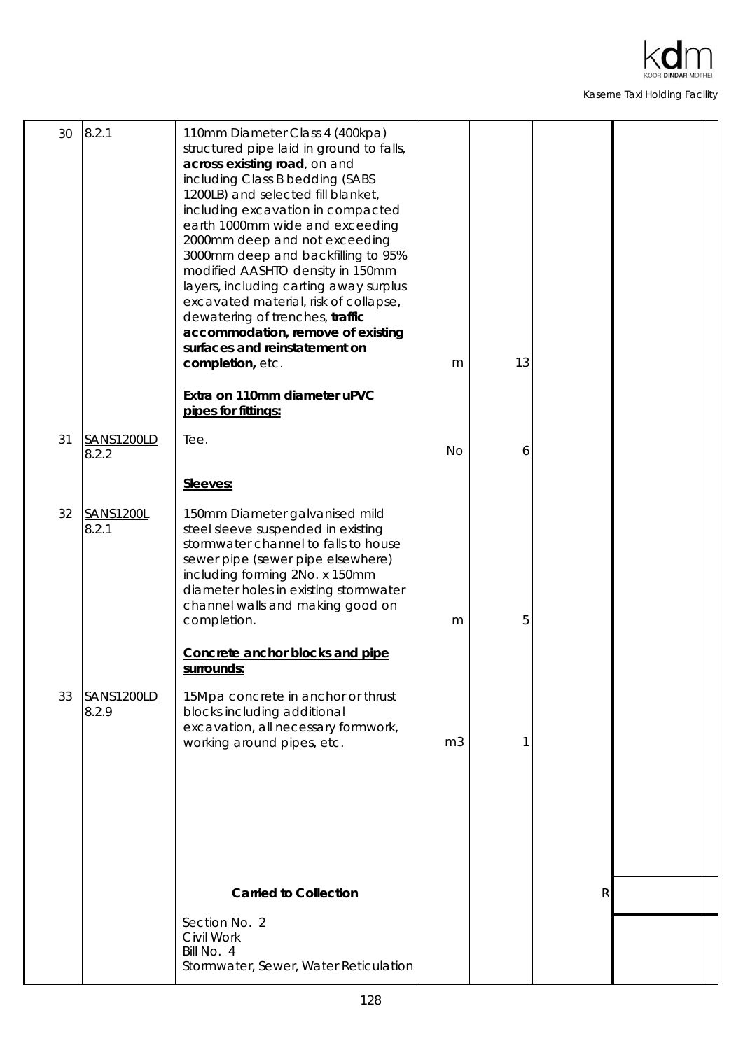| Item | Ref | Description | Unit | Qty | Rate | Amount |
|---|---|---|---|---|---|---|
| 30 | 8.2.1 | 110mm Diameter Class 4 (400kpa) structured pipe laid in ground to falls, **across existing road**, on and including Class B bedding (SABS 1200LB) and selected fill blanket, including excavation in compacted earth 1000mm wide and exceeding 2000mm deep and not exceeding 3000mm deep and backfilling to 95% modified AASHTO density in 150mm layers, including carting away surplus excavated material, risk of collapse, dewatering of trenches, **traffic accommodation, remove of existing surfaces and reinstatement on completion,** etc. | m | 13 | | |
| | | **Extra on 110mm diameter uPVC pipes for fittings:** | | | | |
| 31 | SANS1200LD 8.2.2 | Tee. | No | 6 | | |
| | | **Sleeves:** | | | | |
| 32 | SANS1200L 8.2.1 | 150mm Diameter galvanised mild steel sleeve suspended in existing stormwater channel to falls to house sewer pipe (sewer pipe elsewhere) including forming 2No. x 150mm diameter holes in existing stormwater channel walls and making good on completion. | m | 5 | | |
| | | **Concrete anchor blocks and pipe surrounds:** | | | | |
| 33 | SANS1200LD 8.2.9 | 15Mpa concrete in anchor or thrust blocks including additional excavation, all necessary formwork, working around pipes, etc. | m3 | 1 | | |
| | | **Carried to Collection** | | | R | |
| | | Section No. 2<br>Civil Work<br>Bill No. 4<br>Stormwater, Sewer, Water Reticulation | | | | |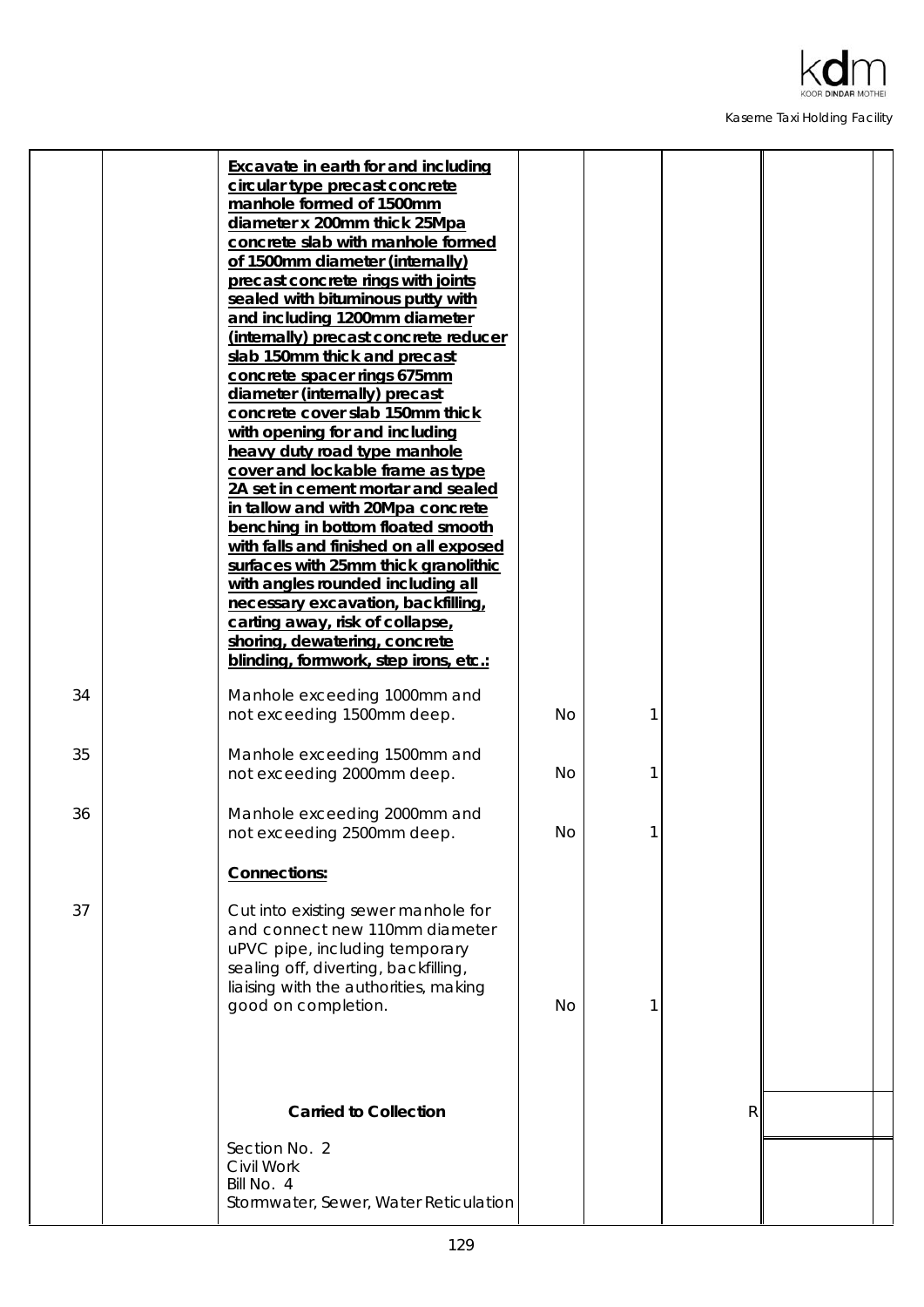| | | | | | | |
|---|---|---|---|---|---|---|
| | | **Excavate in earth for and including circular type precast concrete manhole formed of 1500mm diameter x 200mm thick 25Mpa concrete slab with manhole formed of 1500mm diameter (internally) precast concrete rings with joints sealed with bituminous putty with and including 1200mm diameter (internally) precast concrete reducer slab 150mm thick and precast concrete spacer rings 675mm diameter (internally) precast concrete cover slab 150mm thick with opening for and including heavy duty road type manhole cover and lockable frame as type 2A set in cement mortar and sealed in tallow and with 20Mpa concrete benching in bottom floated smooth with falls and finished on all exposed surfaces with 25mm thick granolithic with angles rounded including all necessary excavation, backfilling, carting away, risk of collapse, shoring, dewatering, concrete blinding, formwork, step irons, etc.:** | | | | |
| 34 | | Manhole exceeding 1000mm and not exceeding 1500mm deep. | No | 1 | | |
| 35 | | Manhole exceeding 1500mm and not exceeding 2000mm deep. | No | 1 | | |
| 36 | | Manhole exceeding 2000mm and not exceeding 2500mm deep. | No | 1 | | |
| | | **Connections:** | | | | |
| 37 | | Cut into existing sewer manhole for and connect new 110mm diameter uPVC pipe, including temporary sealing off, diverting, backfilling, liaising with the authorities, making good on completion. | No | 1 | | |
| | | **Carried to Collection** | | | R | |
| | | Section No. 2<br>Civil Work<br>Bill No. 4<br>Stormwater, Sewer, Water Reticulation | | | | |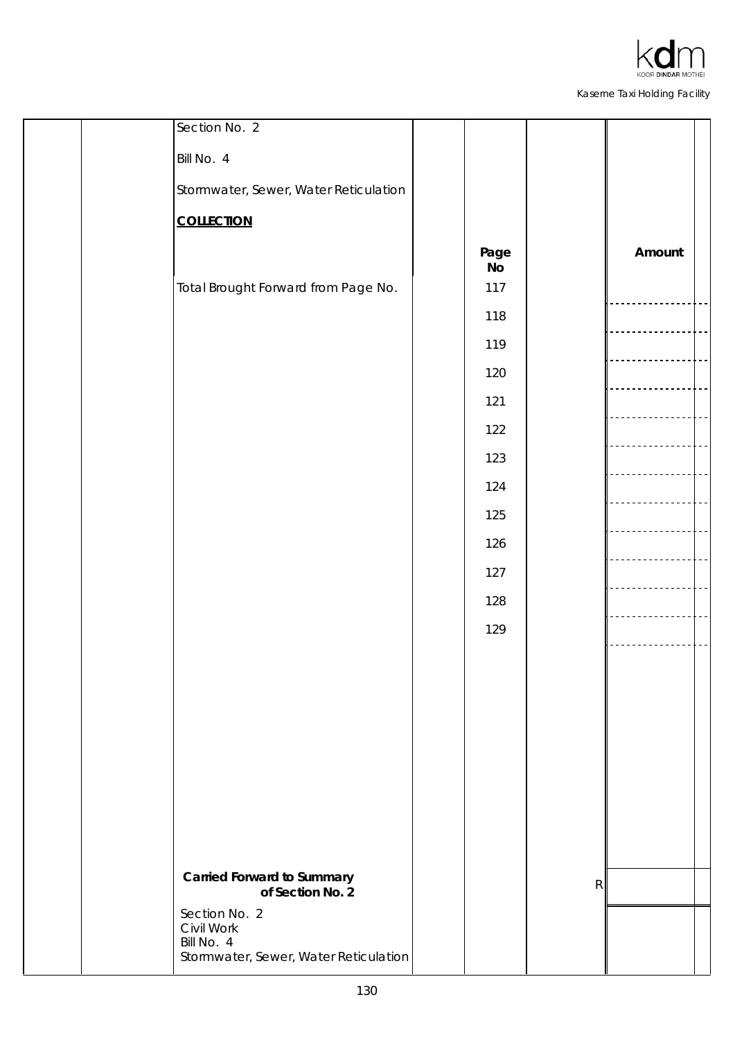Section No. 2

Bill No. 4

Stormwater, Sewer, Water Reticulation

**COLLECTION**

| | Page No | | Amount |
|---|---|---|---|
| Total Brought Forward from Page No. | 117 | | |
| | 118 | | |
| | 119 | | |
| | 120 | | |
| | 121 | | |
| | 122 | | |
| | 123 | | |
| | 124 | | |
| | 125 | | |
| | 126 | | |
| | 127 | | |
| | 128 | | |
| | 129 | | |
| **Carried Forward to Summary of Section No. 2** | | R | |

Section No. 2
Civil Work
Bill No. 4
Stormwater, Sewer, Water Reticulation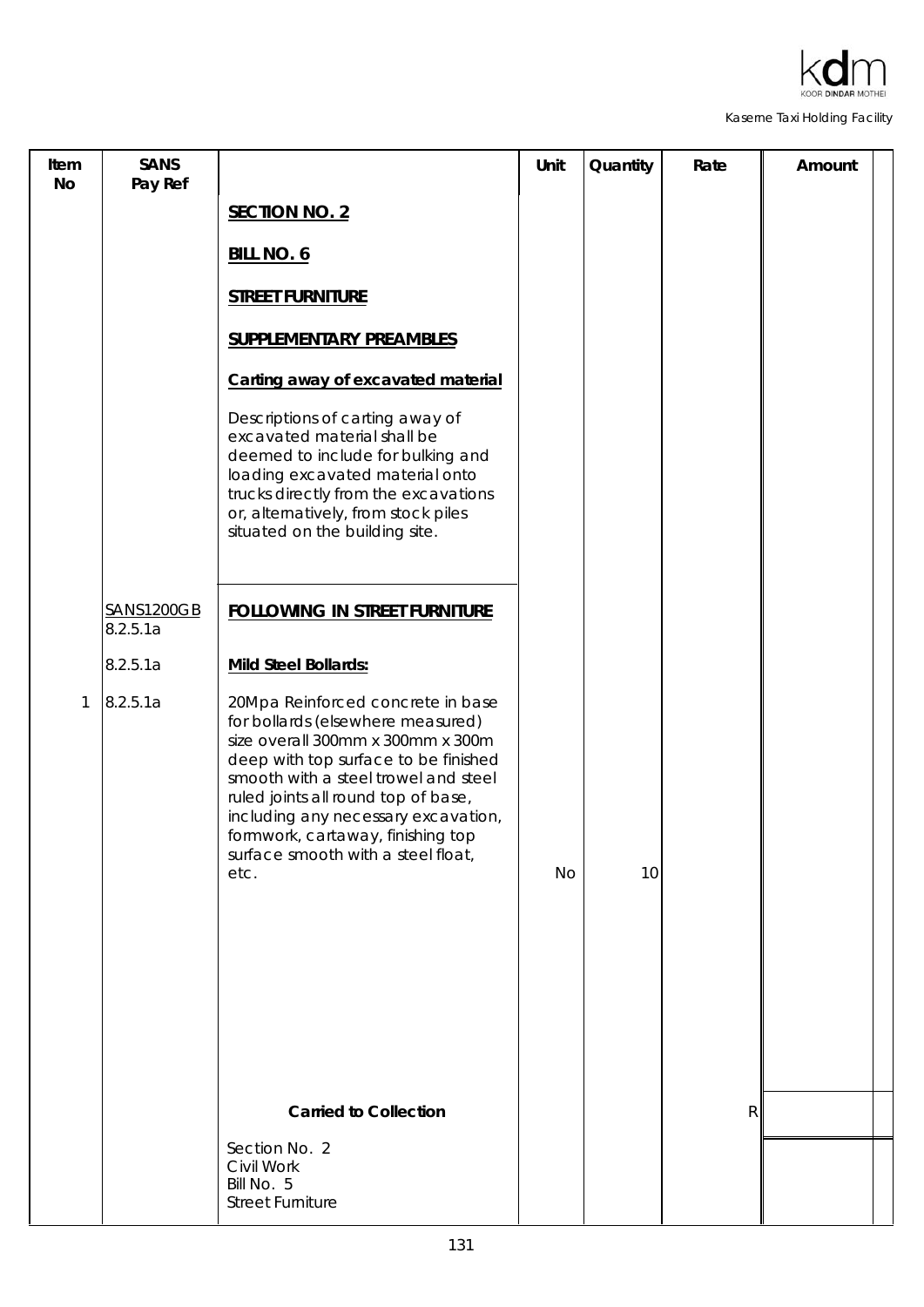| Item No | SANS Pay Ref | | Unit | Quantity | Rate | Amount |
|---|---|---|---|---|---|---|
| | | **SECTION NO. 2** | | | | |
| | | **BILL NO. 6** | | | | |
| | | **STREET FURNITURE** | | | | |
| | | **SUPPLEMENTARY PREAMBLES** | | | | |
| | | **Carting away of excavated material** | | | | |
| | | Descriptions of carting away of excavated material shall be deemed to include for bulking and loading excavated material onto trucks directly from the excavations or, alternatively, from stock piles situated on the building site. | | | | |
| | SANS1200GB 8.2.5.1a | **FOLLOWING IN STREET FURNITURE** | | | | |
| | 8.2.5.1a | **Mild Steel Bollards:** | | | | |
| 1 | 8.2.5.1a | 20Mpa Reinforced concrete in base for bollards (elsewhere measured) size overall 300mm x 300mm x 300m deep with top surface to be finished smooth with a steel trowel and steel ruled joints all round top of base, including any necessary excavation, formwork, cartaway, finishing top surface smooth with a steel float, etc. | No | 10 | | |
| | | **Carried to Collection** | | | R | |
| | | Section No. 2<br>Civil Work<br>Bill No. 5<br>Street Furniture | | | | |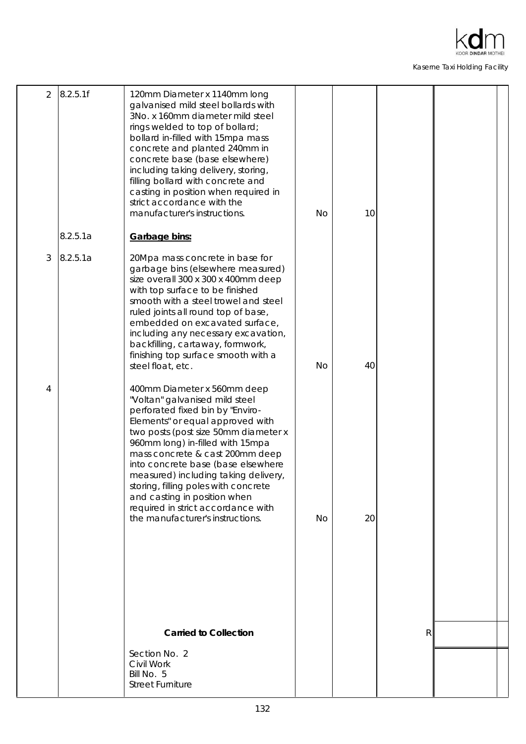| | | | | | | |
|---|---|---|---|---|---|---|
| 2 | 8.2.5.1f | 120mm Diameter x 1140mm long galvanised mild steel bollards with 3No. x 160mm diameter mild steel rings welded to top of bollard; bollard in-filled with 15mpa mass concrete and planted 240mm in concrete base (base elsewhere) including taking delivery, storing, filling bollard with concrete and casting in position when required in strict accordance with the manufacturer's instructions. | No | 10 | | |
| | 8.2.5.1a | **Garbage bins:** | | | | |
| 3 | 8.2.5.1a | 20Mpa mass concrete in base for garbage bins (elsewhere measured) size overall 300 x 300 x 400mm deep with top surface to be finished smooth with a steel trowel and steel ruled joints all round top of base, embedded on excavated surface, including any necessary excavation, backfilling, cartaway, formwork, finishing top surface smooth with a steel float, etc. | No | 40 | | |
| 4 | | 400mm Diameter x 560mm deep "Voltan" galvanised mild steel perforated fixed bin by "Enviro-Elements" or equal approved with two posts (post size 50mm diameter x 960mm long) in-filled with 15mpa mass concrete & cast 200mm deep into concrete base (base elsewhere measured) including taking delivery, storing, filling poles with concrete and casting in position when required in strict accordance with the manufacturer's instructions. | No | 20 | | |
| | | **Carried to Collection** | | | R | |
| | | Section No. 2<br>Civil Work<br>Bill No. 5<br>Street Furniture | | | | |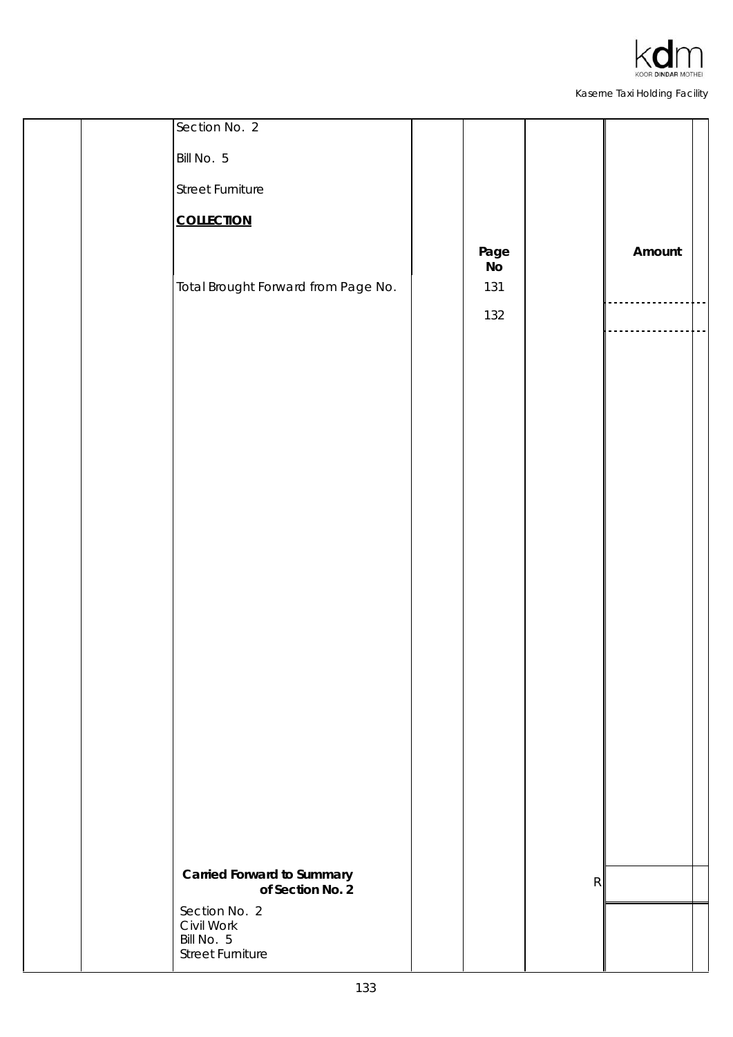Section No. 2

Bill No. 5

Street Furniture

**COLLECTION**

| | Page No | | Amount |
|---|---|---|---|
| Total Brought Forward from Page No. | 131 | | |
| | 132 | | |
| **Carried Forward to Summary of Section No. 2** | | R | |

Section No. 2
Civil Work
Bill No. 5
Street Furniture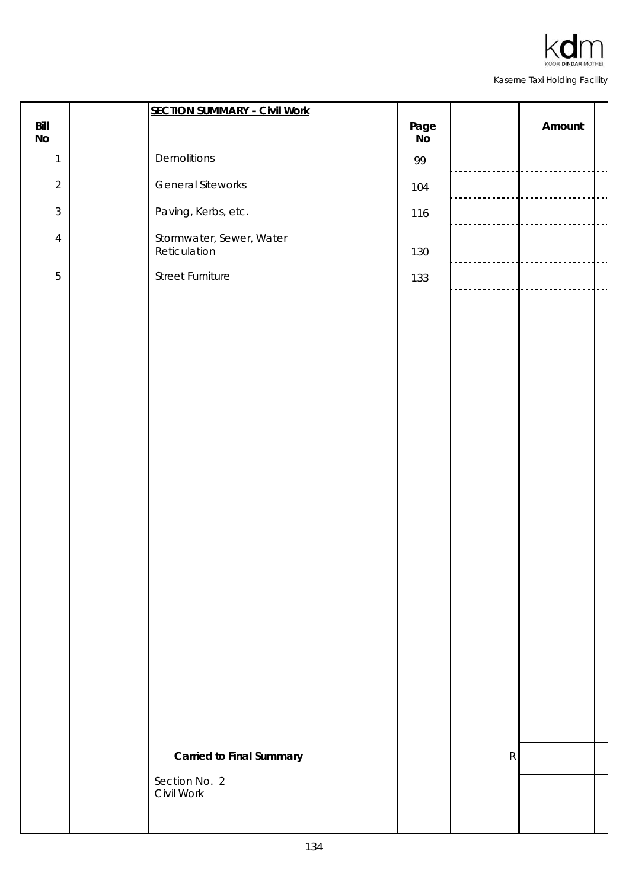| Bill No | | SECTION SUMMARY - Civil Work | | Page No | | Amount |
|---|---|---|---|---|---|---|
| 1 | | Demolitions | | 99 | | |
| 2 | | General Siteworks | | 104 | | |
| 3 | | Paving, Kerbs, etc. | | 116 | | |
| 4 | | Stormwater, Sewer, Water Reticulation | | 130 | | |
| 5 | | Street Furniture | | 133 | | |
| | | **Carried to Final Summary** | | | R | |
| | | Section No. 2<br>Civil Work | | | | |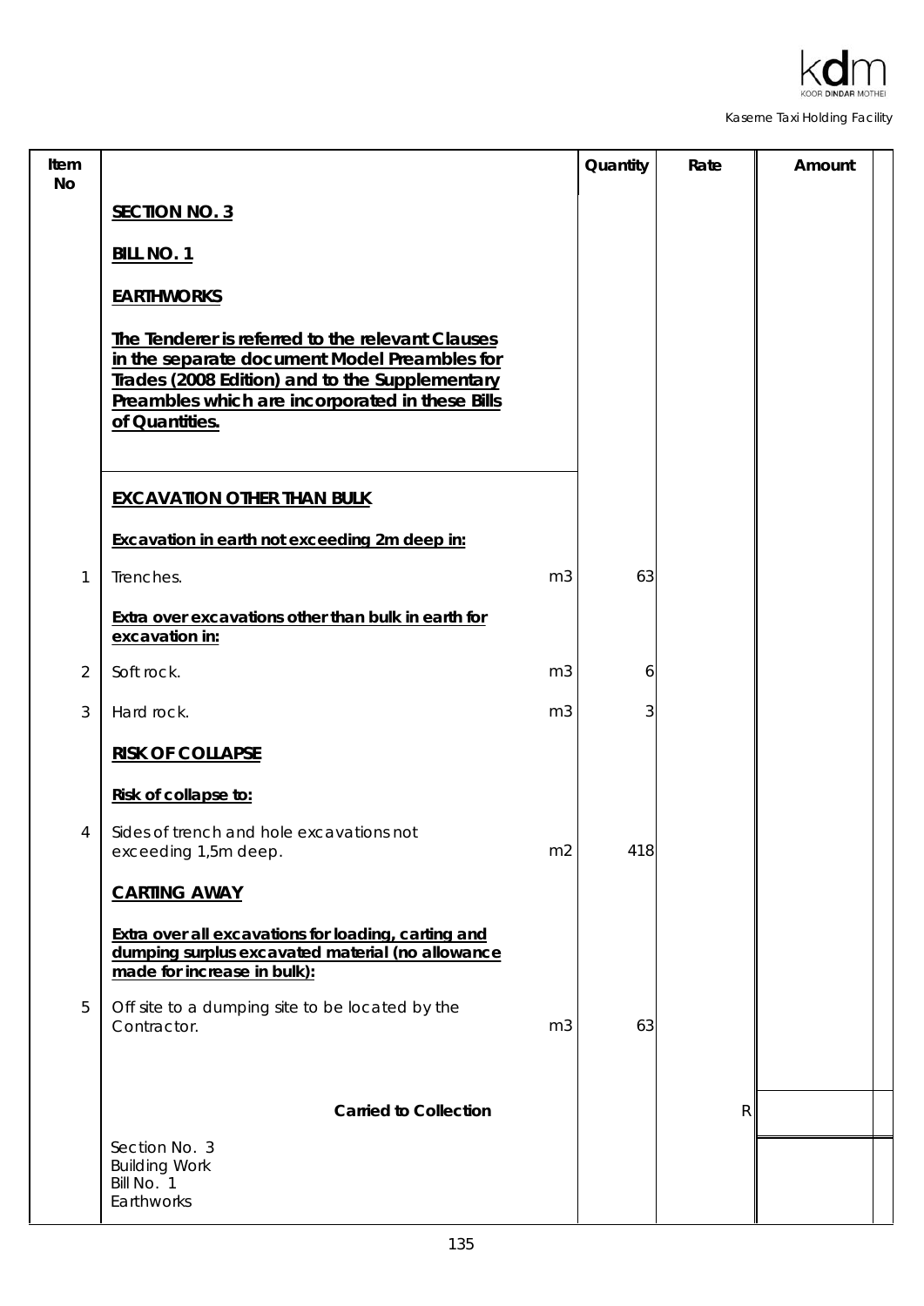| Item No | | | Quantity | Rate | Amount |
|---|---|---|---|---|---|
| | **SECTION NO. 3** | | | | |
| | **BILL NO. 1** | | | | |
| | **EARTHWORKS** | | | | |
| | **The Tenderer is referred to the relevant Clauses in the separate document Model Preambles for Trades (2008 Edition) and to the Supplementary Preambles which are incorporated in these Bills of Quantities.** | | | | |
| | **EXCAVATION OTHER THAN BULK** | | | | |
| | **Excavation in earth not exceeding 2m deep in:** | | | | |
| 1 | Trenches. | m3 | 63 | | |
| | **Extra over excavations other than bulk in earth for excavation in:** | | | | |
| 2 | Soft rock. | m3 | 6 | | |
| 3 | Hard rock. | m3 | 3 | | |
| | **RISK OF COLLAPSE** | | | | |
| | **Risk of collapse to:** | | | | |
| 4 | Sides of trench and hole excavations not exceeding 1,5m deep. | m2 | 418 | | |
| | **CARTING AWAY** | | | | |
| | **Extra over all excavations for loading, carting and dumping surplus excavated material (no allowance made for increase in bulk):** | | | | |
| 5 | Off site to a dumping site to be located by the Contractor. | m3 | 63 | | |
| | **Carried to Collection** | | | R | |
| | Section No. 3<br>Building Work<br>Bill No. 1<br>Earthworks | | | | |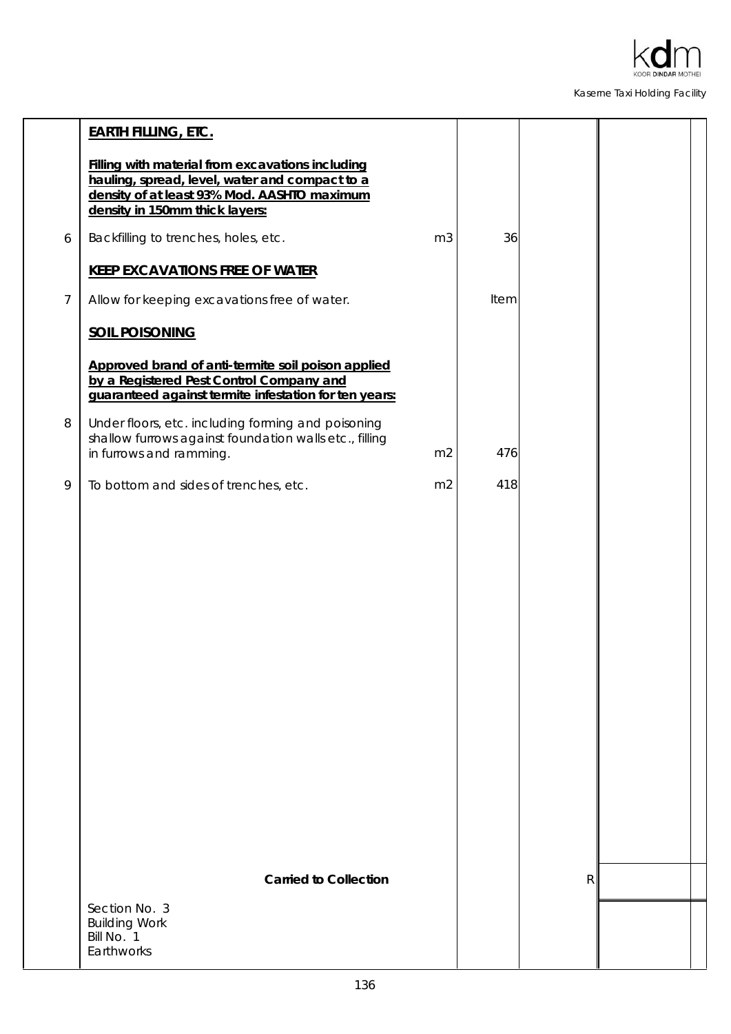| | | | | | |
|---|---|---|---|---|---|
| | **EARTH FILLING, ETC.** | | | | |
| | **Filling with material from excavations including hauling, spread, level, water and compact to a density of at least 93% Mod. AASHTO maximum density in 150mm thick layers:** | | | | |
| 6 | Backfilling to trenches, holes, etc. | m3 | 36 | | |
| | **KEEP EXCAVATIONS FREE OF WATER** | | | | |
| 7 | Allow for keeping excavations free of water. | | Item | | |
| | **SOIL POISONING** | | | | |
| | **Approved brand of anti-termite soil poison applied by a Registered Pest Control Company and guaranteed against termite infestation for ten years:** | | | | |
| 8 | Under floors, etc. including forming and poisoning shallow furrows against foundation walls etc., filling in furrows and ramming. | m2 | 476 | | |
| 9 | To bottom and sides of trenches, etc. | m2 | 418 | | |
| | **Carried to Collection** | | | R | |
| | Section No. 3<br>Building Work<br>Bill No. 1<br>Earthworks | | | | |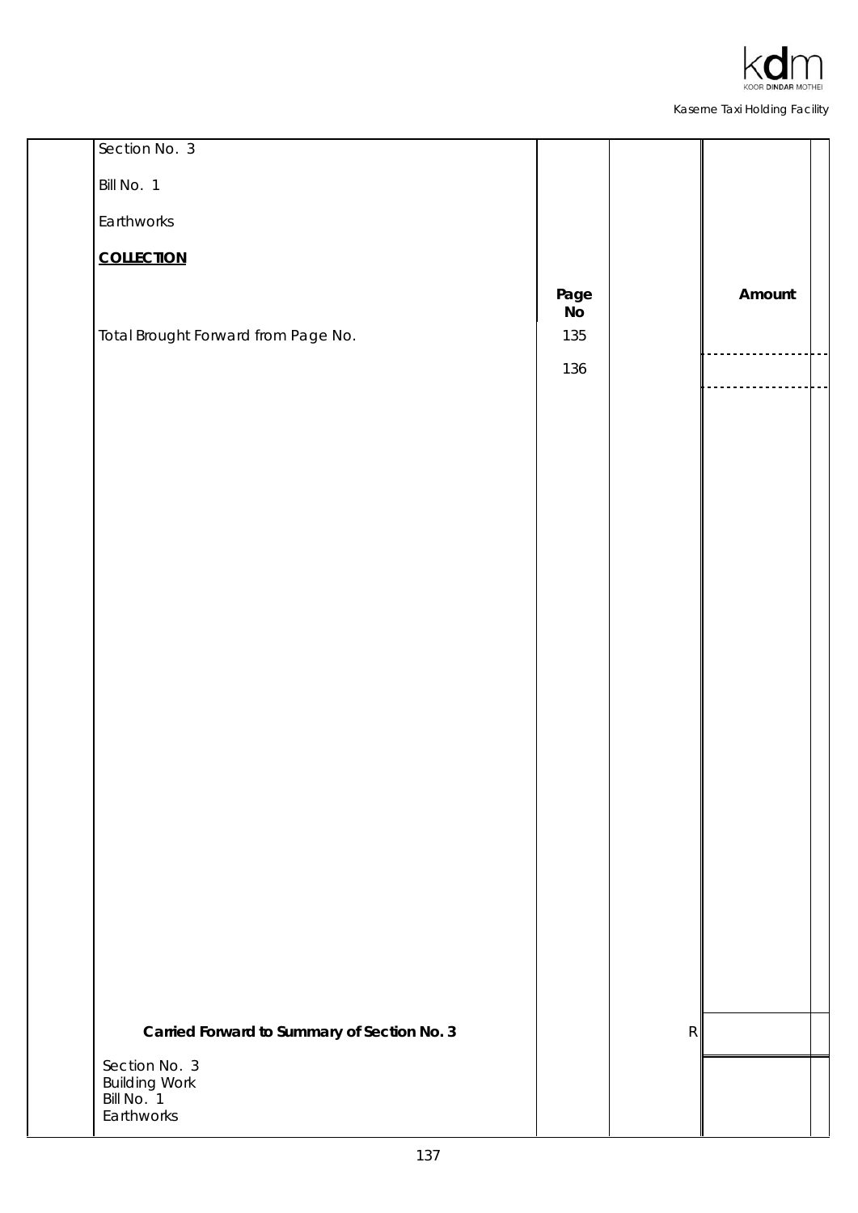Section No. 3

Bill No. 1

Earthworks

**COLLECTION**

| | Page No | | Amount |
|---|---|---|---|
| Total Brought Forward from Page No. | 135 | | |
| | 136 | | |
| **Carried Forward to Summary of Section No. 3** | | R | |

Section No. 3
Building Work
Bill No. 1
Earthworks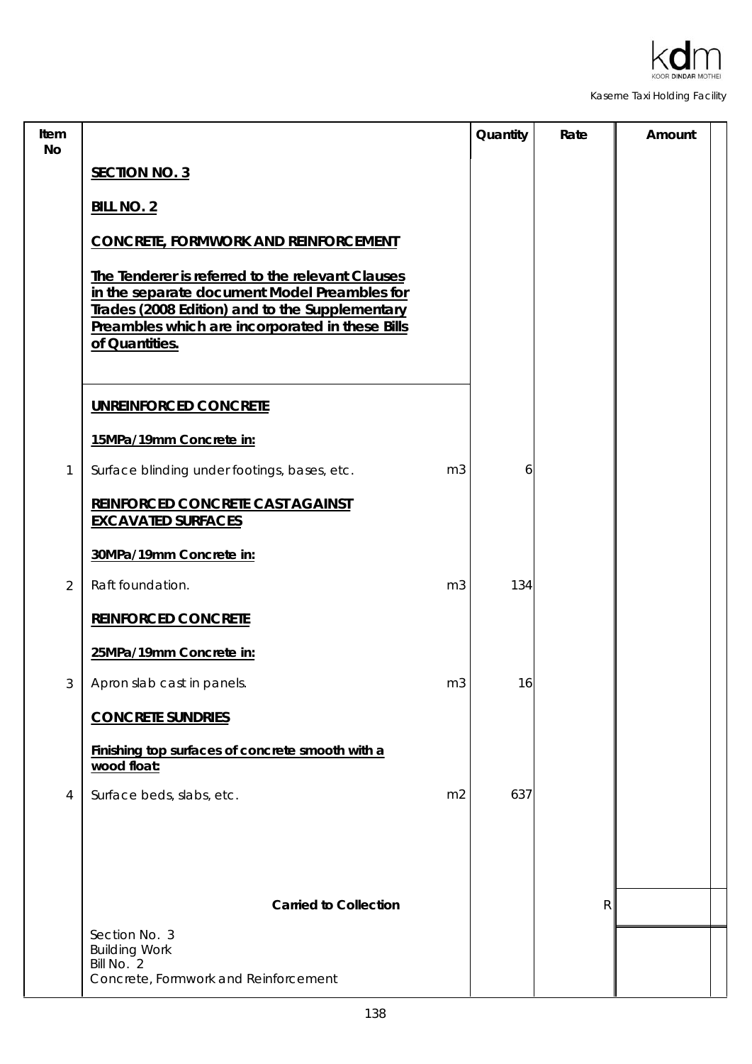| Item No | | | Quantity | Rate | Amount |
|---|---|---|---|---|---|
| | **SECTION NO. 3** | | | | |
| | **BILL NO. 2** | | | | |
| | **CONCRETE, FORMWORK AND REINFORCEMENT** | | | | |
| | **The Tenderer is referred to the relevant Clauses in the separate document Model Preambles for Trades (2008 Edition) and to the Supplementary Preambles which are incorporated in these Bills of Quantities.** | | | | |
| | **UNREINFORCED CONCRETE** | | | | |
| | **15MPa/19mm Concrete in:** | | | | |
| 1 | Surface blinding under footings, bases, etc. | m3 | 6 | | |
| | **REINFORCED CONCRETE CAST AGAINST EXCAVATED SURFACES** | | | | |
| | **30MPa/19mm Concrete in:** | | | | |
| 2 | Raft foundation. | m3 | 134 | | |
| | **REINFORCED CONCRETE** | | | | |
| | **25MPa/19mm Concrete in:** | | | | |
| 3 | Apron slab cast in panels. | m3 | 16 | | |
| | **CONCRETE SUNDRIES** | | | | |
| | **Finishing top surfaces of concrete smooth with a wood float:** | | | | |
| 4 | Surface beds, slabs, etc. | m2 | 637 | | |
| | **Carried to Collection** | | | R | |
| | Section No. 3<br>Building Work<br>Bill No. 2<br>Concrete, Formwork and Reinforcement | | | | |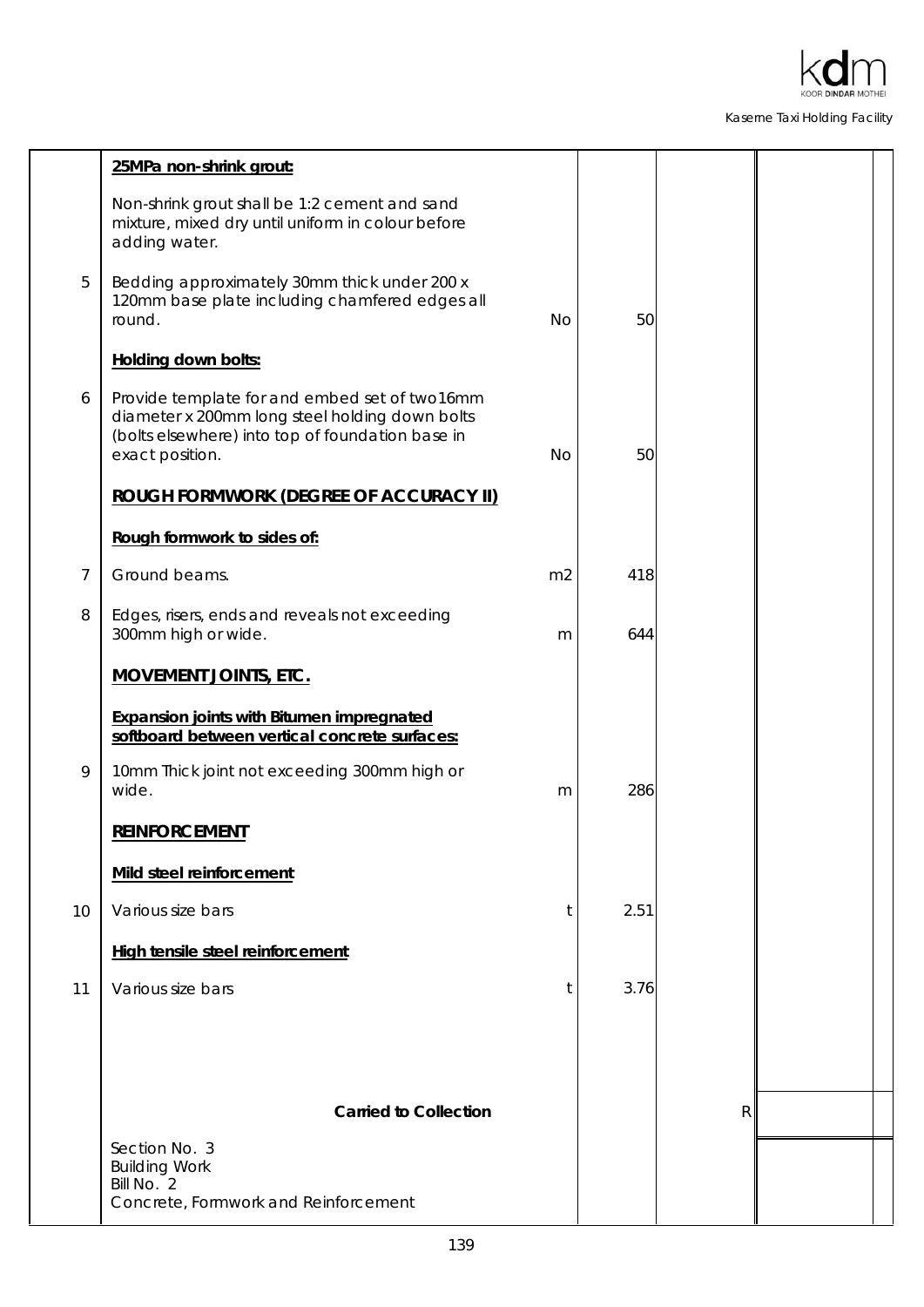| Item | Description | Unit | Qty | Rate | Amount |
|---|---|---|---|---|---|
| | **25MPa non-shrink grout:** | | | | |
| | Non-shrink grout shall be 1:2 cement and sand mixture, mixed dry until uniform in colour before adding water. | | | | |
| 5 | Bedding approximately 30mm thick under 200 x 120mm base plate including chamfered edges all round. | No | 50 | | |
| | **Holding down bolts:** | | | | |
| 6 | Provide template for and embed set of two16mm diameter x 200mm long steel holding down bolts (bolts elsewhere) into top of foundation base in exact position. | No | 50 | | |
| | **ROUGH FORMWORK (DEGREE OF ACCURACY II)** | | | | |
| | **Rough formwork to sides of:** | | | | |
| 7 | Ground beams. | m2 | 418 | | |
| 8 | Edges, risers, ends and reveals not exceeding 300mm high or wide. | m | 644 | | |
| | **MOVEMENT JOINTS, ETC.** | | | | |
| | **Expansion joints with Bitumen impregnated softboard between vertical concrete surfaces:** | | | | |
| 9 | 10mm Thick joint not exceeding 300mm high or wide. | m | 286 | | |
| | **REINFORCEMENT** | | | | |
| | **Mild steel reinforcement** | | | | |
| 10 | Various size bars | t | 2.51 | | |
| | **High tensile steel reinforcement** | | | | |
| 11 | Various size bars | t | 3.76 | | |
| | **Carried to Collection** | | | R | |

Section No. 3
Building Work
Bill No. 2
Concrete, Formwork and Reinforcement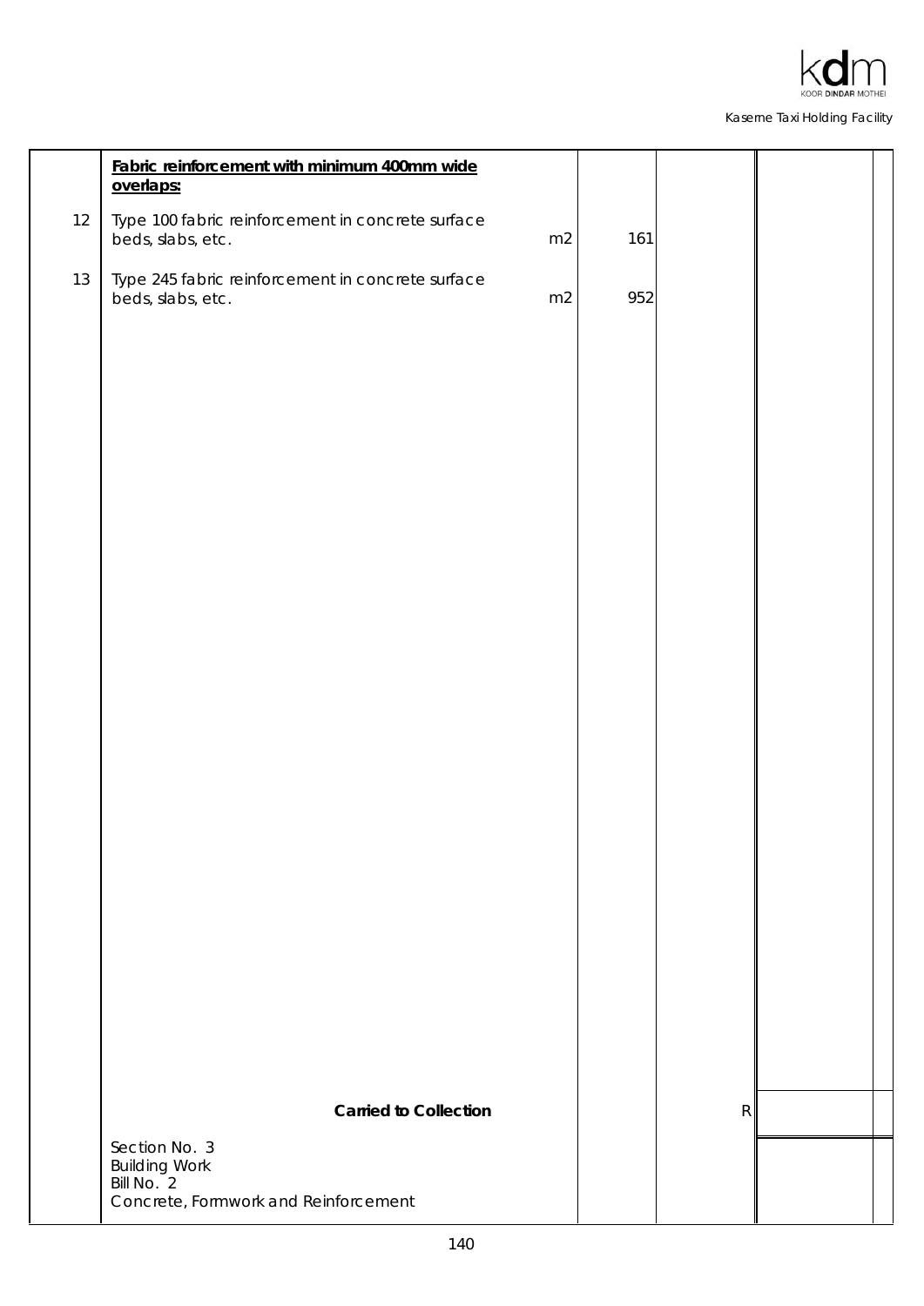| Item | Description | Unit | Qty | Rate | Amount |
|---|---|---|---|---|---|
| | **Fabric reinforcement with minimum 400mm wide overlaps:** | | | | |
| 12 | Type 100 fabric reinforcement in concrete surface beds, slabs, etc. | m2 | 161 | | |
| 13 | Type 245 fabric reinforcement in concrete surface beds, slabs, etc. | m2 | 952 | | |
| | **Carried to Collection** | | | R | |
| | Section No. 3<br>Building Work<br>Bill No. 2<br>Concrete, Formwork and Reinforcement | | | | |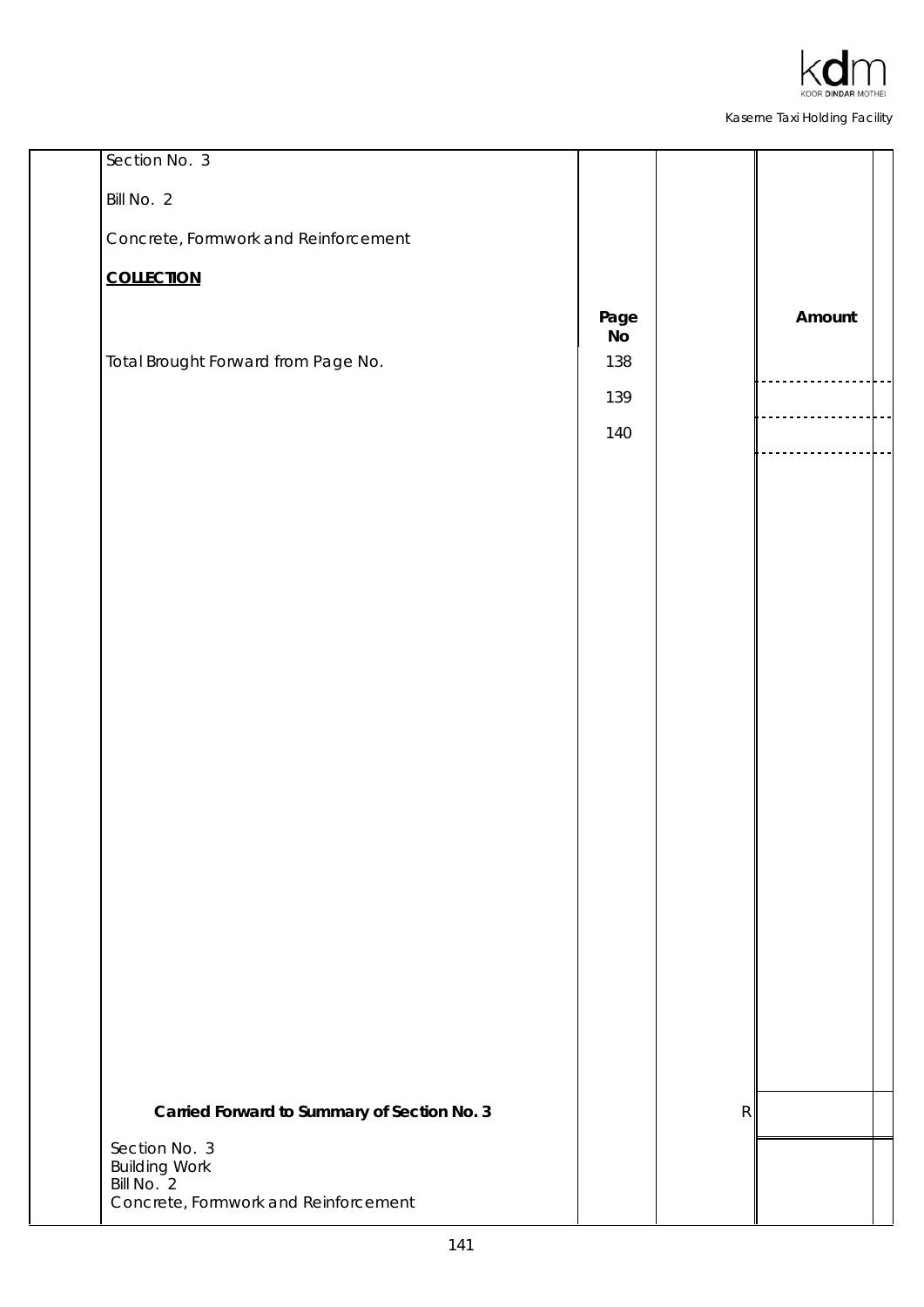Section No. 3

Bill No. 2

Concrete, Formwork and Reinforcement

**COLLECTION**

| | Page No | | Amount |
|---|---|---|---|
| Total Brought Forward from Page No. | 138 | | |
| | 139 | | |
| | 140 | | |
| **Carried Forward to Summary of Section No. 3** | | R | |

Section No. 3
Building Work
Bill No. 2
Concrete, Formwork and Reinforcement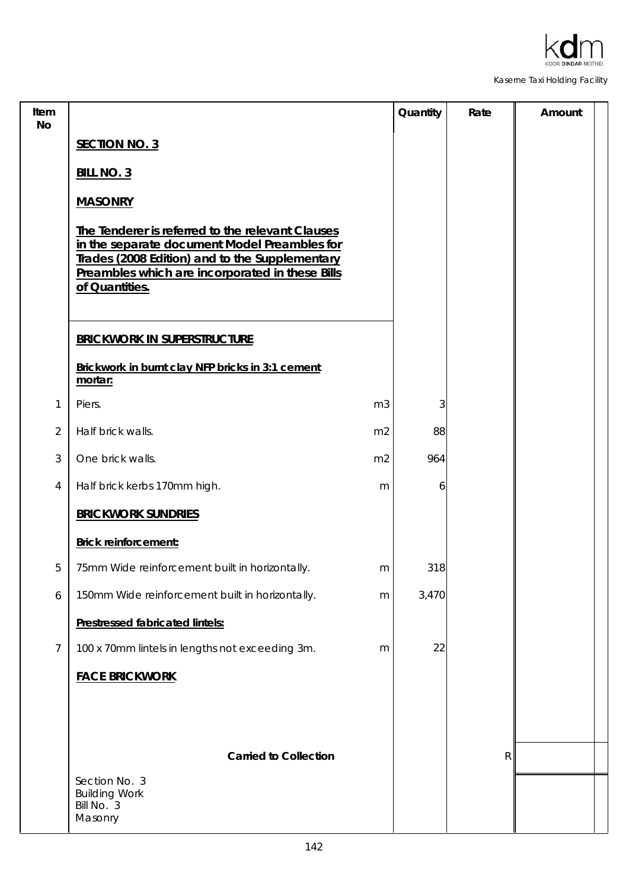| Item No | | | Quantity | Rate | Amount |
|---|---|---|---|---|---|
| | **SECTION NO. 3** | | | | |
| | **BILL NO. 3** | | | | |
| | **MASONRY** | | | | |
| | **The Tenderer is referred to the relevant Clauses in the separate document Model Preambles for Trades (2008 Edition) and to the Supplementary Preambles which are incorporated in these Bills of Quantities.** | | | | |
| | **BRICKWORK IN SUPERSTRUCTURE** | | | | |
| | **Brickwork in burnt clay NFP bricks in 3:1 cement mortar:** | | | | |
| 1 | Piers. | m3 | 3 | | |
| 2 | Half brick walls. | m2 | 88 | | |
| 3 | One brick walls. | m2 | 964 | | |
| 4 | Half brick kerbs 170mm high. | m | 6 | | |
| | **BRICKWORK SUNDRIES** | | | | |
| | **Brick reinforcement:** | | | | |
| 5 | 75mm Wide reinforcement built in horizontally. | m | 318 | | |
| 6 | 150mm Wide reinforcement built in horizontally. | m | 3,470 | | |
| | **Prestressed fabricated lintels:** | | | | |
| 7 | 100 x 70mm lintels in lengths not exceeding 3m. | m | 22 | | |
| | **FACE BRICKWORK** | | | | |
| | **Carried to Collection** | | | R | |
| | Section No. 3<br>Building Work<br>Bill No. 3<br>Masonry | | | | |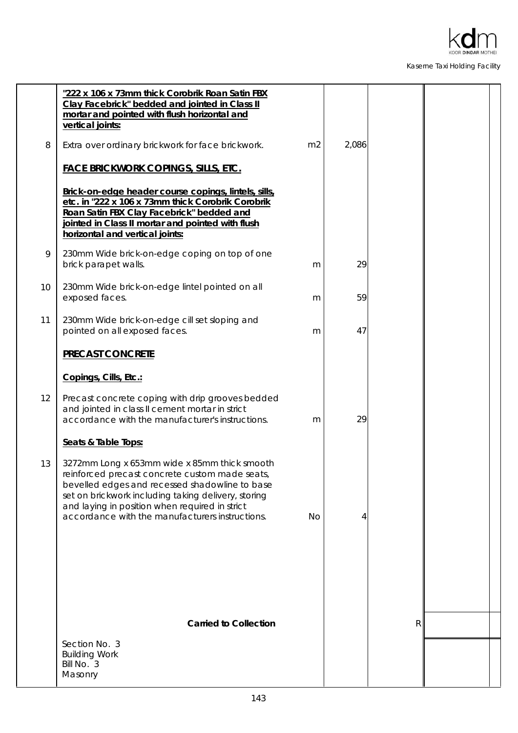| Item | Description | Unit | Qty | Rate | Amount |
|---|---|---|---|---|---|
| | **"222 x 106 x 73mm thick Corobrik Roan Satin FBX Clay Facebrick" bedded and jointed in Class II mortar and pointed with flush horizontal and vertical joints:** | | | | |
| 8 | Extra over ordinary brickwork for face brickwork. | m2 | 2,086 | | |
| | **FACE BRICKWORK COPINGS, SILLS, ETC.** | | | | |
| | **Brick-on-edge header course copings, lintels, sills, etc. in "222 x 106 x 73mm thick Corobrik Corobrik Roan Satin FBX Clay Facebrick" bedded and jointed in Class II mortar and pointed with flush horizontal and vertical joints:** | | | | |
| 9 | 230mm Wide brick-on-edge coping on top of one brick parapet walls. | m | 29 | | |
| 10 | 230mm Wide brick-on-edge lintel pointed on all exposed faces. | m | 59 | | |
| 11 | 230mm Wide brick-on-edge cill set sloping and pointed on all exposed faces. | m | 47 | | |
| | **PRECAST CONCRETE** | | | | |
| | **Copings, Cills, Etc.:** | | | | |
| 12 | Precast concrete coping with drip grooves bedded and jointed in class II cement mortar in strict accordance with the manufacturer's instructions. | m | 29 | | |
| | **Seats & Table Tops:** | | | | |
| 13 | 3272mm Long x 653mm wide x 85mm thick smooth reinforced precast concrete custom made seats, bevelled edges and recessed shadowline to base set on brickwork including taking delivery, storing and laying in position when required in strict accordance with the manufacturers instructions. | No | 4 | | |
| | **Carried to Collection** | | | R | |

Section No. 3
Building Work
Bill No. 3
Masonry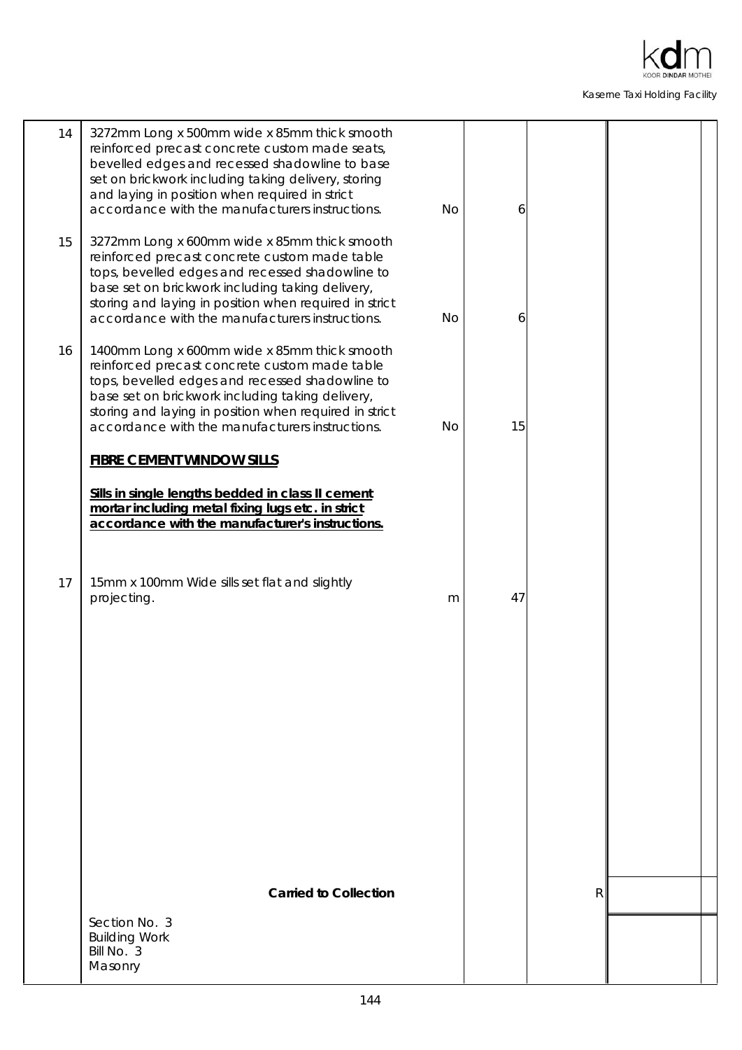| | | | | | |
|---|---|---|---|---|---|
| 14 | 3272mm Long x 500mm wide x 85mm thick smooth reinforced precast concrete custom made seats, bevelled edges and recessed shadowline to base set on brickwork including taking delivery, storing and laying in position when required in strict accordance with the manufacturers instructions. | No | 6 | | |
| 15 | 3272mm Long x 600mm wide x 85mm thick smooth reinforced precast concrete custom made table tops, bevelled edges and recessed shadowline to base set on brickwork including taking delivery, storing and laying in position when required in strict accordance with the manufacturers instructions. | No | 6 | | |
| 16 | 1400mm Long x 600mm wide x 85mm thick smooth reinforced precast concrete custom made table tops, bevelled edges and recessed shadowline to base set on brickwork including taking delivery, storing and laying in position when required in strict accordance with the manufacturers instructions. | No | 15 | | |
| | **FIBRE CEMENT WINDOW SILLS** | | | | |
| | **Sills in single lengths bedded in class II cement mortar including metal fixing lugs etc. in strict accordance with the manufacturer's instructions.** | | | | |
| 17 | 15mm x 100mm Wide sills set flat and slightly projecting. | m | 47 | | |
| | **Carried to Collection** | | | R | |
| | Section No. 3<br>Building Work<br>Bill No. 3<br>Masonry | | | | |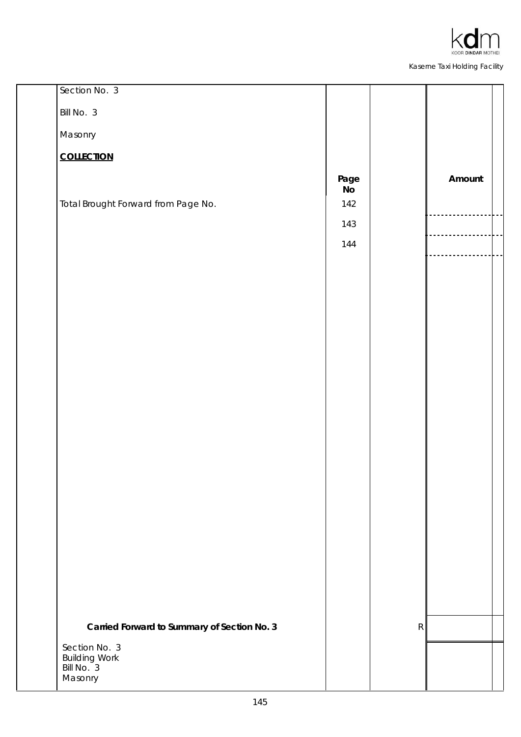Section No. 3

Bill No. 3

Masonry

**COLLECTION**

| | Page No | | Amount |
|---|---|---|---|
| Total Brought Forward from Page No. | 142 | | |
| | 143 | | |
| | 144 | | |
| **Carried Forward to Summary of Section No. 3** | | R | |

Section No. 3
Building Work
Bill No. 3
Masonry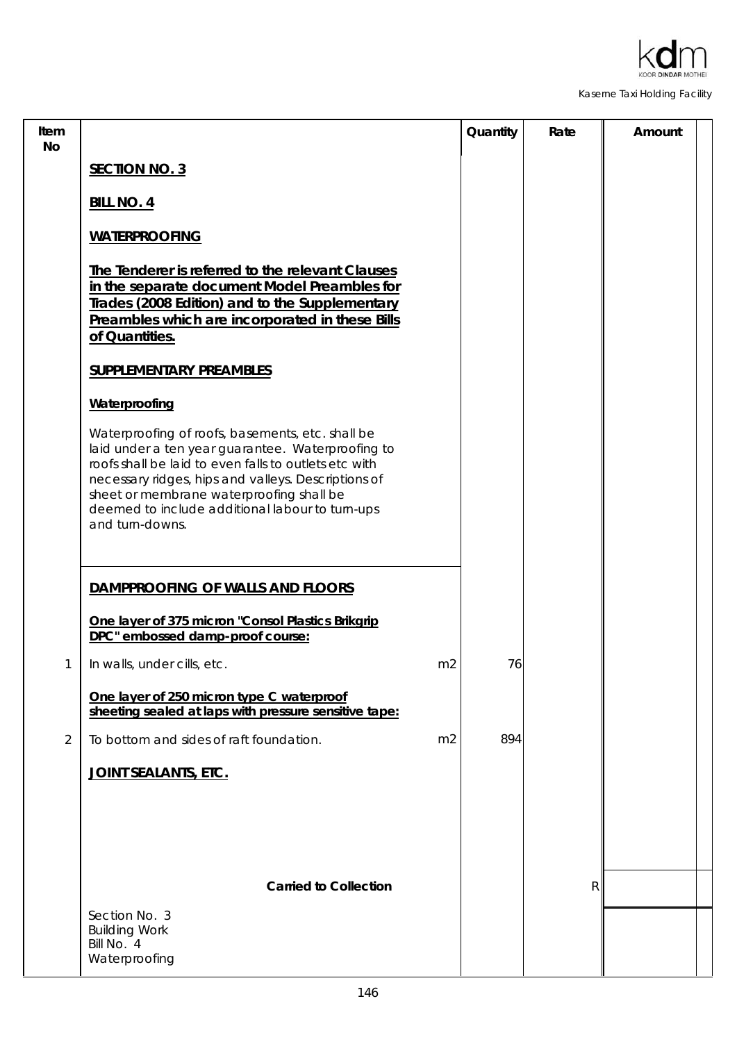| Item No | | | Quantity | Rate | Amount |
|---|---|---|---|---|---|
| | **SECTION NO. 3** | | | | |
| | **BILL NO. 4** | | | | |
| | **WATERPROOFING** | | | | |
| | **The Tenderer is referred to the relevant Clauses in the separate document Model Preambles for Trades (2008 Edition) and to the Supplementary Preambles which are incorporated in these Bills of Quantities.** | | | | |
| | **SUPPLEMENTARY PREAMBLES** | | | | |
| | **Waterproofing** | | | | |
| | Waterproofing of roofs, basements, etc. shall be laid under a ten year guarantee. Waterproofing to roofs shall be laid to even falls to outlets etc with necessary ridges, hips and valleys. Descriptions of sheet or membrane waterproofing shall be deemed to include additional labour to turn-ups and turn-downs. | | | | |
| | **DAMPPROOFING OF WALLS AND FLOORS** | | | | |
| | **One layer of 375 micron "Consol Plastics Brikgrip DPC" embossed damp-proof course:** | | | | |
| 1 | In walls, under cills, etc. | m2 | 76 | | |
| | **One layer of 250 micron type C waterproof sheeting sealed at laps with pressure sensitive tape:** | | | | |
| 2 | To bottom and sides of raft foundation. | m2 | 894 | | |
| | **JOINT SEALANTS, ETC.** | | | | |
| | **Carried to Collection** | | | R | |

Section No. 3
Building Work
Bill No. 4
Waterproofing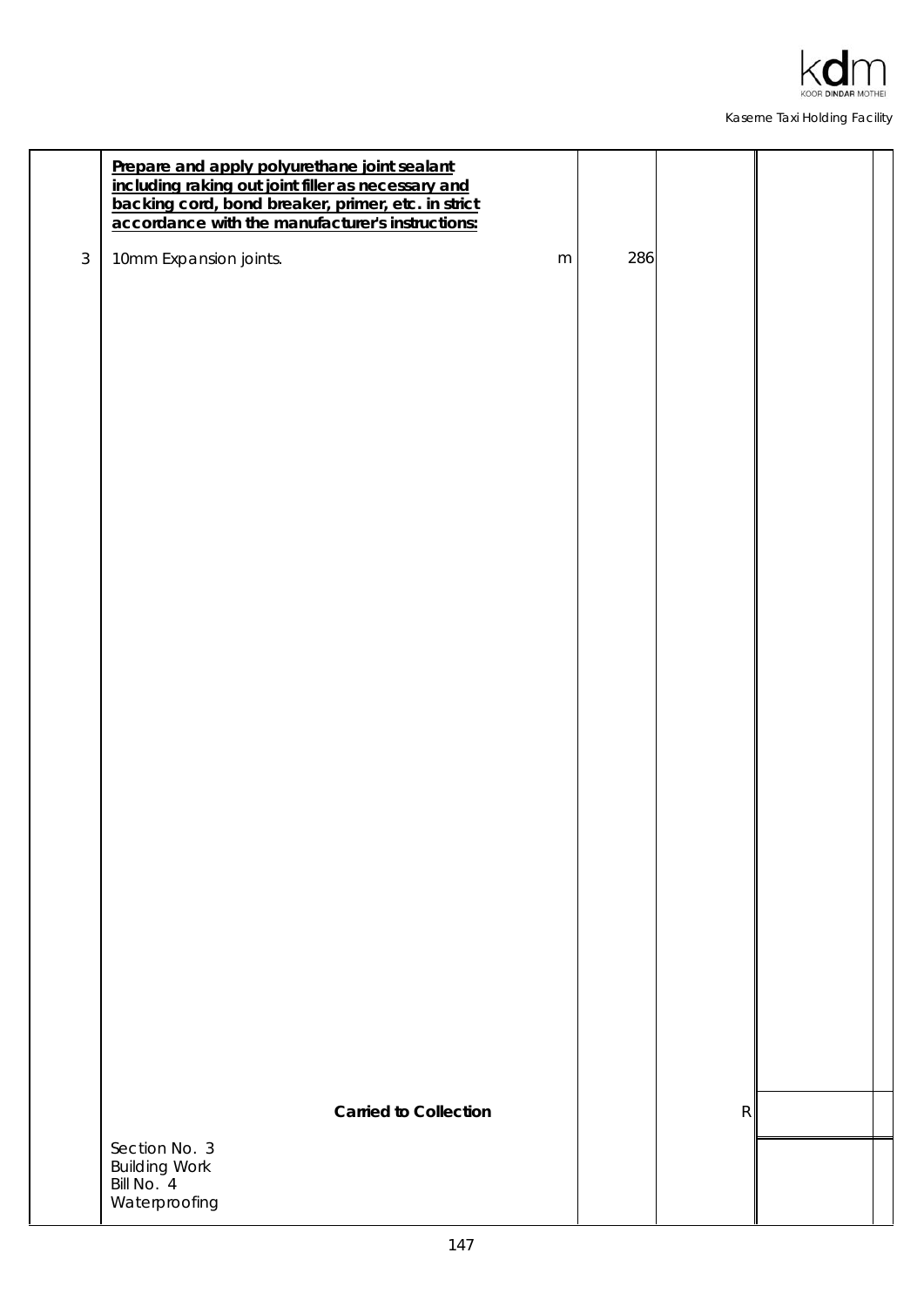| | | | | | |
|---|---|---|---|---|---|
| | **Prepare and apply polyurethane joint sealant including raking out joint filler as necessary and backing cord, bond breaker, primer, etc. in strict accordance with the manufacturer's instructions:** | | | | |
| 3 | 10mm Expansion joints. | m | 286 | | |
| | **Carried to Collection** | | | R | |
| | Section No. 3<br>Building Work<br>Bill No. 4<br>Waterproofing | | | | |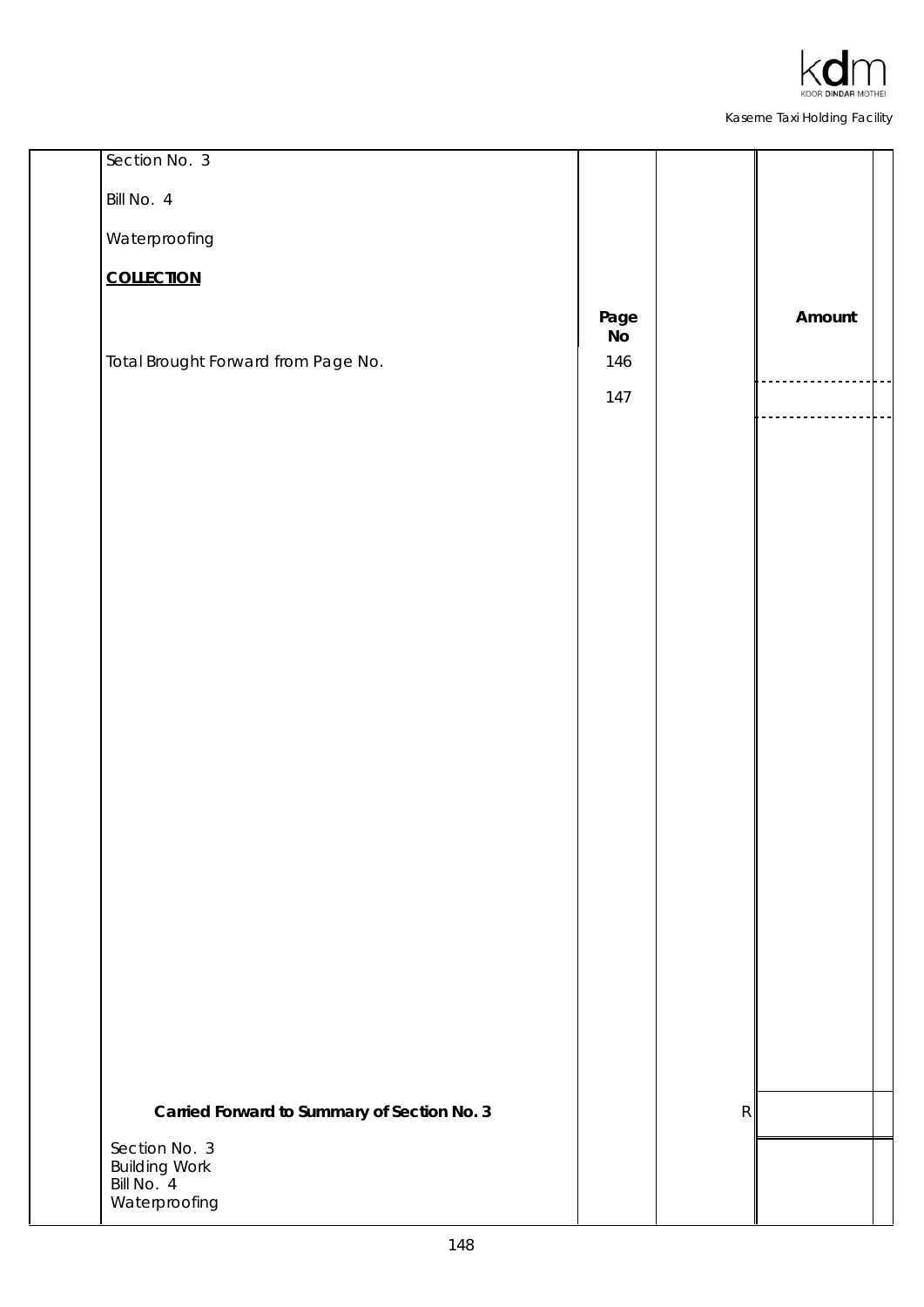Section No. 3

Bill No. 4

Waterproofing

**COLLECTION**

| | Page No | | Amount |
|---|---|---|---|
| Total Brought Forward from Page No. | 146 | | |
| | 147 | | |
| **Carried Forward to Summary of Section No. 3** | | R | |

Section No. 3
Building Work
Bill No. 4
Waterproofing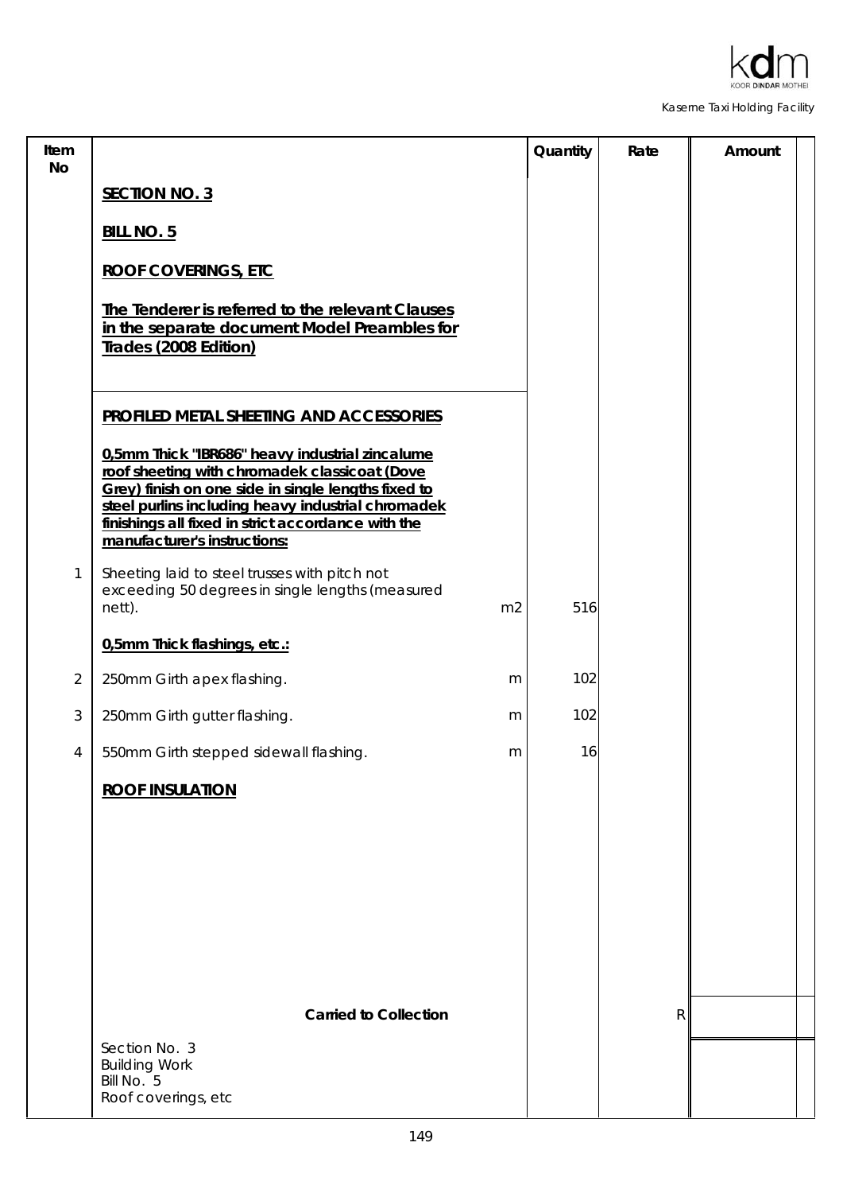| Item No | | | Quantity | Rate | Amount |
|---|---|---|---|---|---|
| | **SECTION NO. 3** | | | | |
| | **BILL NO. 5** | | | | |
| | **ROOF COVERINGS, ETC** | | | | |
| | **The Tenderer is referred to the relevant Clauses in the separate document Model Preambles for Trades (2008 Edition)** | | | | |
| | **PROFILED METAL SHEETING AND ACCESSORIES** | | | | |
| | **0,5mm Thick "IBR686" heavy industrial zincalume roof sheeting with chromadek classicoat (Dove Grey) finish on one side in single lengths fixed to steel purlins including heavy industrial chromadek finishings all fixed in strict accordance with the manufacturer's instructions:** | | | | |
| 1 | Sheeting laid to steel trusses with pitch not exceeding 50 degrees in single lengths (measured nett). | m2 | 516 | | |
| | **0,5mm Thick flashings, etc.:** | | | | |
| 2 | 250mm Girth apex flashing. | m | 102 | | |
| 3 | 250mm Girth gutter flashing. | m | 102 | | |
| 4 | 550mm Girth stepped sidewall flashing. | m | 16 | | |
| | **ROOF INSULATION** | | | | |
| | **Carried to Collection** | | | R | |
| | Section No. 3<br>Building Work<br>Bill No. 5<br>Roof coverings, etc | | | | |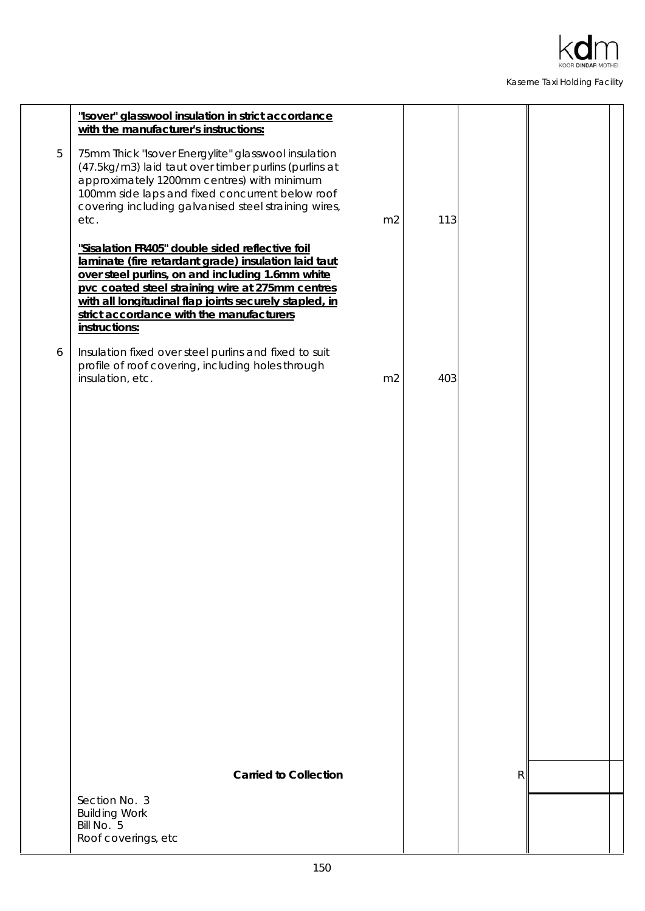| Item | Description | Unit | Qty | Rate | Amount |
|---|---|---|---|---|---|
| | **"Isover" glasswool insulation in strict accordance with the manufacturer's instructions:** | | | | |
| 5 | 75mm Thick "Isover Energylite" glasswool insulation (47.5kg/m3) laid taut over timber purlins (purlins at approximately 1200mm centres) with minimum 100mm side laps and fixed concurrent below roof covering including galvanised steel straining wires, etc. | m2 | 113 | | |
| | **"Sisalation FR405" double sided reflective foil laminate (fire retardant grade) insulation laid taut over steel purlins, on and including 1.6mm white pvc coated steel straining wire at 275mm centres with all longitudinal flap joints securely stapled, in strict accordance with the manufacturers instructions:** | | | | |
| 6 | Insulation fixed over steel purlins and fixed to suit profile of roof covering, including holes through insulation, etc. | m2 | 403 | | |
| | **Carried to Collection** | | | R | |

Section No. 3
Building Work
Bill No. 5
Roof coverings, etc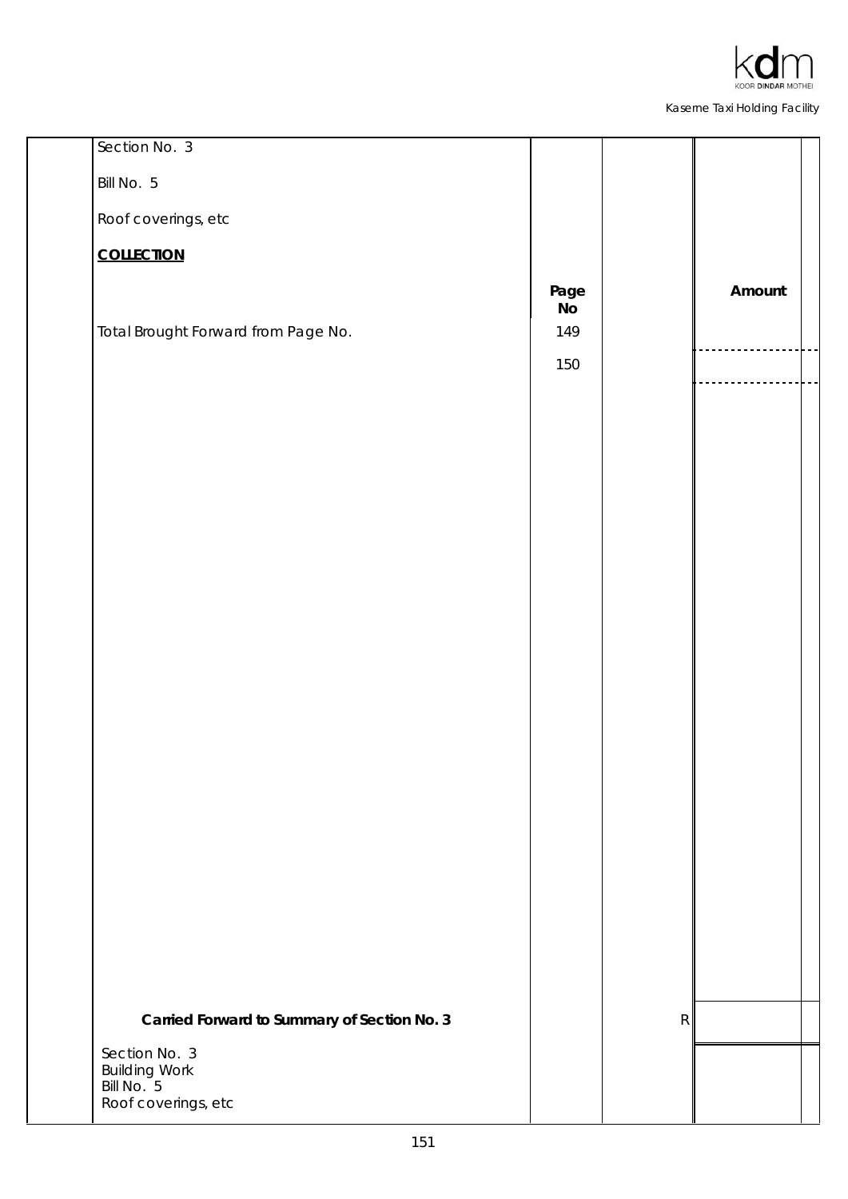Section No. 3

Bill No. 5

Roof coverings, etc

**COLLECTION**

| | Page No | | Amount |
|---|---|---|---|
| Total Brought Forward from Page No. | 149 | | |
| | 150 | | |
| **Carried Forward to Summary of Section No. 3** | | R | |

Section No. 3
Building Work
Bill No. 5
Roof coverings, etc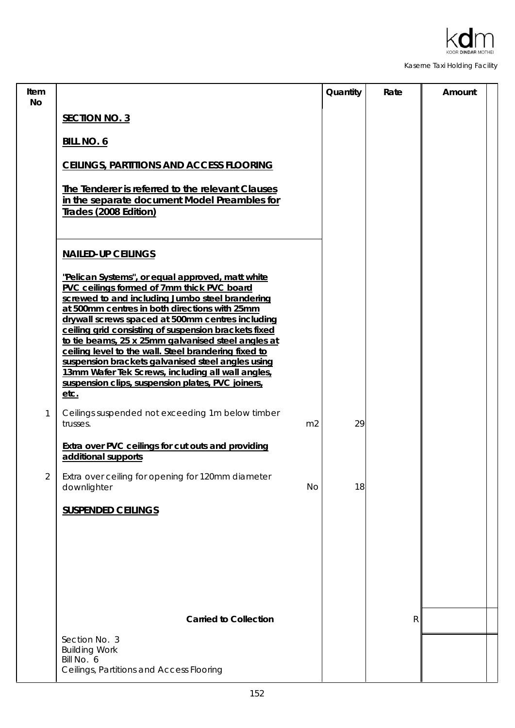| Item No | | | Quantity | Rate | Amount |
|---|---|---|---|---|---|
| | **SECTION NO. 3** | | | | |
| | **BILL NO. 6** | | | | |
| | **CEILINGS, PARTITIONS AND ACCESS FLOORING** | | | | |
| | **The Tenderer is referred to the relevant Clauses in the separate document Model Preambles for Trades (2008 Edition)** | | | | |
| | **NAILED-UP CEILINGS** | | | | |
| | **"Pelican Systems", or equal approved, matt white PVC ceilings formed of 7mm thick PVC board screwed to and including Jumbo steel brandering at 500mm centres in both directions with 25mm drywall screws spaced at 500mm centres including ceiling grid consisting of suspension brackets fixed to tie beams, 25 x 25mm galvanised steel angles at ceiling level to the wall. Steel brandering fixed to suspension brackets galvanised steel angles using 13mm Wafer Tek Screws, including all wall angles, suspension clips, suspension plates, PVC joiners, etc.** | | | | |
| 1 | Ceilings suspended not exceeding 1m below timber trusses. | m2 | 29 | | |
| | **Extra over PVC ceilings for cut outs and providing additional supports** | | | | |
| 2 | Extra over ceiling for opening for 120mm diameter downlighter | No | 18 | | |
| | **SUSPENDED CEILINGS** | | | | |
| | **Carried to Collection** | | | R | |

Section No. 3
Building Work
Bill No. 6
Ceilings, Partitions and Access Flooring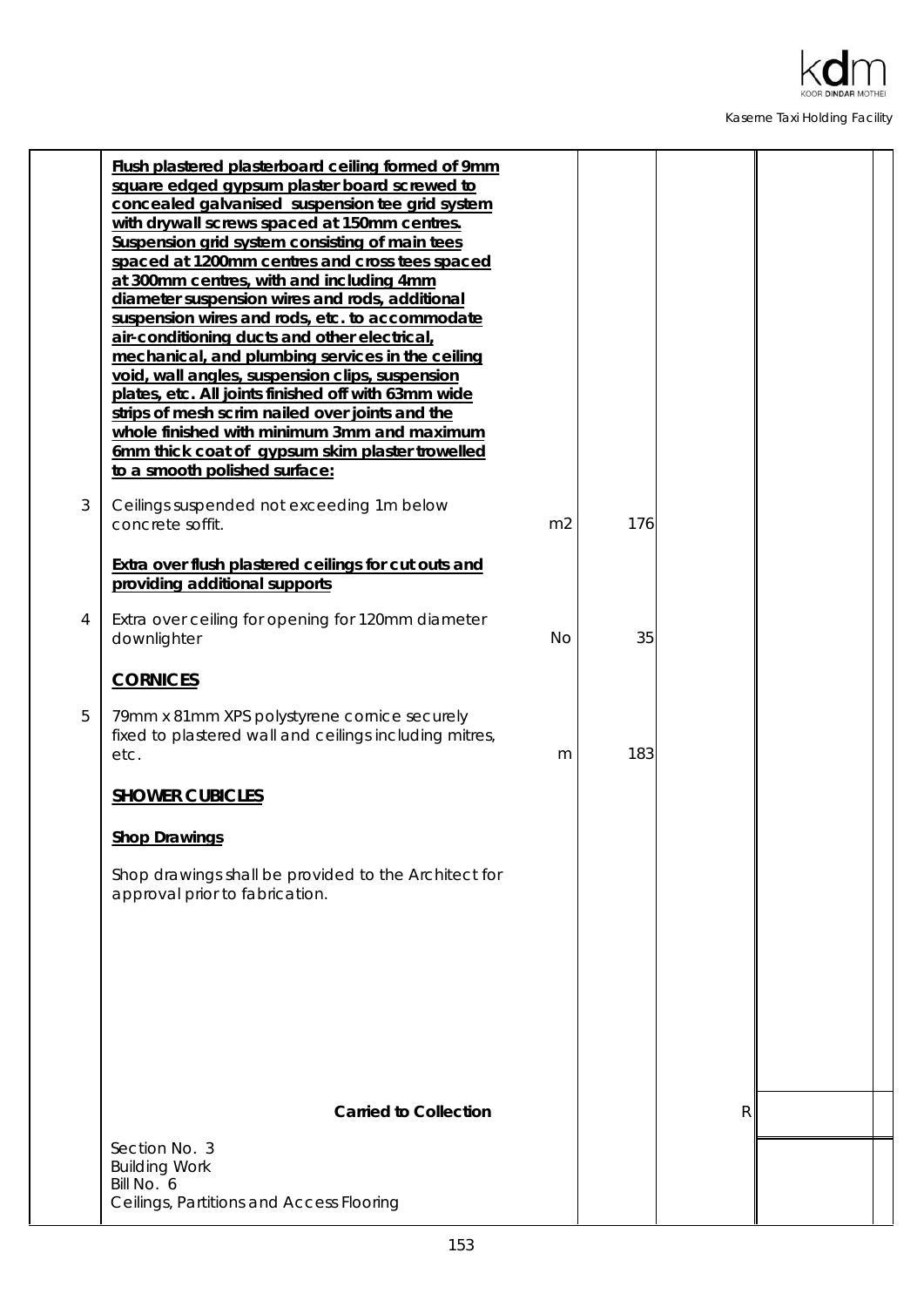| | | | | | |
|---|---|---|---|---|---|
| | **Flush plastered plasterboard ceiling formed of 9mm square edged gypsum plaster board screwed to concealed galvanised suspension tee grid system with drywall screws spaced at 150mm centres. Suspension grid system consisting of main tees spaced at 1200mm centres and cross tees spaced at 300mm centres, with and including 4mm diameter suspension wires and rods, additional suspension wires and rods, etc. to accommodate air-conditioning ducts and other electrical, mechanical, and plumbing services in the ceiling void, wall angles, suspension clips, suspension plates, etc. All joints finished off with 63mm wide strips of mesh scrim nailed over joints and the whole finished with minimum 3mm and maximum 6mm thick coat of gypsum skim plaster trowelled to a smooth polished surface:** | | | | |
| 3 | Ceilings suspended not exceeding 1m below concrete soffit. | m2 | 176 | | |
| | **Extra over flush plastered ceilings for cut outs and providing additional supports** | | | | |
| 4 | Extra over ceiling for opening for 120mm diameter downlighter | No | 35 | | |
| | **CORNICES** | | | | |
| 5 | 79mm x 81mm XPS polystyrene cornice securely fixed to plastered wall and ceilings including mitres, etc. | m | 183 | | |
| | **SHOWER CUBICLES** | | | | |
| | **Shop Drawings** | | | | |
| | Shop drawings shall be provided to the Architect for approval prior to fabrication. | | | | |
| | **Carried to Collection** | | | R | |
| | Section No. 3<br>Building Work<br>Bill No. 6<br>Ceilings, Partitions and Access Flooring | | | | |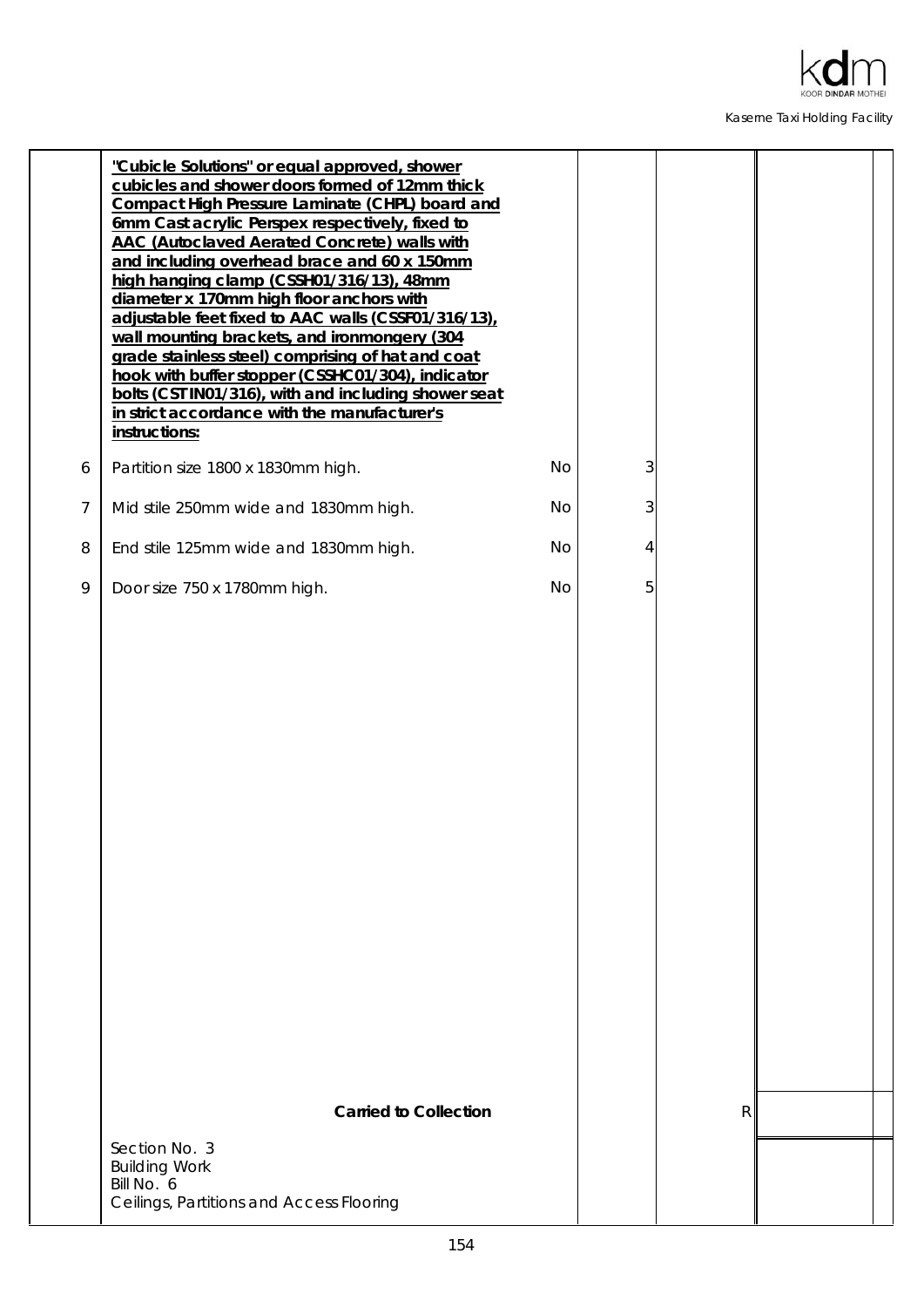| | | | | | |
|---|---|---|---|---|---|
| | **"Cubicle Solutions" or equal approved, shower cubicles and shower doors formed of 12mm thick Compact High Pressure Laminate (CHPL) board and 6mm Cast acrylic Perspex respectively, fixed to AAC (Autoclaved Aerated Concrete) walls with and including overhead brace and 60 x 150mm high hanging clamp (CSSH01/316/13), 48mm diameter x 170mm high floor anchors with adjustable feet fixed to AAC walls (CSSF01/316/13), wall mounting brackets, and ironmongery (304 grade stainless steel) comprising of hat and coat hook with buffer stopper (CSSHC01/304), indicator bolts (CSTIN01/316), with and including shower seat in strict accordance with the manufacturer's instructions:** | | | | |
| 6 | Partition size 1800 x 1830mm high. | No | 3 | | |
| 7 | Mid stile 250mm wide and 1830mm high. | No | 3 | | |
| 8 | End stile 125mm wide and 1830mm high. | No | 4 | | |
| 9 | Door size 750 x 1780mm high. | No | 5 | | |
| | **Carried to Collection** | | | R | |
| | Section No. 3<br>Building Work<br>Bill No. 6<br>Ceilings, Partitions and Access Flooring | | | | |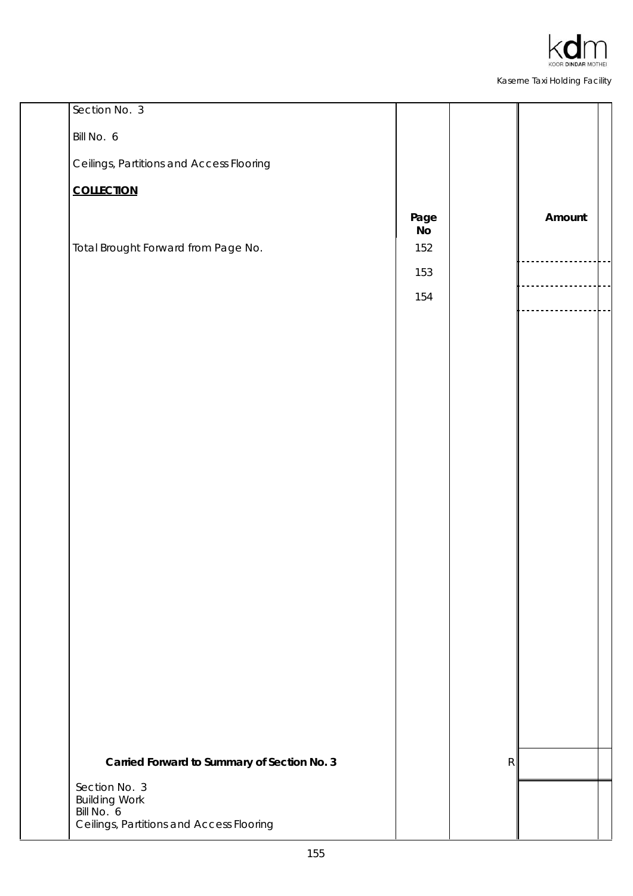Section No. 3

Bill No. 6

Ceilings, Partitions and Access Flooring

**COLLECTION**

| | Page No | | Amount |
|---|---|---|---|
| Total Brought Forward from Page No. | 152 | | |
| | 153 | | |
| | 154 | | |
| **Carried Forward to Summary of Section No. 3** | | R | |

Section No. 3
Building Work
Bill No. 6
Ceilings, Partitions and Access Flooring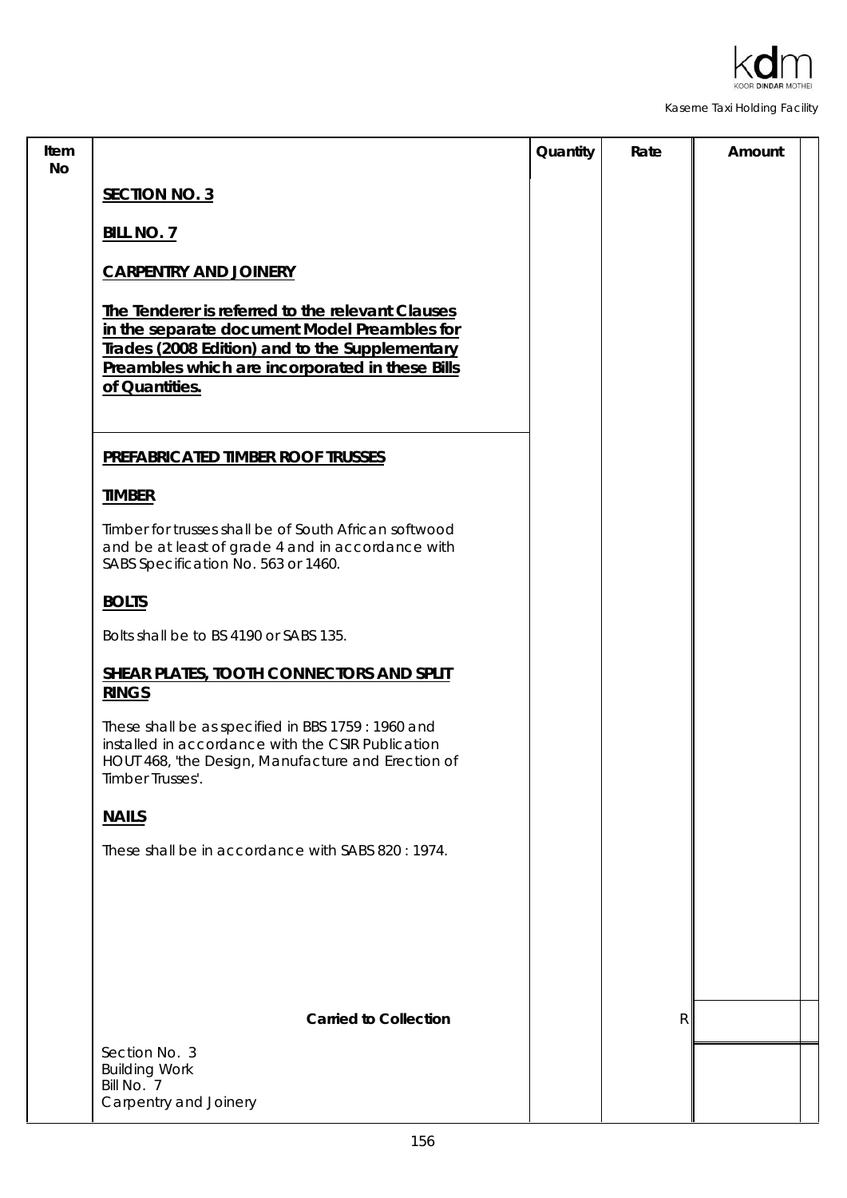| Item No | | Quantity | Rate | Amount |
|---|---|---|---|---|
| | **SECTION NO. 3** | | | |
| | **BILL NO. 7** | | | |
| | **CARPENTRY AND JOINERY** | | | |
| | **The Tenderer is referred to the relevant Clauses in the separate document Model Preambles for Trades (2008 Edition) and to the Supplementary Preambles which are incorporated in these Bills of Quantities.** | | | |
| | **PREFABRICATED TIMBER ROOF TRUSSES** | | | |
| | **TIMBER** | | | |
| | Timber for trusses shall be of South African softwood and be at least of grade 4 and in accordance with SABS Specification No. 563 or 1460. | | | |
| | **BOLTS** | | | |
| | Bolts shall be to BS 4190 or SABS 135. | | | |
| | **SHEAR PLATES, TOOTH CONNECTORS AND SPLIT RINGS** | | | |
| | These shall be as specified in BBS 1759 : 1960 and installed in accordance with the CSIR Publication HOUT 468, 'the Design, Manufacture and Erection of Timber Trusses'. | | | |
| | **NAILS** | | | |
| | These shall be in accordance with SABS 820 : 1974. | | | |
| | **Carried to Collection** | | R | |
| | Section No. 3<br>Building Work<br>Bill No. 7<br>Carpentry and Joinery | | | |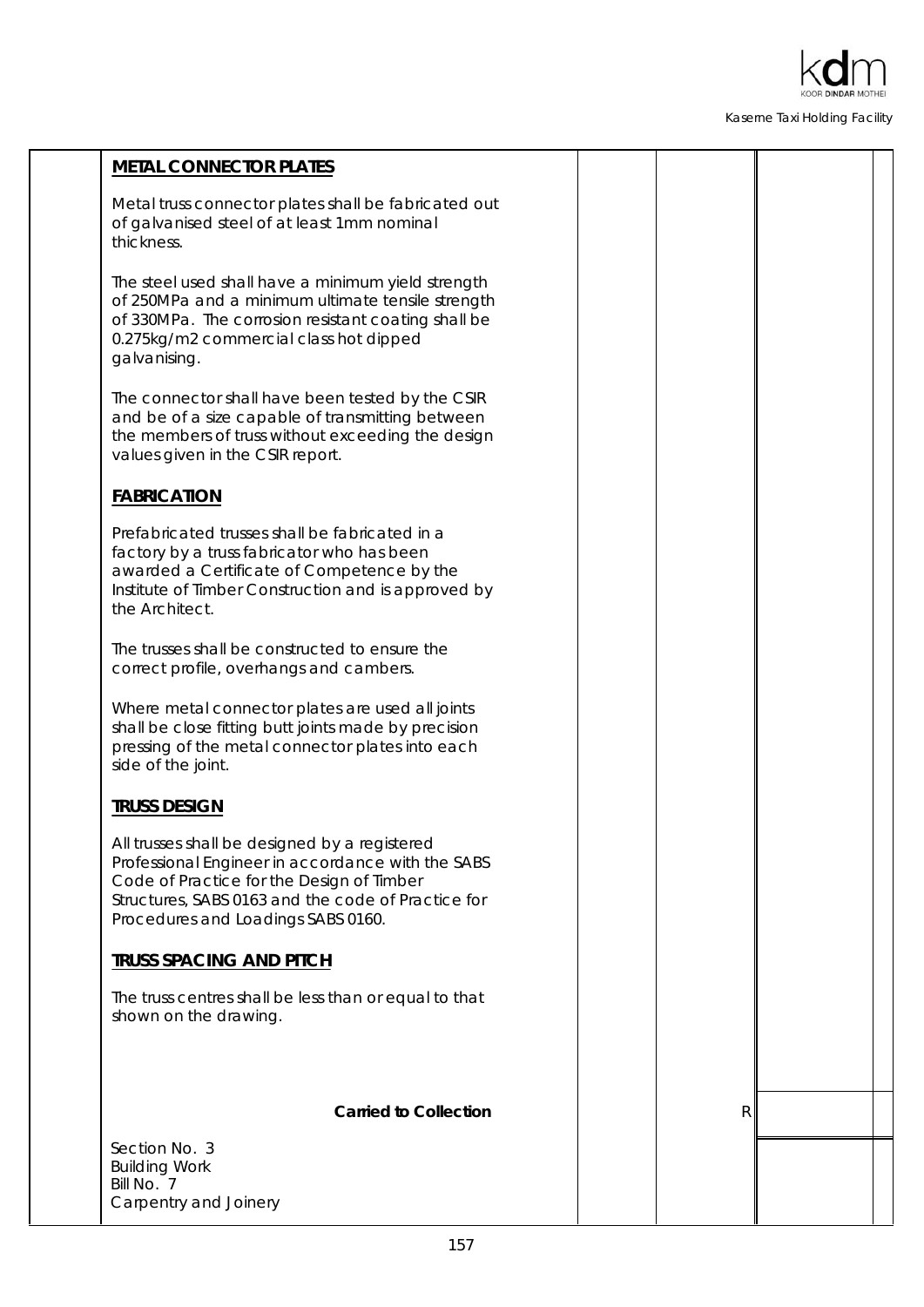## METAL CONNECTOR PLATES

Metal truss connector plates shall be fabricated out of galvanised steel of at least 1mm nominal thickness.

The steel used shall have a minimum yield strength of 250MPa and a minimum ultimate tensile strength of 330MPa. The corrosion resistant coating shall be 0.275kg/m2 commercial class hot dipped galvanising.

The connector shall have been tested by the CSIR and be of a size capable of transmitting between the members of truss without exceeding the design values given in the CSIR report.

## FABRICATION

Prefabricated trusses shall be fabricated in a factory by a truss fabricator who has been awarded a Certificate of Competence by the Institute of Timber Construction and is approved by the Architect.

The trusses shall be constructed to ensure the correct profile, overhangs and cambers.

Where metal connector plates are used all joints shall be close fitting butt joints made by precision pressing of the metal connector plates into each side of the joint.

## TRUSS DESIGN

All trusses shall be designed by a registered Professional Engineer in accordance with the SABS Code of Practice for the Design of Timber Structures, SABS 0163 and the code of Practice for Procedures and Loadings SABS 0160.

## TRUSS SPACING AND PITCH

The truss centres shall be less than or equal to that shown on the drawing.

| | | | |
|---|---|---|---|
| **Carried to Collection** | | R | |

Section No. 3
Building Work
Bill No. 7
Carpentry and Joinery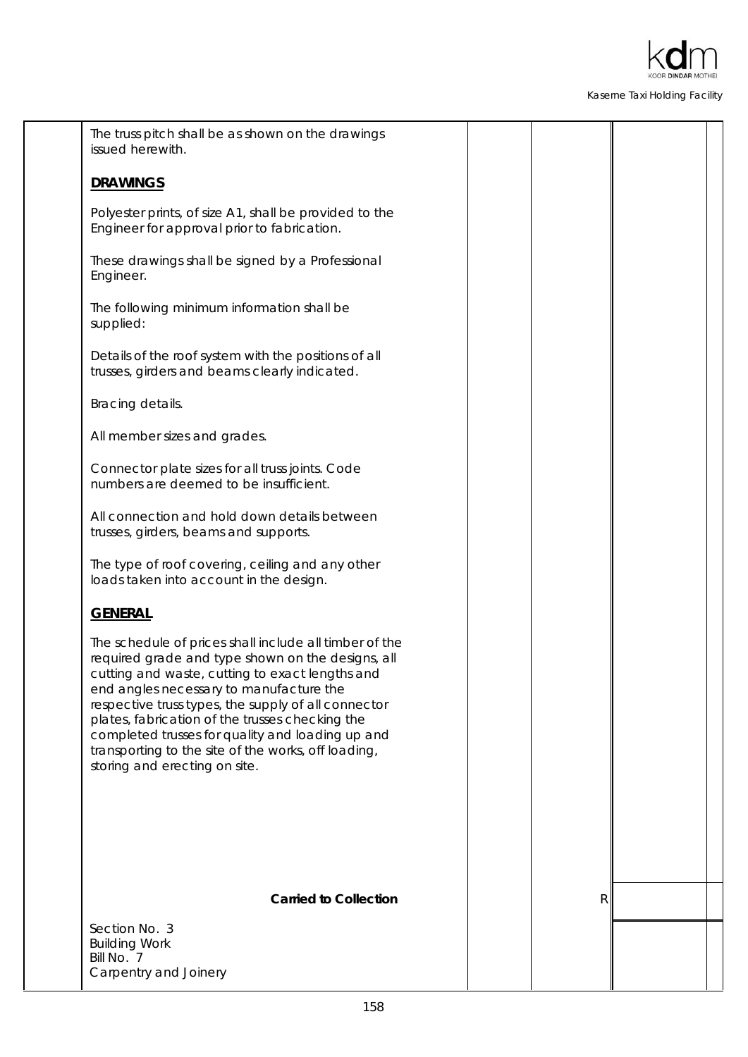The truss pitch shall be as shown on the drawings issued herewith.

**DRAWINGS**

Polyester prints, of size A1, shall be provided to the Engineer for approval prior to fabrication.

These drawings shall be signed by a Professional Engineer.

The following minimum information shall be supplied:

Details of the roof system with the positions of all trusses, girders and beams clearly indicated.

Bracing details.

All member sizes and grades.

Connector plate sizes for all truss joints. Code numbers are deemed to be insufficient.

All connection and hold down details between trusses, girders, beams and supports.

The type of roof covering, ceiling and any other loads taken into account in the design.

**GENERAL**

The schedule of prices shall include all timber of the required grade and type shown on the designs, all cutting and waste, cutting to exact lengths and end angles necessary to manufacture the respective truss types, the supply of all connector plates, fabrication of the trusses checking the completed trusses for quality and loading up and transporting to the site of the works, off loading, storing and erecting on site.

| | | | | |
|---|---|---|---|---|
| | **Carried to Collection** | | R | |

Section No. 3
Building Work
Bill No. 7
Carpentry and Joinery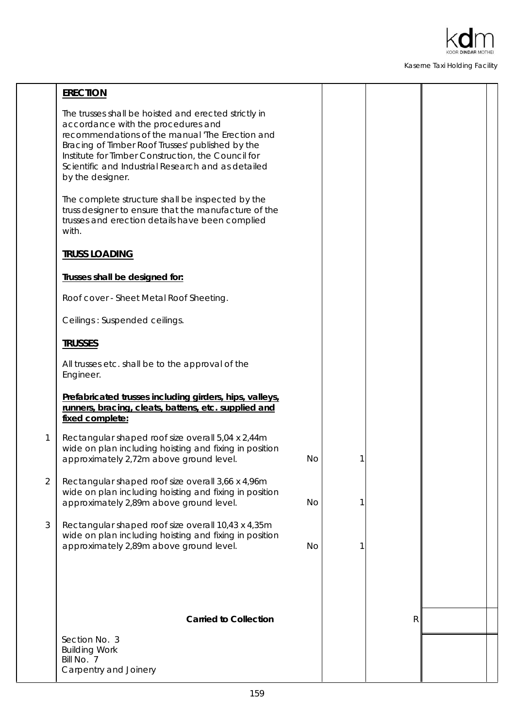| Item | Description | Unit | Qty | Rate | Amount |
|---|---|---|---|---|---|
| | **ERECTION** | | | | |
| | The trusses shall be hoisted and erected strictly in accordance with the procedures and recommendations of the manual 'The Erection and Bracing of Timber Roof Trusses' published by the Institute for Timber Construction, the Council for Scientific and Industrial Research and as detailed by the designer. | | | | |
| | The complete structure shall be inspected by the truss designer to ensure that the manufacture of the trusses and erection details have been complied with. | | | | |
| | **TRUSS LOADING** | | | | |
| | **Trusses shall be designed for:** | | | | |
| | Roof cover - Sheet Metal Roof Sheeting. | | | | |
| | Ceilings : Suspended ceilings. | | | | |
| | **TRUSSES** | | | | |
| | All trusses etc. shall be to the approval of the Engineer. | | | | |
| | **Prefabricated trusses including girders, hips, valleys, runners, bracing, cleats, battens, etc. supplied and fixed complete:** | | | | |
| 1 | Rectangular shaped roof size overall 5,04 x 2,44m wide on plan including hoisting and fixing in position approximately 2,72m above ground level. | No | 1 | | |
| 2 | Rectangular shaped roof size overall 3,66 x 4,96m wide on plan including hoisting and fixing in position approximately 2,89m above ground level. | No | 1 | | |
| 3 | Rectangular shaped roof size overall 10,43 x 4,35m wide on plan including hoisting and fixing in position approximately 2,89m above ground level. | No | 1 | | |
| | **Carried to Collection** | | | R | |
| | Section No. 3<br>Building Work<br>Bill No. 7<br>Carpentry and Joinery | | | | |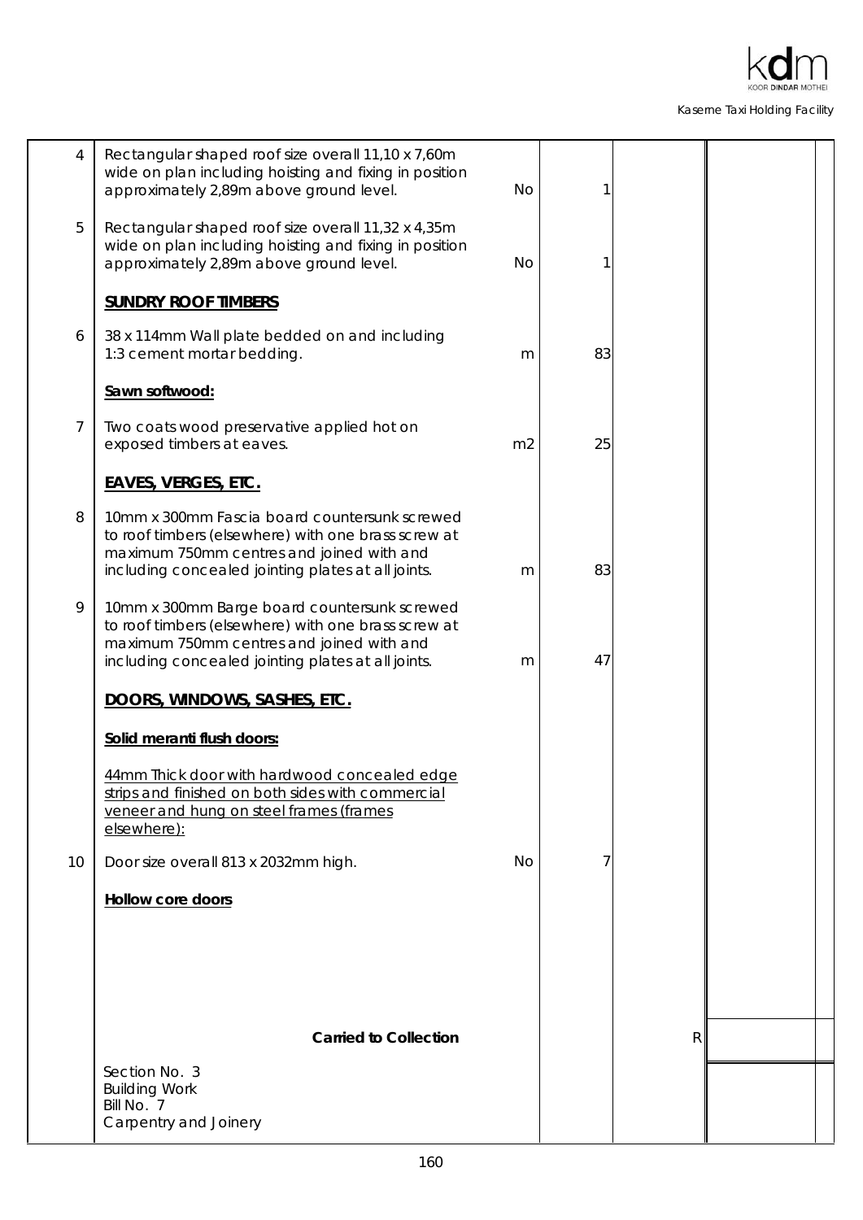| | | | | | |
|---|---|---|---|---|---|
| 4 | Rectangular shaped roof size overall 11,10 x 7,60m wide on plan including hoisting and fixing in position approximately 2,89m above ground level. | No | 1 | | |
| 5 | Rectangular shaped roof size overall 11,32 x 4,35m wide on plan including hoisting and fixing in position approximately 2,89m above ground level. | No | 1 | | |
| | **SUNDRY ROOF TIMBERS** | | | | |
| 6 | 38 x 114mm Wall plate bedded on and including 1:3 cement mortar bedding. | m | 83 | | |
| | **Sawn softwood:** | | | | |
| 7 | Two coats wood preservative applied hot on exposed timbers at eaves. | m2 | 25 | | |
| | **EAVES, VERGES, ETC.** | | | | |
| 8 | 10mm x 300mm Fascia board countersunk screwed to roof timbers (elsewhere) with one brass screw at maximum 750mm centres and joined with and including concealed jointing plates at all joints. | m | 83 | | |
| 9 | 10mm x 300mm Barge board countersunk screwed to roof timbers (elsewhere) with one brass screw at maximum 750mm centres and joined with and including concealed jointing plates at all joints. | m | 47 | | |
| | **DOORS, WINDOWS, SASHES, ETC.** | | | | |
| | **Solid meranti flush doors:** | | | | |
| | 44mm Thick door with hardwood concealed edge strips and finished on both sides with commercial veneer and hung on steel frames (frames elsewhere): | | | | |
| 10 | Door size overall 813 x 2032mm high. | No | 7 | | |
| | **Hollow core doors** | | | | |
| | **Carried to Collection** | | | R | |
| | Section No. 3<br>Building Work<br>Bill No. 7<br>Carpentry and Joinery | | | | |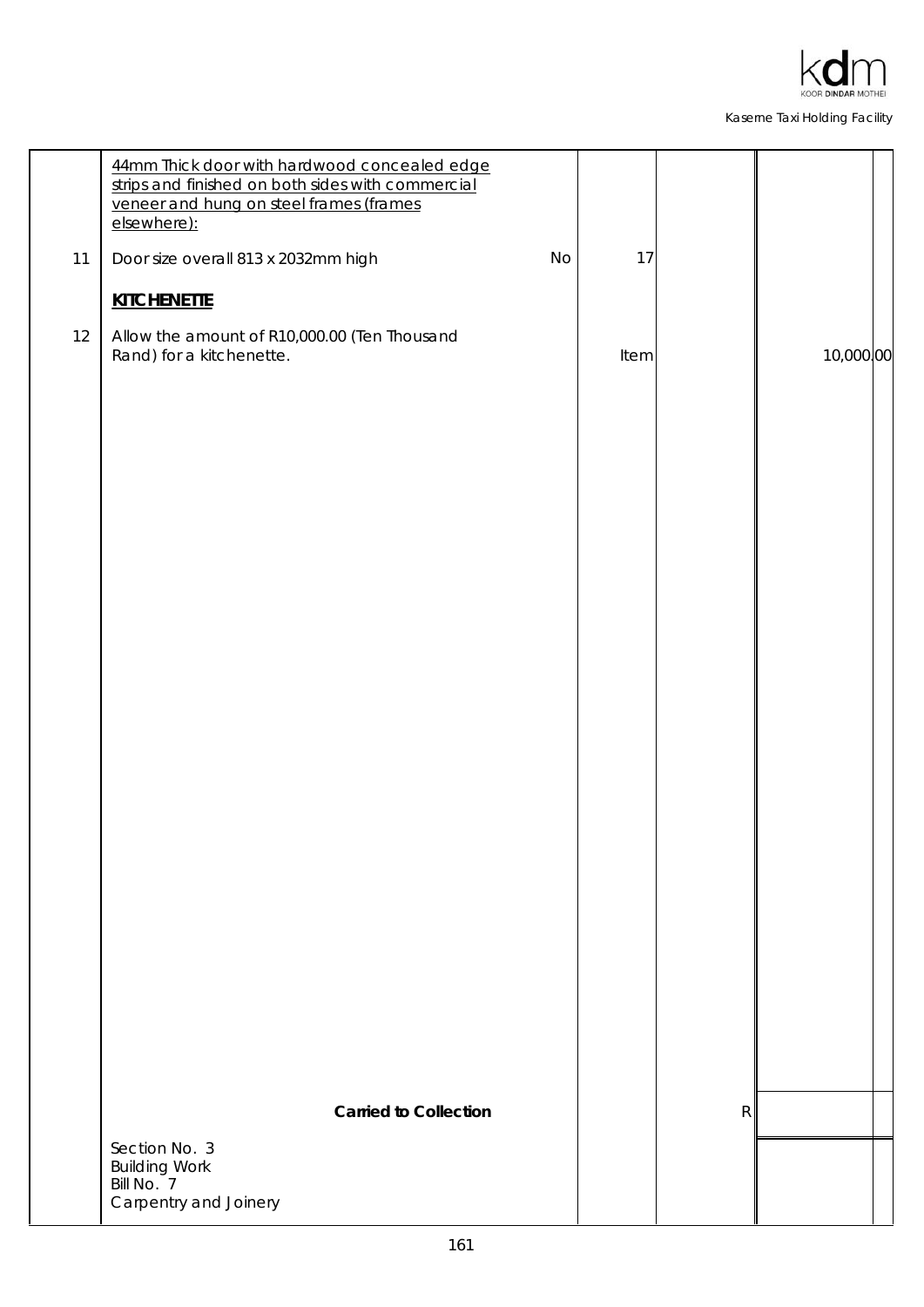| No. | Description | Unit | Qty | Rate | Amount |
|---|---|---|---|---|---|
| | 44mm Thick door with hardwood concealed edge strips and finished on both sides with commercial veneer and hung on steel frames (frames elsewhere): | | | | |
| 11 | Door size overall 813 x 2032mm high | No | 17 | | |
| | **KITCHENETTE** | | | | |
| 12 | Allow the amount of R10,000.00 (Ten Thousand Rand) for a kitchenette. | | Item | | 10,000.00 |
| | **Carried to Collection** | | | R | |

Section No. 3
Building Work
Bill No. 7
Carpentry and Joinery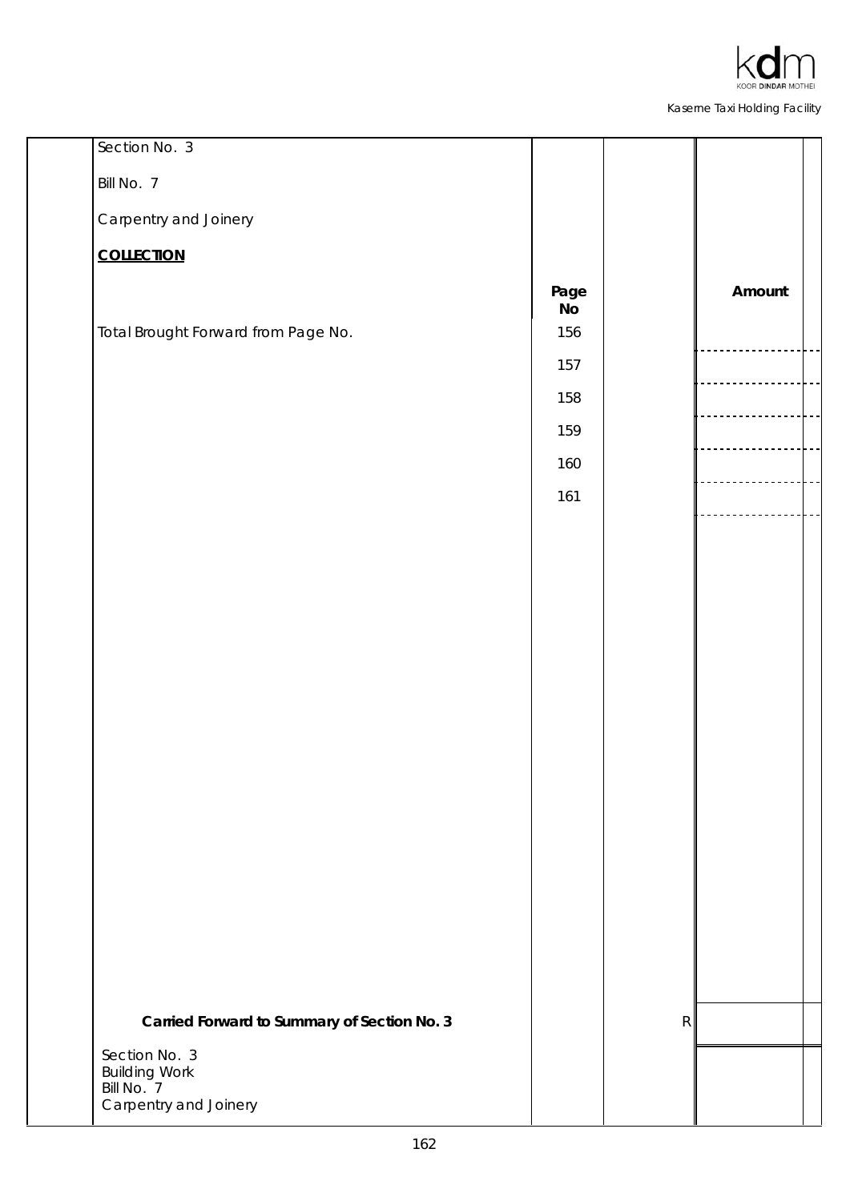Section No. 3

Bill No. 7

Carpentry and Joinery

**COLLECTION**

| | Page No | | Amount |
|---|---|---|---|
| Total Brought Forward from Page No. | 156 | | |
| | 157 | | |
| | 158 | | |
| | 159 | | |
| | 160 | | |
| | 161 | | |
| **Carried Forward to Summary of Section No. 3** | | R | |

Section No. 3
Building Work
Bill No. 7
Carpentry and Joinery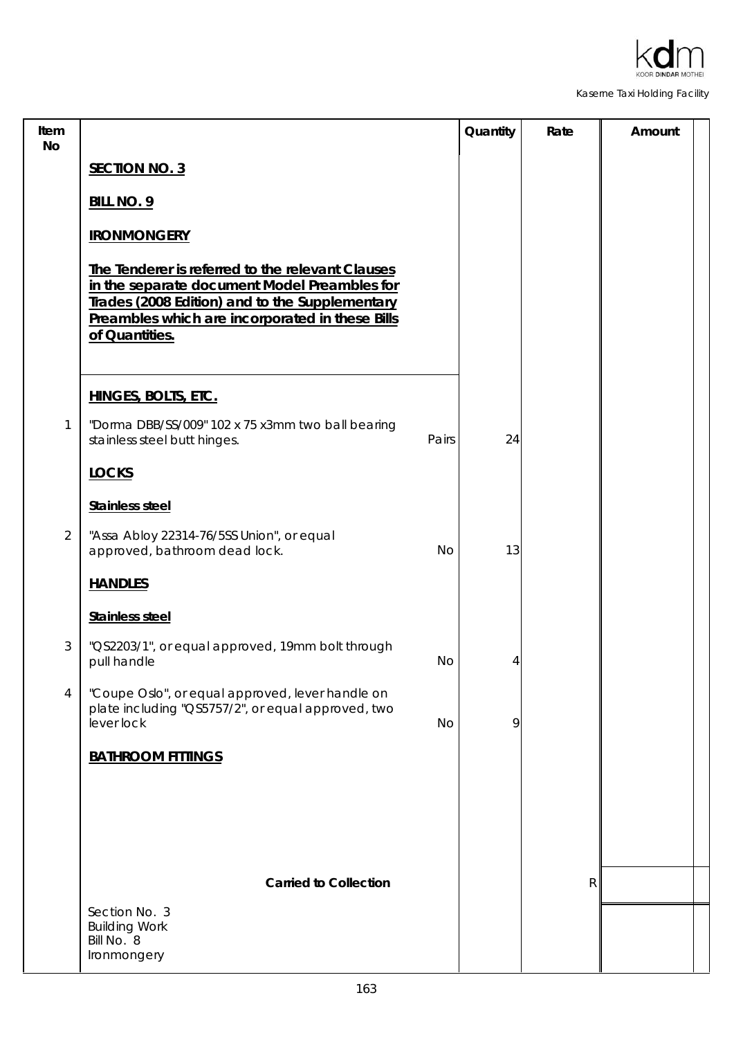| Item No | | | Quantity | Rate | Amount |
|---|---|---|---|---|---|
| | **SECTION NO. 3** | | | | |
| | **BILL NO. 9** | | | | |
| | **IRONMONGERY** | | | | |
| | **The Tenderer is referred to the relevant Clauses in the separate document Model Preambles for Trades (2008 Edition) and to the Supplementary Preambles which are incorporated in these Bills of Quantities.** | | | | |
| | **HINGES, BOLTS, ETC.** | | | | |
| 1 | "Dorma DBB/SS/009" 102 x 75 x3mm two ball bearing stainless steel butt hinges. | Pairs | 24 | | |
| | **LOCKS** | | | | |
| | **Stainless steel** | | | | |
| 2 | "Assa Abloy 22314-76/5SS Union", or equal approved, bathroom dead lock. | No | 13 | | |
| | **HANDLES** | | | | |
| | **Stainless steel** | | | | |
| 3 | "QS2203/1", or equal approved, 19mm bolt through pull handle | No | 4 | | |
| 4 | "Coupe Oslo", or equal approved, lever handle on plate including "QS5757/2", or equal approved, two lever lock | No | 9 | | |
| | **BATHROOM FITTINGS** | | | | |
| | **Carried to Collection** | | | R | |

Section No. 3
Building Work
Bill No. 8
Ironmongery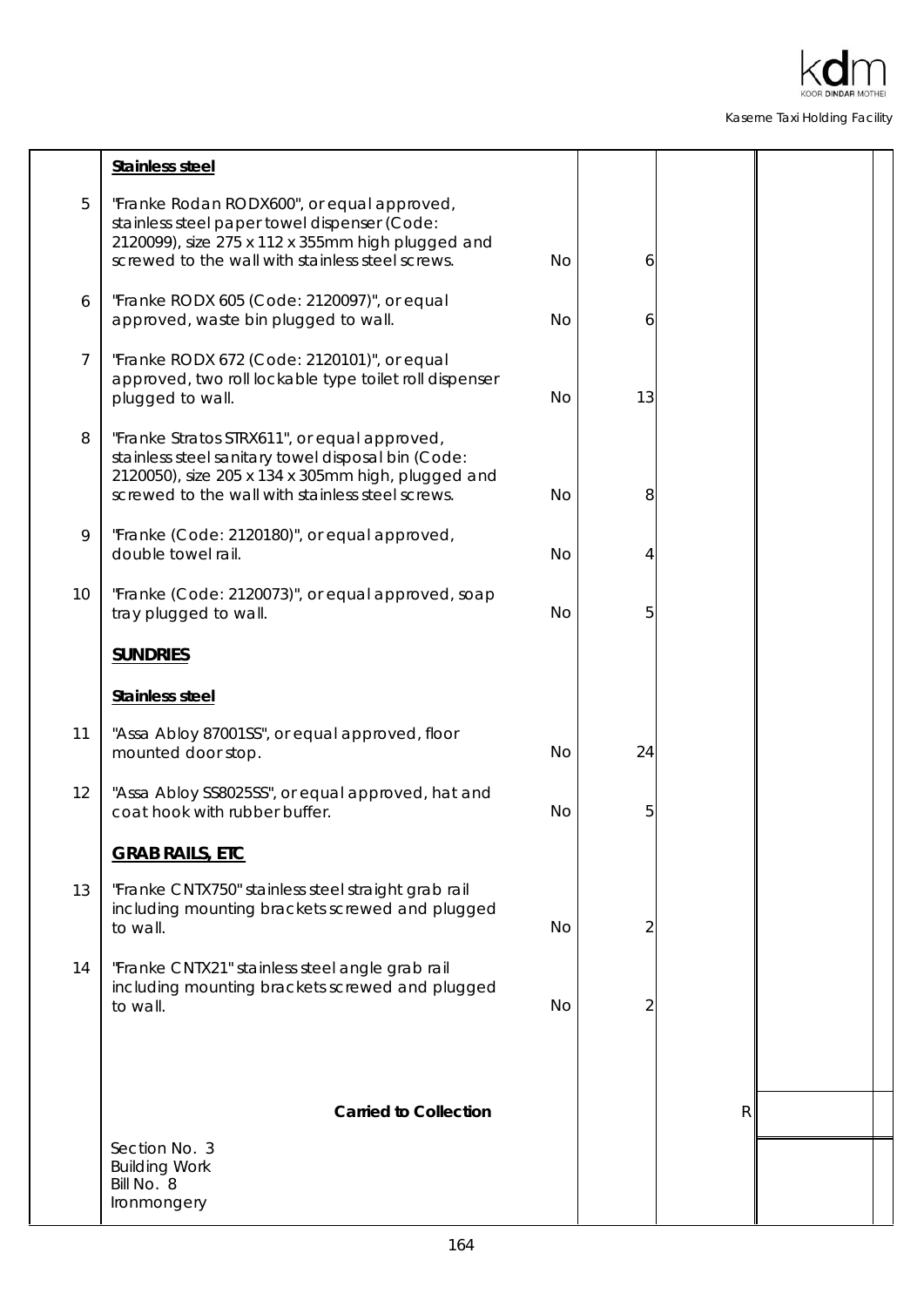| | | | | | |
|---|---|---|---|---|---|
| | **Stainless steel** | | | | |
| 5 | "Franke Rodan RODX600", or equal approved, stainless steel paper towel dispenser (Code: 2120099), size 275 x 112 x 355mm high plugged and screwed to the wall with stainless steel screws. | No | 6 | | |
| 6 | "Franke RODX 605 (Code: 2120097)", or equal approved, waste bin plugged to wall. | No | 6 | | |
| 7 | "Franke RODX 672 (Code: 2120101)", or equal approved, two roll lockable type toilet roll dispenser plugged to wall. | No | 13 | | |
| 8 | "Franke Stratos STRX611", or equal approved, stainless steel sanitary towel disposal bin (Code: 2120050), size 205 x 134 x 305mm high, plugged and screwed to the wall with stainless steel screws. | No | 8 | | |
| 9 | "Franke (Code: 2120180)", or equal approved, double towel rail. | No | 4 | | |
| 10 | "Franke (Code: 2120073)", or equal approved, soap tray plugged to wall. | No | 5 | | |
| | **SUNDRIES** | | | | |
| | **Stainless steel** | | | | |
| 11 | "Assa Abloy 87001SS", or equal approved, floor mounted door stop. | No | 24 | | |
| 12 | "Assa Abloy SS8025SS", or equal approved, hat and coat hook with rubber buffer. | No | 5 | | |
| | **GRAB RAILS, ETC** | | | | |
| 13 | "Franke CNTX750" stainless steel straight grab rail including mounting brackets screwed and plugged to wall. | No | 2 | | |
| 14 | "Franke CNTX21" stainless steel angle grab rail including mounting brackets screwed and plugged to wall. | No | 2 | | |
| | **Carried to Collection** | | | R | |
| | Section No. 3<br>Building Work<br>Bill No. 8<br>Ironmongery | | | | |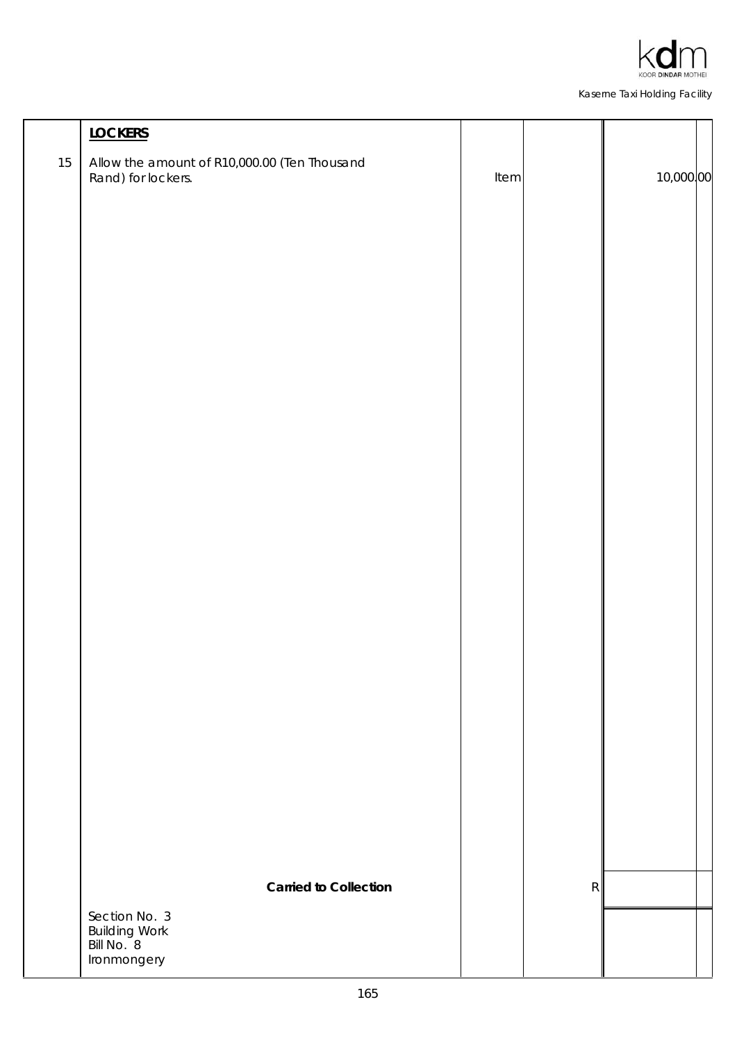| | | | | |
|---|---|---|---|---|
| | **LOCKERS** | | | |
| 15 | Allow the amount of R10,000.00 (Ten Thousand Rand) for lockers. | Item | | 10,000.00 |
| | **Carried to Collection** | | R | |
| | Section No. 3<br>Building Work<br>Bill No. 8<br>Ironmongery | | | |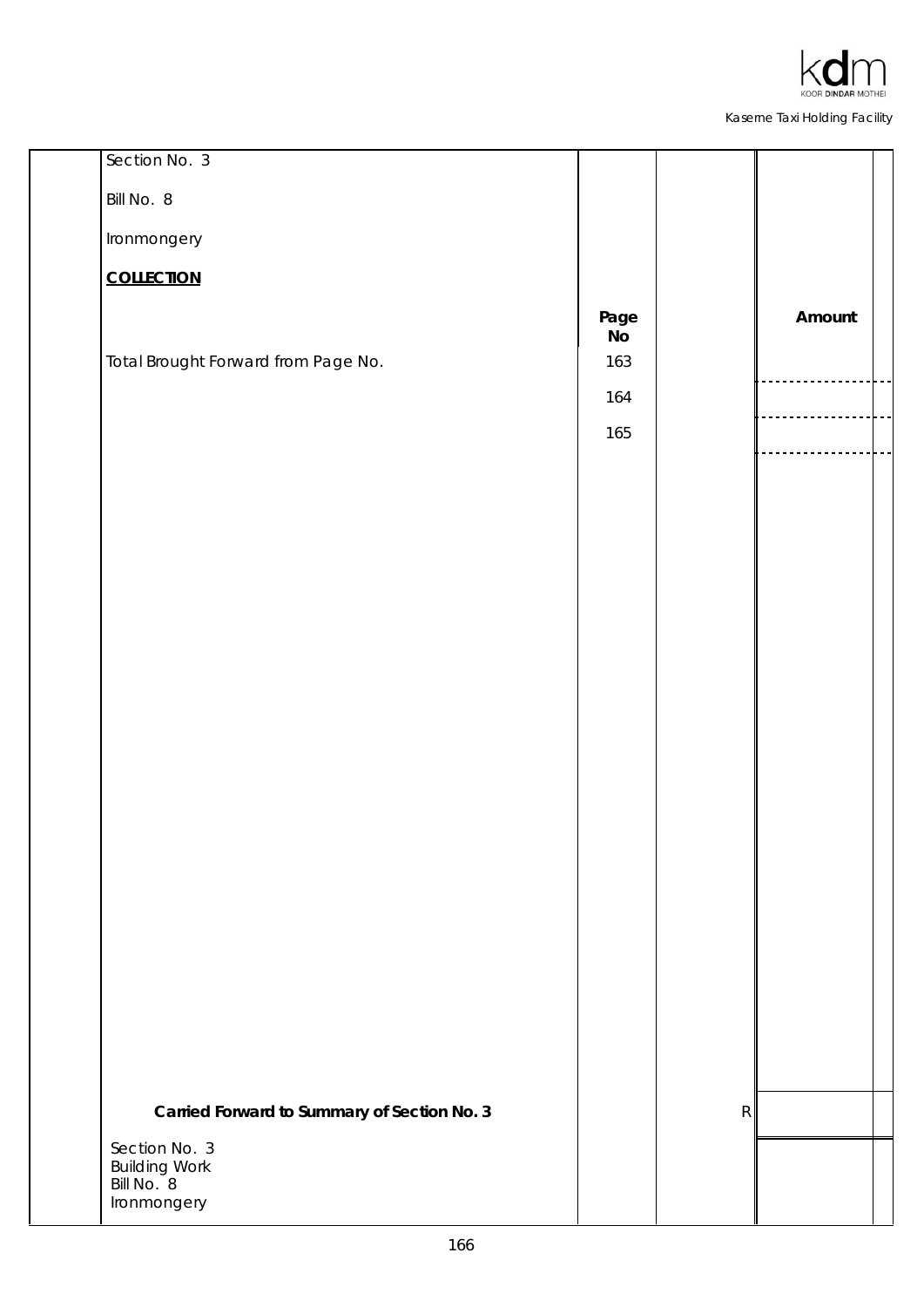Section No. 3

Bill No. 8

Ironmongery

**COLLECTION**

| | Page No | | Amount |
|---|---|---|---|
| Total Brought Forward from Page No. | 163 | | |
| | 164 | | |
| | 165 | | |
| **Carried Forward to Summary of Section No. 3** | | R | |

Section No. 3
Building Work
Bill No. 8
Ironmongery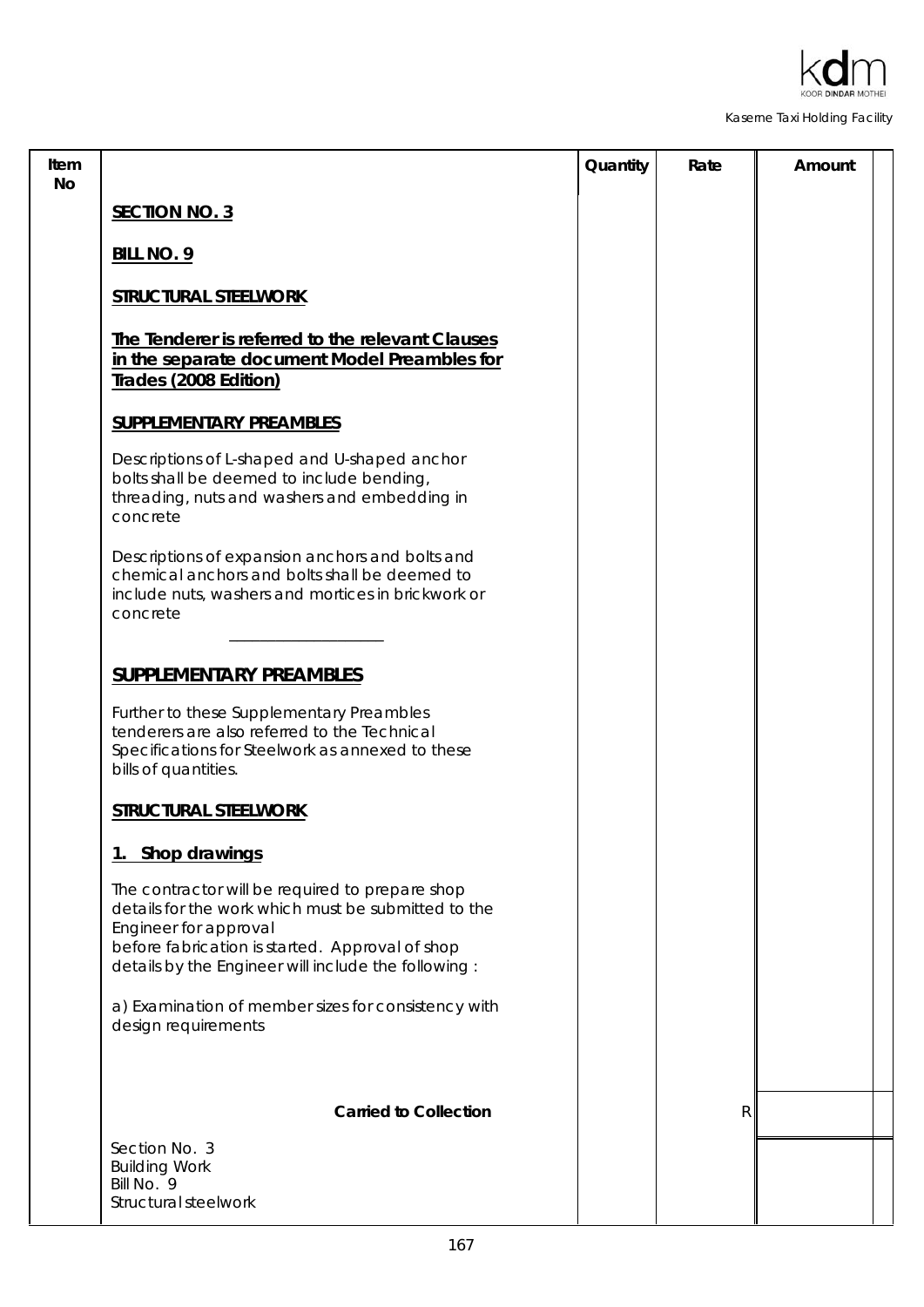| Item No | | Quantity | Rate | Amount |
|---|---|---|---|---|
| | **SECTION NO. 3** | | | |
| | **BILL NO. 9** | | | |
| | **STRUCTURAL STEELWORK** | | | |
| | **The Tenderer is referred to the relevant Clauses in the separate document Model Preambles for Trades (2008 Edition)** | | | |
| | **SUPPLEMENTARY PREAMBLES** | | | |
| | Descriptions of L-shaped and U-shaped anchor bolts shall be deemed to include bending, threading, nuts and washers and embedding in concrete | | | |
| | Descriptions of expansion anchors and bolts and chemical anchors and bolts shall be deemed to include nuts, washers and mortices in brickwork or concrete | | | |
| | **SUPPLEMENTARY PREAMBLES** | | | |
| | Further to these Supplementary Preambles tenderers are also referred to the Technical Specifications for Steelwork as annexed to these bills of quantities. | | | |
| | **STRUCTURAL STEELWORK** | | | |
| | **1. Shop drawings** | | | |
| | The contractor will be required to prepare shop details for the work which must be submitted to the Engineer for approval before fabrication is started. Approval of shop details by the Engineer will include the following : | | | |
| | a) Examination of member sizes for consistency with design requirements | | | |
| | **Carried to Collection** | | R | |
| | Section No. 3<br>Building Work<br>Bill No. 9<br>Structural steelwork | | | |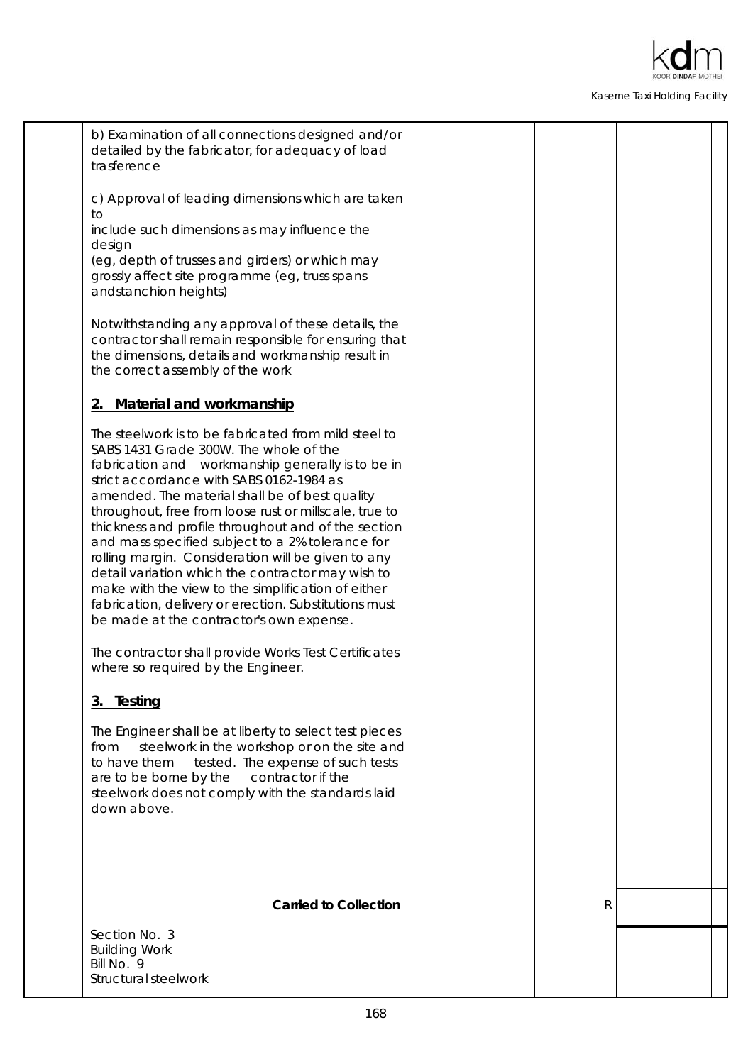b) Examination of all connections designed and/or detailed by the fabricator, for adequacy of load trasference

c) Approval of leading dimensions which are taken to
include such dimensions as may influence the design
(eg, depth of trusses and girders) or which may grossly affect site programme (eg, truss spans andstanchion heights)

Notwithstanding any approval of these details, the contractor shall remain responsible for ensuring that the dimensions, details and workmanship result in the correct assembly of the work

**2. Material and workmanship**

The steelwork is to be fabricated from mild steel to SABS 1431 Grade 300W. The whole of the fabrication and workmanship generally is to be in strict accordance with SABS 0162-1984 as amended. The material shall be of best quality throughout, free from loose rust or millscale, true to thickness and profile throughout and of the section and mass specified subject to a 2% tolerance for rolling margin. Consideration will be given to any detail variation which the contractor may wish to make with the view to the simplification of either fabrication, delivery or erection. Substitutions must be made at the contractor's own expense.

The contractor shall provide Works Test Certificates where so required by the Engineer.

**3. Testing**

The Engineer shall be at liberty to select test pieces from steelwork in the workshop or on the site and to have them tested. The expense of such tests are to be borne by the contractor if the steelwork does not comply with the standards laid down above.

| | | | | |
|---|---|---|---|---|
| | **Carried to Collection** | | R | |

Section No. 3
Building Work
Bill No. 9
Structural steelwork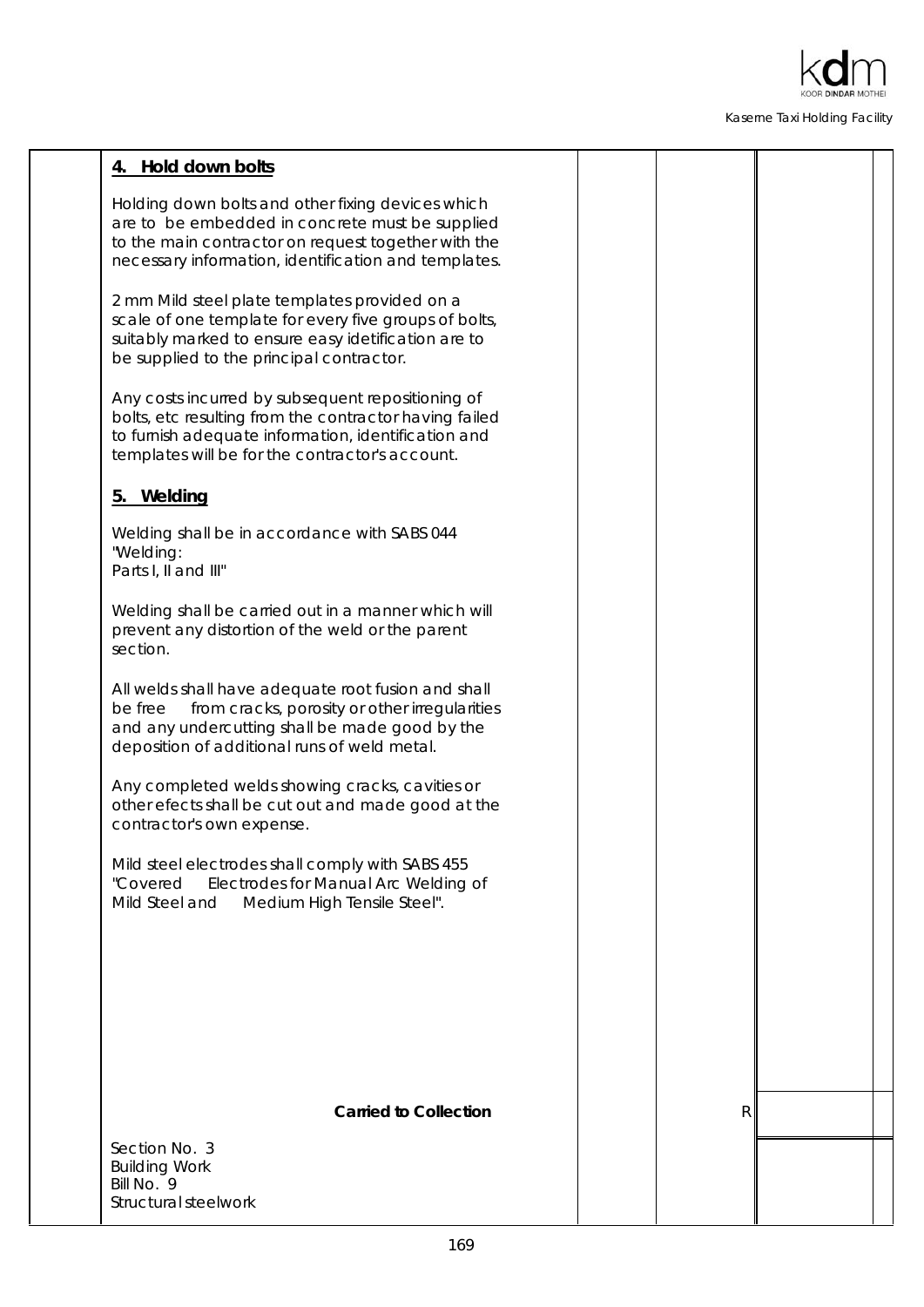## 4. Hold down bolts

Holding down bolts and other fixing devices which are to be embedded in concrete must be supplied to the main contractor on request together with the necessary information, identification and templates.

2 mm Mild steel plate templates provided on a scale of one template for every five groups of bolts, suitably marked to ensure easy idetification are to be supplied to the principal contractor.

Any costs incurred by subsequent repositioning of bolts, etc resulting from the contractor having failed to furnish adequate information, identification and templates will be for the contractor's account.

## 5. Welding

Welding shall be in accordance with SABS 044 "Welding:
Parts I, II and III"

Welding shall be carried out in a manner which will prevent any distortion of the weld or the parent section.

All welds shall have adequate root fusion and shall be free from cracks, porosity or other irregularities and any undercutting shall be made good by the deposition of additional runs of weld metal.

Any completed welds showing cracks, cavities or other efects shall be cut out and made good at the contractor's own expense.

Mild steel electrodes shall comply with SABS 455 "Covered Electrodes for Manual Arc Welding of Mild Steel and Medium High Tensile Steel".

| | **Carried to Collection** | R | |
|---|---|---|---|

Section No. 3
Building Work
Bill No. 9
Structural steelwork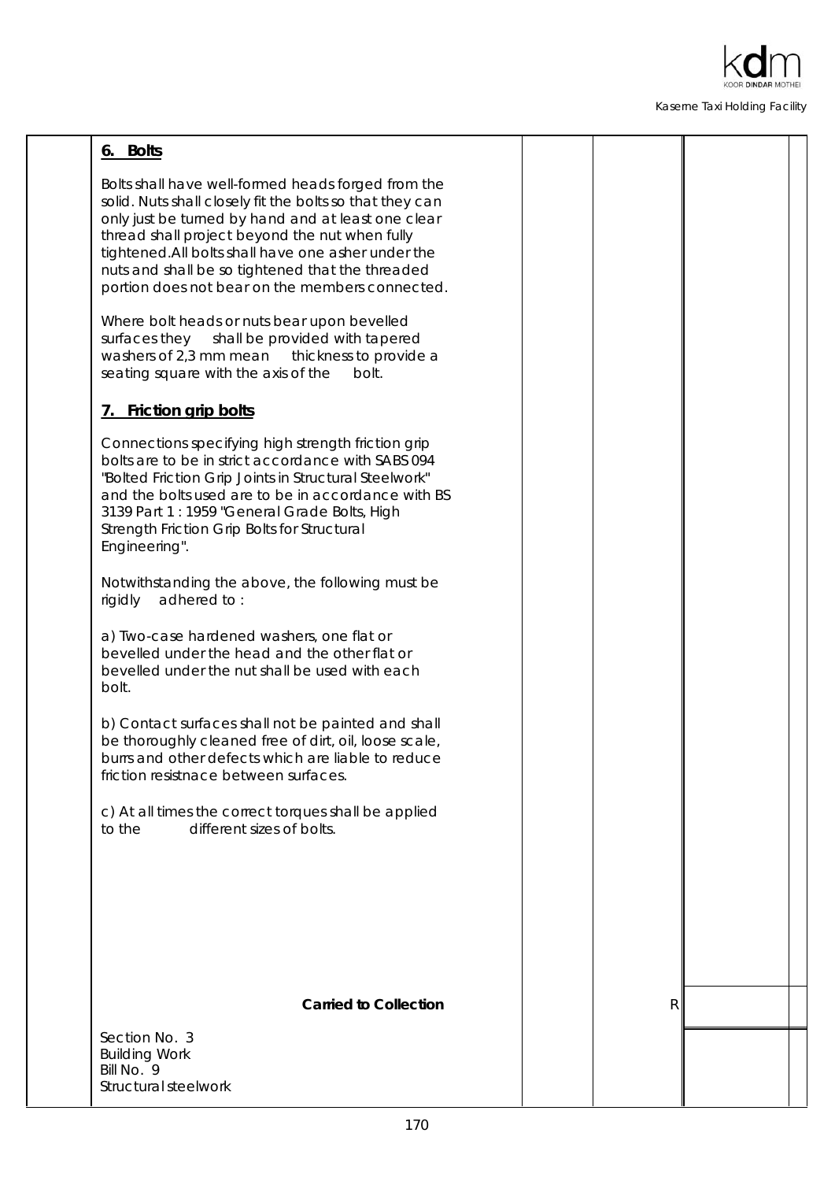## 6. Bolts

Bolts shall have well-formed heads forged from the solid. Nuts shall closely fit the bolts so that they can only just be turned by hand and at least one clear thread shall project beyond the nut when fully tightened.All bolts shall have one asher under the nuts and shall be so tightened that the threaded portion does not bear on the members connected.

Where bolt heads or nuts bear upon bevelled surfaces they shall be provided with tapered washers of 2,3 mm mean thickness to provide a seating square with the axis of the bolt.

## 7. Friction grip bolts

Connections specifying high strength friction grip bolts are to be in strict accordance with SABS 094 "Bolted Friction Grip Joints in Structural Steelwork" and the bolts used are to be in accordance with BS 3139 Part 1 : 1959 "General Grade Bolts, High Strength Friction Grip Bolts for Structural Engineering".

Notwithstanding the above, the following must be rigidly adhered to :

a) Two-case hardened washers, one flat or bevelled under the head and the other flat or bevelled under the nut shall be used with each bolt.

b) Contact surfaces shall not be painted and shall be thoroughly cleaned free of dirt, oil, loose scale, burrs and other defects which are liable to reduce friction resistnace between surfaces.

c) At all times the correct torques shall be applied to the different sizes of bolts.

| | | | |
|---|---|---|---|
| **Carried to Collection** | | R | |

Section No. 3
Building Work
Bill No. 9
Structural steelwork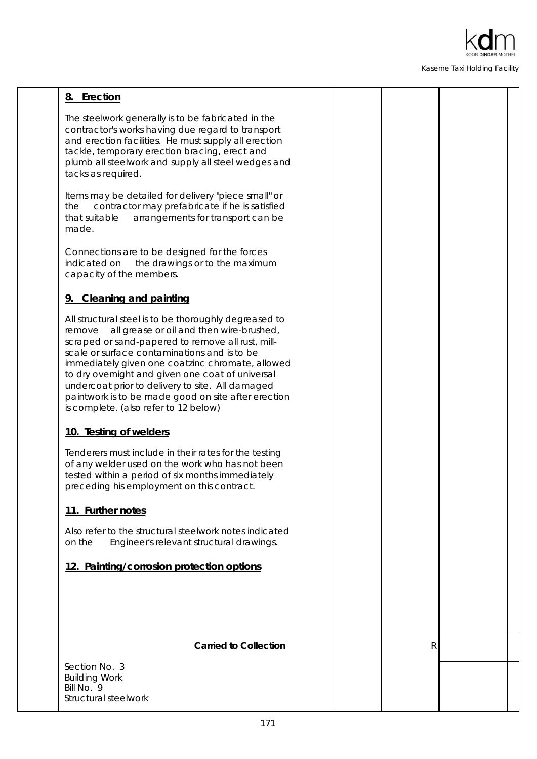### 8. Erection

The steelwork generally is to be fabricated in the contractor's works having due regard to transport and erection facilities. He must supply all erection tackle, temporary erection bracing, erect and plumb all steelwork and supply all steel wedges and tacks as required.

Items may be detailed for delivery "piece small" or the contractor may prefabricate if he is satisfied that suitable arrangements for transport can be made.

Connections are to be designed for the forces indicated on the drawings or to the maximum capacity of the members.

### 9. Cleaning and painting

All structural steel is to be thoroughly degreased to remove all grease or oil and then wire-brushed, scraped or sand-papered to remove all rust, mill-scale or surface contaminations and is to be immediately given one coatzinc chromate, allowed to dry overnight and given one coat of universal undercoat prior to delivery to site. All damaged paintwork is to be made good on site after erection is complete. (also refer to 12 below)

### 10. Testing of welders

Tenderers must include in their rates for the testing of any welder used on the work who has not been tested within a period of six months immediately preceding his employment on this contract.

### 11. Further notes

Also refer to the structural steelwork notes indicated on the Engineer's relevant structural drawings.

### 12. Painting/corrosion protection options

| | | | | |
|---|---|---|---|---|
| | **Carried to Collection** | | R | |

Section No. 3
Building Work
Bill No. 9
Structural steelwork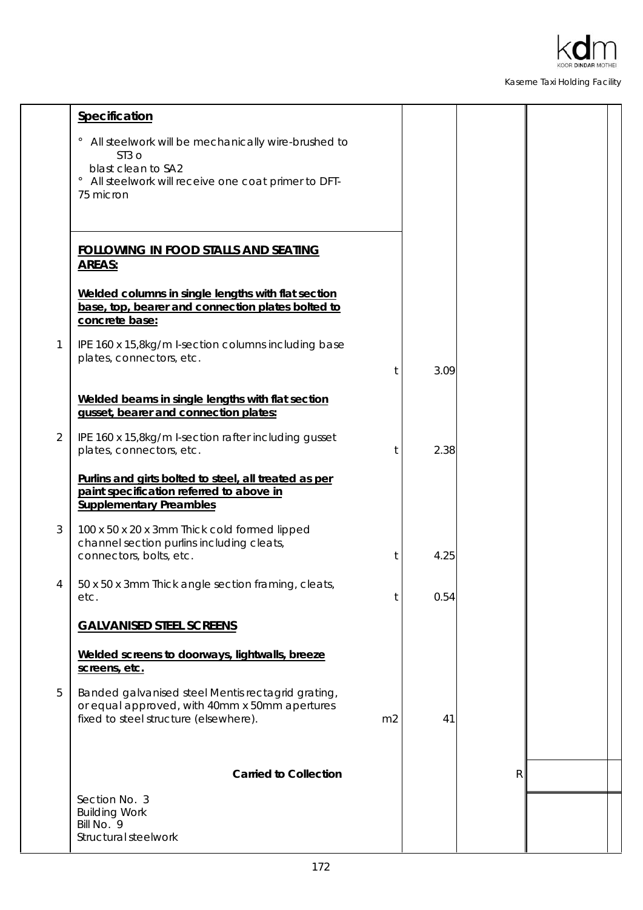| Item | Description | Unit | Qty | Rate | Amount |
|---|---|---|---|---|---|
| | **Specification** | | | | |
| | ° All steelwork will be mechanically wire-brushed to ST3 o blast clean to SA2 | | | | |
| | ° All steelwork will receive one coat primer to DFT-75 micron | | | | |
| | **FOLLOWING IN FOOD STALLS AND SEATING AREAS:** | | | | |
| | **Welded columns in single lengths with flat section base, top, bearer and connection plates bolted to concrete base:** | | | | |
| 1 | IPE 160 x 15,8kg/m I-section columns including base plates, connectors, etc. | t | 3.09 | | |
| | **Welded beams in single lengths with flat section gusset, bearer and connection plates:** | | | | |
| 2 | IPE 160 x 15,8kg/m I-section rafter including gusset plates, connectors, etc. | t | 2.38 | | |
| | **Purlins and girts bolted to steel, all treated as per paint specification referred to above in Supplementary Preambles** | | | | |
| 3 | 100 x 50 x 20 x 3mm Thick cold formed lipped channel section purlins including cleats, connectors, bolts, etc. | t | 4.25 | | |
| 4 | 50 x 50 x 3mm Thick angle section framing, cleats, etc. | t | 0.54 | | |
| | **GALVANISED STEEL SCREENS** | | | | |
| | **Welded screens to doorways, lightwalls, breeze screens, etc.** | | | | |
| 5 | Banded galvanised steel Mentis rectagrid grating, or equal approved, with 40mm x 50mm apertures fixed to steel structure (elsewhere). | m2 | 41 | | |
| | **Carried to Collection** | | | R | |

Section No. 3
Building Work
Bill No. 9
Structural steelwork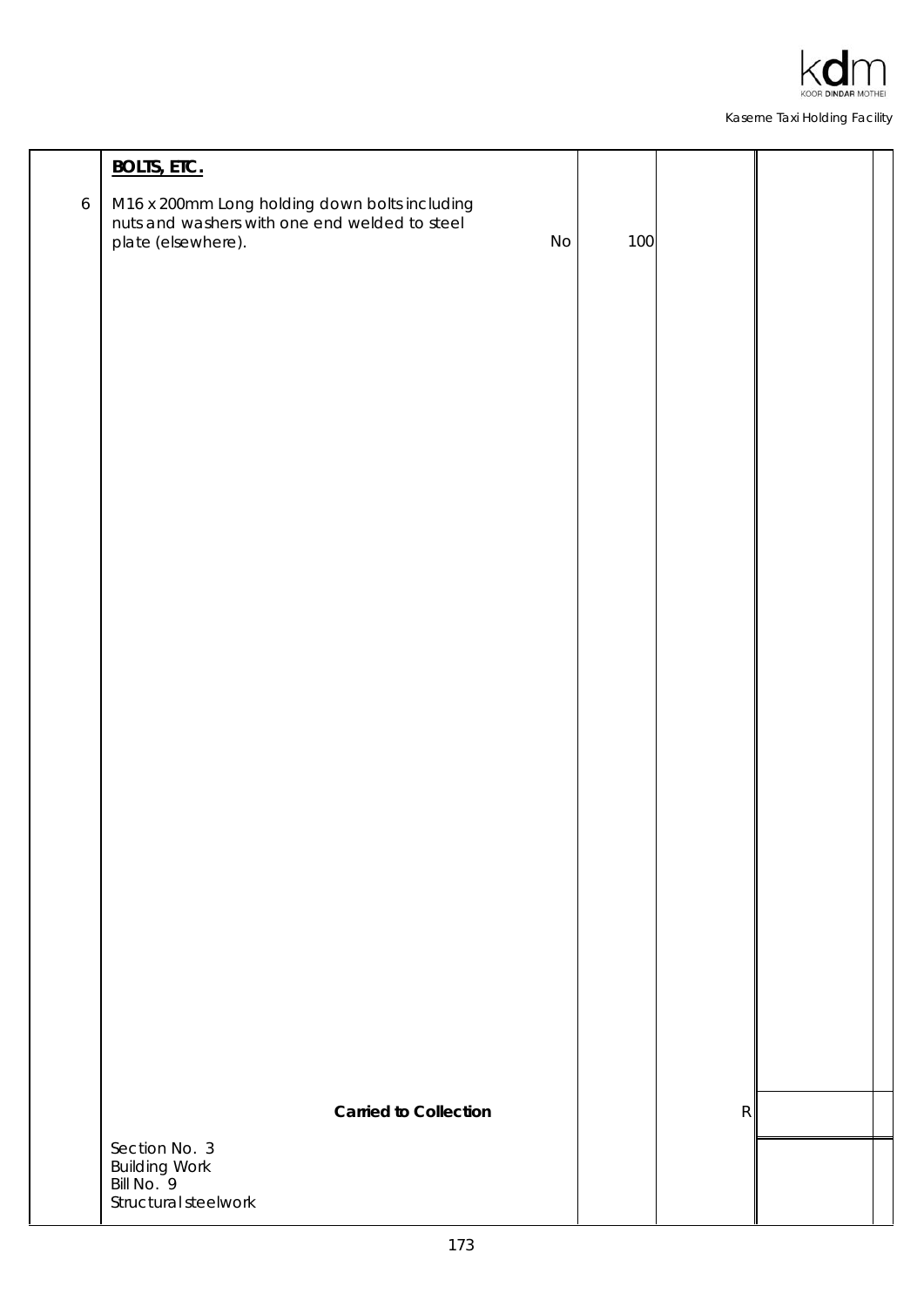| | Description | Unit | Qty | Rate | Amount |
|---|---|---|---|---|---|
| | **BOLTS, ETC.** | | | | |
| 6 | M16 x 200mm Long holding down bolts including nuts and washers with one end welded to steel plate (elsewhere). | No | 100 | | |
| | **Carried to Collection** | | | R | |

Section No. 3
Building Work
Bill No. 9
Structural steelwork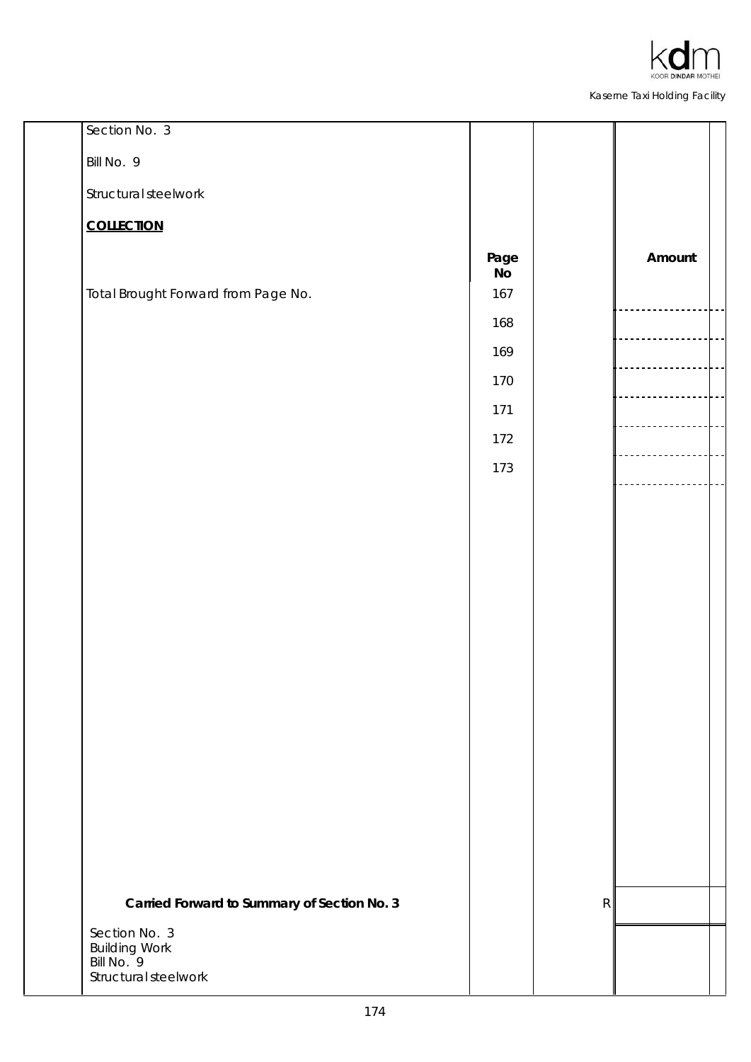Section No. 3

Bill No. 9

Structural steelwork

**COLLECTION**

| | Page No | | Amount |
|---|---|---|---|
| Total Brought Forward from Page No. | 167 | | |
| | 168 | | |
| | 169 | | |
| | 170 | | |
| | 171 | | |
| | 172 | | |
| | 173 | | |
| **Carried Forward to Summary of Section No. 3** | | R | |

Section No. 3
Building Work
Bill No. 9
Structural steelwork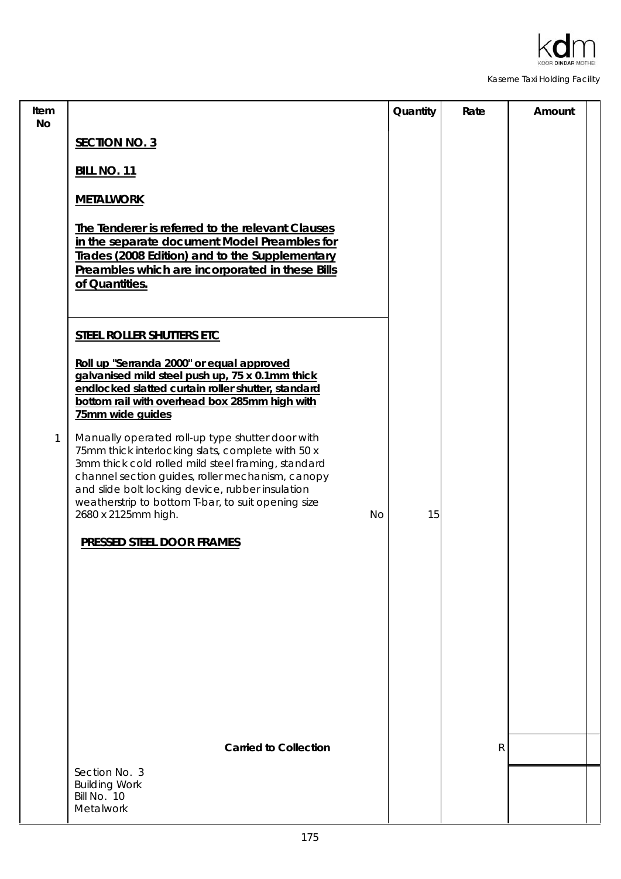| Item No | | Quantity | Rate | Amount |
|---|---|---|---|---|
| | **SECTION NO. 3** | | | |
| | **BILL NO. 11** | | | |
| | **METALWORK** | | | |
| | **The Tenderer is referred to the relevant Clauses in the separate document Model Preambles for Trades (2008 Edition) and to the Supplementary Preambles which are incorporated in these Bills of Quantities.** | | | |
| | **STEEL ROLLER SHUTTERS ETC** | | | |
| | **Roll up "Serranda 2000" or equal approved galvanised mild steel push up, 75 x 0.1mm thick endlocked slatted curtain roller shutter, standard bottom rail with overhead box 285mm high with 75mm wide guides** | | | |
| 1 | Manually operated roll-up type shutter door with 75mm thick interlocking slats, complete with 50 x 3mm thick cold rolled mild steel framing, standard channel section guides, roller mechanism, canopy and slide bolt locking device, rubber insulation weatherstrip to bottom T-bar, to suit opening size 2680 x 2125mm high. No | 15 | | |
| | **PRESSED STEEL DOOR FRAMES** | | | |
| | **Carried to Collection** | | R | |

Section No. 3
Building Work
Bill No. 10
Metalwork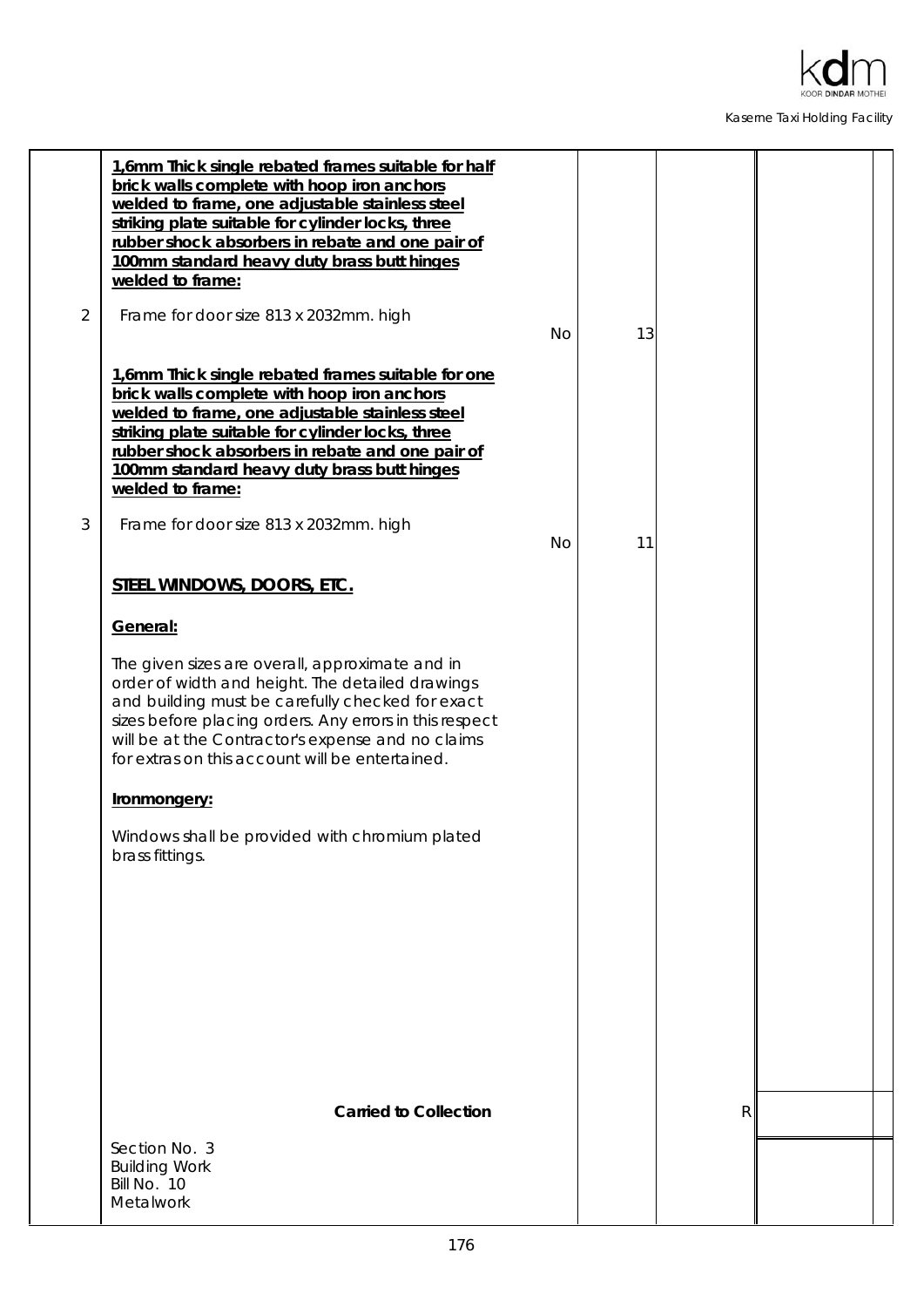| Item | Description | Unit | Qty | Rate | Amount |
|---|---|---|---|---|---|
| | **1,6mm Thick single rebated frames suitable for half brick walls complete with hoop iron anchors welded to frame, one adjustable stainless steel striking plate suitable for cylinder locks, three rubber shock absorbers in rebate and one pair of 100mm standard heavy duty brass butt hinges welded to frame:** | | | | |
| 2 | Frame for door size 813 x 2032mm. high | No | 13 | | |
| | **1,6mm Thick single rebated frames suitable for one brick walls complete with hoop iron anchors welded to frame, one adjustable stainless steel striking plate suitable for cylinder locks, three rubber shock absorbers in rebate and one pair of 100mm standard heavy duty brass butt hinges welded to frame:** | | | | |
| 3 | Frame for door size 813 x 2032mm. high | No | 11 | | |
| | **STEEL WINDOWS, DOORS, ETC.** | | | | |
| | **General:** | | | | |
| | The given sizes are overall, approximate and in order of width and height. The detailed drawings and building must be carefully checked for exact sizes before placing orders. Any errors in this respect will be at the Contractor's expense and no claims for extras on this account will be entertained. | | | | |
| | **Ironmongery:** | | | | |
| | Windows shall be provided with chromium plated brass fittings. | | | | |
| | **Carried to Collection** | | | R | |

Section No. 3
Building Work
Bill No. 10
Metalwork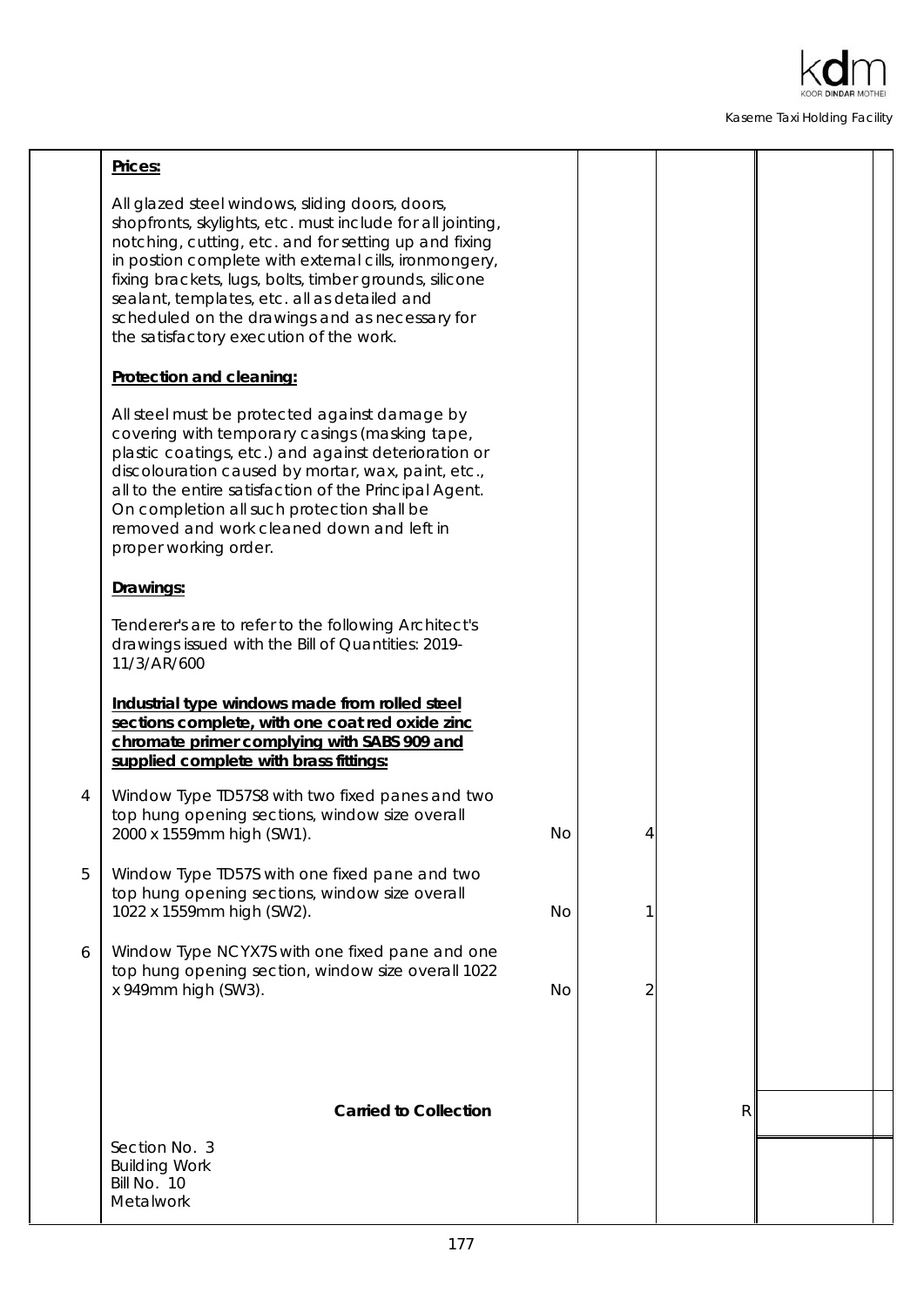| | Description | Unit | Qty | Rate | Amount |
|---|---|---|---|---|---|
| | **Prices:** | | | | |
| | All glazed steel windows, sliding doors, doors, shopfronts, skylights, etc. must include for all jointing, notching, cutting, etc. and for setting up and fixing in postion complete with external cills, ironmongery, fixing brackets, lugs, bolts, timber grounds, silicone sealant, templates, etc. all as detailed and scheduled on the drawings and as necessary for the satisfactory execution of the work. | | | | |
| | **Protection and cleaning:** | | | | |
| | All steel must be protected against damage by covering with temporary casings (masking tape, plastic coatings, etc.) and against deterioration or discolouration caused by mortar, wax, paint, etc., all to the entire satisfaction of the Principal Agent. On completion all such protection shall be removed and work cleaned down and left in proper working order. | | | | |
| | **Drawings:** | | | | |
| | Tenderer's are to refer to the following Architect's drawings issued with the Bill of Quantities: 2019-11/3/AR/600 | | | | |
| | **Industrial type windows made from rolled steel sections complete, with one coat red oxide zinc chromate primer complying with SABS 909 and supplied complete with brass fittings:** | | | | |
| 4 | Window Type TD57S8 with two fixed panes and two top hung opening sections, window size overall 2000 x 1559mm high (SW1). | No | 4 | | |
| 5 | Window Type TD57S with one fixed pane and two top hung opening sections, window size overall 1022 x 1559mm high (SW2). | No | 1 | | |
| 6 | Window Type NCYX7S with one fixed pane and one top hung opening section, window size overall 1022 x 949mm high (SW3). | No | 2 | | |
| | **Carried to Collection** | | | R | |
| | Section No. 3<br>Building Work<br>Bill No. 10<br>Metalwork | | | | |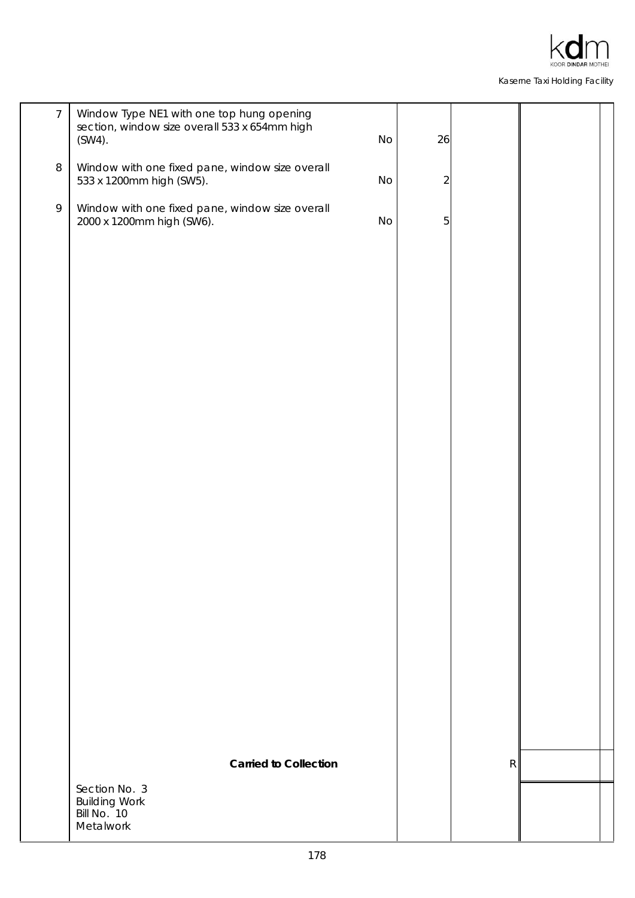| | | | | | |
|---|---|---|---|---|---|
| 7 | Window Type NE1 with one top hung opening section, window size overall 533 x 654mm high (SW4). | No | 26 | | |
| 8 | Window with one fixed pane, window size overall 533 x 1200mm high (SW5). | No | 2 | | |
| 9 | Window with one fixed pane, window size overall 2000 x 1200mm high (SW6). | No | 5 | | |
| | **Carried to Collection** | | | R | |
| | Section No. 3<br>Building Work<br>Bill No. 10<br>Metalwork | | | | |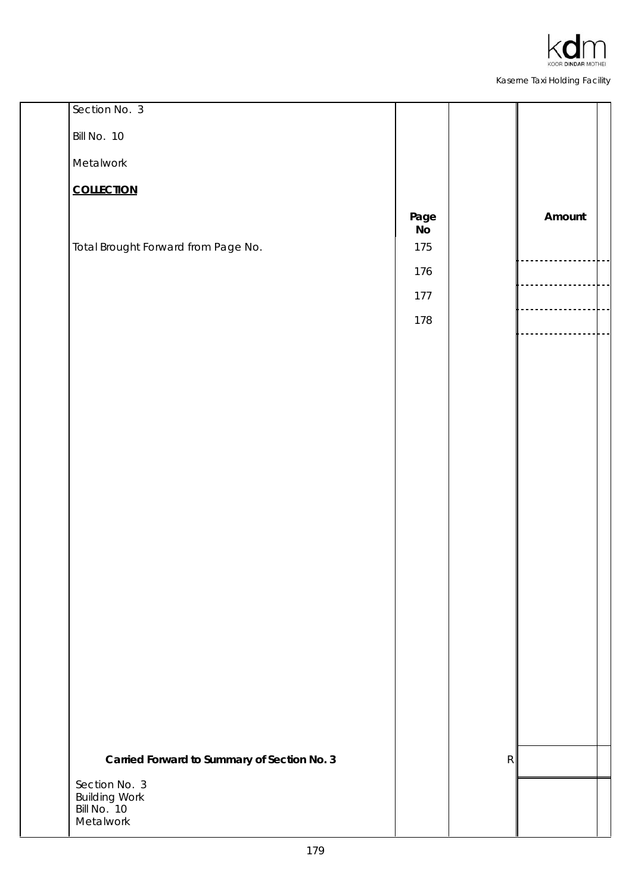Section No. 3

Bill No. 10

Metalwork

**COLLECTION**

| | Page No | | Amount |
|---|---|---|---|
| Total Brought Forward from Page No. | 175 | | |
| | 176 | | |
| | 177 | | |
| | 178 | | |
| **Carried Forward to Summary of Section No. 3** | | R | |

Section No. 3
Building Work
Bill No. 10
Metalwork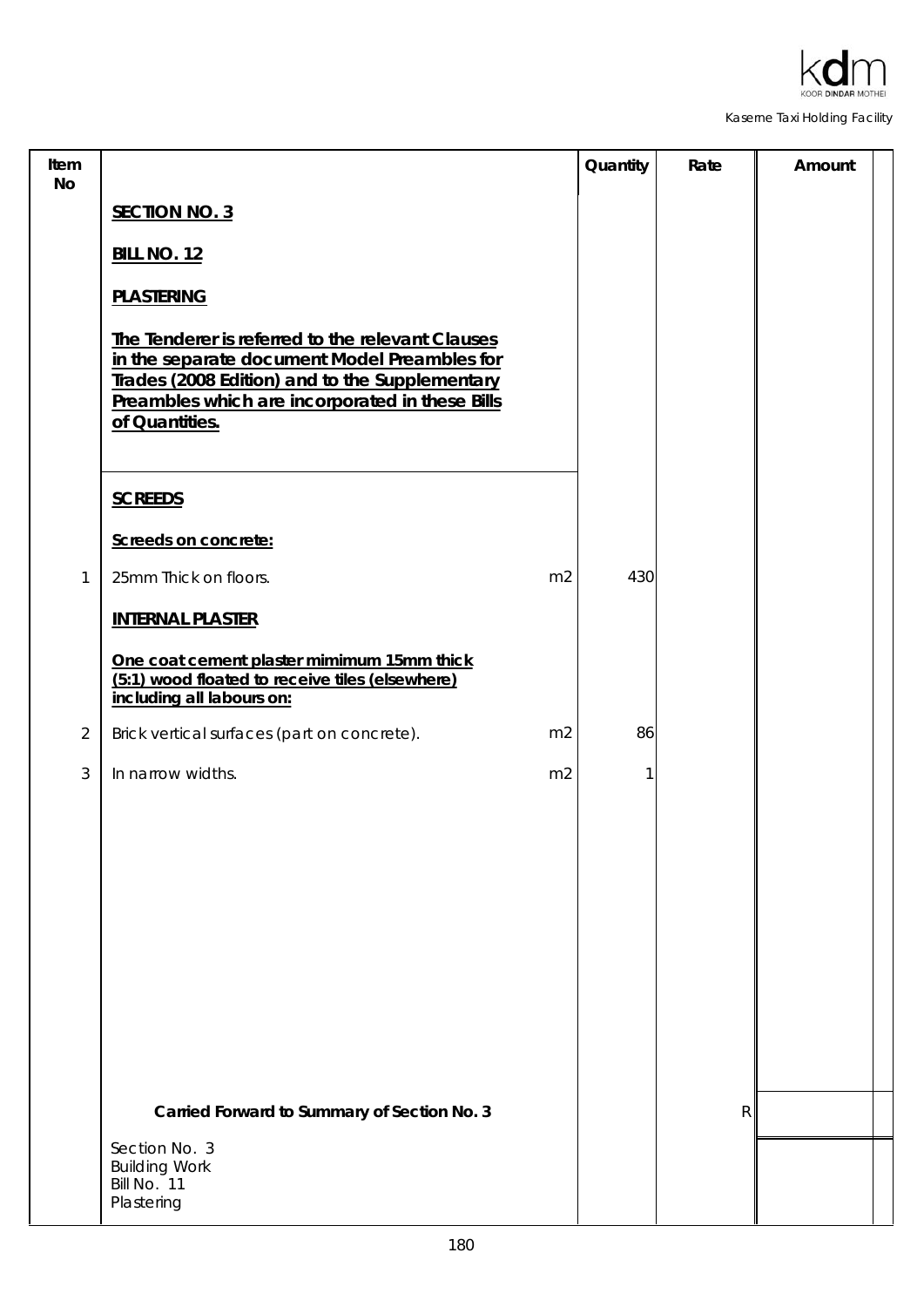| Item No | | | Quantity | Rate | Amount |
|---|---|---|---|---|---|
| | **SECTION NO. 3** | | | | |
| | **BILL NO. 12** | | | | |
| | **PLASTERING** | | | | |
| | **The Tenderer is referred to the relevant Clauses in the separate document Model Preambles for Trades (2008 Edition) and to the Supplementary Preambles which are incorporated in these Bills of Quantities.** | | | | |
| | **SCREEDS** | | | | |
| | **Screeds on concrete:** | | | | |
| 1 | 25mm Thick on floors. | m2 | 430 | | |
| | **INTERNAL PLASTER** | | | | |
| | **One coat cement plaster mimimum 15mm thick (5:1) wood floated to receive tiles (elsewhere) including all labours on:** | | | | |
| 2 | Brick vertical surfaces (part on concrete). | m2 | 86 | | |
| 3 | In narrow widths. | m2 | 1 | | |
| | **Carried Forward to Summary of Section No. 3** | | | R | |
| | Section No. 3<br>Building Work<br>Bill No. 11<br>Plastering | | | | |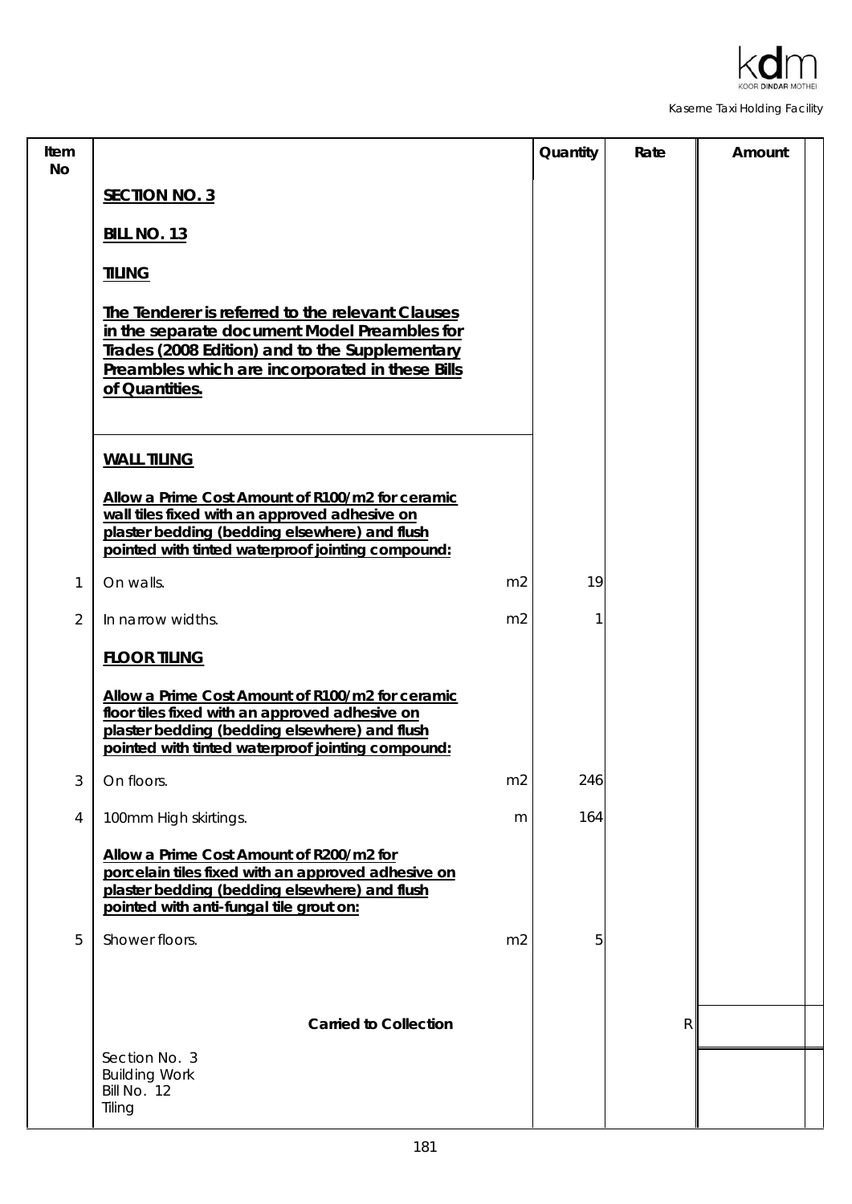| Item No | | | Quantity | Rate | Amount |
|---|---|---|---|---|---|
| | **SECTION NO. 3** | | | | |
| | **BILL NO. 13** | | | | |
| | **TILING** | | | | |
| | **The Tenderer is referred to the relevant Clauses in the separate document Model Preambles for Trades (2008 Edition) and to the Supplementary Preambles which are incorporated in these Bills of Quantities.** | | | | |
| | **WALL TILING** | | | | |
| | **Allow a Prime Cost Amount of R100/m2 for ceramic wall tiles fixed with an approved adhesive on plaster bedding (bedding elsewhere) and flush pointed with tinted waterproof jointing compound:** | | | | |
| 1 | On walls. | m2 | 19 | | |
| 2 | In narrow widths. | m2 | 1 | | |
| | **FLOOR TILING** | | | | |
| | **Allow a Prime Cost Amount of R100/m2 for ceramic floor tiles fixed with an approved adhesive on plaster bedding (bedding elsewhere) and flush pointed with tinted waterproof jointing compound:** | | | | |
| 3 | On floors. | m2 | 246 | | |
| 4 | 100mm High skirtings. | m | 164 | | |
| | **Allow a Prime Cost Amount of R200/m2 for porcelain tiles fixed with an approved adhesive on plaster bedding (bedding elsewhere) and flush pointed with anti-fungal tile grout on:** | | | | |
| 5 | Shower floors. | m2 | 5 | | |
| | **Carried to Collection** | | | R | |
| | Section No. 3<br>Building Work<br>Bill No. 12<br>Tiling | | | | |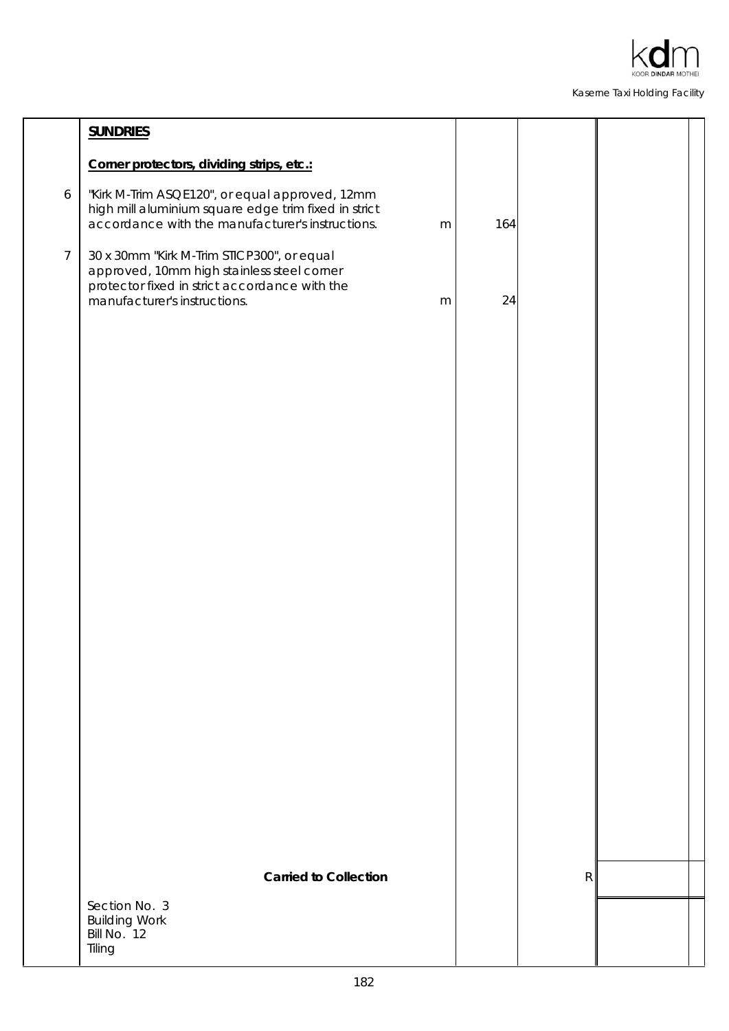| | Description | Unit | Qty | Rate | Amount |
|---|---|---|---|---|---|
| | **SUNDRIES** | | | | |
| | **Corner protectors, dividing strips, etc.:** | | | | |
| 6 | "Kirk M-Trim ASQE120", or equal approved, 12mm high mill aluminium square edge trim fixed in strict accordance with the manufacturer's instructions. | m | 164 | | |
| 7 | 30 x 30mm "Kirk M-Trim STICP300", or equal approved, 10mm high stainless steel corner protector fixed in strict accordance with the manufacturer's instructions. | m | 24 | | |
| | **Carried to Collection** | | | R | |

Section No. 3
Building Work
Bill No. 12
Tiling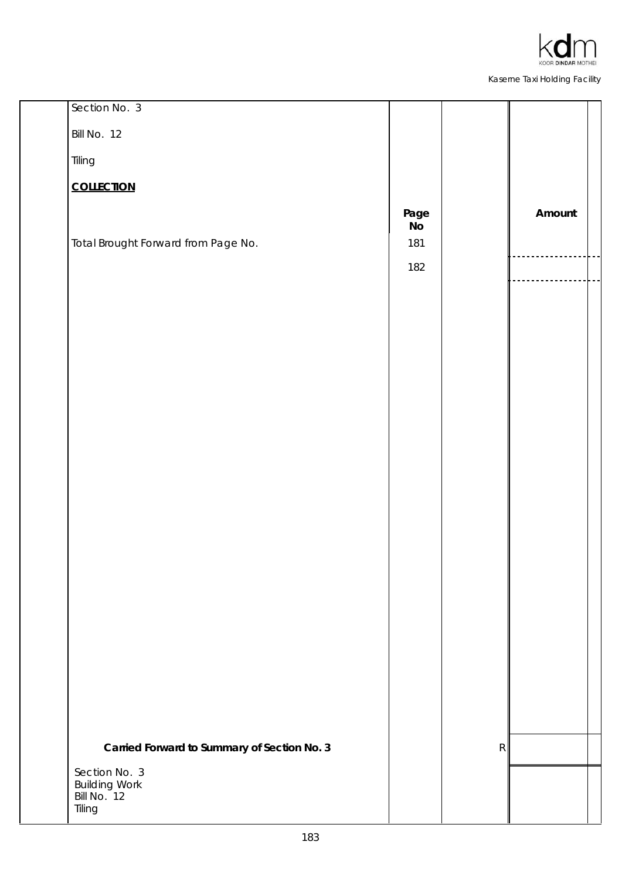Section No. 3

Bill No. 12

Tiling

**COLLECTION**

| | Page No | | Amount |
|---|---|---|---|
| Total Brought Forward from Page No. | 181 | | |
| | 182 | | |
| **Carried Forward to Summary of Section No. 3** | | R | |

Section No. 3
Building Work
Bill No. 12
Tiling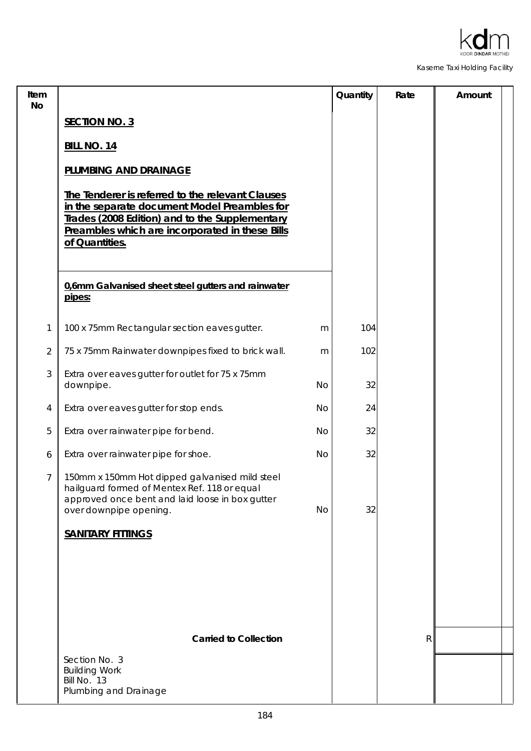| Item No | | | Quantity | Rate | Amount |
|---|---|---|---|---|---|
| | **SECTION NO. 3** | | | | |
| | **BILL NO. 14** | | | | |
| | **PLUMBING AND DRAINAGE** | | | | |
| | **The Tenderer is referred to the relevant Clauses in the separate document Model Preambles for Trades (2008 Edition) and to the Supplementary Preambles which are incorporated in these Bills of Quantities.** | | | | |
| | **0,6mm Galvanised sheet steel gutters and rainwater pipes:** | | | | |
| 1 | 100 x 75mm Rectangular section eaves gutter. | m | 104 | | |
| 2 | 75 x 75mm Rainwater downpipes fixed to brick wall. | m | 102 | | |
| 3 | Extra over eaves gutter for outlet for 75 x 75mm downpipe. | No | 32 | | |
| 4 | Extra over eaves gutter for stop ends. | No | 24 | | |
| 5 | Extra over rainwater pipe for bend. | No | 32 | | |
| 6 | Extra over rainwater pipe for shoe. | No | 32 | | |
| 7 | 150mm x 150mm Hot dipped galvanised mild steel hailguard formed of Mentex Ref. 118 or equal approved once bent and laid loose in box gutter over downpipe opening. | No | 32 | | |
| | **SANITARY FITTINGS** | | | | |
| | **Carried to Collection** | | | R | |
| | Section No. 3<br>Building Work<br>Bill No. 13<br>Plumbing and Drainage | | | | |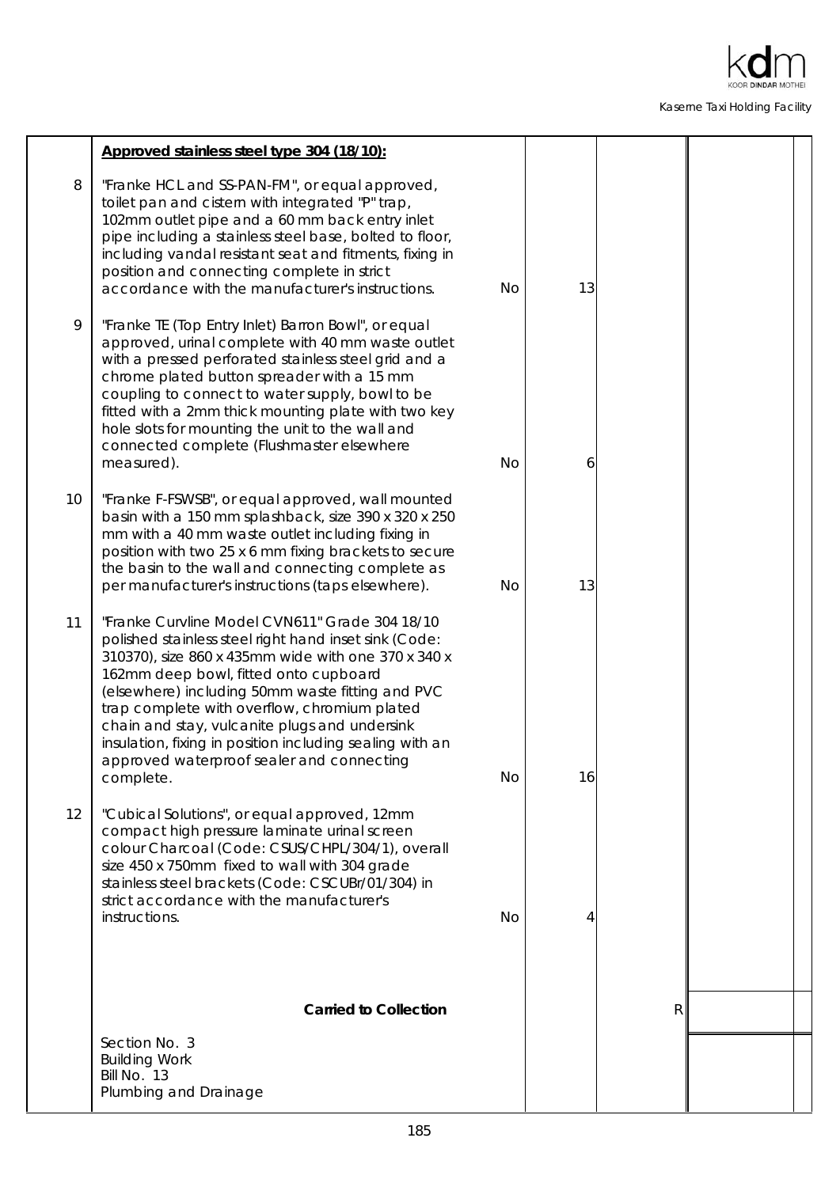| | | | | | |
|---|---|---|---|---|---|
| | **Approved stainless steel type 304 (18/10):** | | | | |
| 8 | "Franke HCL and SS-PAN-FM", or equal approved, toilet pan and cistern with integrated "P" trap, 102mm outlet pipe and a 60 mm back entry inlet pipe including a stainless steel base, bolted to floor, including vandal resistant seat and fitments, fixing in position and connecting complete in strict accordance with the manufacturer's instructions. | No | 13 | | |
| 9 | "Franke TE (Top Entry Inlet) Barron Bowl", or equal approved, urinal complete with 40 mm waste outlet with a pressed perforated stainless steel grid and a chrome plated button spreader with a 15 mm coupling to connect to water supply, bowl to be fitted with a 2mm thick mounting plate with two key hole slots for mounting the unit to the wall and connected complete (Flushmaster elsewhere measured). | No | 6 | | |
| 10 | "Franke F-FSWSB", or equal approved, wall mounted basin with a 150 mm splashback, size 390 x 320 x 250 mm with a 40 mm waste outlet including fixing in position with two 25 x 6 mm fixing brackets to secure the basin to the wall and connecting complete as per manufacturer's instructions (taps elsewhere). | No | 13 | | |
| 11 | "Franke Curvline Model CVN611" Grade 304 18/10 polished stainless steel right hand inset sink (Code: 310370), size 860 x 435mm wide with one 370 x 340 x 162mm deep bowl, fitted onto cupboard (elsewhere) including 50mm waste fitting and PVC trap complete with overflow, chromium plated chain and stay, vulcanite plugs and undersink insulation, fixing in position including sealing with an approved waterproof sealer and connecting complete. | No | 16 | | |
| 12 | "Cubical Solutions", or equal approved, 12mm compact high pressure laminate urinal screen colour Charcoal (Code: CSUS/CHPL/304/1), overall size 450 x 750mm fixed to wall with 304 grade stainless steel brackets (Code: CSCUBr/01/304) in strict accordance with the manufacturer's instructions. | No | 4 | | |
| | **Carried to Collection** | | | R | |
| | Section No. 3<br>Building Work<br>Bill No. 13<br>Plumbing and Drainage | | | | |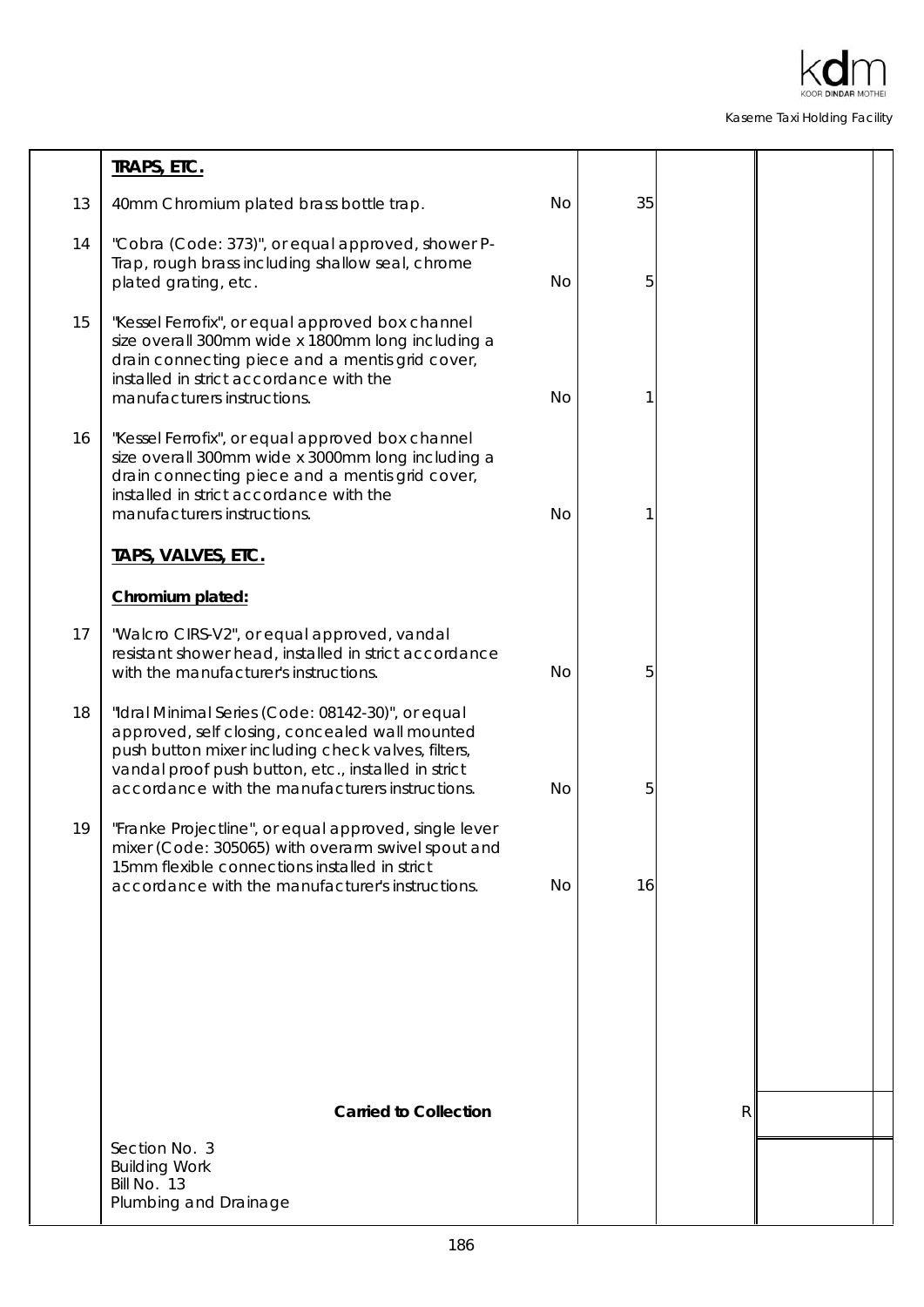| | | | | | |
|---|---|---|---|---|---|
| | **TRAPS, ETC.** | | | | |
| 13 | 40mm Chromium plated brass bottle trap. | No | 35 | | |
| 14 | "Cobra (Code: 373)", or equal approved, shower P-Trap, rough brass including shallow seal, chrome plated grating, etc. | No | 5 | | |
| 15 | "Kessel Ferrofix", or equal approved box channel size overall 300mm wide x 1800mm long including a drain connecting piece and a mentis grid cover, installed in strict accordance with the manufacturers instructions. | No | 1 | | |
| 16 | "Kessel Ferrofix", or equal approved box channel size overall 300mm wide x 3000mm long including a drain connecting piece and a mentis grid cover, installed in strict accordance with the manufacturers instructions. | No | 1 | | |
| | **TAPS, VALVES, ETC.** | | | | |
| | **Chromium plated:** | | | | |
| 17 | "Walcro CIRS-V2", or equal approved, vandal resistant shower head, installed in strict accordance with the manufacturer's instructions. | No | 5 | | |
| 18 | "Idral Minimal Series (Code: 08142-30)", or equal approved, self closing, concealed wall mounted push button mixer including check valves, filters, vandal proof push button, etc., installed in strict accordance with the manufacturers instructions. | No | 5 | | |
| 19 | "Franke Projectline", or equal approved, single lever mixer (Code: 305065) with overarm swivel spout and 15mm flexible connections installed in strict accordance with the manufacturer's instructions. | No | 16 | | |
| | **Carried to Collection** | | | R | |
| | Section No. 3<br>Building Work<br>Bill No. 13<br>Plumbing and Drainage | | | | |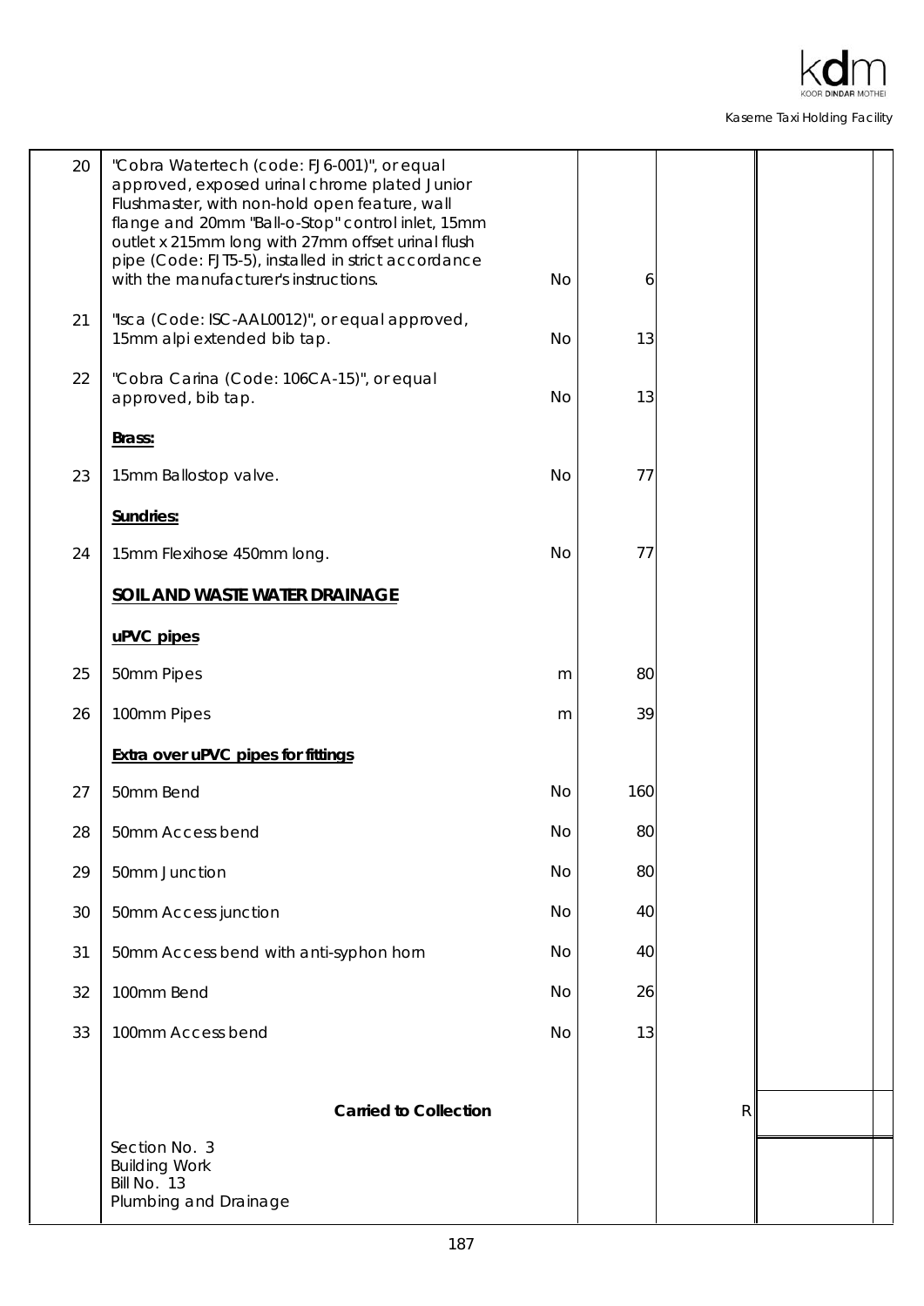| Item | Description | Unit | Qty | Rate | Amount |
|---|---|---|---|---|---|
| 20 | "Cobra Watertech (code: FJ6-001)", or equal approved, exposed urinal chrome plated Junior Flushmaster, with non-hold open feature, wall flange and 20mm "Ball-o-Stop" control inlet, 15mm outlet x 215mm long with 27mm offset urinal flush pipe (Code: FJT5-5), installed in strict accordance with the manufacturer's instructions. | No | 6 | | |
| 21 | "Isca (Code: ISC-AAL0012)", or equal approved, 15mm alpi extended bib tap. | No | 13 | | |
| 22 | "Cobra Carina (Code: 106CA-15)", or equal approved, bib tap. | No | 13 | | |
| | **Brass:** | | | | |
| 23 | 15mm Ballostop valve. | No | 77 | | |
| | **Sundries:** | | | | |
| 24 | 15mm Flexihose 450mm long. | No | 77 | | |
| | **SOIL AND WASTE WATER DRAINAGE** | | | | |
| | **uPVC pipes** | | | | |
| 25 | 50mm Pipes | m | 80 | | |
| 26 | 100mm Pipes | m | 39 | | |
| | **Extra over uPVC pipes for fittings** | | | | |
| 27 | 50mm Bend | No | 160 | | |
| 28 | 50mm Access bend | No | 80 | | |
| 29 | 50mm Junction | No | 80 | | |
| 30 | 50mm Access junction | No | 40 | | |
| 31 | 50mm Access bend with anti-syphon horn | No | 40 | | |
| 32 | 100mm Bend | No | 26 | | |
| 33 | 100mm Access bend | No | 13 | | |
| | **Carried to Collection** | | | R | |

Section No. 3
Building Work
Bill No. 13
Plumbing and Drainage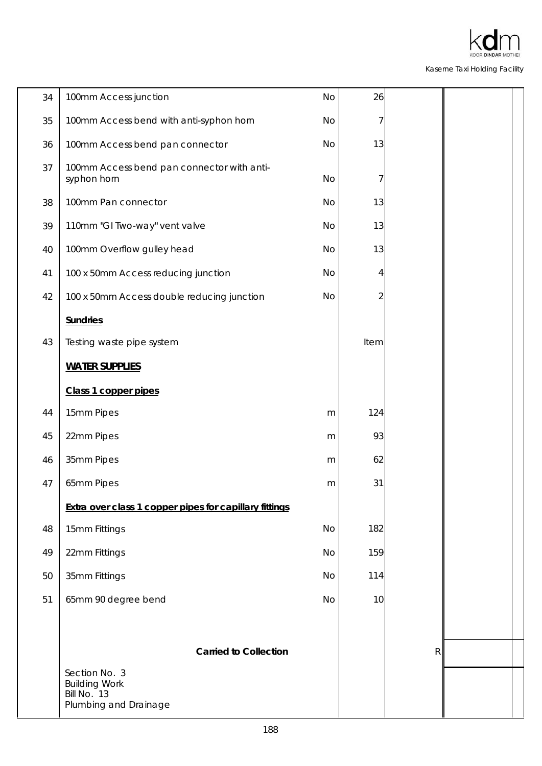| | | | | | |
|---|---|---|---|---|---|
| 34 | 100mm Access junction | No | 26 | | |
| 35 | 100mm Access bend with anti-syphon horn | No | 7 | | |
| 36 | 100mm Access bend pan connector | No | 13 | | |
| 37 | 100mm Access bend pan connector with anti-syphon horn | No | 7 | | |
| 38 | 100mm Pan connector | No | 13 | | |
| 39 | 110mm "GI Two-way" vent valve | No | 13 | | |
| 40 | 100mm Overflow gulley head | No | 13 | | |
| 41 | 100 x 50mm Access reducing junction | No | 4 | | |
| 42 | 100 x 50mm Access double reducing junction | No | 2 | | |
| | **Sundries** | | | | |
| 43 | Testing waste pipe system | | Item | | |
| | **WATER SUPPLIES** | | | | |
| | **Class 1 copper pipes** | | | | |
| 44 | 15mm Pipes | m | 124 | | |
| 45 | 22mm Pipes | m | 93 | | |
| 46 | 35mm Pipes | m | 62 | | |
| 47 | 65mm Pipes | m | 31 | | |
| | **Extra over class 1 copper pipes for capillary fittings** | | | | |
| 48 | 15mm Fittings | No | 182 | | |
| 49 | 22mm Fittings | No | 159 | | |
| 50 | 35mm Fittings | No | 114 | | |
| 51 | 65mm 90 degree bend | No | 10 | | |
| | **Carried to Collection** | | | R | |
| | Section No. 3<br>Building Work<br>Bill No. 13<br>Plumbing and Drainage | | | | |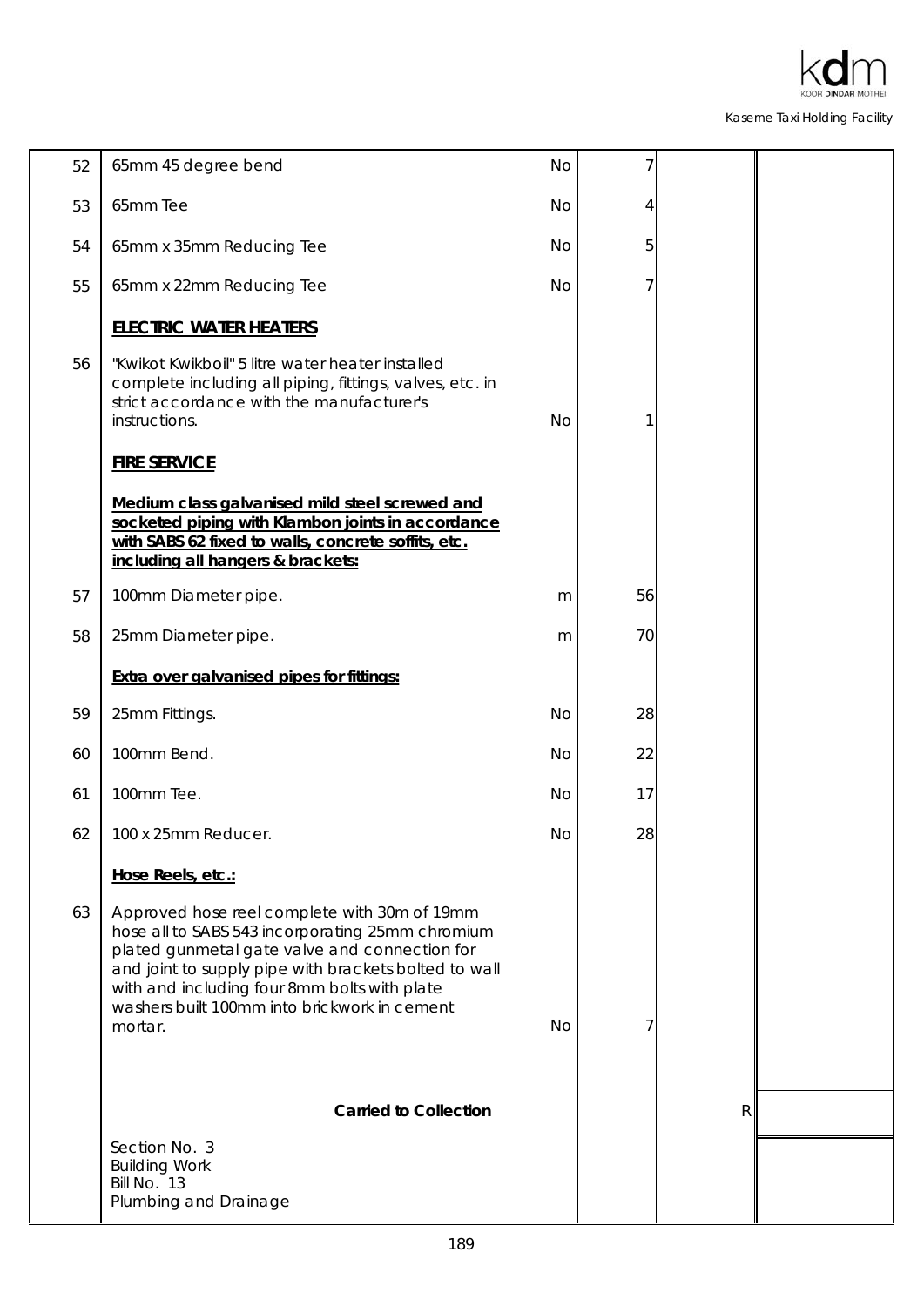| | | | | | |
|---|---|---|---|---|---|
| 52 | 65mm 45 degree bend | No | 7 | | |
| 53 | 65mm Tee | No | 4 | | |
| 54 | 65mm x 35mm Reducing Tee | No | 5 | | |
| 55 | 65mm x 22mm Reducing Tee | No | 7 | | |
| | **ELECTRIC WATER HEATERS** | | | | |
| 56 | "Kwikot Kwikboil" 5 litre water heater installed complete including all piping, fittings, valves, etc. in strict accordance with the manufacturer's instructions. | No | 1 | | |
| | **FIRE SERVICE** | | | | |
| | **Medium class galvanised mild steel screwed and socketed piping with Klambon joints in accordance with SABS 62 fixed to walls, concrete soffits, etc. including all hangers & brackets:** | | | | |
| 57 | 100mm Diameter pipe. | m | 56 | | |
| 58 | 25mm Diameter pipe. | m | 70 | | |
| | **Extra over galvanised pipes for fittings:** | | | | |
| 59 | 25mm Fittings. | No | 28 | | |
| 60 | 100mm Bend. | No | 22 | | |
| 61 | 100mm Tee. | No | 17 | | |
| 62 | 100 x 25mm Reducer. | No | 28 | | |
| | **Hose Reels, etc.:** | | | | |
| 63 | Approved hose reel complete with 30m of 19mm hose all to SABS 543 incorporating 25mm chromium plated gunmetal gate valve and connection for and joint to supply pipe with brackets bolted to wall with and including four 8mm bolts with plate washers built 100mm into brickwork in cement mortar. | No | 7 | | |
| | **Carried to Collection** | | | R | |
| | Section No. 3<br>Building Work<br>Bill No. 13<br>Plumbing and Drainage | | | | |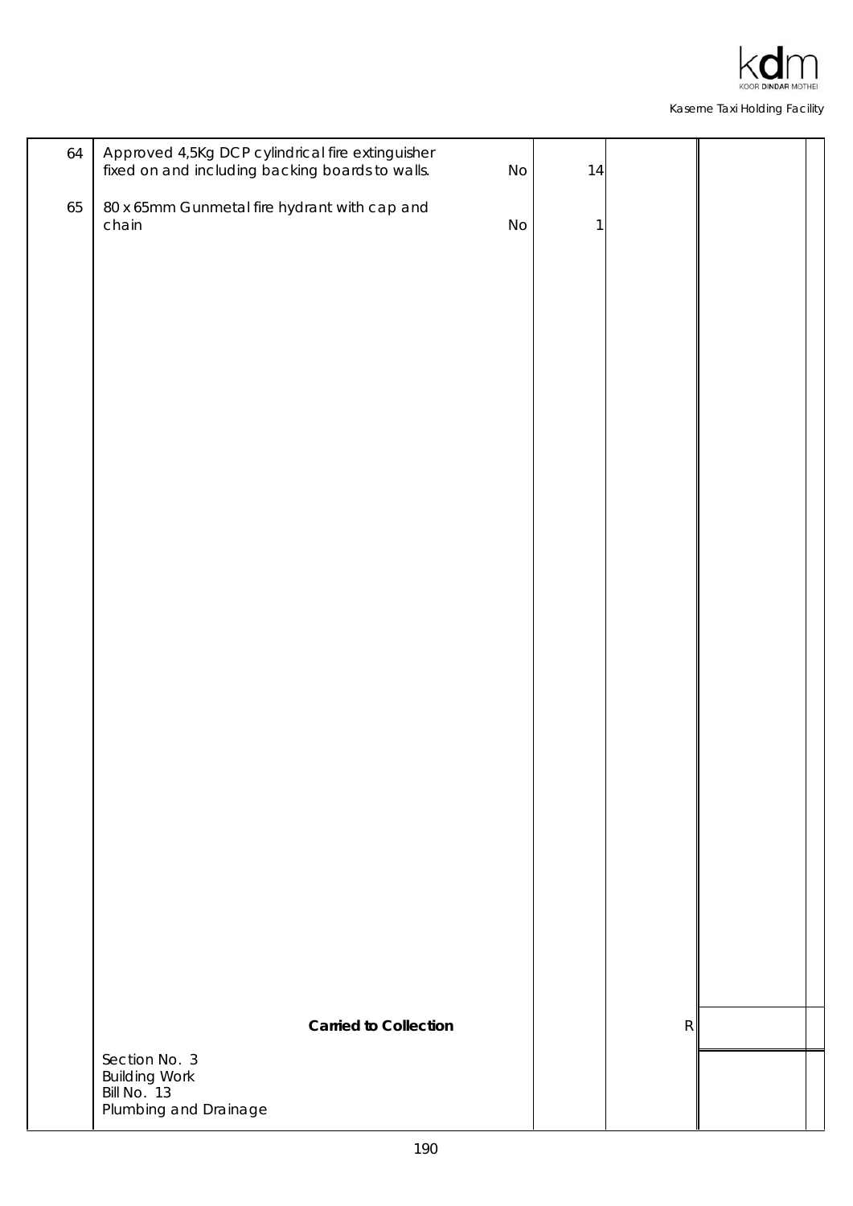| | | | | | |
|---|---|---|---|---|---|
| 64 | Approved 4,5Kg DCP cylindrical fire extinguisher fixed on and including backing boards to walls. | No | 14 | | |
| 65 | 80 x 65mm Gunmetal fire hydrant with cap and chain | No | 1 | | |
| | **Carried to Collection** | | | R | |
| | Section No. 3<br>Building Work<br>Bill No. 13<br>Plumbing and Drainage | | | | |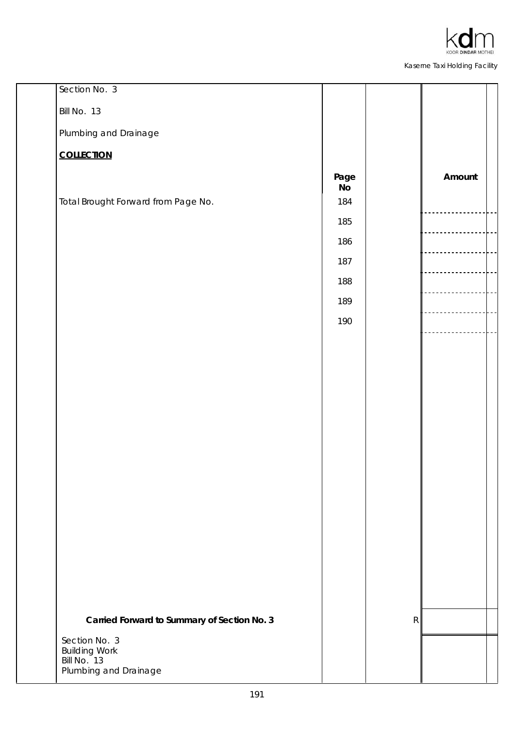Section No. 3

Bill No. 13

Plumbing and Drainage

**COLLECTION**

| | Page No | | Amount |
|---|---|---|---|
| Total Brought Forward from Page No. | 184 | | |
| | 185 | | |
| | 186 | | |
| | 187 | | |
| | 188 | | |
| | 189 | | |
| | 190 | | |
| **Carried Forward to Summary of Section No. 3** | | R | |

Section No. 3
Building Work
Bill No. 13
Plumbing and Drainage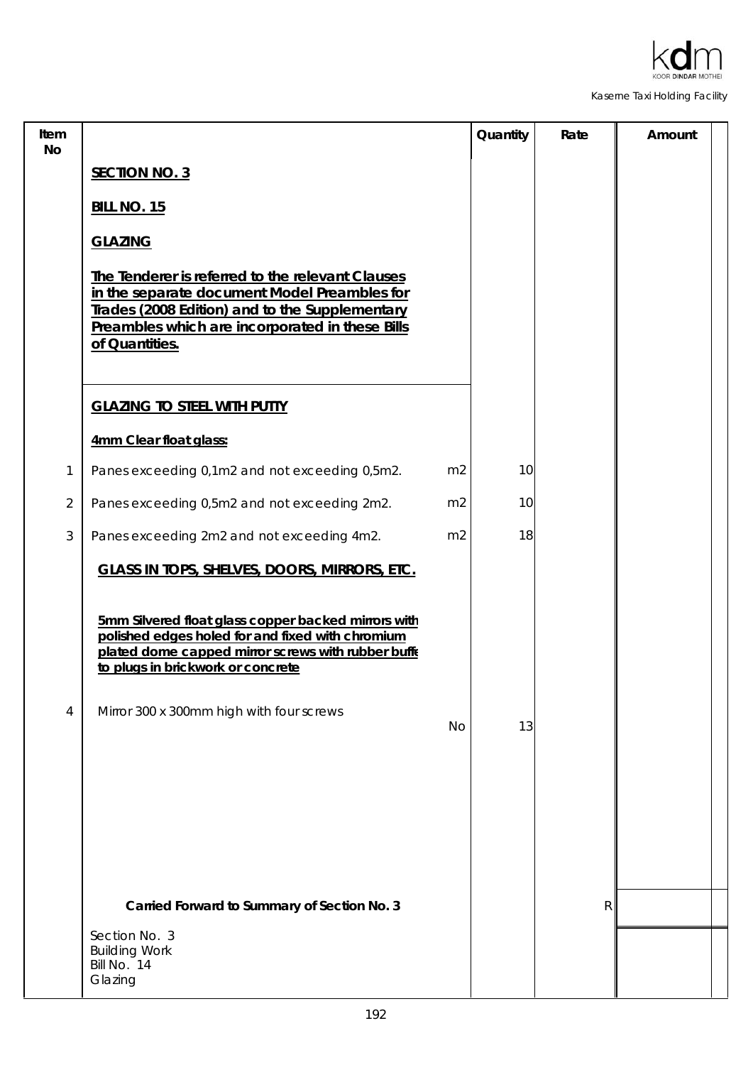| Item No | | | Quantity | Rate | Amount |
|---|---|---|---|---|---|
| | **SECTION NO. 3** | | | | |
| | **BILL NO. 15** | | | | |
| | **GLAZING** | | | | |
| | **The Tenderer is referred to the relevant Clauses in the separate document Model Preambles for Trades (2008 Edition) and to the Supplementary Preambles which are incorporated in these Bills of Quantities.** | | | | |
| | **GLAZING TO STEEL WITH PUTTY** | | | | |
| | **4mm Clear float glass:** | | | | |
| 1 | Panes exceeding 0,1m2 and not exceeding 0,5m2. | m2 | 10 | | |
| 2 | Panes exceeding 0,5m2 and not exceeding 2m2. | m2 | 10 | | |
| 3 | Panes exceeding 2m2 and not exceeding 4m2. | m2 | 18 | | |
| | **GLASS IN TOPS, SHELVES, DOORS, MIRRORS, ETC.** | | | | |
| | **5mm Silvered float glass copper backed mirrors with polished edges holed for and fixed with chromium plated dome capped mirror screws with rubber buffe to plugs in brickwork or concrete** | | | | |
| 4 | Mirror 300 x 300mm high with four screws | No | 13 | | |
| | **Carried Forward to Summary of Section No. 3** | | | R | |
| | Section No. 3<br>Building Work<br>Bill No. 14<br>Glazing | | | | |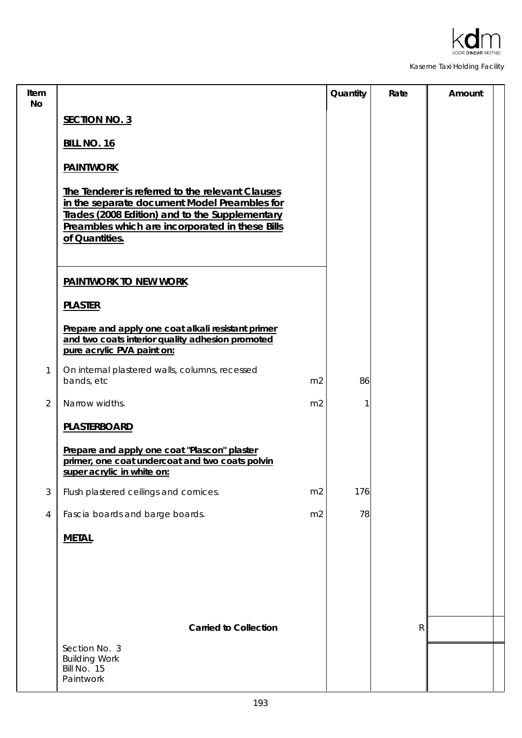| Item No | | | Quantity | Rate | Amount |
|---|---|---|---|---|---|
| | **SECTION NO. 3** | | | | |
| | **BILL NO. 16** | | | | |
| | **PAINTWORK** | | | | |
| | **The Tenderer is referred to the relevant Clauses in the separate document Model Preambles for Trades (2008 Edition) and to the Supplementary Preambles which are incorporated in these Bills of Quantities.** | | | | |
| | **PAINTWORK TO NEW WORK** | | | | |
| | **PLASTER** | | | | |
| | **Prepare and apply one coat alkali resistant primer and two coats interior quality adhesion promoted pure acrylic PVA paint on:** | | | | |
| 1 | On internal plastered walls, columns, recessed bands, etc | m2 | 86 | | |
| 2 | Narrow widths. | m2 | 1 | | |
| | **PLASTERBOARD** | | | | |
| | **Prepare and apply one coat "Plascon" plaster primer, one coat undercoat and two coats polvin super acrylic in white on:** | | | | |
| 3 | Flush plastered ceilings and cornices. | m2 | 176 | | |
| 4 | Fascia boards and barge boards. | m2 | 78 | | |
| | **METAL** | | | | |
| | **Carried to Collection** | | | R | |
| | Section No. 3<br>Building Work<br>Bill No. 15<br>Paintwork | | | | |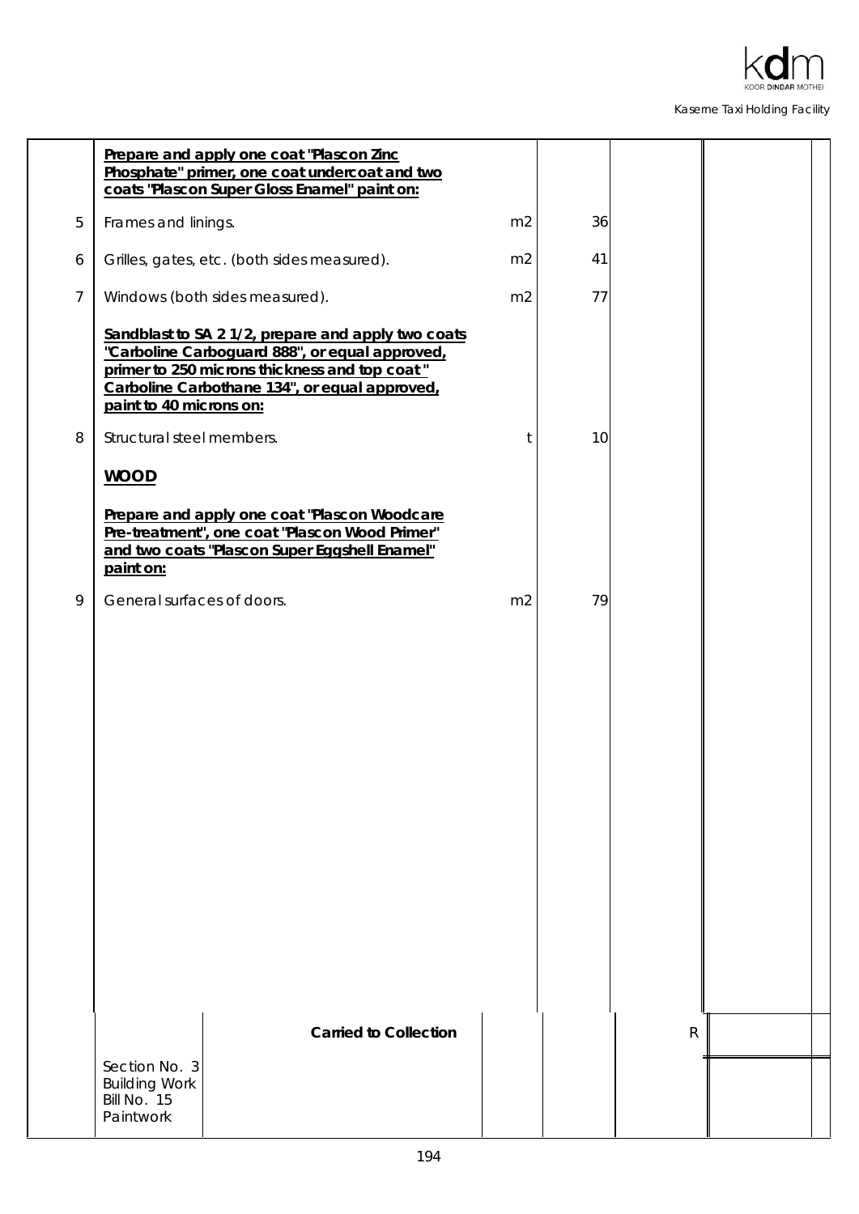| | | | | | |
|---|---|---|---|---|---|
| | **Prepare and apply one coat "Plascon Zinc Phosphate" primer, one coat undercoat and two coats "Plascon Super Gloss Enamel" paint on:** | | | | |
| 5 | Frames and linings. | m2 | 36 | | |
| 6 | Grilles, gates, etc. (both sides measured). | m2 | 41 | | |
| 7 | Windows (both sides measured). | m2 | 77 | | |
| | **Sandblast to SA 2 1/2, prepare and apply two coats "Carboline Carboguard 888", or equal approved, primer to 250 microns thickness and top coat " Carboline Carbothane 134", or equal approved, paint to 40 microns on:** | | | | |
| 8 | Structural steel members. | t | 10 | | |
| | **WOOD** | | | | |
| | **Prepare and apply one coat "Plascon Woodcare Pre-treatment", one coat "Plascon Wood Primer" and two coats "Plascon Super Eggshell Enamel" paint on:** | | | | |
| 9 | General surfaces of doors. | m2 | 79 | | |
| | **Carried to Collection** | | | R | |

Section No. 3
Building Work
Bill No. 15
Paintwork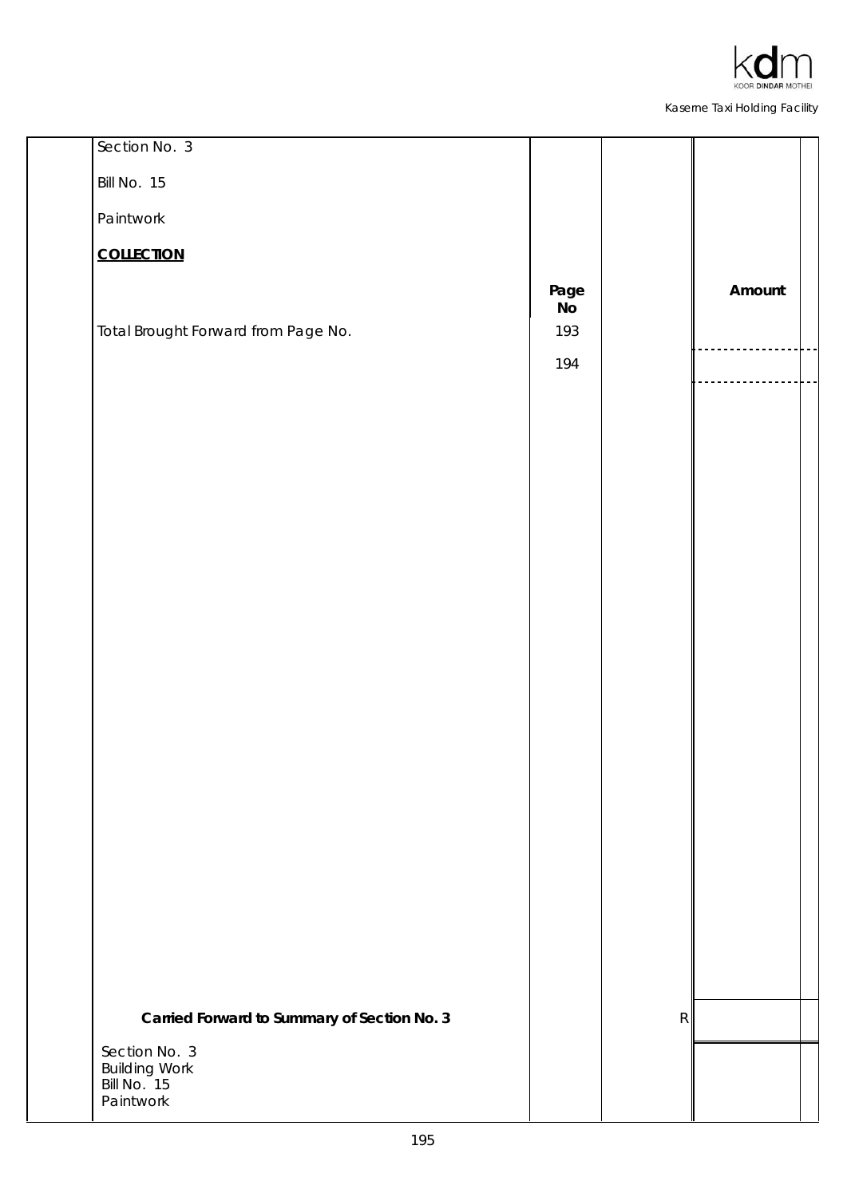Section No. 3

Bill No. 15

Paintwork

**COLLECTION**

| | Page No | | Amount |
|---|---|---|---|
| Total Brought Forward from Page No. | 193 | | |
| | 194 | | |
| **Carried Forward to Summary of Section No. 3** | | R | |

Section No. 3
Building Work
Bill No. 15
Paintwork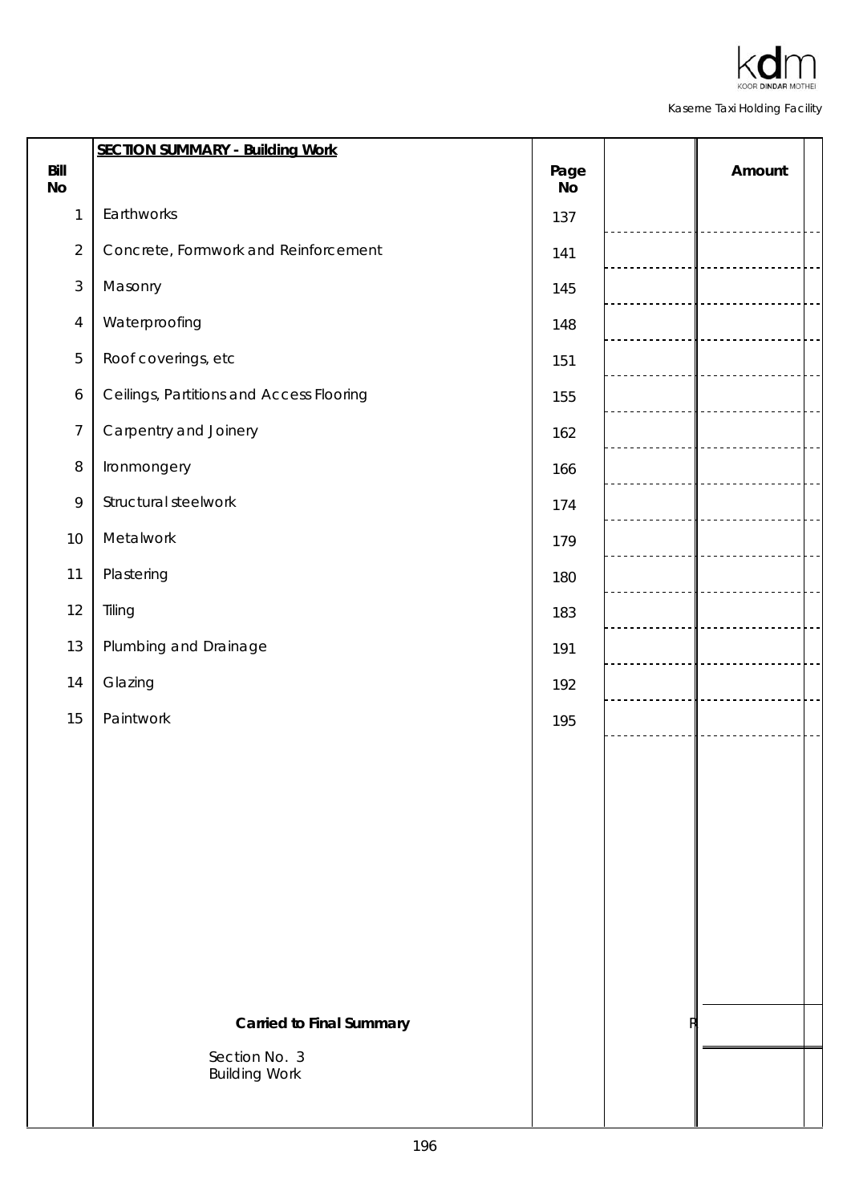| Bill No | SECTION SUMMARY - Building Work | Page No | | Amount |
|---|---|---|---|---|
| 1 | Earthworks | 137 | | |
| 2 | Concrete, Formwork and Reinforcement | 141 | | |
| 3 | Masonry | 145 | | |
| 4 | Waterproofing | 148 | | |
| 5 | Roof coverings, etc | 151 | | |
| 6 | Ceilings, Partitions and Access Flooring | 155 | | |
| 7 | Carpentry and Joinery | 162 | | |
| 8 | Ironmongery | 166 | | |
| 9 | Structural steelwork | 174 | | |
| 10 | Metalwork | 179 | | |
| 11 | Plastering | 180 | | |
| 12 | Tiling | 183 | | |
| 13 | Plumbing and Drainage | 191 | | |
| 14 | Glazing | 192 | | |
| 15 | Paintwork | 195 | | |
| | **Carried to Final Summary** | | R | |
| | Section No. 3<br>Building Work | | | |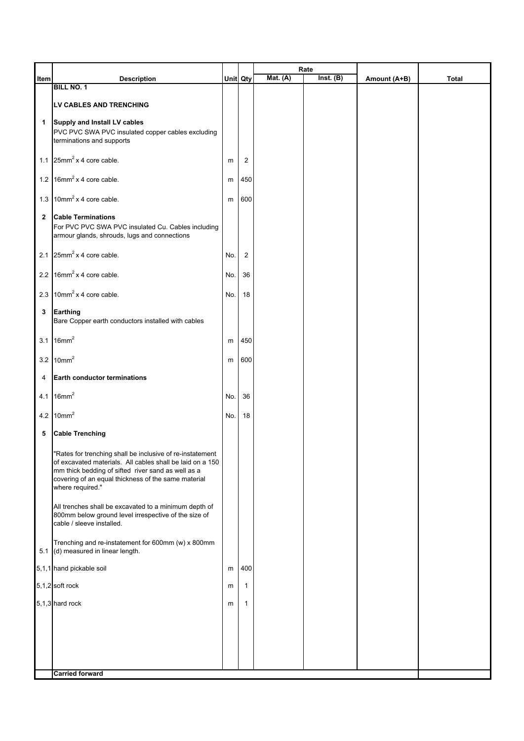| Item | Description | Unit | Qty | Rate | | Amount (A+B) | Total |
|---|---|---|---|---|---|---|---|
| | | | | Mat. (A) | Inst. (B) | | |
| | **BILL NO. 1** | | | | | | |
| | **LV CABLES AND TRENCHING** | | | | | | |
| **1** | **Supply and Install LV cables** PVC PVC SWA PVC insulated copper cables excluding terminations and supports | | | | | | |
| 1.1 | $25mm^2$ x 4 core cable. | m | 2 | | | | |
| 1.2 | $16mm^2$ x 4 core cable. | m | 450 | | | | |
| 1.3 | $10mm^2$ x 4 core cable. | m | 600 | | | | |
| **2** | **Cable Terminations** For PVC PVC SWA PVC insulated Cu. Cables including armour glands, shrouds, lugs and connections | | | | | | |
| 2.1 | $25mm^2$ x 4 core cable. | No. | 2 | | | | |
| 2.2 | $16mm^2$ x 4 core cable. | No. | 36 | | | | |
| 2.3 | $10mm^2$ x 4 core cable. | No. | 18 | | | | |
| **3** | **Earthing** Bare Copper earth conductors installed with cables | | | | | | |
| 3.1 | $16mm^2$ | m | 450 | | | | |
| 3.2 | $10mm^2$ | m | 600 | | | | |
| 4 | **Earth conductor terminations** | | | | | | |
| 4.1 | $16mm^2$ | No. | 36 | | | | |
| 4.2 | $10mm^2$ | No. | 18 | | | | |
| **5** | **Cable Trenching** | | | | | | |
| | "Rates for trenching shall be inclusive of re-instatement of excavated materials. All cables shall be laid on a 150 mm thick bedding of sifted river sand as well as a covering of an equal thickness of the same material where required." | | | | | | |
| | All trenches shall be excavated to a minimum depth of 800mm below ground level irrespective of the size of cable / sleeve installed. | | | | | | |
| 5.1 | Trenching and re-instatement for 600mm (w) x 800mm (d) measured in linear length. | | | | | | |
| 5,1,1 | hand pickable soil | m | 400 | | | | |
| 5,1,2 | soft rock | m | 1 | | | | |
| 5,1,3 | hard rock | m | 1 | | | | |
| | **Carried forward** | | | | | | |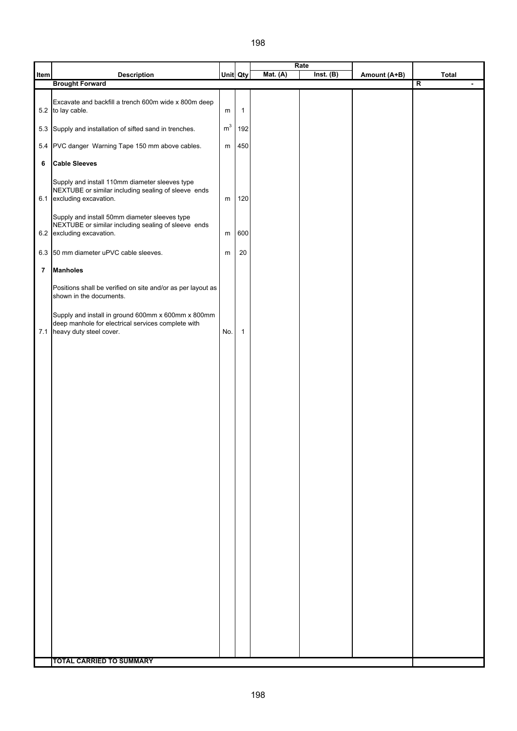| Item | Description | Unit | Qty | Rate | | Amount (A+B) | Total |
|---|---|---|---|---|---|---|---|
| | | | | Mat. (A) | Inst. (B) | | |
| | **Brought Forward** | | | | | | R - |
| 5.2 | Excavate and backfill a trench 600m wide x 800m deep to lay cable. | m | 1 | | | | |
| 5.3 | Supply and installation of sifted sand in trenches. | $m^3$ | 192 | | | | |
| 5.4 | PVC danger Warning Tape 150 mm above cables. | m | 450 | | | | |
| **6** | **Cable Sleeves** | | | | | | |
| 6.1 | Supply and install 110mm diameter sleeves type NEXTUBE or similar including sealing of sleeve ends excluding excavation. | m | 120 | | | | |
| 6.2 | Supply and install 50mm diameter sleeves type NEXTUBE or similar including sealing of sleeve ends excluding excavation. | m | 600 | | | | |
| 6.3 | 50 mm diameter uPVC cable sleeves. | m | 20 | | | | |
| **7** | **Manholes** | | | | | | |
| | Positions shall be verified on site and/or as per layout as shown in the documents. | | | | | | |
| 7.1 | Supply and install in ground 600mm x 600mm x 800mm deep manhole for electrical services complete with heavy duty steel cover. | No. | 1 | | | | |
| | **TOTAL CARRIED TO SUMMARY** | | | | | | |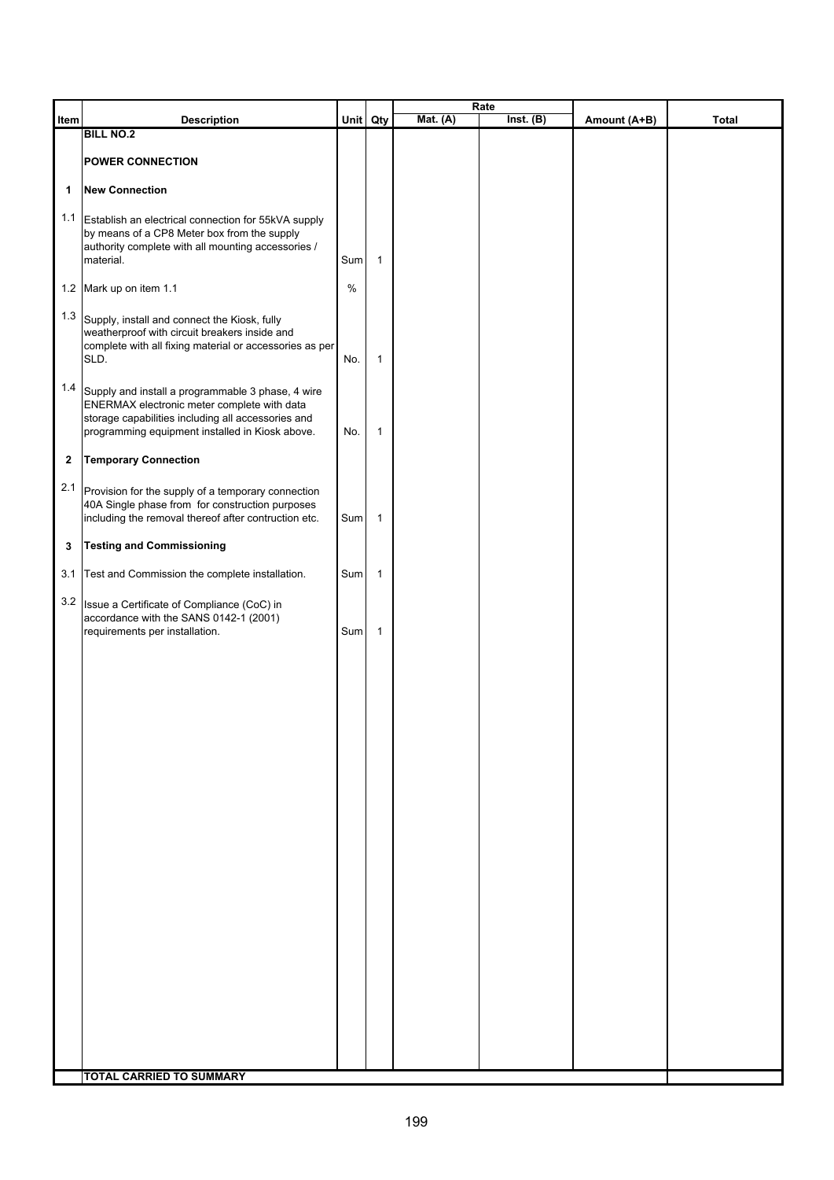| Item | Description | Unit | Qty | Rate | | Amount (A+B) | Total |
|---|---|---|---|---|---|---|---|
| | | | | Mat. (A) | Inst. (B) | | |
| | **BILL NO.2** | | | | | | |
| | **POWER CONNECTION** | | | | | | |
| **1** | **New Connection** | | | | | | |
| 1.1 | Establish an electrical connection for 55kVA supply by means of a CP8 Meter box from the supply authority complete with all mounting accessories / material. | Sum | 1 | | | | |
| 1.2 | Mark up on item 1.1 | % | | | | | |
| 1.3 | Supply, install and connect the Kiosk, fully weatherproof with circuit breakers inside and complete with all fixing material or accessories as per SLD. | No. | 1 | | | | |
| 1.4 | Supply and install a programmable 3 phase, 4 wire ENERMAX electronic meter complete with data storage capabilities including all accessories and programming equipment installed in Kiosk above. | No. | 1 | | | | |
| **2** | **Temporary Connection** | | | | | | |
| 2.1 | Provision for the supply of a temporary connection 40A Single phase from for construction purposes including the removal thereof after contruction etc. | Sum | 1 | | | | |
| **3** | **Testing and Commissioning** | | | | | | |
| 3.1 | Test and Commission the complete installation. | Sum | 1 | | | | |
| 3.2 | Issue a Certificate of Compliance (CoC) in accordance with the SANS 0142-1 (2001) requirements per installation. | Sum | 1 | | | | |
| | **TOTAL CARRIED TO SUMMARY** | | | | | | |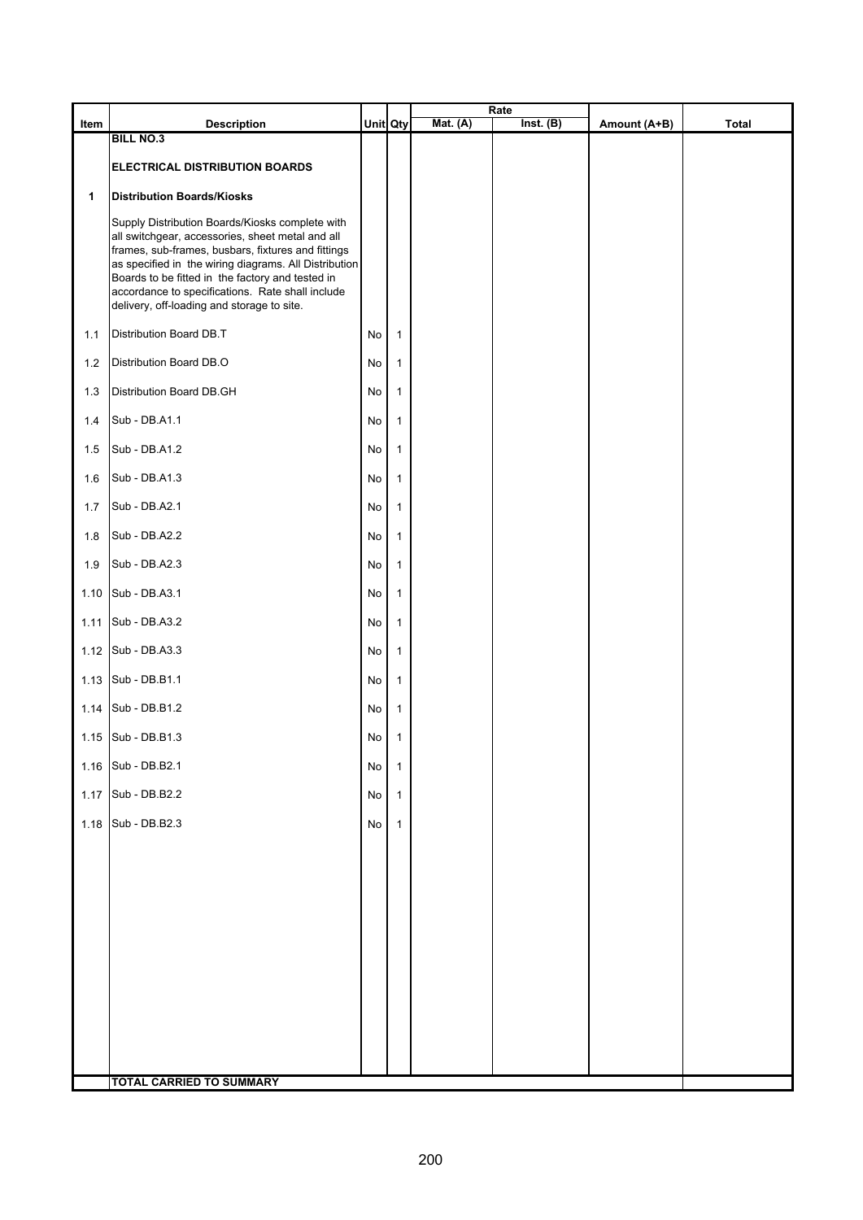| Item | Description | Unit | Qty | Rate | | Amount (A+B) | Total |
|---|---|---|---|---|---|---|---|
| | | | | Mat. (A) | Inst. (B) | | |
| | **BILL NO.3** | | | | | | |
| | **ELECTRICAL DISTRIBUTION BOARDS** | | | | | | |
| **1** | **Distribution Boards/Kiosks** | | | | | | |
| | Supply Distribution Boards/Kiosks complete with all switchgear, accessories, sheet metal and all frames, sub-frames, busbars, fixtures and fittings as specified in the wiring diagrams. All Distribution Boards to be fitted in the factory and tested in accordance to specifications. Rate shall include delivery, off-loading and storage to site. | | | | | | |
| 1.1 | Distribution Board DB.T | No | 1 | | | | |
| 1.2 | Distribution Board DB.O | No | 1 | | | | |
| 1.3 | Distribution Board DB.GH | No | 1 | | | | |
| 1.4 | Sub - DB.A1.1 | No | 1 | | | | |
| 1.5 | Sub - DB.A1.2 | No | 1 | | | | |
| 1.6 | Sub - DB.A1.3 | No | 1 | | | | |
| 1.7 | Sub - DB.A2.1 | No | 1 | | | | |
| 1.8 | Sub - DB.A2.2 | No | 1 | | | | |
| 1.9 | Sub - DB.A2.3 | No | 1 | | | | |
| 1.10 | Sub - DB.A3.1 | No | 1 | | | | |
| 1.11 | Sub - DB.A3.2 | No | 1 | | | | |
| 1.12 | Sub - DB.A3.3 | No | 1 | | | | |
| 1.13 | Sub - DB.B1.1 | No | 1 | | | | |
| 1.14 | Sub - DB.B1.2 | No | 1 | | | | |
| 1.15 | Sub - DB.B1.3 | No | 1 | | | | |
| 1.16 | Sub - DB.B2.1 | No | 1 | | | | |
| 1.17 | Sub - DB.B2.2 | No | 1 | | | | |
| 1.18 | Sub - DB.B2.3 | No | 1 | | | | |
| | **TOTAL CARRIED TO SUMMARY** | | | | | | |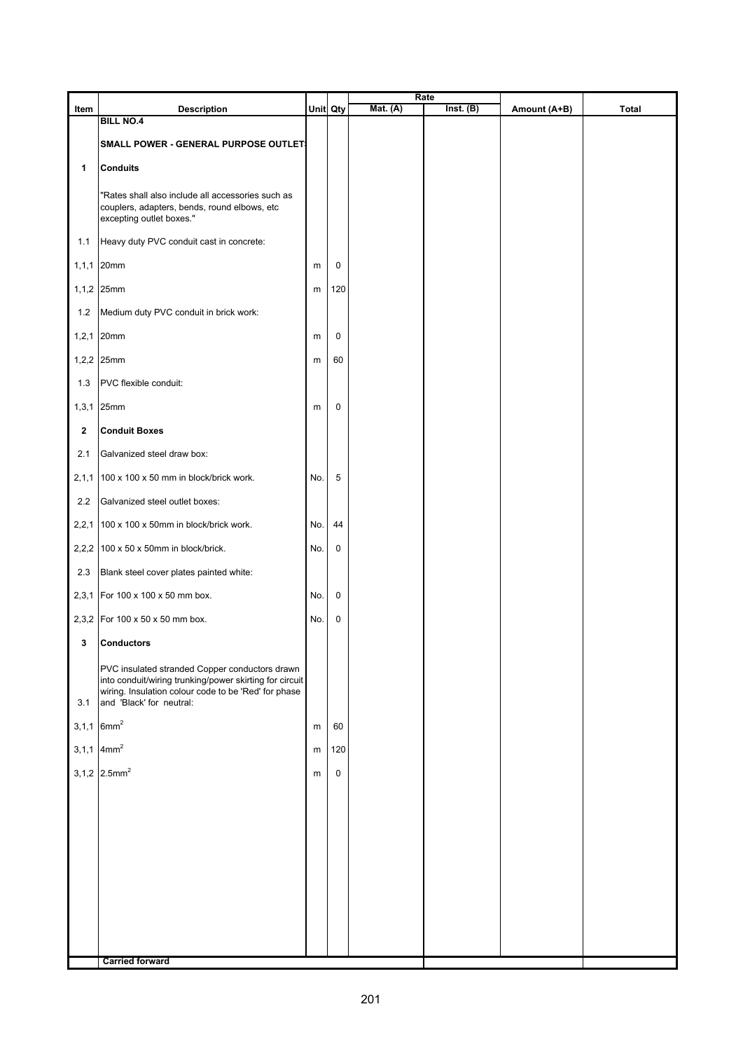| Item | Description | Unit | Qty | Rate Mat. (A) | Rate Inst. (B) | Amount (A+B) | Total |
|---|---|---|---|---|---|---|---|
| | **BILL NO.4** | | | | | | |
| | **SMALL POWER - GENERAL PURPOSE OUTLET** | | | | | | |
| **1** | **Conduits** | | | | | | |
| | "Rates shall also include all accessories such as couplers, adapters, bends, round elbows, etc excepting outlet boxes." | | | | | | |
| 1.1 | Heavy duty PVC conduit cast in concrete: | | | | | | |
| 1,1,1 | 20mm | m | 0 | | | | |
| 1,1,2 | 25mm | m | 120 | | | | |
| 1.2 | Medium duty PVC conduit in brick work: | | | | | | |
| 1,2,1 | 20mm | m | 0 | | | | |
| 1,2,2 | 25mm | m | 60 | | | | |
| 1.3 | PVC flexible conduit: | | | | | | |
| 1,3,1 | 25mm | m | 0 | | | | |
| **2** | **Conduit Boxes** | | | | | | |
| 2.1 | Galvanized steel draw box: | | | | | | |
| 2,1,1 | 100 x 100 x 50 mm in block/brick work. | No. | 5 | | | | |
| 2.2 | Galvanized steel outlet boxes: | | | | | | |
| 2,2,1 | 100 x 100 x 50mm in block/brick work. | No. | 44 | | | | |
| 2,2,2 | 100 x 50 x 50mm in block/brick. | No. | 0 | | | | |
| 2.3 | Blank steel cover plates painted white: | | | | | | |
| 2,3,1 | For 100 x 100 x 50 mm box. | No. | 0 | | | | |
| 2,3,2 | For 100 x 50 x 50 mm box. | No. | 0 | | | | |
| **3** | **Conductors** | | | | | | |
| 3.1 | PVC insulated stranded Copper conductors drawn into conduit/wiring trunking/power skirting for circuit wiring. Insulation colour code to be 'Red' for phase and 'Black' for neutral: | | | | | | |
| 3,1,1 | $6mm^2$ | m | 60 | | | | |
| 3,1,1 | $4mm^2$ | m | 120 | | | | |
| 3,1,2 | $2.5mm^2$ | m | 0 | | | | |
| | **Carried forward** | | | | | | |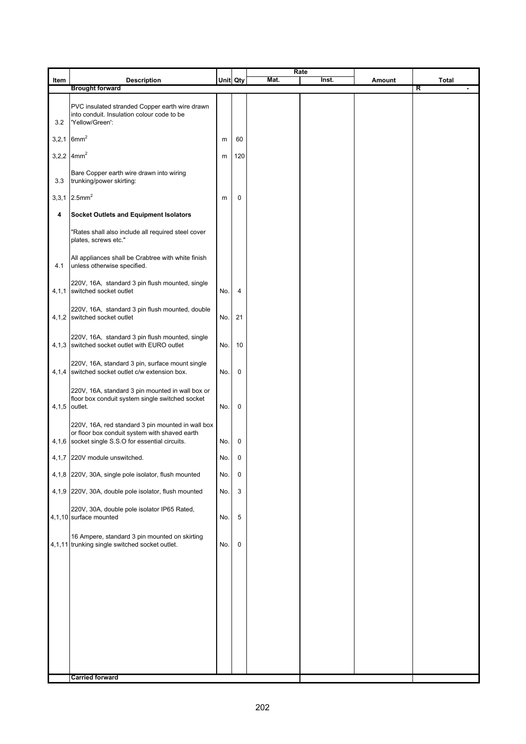| Item | Description | Unit | Qty | Rate | | Amount | Total |
|---|---|---|---|---|---|---|---|
| | | | | Mat. | Inst. | | |
| | **Brought forward** | | | | | | R - |
| 3.2 | PVC insulated stranded Copper earth wire drawn into conduit. Insulation colour code to be 'Yellow/Green': | | | | | | |
| 3,2,1 | $6mm^2$ | m | 60 | | | | |
| 3,2,2 | $4mm^2$ | m | 120 | | | | |
| 3.3 | Bare Copper earth wire drawn into wiring trunking/power skirting: | | | | | | |
| 3,3,1 | $2.5mm^2$ | m | 0 | | | | |
| **4** | **Socket Outlets and Equipment Isolators** | | | | | | |
| | "Rates shall also include all required steel cover plates, screws etc." | | | | | | |
| 4.1 | All appliances shall be Crabtree with white finish unless otherwise specified. | | | | | | |
| 4,1,1 | 220V, 16A, standard 3 pin flush mounted, single switched socket outlet | No. | 4 | | | | |
| 4,1,2 | 220V, 16A, standard 3 pin flush mounted, double switched socket outlet | No. | 21 | | | | |
| 4,1,3 | 220V, 16A, standard 3 pin flush mounted, single switched socket outlet with EURO outlet | No. | 10 | | | | |
| 4,1,4 | 220V, 16A, standard 3 pin, surface mount single switched socket outlet c/w extension box. | No. | 0 | | | | |
| 4,1,5 | 220V, 16A, standard 3 pin mounted in wall box or floor box conduit system single switched socket outlet. | No. | 0 | | | | |
| 4,1,6 | 220V, 16A, red standard 3 pin mounted in wall box or floor box conduit system with shaved earth socket single S.S.O for essential circuits. | No. | 0 | | | | |
| 4,1,7 | 220V module unswitched. | No. | 0 | | | | |
| 4,1,8 | 220V, 30A, single pole isolator, flush mounted | No. | 0 | | | | |
| 4,1,9 | 220V, 30A, double pole isolator, flush mounted | No. | 3 | | | | |
| 4,1,10 | 220V, 30A, double pole isolator IP65 Rated, surface mounted | No. | 5 | | | | |
| 4,1,11 | 16 Ampere, standard 3 pin mounted on skirting trunking single switched socket outlet. | No. | 0 | | | | |
| | **Carried forward** | | | | | | |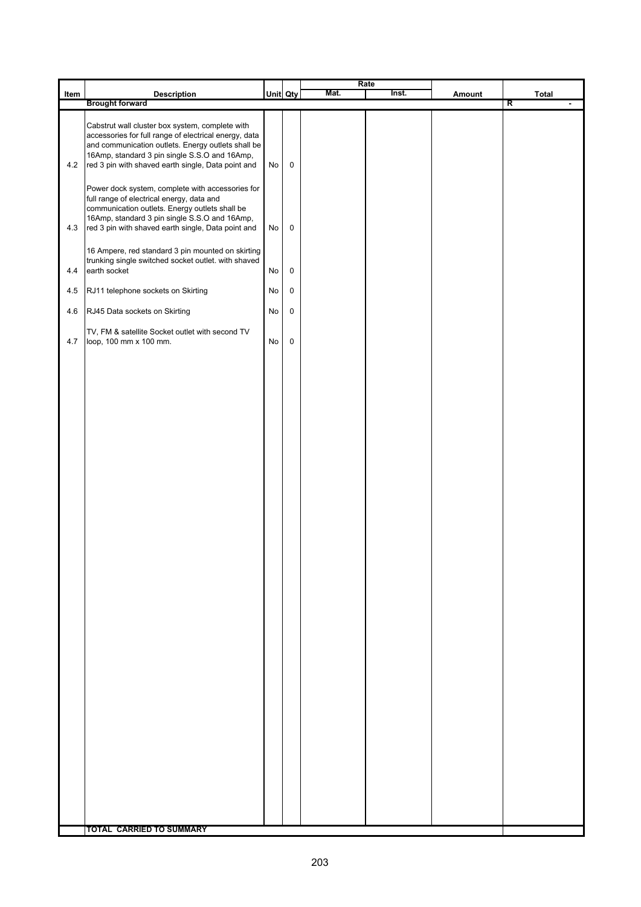| Item | Description | Unit | Qty | Rate Mat. | Rate Inst. | Amount | Total |
|---|---|---|---|---|---|---|---|
| | **Brought forward** | | | | | | R - |
| 4.2 | Cabstrut wall cluster box system, complete with accessories for full range of electrical energy, data and communication outlets. Energy outlets shall be 16Amp, standard 3 pin single S.S.O and 16Amp, red 3 pin with shaved earth single, Data point and | No | 0 | | | | |
| 4.3 | Power dock system, complete with accessories for full range of electrical energy, data and communication outlets. Energy outlets shall be 16Amp, standard 3 pin single S.S.O and 16Amp, red 3 pin with shaved earth single, Data point and | No | 0 | | | | |
| 4.4 | 16 Ampere, red standard 3 pin mounted on skirting trunking single switched socket outlet. with shaved earth socket | No | 0 | | | | |
| 4.5 | RJ11 telephone sockets on Skirting | No | 0 | | | | |
| 4.6 | RJ45 Data sockets on Skirting | No | 0 | | | | |
| 4.7 | TV, FM & satellite Socket outlet with second TV loop, 100 mm x 100 mm. | No | 0 | | | | |
| | **TOTAL CARRIED TO SUMMARY** | | | | | | |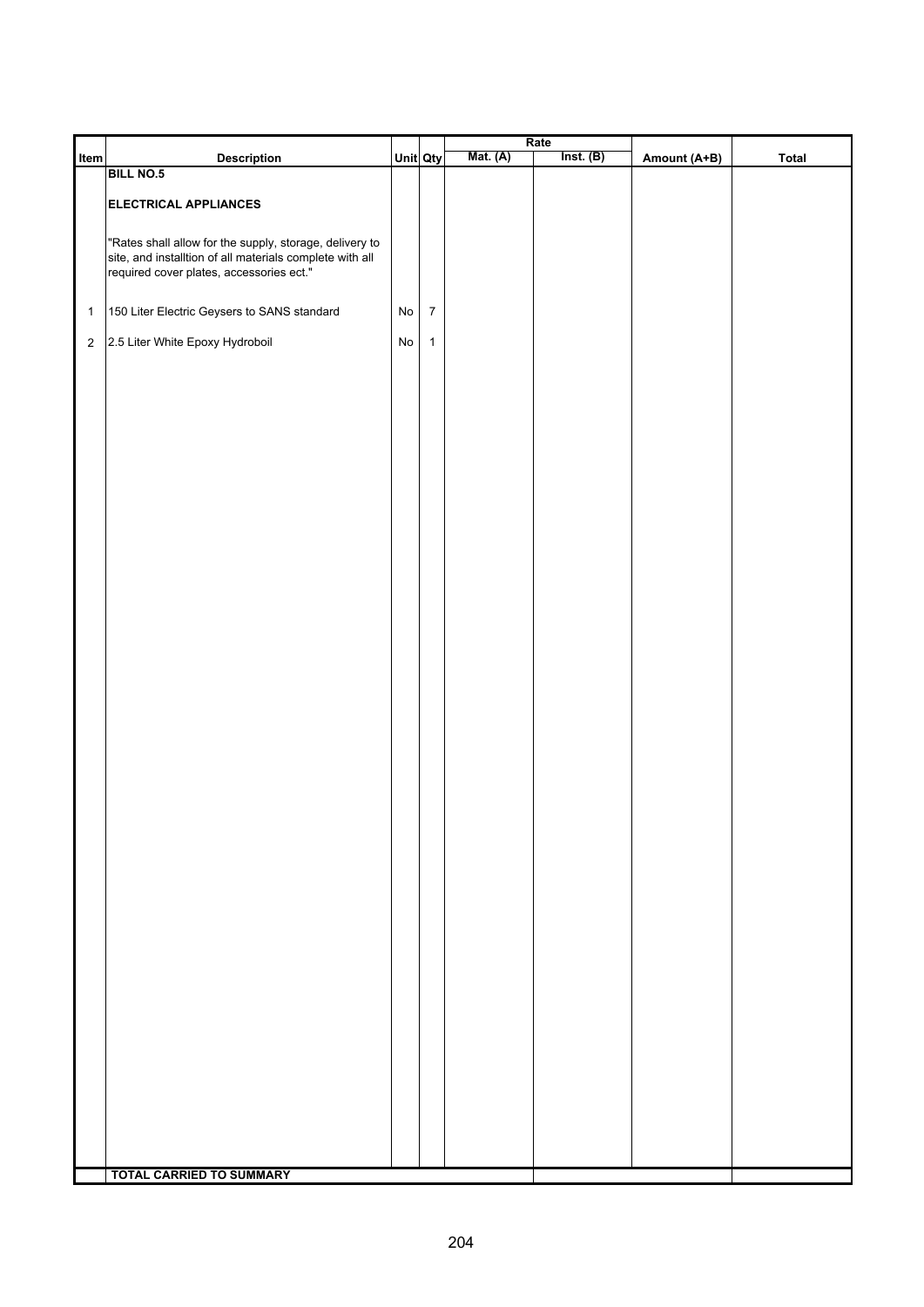| Item | Description | Unit | Qty | Rate | | Amount (A+B) | Total |
|---|---|---|---|---|---|---|---|
| | | | | Mat. (A) | Inst. (B) | | |
| | **BILL NO.5** | | | | | | |
| | **ELECTRICAL APPLIANCES** | | | | | | |
| | "Rates shall allow for the supply, storage, delivery to site, and installtion of all materials complete with all required cover plates, accessories ect." | | | | | | |
| 1 | 150 Liter Electric Geysers to SANS standard | No | 7 | | | | |
| 2 | 2.5 Liter White Epoxy Hydroboil | No | 1 | | | | |
| | **TOTAL CARRIED TO SUMMARY** | | | | | | |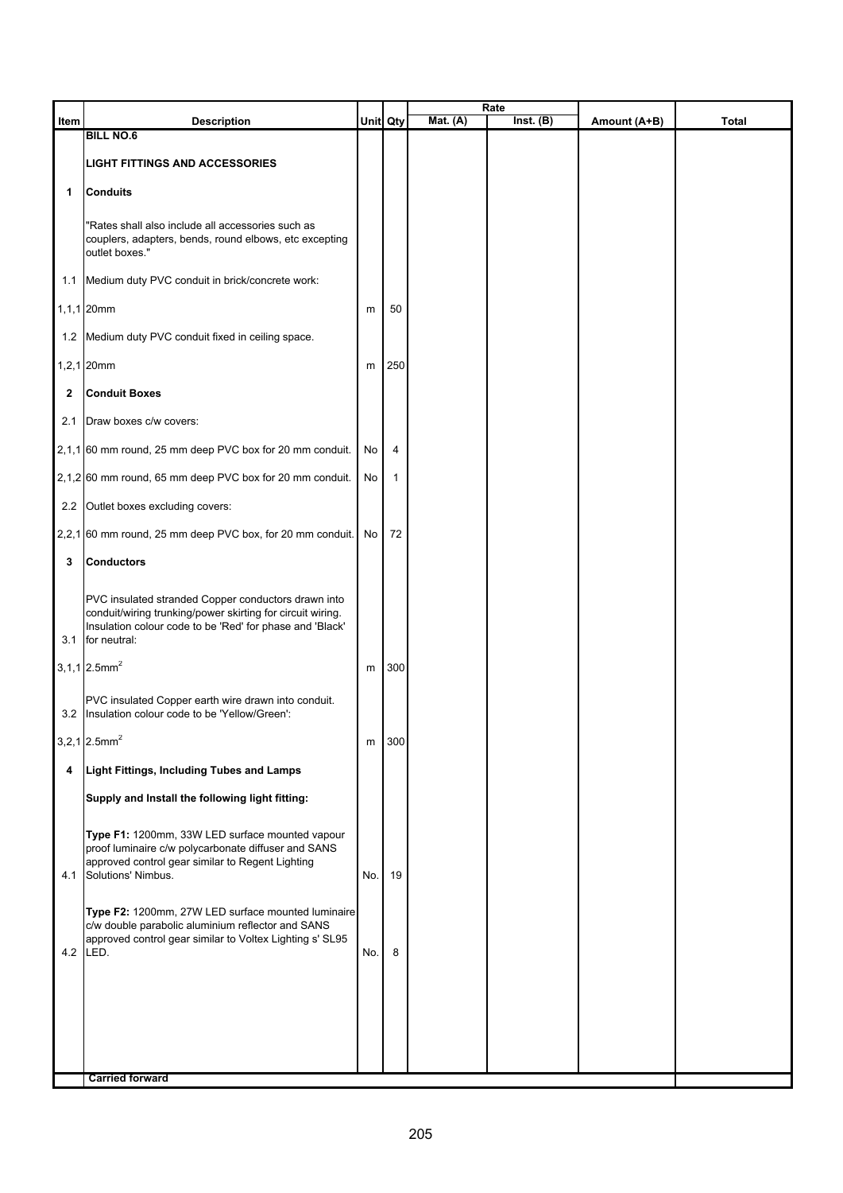| Item | Description | Unit | Qty | Rate | | Amount (A+B) | Total |
|---|---|---|---|---|---|---|---|
| | | | | Mat. (A) | Inst. (B) | | |
| | **BILL NO.6** | | | | | | |
| | **LIGHT FITTINGS AND ACCESSORIES** | | | | | | |
| **1** | **Conduits** | | | | | | |
| | "Rates shall also include all accessories such as couplers, adapters, bends, round elbows, etc excepting outlet boxes." | | | | | | |
| 1.1 | Medium duty PVC conduit in brick/concrete work: | | | | | | |
| 1,1,1 | 20mm | m | 50 | | | | |
| 1.2 | Medium duty PVC conduit fixed in ceiling space. | | | | | | |
| 1,2,1 | 20mm | m | 250 | | | | |
| **2** | **Conduit Boxes** | | | | | | |
| 2.1 | Draw boxes c/w covers: | | | | | | |
| 2,1,1 | 60 mm round, 25 mm deep PVC box for 20 mm conduit. | No | 4 | | | | |
| 2,1,2 | 60 mm round, 65 mm deep PVC box for 20 mm conduit. | No | 1 | | | | |
| 2.2 | Outlet boxes excluding covers: | | | | | | |
| 2,2,1 | 60 mm round, 25 mm deep PVC box, for 20 mm conduit. | No | 72 | | | | |
| **3** | **Conductors** | | | | | | |
| 3.1 | PVC insulated stranded Copper conductors drawn into conduit/wiring trunking/power skirting for circuit wiring. Insulation colour code to be 'Red' for phase and 'Black' for neutral: | | | | | | |
| 3,1,1 | 2.5mm$^2$ | m | 300 | | | | |
| 3.2 | PVC insulated Copper earth wire drawn into conduit. Insulation colour code to be 'Yellow/Green': | | | | | | |
| 3,2,1 | 2.5mm$^2$ | m | 300 | | | | |
| **4** | **Light Fittings, Including Tubes and Lamps** | | | | | | |
| | **Supply and Install the following light fitting:** | | | | | | |
| 4.1 | **Type F1:** 1200mm, 33W LED surface mounted vapour proof luminaire c/w polycarbonate diffuser and SANS approved control gear similar to Regent Lighting Solutions' Nimbus. | No. | 19 | | | | |
| 4.2 | **Type F2:** 1200mm, 27W LED surface mounted luminaire c/w double parabolic aluminium reflector and SANS approved control gear similar to Voltex Lighting s' SL95 LED. | No. | 8 | | | | |
| | **Carried forward** | | | | | | |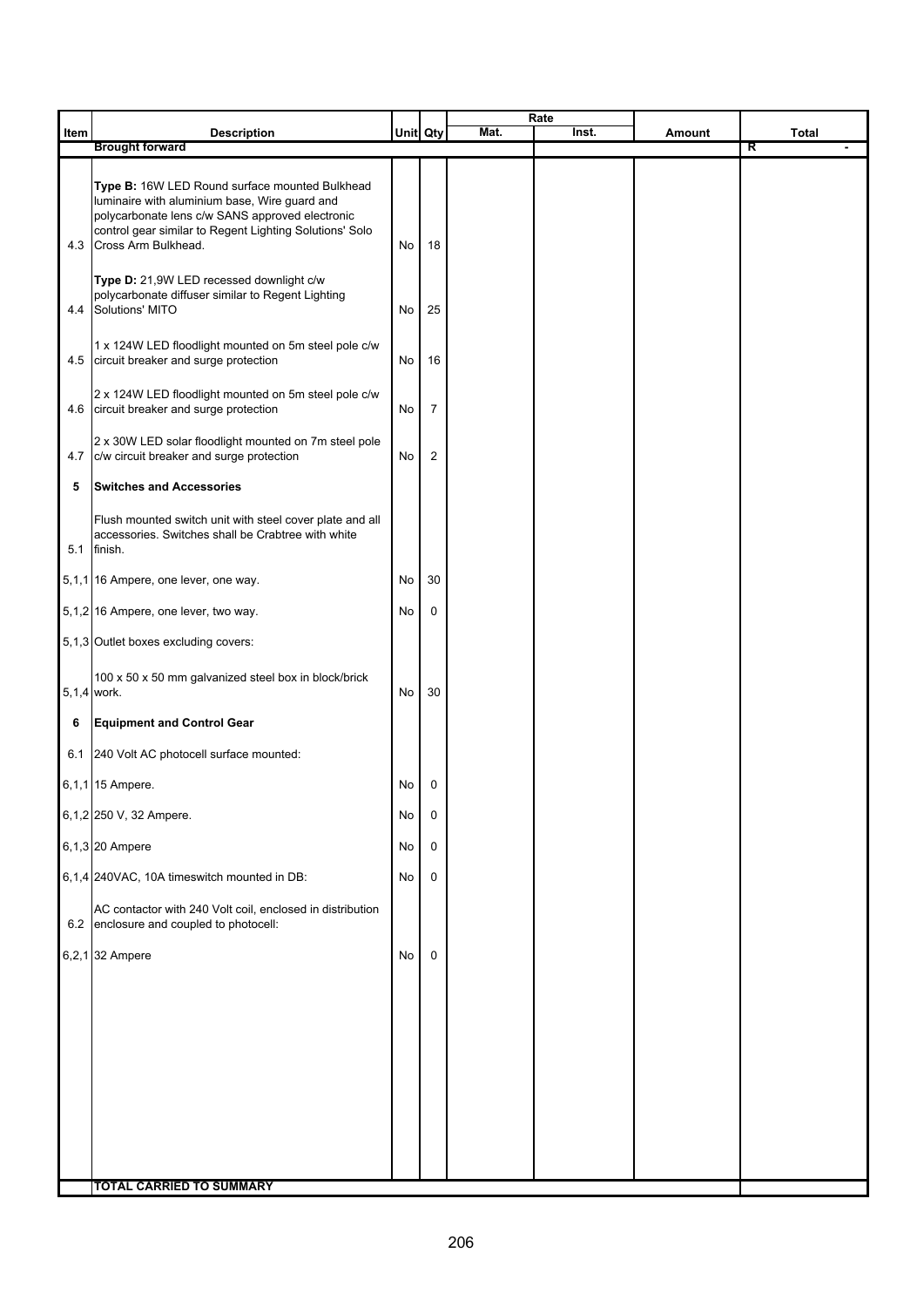| Item | Description | Unit | Qty | Rate Mat. | Rate Inst. | Amount | Total |
|---|---|---|---|---|---|---|---|
| | **Brought forward** | | | | | | R - |
| 4.3 | **Type B:** 16W LED Round surface mounted Bulkhead luminaire with aluminium base, Wire guard and polycarbonate lens c/w SANS approved electronic control gear similar to Regent Lighting Solutions' Solo Cross Arm Bulkhead. | No | 18 | | | | |
| 4.4 | **Type D:** 21,9W LED recessed downlight c/w polycarbonate diffuser similar to Regent Lighting Solutions' MITO | No | 25 | | | | |
| 4.5 | 1 x 124W LED floodlight mounted on 5m steel pole c/w circuit breaker and surge protection | No | 16 | | | | |
| 4.6 | 2 x 124W LED floodlight mounted on 5m steel pole c/w circuit breaker and surge protection | No | 7 | | | | |
| 4.7 | 2 x 30W LED solar floodlight mounted on 7m steel pole c/w circuit breaker and surge protection | No | 2 | | | | |
| **5** | **Switches and Accessories** | | | | | | |
| 5.1 | Flush mounted switch unit with steel cover plate and all accessories. Switches shall be Crabtree with white finish. | | | | | | |
| 5,1,1 | 16 Ampere, one lever, one way. | No | 30 | | | | |
| 5,1,2 | 16 Ampere, one lever, two way. | No | 0 | | | | |
| 5,1,3 | Outlet boxes excluding covers: | | | | | | |
| 5,1,4 | 100 x 50 x 50 mm galvanized steel box in block/brick work. | No | 30 | | | | |
| **6** | **Equipment and Control Gear** | | | | | | |
| 6.1 | 240 Volt AC photocell surface mounted: | | | | | | |
| 6,1,1 | 15 Ampere. | No | 0 | | | | |
| 6,1,2 | 250 V, 32 Ampere. | No | 0 | | | | |
| 6,1,3 | 20 Ampere | No | 0 | | | | |
| 6,1,4 | 240VAC, 10A timeswitch mounted in DB: | No | 0 | | | | |
| 6.2 | AC contactor with 240 Volt coil, enclosed in distribution enclosure and coupled to photocell: | | | | | | |
| 6,2,1 | 32 Ampere | No | 0 | | | | |
| | **TOTAL CARRIED TO SUMMARY** | | | | | | |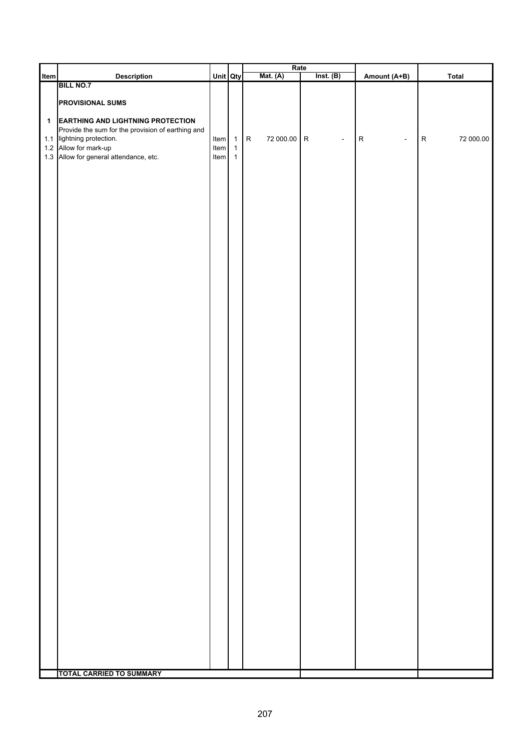| Item | Description | Unit | Qty | Rate Mat. (A) | Rate Inst. (B) | Amount (A+B) | Total |
|---|---|---|---|---|---|---|---|
| | **BILL NO.7** | | | | | | |
| | **PROVISIONAL SUMS** | | | | | | |
| **1** | **EARTHING AND LIGHTNING PROTECTION** | | | | | | |
| 1.1 | Provide the sum for the provision of earthing and lightning protection. | Item | 1 | R 72 000.00 | R - | R - | R 72 000.00 |
| 1.2 | Allow for mark-up | Item | 1 | | | | |
| 1.3 | Allow for general attendance, etc. | Item | 1 | | | | |
| | **TOTAL CARRIED TO SUMMARY** | | | | | | |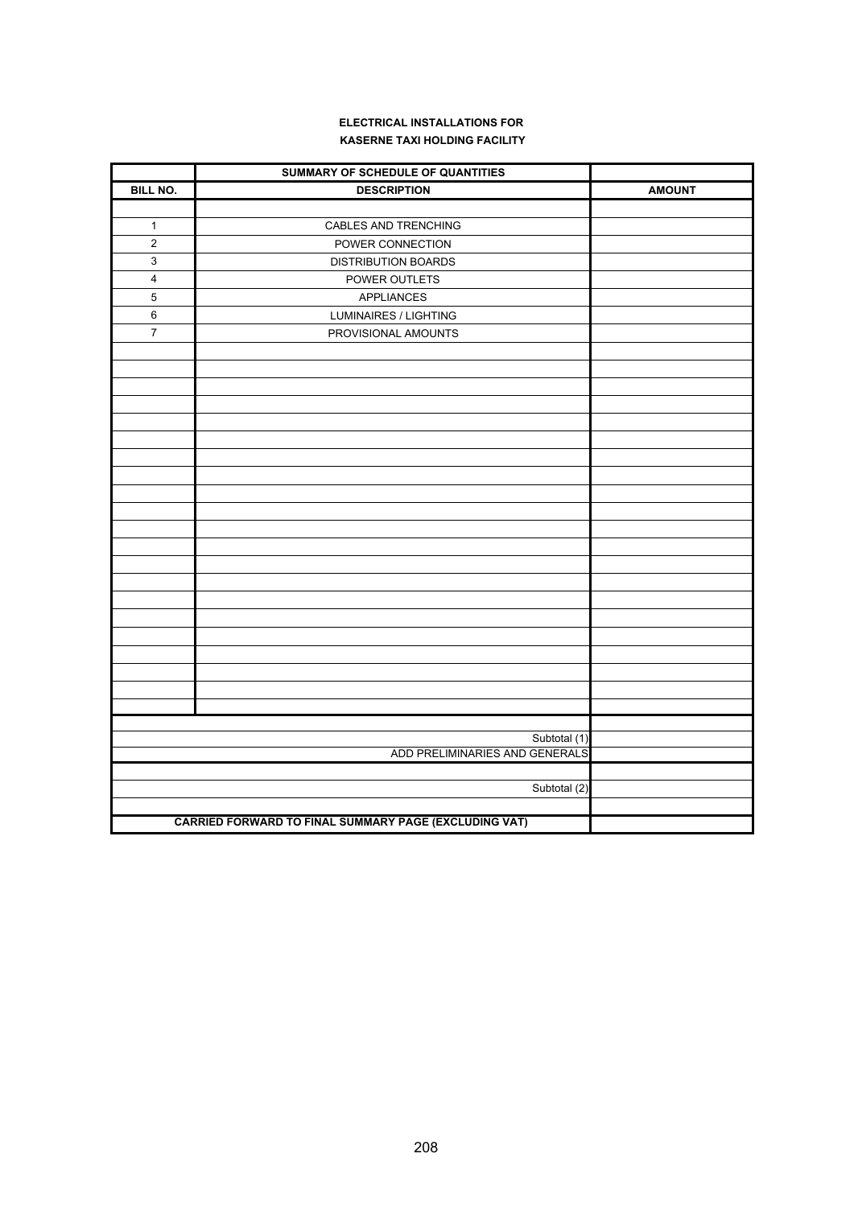**ELECTRICAL INSTALLATIONS FOR**
**KASERNE TAXI HOLDING FACILITY**

| | SUMMARY OF SCHEDULE OF QUANTITIES | |
|---|---|---|
| **BILL NO.** | **DESCRIPTION** | **AMOUNT** |
| | | |
| 1 | CABLES AND TRENCHING | |
| 2 | POWER CONNECTION | |
| 3 | DISTRIBUTION BOARDS | |
| 4 | POWER OUTLETS | |
| 5 | APPLIANCES | |
| 6 | LUMINAIRES / LIGHTING | |
| 7 | PROVISIONAL AMOUNTS | |
| | | |
| | Subtotal (1) | |
| | ADD PRELIMINARIES AND GENERALS | |
| | | |
| | Subtotal (2) | |
| | | |
| | **CARRIED FORWARD TO FINAL SUMMARY PAGE (EXCLUDING VAT)** | |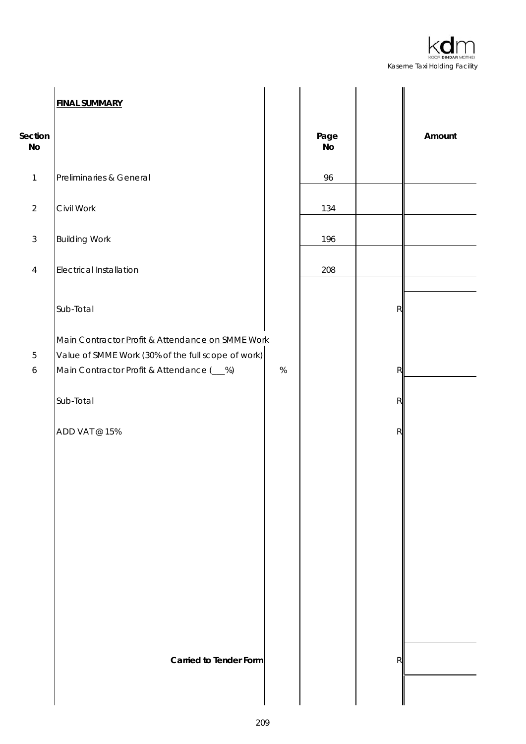| Section No | FINAL SUMMARY | | Page No | | Amount |
|---|---|---|---|---|---|
| 1 | Preliminaries & General | | 96 | | |
| 2 | Civil Work | | 134 | | |
| 3 | Building Work | | 196 | | |
| 4 | Electrical Installation | | 208 | | |
| | Sub-Total | | | R | |
| | Main Contractor Profit & Attendance on SMME Work | | | | |
| 5 | Value of SMME Work (30% of the full scope of work) | | | | |
| 6 | Main Contractor Profit & Attendance (___%) | % | | R | |
| | Sub-Total | | | R | |
| | ADD VAT @ 15% | | | R | |
| | **Carried to Tender Form** | | | R | |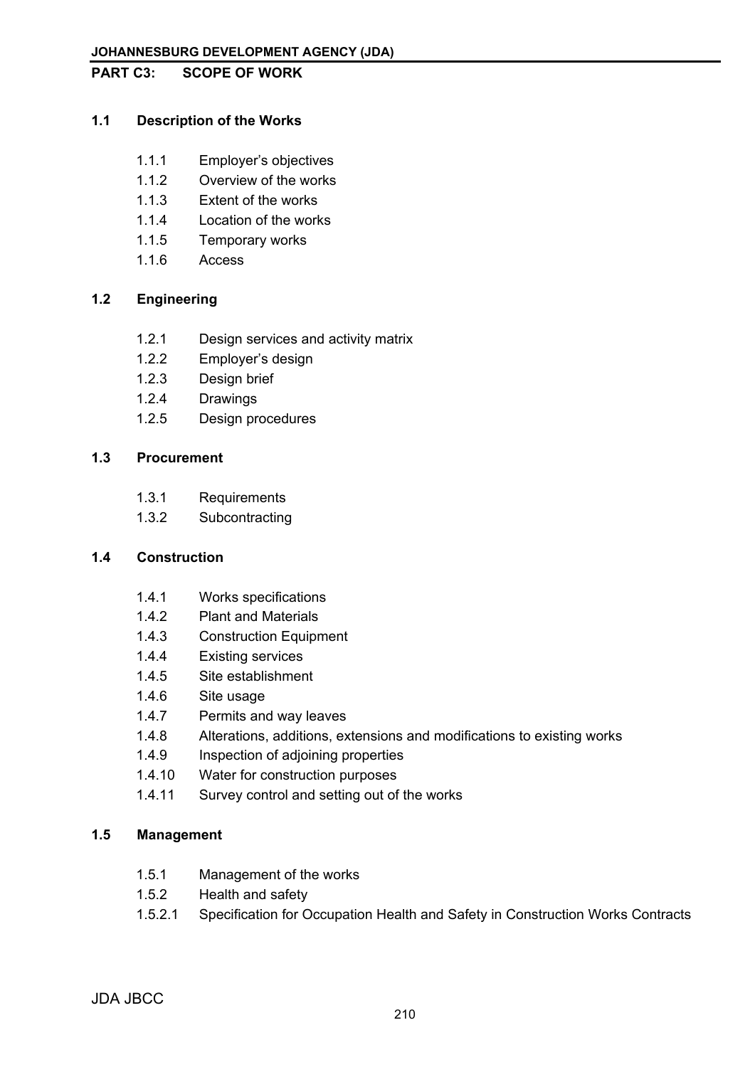## PART C3: SCOPE OF WORK

### 1.1 Description of the Works

- 1.1.1 Employer's objectives
- 1.1.2 Overview of the works
- 1.1.3 Extent of the works
- 1.1.4 Location of the works
- 1.1.5 Temporary works
- 1.1.6 Access

### 1.2 Engineering

- 1.2.1 Design services and activity matrix
- 1.2.2 Employer's design
- 1.2.3 Design brief
- 1.2.4 Drawings
- 1.2.5 Design procedures

### 1.3 Procurement

- 1.3.1 Requirements
- 1.3.2 Subcontracting

### 1.4 Construction

- 1.4.1 Works specifications
- 1.4.2 Plant and Materials
- 1.4.3 Construction Equipment
- 1.4.4 Existing services
- 1.4.5 Site establishment
- 1.4.6 Site usage
- 1.4.7 Permits and way leaves
- 1.4.8 Alterations, additions, extensions and modifications to existing works
- 1.4.9 Inspection of adjoining properties
- 1.4.10 Water for construction purposes
- 1.4.11 Survey control and setting out of the works

### 1.5 Management

- 1.5.1 Management of the works
- 1.5.2 Health and safety
- 1.5.2.1 Specification for Occupation Health and Safety in Construction Works Contracts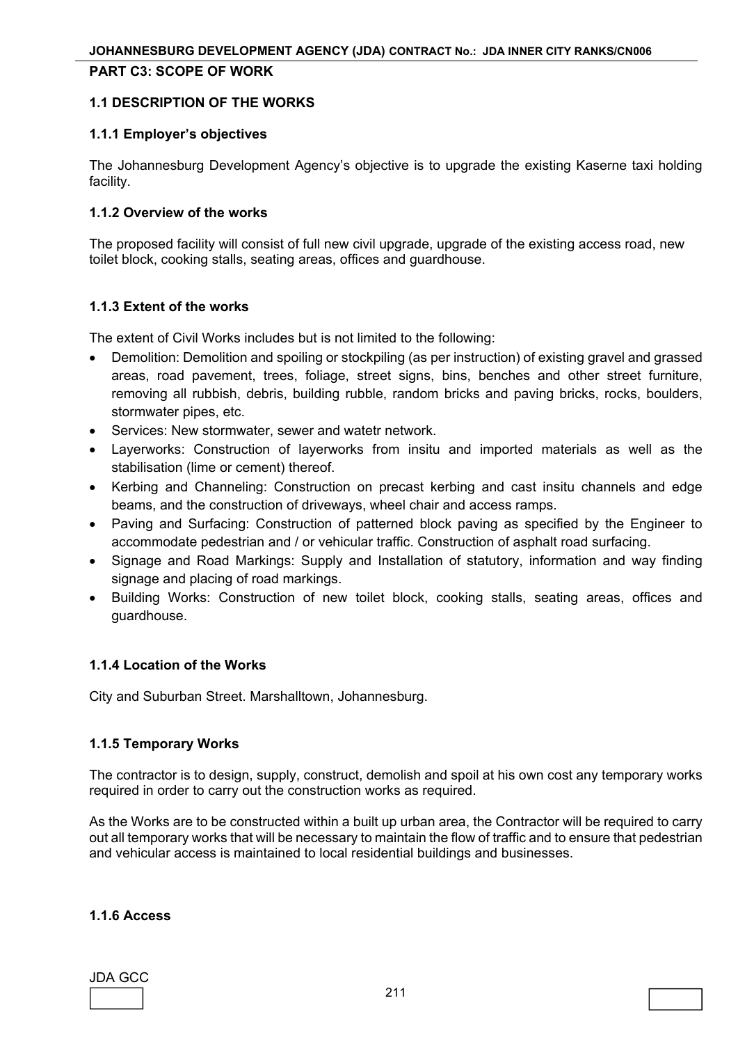**PART C3: SCOPE OF WORK**

## 1.1 DESCRIPTION OF THE WORKS

### 1.1.1 Employer's objectives

The Johannesburg Development Agency's objective is to upgrade the existing Kaserne taxi holding facility.

### 1.1.2 Overview of the works

The proposed facility will consist of full new civil upgrade, upgrade of the existing access road, new toilet block, cooking stalls, seating areas, offices and guardhouse.

### 1.1.3 Extent of the works

The extent of Civil Works includes but is not limited to the following:

- Demolition: Demolition and spoiling or stockpiling (as per instruction) of existing gravel and grassed areas, road pavement, trees, foliage, street signs, bins, benches and other street furniture, removing all rubbish, debris, building rubble, random bricks and paving bricks, rocks, boulders, stormwater pipes, etc.
- Services: New stormwater, sewer and watetr network.
- Layerworks: Construction of layerworks from insitu and imported materials as well as the stabilisation (lime or cement) thereof.
- Kerbing and Channeling: Construction on precast kerbing and cast insitu channels and edge beams, and the construction of driveways, wheel chair and access ramps.
- Paving and Surfacing: Construction of patterned block paving as specified by the Engineer to accommodate pedestrian and / or vehicular traffic. Construction of asphalt road surfacing.
- Signage and Road Markings: Supply and Installation of statutory, information and way finding signage and placing of road markings.
- Building Works: Construction of new toilet block, cooking stalls, seating areas, offices and guardhouse.

### 1.1.4 Location of the Works

City and Suburban Street. Marshalltown, Johannesburg.

### 1.1.5 Temporary Works

The contractor is to design, supply, construct, demolish and spoil at his own cost any temporary works required in order to carry out the construction works as required.

As the Works are to be constructed within a built up urban area, the Contractor will be required to carry out all temporary works that will be necessary to maintain the flow of traffic and to ensure that pedestrian and vehicular access is maintained to local residential buildings and businesses.

### 1.1.6 Access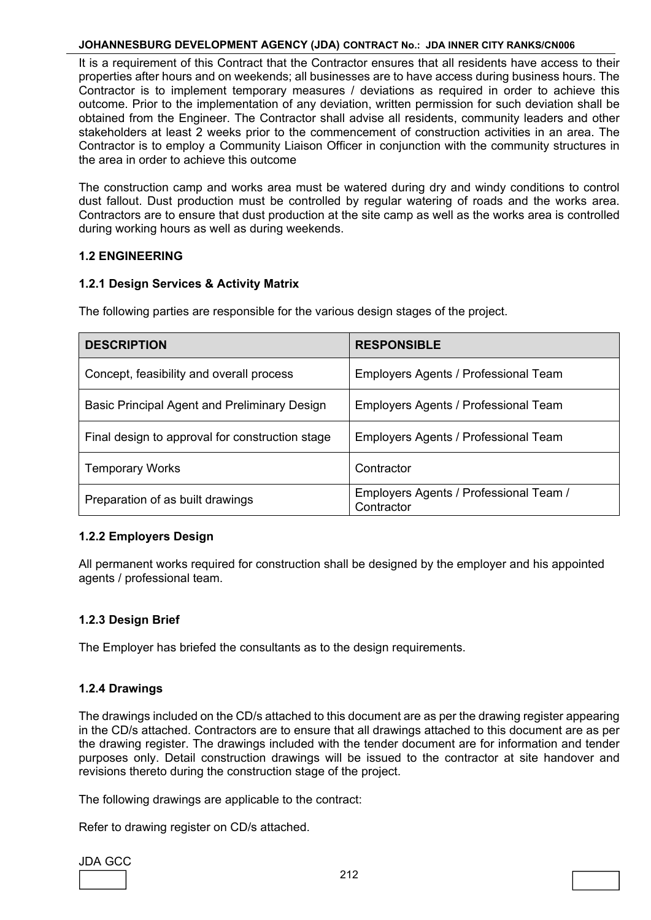It is a requirement of this Contract that the Contractor ensures that all residents have access to their properties after hours and on weekends; all businesses are to have access during business hours. The Contractor is to implement temporary measures / deviations as required in order to achieve this outcome. Prior to the implementation of any deviation, written permission for such deviation shall be obtained from the Engineer. The Contractor shall advise all residents, community leaders and other stakeholders at least 2 weeks prior to the commencement of construction activities in an area. The Contractor is to employ a Community Liaison Officer in conjunction with the community structures in the area in order to achieve this outcome

The construction camp and works area must be watered during dry and windy conditions to control dust fallout. Dust production must be controlled by regular watering of roads and the works area. Contractors are to ensure that dust production at the site camp as well as the works area is controlled during working hours as well as during weekends.

### 1.2 ENGINEERING

#### 1.2.1 Design Services & Activity Matrix

The following parties are responsible for the various design stages of the project.

| DESCRIPTION | RESPONSIBLE |
|---|---|
| Concept, feasibility and overall process | Employers Agents / Professional Team |
| Basic Principal Agent and Preliminary Design | Employers Agents / Professional Team |
| Final design to approval for construction stage | Employers Agents / Professional Team |
| Temporary Works | Contractor |
| Preparation of as built drawings | Employers Agents / Professional Team / Contractor |

#### 1.2.2 Employers Design

All permanent works required for construction shall be designed by the employer and his appointed agents / professional team.

#### 1.2.3 Design Brief

The Employer has briefed the consultants as to the design requirements.

#### 1.2.4 Drawings

The drawings included on the CD/s attached to this document are as per the drawing register appearing in the CD/s attached. Contractors are to ensure that all drawings attached to this document are as per the drawing register. The drawings included with the tender document are for information and tender purposes only. Detail construction drawings will be issued to the contractor at site handover and revisions thereto during the construction stage of the project.

The following drawings are applicable to the contract:

Refer to drawing register on CD/s attached.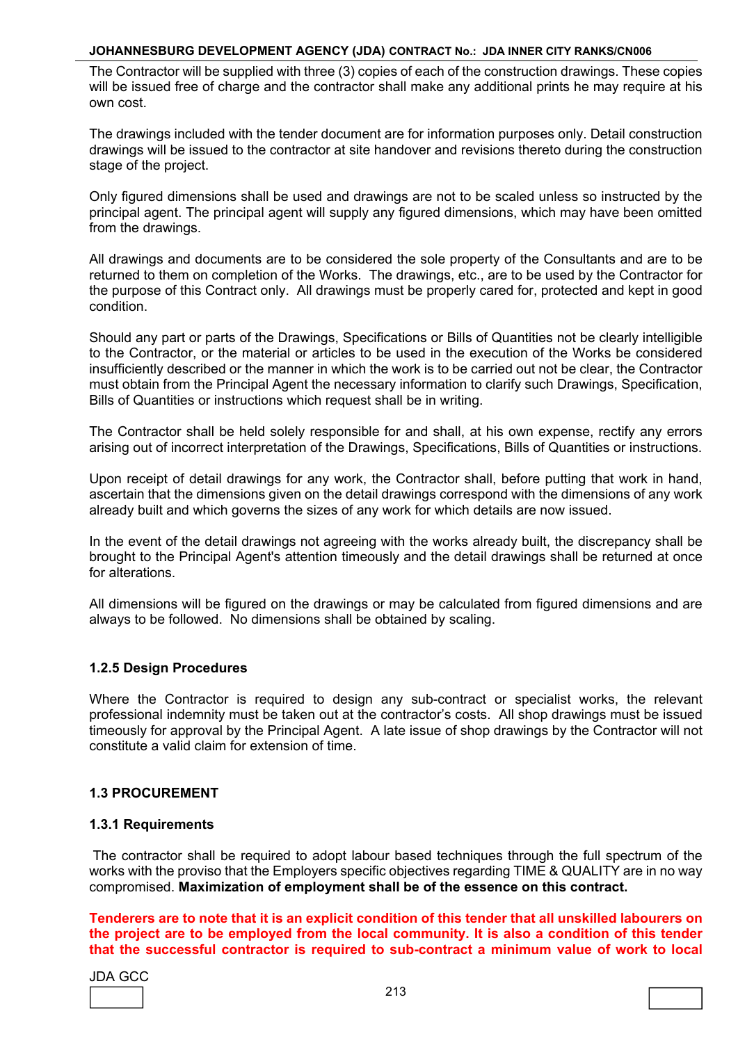The Contractor will be supplied with three (3) copies of each of the construction drawings. These copies will be issued free of charge and the contractor shall make any additional prints he may require at his own cost.

The drawings included with the tender document are for information purposes only. Detail construction drawings will be issued to the contractor at site handover and revisions thereto during the construction stage of the project.

Only figured dimensions shall be used and drawings are not to be scaled unless so instructed by the principal agent. The principal agent will supply any figured dimensions, which may have been omitted from the drawings.

All drawings and documents are to be considered the sole property of the Consultants and are to be returned to them on completion of the Works. The drawings, etc., are to be used by the Contractor for the purpose of this Contract only. All drawings must be properly cared for, protected and kept in good condition.

Should any part or parts of the Drawings, Specifications or Bills of Quantities not be clearly intelligible to the Contractor, or the material or articles to be used in the execution of the Works be considered insufficiently described or the manner in which the work is to be carried out not be clear, the Contractor must obtain from the Principal Agent the necessary information to clarify such Drawings, Specification, Bills of Quantities or instructions which request shall be in writing.

The Contractor shall be held solely responsible for and shall, at his own expense, rectify any errors arising out of incorrect interpretation of the Drawings, Specifications, Bills of Quantities or instructions.

Upon receipt of detail drawings for any work, the Contractor shall, before putting that work in hand, ascertain that the dimensions given on the detail drawings correspond with the dimensions of any work already built and which governs the sizes of any work for which details are now issued.

In the event of the detail drawings not agreeing with the works already built, the discrepancy shall be brought to the Principal Agent's attention timeously and the detail drawings shall be returned at once for alterations.

All dimensions will be figured on the drawings or may be calculated from figured dimensions and are always to be followed. No dimensions shall be obtained by scaling.

### 1.2.5 Design Procedures

Where the Contractor is required to design any sub-contract or specialist works, the relevant professional indemnity must be taken out at the contractor's costs. All shop drawings must be issued timeously for approval by the Principal Agent. A late issue of shop drawings by the Contractor will not constitute a valid claim for extension of time.

## 1.3 PROCUREMENT

### 1.3.1 Requirements

The contractor shall be required to adopt labour based techniques through the full spectrum of the works with the proviso that the Employers specific objectives regarding TIME & QUALITY are in no way compromised. **Maximization of employment shall be of the essence on this contract.**

**Tenderers are to note that it is an explicit condition of this tender that all unskilled labourers on the project are to be employed from the local community. It is also a condition of this tender that the successful contractor is required to sub-contract a minimum value of work to local**

JDA GCC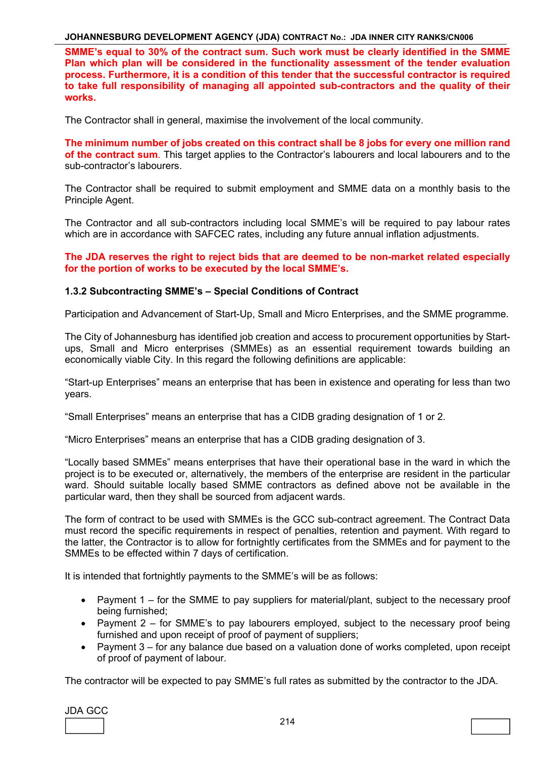**SMME's equal to 30% of the contract sum. Such work must be clearly identified in the SMME Plan which plan will be considered in the functionality assessment of the tender evaluation process. Furthermore, it is a condition of this tender that the successful contractor is required to take full responsibility of managing all appointed sub-contractors and the quality of their works.**

The Contractor shall in general, maximise the involvement of the local community.

**The minimum number of jobs created on this contract shall be 8 jobs for every one million rand of the contract sum**. This target applies to the Contractor's labourers and local labourers and to the sub-contractor's labourers.

The Contractor shall be required to submit employment and SMME data on a monthly basis to the Principle Agent.

The Contractor and all sub-contractors including local SMME's will be required to pay labour rates which are in accordance with SAFCEC rates, including any future annual inflation adjustments.

**The JDA reserves the right to reject bids that are deemed to be non-market related especially for the portion of works to be executed by the local SMME's.**

### 1.3.2 Subcontracting SMME's – Special Conditions of Contract

Participation and Advancement of Start-Up, Small and Micro Enterprises, and the SMME programme.

The City of Johannesburg has identified job creation and access to procurement opportunities by Start-ups, Small and Micro enterprises (SMMEs) as an essential requirement towards building an economically viable City. In this regard the following definitions are applicable:

"Start-up Enterprises" means an enterprise that has been in existence and operating for less than two years.

"Small Enterprises" means an enterprise that has a CIDB grading designation of 1 or 2.

"Micro Enterprises" means an enterprise that has a CIDB grading designation of 3.

"Locally based SMMEs" means enterprises that have their operational base in the ward in which the project is to be executed or, alternatively, the members of the enterprise are resident in the particular ward. Should suitable locally based SMME contractors as defined above not be available in the particular ward, then they shall be sourced from adjacent wards.

The form of contract to be used with SMMEs is the GCC sub-contract agreement. The Contract Data must record the specific requirements in respect of penalties, retention and payment. With regard to the latter, the Contractor is to allow for fortnightly certificates from the SMMEs and for payment to the SMMEs to be effected within 7 days of certification.

It is intended that fortnightly payments to the SMME's will be as follows:

- Payment 1 – for the SMME to pay suppliers for material/plant, subject to the necessary proof being furnished;
- Payment 2 – for SMME's to pay labourers employed, subject to the necessary proof being furnished and upon receipt of proof of payment of suppliers;
- Payment 3 – for any balance due based on a valuation done of works completed, upon receipt of proof of payment of labour.

The contractor will be expected to pay SMME's full rates as submitted by the contractor to the JDA.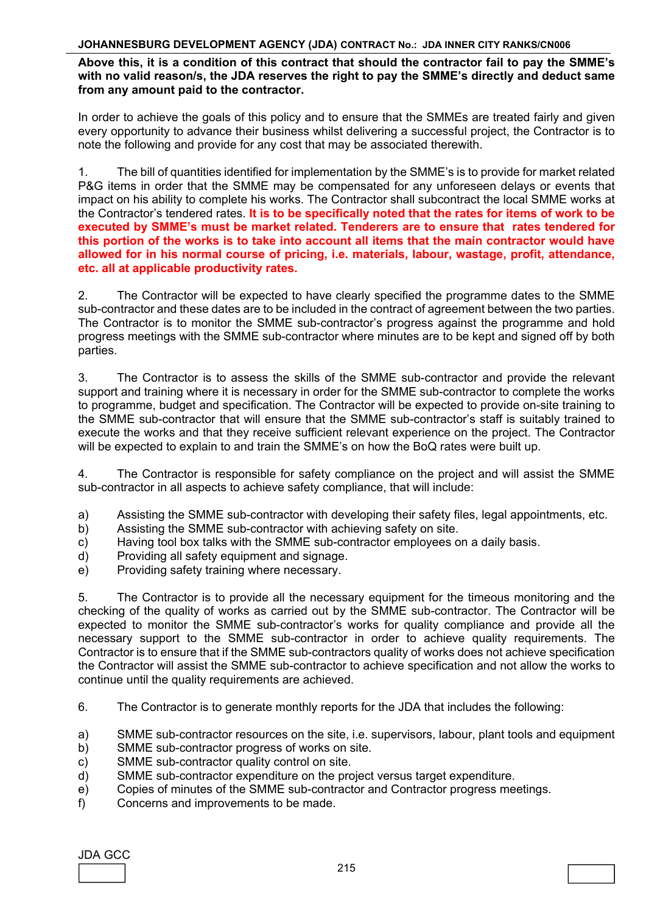**Above this, it is a condition of this contract that should the contractor fail to pay the SMME's with no valid reason/s, the JDA reserves the right to pay the SMME's directly and deduct same from any amount paid to the contractor.**

In order to achieve the goals of this policy and to ensure that the SMMEs are treated fairly and given every opportunity to advance their business whilst delivering a successful project, the Contractor is to note the following and provide for any cost that may be associated therewith.

1. The bill of quantities identified for implementation by the SMME's is to provide for market related P&G items in order that the SMME may be compensated for any unforeseen delays or events that impact on his ability to complete his works. The Contractor shall subcontract the local SMME works at the Contractor's tendered rates. **It is to be specifically noted that the rates for items of work to be executed by SMME's must be market related. Tenderers are to ensure that rates tendered for this portion of the works is to take into account all items that the main contractor would have allowed for in his normal course of pricing, i.e. materials, labour, wastage, profit, attendance, etc. all at applicable productivity rates.**

2. The Contractor will be expected to have clearly specified the programme dates to the SMME sub-contractor and these dates are to be included in the contract of agreement between the two parties. The Contractor is to monitor the SMME sub-contractor's progress against the programme and hold progress meetings with the SMME sub-contractor where minutes are to be kept and signed off by both parties.

3. The Contractor is to assess the skills of the SMME sub-contractor and provide the relevant support and training where it is necessary in order for the SMME sub-contractor to complete the works to programme, budget and specification. The Contractor will be expected to provide on-site training to the SMME sub-contractor that will ensure that the SMME sub-contractor's staff is suitably trained to execute the works and that they receive sufficient relevant experience on the project. The Contractor will be expected to explain to and train the SMME's on how the BoQ rates were built up.

4. The Contractor is responsible for safety compliance on the project and will assist the SMME sub-contractor in all aspects to achieve safety compliance, that will include:

a) Assisting the SMME sub-contractor with developing their safety files, legal appointments, etc.
b) Assisting the SMME sub-contractor with achieving safety on site.
c) Having tool box talks with the SMME sub-contractor employees on a daily basis.
d) Providing all safety equipment and signage.
e) Providing safety training where necessary.

5. The Contractor is to provide all the necessary equipment for the timeous monitoring and the checking of the quality of works as carried out by the SMME sub-contractor. The Contractor will be expected to monitor the SMME sub-contractor's works for quality compliance and provide all the necessary support to the SMME sub-contractor in order to achieve quality requirements. The Contractor is to ensure that if the SMME sub-contractors quality of works does not achieve specification the Contractor will assist the SMME sub-contractor to achieve specification and not allow the works to continue until the quality requirements are achieved.

6. The Contractor is to generate monthly reports for the JDA that includes the following:

a) SMME sub-contractor resources on the site, i.e. supervisors, labour, plant tools and equipment
b) SMME sub-contractor progress of works on site.
c) SMME sub-contractor quality control on site.
d) SMME sub-contractor expenditure on the project versus target expenditure.
e) Copies of minutes of the SMME sub-contractor and Contractor progress meetings.
f) Concerns and improvements to be made.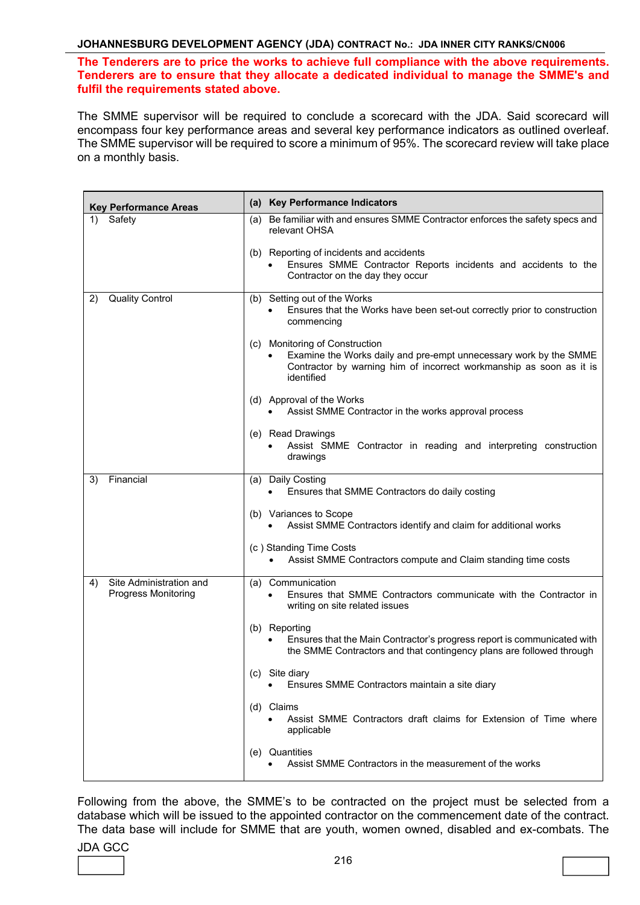**The Tenderers are to price the works to achieve full compliance with the above requirements. Tenderers are to ensure that they allocate a dedicated individual to manage the SMME's and fulfil the requirements stated above.**

The SMME supervisor will be required to conclude a scorecard with the JDA. Said scorecard will encompass four key performance areas and several key performance indicators as outlined overleaf. The SMME supervisor will be required to score a minimum of 95%. The scorecard review will take place on a monthly basis.

| Key Performance Areas | (a) Key Performance Indicators |
|---|---|
| 1) Safety | (a) Be familiar with and ensures SMME Contractor enforces the safety specs and relevant OHSA<br><br>(b) Reporting of incidents and accidents<br>• Ensures SMME Contractor Reports incidents and accidents to the Contractor on the day they occur |
| 2) Quality Control | (b) Setting out of the Works<br>• Ensures that the Works have been set-out correctly prior to construction commencing<br><br>(c) Monitoring of Construction<br>• Examine the Works daily and pre-empt unnecessary work by the SMME Contractor by warning him of incorrect workmanship as soon as it is identified<br><br>(d) Approval of the Works<br>• Assist SMME Contractor in the works approval process<br><br>(e) Read Drawings<br>• Assist SMME Contractor in reading and interpreting construction drawings |
| 3) Financial | (a) Daily Costing<br>• Ensures that SMME Contractors do daily costing<br><br>(b) Variances to Scope<br>• Assist SMME Contractors identify and claim for additional works<br><br>(c ) Standing Time Costs<br>• Assist SMME Contractors compute and Claim standing time costs |
| 4) Site Administration and Progress Monitoring | (a) Communication<br>• Ensures that SMME Contractors communicate with the Contractor in writing on site related issues<br><br>(b) Reporting<br>• Ensures that the Main Contractor's progress report is communicated with the SMME Contractors and that contingency plans are followed through<br><br>(c) Site diary<br>• Ensures SMME Contractors maintain a site diary<br><br>(d) Claims<br>• Assist SMME Contractors draft claims for Extension of Time where applicable<br><br>(e) Quantities<br>• Assist SMME Contractors in the measurement of the works |

Following from the above, the SMME's to be contracted on the project must be selected from a database which will be issued to the appointed contractor on the commencement date of the contract. The data base will include for SMME that are youth, women owned, disabled and ex-combats. The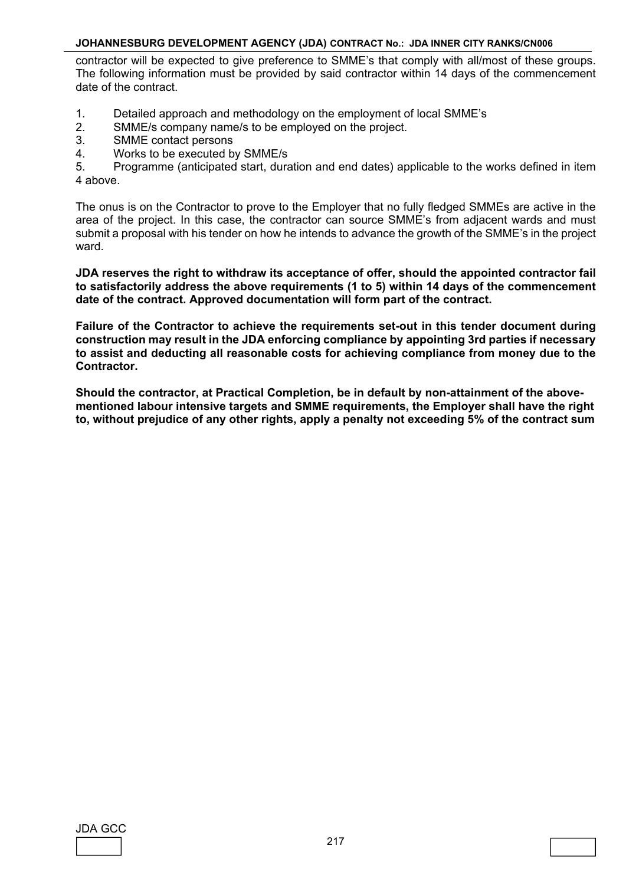contractor will be expected to give preference to SMME's that comply with all/most of these groups. The following information must be provided by said contractor within 14 days of the commencement date of the contract.

1. Detailed approach and methodology on the employment of local SMME's
2. SMME/s company name/s to be employed on the project.
3. SMME contact persons
4. Works to be executed by SMME/s
5. Programme (anticipated start, duration and end dates) applicable to the works defined in item 4 above.

The onus is on the Contractor to prove to the Employer that no fully fledged SMMEs are active in the area of the project. In this case, the contractor can source SMME's from adjacent wards and must submit a proposal with his tender on how he intends to advance the growth of the SMME's in the project ward.

**JDA reserves the right to withdraw its acceptance of offer, should the appointed contractor fail to satisfactorily address the above requirements (1 to 5) within 14 days of the commencement date of the contract. Approved documentation will form part of the contract.**

**Failure of the Contractor to achieve the requirements set-out in this tender document during construction may result in the JDA enforcing compliance by appointing 3rd parties if necessary to assist and deducting all reasonable costs for achieving compliance from money due to the Contractor.**

**Should the contractor, at Practical Completion, be in default by non-attainment of the above-mentioned labour intensive targets and SMME requirements, the Employer shall have the right to, without prejudice of any other rights, apply a penalty not exceeding 5% of the contract sum**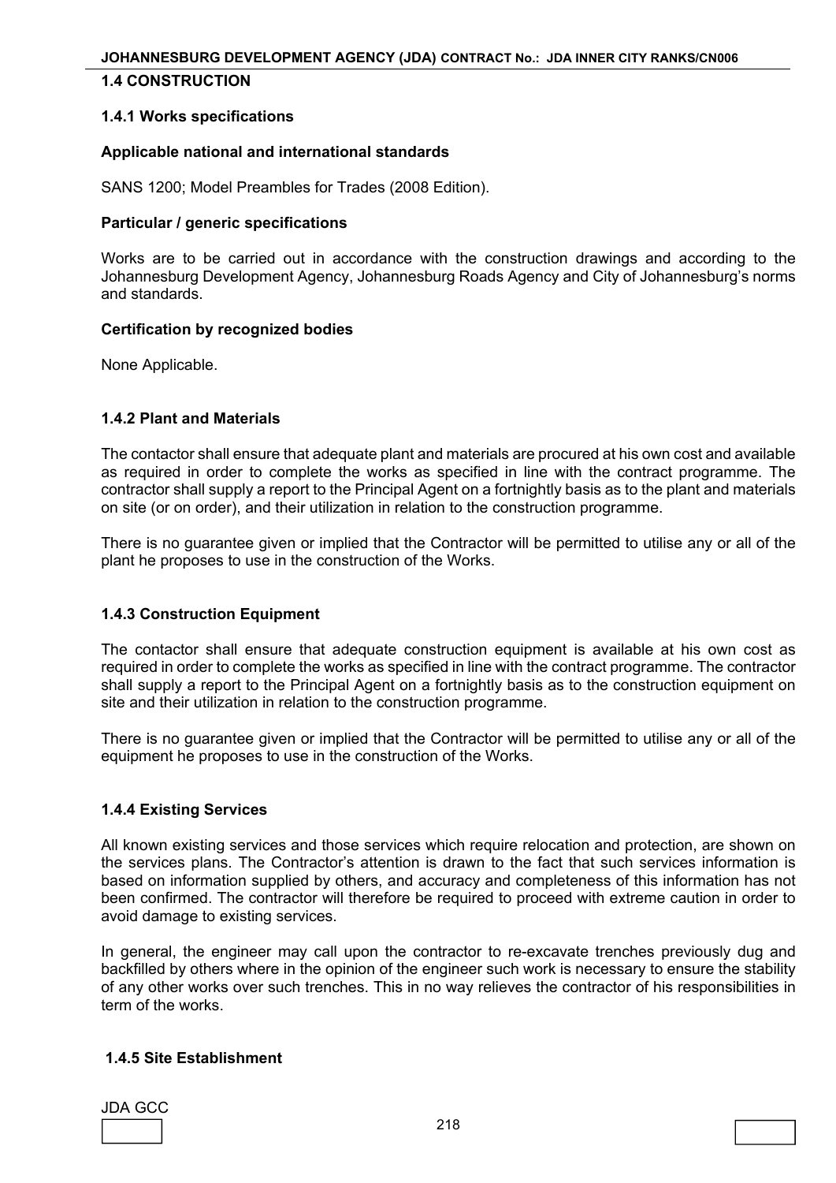## 1.4 CONSTRUCTION

### 1.4.1 Works specifications

**Applicable national and international standards**

SANS 1200; Model Preambles for Trades (2008 Edition).

**Particular / generic specifications**

Works are to be carried out in accordance with the construction drawings and according to the Johannesburg Development Agency, Johannesburg Roads Agency and City of Johannesburg's norms and standards.

**Certification by recognized bodies**

None Applicable.

### 1.4.2 Plant and Materials

The contactor shall ensure that adequate plant and materials are procured at his own cost and available as required in order to complete the works as specified in line with the contract programme. The contractor shall supply a report to the Principal Agent on a fortnightly basis as to the plant and materials on site (or on order), and their utilization in relation to the construction programme.

There is no guarantee given or implied that the Contractor will be permitted to utilise any or all of the plant he proposes to use in the construction of the Works.

### 1.4.3 Construction Equipment

The contactor shall ensure that adequate construction equipment is available at his own cost as required in order to complete the works as specified in line with the contract programme. The contractor shall supply a report to the Principal Agent on a fortnightly basis as to the construction equipment on site and their utilization in relation to the construction programme.

There is no guarantee given or implied that the Contractor will be permitted to utilise any or all of the equipment he proposes to use in the construction of the Works.

### 1.4.4 Existing Services

All known existing services and those services which require relocation and protection, are shown on the services plans. The Contractor's attention is drawn to the fact that such services information is based on information supplied by others, and accuracy and completeness of this information has not been confirmed. The contractor will therefore be required to proceed with extreme caution in order to avoid damage to existing services.

In general, the engineer may call upon the contractor to re-excavate trenches previously dug and backfilled by others where in the opinion of the engineer such work is necessary to ensure the stability of any other works over such trenches. This in no way relieves the contractor of his responsibilities in term of the works.

### 1.4.5 Site Establishment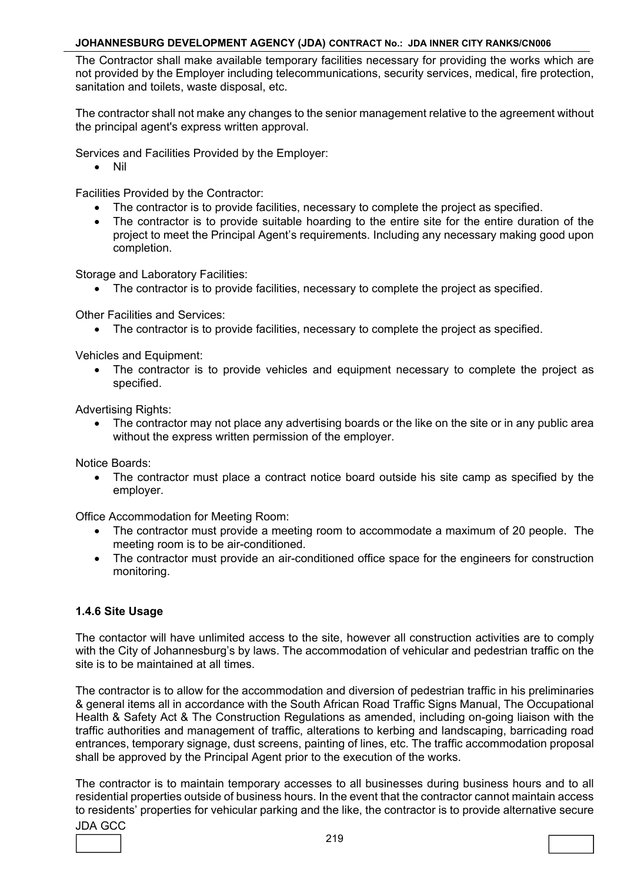The Contractor shall make available temporary facilities necessary for providing the works which are not provided by the Employer including telecommunications, security services, medical, fire protection, sanitation and toilets, waste disposal, etc.

The contractor shall not make any changes to the senior management relative to the agreement without the principal agent's express written approval.

Services and Facilities Provided by the Employer:

- Nil

Facilities Provided by the Contractor:

- The contractor is to provide facilities, necessary to complete the project as specified.
- The contractor is to provide suitable hoarding to the entire site for the entire duration of the project to meet the Principal Agent's requirements. Including any necessary making good upon completion.

Storage and Laboratory Facilities:

- The contractor is to provide facilities, necessary to complete the project as specified.

Other Facilities and Services:

- The contractor is to provide facilities, necessary to complete the project as specified.

Vehicles and Equipment:

- The contractor is to provide vehicles and equipment necessary to complete the project as specified.

Advertising Rights:

- The contractor may not place any advertising boards or the like on the site or in any public area without the express written permission of the employer.

Notice Boards:

- The contractor must place a contract notice board outside his site camp as specified by the employer.

Office Accommodation for Meeting Room:

- The contractor must provide a meeting room to accommodate a maximum of 20 people. The meeting room is to be air-conditioned.
- The contractor must provide an air-conditioned office space for the engineers for construction monitoring.

#### 1.4.6 Site Usage

The contactor will have unlimited access to the site, however all construction activities are to comply with the City of Johannesburg's by laws. The accommodation of vehicular and pedestrian traffic on the site is to be maintained at all times.

The contractor is to allow for the accommodation and diversion of pedestrian traffic in his preliminaries & general items all in accordance with the South African Road Traffic Signs Manual, The Occupational Health & Safety Act & The Construction Regulations as amended, including on-going liaison with the traffic authorities and management of traffic, alterations to kerbing and landscaping, barricading road entrances, temporary signage, dust screens, painting of lines, etc. The traffic accommodation proposal shall be approved by the Principal Agent prior to the execution of the works.

The contractor is to maintain temporary accesses to all businesses during business hours and to all residential properties outside of business hours. In the event that the contractor cannot maintain access to residents' properties for vehicular parking and the like, the contractor is to provide alternative secure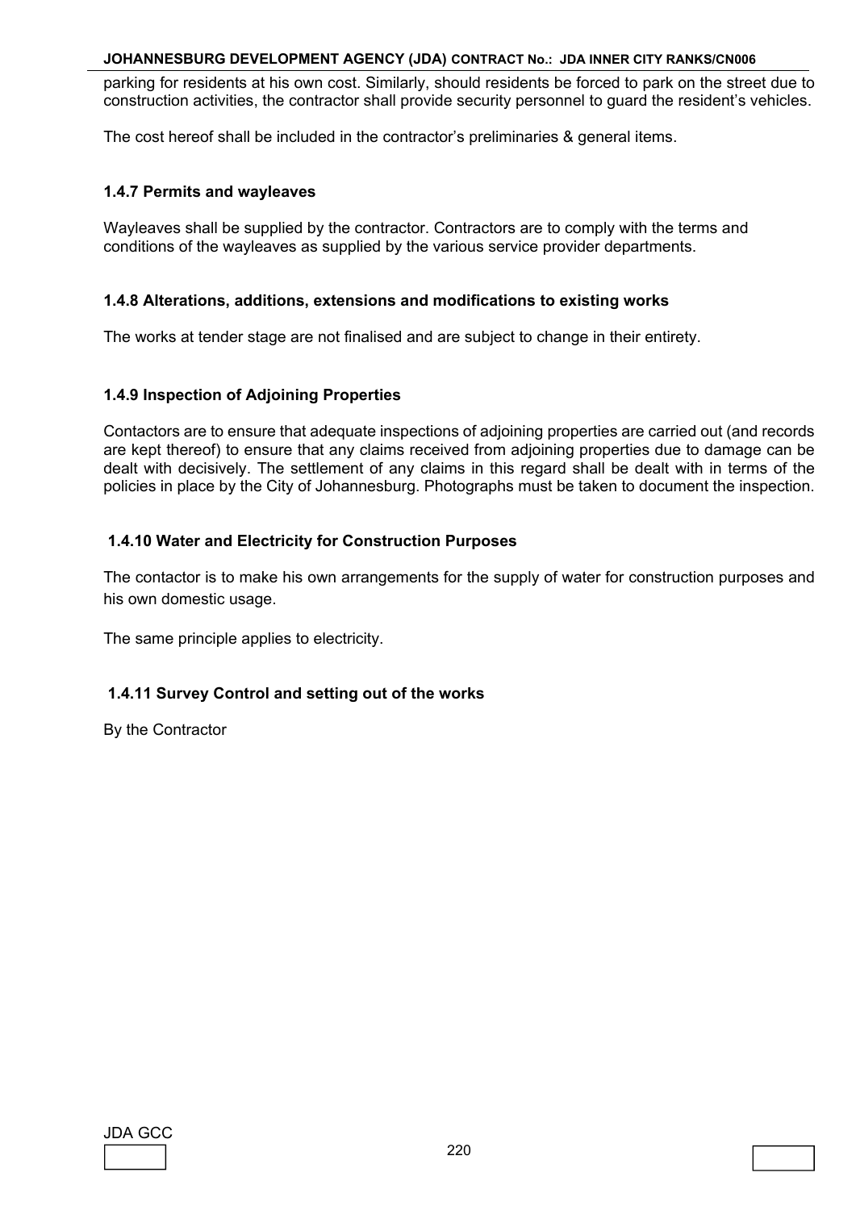parking for residents at his own cost. Similarly, should residents be forced to park on the street due to construction activities, the contractor shall provide security personnel to guard the resident's vehicles.

The cost hereof shall be included in the contractor's preliminaries & general items.

#### 1.4.7 Permits and wayleaves

Wayleaves shall be supplied by the contractor. Contractors are to comply with the terms and conditions of the wayleaves as supplied by the various service provider departments.

#### 1.4.8 Alterations, additions, extensions and modifications to existing works

The works at tender stage are not finalised and are subject to change in their entirety.

#### 1.4.9 Inspection of Adjoining Properties

Contactors are to ensure that adequate inspections of adjoining properties are carried out (and records are kept thereof) to ensure that any claims received from adjoining properties due to damage can be dealt with decisively. The settlement of any claims in this regard shall be dealt with in terms of the policies in place by the City of Johannesburg. Photographs must be taken to document the inspection.

#### 1.4.10 Water and Electricity for Construction Purposes

The contactor is to make his own arrangements for the supply of water for construction purposes and his own domestic usage.

The same principle applies to electricity.

#### 1.4.11 Survey Control and setting out of the works

By the Contractor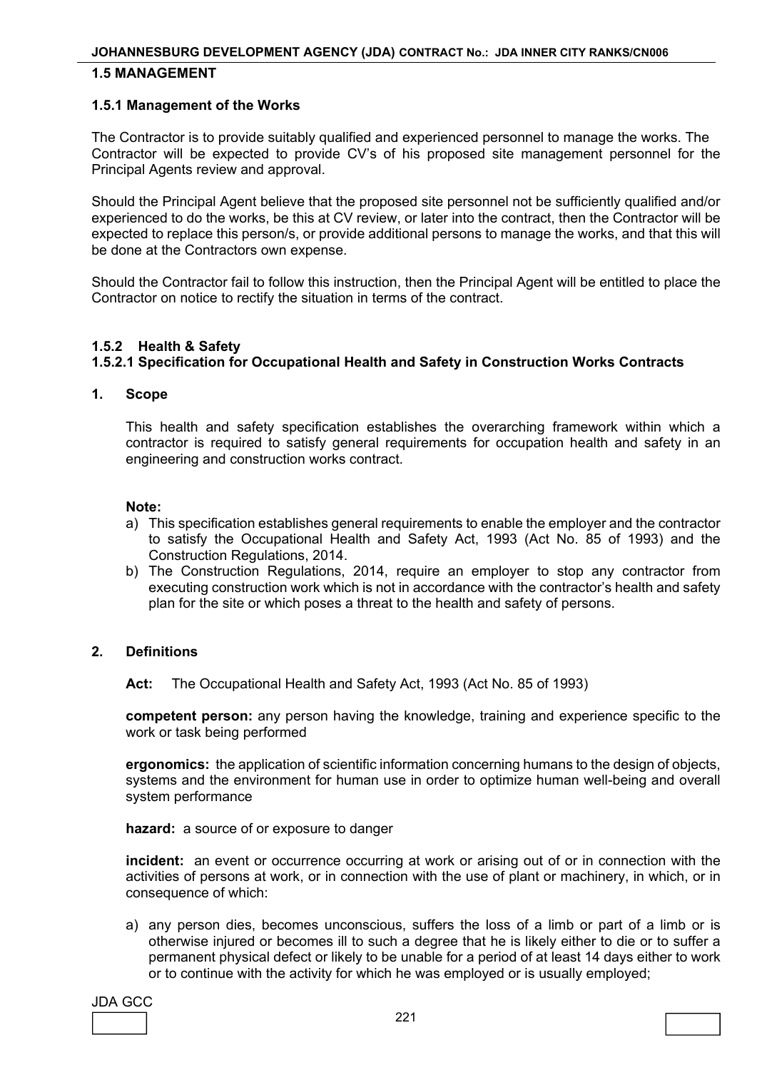## 1.5 MANAGEMENT

### 1.5.1 Management of the Works

The Contractor is to provide suitably qualified and experienced personnel to manage the works. The Contractor will be expected to provide CV's of his proposed site management personnel for the Principal Agents review and approval.

Should the Principal Agent believe that the proposed site personnel not be sufficiently qualified and/or experienced to do the works, be this at CV review, or later into the contract, then the Contractor will be expected to replace this person/s, or provide additional persons to manage the works, and that this will be done at the Contractors own expense.

Should the Contractor fail to follow this instruction, then the Principal Agent will be entitled to place the Contractor on notice to rectify the situation in terms of the contract.

### 1.5.2 Health & Safety

#### 1.5.2.1 Specification for Occupational Health and Safety in Construction Works Contracts

**1. Scope**

This health and safety specification establishes the overarching framework within which a contractor is required to satisfy general requirements for occupation health and safety in an engineering and construction works contract.

**Note:**

a) This specification establishes general requirements to enable the employer and the contractor to satisfy the Occupational Health and Safety Act, 1993 (Act No. 85 of 1993) and the Construction Regulations, 2014.
b) The Construction Regulations, 2014, require an employer to stop any contractor from executing construction work which is not in accordance with the contractor's health and safety plan for the site or which poses a threat to the health and safety of persons.

**2. Definitions**

**Act:** The Occupational Health and Safety Act, 1993 (Act No. 85 of 1993)

**competent person:** any person having the knowledge, training and experience specific to the work or task being performed

**ergonomics:** the application of scientific information concerning humans to the design of objects, systems and the environment for human use in order to optimize human well-being and overall system performance

**hazard:** a source of or exposure to danger

**incident:** an event or occurrence occurring at work or arising out of or in connection with the activities of persons at work, or in connection with the use of plant or machinery, in which, or in consequence of which:

a) any person dies, becomes unconscious, suffers the loss of a limb or part of a limb or is otherwise injured or becomes ill to such a degree that he is likely either to die or to suffer a permanent physical defect or likely to be unable for a period of at least 14 days either to work or to continue with the activity for which he was employed or is usually employed;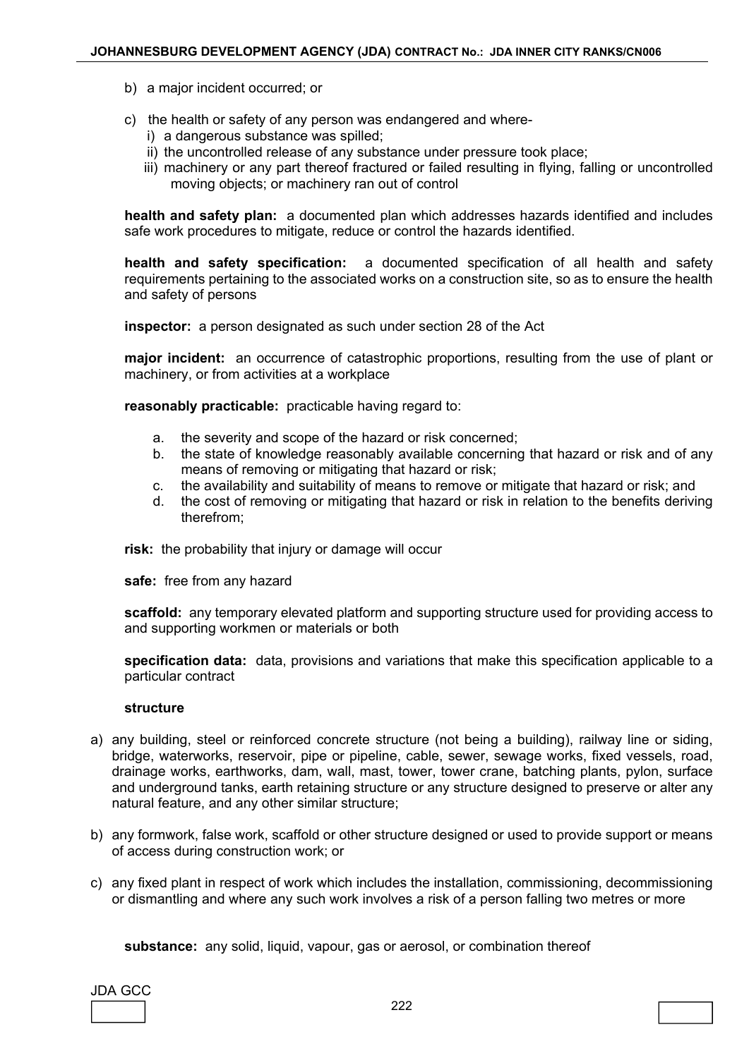b) a major incident occurred; or

c) the health or safety of any person was endangered and where-
   i) a dangerous substance was spilled;
   ii) the uncontrolled release of any substance under pressure took place;
   iii) machinery or any part thereof fractured or failed resulting in flying, falling or uncontrolled moving objects; or machinery ran out of control

**health and safety plan:** a documented plan which addresses hazards identified and includes safe work procedures to mitigate, reduce or control the hazards identified.

**health and safety specification:** a documented specification of all health and safety requirements pertaining to the associated works on a construction site, so as to ensure the health and safety of persons

**inspector:** a person designated as such under section 28 of the Act

**major incident:** an occurrence of catastrophic proportions, resulting from the use of plant or machinery, or from activities at a workplace

**reasonably practicable:** practicable having regard to:

a. the severity and scope of the hazard or risk concerned;
b. the state of knowledge reasonably available concerning that hazard or risk and of any means of removing or mitigating that hazard or risk;
c. the availability and suitability of means to remove or mitigate that hazard or risk; and
d. the cost of removing or mitigating that hazard or risk in relation to the benefits deriving therefrom;

**risk:** the probability that injury or damage will occur

**safe:** free from any hazard

**scaffold:** any temporary elevated platform and supporting structure used for providing access to and supporting workmen or materials or both

**specification data:** data, provisions and variations that make this specification applicable to a particular contract

**structure**

a) any building, steel or reinforced concrete structure (not being a building), railway line or siding, bridge, waterworks, reservoir, pipe or pipeline, cable, sewer, sewage works, fixed vessels, road, drainage works, earthworks, dam, wall, mast, tower, tower crane, batching plants, pylon, surface and underground tanks, earth retaining structure or any structure designed to preserve or alter any natural feature, and any other similar structure;

b) any formwork, false work, scaffold or other structure designed or used to provide support or means of access during construction work; or

c) any fixed plant in respect of work which includes the installation, commissioning, decommissioning or dismantling and where any such work involves a risk of a person falling two metres or more

**substance:** any solid, liquid, vapour, gas or aerosol, or combination thereof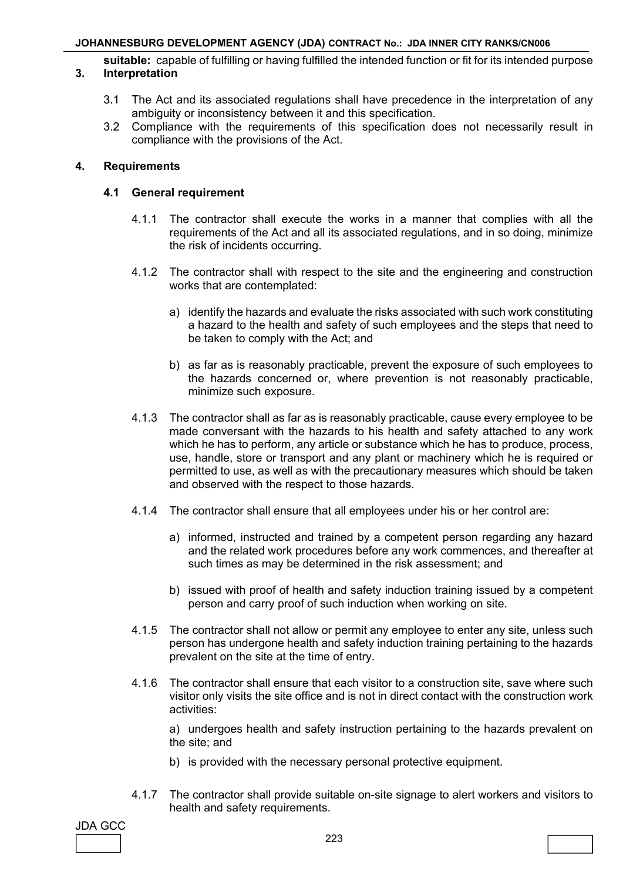**suitable:** capable of fulfilling or having fulfilled the intended function or fit for its intended purpose

## 3. Interpretation

3.1 The Act and its associated regulations shall have precedence in the interpretation of any ambiguity or inconsistency between it and this specification.

3.2 Compliance with the requirements of this specification does not necessarily result in compliance with the provisions of the Act.

## 4. Requirements

### 4.1 General requirement

4.1.1 The contractor shall execute the works in a manner that complies with all the requirements of the Act and all its associated regulations, and in so doing, minimize the risk of incidents occurring.

4.1.2 The contractor shall with respect to the site and the engineering and construction works that are contemplated:

a) identify the hazards and evaluate the risks associated with such work constituting a hazard to the health and safety of such employees and the steps that need to be taken to comply with the Act; and

b) as far as is reasonably practicable, prevent the exposure of such employees to the hazards concerned or, where prevention is not reasonably practicable, minimize such exposure.

4.1.3 The contractor shall as far as is reasonably practicable, cause every employee to be made conversant with the hazards to his health and safety attached to any work which he has to perform, any article or substance which he has to produce, process, use, handle, store or transport and any plant or machinery which he is required or permitted to use, as well as with the precautionary measures which should be taken and observed with the respect to those hazards.

4.1.4 The contractor shall ensure that all employees under his or her control are:

a) informed, instructed and trained by a competent person regarding any hazard and the related work procedures before any work commences, and thereafter at such times as may be determined in the risk assessment; and

b) issued with proof of health and safety induction training issued by a competent person and carry proof of such induction when working on site.

4.1.5 The contractor shall not allow or permit any employee to enter any site, unless such person has undergone health and safety induction training pertaining to the hazards prevalent on the site at the time of entry.

4.1.6 The contractor shall ensure that each visitor to a construction site, save where such visitor only visits the site office and is not in direct contact with the construction work activities:

a) undergoes health and safety instruction pertaining to the hazards prevalent on the site; and

b) is provided with the necessary personal protective equipment.

4.1.7 The contractor shall provide suitable on-site signage to alert workers and visitors to health and safety requirements.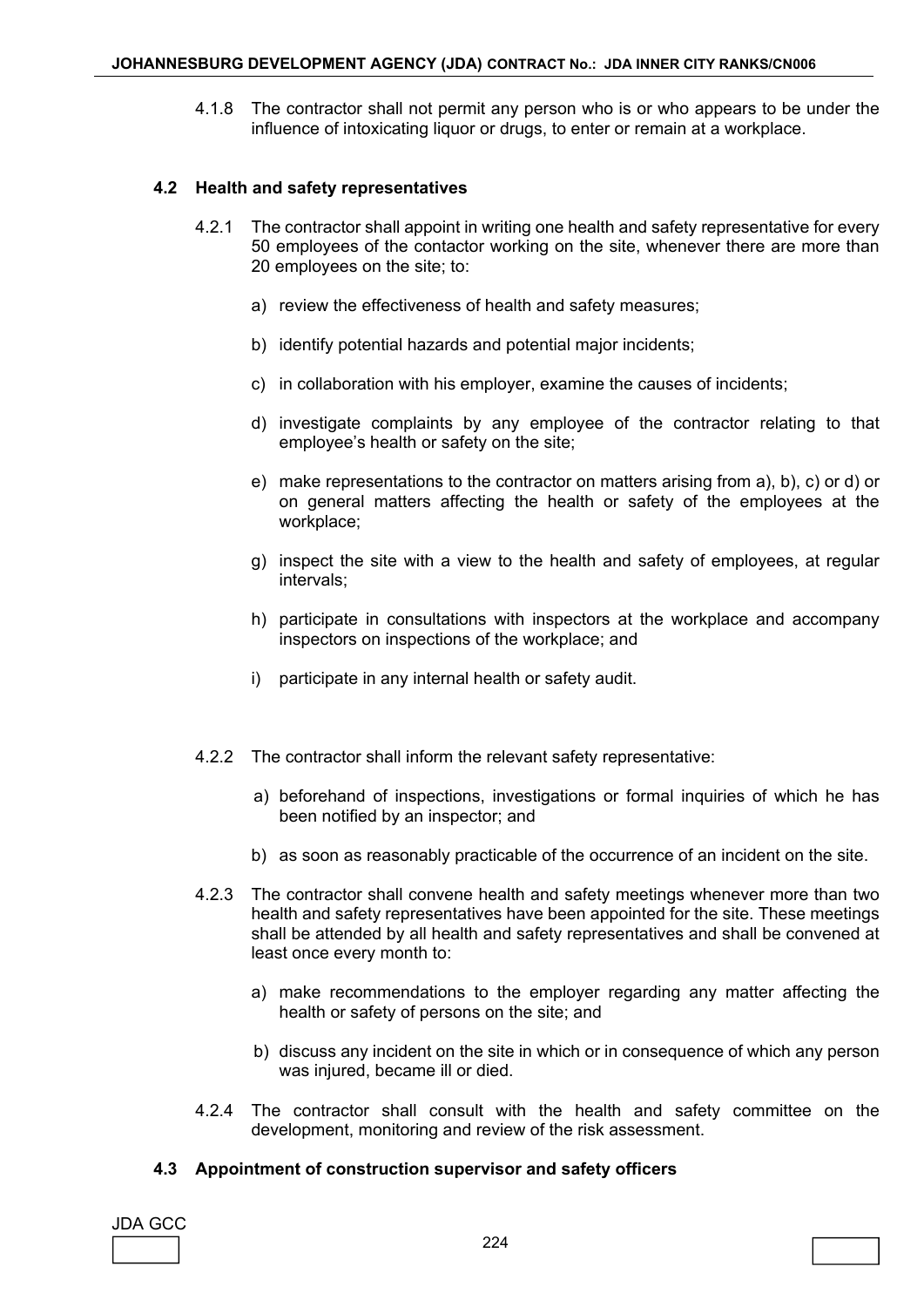4.1.8 The contractor shall not permit any person who is or who appears to be under the influence of intoxicating liquor or drugs, to enter or remain at a workplace.

### 4.2 Health and safety representatives

4.2.1 The contractor shall appoint in writing one health and safety representative for every 50 employees of the contactor working on the site, whenever there are more than 20 employees on the site; to:

a) review the effectiveness of health and safety measures;

b) identify potential hazards and potential major incidents;

c) in collaboration with his employer, examine the causes of incidents;

d) investigate complaints by any employee of the contractor relating to that employee's health or safety on the site;

e) make representations to the contractor on matters arising from a), b), c) or d) or on general matters affecting the health or safety of the employees at the workplace;

g) inspect the site with a view to the health and safety of employees, at regular intervals;

h) participate in consultations with inspectors at the workplace and accompany inspectors on inspections of the workplace; and

i) participate in any internal health or safety audit.

4.2.2 The contractor shall inform the relevant safety representative:

a) beforehand of inspections, investigations or formal inquiries of which he has been notified by an inspector; and

b) as soon as reasonably practicable of the occurrence of an incident on the site.

4.2.3 The contractor shall convene health and safety meetings whenever more than two health and safety representatives have been appointed for the site. These meetings shall be attended by all health and safety representatives and shall be convened at least once every month to:

a) make recommendations to the employer regarding any matter affecting the health or safety of persons on the site; and

b) discuss any incident on the site in which or in consequence of which any person was injured, became ill or died.

4.2.4 The contractor shall consult with the health and safety committee on the development, monitoring and review of the risk assessment.

### 4.3 Appointment of construction supervisor and safety officers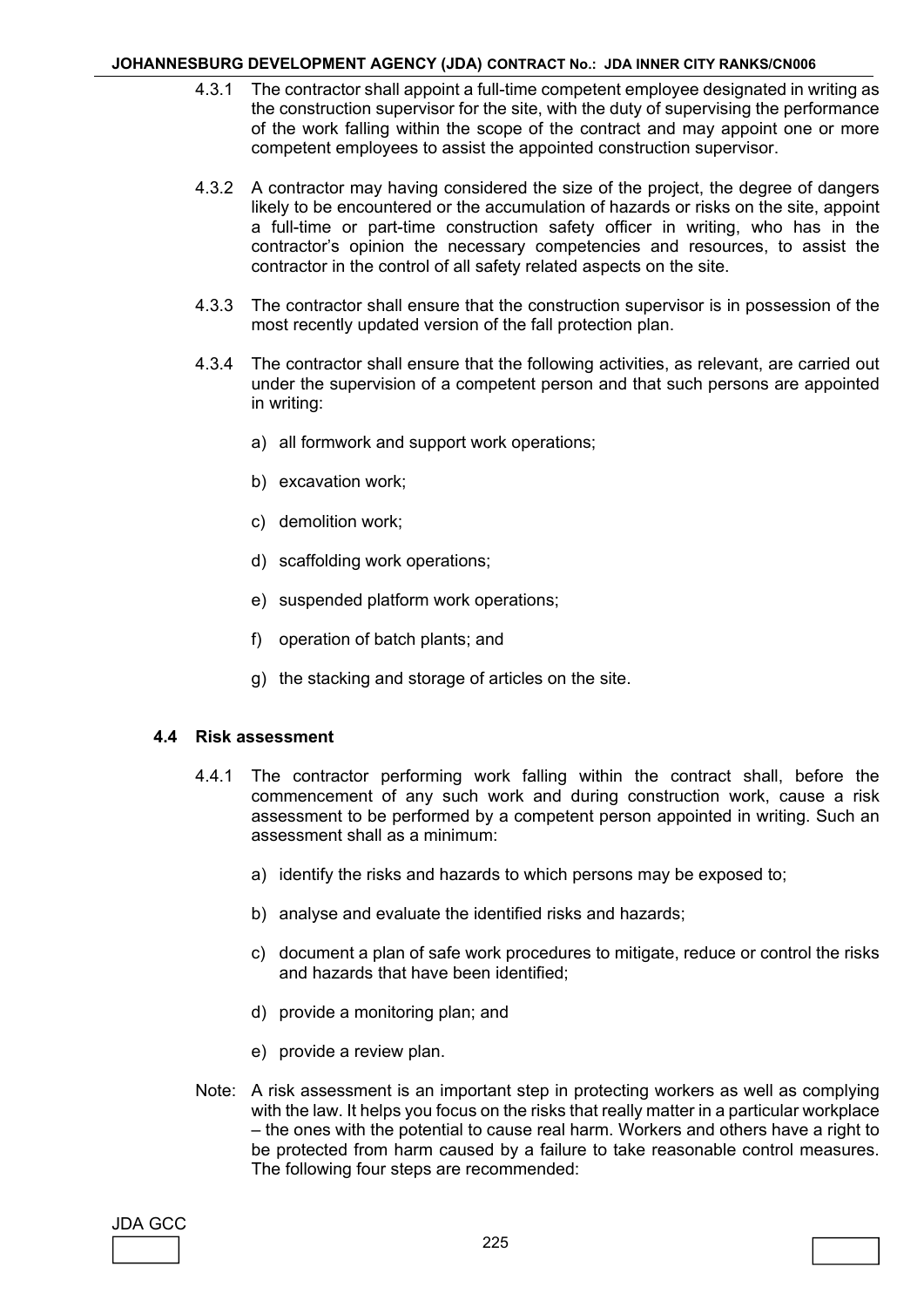4.3.1 The contractor shall appoint a full-time competent employee designated in writing as the construction supervisor for the site, with the duty of supervising the performance of the work falling within the scope of the contract and may appoint one or more competent employees to assist the appointed construction supervisor.

4.3.2 A contractor may having considered the size of the project, the degree of dangers likely to be encountered or the accumulation of hazards or risks on the site, appoint a full-time or part-time construction safety officer in writing, who has in the contractor's opinion the necessary competencies and resources, to assist the contractor in the control of all safety related aspects on the site.

4.3.3 The contractor shall ensure that the construction supervisor is in possession of the most recently updated version of the fall protection plan.

4.3.4 The contractor shall ensure that the following activities, as relevant, are carried out under the supervision of a competent person and that such persons are appointed in writing:

a) all formwork and support work operations;

b) excavation work;

c) demolition work;

d) scaffolding work operations;

e) suspended platform work operations;

f) operation of batch plants; and

g) the stacking and storage of articles on the site.

### 4.4 Risk assessment

4.4.1 The contractor performing work falling within the contract shall, before the commencement of any such work and during construction work, cause a risk assessment to be performed by a competent person appointed in writing. Such an assessment shall as a minimum:

a) identify the risks and hazards to which persons may be exposed to;

b) analyse and evaluate the identified risks and hazards;

c) document a plan of safe work procedures to mitigate, reduce or control the risks and hazards that have been identified;

d) provide a monitoring plan; and

e) provide a review plan.

Note: A risk assessment is an important step in protecting workers as well as complying with the law. It helps you focus on the risks that really matter in a particular workplace – the ones with the potential to cause real harm. Workers and others have a right to be protected from harm caused by a failure to take reasonable control measures. The following four steps are recommended: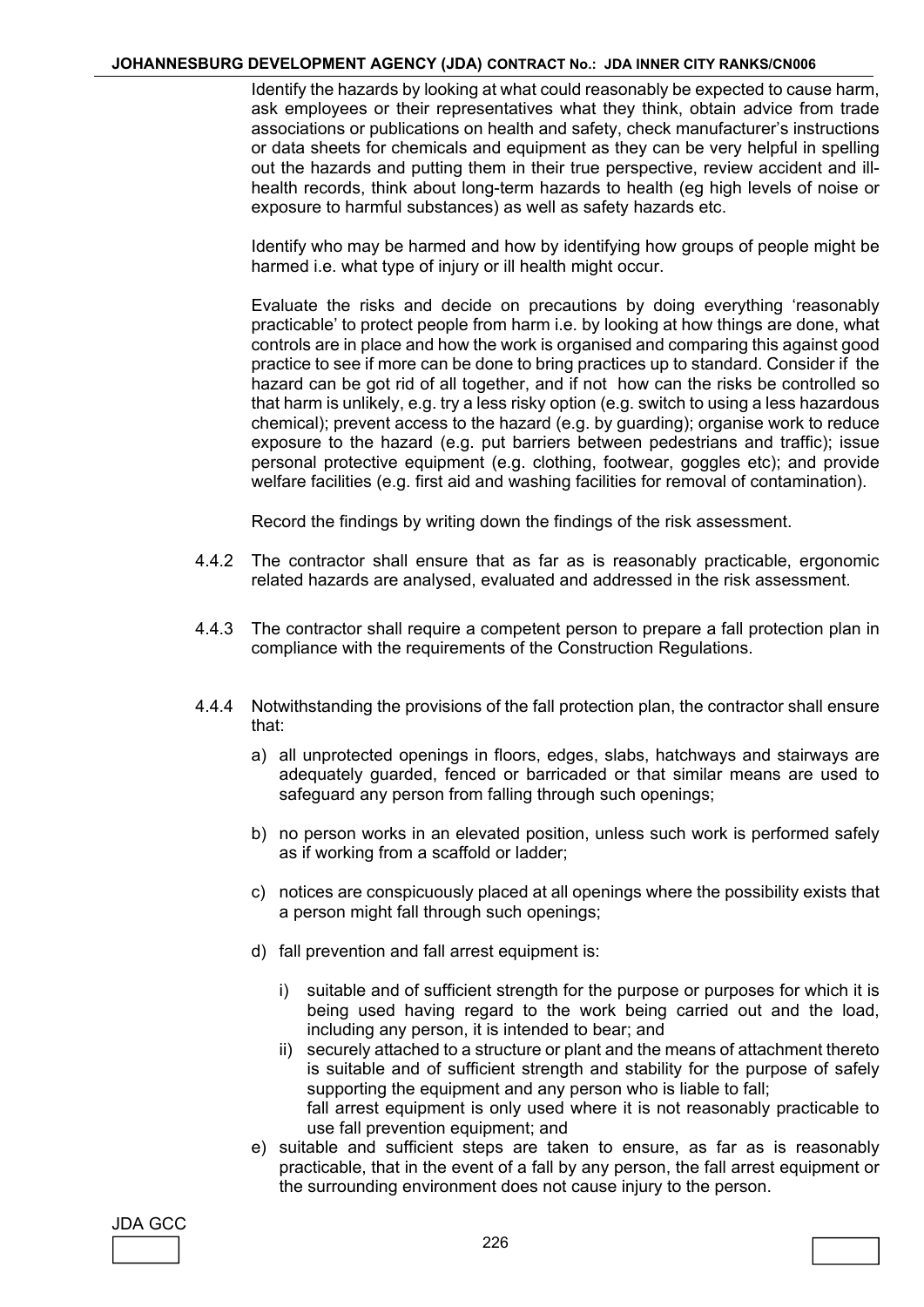Identify the hazards by looking at what could reasonably be expected to cause harm, ask employees or their representatives what they think, obtain advice from trade associations or publications on health and safety, check manufacturer's instructions or data sheets for chemicals and equipment as they can be very helpful in spelling out the hazards and putting them in their true perspective, review accident and ill-health records, think about long-term hazards to health (eg high levels of noise or exposure to harmful substances) as well as safety hazards etc.

Identify who may be harmed and how by identifying how groups of people might be harmed i.e. what type of injury or ill health might occur.

Evaluate the risks and decide on precautions by doing everything 'reasonably practicable' to protect people from harm i.e. by looking at how things are done, what controls are in place and how the work is organised and comparing this against good practice to see if more can be done to bring practices up to standard. Consider if the hazard can be got rid of all together, and if not how can the risks be controlled so that harm is unlikely, e.g. try a less risky option (e.g. switch to using a less hazardous chemical); prevent access to the hazard (e.g. by guarding); organise work to reduce exposure to the hazard (e.g. put barriers between pedestrians and traffic); issue personal protective equipment (e.g. clothing, footwear, goggles etc); and provide welfare facilities (e.g. first aid and washing facilities for removal of contamination).

Record the findings by writing down the findings of the risk assessment.

4.4.2 The contractor shall ensure that as far as is reasonably practicable, ergonomic related hazards are analysed, evaluated and addressed in the risk assessment.

4.4.3 The contractor shall require a competent person to prepare a fall protection plan in compliance with the requirements of the Construction Regulations.

4.4.4 Notwithstanding the provisions of the fall protection plan, the contractor shall ensure that:

a) all unprotected openings in floors, edges, slabs, hatchways and stairways are adequately guarded, fenced or barricaded or that similar means are used to safeguard any person from falling through such openings;

b) no person works in an elevated position, unless such work is performed safely as if working from a scaffold or ladder;

c) notices are conspicuously placed at all openings where the possibility exists that a person might fall through such openings;

d) fall prevention and fall arrest equipment is:

   i) suitable and of sufficient strength for the purpose or purposes for which it is being used having regard to the work being carried out and the load, including any person, it is intended to bear; and

   ii) securely attached to a structure or plant and the means of attachment thereto is suitable and of sufficient strength and stability for the purpose of safely supporting the equipment and any person who is liable to fall;
   fall arrest equipment is only used where it is not reasonably practicable to use fall prevention equipment; and

e) suitable and sufficient steps are taken to ensure, as far as is reasonably practicable, that in the event of a fall by any person, the fall arrest equipment or the surrounding environment does not cause injury to the person.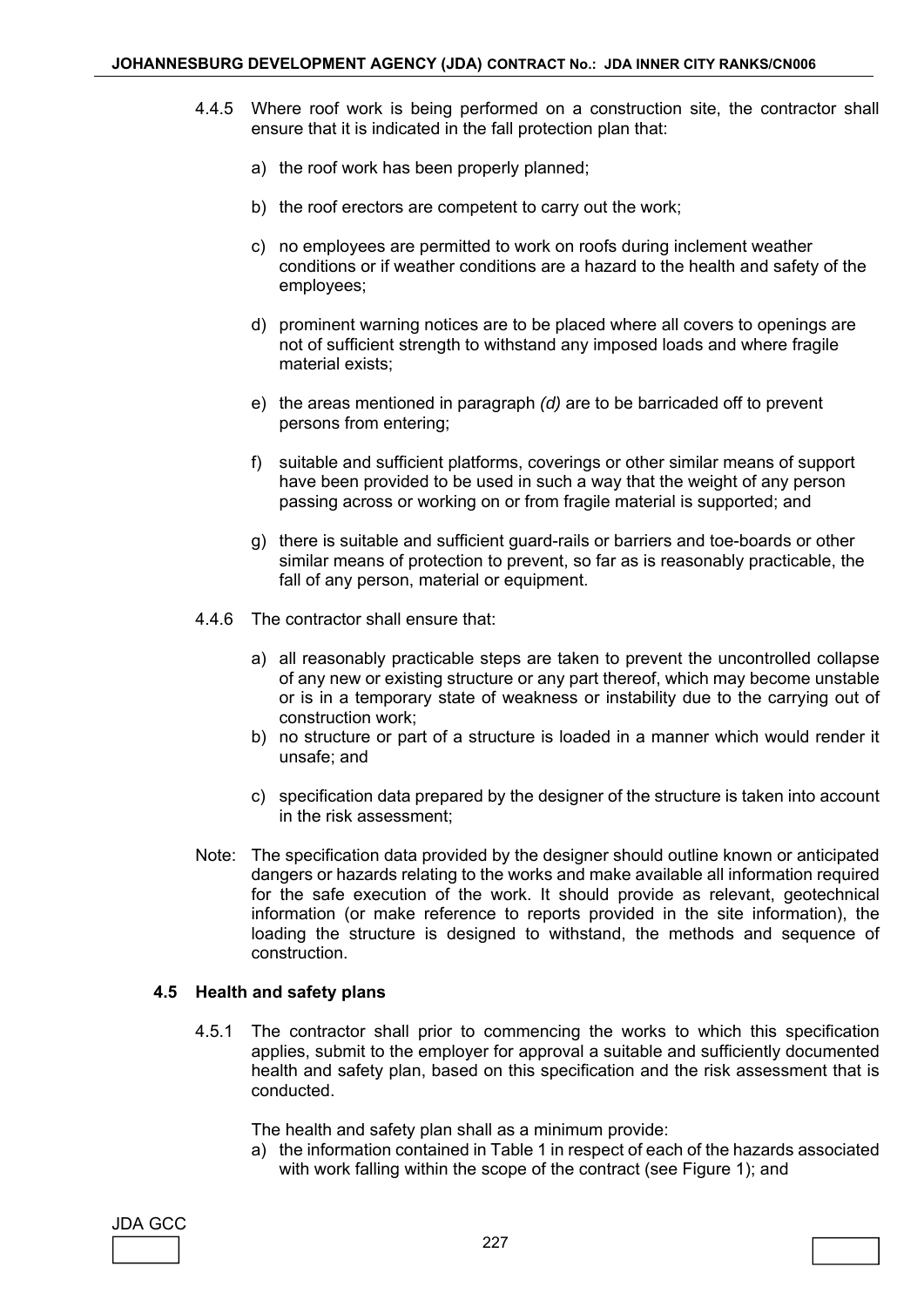4.4.5 Where roof work is being performed on a construction site, the contractor shall ensure that it is indicated in the fall protection plan that:

a) the roof work has been properly planned;

b) the roof erectors are competent to carry out the work;

c) no employees are permitted to work on roofs during inclement weather conditions or if weather conditions are a hazard to the health and safety of the employees;

d) prominent warning notices are to be placed where all covers to openings are not of sufficient strength to withstand any imposed loads and where fragile material exists;

e) the areas mentioned in paragraph *(d)* are to be barricaded off to prevent persons from entering;

f) suitable and sufficient platforms, coverings or other similar means of support have been provided to be used in such a way that the weight of any person passing across or working on or from fragile material is supported; and

g) there is suitable and sufficient guard-rails or barriers and toe-boards or other similar means of protection to prevent, so far as is reasonably practicable, the fall of any person, material or equipment.

4.4.6 The contractor shall ensure that:

a) all reasonably practicable steps are taken to prevent the uncontrolled collapse of any new or existing structure or any part thereof, which may become unstable or is in a temporary state of weakness or instability due to the carrying out of construction work;

b) no structure or part of a structure is loaded in a manner which would render it unsafe; and

c) specification data prepared by the designer of the structure is taken into account in the risk assessment;

Note: The specification data provided by the designer should outline known or anticipated dangers or hazards relating to the works and make available all information required for the safe execution of the work. It should provide as relevant, geotechnical information (or make reference to reports provided in the site information), the loading the structure is designed to withstand, the methods and sequence of construction.

### 4.5 Health and safety plans

4.5.1 The contractor shall prior to commencing the works to which this specification applies, submit to the employer for approval a suitable and sufficiently documented health and safety plan, based on this specification and the risk assessment that is conducted.

The health and safety plan shall as a minimum provide:

a) the information contained in Table 1 in respect of each of the hazards associated with work falling within the scope of the contract (see Figure 1); and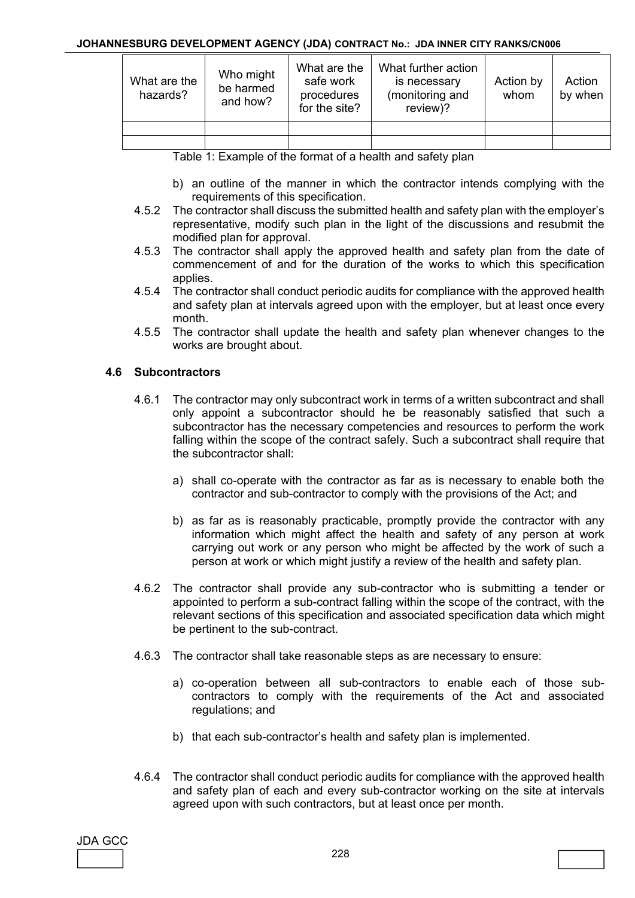| What are the hazards? | Who might be harmed and how? | What are the safe work procedures for the site? | What further action is necessary (monitoring and review)? | Action by whom | Action by when |
|---|---|---|---|---|---|
| | | | | | |
| | | | | | |

Table 1: Example of the format of a health and safety plan

b) an outline of the manner in which the contractor intends complying with the requirements of this specification.

4.5.2 The contractor shall discuss the submitted health and safety plan with the employer's representative, modify such plan in the light of the discussions and resubmit the modified plan for approval.

4.5.3 The contractor shall apply the approved health and safety plan from the date of commencement of and for the duration of the works to which this specification applies.

4.5.4 The contractor shall conduct periodic audits for compliance with the approved health and safety plan at intervals agreed upon with the employer, but at least once every month.

4.5.5 The contractor shall update the health and safety plan whenever changes to the works are brought about.

### 4.6 Subcontractors

4.6.1 The contractor may only subcontract work in terms of a written subcontract and shall only appoint a subcontractor should he be reasonably satisfied that such a subcontractor has the necessary competencies and resources to perform the work falling within the scope of the contract safely. Such a subcontract shall require that the subcontractor shall:

a) shall co-operate with the contractor as far as is necessary to enable both the contractor and sub-contractor to comply with the provisions of the Act; and

b) as far as is reasonably practicable, promptly provide the contractor with any information which might affect the health and safety of any person at work carrying out work or any person who might be affected by the work of such a person at work or which might justify a review of the health and safety plan.

4.6.2 The contractor shall provide any sub-contractor who is submitting a tender or appointed to perform a sub-contract falling within the scope of the contract, with the relevant sections of this specification and associated specification data which might be pertinent to the sub-contract.

4.6.3 The contractor shall take reasonable steps as are necessary to ensure:

a) co-operation between all sub-contractors to enable each of those sub-contractors to comply with the requirements of the Act and associated regulations; and

b) that each sub-contractor's health and safety plan is implemented.

4.6.4 The contractor shall conduct periodic audits for compliance with the approved health and safety plan of each and every sub-contractor working on the site at intervals agreed upon with such contractors, but at least once per month.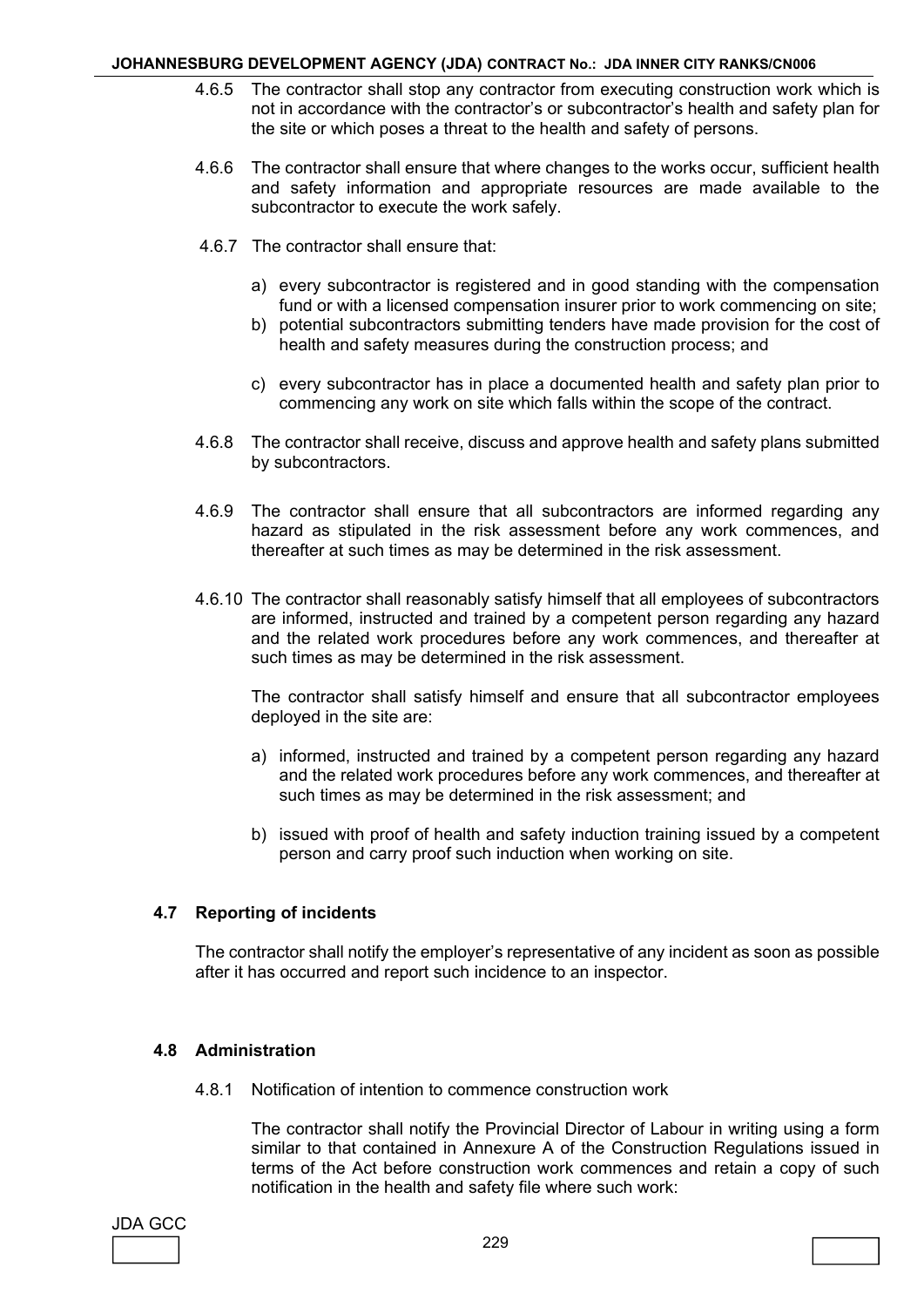4.6.5 The contractor shall stop any contractor from executing construction work which is not in accordance with the contractor's or subcontractor's health and safety plan for the site or which poses a threat to the health and safety of persons.

4.6.6 The contractor shall ensure that where changes to the works occur, sufficient health and safety information and appropriate resources are made available to the subcontractor to execute the work safely.

4.6.7 The contractor shall ensure that:

a) every subcontractor is registered and in good standing with the compensation fund or with a licensed compensation insurer prior to work commencing on site;
b) potential subcontractors submitting tenders have made provision for the cost of health and safety measures during the construction process; and
c) every subcontractor has in place a documented health and safety plan prior to commencing any work on site which falls within the scope of the contract.

4.6.8 The contractor shall receive, discuss and approve health and safety plans submitted by subcontractors.

4.6.9 The contractor shall ensure that all subcontractors are informed regarding any hazard as stipulated in the risk assessment before any work commences, and thereafter at such times as may be determined in the risk assessment.

4.6.10 The contractor shall reasonably satisfy himself that all employees of subcontractors are informed, instructed and trained by a competent person regarding any hazard and the related work procedures before any work commences, and thereafter at such times as may be determined in the risk assessment.

The contractor shall satisfy himself and ensure that all subcontractor employees deployed in the site are:

a) informed, instructed and trained by a competent person regarding any hazard and the related work procedures before any work commences, and thereafter at such times as may be determined in the risk assessment; and
b) issued with proof of health and safety induction training issued by a competent person and carry proof such induction when working on site.

### 4.7 Reporting of incidents

The contractor shall notify the employer's representative of any incident as soon as possible after it has occurred and report such incidence to an inspector.

### 4.8 Administration

4.8.1 Notification of intention to commence construction work

The contractor shall notify the Provincial Director of Labour in writing using a form similar to that contained in Annexure A of the Construction Regulations issued in terms of the Act before construction work commences and retain a copy of such notification in the health and safety file where such work: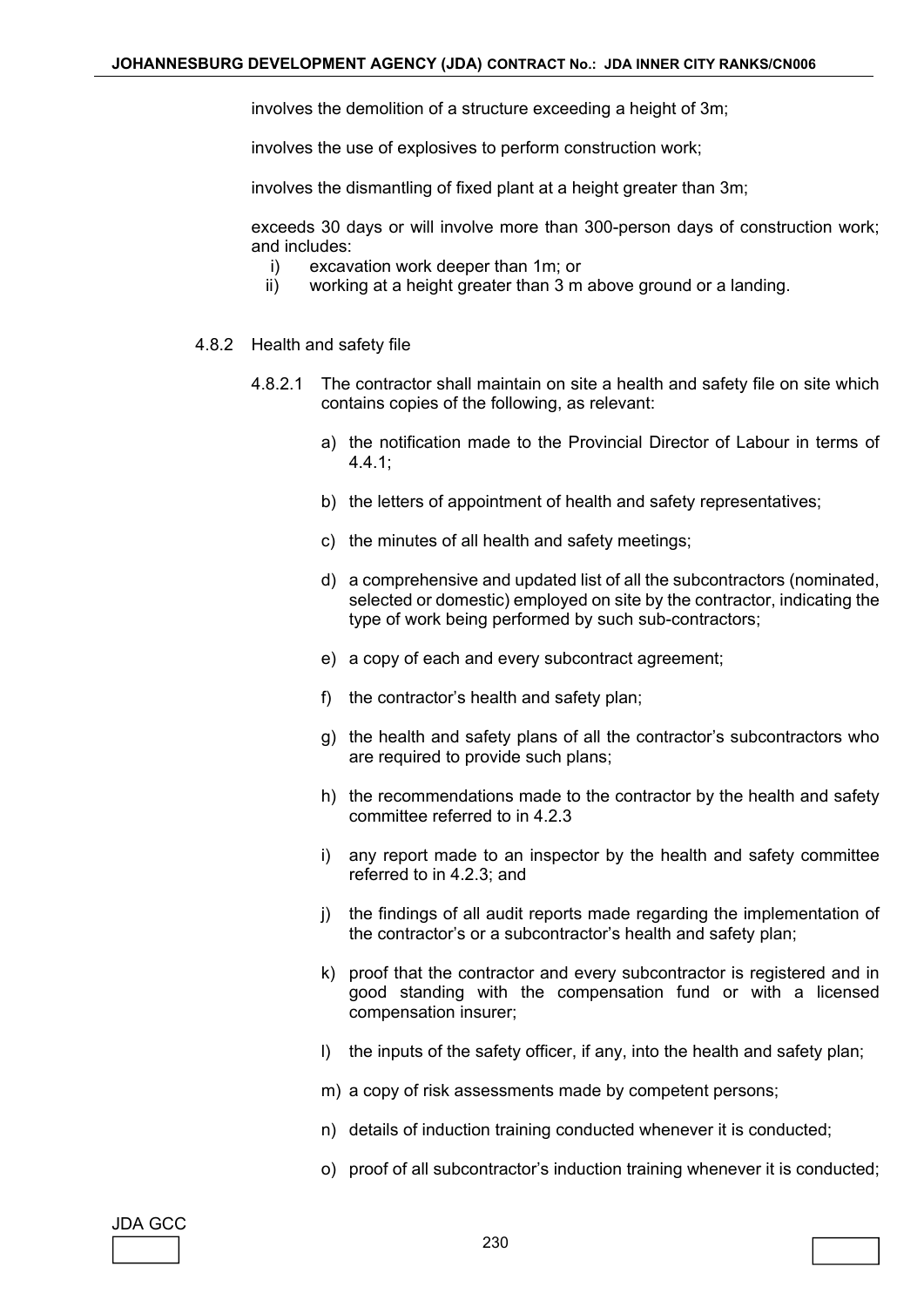involves the demolition of a structure exceeding a height of 3m;

involves the use of explosives to perform construction work;

involves the dismantling of fixed plant at a height greater than 3m;

exceeds 30 days or will involve more than 300-person days of construction work; and includes:

i) excavation work deeper than 1m; or
ii) working at a height greater than 3 m above ground or a landing.

4.8.2 Health and safety file

4.8.2.1 The contractor shall maintain on site a health and safety file on site which contains copies of the following, as relevant:

a) the notification made to the Provincial Director of Labour in terms of 4.4.1;

b) the letters of appointment of health and safety representatives;

c) the minutes of all health and safety meetings;

d) a comprehensive and updated list of all the subcontractors (nominated, selected or domestic) employed on site by the contractor, indicating the type of work being performed by such sub-contractors;

e) a copy of each and every subcontract agreement;

f) the contractor's health and safety plan;

g) the health and safety plans of all the contractor's subcontractors who are required to provide such plans;

h) the recommendations made to the contractor by the health and safety committee referred to in 4.2.3

i) any report made to an inspector by the health and safety committee referred to in 4.2.3; and

j) the findings of all audit reports made regarding the implementation of the contractor's or a subcontractor's health and safety plan;

k) proof that the contractor and every subcontractor is registered and in good standing with the compensation fund or with a licensed compensation insurer;

l) the inputs of the safety officer, if any, into the health and safety plan;

m) a copy of risk assessments made by competent persons;

n) details of induction training conducted whenever it is conducted;

o) proof of all subcontractor's induction training whenever it is conducted;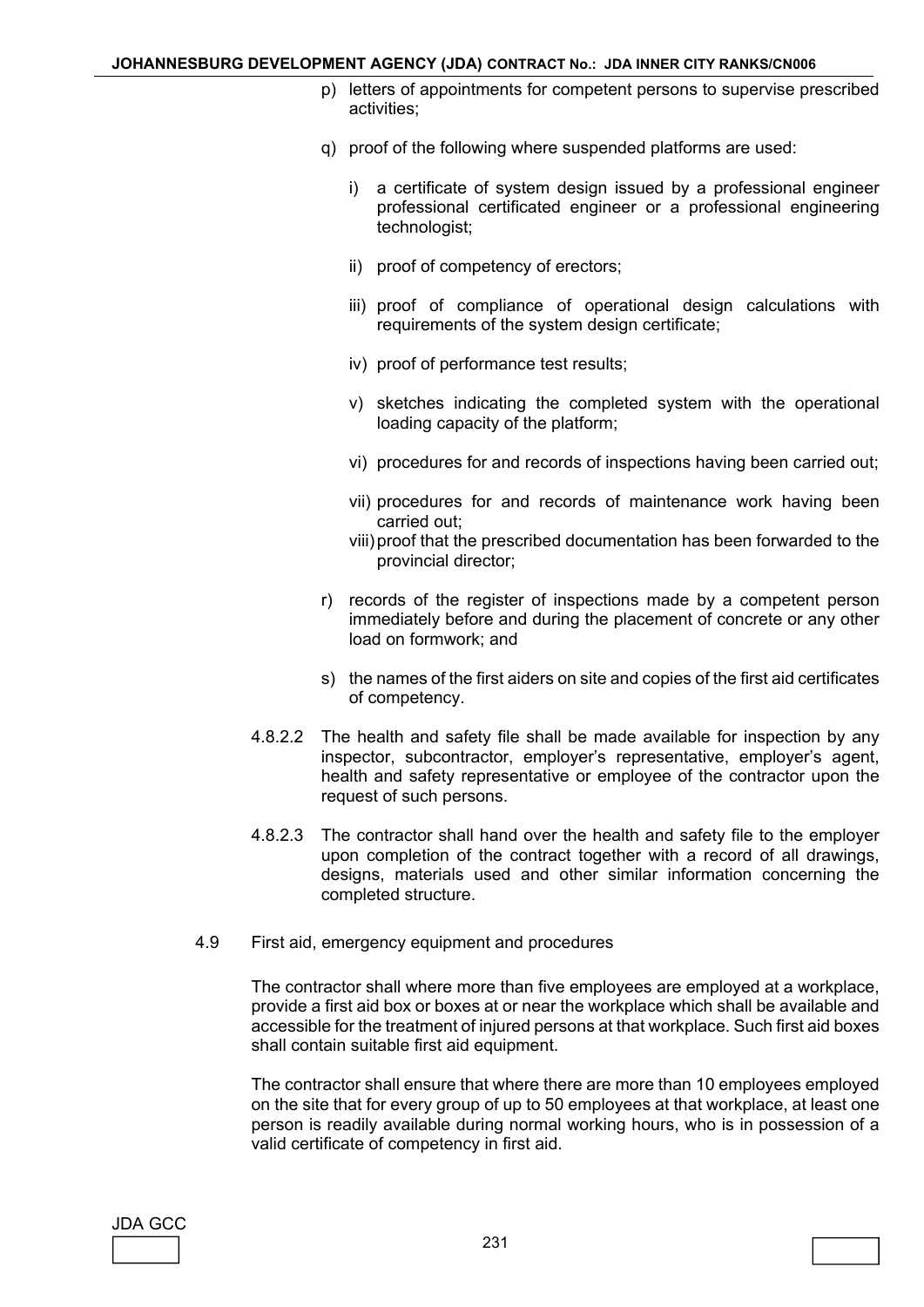p) letters of appointments for competent persons to supervise prescribed activities;

q) proof of the following where suspended platforms are used:

   i) a certificate of system design issued by a professional engineer professional certificated engineer or a professional engineering technologist;

   ii) proof of competency of erectors;

   iii) proof of compliance of operational design calculations with requirements of the system design certificate;

   iv) proof of performance test results;

   v) sketches indicating the completed system with the operational loading capacity of the platform;

   vi) procedures for and records of inspections having been carried out;

   vii) procedures for and records of maintenance work having been carried out;

   viii) proof that the prescribed documentation has been forwarded to the provincial director;

r) records of the register of inspections made by a competent person immediately before and during the placement of concrete or any other load on formwork; and

s) the names of the first aiders on site and copies of the first aid certificates of competency.

4.8.2.2 The health and safety file shall be made available for inspection by any inspector, subcontractor, employer's representative, employer's agent, health and safety representative or employee of the contractor upon the request of such persons.

4.8.2.3 The contractor shall hand over the health and safety file to the employer upon completion of the contract together with a record of all drawings, designs, materials used and other similar information concerning the completed structure.

4.9 First aid, emergency equipment and procedures

The contractor shall where more than five employees are employed at a workplace, provide a first aid box or boxes at or near the workplace which shall be available and accessible for the treatment of injured persons at that workplace. Such first aid boxes shall contain suitable first aid equipment.

The contractor shall ensure that where there are more than 10 employees employed on the site that for every group of up to 50 employees at that workplace, at least one person is readily available during normal working hours, who is in possession of a valid certificate of competency in first aid.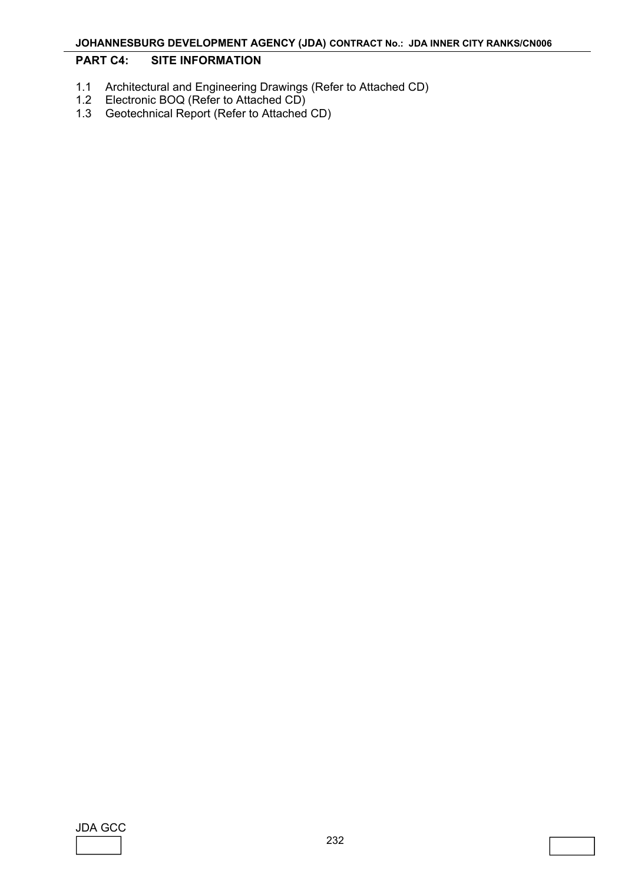## PART C4: SITE INFORMATION

1.1 Architectural and Engineering Drawings (Refer to Attached CD)
1.2 Electronic BOQ (Refer to Attached CD)
1.3 Geotechnical Report (Refer to Attached CD)